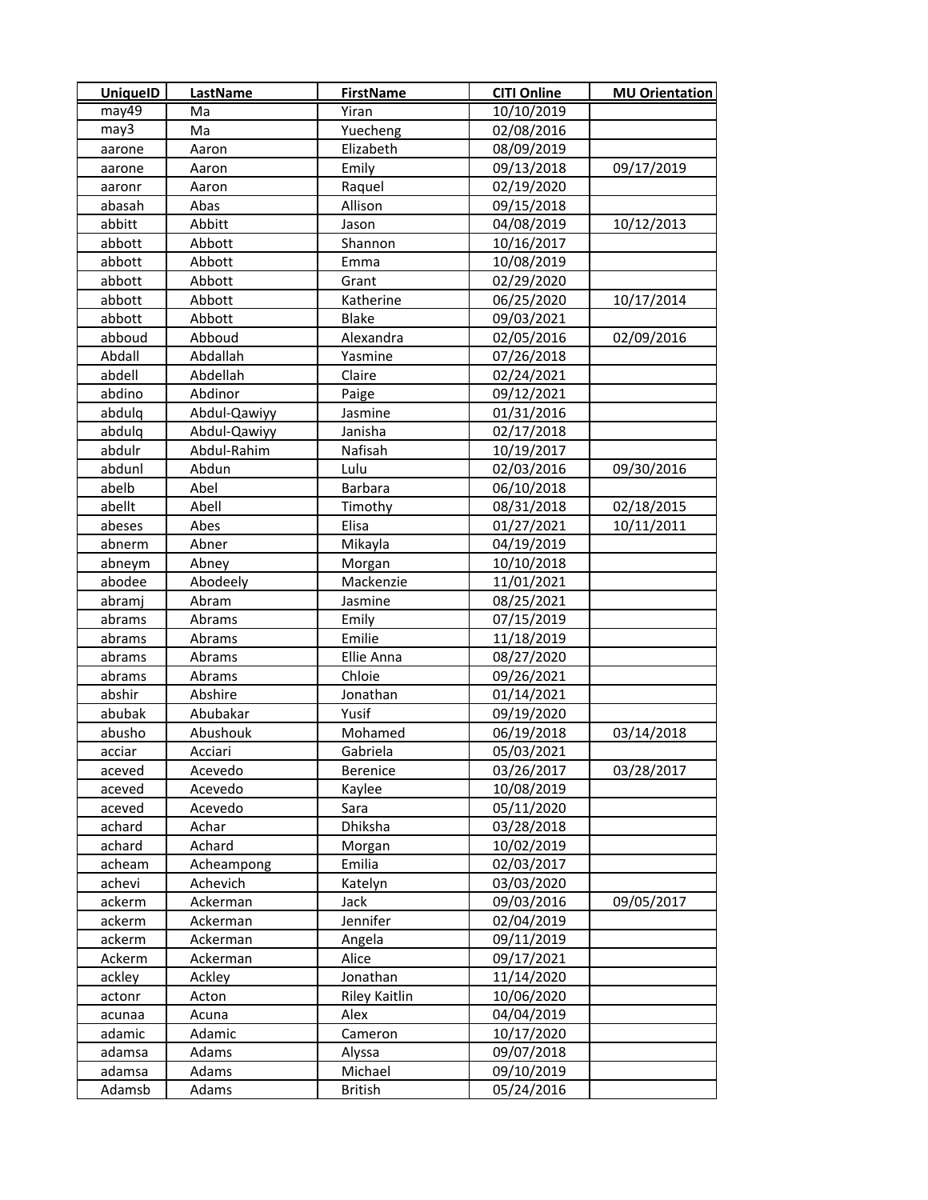| UniqueID | LastName | FirstName | CITI Online | MU Orientation |
|---|---|---|---|---|
| may49 | Ma | Yiran | 10/10/2019 | |
| may3 | Ma | Yuecheng | 02/08/2016 | |
| aarone | Aaron | Elizabeth | 08/09/2019 | |
| aarone | Aaron | Emily | 09/13/2018 | 09/17/2019 |
| aaronr | Aaron | Raquel | 02/19/2020 | |
| abasah | Abas | Allison | 09/15/2018 | |
| abbitt | Abbitt | Jason | 04/08/2019 | 10/12/2013 |
| abbott | Abbott | Shannon | 10/16/2017 | |
| abbott | Abbott | Emma | 10/08/2019 | |
| abbott | Abbott | Grant | 02/29/2020 | |
| abbott | Abbott | Katherine | 06/25/2020 | 10/17/2014 |
| abbott | Abbott | Blake | 09/03/2021 | |
| abboud | Abboud | Alexandra | 02/05/2016 | 02/09/2016 |
| Abdall | Abdallah | Yasmine | 07/26/2018 | |
| abdell | Abdellah | Claire | 02/24/2021 | |
| abdino | Abdinor | Paige | 09/12/2021 | |
| abdulq | Abdul-Qawiyy | Jasmine | 01/31/2016 | |
| abdulq | Abdul-Qawiyy | Janisha | 02/17/2018 | |
| abdulr | Abdul-Rahim | Nafisah | 10/19/2017 | |
| abdunl | Abdun | Lulu | 02/03/2016 | 09/30/2016 |
| abelb | Abel | Barbara | 06/10/2018 | |
| abellt | Abell | Timothy | 08/31/2018 | 02/18/2015 |
| abeses | Abes | Elisa | 01/27/2021 | 10/11/2011 |
| abnerm | Abner | Mikayla | 04/19/2019 | |
| abneym | Abney | Morgan | 10/10/2018 | |
| abodee | Abodeely | Mackenzie | 11/01/2021 | |
| abramj | Abram | Jasmine | 08/25/2021 | |
| abrams | Abrams | Emily | 07/15/2019 | |
| abrams | Abrams | Emilie | 11/18/2019 | |
| abrams | Abrams | Ellie Anna | 08/27/2020 | |
| abrams | Abrams | Chloie | 09/26/2021 | |
| abshir | Abshire | Jonathan | 01/14/2021 | |
| abubak | Abubakar | Yusif | 09/19/2020 | |
| abusho | Abushouk | Mohamed | 06/19/2018 | 03/14/2018 |
| acciar | Acciari | Gabriela | 05/03/2021 | |
| aceved | Acevedo | Berenice | 03/26/2017 | 03/28/2017 |
| aceved | Acevedo | Kaylee | 10/08/2019 | |
| aceved | Acevedo | Sara | 05/11/2020 | |
| achard | Achar | Dhiksha | 03/28/2018 | |
| achard | Achard | Morgan | 10/02/2019 | |
| acheam | Acheampong | Emilia | 02/03/2017 | |
| achevi | Achevich | Katelyn | 03/03/2020 | |
| ackerm | Ackerman | Jack | 09/03/2016 | 09/05/2017 |
| ackerm | Ackerman | Jennifer | 02/04/2019 | |
| ackerm | Ackerman | Angela | 09/11/2019 | |
| Ackerm | Ackerman | Alice | 09/17/2021 | |
| ackley | Ackley | Jonathan | 11/14/2020 | |
| actonr | Acton | Riley Kaitlin | 10/06/2020 | |
| acunaa | Acuna | Alex | 04/04/2019 | |
| adamic | Adamic | Cameron | 10/17/2020 | |
| adamsa | Adams | Alyssa | 09/07/2018 | |
| adamsa | Adams | Michael | 09/10/2019 | |
| Adamsb | Adams | British | 05/24/2016 | |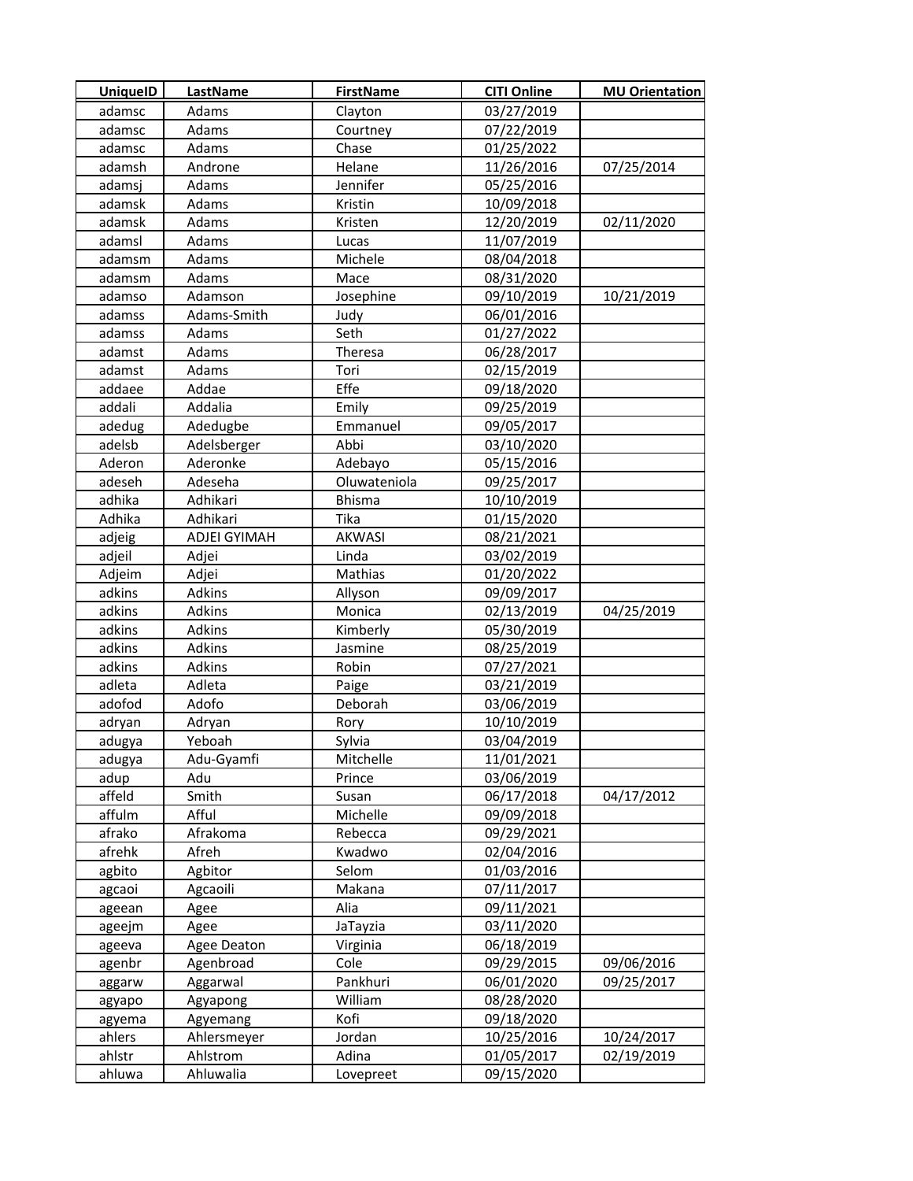| UniqueID | LastName | FirstName | CITI Online | MU Orientation |
| --- | --- | --- | --- | --- |
| adamsc | Adams | Clayton | 03/27/2019 | |
| adamsc | Adams | Courtney | 07/22/2019 | |
| adamsc | Adams | Chase | 01/25/2022 | |
| adamsh | Androne | Helane | 11/26/2016 | 07/25/2014 |
| adamsj | Adams | Jennifer | 05/25/2016 | |
| adamsk | Adams | Kristin | 10/09/2018 | |
| adamsk | Adams | Kristen | 12/20/2019 | 02/11/2020 |
| adamsl | Adams | Lucas | 11/07/2019 | |
| adamsm | Adams | Michele | 08/04/2018 | |
| adamsm | Adams | Mace | 08/31/2020 | |
| adamso | Adamson | Josephine | 09/10/2019 | 10/21/2019 |
| adamss | Adams-Smith | Judy | 06/01/2016 | |
| adamss | Adams | Seth | 01/27/2022 | |
| adamst | Adams | Theresa | 06/28/2017 | |
| adamst | Adams | Tori | 02/15/2019 | |
| addaee | Addae | Effe | 09/18/2020 | |
| addali | Addalia | Emily | 09/25/2019 | |
| adedug | Adedugbe | Emmanuel | 09/05/2017 | |
| adelsb | Adelsberger | Abbi | 03/10/2020 | |
| Aderon | Aderonke | Adebayo | 05/15/2016 | |
| adeseh | Adeseha | Oluwateniola | 09/25/2017 | |
| adhika | Adhikari | Bhisma | 10/10/2019 | |
| Adhika | Adhikari | Tika | 01/15/2020 | |
| adjeig | ADJEI GYIMAH | AKWASI | 08/21/2021 | |
| adjeil | Adjei | Linda | 03/02/2019 | |
| Adjeim | Adjei | Mathias | 01/20/2022 | |
| adkins | Adkins | Allyson | 09/09/2017 | |
| adkins | Adkins | Monica | 02/13/2019 | 04/25/2019 |
| adkins | Adkins | Kimberly | 05/30/2019 | |
| adkins | Adkins | Jasmine | 08/25/2019 | |
| adkins | Adkins | Robin | 07/27/2021 | |
| adleta | Adleta | Paige | 03/21/2019 | |
| adofod | Adofo | Deborah | 03/06/2019 | |
| adryan | Adryan | Rory | 10/10/2019 | |
| adugya | Yeboah | Sylvia | 03/04/2019 | |
| adugya | Adu-Gyamfi | Mitchelle | 11/01/2021 | |
| adup | Adu | Prince | 03/06/2019 | |
| affeld | Smith | Susan | 06/17/2018 | 04/17/2012 |
| affulm | Afful | Michelle | 09/09/2018 | |
| afrako | Afrakoma | Rebecca | 09/29/2021 | |
| afrehk | Afreh | Kwadwo | 02/04/2016 | |
| agbito | Agbitor | Selom | 01/03/2016 | |
| agcaoi | Agcaoili | Makana | 07/11/2017 | |
| ageean | Agee | Alia | 09/11/2021 | |
| ageejm | Agee | JaTayzia | 03/11/2020 | |
| ageeva | Agee Deaton | Virginia | 06/18/2019 | |
| agenbr | Agenbroad | Cole | 09/29/2015 | 09/06/2016 |
| aggarw | Aggarwal | Pankhuri | 06/01/2020 | 09/25/2017 |
| agyapo | Agyapong | William | 08/28/2020 | |
| agyema | Agyemang | Kofi | 09/18/2020 | |
| ahlers | Ahlersmeyer | Jordan | 10/25/2016 | 10/24/2017 |
| ahlstr | Ahlstrom | Adina | 01/05/2017 | 02/19/2019 |
| ahluwa | Ahluwalia | Lovepreet | 09/15/2020 | |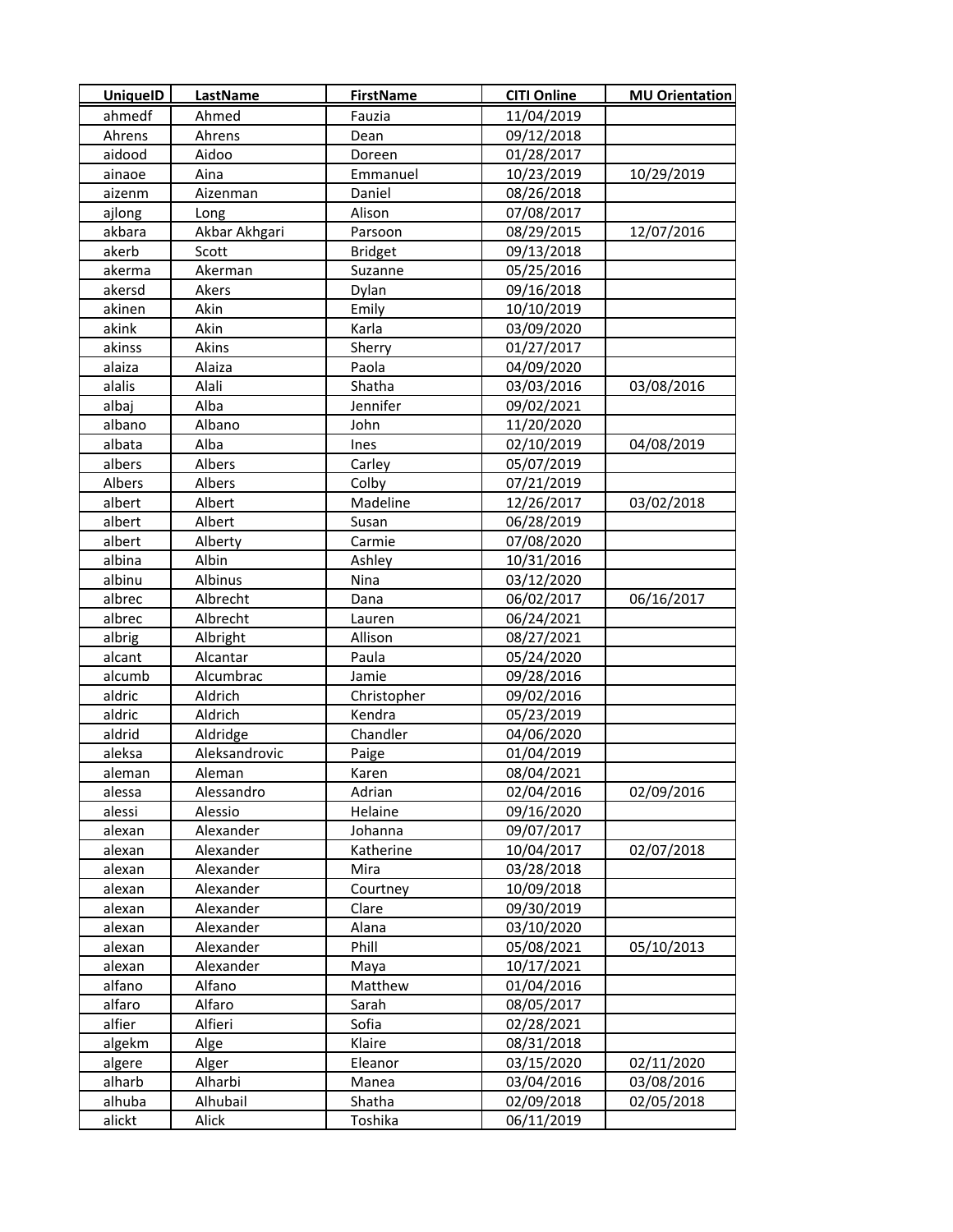| UniqueID | LastName | FirstName | CITI Online | MU Orientation |
|---|---|---|---|---|
| ahmedf | Ahmed | Fauzia | 11/04/2019 | |
| Ahrens | Ahrens | Dean | 09/12/2018 | |
| aidood | Aidoo | Doreen | 01/28/2017 | |
| ainaoe | Aina | Emmanuel | 10/23/2019 | 10/29/2019 |
| aizenm | Aizenman | Daniel | 08/26/2018 | |
| ajlong | Long | Alison | 07/08/2017 | |
| akbara | Akbar Akhgari | Parsoon | 08/29/2015 | 12/07/2016 |
| akerb | Scott | Bridget | 09/13/2018 | |
| akerma | Akerman | Suzanne | 05/25/2016 | |
| akersd | Akers | Dylan | 09/16/2018 | |
| akinen | Akin | Emily | 10/10/2019 | |
| akink | Akin | Karla | 03/09/2020 | |
| akinss | Akins | Sherry | 01/27/2017 | |
| alaiza | Alaiza | Paola | 04/09/2020 | |
| alalis | Alali | Shatha | 03/03/2016 | 03/08/2016 |
| albaj | Alba | Jennifer | 09/02/2021 | |
| albano | Albano | John | 11/20/2020 | |
| albata | Alba | Ines | 02/10/2019 | 04/08/2019 |
| albers | Albers | Carley | 05/07/2019 | |
| Albers | Albers | Colby | 07/21/2019 | |
| albert | Albert | Madeline | 12/26/2017 | 03/02/2018 |
| albert | Albert | Susan | 06/28/2019 | |
| albert | Alberty | Carmie | 07/08/2020 | |
| albina | Albin | Ashley | 10/31/2016 | |
| albinu | Albinus | Nina | 03/12/2020 | |
| albrec | Albrecht | Dana | 06/02/2017 | 06/16/2017 |
| albrec | Albrecht | Lauren | 06/24/2021 | |
| albrig | Albright | Allison | 08/27/2021 | |
| alcant | Alcantar | Paula | 05/24/2020 | |
| alcumb | Alcumbrac | Jamie | 09/28/2016 | |
| aldric | Aldrich | Christopher | 09/02/2016 | |
| aldric | Aldrich | Kendra | 05/23/2019 | |
| aldrid | Aldridge | Chandler | 04/06/2020 | |
| aleksa | Aleksandrovic | Paige | 01/04/2019 | |
| aleman | Aleman | Karen | 08/04/2021 | |
| alessa | Alessandro | Adrian | 02/04/2016 | 02/09/2016 |
| alessi | Alessio | Helaine | 09/16/2020 | |
| alexan | Alexander | Johanna | 09/07/2017 | |
| alexan | Alexander | Katherine | 10/04/2017 | 02/07/2018 |
| alexan | Alexander | Mira | 03/28/2018 | |
| alexan | Alexander | Courtney | 10/09/2018 | |
| alexan | Alexander | Clare | 09/30/2019 | |
| alexan | Alexander | Alana | 03/10/2020 | |
| alexan | Alexander | Phill | 05/08/2021 | 05/10/2013 |
| alexan | Alexander | Maya | 10/17/2021 | |
| alfano | Alfano | Matthew | 01/04/2016 | |
| alfaro | Alfaro | Sarah | 08/05/2017 | |
| alfier | Alfieri | Sofia | 02/28/2021 | |
| algekm | Alge | Klaire | 08/31/2018 | |
| algere | Alger | Eleanor | 03/15/2020 | 02/11/2020 |
| alharb | Alharbi | Manea | 03/04/2016 | 03/08/2016 |
| alhuba | Alhubail | Shatha | 02/09/2018 | 02/05/2018 |
| alickt | Alick | Toshika | 06/11/2019 | |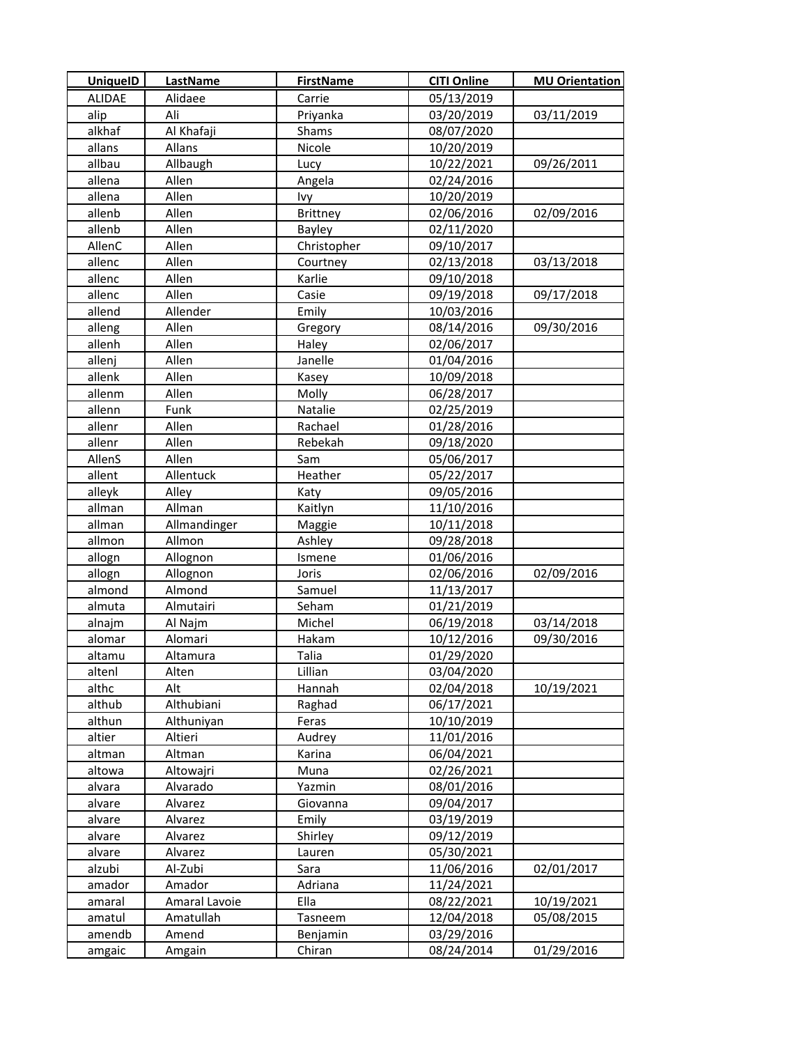| UniqueID | LastName | FirstName | CITI Online | MU Orientation |
|---|---|---|---|---|
| ALIDAE | Alidaee | Carrie | 05/13/2019 | |
| alip | Ali | Priyanka | 03/20/2019 | 03/11/2019 |
| alkhaf | Al Khafaji | Shams | 08/07/2020 | |
| allans | Allans | Nicole | 10/20/2019 | |
| allbau | Allbaugh | Lucy | 10/22/2021 | 09/26/2011 |
| allena | Allen | Angela | 02/24/2016 | |
| allena | Allen | Ivy | 10/20/2019 | |
| allenb | Allen | Brittney | 02/06/2016 | 02/09/2016 |
| allenb | Allen | Bayley | 02/11/2020 | |
| AllenC | Allen | Christopher | 09/10/2017 | |
| allenc | Allen | Courtney | 02/13/2018 | 03/13/2018 |
| allenc | Allen | Karlie | 09/10/2018 | |
| allenc | Allen | Casie | 09/19/2018 | 09/17/2018 |
| allend | Allender | Emily | 10/03/2016 | |
| alleng | Allen | Gregory | 08/14/2016 | 09/30/2016 |
| allenh | Allen | Haley | 02/06/2017 | |
| allenj | Allen | Janelle | 01/04/2016 | |
| allenk | Allen | Kasey | 10/09/2018 | |
| allenm | Allen | Molly | 06/28/2017 | |
| allenn | Funk | Natalie | 02/25/2019 | |
| allenr | Allen | Rachael | 01/28/2016 | |
| allenr | Allen | Rebekah | 09/18/2020 | |
| AllenS | Allen | Sam | 05/06/2017 | |
| allent | Allentuck | Heather | 05/22/2017 | |
| alleyk | Alley | Katy | 09/05/2016 | |
| allman | Allman | Kaitlyn | 11/10/2016 | |
| allman | Allmandinger | Maggie | 10/11/2018 | |
| allmon | Allmon | Ashley | 09/28/2018 | |
| allogn | Allognon | Ismene | 01/06/2016 | |
| allogn | Allognon | Joris | 02/06/2016 | 02/09/2016 |
| almond | Almond | Samuel | 11/13/2017 | |
| almuta | Almutairi | Seham | 01/21/2019 | |
| alnajm | Al Najm | Michel | 06/19/2018 | 03/14/2018 |
| alomar | Alomari | Hakam | 10/12/2016 | 09/30/2016 |
| altamu | Altamura | Talia | 01/29/2020 | |
| altenl | Alten | Lillian | 03/04/2020 | |
| althc | Alt | Hannah | 02/04/2018 | 10/19/2021 |
| althub | Althubiani | Raghad | 06/17/2021 | |
| althun | Althuniyan | Feras | 10/10/2019 | |
| altier | Altieri | Audrey | 11/01/2016 | |
| altman | Altman | Karina | 06/04/2021 | |
| altowa | Altowajri | Muna | 02/26/2021 | |
| alvara | Alvarado | Yazmin | 08/01/2016 | |
| alvare | Alvarez | Giovanna | 09/04/2017 | |
| alvare | Alvarez | Emily | 03/19/2019 | |
| alvare | Alvarez | Shirley | 09/12/2019 | |
| alvare | Alvarez | Lauren | 05/30/2021 | |
| alzubi | Al-Zubi | Sara | 11/06/2016 | 02/01/2017 |
| amador | Amador | Adriana | 11/24/2021 | |
| amaral | Amaral Lavoie | Ella | 08/22/2021 | 10/19/2021 |
| amatul | Amatullah | Tasneem | 12/04/2018 | 05/08/2015 |
| amendb | Amend | Benjamin | 03/29/2016 | |
| amgaic | Amgain | Chiran | 08/24/2014 | 01/29/2016 |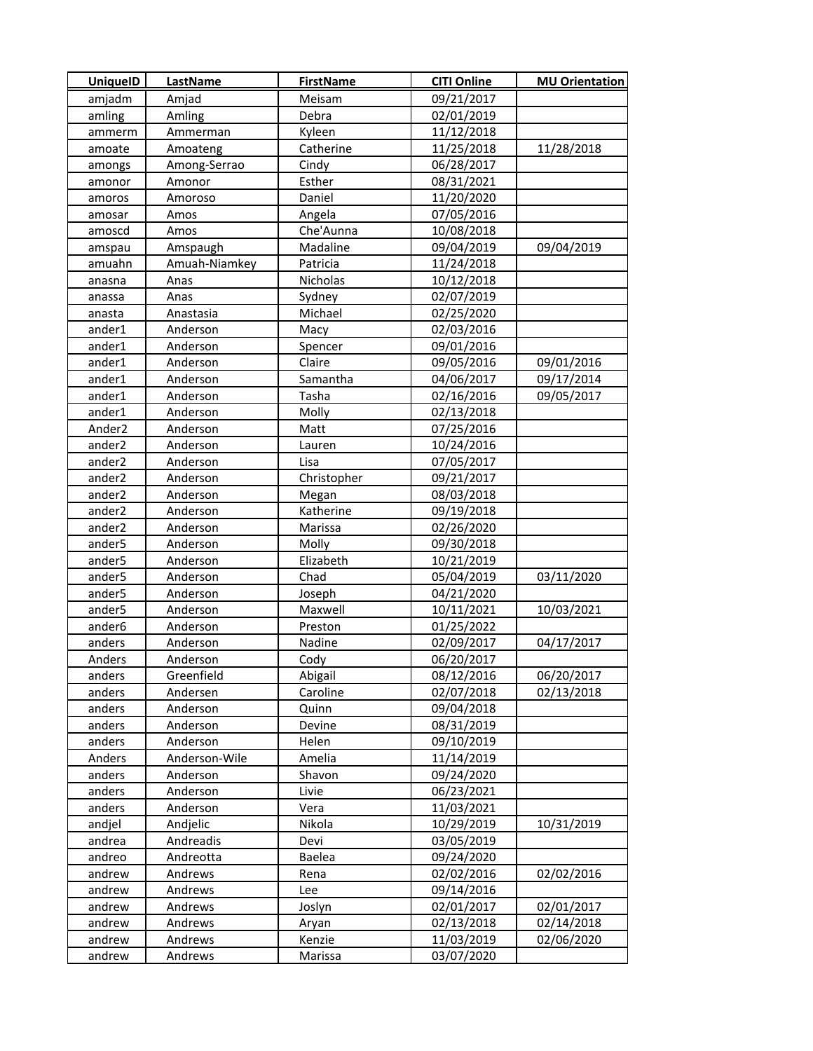| UniqueID | LastName | FirstName | CITI Online | MU Orientation |
|---|---|---|---|---|
| amjadm | Amjad | Meisam | 09/21/2017 | |
| amling | Amling | Debra | 02/01/2019 | |
| ammerm | Ammerman | Kyleen | 11/12/2018 | |
| amoate | Amoateng | Catherine | 11/25/2018 | 11/28/2018 |
| amongs | Among-Serrao | Cindy | 06/28/2017 | |
| amonor | Amonor | Esther | 08/31/2021 | |
| amoros | Amoroso | Daniel | 11/20/2020 | |
| amosar | Amos | Angela | 07/05/2016 | |
| amoscd | Amos | Che'Aunna | 10/08/2018 | |
| amspau | Amspaugh | Madaline | 09/04/2019 | 09/04/2019 |
| amuahn | Amuah-Niamkey | Patricia | 11/24/2018 | |
| anasna | Anas | Nicholas | 10/12/2018 | |
| anassa | Anas | Sydney | 02/07/2019 | |
| anasta | Anastasia | Michael | 02/25/2020 | |
| ander1 | Anderson | Macy | 02/03/2016 | |
| ander1 | Anderson | Spencer | 09/01/2016 | |
| ander1 | Anderson | Claire | 09/05/2016 | 09/01/2016 |
| ander1 | Anderson | Samantha | 04/06/2017 | 09/17/2014 |
| ander1 | Anderson | Tasha | 02/16/2016 | 09/05/2017 |
| ander1 | Anderson | Molly | 02/13/2018 | |
| Ander2 | Anderson | Matt | 07/25/2016 | |
| ander2 | Anderson | Lauren | 10/24/2016 | |
| ander2 | Anderson | Lisa | 07/05/2017 | |
| ander2 | Anderson | Christopher | 09/21/2017 | |
| ander2 | Anderson | Megan | 08/03/2018 | |
| ander2 | Anderson | Katherine | 09/19/2018 | |
| ander2 | Anderson | Marissa | 02/26/2020 | |
| ander5 | Anderson | Molly | 09/30/2018 | |
| ander5 | Anderson | Elizabeth | 10/21/2019 | |
| ander5 | Anderson | Chad | 05/04/2019 | 03/11/2020 |
| ander5 | Anderson | Joseph | 04/21/2020 | |
| ander5 | Anderson | Maxwell | 10/11/2021 | 10/03/2021 |
| ander6 | Anderson | Preston | 01/25/2022 | |
| anders | Anderson | Nadine | 02/09/2017 | 04/17/2017 |
| Anders | Anderson | Cody | 06/20/2017 | |
| anders | Greenfield | Abigail | 08/12/2016 | 06/20/2017 |
| anders | Andersen | Caroline | 02/07/2018 | 02/13/2018 |
| anders | Anderson | Quinn | 09/04/2018 | |
| anders | Anderson | Devine | 08/31/2019 | |
| anders | Anderson | Helen | 09/10/2019 | |
| Anders | Anderson-Wile | Amelia | 11/14/2019 | |
| anders | Anderson | Shavon | 09/24/2020 | |
| anders | Anderson | Livie | 06/23/2021 | |
| anders | Anderson | Vera | 11/03/2021 | |
| andjel | Andjelic | Nikola | 10/29/2019 | 10/31/2019 |
| andrea | Andreadis | Devi | 03/05/2019 | |
| andreo | Andreotta | Baelea | 09/24/2020 | |
| andrew | Andrews | Rena | 02/02/2016 | 02/02/2016 |
| andrew | Andrews | Lee | 09/14/2016 | |
| andrew | Andrews | Joslyn | 02/01/2017 | 02/01/2017 |
| andrew | Andrews | Aryan | 02/13/2018 | 02/14/2018 |
| andrew | Andrews | Kenzie | 11/03/2019 | 02/06/2020 |
| andrew | Andrews | Marissa | 03/07/2020 | |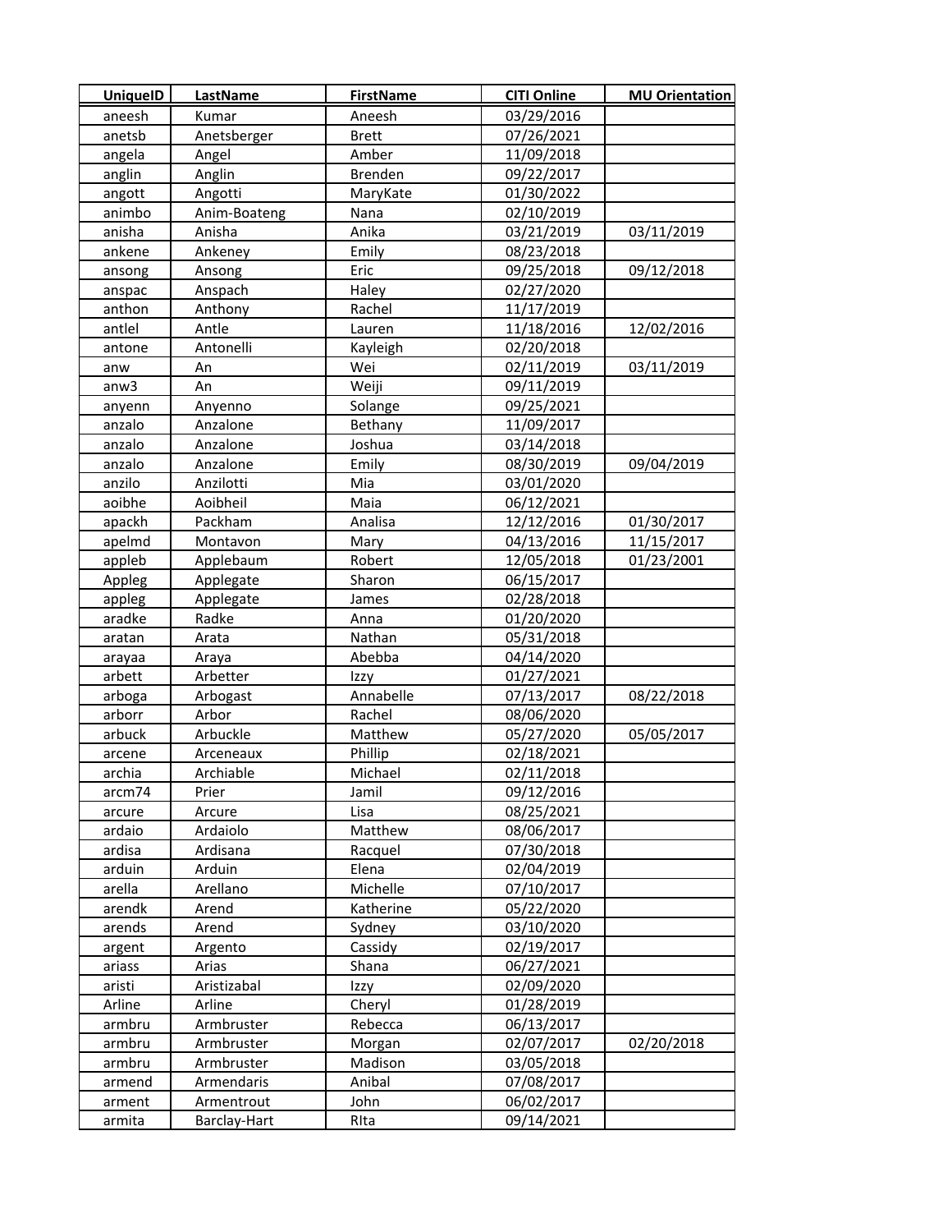| UniqueID | LastName | FirstName | CITI Online | MU Orientation |
|---|---|---|---|---|
| aneesh | Kumar | Aneesh | 03/29/2016 | |
| anetsb | Anetsberger | Brett | 07/26/2021 | |
| angela | Angel | Amber | 11/09/2018 | |
| anglin | Anglin | Brenden | 09/22/2017 | |
| angott | Angotti | MaryKate | 01/30/2022 | |
| animbo | Anim-Boateng | Nana | 02/10/2019 | |
| anisha | Anisha | Anika | 03/21/2019 | 03/11/2019 |
| ankene | Ankeney | Emily | 08/23/2018 | |
| ansong | Ansong | Eric | 09/25/2018 | 09/12/2018 |
| anspac | Anspach | Haley | 02/27/2020 | |
| anthon | Anthony | Rachel | 11/17/2019 | |
| antlel | Antle | Lauren | 11/18/2016 | 12/02/2016 |
| antone | Antonelli | Kayleigh | 02/20/2018 | |
| anw | An | Wei | 02/11/2019 | 03/11/2019 |
| anw3 | An | Weiji | 09/11/2019 | |
| anyenn | Anyenno | Solange | 09/25/2021 | |
| anzalo | Anzalone | Bethany | 11/09/2017 | |
| anzalo | Anzalone | Joshua | 03/14/2018 | |
| anzalo | Anzalone | Emily | 08/30/2019 | 09/04/2019 |
| anzilo | Anzilotti | Mia | 03/01/2020 | |
| aoibhe | Aoibheil | Maia | 06/12/2021 | |
| apackh | Packham | Analisa | 12/12/2016 | 01/30/2017 |
| apelmd | Montavon | Mary | 04/13/2016 | 11/15/2017 |
| appleb | Applebaum | Robert | 12/05/2018 | 01/23/2001 |
| Appleg | Applegate | Sharon | 06/15/2017 | |
| appleg | Applegate | James | 02/28/2018 | |
| aradke | Radke | Anna | 01/20/2020 | |
| aratan | Arata | Nathan | 05/31/2018 | |
| arayaa | Araya | Abebba | 04/14/2020 | |
| arbett | Arbetter | Izzy | 01/27/2021 | |
| arboga | Arbogast | Annabelle | 07/13/2017 | 08/22/2018 |
| arborr | Arbor | Rachel | 08/06/2020 | |
| arbuck | Arbuckle | Matthew | 05/27/2020 | 05/05/2017 |
| arcene | Arceneaux | Phillip | 02/18/2021 | |
| archia | Archiable | Michael | 02/11/2018 | |
| arcm74 | Prier | Jamil | 09/12/2016 | |
| arcure | Arcure | Lisa | 08/25/2021 | |
| ardaio | Ardaiolo | Matthew | 08/06/2017 | |
| ardisa | Ardisana | Racquel | 07/30/2018 | |
| arduin | Arduin | Elena | 02/04/2019 | |
| arella | Arellano | Michelle | 07/10/2017 | |
| arendk | Arend | Katherine | 05/22/2020 | |
| arends | Arend | Sydney | 03/10/2020 | |
| argent | Argento | Cassidy | 02/19/2017 | |
| ariass | Arias | Shana | 06/27/2021 | |
| aristi | Aristizabal | Izzy | 02/09/2020 | |
| Arline | Arline | Cheryl | 01/28/2019 | |
| armbru | Armbruster | Rebecca | 06/13/2017 | |
| armbru | Armbruster | Morgan | 02/07/2017 | 02/20/2018 |
| armbru | Armbruster | Madison | 03/05/2018 | |
| armend | Armendaris | Anibal | 07/08/2017 | |
| arment | Armentrout | John | 06/02/2017 | |
| armita | Barclay-Hart | RIta | 09/14/2021 | |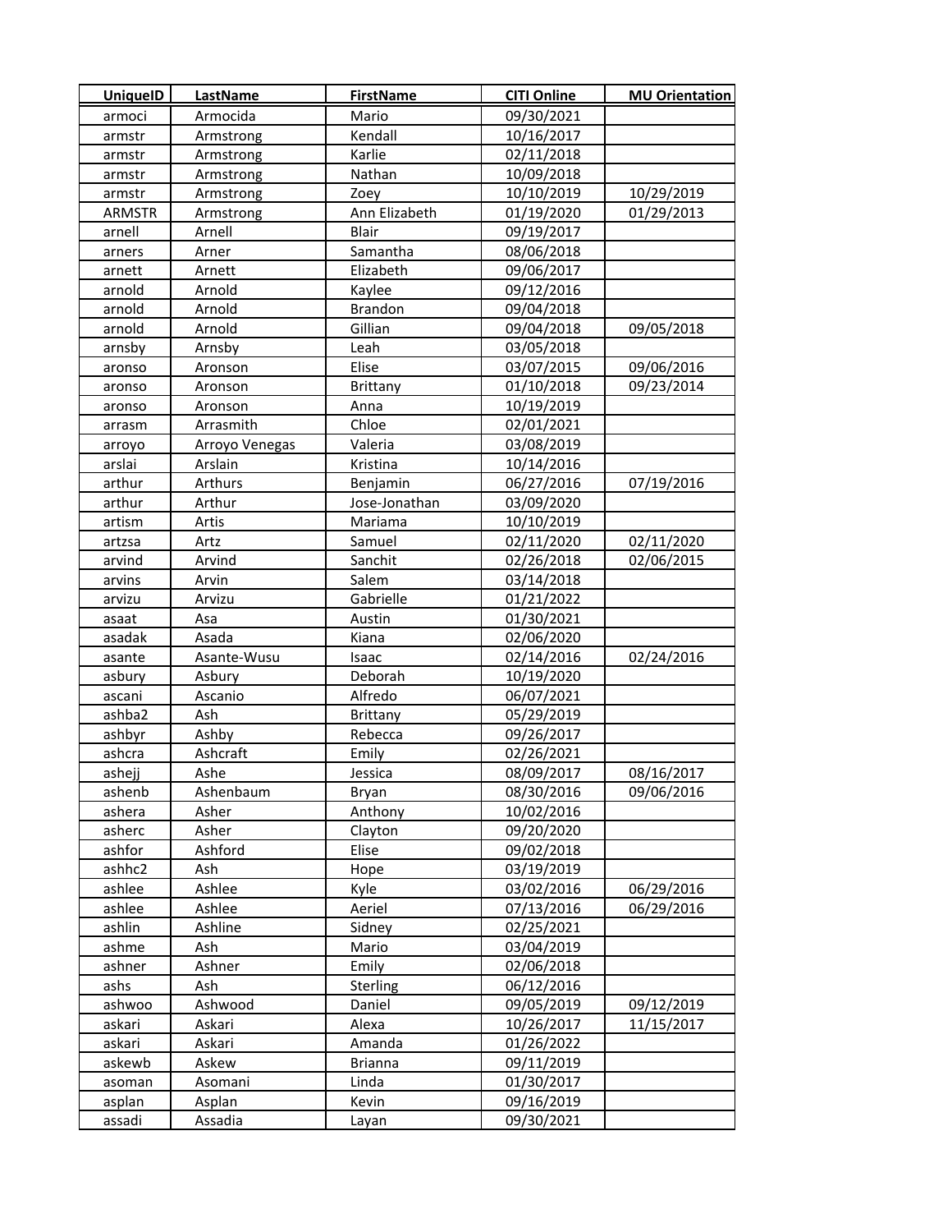| UniqueID | LastName | FirstName | CITI Online | MU Orientation |
|---|---|---|---|---|
| armoci | Armocida | Mario | 09/30/2021 | |
| armstr | Armstrong | Kendall | 10/16/2017 | |
| armstr | Armstrong | Karlie | 02/11/2018 | |
| armstr | Armstrong | Nathan | 10/09/2018 | |
| armstr | Armstrong | Zoey | 10/10/2019 | 10/29/2019 |
| ARMSTR | Armstrong | Ann Elizabeth | 01/19/2020 | 01/29/2013 |
| arnell | Arnell | Blair | 09/19/2017 | |
| arners | Arner | Samantha | 08/06/2018 | |
| arnett | Arnett | Elizabeth | 09/06/2017 | |
| arnold | Arnold | Kaylee | 09/12/2016 | |
| arnold | Arnold | Brandon | 09/04/2018 | |
| arnold | Arnold | Gillian | 09/04/2018 | 09/05/2018 |
| arnsby | Arnsby | Leah | 03/05/2018 | |
| aronso | Aronson | Elise | 03/07/2015 | 09/06/2016 |
| aronso | Aronson | Brittany | 01/10/2018 | 09/23/2014 |
| aronso | Aronson | Anna | 10/19/2019 | |
| arrasm | Arrasmith | Chloe | 02/01/2021 | |
| arroyo | Arroyo Venegas | Valeria | 03/08/2019 | |
| arslai | Arslain | Kristina | 10/14/2016 | |
| arthur | Arthurs | Benjamin | 06/27/2016 | 07/19/2016 |
| arthur | Arthur | Jose-Jonathan | 03/09/2020 | |
| artism | Artis | Mariama | 10/10/2019 | |
| artzsa | Artz | Samuel | 02/11/2020 | 02/11/2020 |
| arvind | Arvind | Sanchit | 02/26/2018 | 02/06/2015 |
| arvins | Arvin | Salem | 03/14/2018 | |
| arvizu | Arvizu | Gabrielle | 01/21/2022 | |
| asaat | Asa | Austin | 01/30/2021 | |
| asadak | Asada | Kiana | 02/06/2020 | |
| asante | Asante-Wusu | Isaac | 02/14/2016 | 02/24/2016 |
| asbury | Asbury | Deborah | 10/19/2020 | |
| ascani | Ascanio | Alfredo | 06/07/2021 | |
| ashba2 | Ash | Brittany | 05/29/2019 | |
| ashbyr | Ashby | Rebecca | 09/26/2017 | |
| ashcra | Ashcraft | Emily | 02/26/2021 | |
| ashejj | Ashe | Jessica | 08/09/2017 | 08/16/2017 |
| ashenb | Ashenbaum | Bryan | 08/30/2016 | 09/06/2016 |
| ashera | Asher | Anthony | 10/02/2016 | |
| asherc | Asher | Clayton | 09/20/2020 | |
| ashfor | Ashford | Elise | 09/02/2018 | |
| ashhc2 | Ash | Hope | 03/19/2019 | |
| ashlee | Ashlee | Kyle | 03/02/2016 | 06/29/2016 |
| ashlee | Ashlee | Aeriel | 07/13/2016 | 06/29/2016 |
| ashlin | Ashline | Sidney | 02/25/2021 | |
| ashme | Ash | Mario | 03/04/2019 | |
| ashner | Ashner | Emily | 02/06/2018 | |
| ashs | Ash | Sterling | 06/12/2016 | |
| ashwoo | Ashwood | Daniel | 09/05/2019 | 09/12/2019 |
| askari | Askari | Alexa | 10/26/2017 | 11/15/2017 |
| askari | Askari | Amanda | 01/26/2022 | |
| askewb | Askew | Brianna | 09/11/2019 | |
| asoman | Asomani | Linda | 01/30/2017 | |
| asplan | Asplan | Kevin | 09/16/2019 | |
| assadi | Assadia | Layan | 09/30/2021 | |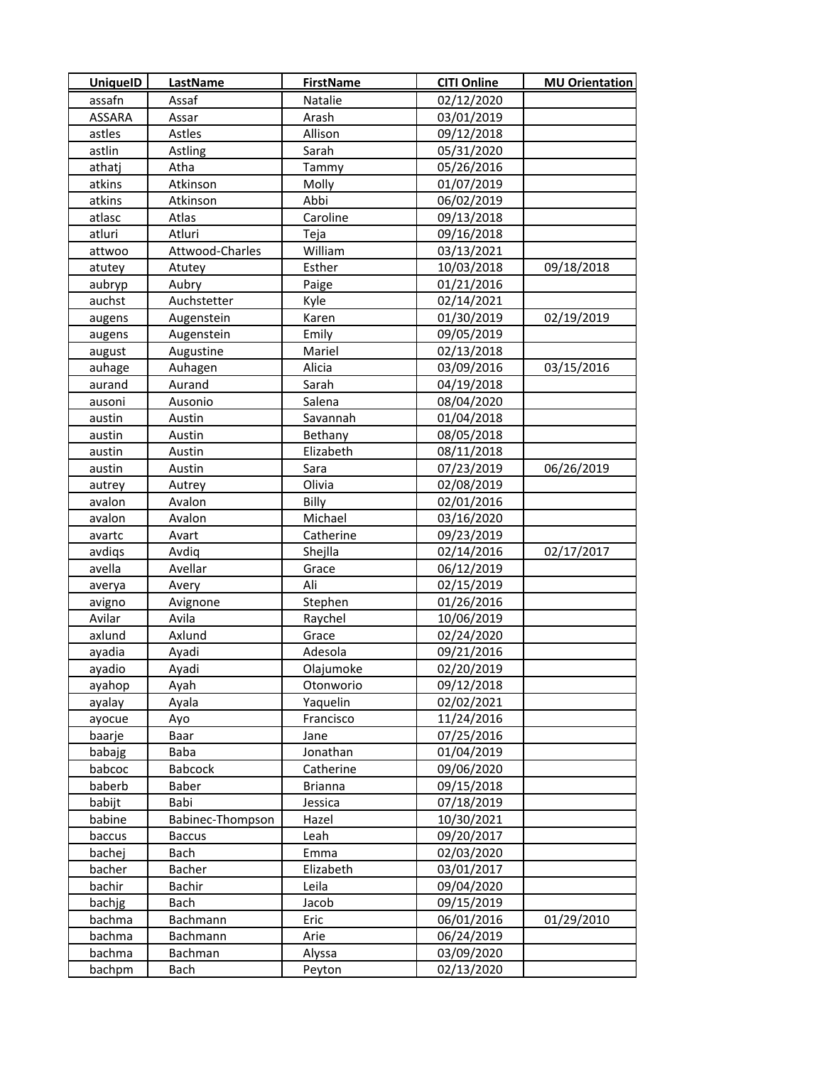| UniqueID | LastName | FirstName | CITI Online | MU Orientation |
|---|---|---|---|---|
| assafn | Assaf | Natalie | 02/12/2020 | |
| ASSARA | Assar | Arash | 03/01/2019 | |
| astles | Astles | Allison | 09/12/2018 | |
| astlin | Astling | Sarah | 05/31/2020 | |
| athatj | Atha | Tammy | 05/26/2016 | |
| atkins | Atkinson | Molly | 01/07/2019 | |
| atkins | Atkinson | Abbi | 06/02/2019 | |
| atlasc | Atlas | Caroline | 09/13/2018 | |
| atluri | Atluri | Teja | 09/16/2018 | |
| attwoo | Attwood-Charles | William | 03/13/2021 | |
| atutey | Atutey | Esther | 10/03/2018 | 09/18/2018 |
| aubryp | Aubry | Paige | 01/21/2016 | |
| auchst | Auchstetter | Kyle | 02/14/2021 | |
| augens | Augenstein | Karen | 01/30/2019 | 02/19/2019 |
| augens | Augenstein | Emily | 09/05/2019 | |
| august | Augustine | Mariel | 02/13/2018 | |
| auhage | Auhagen | Alicia | 03/09/2016 | 03/15/2016 |
| aurand | Aurand | Sarah | 04/19/2018 | |
| ausoni | Ausonio | Salena | 08/04/2020 | |
| austin | Austin | Savannah | 01/04/2018 | |
| austin | Austin | Bethany | 08/05/2018 | |
| austin | Austin | Elizabeth | 08/11/2018 | |
| austin | Austin | Sara | 07/23/2019 | 06/26/2019 |
| autrey | Autrey | Olivia | 02/08/2019 | |
| avalon | Avalon | Billy | 02/01/2016 | |
| avalon | Avalon | Michael | 03/16/2020 | |
| avartc | Avart | Catherine | 09/23/2019 | |
| avdiqs | Avdiq | Shejlla | 02/14/2016 | 02/17/2017 |
| avella | Avellar | Grace | 06/12/2019 | |
| averya | Avery | Ali | 02/15/2019 | |
| avigno | Avignone | Stephen | 01/26/2016 | |
| Avilar | Avila | Raychel | 10/06/2019 | |
| axlund | Axlund | Grace | 02/24/2020 | |
| ayadia | Ayadi | Adesola | 09/21/2016 | |
| ayadio | Ayadi | Olajumoke | 02/20/2019 | |
| ayahop | Ayah | Otonworio | 09/12/2018 | |
| ayalay | Ayala | Yaquelin | 02/02/2021 | |
| ayocue | Ayo | Francisco | 11/24/2016 | |
| baarje | Baar | Jane | 07/25/2016 | |
| babajg | Baba | Jonathan | 01/04/2019 | |
| babcoc | Babcock | Catherine | 09/06/2020 | |
| baberb | Baber | Brianna | 09/15/2018 | |
| babijt | Babi | Jessica | 07/18/2019 | |
| babine | Babinec-Thompson | Hazel | 10/30/2021 | |
| baccus | Baccus | Leah | 09/20/2017 | |
| bachej | Bach | Emma | 02/03/2020 | |
| bacher | Bacher | Elizabeth | 03/01/2017 | |
| bachir | Bachir | Leila | 09/04/2020 | |
| bachjg | Bach | Jacob | 09/15/2019 | |
| bachma | Bachmann | Eric | 06/01/2016 | 01/29/2010 |
| bachma | Bachmann | Arie | 06/24/2019 | |
| bachma | Bachman | Alyssa | 03/09/2020 | |
| bachpm | Bach | Peyton | 02/13/2020 | |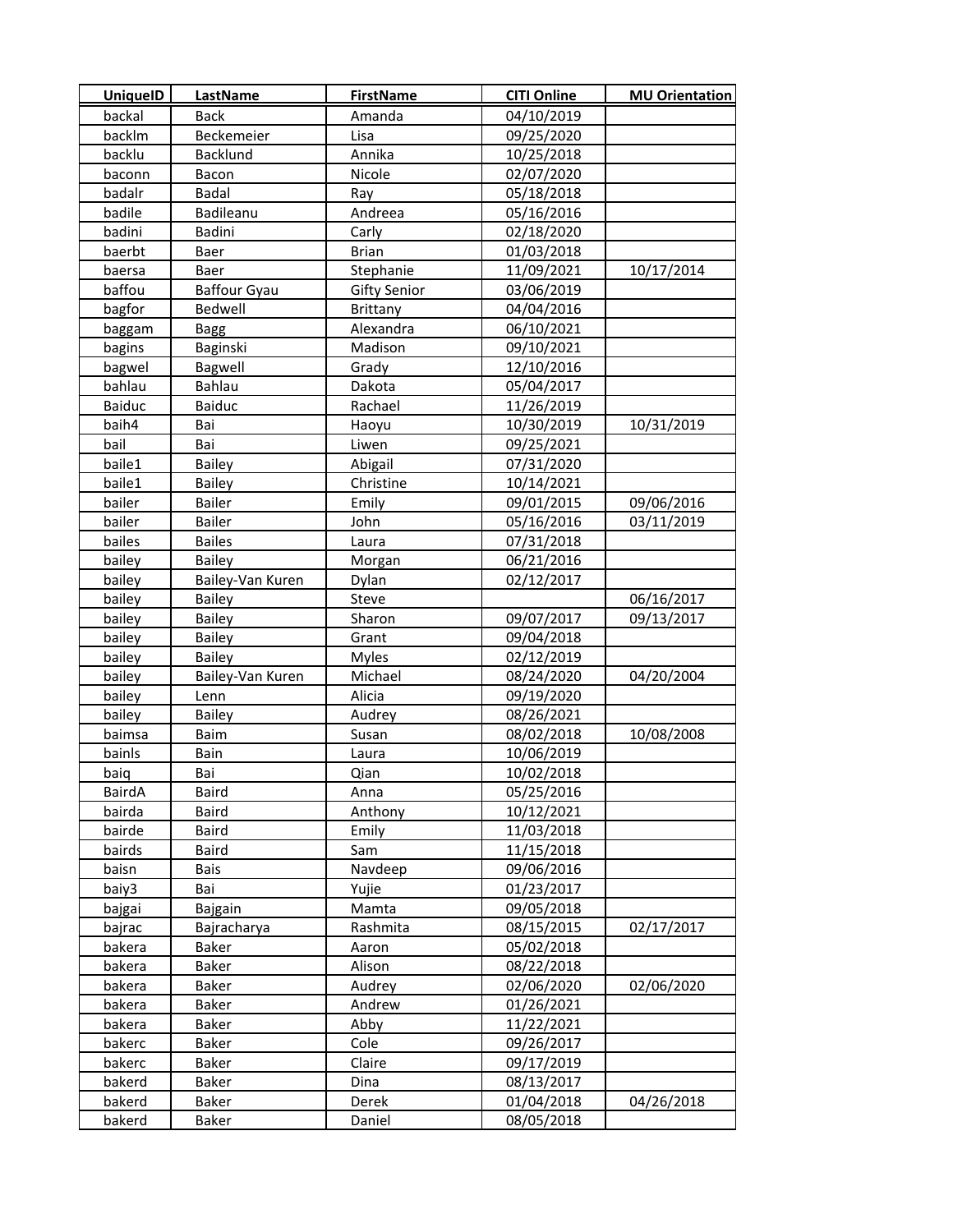| UniqueID | LastName | FirstName | CITI Online | MU Orientation |
|---|---|---|---|---|
| backal | Back | Amanda | 04/10/2019 | |
| backlm | Beckemeier | Lisa | 09/25/2020 | |
| backlu | Backlund | Annika | 10/25/2018 | |
| baconn | Bacon | Nicole | 02/07/2020 | |
| badalr | Badal | Ray | 05/18/2018 | |
| badile | Badileanu | Andreea | 05/16/2016 | |
| badini | Badini | Carly | 02/18/2020 | |
| baerbt | Baer | Brian | 01/03/2018 | |
| baersa | Baer | Stephanie | 11/09/2021 | 10/17/2014 |
| baffou | Baffour Gyau | Gifty Senior | 03/06/2019 | |
| bagfor | Bedwell | Brittany | 04/04/2016 | |
| baggam | Bagg | Alexandra | 06/10/2021 | |
| bagins | Baginski | Madison | 09/10/2021 | |
| bagwel | Bagwell | Grady | 12/10/2016 | |
| bahlau | Bahlau | Dakota | 05/04/2017 | |
| Baiduc | Baiduc | Rachael | 11/26/2019 | |
| baih4 | Bai | Haoyu | 10/30/2019 | 10/31/2019 |
| bail | Bai | Liwen | 09/25/2021 | |
| baile1 | Bailey | Abigail | 07/31/2020 | |
| baile1 | Bailey | Christine | 10/14/2021 | |
| bailer | Bailer | Emily | 09/01/2015 | 09/06/2016 |
| bailer | Bailer | John | 05/16/2016 | 03/11/2019 |
| bailes | Bailes | Laura | 07/31/2018 | |
| bailey | Bailey | Morgan | 06/21/2016 | |
| bailey | Bailey-Van Kuren | Dylan | 02/12/2017 | |
| bailey | Bailey | Steve | | 06/16/2017 |
| bailey | Bailey | Sharon | 09/07/2017 | 09/13/2017 |
| bailey | Bailey | Grant | 09/04/2018 | |
| bailey | Bailey | Myles | 02/12/2019 | |
| bailey | Bailey-Van Kuren | Michael | 08/24/2020 | 04/20/2004 |
| bailey | Lenn | Alicia | 09/19/2020 | |
| bailey | Bailey | Audrey | 08/26/2021 | |
| baimsa | Baim | Susan | 08/02/2018 | 10/08/2008 |
| bainls | Bain | Laura | 10/06/2019 | |
| baiq | Bai | Qian | 10/02/2018 | |
| BairdA | Baird | Anna | 05/25/2016 | |
| bairda | Baird | Anthony | 10/12/2021 | |
| bairde | Baird | Emily | 11/03/2018 | |
| bairds | Baird | Sam | 11/15/2018 | |
| baisn | Bais | Navdeep | 09/06/2016 | |
| baiy3 | Bai | Yujie | 01/23/2017 | |
| bajgai | Bajgain | Mamta | 09/05/2018 | |
| bajrac | Bajracharya | Rashmita | 08/15/2015 | 02/17/2017 |
| bakera | Baker | Aaron | 05/02/2018 | |
| bakera | Baker | Alison | 08/22/2018 | |
| bakera | Baker | Audrey | 02/06/2020 | 02/06/2020 |
| bakera | Baker | Andrew | 01/26/2021 | |
| bakera | Baker | Abby | 11/22/2021 | |
| bakerc | Baker | Cole | 09/26/2017 | |
| bakerc | Baker | Claire | 09/17/2019 | |
| bakerd | Baker | Dina | 08/13/2017 | |
| bakerd | Baker | Derek | 01/04/2018 | 04/26/2018 |
| bakerd | Baker | Daniel | 08/05/2018 | |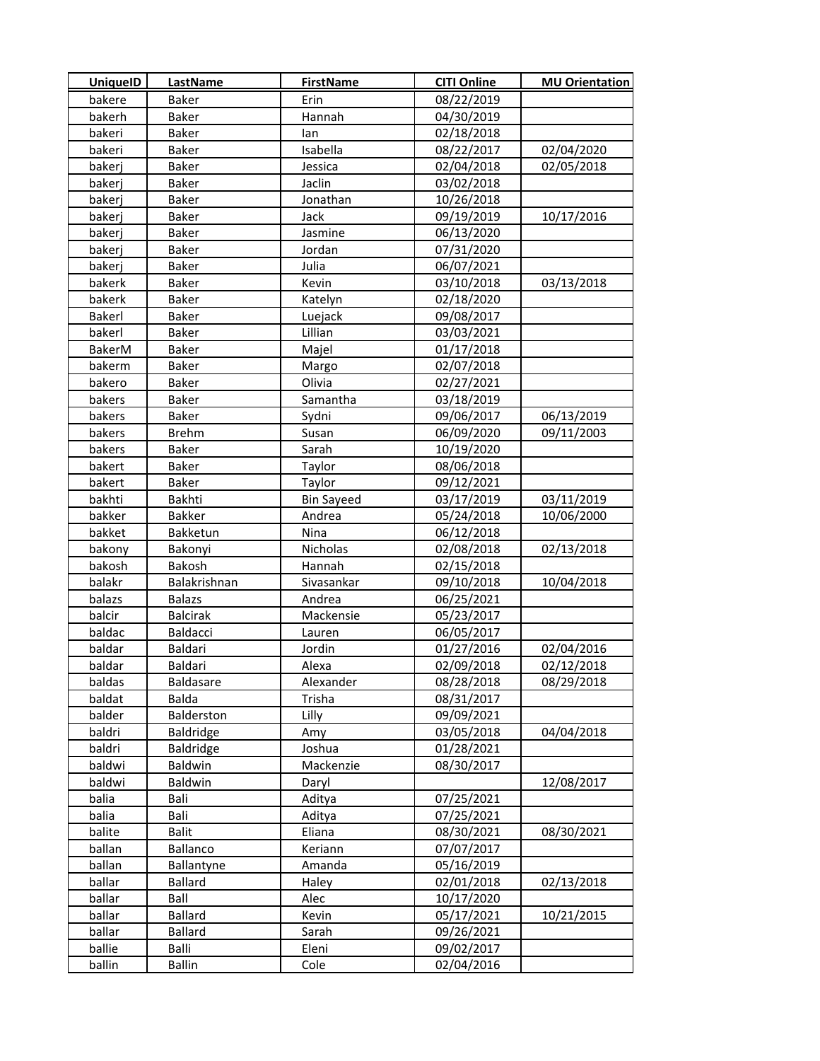| UniqueID | LastName | FirstName | CITI Online | MU Orientation |
|---|---|---|---|---|
| bakere | Baker | Erin | 08/22/2019 | |
| bakerh | Baker | Hannah | 04/30/2019 | |
| bakeri | Baker | Ian | 02/18/2018 | |
| bakeri | Baker | Isabella | 08/22/2017 | 02/04/2020 |
| bakerj | Baker | Jessica | 02/04/2018 | 02/05/2018 |
| bakerj | Baker | Jaclin | 03/02/2018 | |
| bakerj | Baker | Jonathan | 10/26/2018 | |
| bakerj | Baker | Jack | 09/19/2019 | 10/17/2016 |
| bakerj | Baker | Jasmine | 06/13/2020 | |
| bakerj | Baker | Jordan | 07/31/2020 | |
| bakerj | Baker | Julia | 06/07/2021 | |
| bakerk | Baker | Kevin | 03/10/2018 | 03/13/2018 |
| bakerk | Baker | Katelyn | 02/18/2020 | |
| Bakerl | Baker | Luejack | 09/08/2017 | |
| bakerl | Baker | Lillian | 03/03/2021 | |
| BakerM | Baker | Majel | 01/17/2018 | |
| bakerm | Baker | Margo | 02/07/2018 | |
| bakero | Baker | Olivia | 02/27/2021 | |
| bakers | Baker | Samantha | 03/18/2019 | |
| bakers | Baker | Sydni | 09/06/2017 | 06/13/2019 |
| bakers | Brehm | Susan | 06/09/2020 | 09/11/2003 |
| bakers | Baker | Sarah | 10/19/2020 | |
| bakert | Baker | Taylor | 08/06/2018 | |
| bakert | Baker | Taylor | 09/12/2021 | |
| bakhti | Bakhti | Bin Sayeed | 03/17/2019 | 03/11/2019 |
| bakker | Bakker | Andrea | 05/24/2018 | 10/06/2000 |
| bakket | Bakketun | Nina | 06/12/2018 | |
| bakony | Bakonyi | Nicholas | 02/08/2018 | 02/13/2018 |
| bakosh | Bakosh | Hannah | 02/15/2018 | |
| balakr | Balakrishnan | Sivasankar | 09/10/2018 | 10/04/2018 |
| balazs | Balazs | Andrea | 06/25/2021 | |
| balcir | Balcirak | Mackensie | 05/23/2017 | |
| baldac | Baldacci | Lauren | 06/05/2017 | |
| baldar | Baldari | Jordin | 01/27/2016 | 02/04/2016 |
| baldar | Baldari | Alexa | 02/09/2018 | 02/12/2018 |
| baldas | Baldasare | Alexander | 08/28/2018 | 08/29/2018 |
| baldat | Balda | Trisha | 08/31/2017 | |
| balder | Balderston | Lilly | 09/09/2021 | |
| baldri | Baldridge | Amy | 03/05/2018 | 04/04/2018 |
| baldri | Baldridge | Joshua | 01/28/2021 | |
| baldwi | Baldwin | Mackenzie | 08/30/2017 | |
| baldwi | Baldwin | Daryl | | 12/08/2017 |
| balia | Bali | Aditya | 07/25/2021 | |
| balia | Bali | Aditya | 07/25/2021 | |
| balite | Balit | Eliana | 08/30/2021 | 08/30/2021 |
| ballan | Ballanco | Keriann | 07/07/2017 | |
| ballan | Ballantyne | Amanda | 05/16/2019 | |
| ballar | Ballard | Haley | 02/01/2018 | 02/13/2018 |
| ballar | Ball | Alec | 10/17/2020 | |
| ballar | Ballard | Kevin | 05/17/2021 | 10/21/2015 |
| ballar | Ballard | Sarah | 09/26/2021 | |
| ballie | Balli | Eleni | 09/02/2017 | |
| ballin | Ballin | Cole | 02/04/2016 | |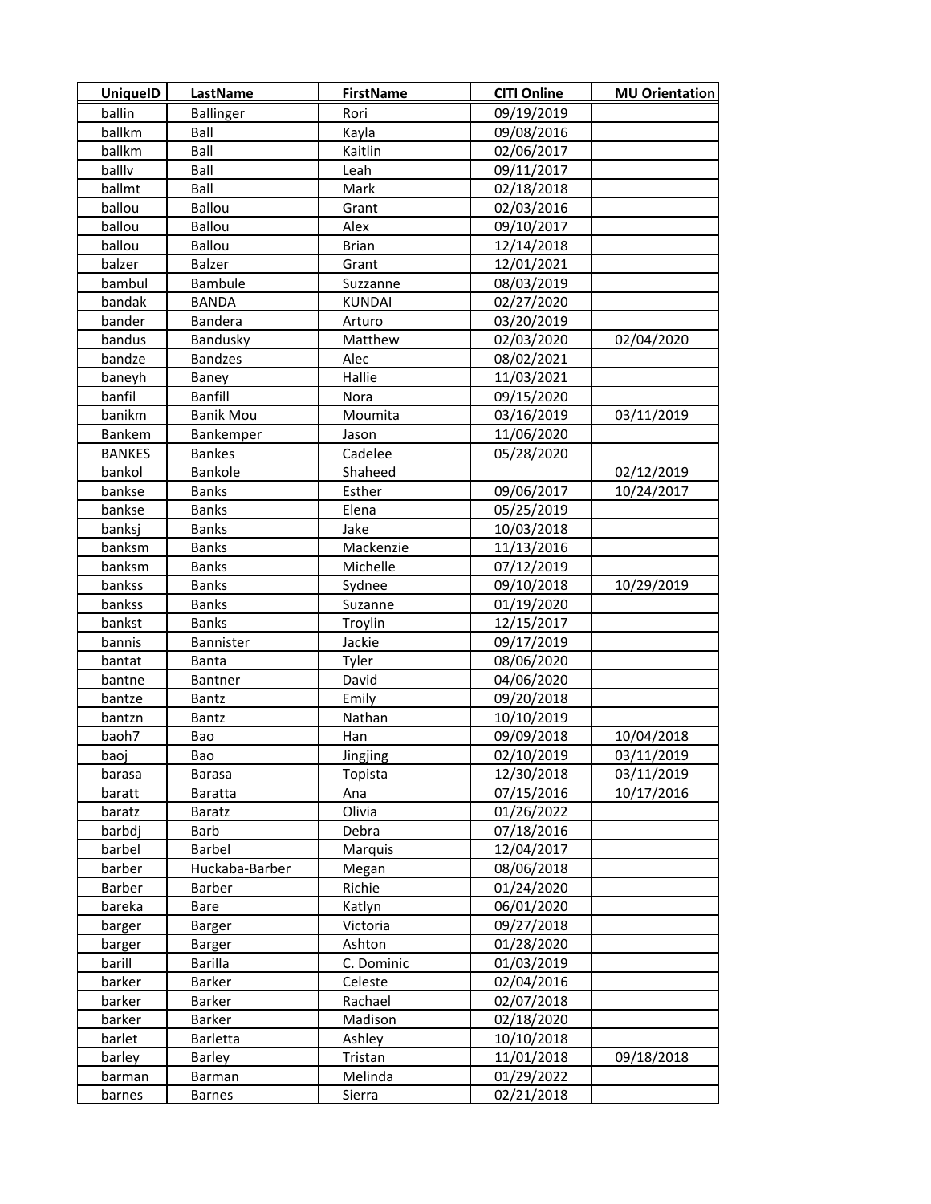| UniqueID | LastName | FirstName | CITI Online | MU Orientation |
|---|---|---|---|---|
| ballin | Ballinger | Rori | 09/19/2019 | |
| ballkm | Ball | Kayla | 09/08/2016 | |
| ballkm | Ball | Kaitlin | 02/06/2017 | |
| balllv | Ball | Leah | 09/11/2017 | |
| ballmt | Ball | Mark | 02/18/2018 | |
| ballou | Ballou | Grant | 02/03/2016 | |
| ballou | Ballou | Alex | 09/10/2017 | |
| ballou | Ballou | Brian | 12/14/2018 | |
| balzer | Balzer | Grant | 12/01/2021 | |
| bambul | Bambule | Suzzanne | 08/03/2019 | |
| bandak | BANDA | KUNDAI | 02/27/2020 | |
| bander | Bandera | Arturo | 03/20/2019 | |
| bandus | Bandusky | Matthew | 02/03/2020 | 02/04/2020 |
| bandze | Bandzes | Alec | 08/02/2021 | |
| baneyh | Baney | Hallie | 11/03/2021 | |
| banfil | Banfill | Nora | 09/15/2020 | |
| banikm | Banik Mou | Moumita | 03/16/2019 | 03/11/2019 |
| Bankem | Bankemper | Jason | 11/06/2020 | |
| BANKES | Bankes | Cadelee | 05/28/2020 | |
| bankol | Bankole | Shaheed | | 02/12/2019 |
| bankse | Banks | Esther | 09/06/2017 | 10/24/2017 |
| bankse | Banks | Elena | 05/25/2019 | |
| banksj | Banks | Jake | 10/03/2018 | |
| banksm | Banks | Mackenzie | 11/13/2016 | |
| banksm | Banks | Michelle | 07/12/2019 | |
| bankss | Banks | Sydnee | 09/10/2018 | 10/29/2019 |
| bankss | Banks | Suzanne | 01/19/2020 | |
| bankst | Banks | Troylin | 12/15/2017 | |
| bannis | Bannister | Jackie | 09/17/2019 | |
| bantat | Banta | Tyler | 08/06/2020 | |
| bantne | Bantner | David | 04/06/2020 | |
| bantze | Bantz | Emily | 09/20/2018 | |
| bantzn | Bantz | Nathan | 10/10/2019 | |
| baoh7 | Bao | Han | 09/09/2018 | 10/04/2018 |
| baoj | Bao | Jingjing | 02/10/2019 | 03/11/2019 |
| barasa | Barasa | Topista | 12/30/2018 | 03/11/2019 |
| baratt | Baratta | Ana | 07/15/2016 | 10/17/2016 |
| baratz | Baratz | Olivia | 01/26/2022 | |
| barbdj | Barb | Debra | 07/18/2016 | |
| barbel | Barbel | Marquis | 12/04/2017 | |
| barber | Huckaba-Barber | Megan | 08/06/2018 | |
| Barber | Barber | Richie | 01/24/2020 | |
| bareka | Bare | Katlyn | 06/01/2020 | |
| barger | Barger | Victoria | 09/27/2018 | |
| barger | Barger | Ashton | 01/28/2020 | |
| barill | Barilla | C. Dominic | 01/03/2019 | |
| barker | Barker | Celeste | 02/04/2016 | |
| barker | Barker | Rachael | 02/07/2018 | |
| barker | Barker | Madison | 02/18/2020 | |
| barlet | Barletta | Ashley | 10/10/2018 | |
| barley | Barley | Tristan | 11/01/2018 | 09/18/2018 |
| barman | Barman | Melinda | 01/29/2022 | |
| barnes | Barnes | Sierra | 02/21/2018 | |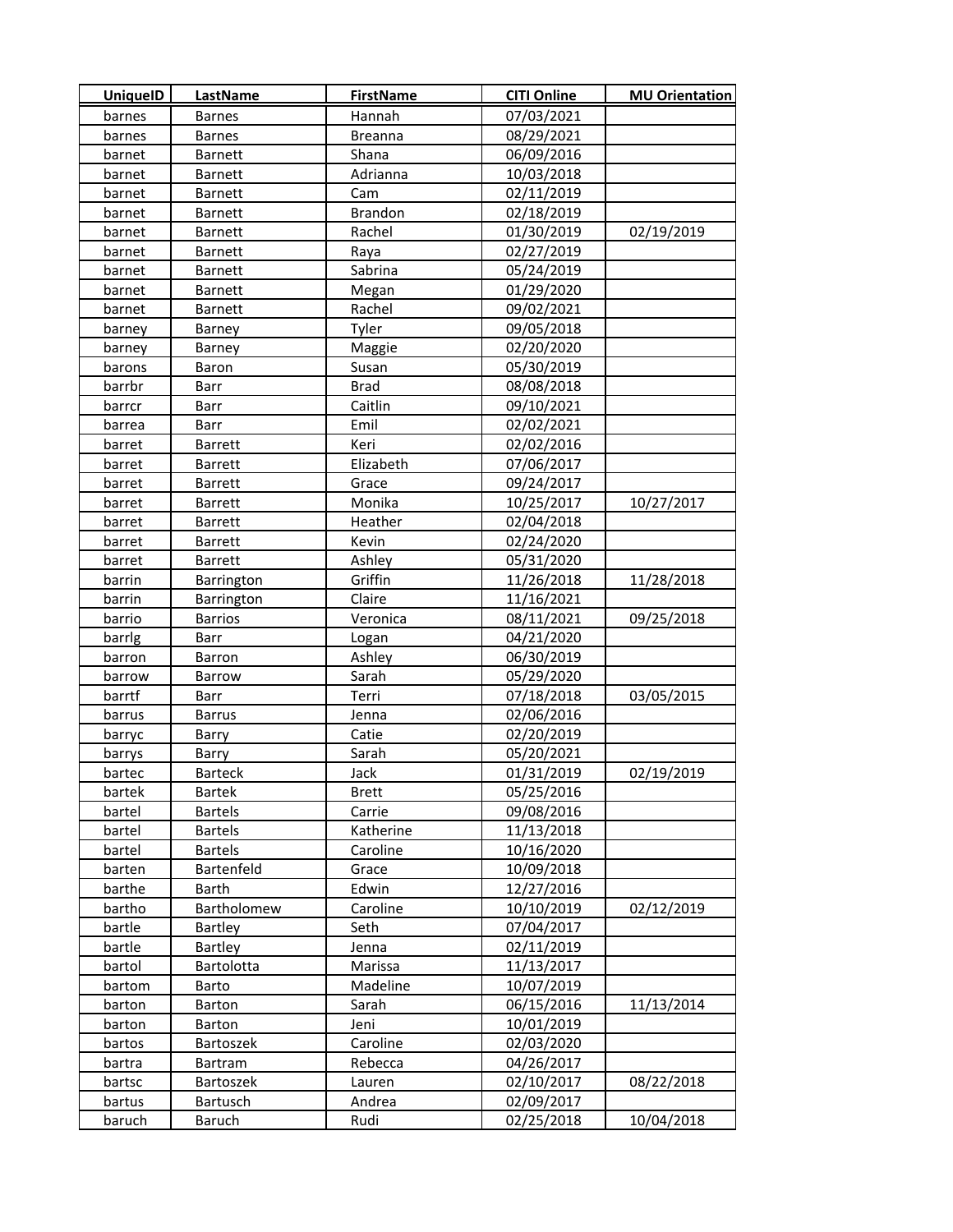| UniqueID | LastName | FirstName | CITI Online | MU Orientation |
|---|---|---|---|---|
| barnes | Barnes | Hannah | 07/03/2021 | |
| barnes | Barnes | Breanna | 08/29/2021 | |
| barnet | Barnett | Shana | 06/09/2016 | |
| barnet | Barnett | Adrianna | 10/03/2018 | |
| barnet | Barnett | Cam | 02/11/2019 | |
| barnet | Barnett | Brandon | 02/18/2019 | |
| barnet | Barnett | Rachel | 01/30/2019 | 02/19/2019 |
| barnet | Barnett | Raya | 02/27/2019 | |
| barnet | Barnett | Sabrina | 05/24/2019 | |
| barnet | Barnett | Megan | 01/29/2020 | |
| barnet | Barnett | Rachel | 09/02/2021 | |
| barney | Barney | Tyler | 09/05/2018 | |
| barney | Barney | Maggie | 02/20/2020 | |
| barons | Baron | Susan | 05/30/2019 | |
| barrbr | Barr | Brad | 08/08/2018 | |
| barrcr | Barr | Caitlin | 09/10/2021 | |
| barrea | Barr | Emil | 02/02/2021 | |
| barret | Barrett | Keri | 02/02/2016 | |
| barret | Barrett | Elizabeth | 07/06/2017 | |
| barret | Barrett | Grace | 09/24/2017 | |
| barret | Barrett | Monika | 10/25/2017 | 10/27/2017 |
| barret | Barrett | Heather | 02/04/2018 | |
| barret | Barrett | Kevin | 02/24/2020 | |
| barret | Barrett | Ashley | 05/31/2020 | |
| barrin | Barrington | Griffin | 11/26/2018 | 11/28/2018 |
| barrin | Barrington | Claire | 11/16/2021 | |
| barrio | Barrios | Veronica | 08/11/2021 | 09/25/2018 |
| barrlg | Barr | Logan | 04/21/2020 | |
| barron | Barron | Ashley | 06/30/2019 | |
| barrow | Barrow | Sarah | 05/29/2020 | |
| barrtf | Barr | Terri | 07/18/2018 | 03/05/2015 |
| barrus | Barrus | Jenna | 02/06/2016 | |
| barryc | Barry | Catie | 02/20/2019 | |
| barrys | Barry | Sarah | 05/20/2021 | |
| bartec | Barteck | Jack | 01/31/2019 | 02/19/2019 |
| bartek | Bartek | Brett | 05/25/2016 | |
| bartel | Bartels | Carrie | 09/08/2016 | |
| bartel | Bartels | Katherine | 11/13/2018 | |
| bartel | Bartels | Caroline | 10/16/2020 | |
| barten | Bartenfeld | Grace | 10/09/2018 | |
| barthe | Barth | Edwin | 12/27/2016 | |
| bartho | Bartholomew | Caroline | 10/10/2019 | 02/12/2019 |
| bartle | Bartley | Seth | 07/04/2017 | |
| bartle | Bartley | Jenna | 02/11/2019 | |
| bartol | Bartolotta | Marissa | 11/13/2017 | |
| bartom | Barto | Madeline | 10/07/2019 | |
| barton | Barton | Sarah | 06/15/2016 | 11/13/2014 |
| barton | Barton | Jeni | 10/01/2019 | |
| bartos | Bartoszek | Caroline | 02/03/2020 | |
| bartra | Bartram | Rebecca | 04/26/2017 | |
| bartsc | Bartoszek | Lauren | 02/10/2017 | 08/22/2018 |
| bartus | Bartusch | Andrea | 02/09/2017 | |
| baruch | Baruch | Rudi | 02/25/2018 | 10/04/2018 |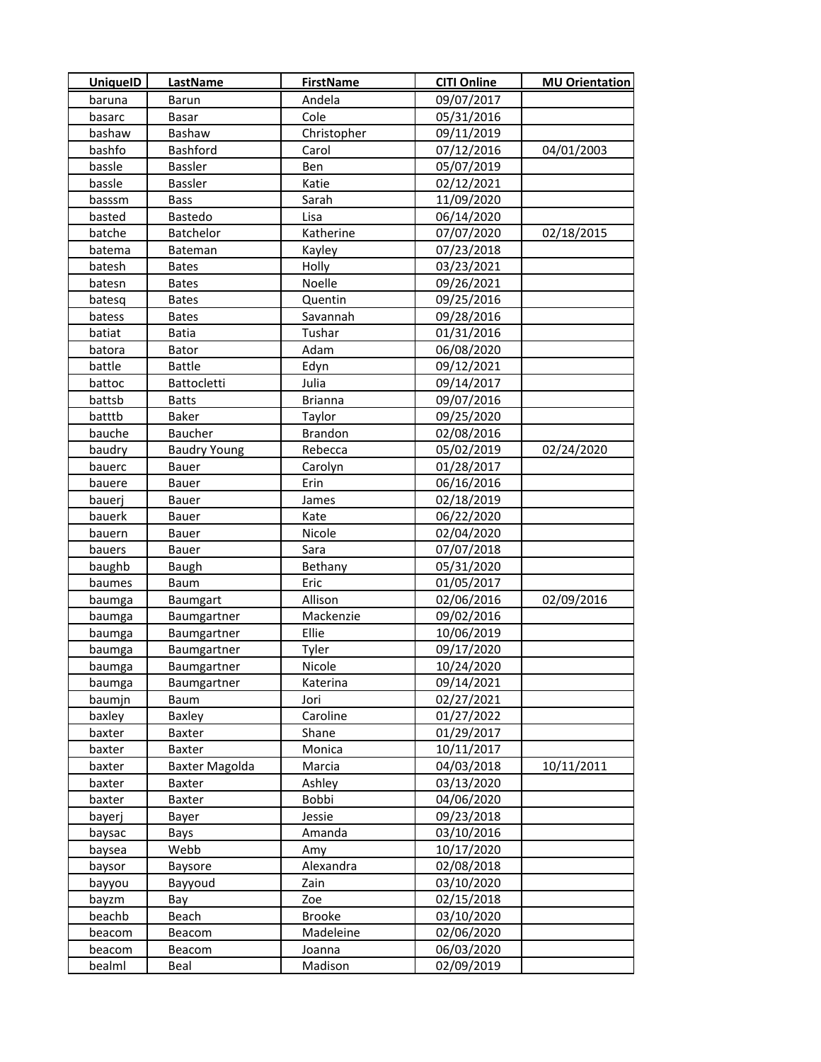| UniqueID | LastName | FirstName | CITI Online | MU Orientation |
|---|---|---|---|---|
| baruna | Barun | Andela | 09/07/2017 | |
| basarc | Basar | Cole | 05/31/2016 | |
| bashaw | Bashaw | Christopher | 09/11/2019 | |
| bashfo | Bashford | Carol | 07/12/2016 | 04/01/2003 |
| bassle | Bassler | Ben | 05/07/2019 | |
| bassle | Bassler | Katie | 02/12/2021 | |
| basssm | Bass | Sarah | 11/09/2020 | |
| basted | Bastedo | Lisa | 06/14/2020 | |
| batche | Batchelor | Katherine | 07/07/2020 | 02/18/2015 |
| batema | Bateman | Kayley | 07/23/2018 | |
| batesh | Bates | Holly | 03/23/2021 | |
| batesn | Bates | Noelle | 09/26/2021 | |
| batesq | Bates | Quentin | 09/25/2016 | |
| batess | Bates | Savannah | 09/28/2016 | |
| batiat | Batia | Tushar | 01/31/2016 | |
| batora | Bator | Adam | 06/08/2020 | |
| battle | Battle | Edyn | 09/12/2021 | |
| battoc | Battocletti | Julia | 09/14/2017 | |
| battsb | Batts | Brianna | 09/07/2016 | |
| batttb | Baker | Taylor | 09/25/2020 | |
| bauche | Baucher | Brandon | 02/08/2016 | |
| baudry | Baudry Young | Rebecca | 05/02/2019 | 02/24/2020 |
| bauerc | Bauer | Carolyn | 01/28/2017 | |
| bauere | Bauer | Erin | 06/16/2016 | |
| bauerj | Bauer | James | 02/18/2019 | |
| bauerk | Bauer | Kate | 06/22/2020 | |
| bauern | Bauer | Nicole | 02/04/2020 | |
| bauers | Bauer | Sara | 07/07/2018 | |
| baughb | Baugh | Bethany | 05/31/2020 | |
| baumes | Baum | Eric | 01/05/2017 | |
| baumga | Baumgart | Allison | 02/06/2016 | 02/09/2016 |
| baumga | Baumgartner | Mackenzie | 09/02/2016 | |
| baumga | Baumgartner | Ellie | 10/06/2019 | |
| baumga | Baumgartner | Tyler | 09/17/2020 | |
| baumga | Baumgartner | Nicole | 10/24/2020 | |
| baumga | Baumgartner | Katerina | 09/14/2021 | |
| baumjn | Baum | Jori | 02/27/2021 | |
| baxley | Baxley | Caroline | 01/27/2022 | |
| baxter | Baxter | Shane | 01/29/2017 | |
| baxter | Baxter | Monica | 10/11/2017 | |
| baxter | Baxter Magolda | Marcia | 04/03/2018 | 10/11/2011 |
| baxter | Baxter | Ashley | 03/13/2020 | |
| baxter | Baxter | Bobbi | 04/06/2020 | |
| bayerj | Bayer | Jessie | 09/23/2018 | |
| baysac | Bays | Amanda | 03/10/2016 | |
| baysea | Webb | Amy | 10/17/2020 | |
| baysor | Baysore | Alexandra | 02/08/2018 | |
| bayyou | Bayyoud | Zain | 03/10/2020 | |
| bayzm | Bay | Zoe | 02/15/2018 | |
| beachb | Beach | Brooke | 03/10/2020 | |
| beacom | Beacom | Madeleine | 02/06/2020 | |
| beacom | Beacom | Joanna | 06/03/2020 | |
| bealml | Beal | Madison | 02/09/2019 | |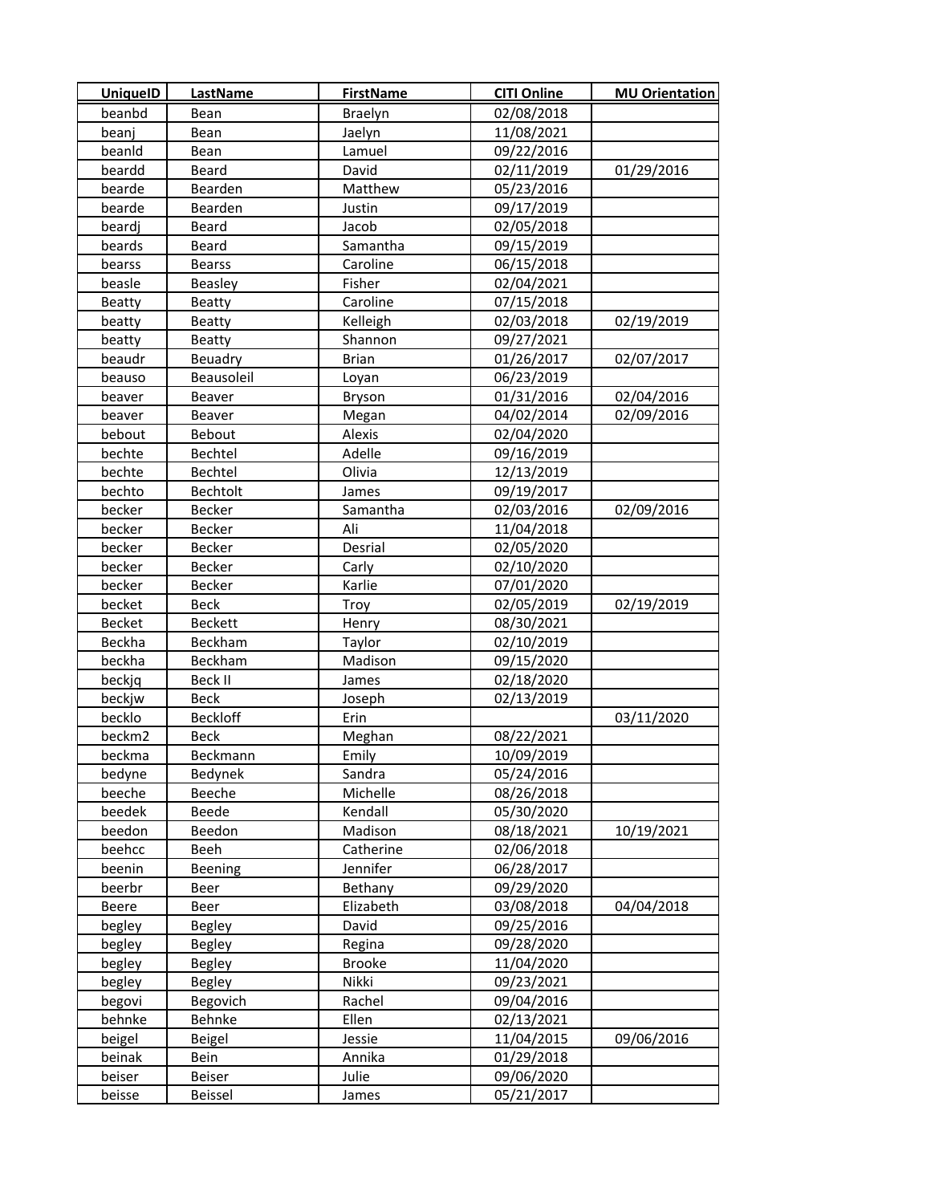| UniqueID | LastName | FirstName | CITI Online | MU Orientation |
|---|---|---|---|---|
| beanbd | Bean | Braelyn | 02/08/2018 | |
| beanj | Bean | Jaelyn | 11/08/2021 | |
| beanld | Bean | Lamuel | 09/22/2016 | |
| beardd | Beard | David | 02/11/2019 | 01/29/2016 |
| bearde | Bearden | Matthew | 05/23/2016 | |
| bearde | Bearden | Justin | 09/17/2019 | |
| beardj | Beard | Jacob | 02/05/2018 | |
| beards | Beard | Samantha | 09/15/2019 | |
| bearss | Bearss | Caroline | 06/15/2018 | |
| beasle | Beasley | Fisher | 02/04/2021 | |
| Beatty | Beatty | Caroline | 07/15/2018 | |
| beatty | Beatty | Kelleigh | 02/03/2018 | 02/19/2019 |
| beatty | Beatty | Shannon | 09/27/2021 | |
| beaudr | Beuadry | Brian | 01/26/2017 | 02/07/2017 |
| beauso | Beausoleil | Loyan | 06/23/2019 | |
| beaver | Beaver | Bryson | 01/31/2016 | 02/04/2016 |
| beaver | Beaver | Megan | 04/02/2014 | 02/09/2016 |
| bebout | Bebout | Alexis | 02/04/2020 | |
| bechte | Bechtel | Adelle | 09/16/2019 | |
| bechte | Bechtel | Olivia | 12/13/2019 | |
| bechto | Bechtolt | James | 09/19/2017 | |
| becker | Becker | Samantha | 02/03/2016 | 02/09/2016 |
| becker | Becker | Ali | 11/04/2018 | |
| becker | Becker | Desrial | 02/05/2020 | |
| becker | Becker | Carly | 02/10/2020 | |
| becker | Becker | Karlie | 07/01/2020 | |
| becket | Beck | Troy | 02/05/2019 | 02/19/2019 |
| Becket | Beckett | Henry | 08/30/2021 | |
| Beckha | Beckham | Taylor | 02/10/2019 | |
| beckha | Beckham | Madison | 09/15/2020 | |
| beckjq | Beck II | James | 02/18/2020 | |
| beckjw | Beck | Joseph | 02/13/2019 | |
| becklo | Beckloff | Erin | | 03/11/2020 |
| beckm2 | Beck | Meghan | 08/22/2021 | |
| beckma | Beckmann | Emily | 10/09/2019 | |
| bedyne | Bedynek | Sandra | 05/24/2016 | |
| beeche | Beeche | Michelle | 08/26/2018 | |
| beedek | Beede | Kendall | 05/30/2020 | |
| beedon | Beedon | Madison | 08/18/2021 | 10/19/2021 |
| beehcc | Beeh | Catherine | 02/06/2018 | |
| beenin | Beening | Jennifer | 06/28/2017 | |
| beerbr | Beer | Bethany | 09/29/2020 | |
| Beere | Beer | Elizabeth | 03/08/2018 | 04/04/2018 |
| begley | Begley | David | 09/25/2016 | |
| begley | Begley | Regina | 09/28/2020 | |
| begley | Begley | Brooke | 11/04/2020 | |
| begley | Begley | Nikki | 09/23/2021 | |
| begovi | Begovich | Rachel | 09/04/2016 | |
| behnke | Behnke | Ellen | 02/13/2021 | |
| beigel | Beigel | Jessie | 11/04/2015 | 09/06/2016 |
| beinak | Bein | Annika | 01/29/2018 | |
| beiser | Beiser | Julie | 09/06/2020 | |
| beisse | Beissel | James | 05/21/2017 | |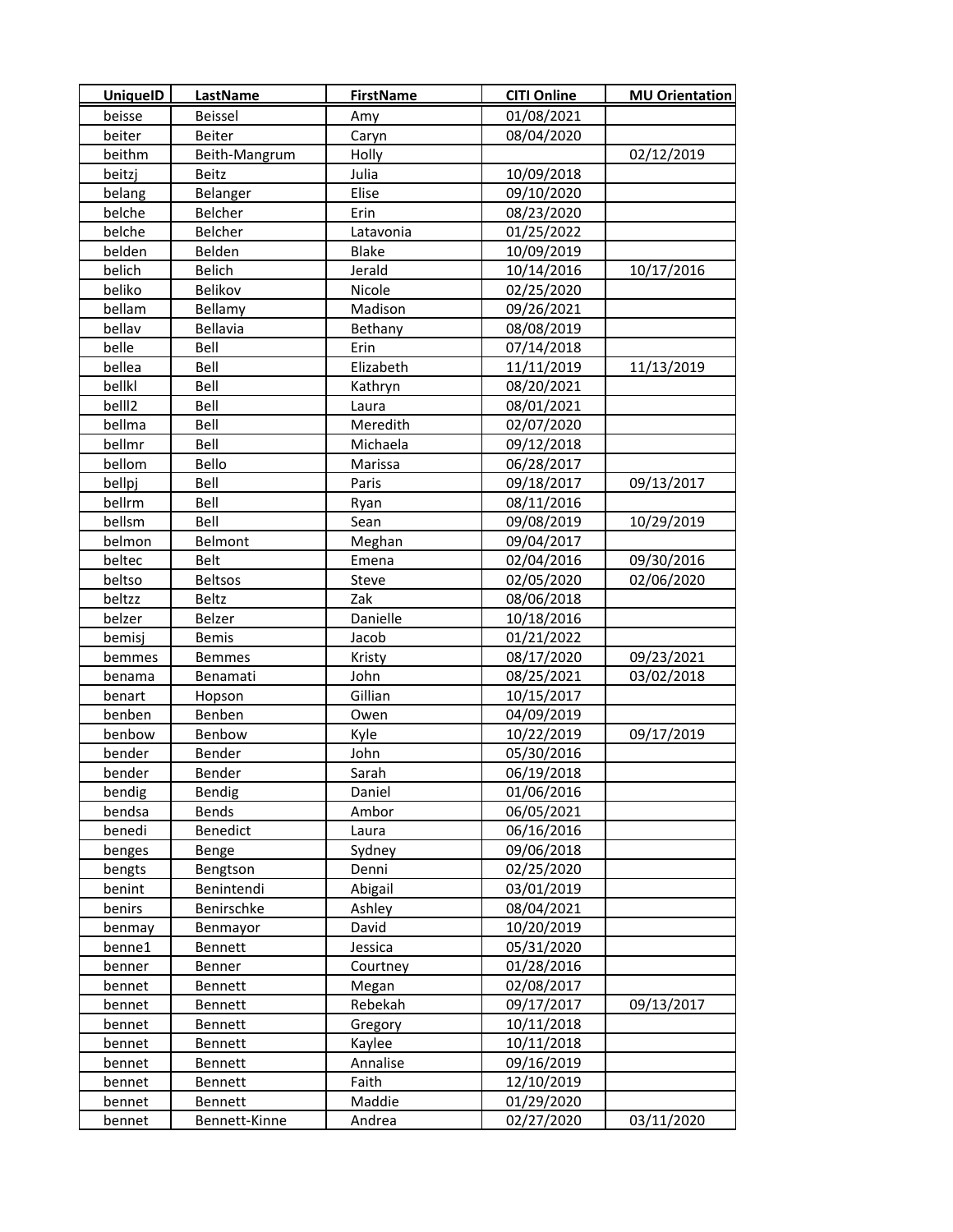| UniqueID | LastName | FirstName | CITI Online | MU Orientation |
|---|---|---|---|---|
| beisse | Beissel | Amy | 01/08/2021 | |
| beiter | Beiter | Caryn | 08/04/2020 | |
| beithm | Beith-Mangrum | Holly | | 02/12/2019 |
| beitzj | Beitz | Julia | 10/09/2018 | |
| belang | Belanger | Elise | 09/10/2020 | |
| belche | Belcher | Erin | 08/23/2020 | |
| belche | Belcher | Latavonia | 01/25/2022 | |
| belden | Belden | Blake | 10/09/2019 | |
| belich | Belich | Jerald | 10/14/2016 | 10/17/2016 |
| beliko | Belikov | Nicole | 02/25/2020 | |
| bellam | Bellamy | Madison | 09/26/2021 | |
| bellav | Bellavia | Bethany | 08/08/2019 | |
| belle | Bell | Erin | 07/14/2018 | |
| bellea | Bell | Elizabeth | 11/11/2019 | 11/13/2019 |
| bellkl | Bell | Kathryn | 08/20/2021 | |
| belll2 | Bell | Laura | 08/01/2021 | |
| bellma | Bell | Meredith | 02/07/2020 | |
| bellmr | Bell | Michaela | 09/12/2018 | |
| bellom | Bello | Marissa | 06/28/2017 | |
| bellpj | Bell | Paris | 09/18/2017 | 09/13/2017 |
| bellrm | Bell | Ryan | 08/11/2016 | |
| bellsm | Bell | Sean | 09/08/2019 | 10/29/2019 |
| belmon | Belmont | Meghan | 09/04/2017 | |
| beltec | Belt | Emena | 02/04/2016 | 09/30/2016 |
| beltso | Beltsos | Steve | 02/05/2020 | 02/06/2020 |
| beltzz | Beltz | Zak | 08/06/2018 | |
| belzer | Belzer | Danielle | 10/18/2016 | |
| bemisj | Bemis | Jacob | 01/21/2022 | |
| bemmes | Bemmes | Kristy | 08/17/2020 | 09/23/2021 |
| benama | Benamati | John | 08/25/2021 | 03/02/2018 |
| benart | Hopson | Gillian | 10/15/2017 | |
| benben | Benben | Owen | 04/09/2019 | |
| benbow | Benbow | Kyle | 10/22/2019 | 09/17/2019 |
| bender | Bender | John | 05/30/2016 | |
| bender | Bender | Sarah | 06/19/2018 | |
| bendig | Bendig | Daniel | 01/06/2016 | |
| bendsa | Bends | Ambor | 06/05/2021 | |
| benedi | Benedict | Laura | 06/16/2016 | |
| benges | Benge | Sydney | 09/06/2018 | |
| bengts | Bengtson | Denni | 02/25/2020 | |
| benint | Benintendi | Abigail | 03/01/2019 | |
| benirs | Benirschke | Ashley | 08/04/2021 | |
| benmay | Benmayor | David | 10/20/2019 | |
| benne1 | Bennett | Jessica | 05/31/2020 | |
| benner | Benner | Courtney | 01/28/2016 | |
| bennet | Bennett | Megan | 02/08/2017 | |
| bennet | Bennett | Rebekah | 09/17/2017 | 09/13/2017 |
| bennet | Bennett | Gregory | 10/11/2018 | |
| bennet | Bennett | Kaylee | 10/11/2018 | |
| bennet | Bennett | Annalise | 09/16/2019 | |
| bennet | Bennett | Faith | 12/10/2019 | |
| bennet | Bennett | Maddie | 01/29/2020 | |
| bennet | Bennett-Kinne | Andrea | 02/27/2020 | 03/11/2020 |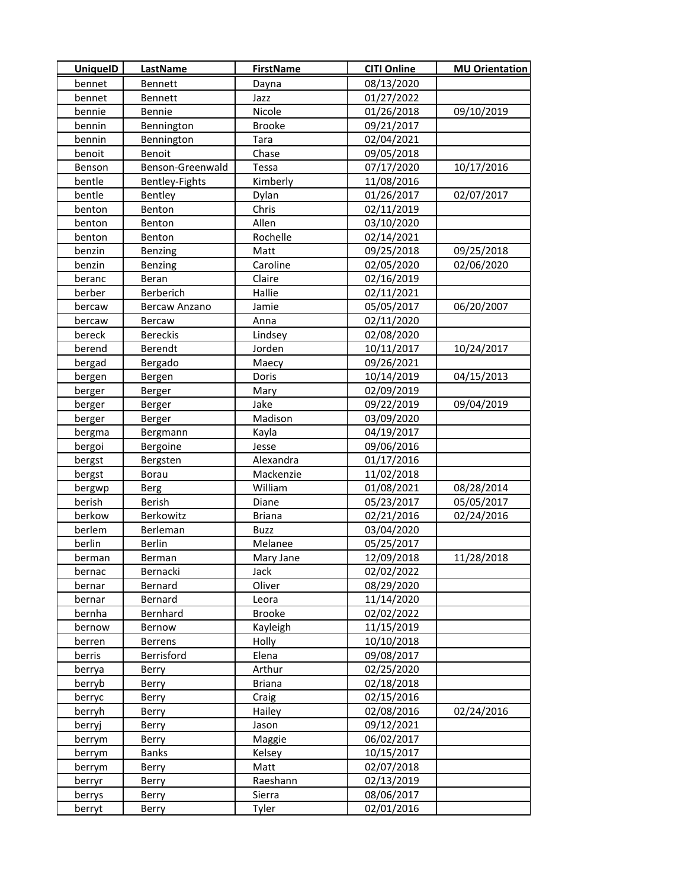| UniqueID | LastName | FirstName | CITI Online | MU Orientation |
|---|---|---|---|---|
| bennet | Bennett | Dayna | 08/13/2020 | |
| bennet | Bennett | Jazz | 01/27/2022 | |
| bennie | Bennie | Nicole | 01/26/2018 | 09/10/2019 |
| bennin | Bennington | Brooke | 09/21/2017 | |
| bennin | Bennington | Tara | 02/04/2021 | |
| benoit | Benoit | Chase | 09/05/2018 | |
| Benson | Benson-Greenwald | Tessa | 07/17/2020 | 10/17/2016 |
| bentle | Bentley-Fights | Kimberly | 11/08/2016 | |
| bentle | Bentley | Dylan | 01/26/2017 | 02/07/2017 |
| benton | Benton | Chris | 02/11/2019 | |
| benton | Benton | Allen | 03/10/2020 | |
| benton | Benton | Rochelle | 02/14/2021 | |
| benzin | Benzing | Matt | 09/25/2018 | 09/25/2018 |
| benzin | Benzing | Caroline | 02/05/2020 | 02/06/2020 |
| beranc | Beran | Claire | 02/16/2019 | |
| berber | Berberich | Hallie | 02/11/2021 | |
| bercaw | Bercaw Anzano | Jamie | 05/05/2017 | 06/20/2007 |
| bercaw | Bercaw | Anna | 02/11/2020 | |
| bereck | Bereckis | Lindsey | 02/08/2020 | |
| berend | Berendt | Jorden | 10/11/2017 | 10/24/2017 |
| bergad | Bergado | Maecy | 09/26/2021 | |
| bergen | Bergen | Doris | 10/14/2019 | 04/15/2013 |
| berger | Berger | Mary | 02/09/2019 | |
| berger | Berger | Jake | 09/22/2019 | 09/04/2019 |
| berger | Berger | Madison | 03/09/2020 | |
| bergma | Bergmann | Kayla | 04/19/2017 | |
| bergoi | Bergoine | Jesse | 09/06/2016 | |
| bergst | Bergsten | Alexandra | 01/17/2016 | |
| bergst | Borau | Mackenzie | 11/02/2018 | |
| bergwp | Berg | William | 01/08/2021 | 08/28/2014 |
| berish | Berish | Diane | 05/23/2017 | 05/05/2017 |
| berkow | Berkowitz | Briana | 02/21/2016 | 02/24/2016 |
| berlem | Berleman | Buzz | 03/04/2020 | |
| berlin | Berlin | Melanee | 05/25/2017 | |
| berman | Berman | Mary Jane | 12/09/2018 | 11/28/2018 |
| bernac | Bernacki | Jack | 02/02/2022 | |
| bernar | Bernard | Oliver | 08/29/2020 | |
| bernar | Bernard | Leora | 11/14/2020 | |
| bernha | Bernhard | Brooke | 02/02/2022 | |
| bernow | Bernow | Kayleigh | 11/15/2019 | |
| berren | Berrens | Holly | 10/10/2018 | |
| berris | Berrisford | Elena | 09/08/2017 | |
| berrya | Berry | Arthur | 02/25/2020 | |
| berryb | Berry | Briana | 02/18/2018 | |
| berryc | Berry | Craig | 02/15/2016 | |
| berryh | Berry | Hailey | 02/08/2016 | 02/24/2016 |
| berryj | Berry | Jason | 09/12/2021 | |
| berrym | Berry | Maggie | 06/02/2017 | |
| berrym | Banks | Kelsey | 10/15/2017 | |
| berrym | Berry | Matt | 02/07/2018 | |
| berryr | Berry | Raeshann | 02/13/2019 | |
| berrys | Berry | Sierra | 08/06/2017 | |
| berryt | Berry | Tyler | 02/01/2016 | |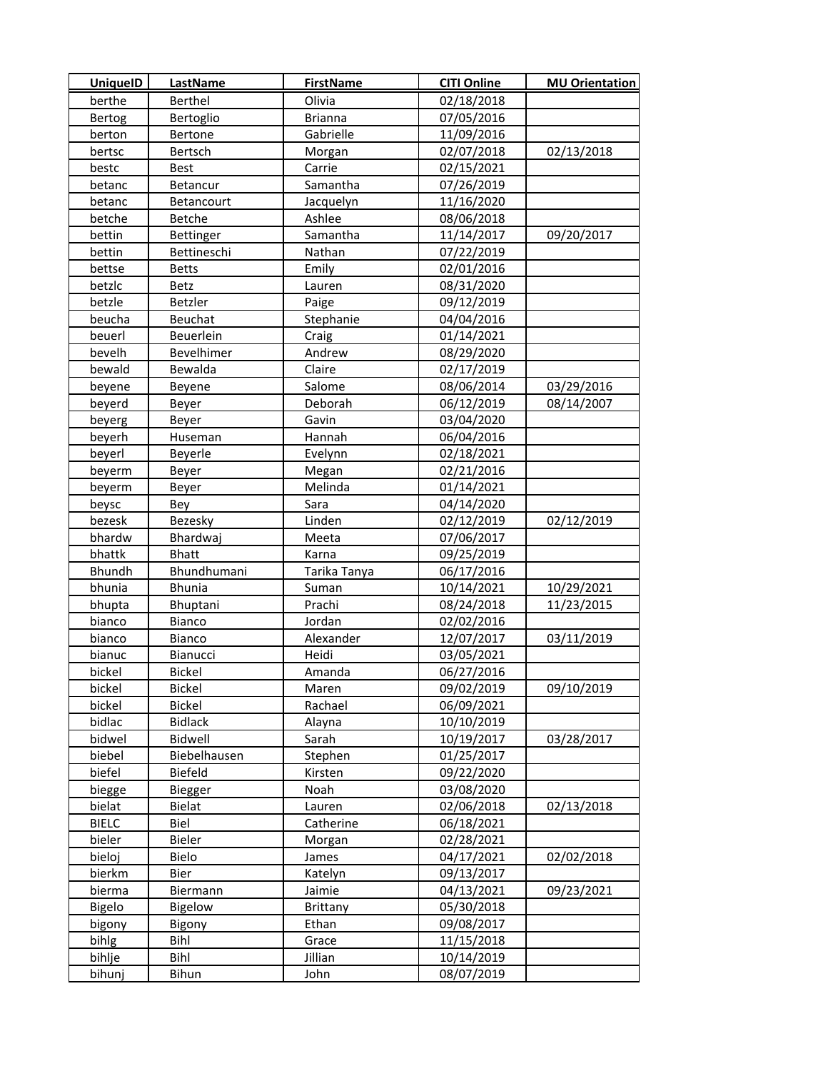| UniqueID | LastName | FirstName | CITI Online | MU Orientation |
| --- | --- | --- | --- | --- |
| berthe | Berthel | Olivia | 02/18/2018 | |
| Bertog | Bertoglio | Brianna | 07/05/2016 | |
| berton | Bertone | Gabrielle | 11/09/2016 | |
| bertsc | Bertsch | Morgan | 02/07/2018 | 02/13/2018 |
| bestc | Best | Carrie | 02/15/2021 | |
| betanc | Betancur | Samantha | 07/26/2019 | |
| betanc | Betancourt | Jacquelyn | 11/16/2020 | |
| betche | Betche | Ashlee | 08/06/2018 | |
| bettin | Bettinger | Samantha | 11/14/2017 | 09/20/2017 |
| bettin | Bettineschi | Nathan | 07/22/2019 | |
| bettse | Betts | Emily | 02/01/2016 | |
| betzlc | Betz | Lauren | 08/31/2020 | |
| betzle | Betzler | Paige | 09/12/2019 | |
| beucha | Beuchat | Stephanie | 04/04/2016 | |
| beuerl | Beuerlein | Craig | 01/14/2021 | |
| bevelh | Bevelhimer | Andrew | 08/29/2020 | |
| bewald | Bewalda | Claire | 02/17/2019 | |
| beyene | Beyene | Salome | 08/06/2014 | 03/29/2016 |
| beyerd | Beyer | Deborah | 06/12/2019 | 08/14/2007 |
| beyerg | Beyer | Gavin | 03/04/2020 | |
| beyerh | Huseman | Hannah | 06/04/2016 | |
| beyerl | Beyerle | Evelynn | 02/18/2021 | |
| beyerm | Beyer | Megan | 02/21/2016 | |
| beyerm | Beyer | Melinda | 01/14/2021 | |
| beysc | Bey | Sara | 04/14/2020 | |
| bezesk | Bezesky | Linden | 02/12/2019 | 02/12/2019 |
| bhardw | Bhardwaj | Meeta | 07/06/2017 | |
| bhattk | Bhatt | Karna | 09/25/2019 | |
| Bhundh | Bhundhumani | Tarika Tanya | 06/17/2016 | |
| bhunia | Bhunia | Suman | 10/14/2021 | 10/29/2021 |
| bhupta | Bhuptani | Prachi | 08/24/2018 | 11/23/2015 |
| bianco | Bianco | Jordan | 02/02/2016 | |
| bianco | Bianco | Alexander | 12/07/2017 | 03/11/2019 |
| bianuc | Bianucci | Heidi | 03/05/2021 | |
| bickel | Bickel | Amanda | 06/27/2016 | |
| bickel | Bickel | Maren | 09/02/2019 | 09/10/2019 |
| bickel | Bickel | Rachael | 06/09/2021 | |
| bidlac | Bidlack | Alayna | 10/10/2019 | |
| bidwel | Bidwell | Sarah | 10/19/2017 | 03/28/2017 |
| biebel | Biebelhausen | Stephen | 01/25/2017 | |
| biefel | Biefeld | Kirsten | 09/22/2020 | |
| biegge | Biegger | Noah | 03/08/2020 | |
| bielat | Bielat | Lauren | 02/06/2018 | 02/13/2018 |
| BIELC | Biel | Catherine | 06/18/2021 | |
| bieler | Bieler | Morgan | 02/28/2021 | |
| bieloj | Bielo | James | 04/17/2021 | 02/02/2018 |
| bierkm | Bier | Katelyn | 09/13/2017 | |
| bierma | Biermann | Jaimie | 04/13/2021 | 09/23/2021 |
| Bigelo | Bigelow | Brittany | 05/30/2018 | |
| bigony | Bigony | Ethan | 09/08/2017 | |
| bihlg | Bihl | Grace | 11/15/2018 | |
| bihlje | Bihl | Jillian | 10/14/2019 | |
| bihunj | Bihun | John | 08/07/2019 | |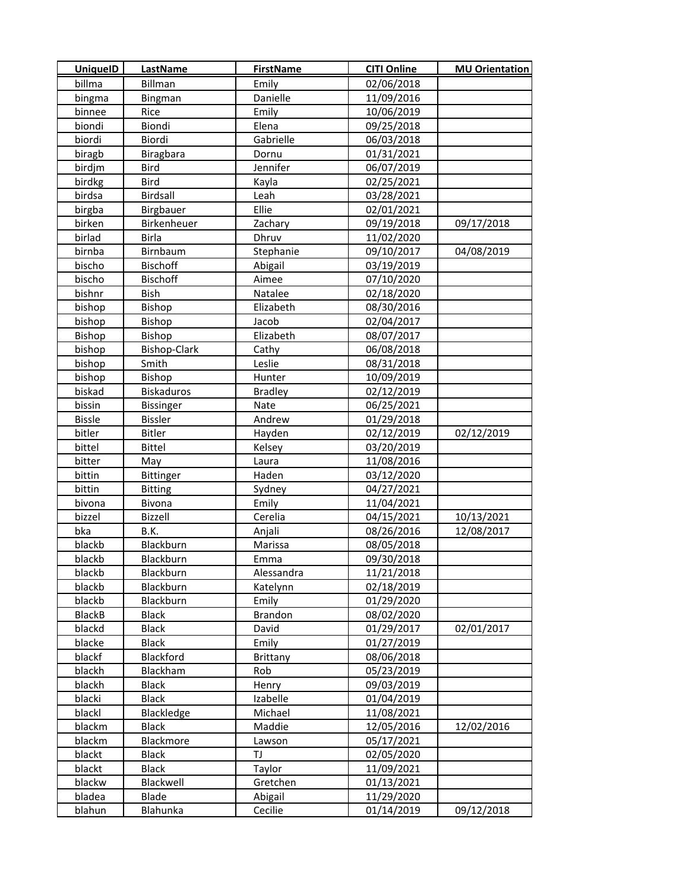| UniqueID | LastName | FirstName | CITI Online | MU Orientation |
|---|---|---|---|---|
| billma | Billman | Emily | 02/06/2018 | |
| bingma | Bingman | Danielle | 11/09/2016 | |
| binnee | Rice | Emily | 10/06/2019 | |
| biondi | Biondi | Elena | 09/25/2018 | |
| biordi | Biordi | Gabrielle | 06/03/2018 | |
| biragb | Biragbara | Dornu | 01/31/2021 | |
| birdjm | Bird | Jennifer | 06/07/2019 | |
| birdkg | Bird | Kayla | 02/25/2021 | |
| birdsa | Birdsall | Leah | 03/28/2021 | |
| birgba | Birgbauer | Ellie | 02/01/2021 | |
| birken | Birkenheuer | Zachary | 09/19/2018 | 09/17/2018 |
| birlad | Birla | Dhruv | 11/02/2020 | |
| birnba | Birnbaum | Stephanie | 09/10/2017 | 04/08/2019 |
| bischo | Bischoff | Abigail | 03/19/2019 | |
| bischo | Bischoff | Aimee | 07/10/2020 | |
| bishnr | Bish | Natalee | 02/18/2020 | |
| bishop | Bishop | Elizabeth | 08/30/2016 | |
| bishop | Bishop | Jacob | 02/04/2017 | |
| Bishop | Bishop | Elizabeth | 08/07/2017 | |
| bishop | Bishop-Clark | Cathy | 06/08/2018 | |
| bishop | Smith | Leslie | 08/31/2018 | |
| bishop | Bishop | Hunter | 10/09/2019 | |
| biskad | Biskaduros | Bradley | 02/12/2019 | |
| bissin | Bissinger | Nate | 06/25/2021 | |
| Bissle | Bissler | Andrew | 01/29/2018 | |
| bitler | Bitler | Hayden | 02/12/2019 | 02/12/2019 |
| bittel | Bittel | Kelsey | 03/20/2019 | |
| bitter | May | Laura | 11/08/2016 | |
| bittin | Bittinger | Haden | 03/12/2020 | |
| bittin | Bitting | Sydney | 04/27/2021 | |
| bivona | Bivona | Emily | 11/04/2021 | |
| bizzel | Bizzell | Cerelia | 04/15/2021 | 10/13/2021 |
| bka | B.K. | Anjali | 08/26/2016 | 12/08/2017 |
| blackb | Blackburn | Marissa | 08/05/2018 | |
| blackb | Blackburn | Emma | 09/30/2018 | |
| blackb | Blackburn | Alessandra | 11/21/2018 | |
| blackb | Blackburn | Katelynn | 02/18/2019 | |
| blackb | Blackburn | Emily | 01/29/2020 | |
| BlackB | Black | Brandon | 08/02/2020 | |
| blackd | Black | David | 01/29/2017 | 02/01/2017 |
| blacke | Black | Emily | 01/27/2019 | |
| blackf | Blackford | Brittany | 08/06/2018 | |
| blackh | Blackham | Rob | 05/23/2019 | |
| blackh | Black | Henry | 09/03/2019 | |
| blacki | Black | Izabelle | 01/04/2019 | |
| blackl | Blackledge | Michael | 11/08/2021 | |
| blackm | Black | Maddie | 12/05/2016 | 12/02/2016 |
| blackm | Blackmore | Lawson | 05/17/2021 | |
| blackt | Black | TJ | 02/05/2020 | |
| blackt | Black | Taylor | 11/09/2021 | |
| blackw | Blackwell | Gretchen | 01/13/2021 | |
| bladea | Blade | Abigail | 11/29/2020 | |
| blahun | Blahunka | Cecilie | 01/14/2019 | 09/12/2018 |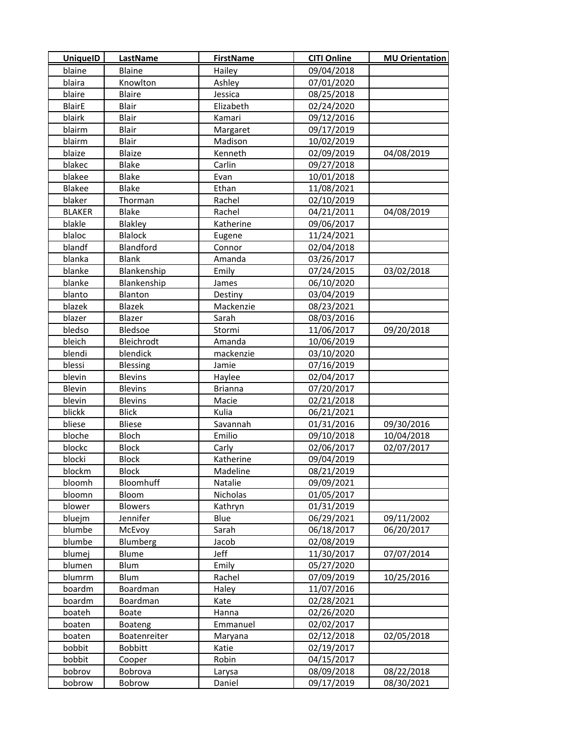| UniqueID | LastName | FirstName | CITI Online | MU Orientation |
| --- | --- | --- | --- | --- |
| blaine | Blaine | Hailey | 09/04/2018 | |
| blaira | Knowlton | Ashley | 07/01/2020 | |
| blaire | Blaire | Jessica | 08/25/2018 | |
| BlairE | Blair | Elizabeth | 02/24/2020 | |
| blairk | Blair | Kamari | 09/12/2016 | |
| blairm | Blair | Margaret | 09/17/2019 | |
| blairm | Blair | Madison | 10/02/2019 | |
| blaize | Blaize | Kenneth | 02/09/2019 | 04/08/2019 |
| blakec | Blake | Carlin | 09/27/2018 | |
| blakee | Blake | Evan | 10/01/2018 | |
| Blakee | Blake | Ethan | 11/08/2021 | |
| blaker | Thorman | Rachel | 02/10/2019 | |
| BLAKER | Blake | Rachel | 04/21/2011 | 04/08/2019 |
| blakle | Blakley | Katherine | 09/06/2017 | |
| blaloc | Blalock | Eugene | 11/24/2021 | |
| blandf | Blandford | Connor | 02/04/2018 | |
| blanka | Blank | Amanda | 03/26/2017 | |
| blanke | Blankenship | Emily | 07/24/2015 | 03/02/2018 |
| blanke | Blankenship | James | 06/10/2020 | |
| blanto | Blanton | Destiny | 03/04/2019 | |
| blazek | Blazek | Mackenzie | 08/23/2021 | |
| blazer | Blazer | Sarah | 08/03/2016 | |
| bledso | Bledsoe | Stormi | 11/06/2017 | 09/20/2018 |
| bleich | Bleichrodt | Amanda | 10/06/2019 | |
| blendi | blendick | mackenzie | 03/10/2020 | |
| blessi | Blessing | Jamie | 07/16/2019 | |
| blevin | Blevins | Haylee | 02/04/2017 | |
| Blevin | Blevins | Brianna | 07/20/2017 | |
| blevin | Blevins | Macie | 02/21/2018 | |
| blickk | Blick | Kulia | 06/21/2021 | |
| bliese | Bliese | Savannah | 01/31/2016 | 09/30/2016 |
| bloche | Bloch | Emilio | 09/10/2018 | 10/04/2018 |
| blockc | Block | Carly | 02/06/2017 | 02/07/2017 |
| blocki | Block | Katherine | 09/04/2019 | |
| blockm | Block | Madeline | 08/21/2019 | |
| bloomh | Bloomhuff | Natalie | 09/09/2021 | |
| bloomn | Bloom | Nicholas | 01/05/2017 | |
| blower | Blowers | Kathryn | 01/31/2019 | |
| bluejm | Jennifer | Blue | 06/29/2021 | 09/11/2002 |
| blumbe | McEvoy | Sarah | 06/18/2017 | 06/20/2017 |
| blumbe | Blumberg | Jacob | 02/08/2019 | |
| blumej | Blume | Jeff | 11/30/2017 | 07/07/2014 |
| blumen | Blum | Emily | 05/27/2020 | |
| blumrm | Blum | Rachel | 07/09/2019 | 10/25/2016 |
| boardm | Boardman | Haley | 11/07/2016 | |
| boardm | Boardman | Kate | 02/28/2021 | |
| boateh | Boate | Hanna | 02/26/2020 | |
| boaten | Boateng | Emmanuel | 02/02/2017 | |
| boaten | Boatenreiter | Maryana | 02/12/2018 | 02/05/2018 |
| bobbit | Bobbitt | Katie | 02/19/2017 | |
| bobbit | Cooper | Robin | 04/15/2017 | |
| bobrov | Bobrova | Larysa | 08/09/2018 | 08/22/2018 |
| bobrow | Bobrow | Daniel | 09/17/2019 | 08/30/2021 |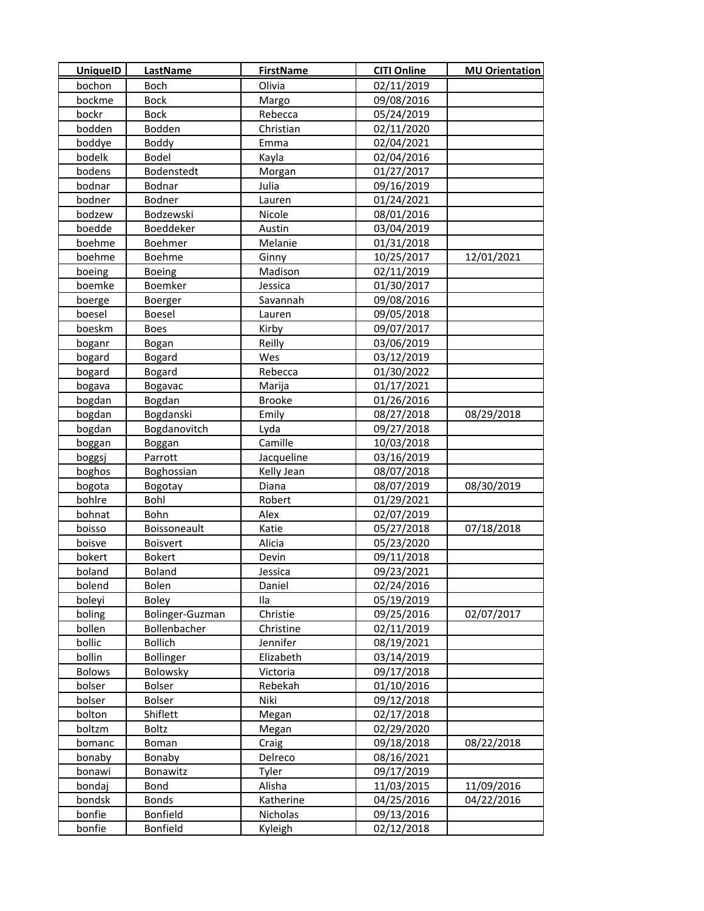| UniqueID | LastName | FirstName | CITI Online | MU Orientation |
|---|---|---|---|---|
| bochon | Boch | Olivia | 02/11/2019 | |
| bockme | Bock | Margo | 09/08/2016 | |
| bockr | Bock | Rebecca | 05/24/2019 | |
| bodden | Bodden | Christian | 02/11/2020 | |
| boddye | Boddy | Emma | 02/04/2021 | |
| bodelk | Bodel | Kayla | 02/04/2016 | |
| bodens | Bodenstedt | Morgan | 01/27/2017 | |
| bodnar | Bodnar | Julia | 09/16/2019 | |
| bodner | Bodner | Lauren | 01/24/2021 | |
| bodzew | Bodzewski | Nicole | 08/01/2016 | |
| boedde | Boeddeker | Austin | 03/04/2019 | |
| boehme | Boehmer | Melanie | 01/31/2018 | |
| boehme | Boehme | Ginny | 10/25/2017 | 12/01/2021 |
| boeing | Boeing | Madison | 02/11/2019 | |
| boemke | Boemker | Jessica | 01/30/2017 | |
| boerge | Boerger | Savannah | 09/08/2016 | |
| boesel | Boesel | Lauren | 09/05/2018 | |
| boeskm | Boes | Kirby | 09/07/2017 | |
| boganr | Bogan | Reilly | 03/06/2019 | |
| bogard | Bogard | Wes | 03/12/2019 | |
| bogard | Bogard | Rebecca | 01/30/2022 | |
| bogava | Bogavac | Marija | 01/17/2021 | |
| bogdan | Bogdan | Brooke | 01/26/2016 | |
| bogdan | Bogdanski | Emily | 08/27/2018 | 08/29/2018 |
| bogdan | Bogdanovitch | Lyda | 09/27/2018 | |
| boggan | Boggan | Camille | 10/03/2018 | |
| boggsj | Parrott | Jacqueline | 03/16/2019 | |
| boghos | Boghossian | Kelly Jean | 08/07/2018 | |
| bogota | Bogotay | Diana | 08/07/2019 | 08/30/2019 |
| bohlre | Bohl | Robert | 01/29/2021 | |
| bohnat | Bohn | Alex | 02/07/2019 | |
| boisso | Boissoneault | Katie | 05/27/2018 | 07/18/2018 |
| boisve | Boisvert | Alicia | 05/23/2020 | |
| bokert | Bokert | Devin | 09/11/2018 | |
| boland | Boland | Jessica | 09/23/2021 | |
| bolend | Bolen | Daniel | 02/24/2016 | |
| boleyi | Boley | Ila | 05/19/2019 | |
| boling | Bolinger-Guzman | Christie | 09/25/2016 | 02/07/2017 |
| bollen | Bollenbacher | Christine | 02/11/2019 | |
| bollic | Bollich | Jennifer | 08/19/2021 | |
| bollin | Bollinger | Elizabeth | 03/14/2019 | |
| Bolows | Bolowsky | Victoria | 09/17/2018 | |
| bolser | Bolser | Rebekah | 01/10/2016 | |
| bolser | Bolser | Niki | 09/12/2018 | |
| bolton | Shiflett | Megan | 02/17/2018 | |
| boltzm | Boltz | Megan | 02/29/2020 | |
| bomanc | Boman | Craig | 09/18/2018 | 08/22/2018 |
| bonaby | Bonaby | Delreco | 08/16/2021 | |
| bonawi | Bonawitz | Tyler | 09/17/2019 | |
| bondaj | Bond | Alisha | 11/03/2015 | 11/09/2016 |
| bondsk | Bonds | Katherine | 04/25/2016 | 04/22/2016 |
| bonfie | Bonfield | Nicholas | 09/13/2016 | |
| bonfie | Bonfield | Kyleigh | 02/12/2018 | |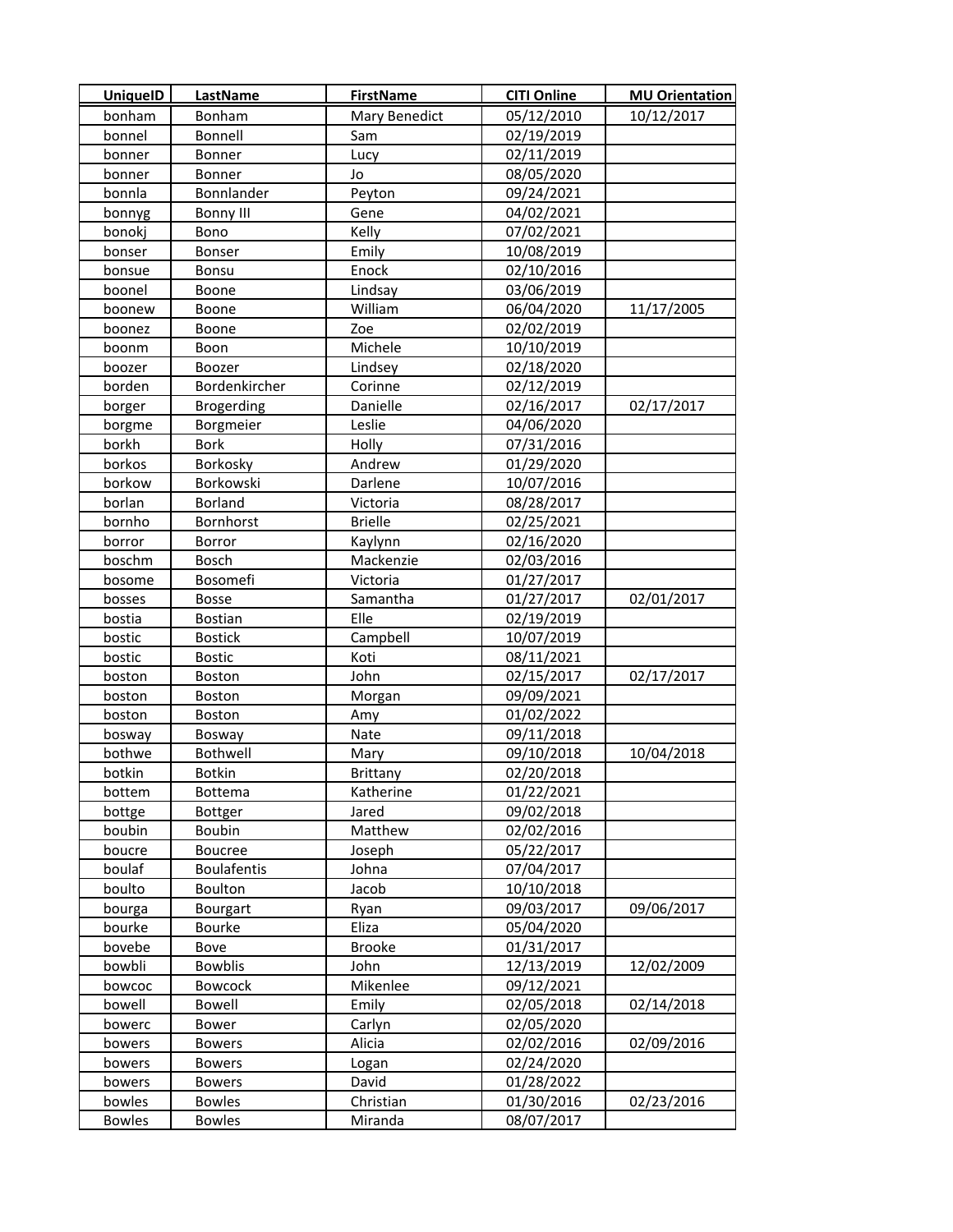| UniqueID | LastName | FirstName | CITI Online | MU Orientation |
|---|---|---|---|---|
| bonham | Bonham | Mary Benedict | 05/12/2010 | 10/12/2017 |
| bonnel | Bonnell | Sam | 02/19/2019 | |
| bonner | Bonner | Lucy | 02/11/2019 | |
| bonner | Bonner | Jo | 08/05/2020 | |
| bonnla | Bonnlander | Peyton | 09/24/2021 | |
| bonnyg | Bonny III | Gene | 04/02/2021 | |
| bonokj | Bono | Kelly | 07/02/2021 | |
| bonser | Bonser | Emily | 10/08/2019 | |
| bonsue | Bonsu | Enock | 02/10/2016 | |
| boonel | Boone | Lindsay | 03/06/2019 | |
| boonew | Boone | William | 06/04/2020 | 11/17/2005 |
| boonez | Boone | Zoe | 02/02/2019 | |
| boonm | Boon | Michele | 10/10/2019 | |
| boozer | Boozer | Lindsey | 02/18/2020 | |
| borden | Bordenkircher | Corinne | 02/12/2019 | |
| borger | Brogerding | Danielle | 02/16/2017 | 02/17/2017 |
| borgme | Borgmeier | Leslie | 04/06/2020 | |
| borkh | Bork | Holly | 07/31/2016 | |
| borkos | Borkosky | Andrew | 01/29/2020 | |
| borkow | Borkowski | Darlene | 10/07/2016 | |
| borlan | Borland | Victoria | 08/28/2017 | |
| bornho | Bornhorst | Brielle | 02/25/2021 | |
| borror | Borror | Kaylynn | 02/16/2020 | |
| boschm | Bosch | Mackenzie | 02/03/2016 | |
| bosome | Bosomefi | Victoria | 01/27/2017 | |
| bosses | Bosse | Samantha | 01/27/2017 | 02/01/2017 |
| bostia | Bostian | Elle | 02/19/2019 | |
| bostic | Bostick | Campbell | 10/07/2019 | |
| bostic | Bostic | Koti | 08/11/2021 | |
| boston | Boston | John | 02/15/2017 | 02/17/2017 |
| boston | Boston | Morgan | 09/09/2021 | |
| boston | Boston | Amy | 01/02/2022 | |
| bosway | Bosway | Nate | 09/11/2018 | |
| bothwe | Bothwell | Mary | 09/10/2018 | 10/04/2018 |
| botkin | Botkin | Brittany | 02/20/2018 | |
| bottem | Bottema | Katherine | 01/22/2021 | |
| bottge | Bottger | Jared | 09/02/2018 | |
| boubin | Boubin | Matthew | 02/02/2016 | |
| boucre | Boucree | Joseph | 05/22/2017 | |
| boulaf | Boulafentis | Johna | 07/04/2017 | |
| boulto | Boulton | Jacob | 10/10/2018 | |
| bourga | Bourgart | Ryan | 09/03/2017 | 09/06/2017 |
| bourke | Bourke | Eliza | 05/04/2020 | |
| bovebe | Bove | Brooke | 01/31/2017 | |
| bowbli | Bowblis | John | 12/13/2019 | 12/02/2009 |
| bowcoc | Bowcock | Mikenlee | 09/12/2021 | |
| bowell | Bowell | Emily | 02/05/2018 | 02/14/2018 |
| bowerc | Bower | Carlyn | 02/05/2020 | |
| bowers | Bowers | Alicia | 02/02/2016 | 02/09/2016 |
| bowers | Bowers | Logan | 02/24/2020 | |
| bowers | Bowers | David | 01/28/2022 | |
| bowles | Bowles | Christian | 01/30/2016 | 02/23/2016 |
| Bowles | Bowles | Miranda | 08/07/2017 | |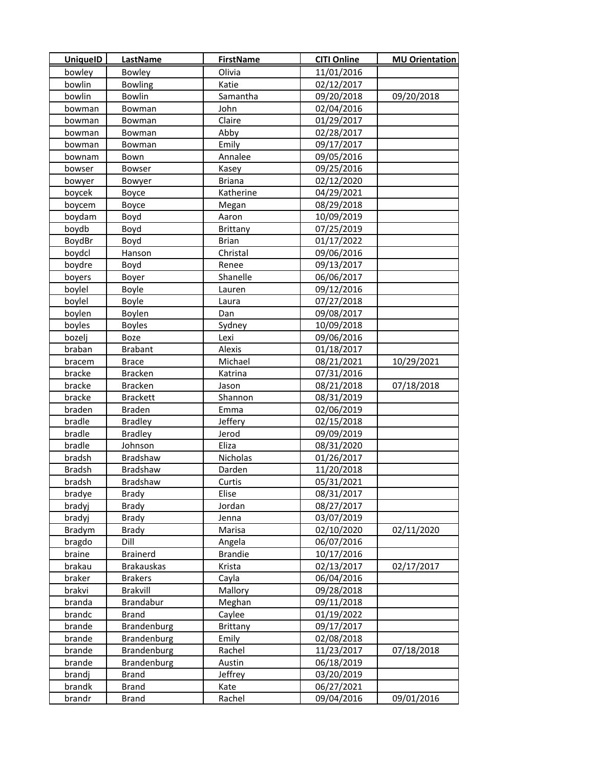| UniqueID | LastName | FirstName | CITI Online | MU Orientation |
|---|---|---|---|---|
| bowley | Bowley | Olivia | 11/01/2016 | |
| bowlin | Bowling | Katie | 02/12/2017 | |
| bowlin | Bowlin | Samantha | 09/20/2018 | 09/20/2018 |
| bowman | Bowman | John | 02/04/2016 | |
| bowman | Bowman | Claire | 01/29/2017 | |
| bowman | Bowman | Abby | 02/28/2017 | |
| bowman | Bowman | Emily | 09/17/2017 | |
| bownam | Bown | Annalee | 09/05/2016 | |
| bowser | Bowser | Kasey | 09/25/2016 | |
| bowyer | Bowyer | Briana | 02/12/2020 | |
| boycek | Boyce | Katherine | 04/29/2021 | |
| boycem | Boyce | Megan | 08/29/2018 | |
| boydam | Boyd | Aaron | 10/09/2019 | |
| boydb | Boyd | Brittany | 07/25/2019 | |
| BoydBr | Boyd | Brian | 01/17/2022 | |
| boydcl | Hanson | Christal | 09/06/2016 | |
| boydre | Boyd | Renee | 09/13/2017 | |
| boyers | Boyer | Shanelle | 06/06/2017 | |
| boylel | Boyle | Lauren | 09/12/2016 | |
| boylel | Boyle | Laura | 07/27/2018 | |
| boylen | Boylen | Dan | 09/08/2017 | |
| boyles | Boyles | Sydney | 10/09/2018 | |
| bozelj | Boze | Lexi | 09/06/2016 | |
| braban | Brabant | Alexis | 01/18/2017 | |
| bracem | Brace | Michael | 08/21/2021 | 10/29/2021 |
| bracke | Bracken | Katrina | 07/31/2016 | |
| bracke | Bracken | Jason | 08/21/2018 | 07/18/2018 |
| bracke | Brackett | Shannon | 08/31/2019 | |
| braden | Braden | Emma | 02/06/2019 | |
| bradle | Bradley | Jeffery | 02/15/2018 | |
| bradle | Bradley | Jerod | 09/09/2019 | |
| bradle | Johnson | Eliza | 08/31/2020 | |
| bradsh | Bradshaw | Nicholas | 01/26/2017 | |
| Bradsh | Bradshaw | Darden | 11/20/2018 | |
| bradsh | Bradshaw | Curtis | 05/31/2021 | |
| bradye | Brady | Elise | 08/31/2017 | |
| bradyj | Brady | Jordan | 08/27/2017 | |
| bradyj | Brady | Jenna | 03/07/2019 | |
| Bradym | Brady | Marisa | 02/10/2020 | 02/11/2020 |
| bragdo | Dill | Angela | 06/07/2016 | |
| braine | Brainerd | Brandie | 10/17/2016 | |
| brakau | Brakauskas | Krista | 02/13/2017 | 02/17/2017 |
| braker | Brakers | Cayla | 06/04/2016 | |
| brakvi | Brakvill | Mallory | 09/28/2018 | |
| branda | Brandabur | Meghan | 09/11/2018 | |
| brandc | Brand | Caylee | 01/19/2022 | |
| brande | Brandenburg | Brittany | 09/17/2017 | |
| brande | Brandenburg | Emily | 02/08/2018 | |
| brande | Brandenburg | Rachel | 11/23/2017 | 07/18/2018 |
| brande | Brandenburg | Austin | 06/18/2019 | |
| brandj | Brand | Jeffrey | 03/20/2019 | |
| brandk | Brand | Kate | 06/27/2021 | |
| brandr | Brand | Rachel | 09/04/2016 | 09/01/2016 |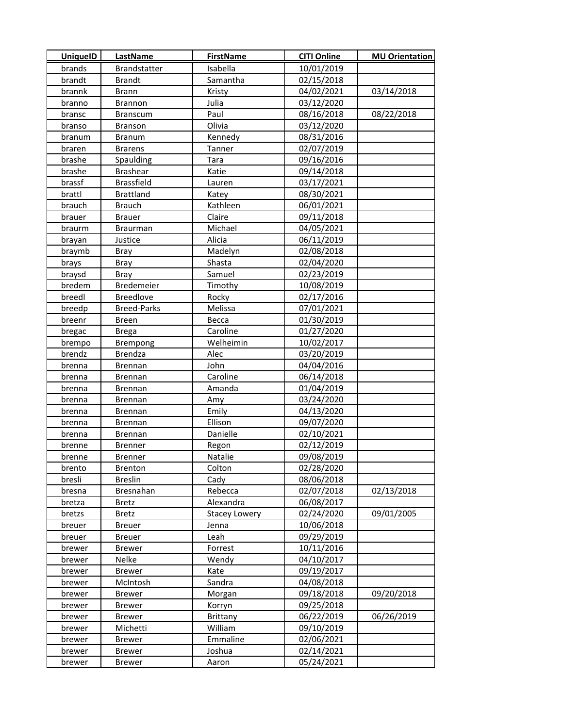| UniqueID | LastName | FirstName | CITI Online | MU Orientation |
|---|---|---|---|---|
| brands | Brandstatter | Isabella | 10/01/2019 | |
| brandt | Brandt | Samantha | 02/15/2018 | |
| brannk | Brann | Kristy | 04/02/2021 | 03/14/2018 |
| branno | Brannon | Julia | 03/12/2020 | |
| bransc | Branscum | Paul | 08/16/2018 | 08/22/2018 |
| branso | Branson | Olivia | 03/12/2020 | |
| branum | Branum | Kennedy | 08/31/2016 | |
| braren | Brarens | Tanner | 02/07/2019 | |
| brashe | Spaulding | Tara | 09/16/2016 | |
| brashe | Brashear | Katie | 09/14/2018 | |
| brassf | Brassfield | Lauren | 03/17/2021 | |
| brattl | Brattland | Katey | 08/30/2021 | |
| brauch | Brauch | Kathleen | 06/01/2021 | |
| brauer | Brauer | Claire | 09/11/2018 | |
| braurm | Braurman | Michael | 04/05/2021 | |
| brayan | Justice | Alicia | 06/11/2019 | |
| braymb | Bray | Madelyn | 02/08/2018 | |
| brays | Bray | Shasta | 02/04/2020 | |
| braysd | Bray | Samuel | 02/23/2019 | |
| bredem | Bredemeier | Timothy | 10/08/2019 | |
| breedl | Breedlove | Rocky | 02/17/2016 | |
| breedp | Breed-Parks | Melissa | 07/01/2021 | |
| breenr | Breen | Becca | 01/30/2019 | |
| bregac | Brega | Caroline | 01/27/2020 | |
| brempo | Brempong | Welheimin | 10/02/2017 | |
| brendz | Brendza | Alec | 03/20/2019 | |
| brenna | Brennan | John | 04/04/2016 | |
| brenna | Brennan | Caroline | 06/14/2018 | |
| brenna | Brennan | Amanda | 01/04/2019 | |
| brenna | Brennan | Amy | 03/24/2020 | |
| brenna | Brennan | Emily | 04/13/2020 | |
| brenna | Brennan | Ellison | 09/07/2020 | |
| brenna | Brennan | Danielle | 02/10/2021 | |
| brenne | Brenner | Regon | 02/12/2019 | |
| brenne | Brenner | Natalie | 09/08/2019 | |
| brento | Brenton | Colton | 02/28/2020 | |
| bresli | Breslin | Cady | 08/06/2018 | |
| bresna | Bresnahan | Rebecca | 02/07/2018 | 02/13/2018 |
| bretza | Bretz | Alexandra | 06/08/2017 | |
| bretzs | Bretz | Stacey Lowery | 02/24/2020 | 09/01/2005 |
| breuer | Breuer | Jenna | 10/06/2018 | |
| breuer | Breuer | Leah | 09/29/2019 | |
| brewer | Brewer | Forrest | 10/11/2016 | |
| brewer | Nelke | Wendy | 04/10/2017 | |
| brewer | Brewer | Kate | 09/19/2017 | |
| brewer | McIntosh | Sandra | 04/08/2018 | |
| brewer | Brewer | Morgan | 09/18/2018 | 09/20/2018 |
| brewer | Brewer | Korryn | 09/25/2018 | |
| brewer | Brewer | Brittany | 06/22/2019 | 06/26/2019 |
| brewer | Michetti | William | 09/10/2019 | |
| brewer | Brewer | Emmaline | 02/06/2021 | |
| brewer | Brewer | Joshua | 02/14/2021 | |
| brewer | Brewer | Aaron | 05/24/2021 | |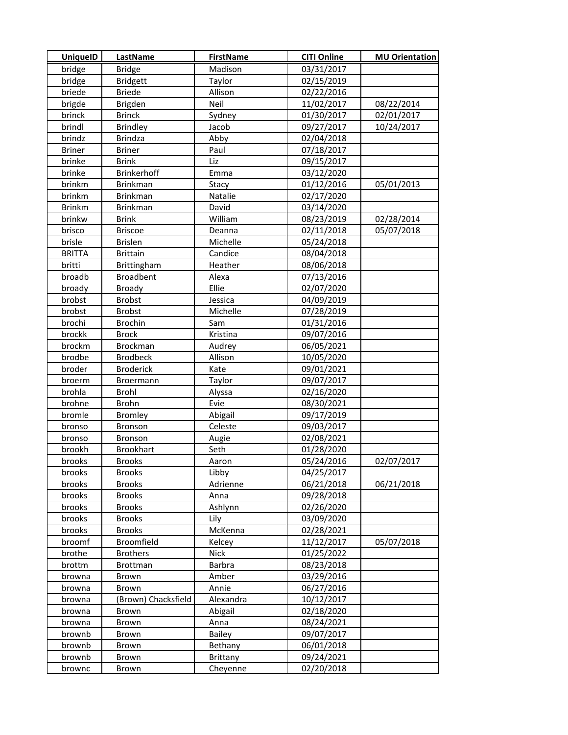| UniqueID | LastName | FirstName | CITI Online | MU Orientation |
|---|---|---|---|---|
| bridge | Bridge | Madison | 03/31/2017 | |
| bridge | Bridgett | Taylor | 02/15/2019 | |
| briede | Briede | Allison | 02/22/2016 | |
| brigde | Brigden | Neil | 11/02/2017 | 08/22/2014 |
| brinck | Brinck | Sydney | 01/30/2017 | 02/01/2017 |
| brindl | Brindley | Jacob | 09/27/2017 | 10/24/2017 |
| brindz | Brindza | Abby | 02/04/2018 | |
| Briner | Briner | Paul | 07/18/2017 | |
| brinke | Brink | Liz | 09/15/2017 | |
| brinke | Brinkerhoff | Emma | 03/12/2020 | |
| brinkm | Brinkman | Stacy | 01/12/2016 | 05/01/2013 |
| brinkm | Brinkman | Natalie | 02/17/2020 | |
| Brinkm | Brinkman | David | 03/14/2020 | |
| brinkw | Brink | William | 08/23/2019 | 02/28/2014 |
| brisco | Briscoe | Deanna | 02/11/2018 | 05/07/2018 |
| brisle | Brislen | Michelle | 05/24/2018 | |
| BRITTA | Brittain | Candice | 08/04/2018 | |
| britti | Brittingham | Heather | 08/06/2018 | |
| broadb | Broadbent | Alexa | 07/13/2016 | |
| broady | Broady | Ellie | 02/07/2020 | |
| brobst | Brobst | Jessica | 04/09/2019 | |
| brobst | Brobst | Michelle | 07/28/2019 | |
| brochi | Brochin | Sam | 01/31/2016 | |
| brockk | Brock | Kristina | 09/07/2016 | |
| brockm | Brockman | Audrey | 06/05/2021 | |
| brodbe | Brodbeck | Allison | 10/05/2020 | |
| broder | Broderick | Kate | 09/01/2021 | |
| broerm | Broermann | Taylor | 09/07/2017 | |
| brohla | Brohl | Alyssa | 02/16/2020 | |
| brohne | Brohn | Evie | 08/30/2021 | |
| bromle | Bromley | Abigail | 09/17/2019 | |
| bronso | Bronson | Celeste | 09/03/2017 | |
| bronso | Bronson | Augie | 02/08/2021 | |
| brookh | Brookhart | Seth | 01/28/2020 | |
| brooks | Brooks | Aaron | 05/24/2016 | 02/07/2017 |
| brooks | Brooks | Libby | 04/25/2017 | |
| brooks | Brooks | Adrienne | 06/21/2018 | 06/21/2018 |
| brooks | Brooks | Anna | 09/28/2018 | |
| brooks | Brooks | Ashlynn | 02/26/2020 | |
| brooks | Brooks | Lily | 03/09/2020 | |
| brooks | Brooks | McKenna | 02/28/2021 | |
| broomf | Broomfield | Kelcey | 11/12/2017 | 05/07/2018 |
| brothe | Brothers | Nick | 01/25/2022 | |
| brottm | Brottman | Barbra | 08/23/2018 | |
| browna | Brown | Amber | 03/29/2016 | |
| browna | Brown | Annie | 06/27/2016 | |
| browna | (Brown) Chacksfield | Alexandra | 10/12/2017 | |
| browna | Brown | Abigail | 02/18/2020 | |
| browna | Brown | Anna | 08/24/2021 | |
| brownb | Brown | Bailey | 09/07/2017 | |
| brownb | Brown | Bethany | 06/01/2018 | |
| brownb | Brown | Brittany | 09/24/2021 | |
| brownc | Brown | Cheyenne | 02/20/2018 | |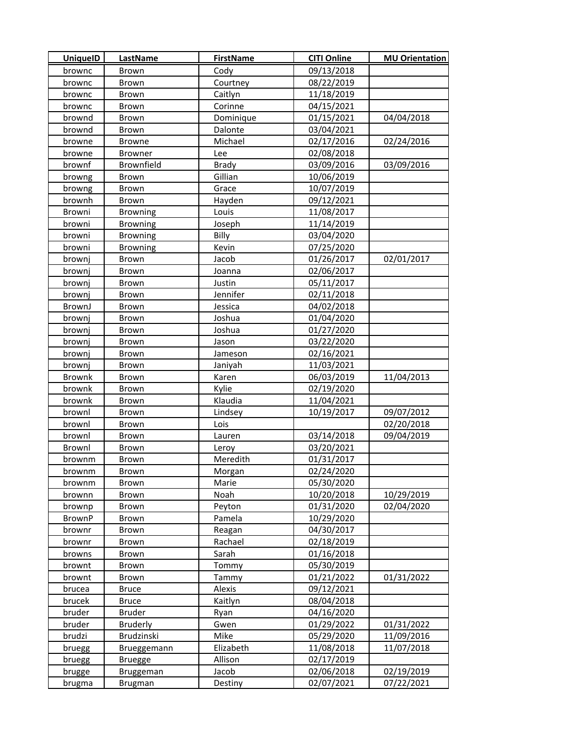| UniqueID | LastName | FirstName | CITI Online | MU Orientation |
| --- | --- | --- | --- | --- |
| brownc | Brown | Cody | 09/13/2018 | |
| brownc | Brown | Courtney | 08/22/2019 | |
| brownc | Brown | Caitlyn | 11/18/2019 | |
| brownc | Brown | Corinne | 04/15/2021 | |
| brownd | Brown | Dominique | 01/15/2021 | 04/04/2018 |
| brownd | Brown | Dalonte | 03/04/2021 | |
| browne | Browne | Michael | 02/17/2016 | 02/24/2016 |
| browne | Browner | Lee | 02/08/2018 | |
| brownf | Brownfield | Brady | 03/09/2016 | 03/09/2016 |
| browng | Brown | Gillian | 10/06/2019 | |
| browng | Brown | Grace | 10/07/2019 | |
| brownh | Brown | Hayden | 09/12/2021 | |
| Browni | Browning | Louis | 11/08/2017 | |
| browni | Browning | Joseph | 11/14/2019 | |
| browni | Browning | Billy | 03/04/2020 | |
| browni | Browning | Kevin | 07/25/2020 | |
| brownj | Brown | Jacob | 01/26/2017 | 02/01/2017 |
| brownj | Brown | Joanna | 02/06/2017 | |
| brownj | Brown | Justin | 05/11/2017 | |
| brownj | Brown | Jennifer | 02/11/2018 | |
| BrownJ | Brown | Jessica | 04/02/2018 | |
| brownj | Brown | Joshua | 01/04/2020 | |
| brownj | Brown | Joshua | 01/27/2020 | |
| brownj | Brown | Jason | 03/22/2020 | |
| brownj | Brown | Jameson | 02/16/2021 | |
| brownj | Brown | Janiyah | 11/03/2021 | |
| Brownk | Brown | Karen | 06/03/2019 | 11/04/2013 |
| brownk | Brown | Kylie | 02/19/2020 | |
| brownk | Brown | Klaudia | 11/04/2021 | |
| brownl | Brown | Lindsey | 10/19/2017 | 09/07/2012 |
| brownl | Brown | Lois | | 02/20/2018 |
| brownl | Brown | Lauren | 03/14/2018 | 09/04/2019 |
| Brownl | Brown | Leroy | 03/20/2021 | |
| brownm | Brown | Meredith | 01/31/2017 | |
| brownm | Brown | Morgan | 02/24/2020 | |
| brownm | Brown | Marie | 05/30/2020 | |
| brownn | Brown | Noah | 10/20/2018 | 10/29/2019 |
| brownp | Brown | Peyton | 01/31/2020 | 02/04/2020 |
| BrownP | Brown | Pamela | 10/29/2020 | |
| brownr | Brown | Reagan | 04/30/2017 | |
| brownr | Brown | Rachael | 02/18/2019 | |
| browns | Brown | Sarah | 01/16/2018 | |
| browntt | Brown | Tommy | 05/30/2019 | |
| browntt | Brown | Tammy | 01/21/2022 | 01/31/2022 |
| brucea | Bruce | Alexis | 09/12/2021 | |
| brucek | Bruce | Kaitlyn | 08/04/2018 | |
| bruder | Bruder | Ryan | 04/16/2020 | |
| bruder | Bruderly | Gwen | 01/29/2022 | 01/31/2022 |
| brudzi | Brudzinski | Mike | 05/29/2020 | 11/09/2016 |
| bruegg | Brueggemann | Elizabeth | 11/08/2018 | 11/07/2018 |
| bruegg | Bruegge | Allison | 02/17/2019 | |
| brugge | Bruggeman | Jacob | 02/06/2018 | 02/19/2019 |
| brugma | Brugman | Destiny | 02/07/2021 | 07/22/2021 |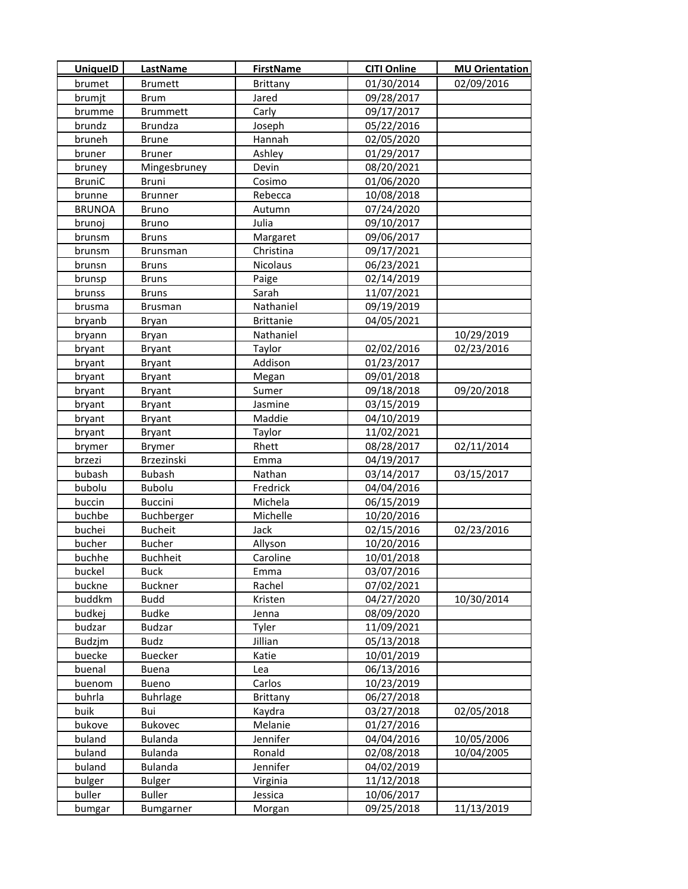| UniqueID | LastName | FirstName | CITI Online | MU Orientation |
|---|---|---|---|---|
| brumet | Brumett | Brittany | 01/30/2014 | 02/09/2016 |
| brumjt | Brum | Jared | 09/28/2017 | |
| brumme | Brummett | Carly | 09/17/2017 | |
| brundz | Brundza | Joseph | 05/22/2016 | |
| bruneh | Brune | Hannah | 02/05/2020 | |
| bruner | Bruner | Ashley | 01/29/2017 | |
| bruney | Mingesbruney | Devin | 08/20/2021 | |
| BruniC | Bruni | Cosimo | 01/06/2020 | |
| brunne | Brunner | Rebecca | 10/08/2018 | |
| BRUNOA | Bruno | Autumn | 07/24/2020 | |
| brunoj | Bruno | Julia | 09/10/2017 | |
| brunsm | Bruns | Margaret | 09/06/2017 | |
| brunsm | Brunsman | Christina | 09/17/2021 | |
| brunsn | Bruns | Nicolaus | 06/23/2021 | |
| brunsp | Bruns | Paige | 02/14/2019 | |
| brunss | Bruns | Sarah | 11/07/2021 | |
| brusma | Brusman | Nathaniel | 09/19/2019 | |
| bryanb | Bryan | Brittanie | 04/05/2021 | |
| bryann | Bryan | Nathaniel | | 10/29/2019 |
| bryant | Bryant | Taylor | 02/02/2016 | 02/23/2016 |
| bryant | Bryant | Addison | 01/23/2017 | |
| bryant | Bryant | Megan | 09/01/2018 | |
| bryant | Bryant | Sumer | 09/18/2018 | 09/20/2018 |
| bryant | Bryant | Jasmine | 03/15/2019 | |
| bryant | Bryant | Maddie | 04/10/2019 | |
| bryant | Bryant | Taylor | 11/02/2021 | |
| brymer | Brymer | Rhett | 08/28/2017 | 02/11/2014 |
| brzezi | Brzezinski | Emma | 04/19/2017 | |
| bubash | Bubash | Nathan | 03/14/2017 | 03/15/2017 |
| bubolu | Bubolu | Fredrick | 04/04/2016 | |
| buccin | Buccini | Michela | 06/15/2019 | |
| buchbe | Buchberger | Michelle | 10/20/2016 | |
| buchei | Bucheit | Jack | 02/15/2016 | 02/23/2016 |
| bucher | Bucher | Allyson | 10/20/2016 | |
| buchhe | Buchheit | Caroline | 10/01/2018 | |
| buckel | Buck | Emma | 03/07/2016 | |
| buckne | Buckner | Rachel | 07/02/2021 | |
| buddkm | Budd | Kristen | 04/27/2020 | 10/30/2014 |
| budkej | Budke | Jenna | 08/09/2020 | |
| budzar | Budzar | Tyler | 11/09/2021 | |
| Budzjm | Budz | Jillian | 05/13/2018 | |
| buecke | Buecker | Katie | 10/01/2019 | |
| buenal | Buena | Lea | 06/13/2016 | |
| buenom | Bueno | Carlos | 10/23/2019 | |
| buhrla | Buhrlage | Brittany | 06/27/2018 | |
| buik | Bui | Kaydra | 03/27/2018 | 02/05/2018 |
| bukove | Bukovec | Melanie | 01/27/2016 | |
| buland | Bulanda | Jennifer | 04/04/2016 | 10/05/2006 |
| buland | Bulanda | Ronald | 02/08/2018 | 10/04/2005 |
| buland | Bulanda | Jennifer | 04/02/2019 | |
| bulger | Bulger | Virginia | 11/12/2018 | |
| buller | Buller | Jessica | 10/06/2017 | |
| bumgar | Bumgarner | Morgan | 09/25/2018 | 11/13/2019 |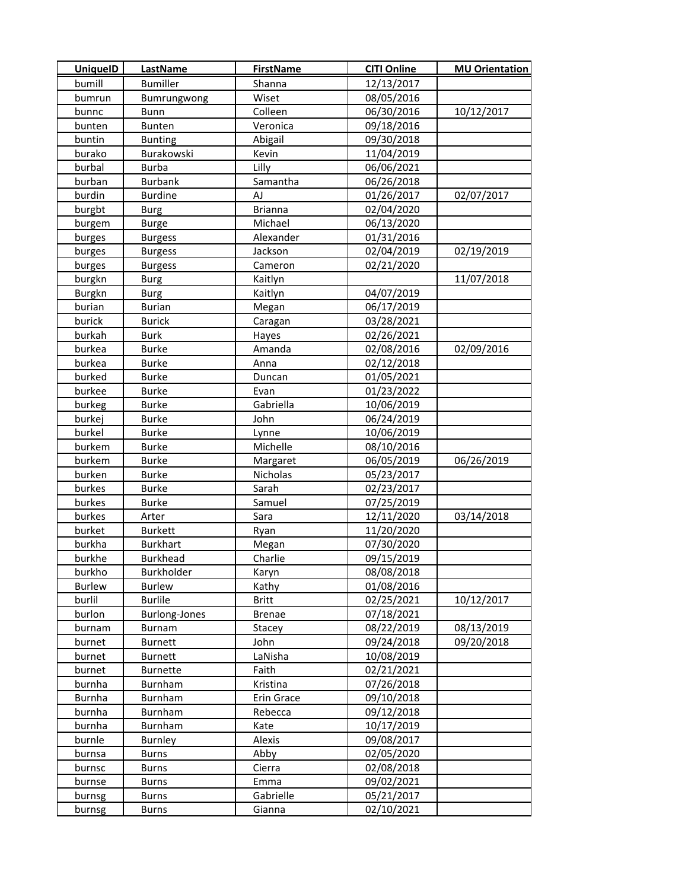| UniqueID | LastName | FirstName | CITI Online | MU Orientation |
| --- | --- | --- | --- | --- |
| bumill | Bumiller | Shanna | 12/13/2017 | |
| bumrun | Bumrungwong | Wiset | 08/05/2016 | |
| bunnc | Bunn | Colleen | 06/30/2016 | 10/12/2017 |
| bunten | Bunten | Veronica | 09/18/2016 | |
| buntin | Bunting | Abigail | 09/30/2018 | |
| burako | Burakowski | Kevin | 11/04/2019 | |
| burbal | Burba | Lilly | 06/06/2021 | |
| burban | Burbank | Samantha | 06/26/2018 | |
| burdin | Burdine | AJ | 01/26/2017 | 02/07/2017 |
| burgbt | Burg | Brianna | 02/04/2020 | |
| burgem | Burge | Michael | 06/13/2020 | |
| burges | Burgess | Alexander | 01/31/2016 | |
| burges | Burgess | Jackson | 02/04/2019 | 02/19/2019 |
| burges | Burgess | Cameron | 02/21/2020 | |
| burgkn | Burg | Kaitlyn | | 11/07/2018 |
| Burgkn | Burg | Kaitlyn | 04/07/2019 | |
| burian | Burian | Megan | 06/17/2019 | |
| burick | Burick | Caragan | 03/28/2021 | |
| burkah | Burk | Hayes | 02/26/2021 | |
| burkea | Burke | Amanda | 02/08/2016 | 02/09/2016 |
| burkea | Burke | Anna | 02/12/2018 | |
| burked | Burke | Duncan | 01/05/2021 | |
| burkee | Burke | Evan | 01/23/2022 | |
| burkeg | Burke | Gabriella | 10/06/2019 | |
| burkej | Burke | John | 06/24/2019 | |
| burkel | Burke | Lynne | 10/06/2019 | |
| burkem | Burke | Michelle | 08/10/2016 | |
| burkem | Burke | Margaret | 06/05/2019 | 06/26/2019 |
| burken | Burke | Nicholas | 05/23/2017 | |
| burkes | Burke | Sarah | 02/23/2017 | |
| burkes | Burke | Samuel | 07/25/2019 | |
| burkes | Arter | Sara | 12/11/2020 | 03/14/2018 |
| burket | Burkett | Ryan | 11/20/2020 | |
| burkha | Burkhart | Megan | 07/30/2020 | |
| burkhe | Burkhead | Charlie | 09/15/2019 | |
| burkho | Burkholder | Karyn | 08/08/2018 | |
| Burlew | Burlew | Kathy | 01/08/2016 | |
| burlil | Burlile | Britt | 02/25/2021 | 10/12/2017 |
| burlon | Burlong-Jones | Brenae | 07/18/2021 | |
| burnam | Burnam | Stacey | 08/22/2019 | 08/13/2019 |
| burnet | Burnett | John | 09/24/2018 | 09/20/2018 |
| burnet | Burnett | LaNisha | 10/08/2019 | |
| burnet | Burnette | Faith | 02/21/2021 | |
| burnha | Burnham | Kristina | 07/26/2018 | |
| Burnha | Burnham | Erin Grace | 09/10/2018 | |
| burnha | Burnham | Rebecca | 09/12/2018 | |
| burnha | Burnham | Kate | 10/17/2019 | |
| burnle | Burnley | Alexis | 09/08/2017 | |
| burnsa | Burns | Abby | 02/05/2020 | |
| burnsc | Burns | Cierra | 02/08/2018 | |
| burnse | Burns | Emma | 09/02/2021 | |
| burnsg | Burns | Gabrielle | 05/21/2017 | |
| burnsg | Burns | Gianna | 02/10/2021 | |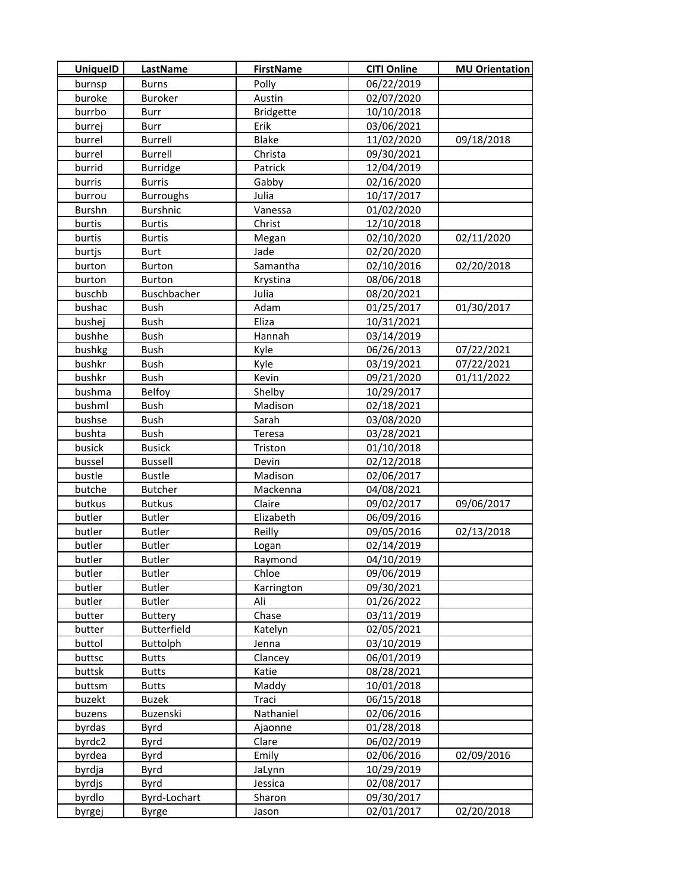| UniqueID | LastName | FirstName | CITI Online | MU Orientation |
|---|---|---|---|---|
| burnsp | Burns | Polly | 06/22/2019 | |
| buroke | Buroker | Austin | 02/07/2020 | |
| burrbo | Burr | Bridgette | 10/10/2018 | |
| burrej | Burr | Erik | 03/06/2021 | |
| burrel | Burrell | Blake | 11/02/2020 | 09/18/2018 |
| burrel | Burrell | Christa | 09/30/2021 | |
| burrid | Burridge | Patrick | 12/04/2019 | |
| burris | Burris | Gabby | 02/16/2020 | |
| burrou | Burroughs | Julia | 10/17/2017 | |
| Burshn | Burshnic | Vanessa | 01/02/2020 | |
| burtis | Burtis | Christ | 12/10/2018 | |
| burtis | Burtis | Megan | 02/10/2020 | 02/11/2020 |
| burtjs | Burt | Jade | 02/20/2020 | |
| burton | Burton | Samantha | 02/10/2016 | 02/20/2018 |
| burton | Burton | Krystina | 08/06/2018 | |
| buschb | Buschbacher | Julia | 08/20/2021 | |
| bushac | Bush | Adam | 01/25/2017 | 01/30/2017 |
| bushej | Bush | Eliza | 10/31/2021 | |
| bushhe | Bush | Hannah | 03/14/2019 | |
| bushkg | Bush | Kyle | 06/26/2013 | 07/22/2021 |
| bushkr | Bush | Kyle | 03/19/2021 | 07/22/2021 |
| bushkr | Bush | Kevin | 09/21/2020 | 01/11/2022 |
| bushma | Belfoy | Shelby | 10/29/2017 | |
| bushml | Bush | Madison | 02/18/2021 | |
| bushse | Bush | Sarah | 03/08/2020 | |
| bushta | Bush | Teresa | 03/28/2021 | |
| busick | Busick | Triston | 01/10/2018 | |
| bussel | Bussell | Devin | 02/12/2018 | |
| bustle | Bustle | Madison | 02/06/2017 | |
| butche | Butcher | Mackenna | 04/08/2021 | |
| butkus | Butkus | Claire | 09/02/2017 | 09/06/2017 |
| butler | Butler | Elizabeth | 06/09/2016 | |
| butler | Butler | Reilly | 09/05/2016 | 02/13/2018 |
| butler | Butler | Logan | 02/14/2019 | |
| butler | Butler | Raymond | 04/10/2019 | |
| butler | Butler | Chloe | 09/06/2019 | |
| butler | Butler | Karrington | 09/30/2021 | |
| butler | Butler | Ali | 01/26/2022 | |
| butter | Buttery | Chase | 03/11/2019 | |
| butter | Butterfield | Katelyn | 02/05/2021 | |
| buttol | Buttolph | Jenna | 03/10/2019 | |
| buttsc | Butts | Clancey | 06/01/2019 | |
| buttsk | Butts | Katie | 08/28/2021 | |
| buttsm | Butts | Maddy | 10/01/2018 | |
| buzekt | Buzek | Traci | 06/15/2018 | |
| buzens | Buzenski | Nathaniel | 02/06/2016 | |
| byrdas | Byrd | Ajaonne | 01/28/2018 | |
| byrdc2 | Byrd | Clare | 06/02/2019 | |
| byrdea | Byrd | Emily | 02/06/2016 | 02/09/2016 |
| byrdja | Byrd | JaLynn | 10/29/2019 | |
| byrdjs | Byrd | Jessica | 02/08/2017 | |
| byrdlo | Byrd-Lochart | Sharon | 09/30/2017 | |
| byrgej | Byrge | Jason | 02/01/2017 | 02/20/2018 |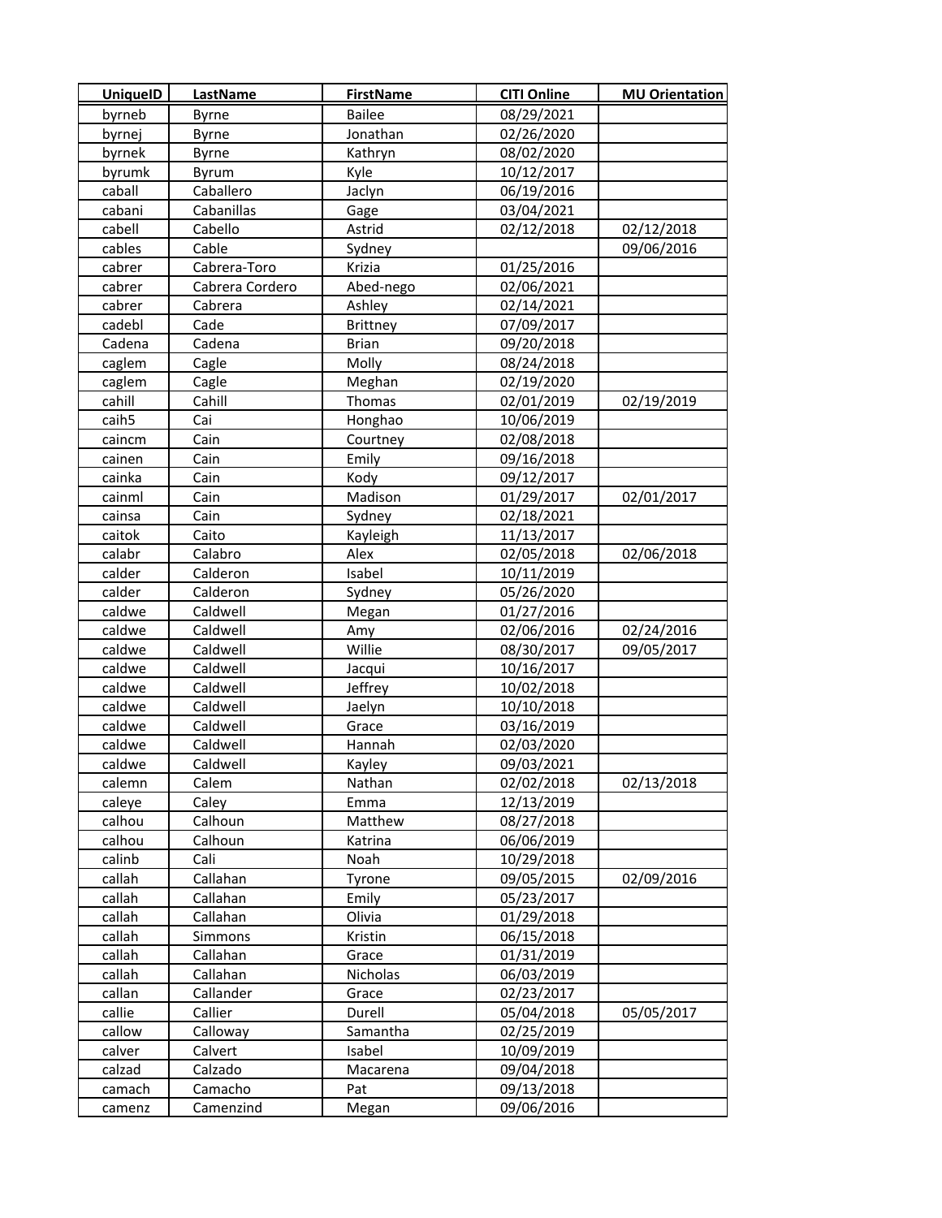| UniqueID | LastName | FirstName | CITI Online | MU Orientation |
|---|---|---|---|---|
| byrneb | Byrne | Bailee | 08/29/2021 | |
| byrnej | Byrne | Jonathan | 02/26/2020 | |
| byrnek | Byrne | Kathryn | 08/02/2020 | |
| byrumk | Byrum | Kyle | 10/12/2017 | |
| caball | Caballero | Jaclyn | 06/19/2016 | |
| cabani | Cabanillas | Gage | 03/04/2021 | |
| cabell | Cabello | Astrid | 02/12/2018 | 02/12/2018 |
| cables | Cable | Sydney | | 09/06/2016 |
| cabrer | Cabrera-Toro | Krizia | 01/25/2016 | |
| cabrer | Cabrera Cordero | Abed-nego | 02/06/2021 | |
| cabrer | Cabrera | Ashley | 02/14/2021 | |
| cadebl | Cade | Brittney | 07/09/2017 | |
| Cadena | Cadena | Brian | 09/20/2018 | |
| caglem | Cagle | Molly | 08/24/2018 | |
| caglem | Cagle | Meghan | 02/19/2020 | |
| cahill | Cahill | Thomas | 02/01/2019 | 02/19/2019 |
| caih5 | Cai | Honghao | 10/06/2019 | |
| caincm | Cain | Courtney | 02/08/2018 | |
| cainen | Cain | Emily | 09/16/2018 | |
| cainka | Cain | Kody | 09/12/2017 | |
| cainml | Cain | Madison | 01/29/2017 | 02/01/2017 |
| cainsa | Cain | Sydney | 02/18/2021 | |
| caitok | Caito | Kayleigh | 11/13/2017 | |
| calabr | Calabro | Alex | 02/05/2018 | 02/06/2018 |
| calder | Calderon | Isabel | 10/11/2019 | |
| calder | Calderon | Sydney | 05/26/2020 | |
| caldwe | Caldwell | Megan | 01/27/2016 | |
| caldwe | Caldwell | Amy | 02/06/2016 | 02/24/2016 |
| caldwe | Caldwell | Willie | 08/30/2017 | 09/05/2017 |
| caldwe | Caldwell | Jacqui | 10/16/2017 | |
| caldwe | Caldwell | Jeffrey | 10/02/2018 | |
| caldwe | Caldwell | Jaelyn | 10/10/2018 | |
| caldwe | Caldwell | Grace | 03/16/2019 | |
| caldwe | Caldwell | Hannah | 02/03/2020 | |
| caldwe | Caldwell | Kayley | 09/03/2021 | |
| calemn | Calem | Nathan | 02/02/2018 | 02/13/2018 |
| caleye | Caley | Emma | 12/13/2019 | |
| calhou | Calhoun | Matthew | 08/27/2018 | |
| calhou | Calhoun | Katrina | 06/06/2019 | |
| calinb | Cali | Noah | 10/29/2018 | |
| callah | Callahan | Tyrone | 09/05/2015 | 02/09/2016 |
| callah | Callahan | Emily | 05/23/2017 | |
| callah | Callahan | Olivia | 01/29/2018 | |
| callah | Simmons | Kristin | 06/15/2018 | |
| callah | Callahan | Grace | 01/31/2019 | |
| callah | Callahan | Nicholas | 06/03/2019 | |
| callan | Callander | Grace | 02/23/2017 | |
| callie | Callier | Durell | 05/04/2018 | 05/05/2017 |
| callow | Calloway | Samantha | 02/25/2019 | |
| calver | Calvert | Isabel | 10/09/2019 | |
| calzad | Calzado | Macarena | 09/04/2018 | |
| camach | Camacho | Pat | 09/13/2018 | |
| camenz | Camenzind | Megan | 09/06/2016 | |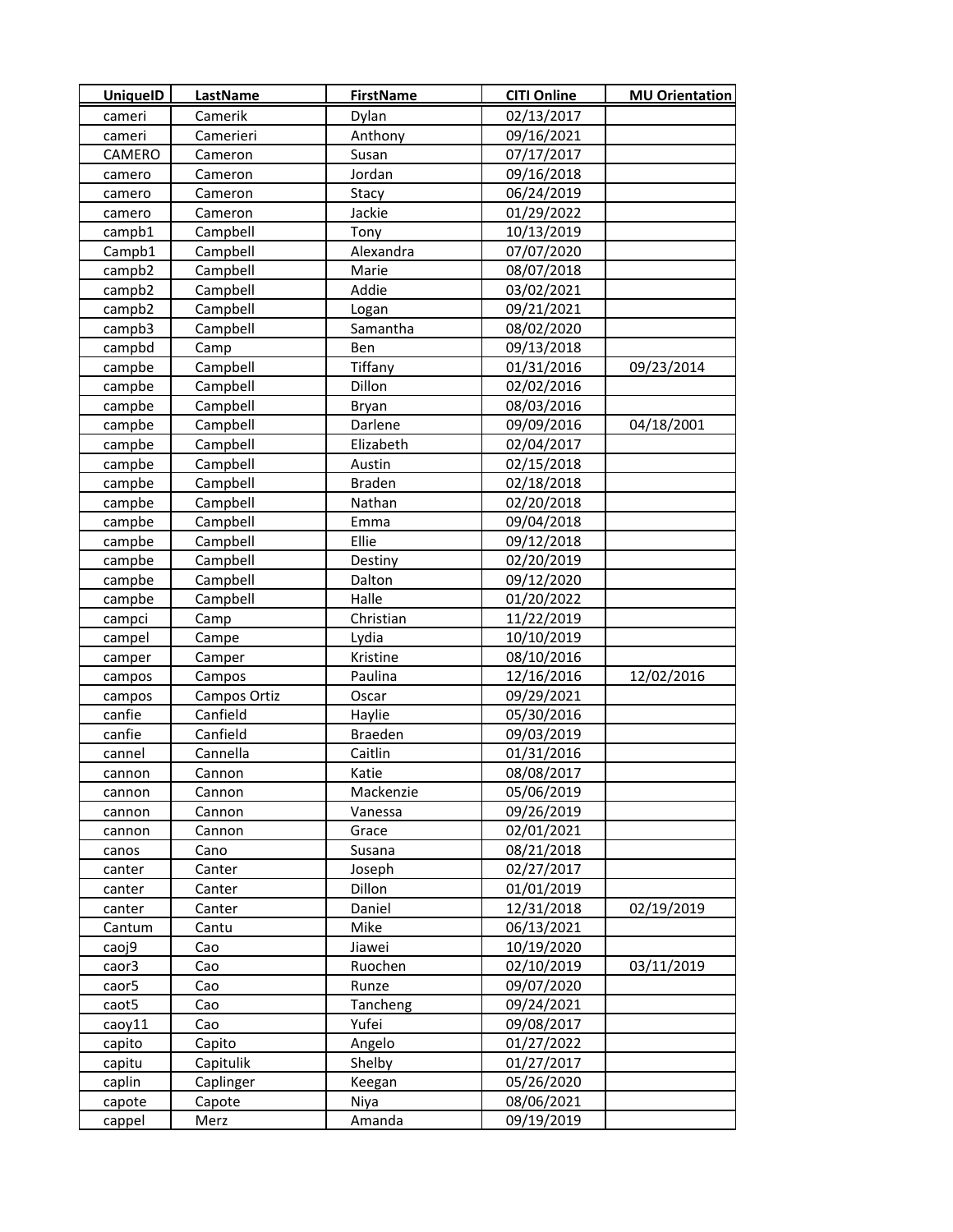| UniqueID | LastName | FirstName | CITI Online | MU Orientation |
|---|---|---|---|---|
| cameri | Camerik | Dylan | 02/13/2017 | |
| cameri | Camerieri | Anthony | 09/16/2021 | |
| CAMERO | Cameron | Susan | 07/17/2017 | |
| camero | Cameron | Jordan | 09/16/2018 | |
| camero | Cameron | Stacy | 06/24/2019 | |
| camero | Cameron | Jackie | 01/29/2022 | |
| campb1 | Campbell | Tony | 10/13/2019 | |
| Campb1 | Campbell | Alexandra | 07/07/2020 | |
| campb2 | Campbell | Marie | 08/07/2018 | |
| campb2 | Campbell | Addie | 03/02/2021 | |
| campb2 | Campbell | Logan | 09/21/2021 | |
| campb3 | Campbell | Samantha | 08/02/2020 | |
| campbd | Camp | Ben | 09/13/2018 | |
| campbe | Campbell | Tiffany | 01/31/2016 | 09/23/2014 |
| campbe | Campbell | Dillon | 02/02/2016 | |
| campbe | Campbell | Bryan | 08/03/2016 | |
| campbe | Campbell | Darlene | 09/09/2016 | 04/18/2001 |
| campbe | Campbell | Elizabeth | 02/04/2017 | |
| campbe | Campbell | Austin | 02/15/2018 | |
| campbe | Campbell | Braden | 02/18/2018 | |
| campbe | Campbell | Nathan | 02/20/2018 | |
| campbe | Campbell | Emma | 09/04/2018 | |
| campbe | Campbell | Ellie | 09/12/2018 | |
| campbe | Campbell | Destiny | 02/20/2019 | |
| campbe | Campbell | Dalton | 09/12/2020 | |
| campbe | Campbell | Halle | 01/20/2022 | |
| campci | Camp | Christian | 11/22/2019 | |
| campel | Campe | Lydia | 10/10/2019 | |
| camper | Camper | Kristine | 08/10/2016 | |
| campos | Campos | Paulina | 12/16/2016 | 12/02/2016 |
| campos | Campos Ortiz | Oscar | 09/29/2021 | |
| canfie | Canfield | Haylie | 05/30/2016 | |
| canfie | Canfield | Braeden | 09/03/2019 | |
| cannel | Cannella | Caitlin | 01/31/2016 | |
| cannon | Cannon | Katie | 08/08/2017 | |
| cannon | Cannon | Mackenzie | 05/06/2019 | |
| cannon | Cannon | Vanessa | 09/26/2019 | |
| cannon | Cannon | Grace | 02/01/2021 | |
| canos | Cano | Susana | 08/21/2018 | |
| canter | Canter | Joseph | 02/27/2017 | |
| canter | Canter | Dillon | 01/01/2019 | |
| canter | Canter | Daniel | 12/31/2018 | 02/19/2019 |
| Cantum | Cantu | Mike | 06/13/2021 | |
| caoj9 | Cao | Jiawei | 10/19/2020 | |
| caor3 | Cao | Ruochen | 02/10/2019 | 03/11/2019 |
| caor5 | Cao | Runze | 09/07/2020 | |
| caot5 | Cao | Tancheng | 09/24/2021 | |
| caoy11 | Cao | Yufei | 09/08/2017 | |
| capito | Capito | Angelo | 01/27/2022 | |
| capitu | Capitulik | Shelby | 01/27/2017 | |
| caplin | Caplinger | Keegan | 05/26/2020 | |
| capote | Capote | Niya | 08/06/2021 | |
| cappel | Merz | Amanda | 09/19/2019 | |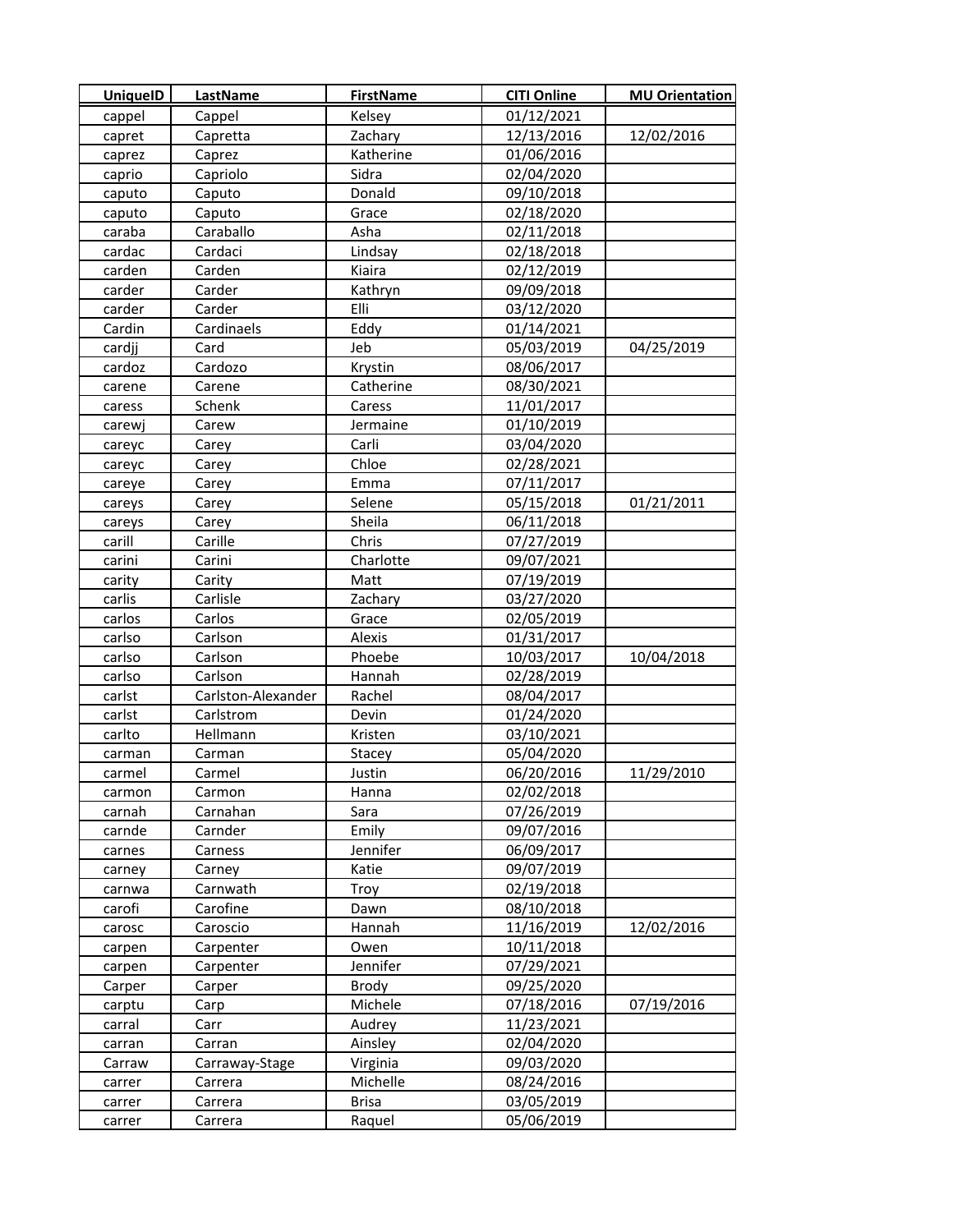| UniqueID | LastName | FirstName | CITI Online | MU Orientation |
|---|---|---|---|---|
| cappel | Cappel | Kelsey | 01/12/2021 | |
| capret | Capretta | Zachary | 12/13/2016 | 12/02/2016 |
| caprez | Caprez | Katherine | 01/06/2016 | |
| caprio | Capriolo | Sidra | 02/04/2020 | |
| caputo | Caputo | Donald | 09/10/2018 | |
| caputo | Caputo | Grace | 02/18/2020 | |
| caraba | Caraballo | Asha | 02/11/2018 | |
| cardac | Cardaci | Lindsay | 02/18/2018 | |
| carden | Carden | Kiaira | 02/12/2019 | |
| carder | Carder | Kathryn | 09/09/2018 | |
| carder | Carder | Elli | 03/12/2020 | |
| Cardin | Cardinaels | Eddy | 01/14/2021 | |
| cardjj | Card | Jeb | 05/03/2019 | 04/25/2019 |
| cardoz | Cardozo | Krystin | 08/06/2017 | |
| carene | Carene | Catherine | 08/30/2021 | |
| caress | Schenk | Caress | 11/01/2017 | |
| carewj | Carew | Jermaine | 01/10/2019 | |
| careyc | Carey | Carli | 03/04/2020 | |
| careyc | Carey | Chloe | 02/28/2021 | |
| careye | Carey | Emma | 07/11/2017 | |
| careys | Carey | Selene | 05/15/2018 | 01/21/2011 |
| careys | Carey | Sheila | 06/11/2018 | |
| carill | Carille | Chris | 07/27/2019 | |
| carini | Carini | Charlotte | 09/07/2021 | |
| carity | Carity | Matt | 07/19/2019 | |
| carlis | Carlisle | Zachary | 03/27/2020 | |
| carlos | Carlos | Grace | 02/05/2019 | |
| carlso | Carlson | Alexis | 01/31/2017 | |
| carlso | Carlson | Phoebe | 10/03/2017 | 10/04/2018 |
| carlso | Carlson | Hannah | 02/28/2019 | |
| carlst | Carlston-Alexander | Rachel | 08/04/2017 | |
| carlst | Carlstrom | Devin | 01/24/2020 | |
| carlto | Hellmann | Kristen | 03/10/2021 | |
| carman | Carman | Stacey | 05/04/2020 | |
| carmel | Carmel | Justin | 06/20/2016 | 11/29/2010 |
| carmon | Carmon | Hanna | 02/02/2018 | |
| carnah | Carnahan | Sara | 07/26/2019 | |
| carnde | Carnder | Emily | 09/07/2016 | |
| carnes | Carness | Jennifer | 06/09/2017 | |
| carney | Carney | Katie | 09/07/2019 | |
| carnwa | Carnwath | Troy | 02/19/2018 | |
| carofi | Carofine | Dawn | 08/10/2018 | |
| carosc | Caroscio | Hannah | 11/16/2019 | 12/02/2016 |
| carpen | Carpenter | Owen | 10/11/2018 | |
| carpen | Carpenter | Jennifer | 07/29/2021 | |
| Carper | Carper | Brody | 09/25/2020 | |
| carptu | Carp | Michele | 07/18/2016 | 07/19/2016 |
| carral | Carr | Audrey | 11/23/2021 | |
| carran | Carran | Ainsley | 02/04/2020 | |
| Carraw | Carraway-Stage | Virginia | 09/03/2020 | |
| carrer | Carrera | Michelle | 08/24/2016 | |
| carrer | Carrera | Brisa | 03/05/2019 | |
| carrer | Carrera | Raquel | 05/06/2019 | |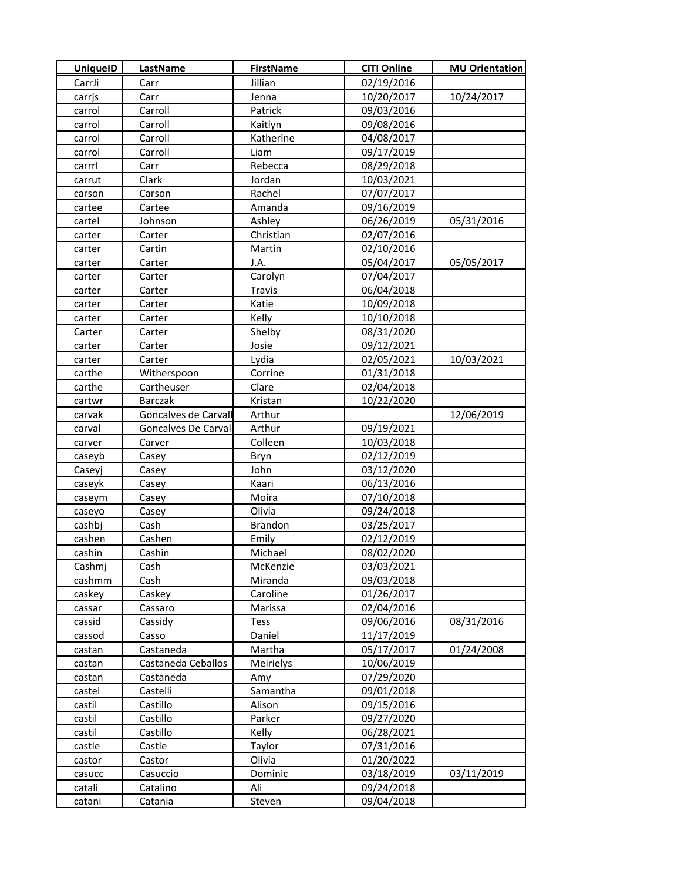| UniqueID | LastName | FirstName | CITI Online | MU Orientation |
|---|---|---|---|---|
| CarrJi | Carr | Jillian | 02/19/2016 | |
| carrjs | Carr | Jenna | 10/20/2017 | 10/24/2017 |
| carrol | Carroll | Patrick | 09/03/2016 | |
| carrol | Carroll | Kaitlyn | 09/08/2016 | |
| carrol | Carroll | Katherine | 04/08/2017 | |
| carrol | Carroll | Liam | 09/17/2019 | |
| carrrl | Carr | Rebecca | 08/29/2018 | |
| carrut | Clark | Jordan | 10/03/2021 | |
| carson | Carson | Rachel | 07/07/2017 | |
| cartee | Cartee | Amanda | 09/16/2019 | |
| cartel | Johnson | Ashley | 06/26/2019 | 05/31/2016 |
| carter | Carter | Christian | 02/07/2016 | |
| carter | Cartin | Martin | 02/10/2016 | |
| carter | Carter | J.A. | 05/04/2017 | 05/05/2017 |
| carter | Carter | Carolyn | 07/04/2017 | |
| carter | Carter | Travis | 06/04/2018 | |
| carter | Carter | Katie | 10/09/2018 | |
| carter | Carter | Kelly | 10/10/2018 | |
| Carter | Carter | Shelby | 08/31/2020 | |
| carter | Carter | Josie | 09/12/2021 | |
| carter | Carter | Lydia | 02/05/2021 | 10/03/2021 |
| carthe | Witherspoon | Corrine | 01/31/2018 | |
| carthe | Cartheuser | Clare | 02/04/2018 | |
| cartwr | Barczak | Kristan | 10/22/2020 | |
| carvak | Goncalves de Carvalh | Arthur | | 12/06/2019 |
| carval | Goncalves De Carvall | Arthur | 09/19/2021 | |
| carver | Carver | Colleen | 10/03/2018 | |
| caseyb | Casey | Bryn | 02/12/2019 | |
| Caseyj | Casey | John | 03/12/2020 | |
| caseyk | Casey | Kaari | 06/13/2016 | |
| caseym | Casey | Moira | 07/10/2018 | |
| caseyo | Casey | Olivia | 09/24/2018 | |
| cashbj | Cash | Brandon | 03/25/2017 | |
| cashen | Cashen | Emily | 02/12/2019 | |
| cashin | Cashin | Michael | 08/02/2020 | |
| Cashmj | Cash | McKenzie | 03/03/2021 | |
| cashmm | Cash | Miranda | 09/03/2018 | |
| caskey | Caskey | Caroline | 01/26/2017 | |
| cassar | Cassaro | Marissa | 02/04/2016 | |
| cassid | Cassidy | Tess | 09/06/2016 | 08/31/2016 |
| cassod | Casso | Daniel | 11/17/2019 | |
| castan | Castaneda | Martha | 05/17/2017 | 01/24/2008 |
| castan | Castaneda Ceballos | Meirielys | 10/06/2019 | |
| castan | Castaneda | Amy | 07/29/2020 | |
| castel | Castelli | Samantha | 09/01/2018 | |
| castil | Castillo | Alison | 09/15/2016 | |
| castil | Castillo | Parker | 09/27/2020 | |
| castil | Castillo | Kelly | 06/28/2021 | |
| castle | Castle | Taylor | 07/31/2016 | |
| castor | Castor | Olivia | 01/20/2022 | |
| casucc | Casuccio | Dominic | 03/18/2019 | 03/11/2019 |
| catali | Catalino | Ali | 09/24/2018 | |
| catani | Catania | Steven | 09/04/2018 | |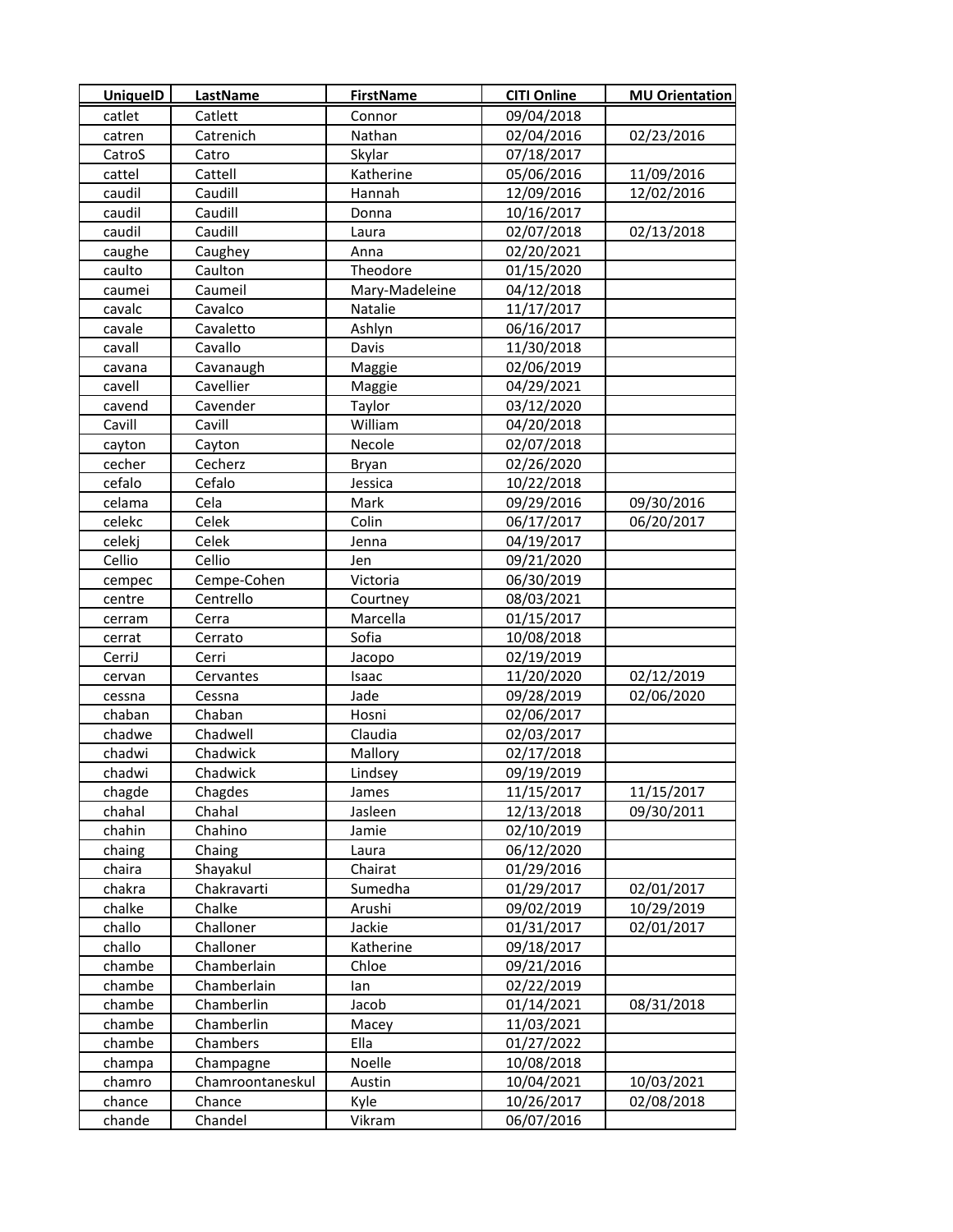| UniqueID | LastName | FirstName | CITI Online | MU Orientation |
| --- | --- | --- | --- | --- |
| catlet | Catlett | Connor | 09/04/2018 | |
| catren | Catrenich | Nathan | 02/04/2016 | 02/23/2016 |
| CatroS | Catro | Skylar | 07/18/2017 | |
| cattel | Cattell | Katherine | 05/06/2016 | 11/09/2016 |
| caudil | Caudill | Hannah | 12/09/2016 | 12/02/2016 |
| caudil | Caudill | Donna | 10/16/2017 | |
| caudil | Caudill | Laura | 02/07/2018 | 02/13/2018 |
| caughe | Caughey | Anna | 02/20/2021 | |
| caulto | Caulton | Theodore | 01/15/2020 | |
| caumei | Caumeil | Mary-Madeleine | 04/12/2018 | |
| cavalc | Cavalco | Natalie | 11/17/2017 | |
| cavale | Cavaletto | Ashlyn | 06/16/2017 | |
| cavall | Cavallo | Davis | 11/30/2018 | |
| cavana | Cavanaugh | Maggie | 02/06/2019 | |
| cavell | Cavellier | Maggie | 04/29/2021 | |
| cavend | Cavender | Taylor | 03/12/2020 | |
| Cavill | Cavill | William | 04/20/2018 | |
| cayton | Cayton | Necole | 02/07/2018 | |
| cecher | Cecherz | Bryan | 02/26/2020 | |
| cefalo | Cefalo | Jessica | 10/22/2018 | |
| celama | Cela | Mark | 09/29/2016 | 09/30/2016 |
| celekc | Celek | Colin | 06/17/2017 | 06/20/2017 |
| celekj | Celek | Jenna | 04/19/2017 | |
| Cellio | Cellio | Jen | 09/21/2020 | |
| cempec | Cempe-Cohen | Victoria | 06/30/2019 | |
| centre | Centrello | Courtney | 08/03/2021 | |
| cerram | Cerra | Marcella | 01/15/2017 | |
| cerrat | Cerrato | Sofia | 10/08/2018 | |
| CerriJ | Cerri | Jacopo | 02/19/2019 | |
| cervan | Cervantes | Isaac | 11/20/2020 | 02/12/2019 |
| cessna | Cessna | Jade | 09/28/2019 | 02/06/2020 |
| chaban | Chaban | Hosni | 02/06/2017 | |
| chadwe | Chadwell | Claudia | 02/03/2017 | |
| chadwi | Chadwick | Mallory | 02/17/2018 | |
| chadwi | Chadwick | Lindsey | 09/19/2019 | |
| chagde | Chagdes | James | 11/15/2017 | 11/15/2017 |
| chahal | Chahal | Jasleen | 12/13/2018 | 09/30/2011 |
| chahin | Chahino | Jamie | 02/10/2019 | |
| chaing | Chaing | Laura | 06/12/2020 | |
| chaira | Shayakul | Chairat | 01/29/2016 | |
| chakra | Chakravarti | Sumedha | 01/29/2017 | 02/01/2017 |
| chalke | Chalke | Arushi | 09/02/2019 | 10/29/2019 |
| challo | Challoner | Jackie | 01/31/2017 | 02/01/2017 |
| challo | Challoner | Katherine | 09/18/2017 | |
| chambe | Chamberlain | Chloe | 09/21/2016 | |
| chambe | Chamberlain | Ian | 02/22/2019 | |
| chambe | Chamberlin | Jacob | 01/14/2021 | 08/31/2018 |
| chambe | Chamberlin | Macey | 11/03/2021 | |
| chambe | Chambers | Ella | 01/27/2022 | |
| champa | Champagne | Noelle | 10/08/2018 | |
| chamro | Chamroontaneskul | Austin | 10/04/2021 | 10/03/2021 |
| chance | Chance | Kyle | 10/26/2017 | 02/08/2018 |
| chande | Chandel | Vikram | 06/07/2016 | |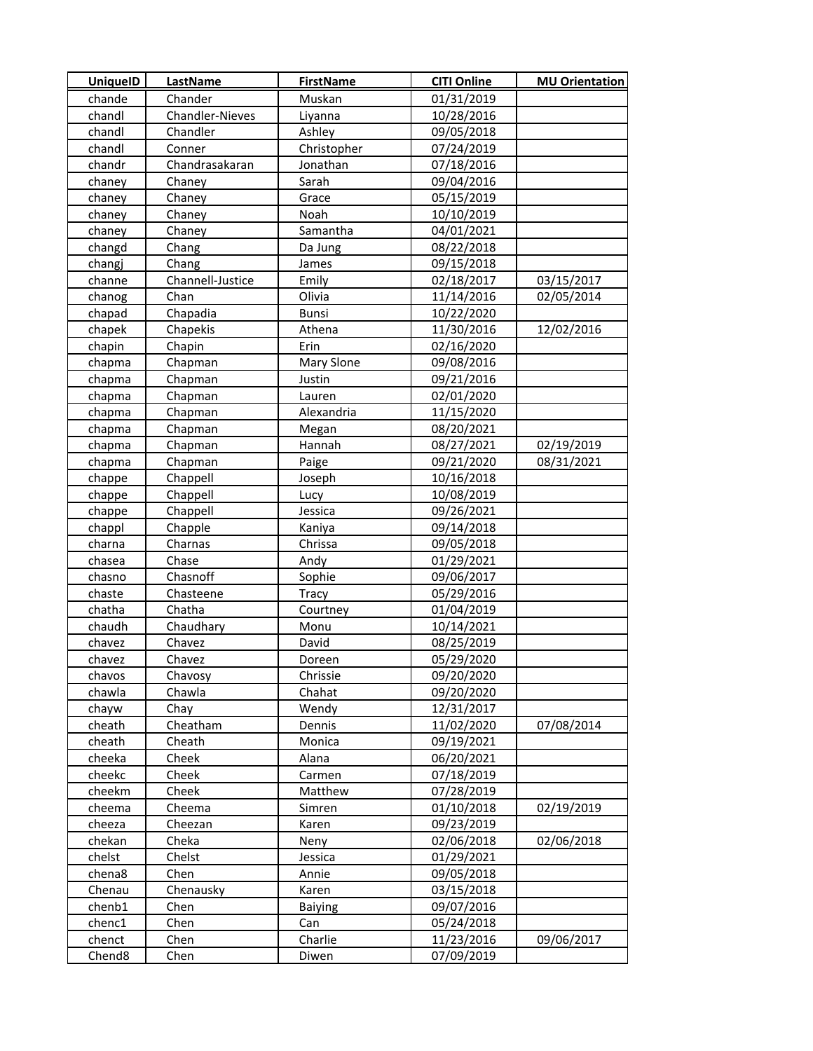| UniqueID | LastName | FirstName | CITI Online | MU Orientation |
|---|---|---|---|---|
| chande | Chander | Muskan | 01/31/2019 | |
| chandl | Chandler-Nieves | Liyanna | 10/28/2016 | |
| chandl | Chandler | Ashley | 09/05/2018 | |
| chandl | Conner | Christopher | 07/24/2019 | |
| chandr | Chandrasakaran | Jonathan | 07/18/2016 | |
| chaney | Chaney | Sarah | 09/04/2016 | |
| chaney | Chaney | Grace | 05/15/2019 | |
| chaney | Chaney | Noah | 10/10/2019 | |
| chaney | Chaney | Samantha | 04/01/2021 | |
| changd | Chang | Da Jung | 08/22/2018 | |
| changj | Chang | James | 09/15/2018 | |
| channe | Channell-Justice | Emily | 02/18/2017 | 03/15/2017 |
| chanog | Chan | Olivia | 11/14/2016 | 02/05/2014 |
| chapad | Chapadia | Bunsi | 10/22/2020 | |
| chapek | Chapekis | Athena | 11/30/2016 | 12/02/2016 |
| chapin | Chapin | Erin | 02/16/2020 | |
| chapma | Chapman | Mary Slone | 09/08/2016 | |
| chapma | Chapman | Justin | 09/21/2016 | |
| chapma | Chapman | Lauren | 02/01/2020 | |
| chapma | Chapman | Alexandria | 11/15/2020 | |
| chapma | Chapman | Megan | 08/20/2021 | |
| chapma | Chapman | Hannah | 08/27/2021 | 02/19/2019 |
| chapma | Chapman | Paige | 09/21/2020 | 08/31/2021 |
| chappe | Chappell | Joseph | 10/16/2018 | |
| chappe | Chappell | Lucy | 10/08/2019 | |
| chappe | Chappell | Jessica | 09/26/2021 | |
| chappl | Chapple | Kaniya | 09/14/2018 | |
| charna | Charnas | Chrissa | 09/05/2018 | |
| chasea | Chase | Andy | 01/29/2021 | |
| chasno | Chasnoff | Sophie | 09/06/2017 | |
| chaste | Chasteene | Tracy | 05/29/2016 | |
| chatha | Chatha | Courtney | 01/04/2019 | |
| chaudh | Chaudhary | Monu | 10/14/2021 | |
| chavez | Chavez | David | 08/25/2019 | |
| chavez | Chavez | Doreen | 05/29/2020 | |
| chavos | Chavosy | Chrissie | 09/20/2020 | |
| chawla | Chawla | Chahat | 09/20/2020 | |
| chayw | Chay | Wendy | 12/31/2017 | |
| cheath | Cheatham | Dennis | 11/02/2020 | 07/08/2014 |
| cheath | Cheath | Monica | 09/19/2021 | |
| cheeka | Cheek | Alana | 06/20/2021 | |
| cheekc | Cheek | Carmen | 07/18/2019 | |
| cheekm | Cheek | Matthew | 07/28/2019 | |
| cheema | Cheema | Simren | 01/10/2018 | 02/19/2019 |
| cheeza | Cheezan | Karen | 09/23/2019 | |
| chekan | Cheka | Neny | 02/06/2018 | 02/06/2018 |
| chelst | Chelst | Jessica | 01/29/2021 | |
| chena8 | Chen | Annie | 09/05/2018 | |
| Chenau | Chenausky | Karen | 03/15/2018 | |
| chenb1 | Chen | Baiying | 09/07/2016 | |
| chenc1 | Chen | Can | 05/24/2018 | |
| chenct | Chen | Charlie | 11/23/2016 | 09/06/2017 |
| Chend8 | Chen | Diwen | 07/09/2019 | |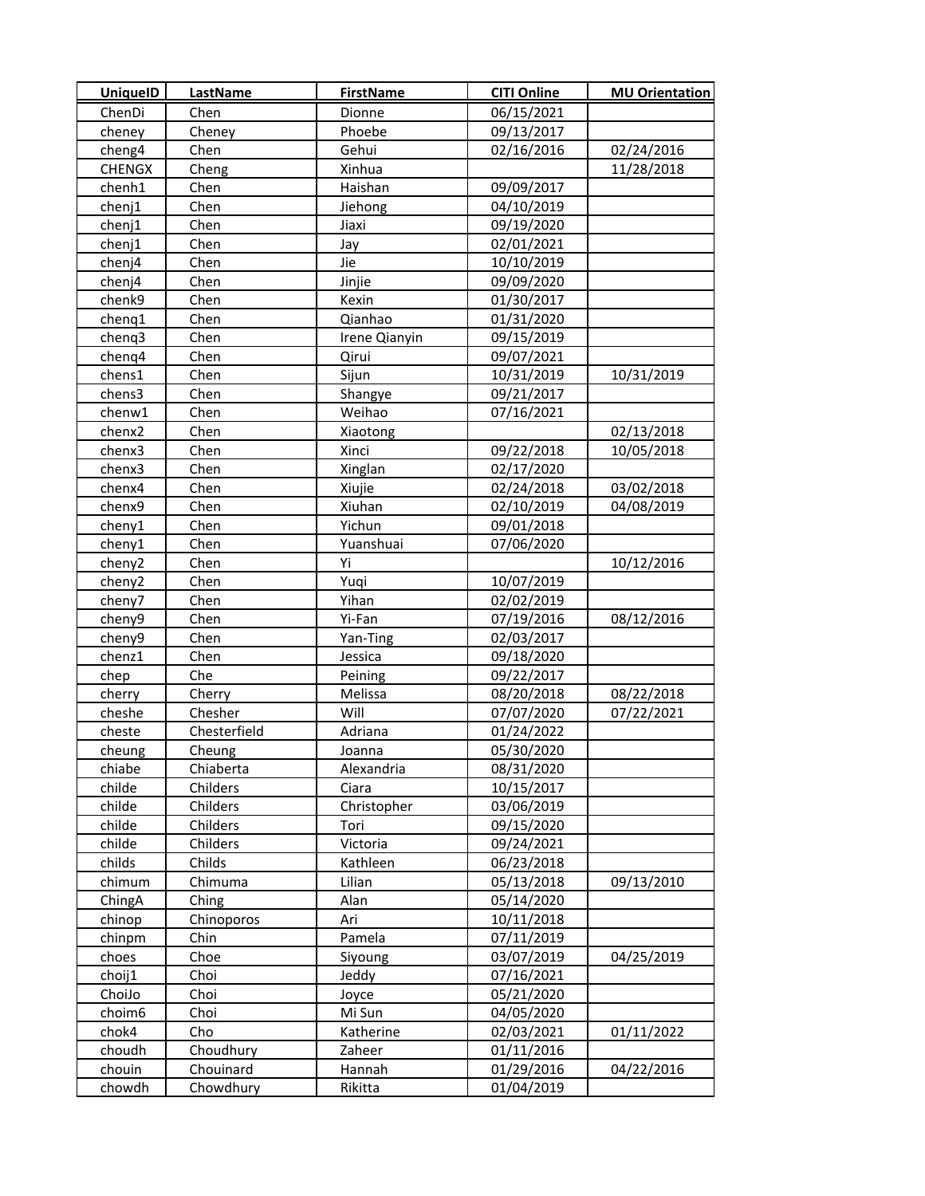| UniqueID | LastName | FirstName | CITI Online | MU Orientation |
|---|---|---|---|---|
| ChenDi | Chen | Dionne | 06/15/2021 | |
| cheney | Cheney | Phoebe | 09/13/2017 | |
| cheng4 | Chen | Gehui | 02/16/2016 | 02/24/2016 |
| CHENGX | Cheng | Xinhua | | 11/28/2018 |
| chenh1 | Chen | Haishan | 09/09/2017 | |
| chenj1 | Chen | Jiehong | 04/10/2019 | |
| chenj1 | Chen | Jiaxi | 09/19/2020 | |
| chenj1 | Chen | Jay | 02/01/2021 | |
| chenj4 | Chen | Jie | 10/10/2019 | |
| chenj4 | Chen | Jinjie | 09/09/2020 | |
| chenk9 | Chen | Kexin | 01/30/2017 | |
| chenq1 | Chen | Qianhao | 01/31/2020 | |
| chenq3 | Chen | Irene Qianyin | 09/15/2019 | |
| chenq4 | Chen | Qirui | 09/07/2021 | |
| chens1 | Chen | Sijun | 10/31/2019 | 10/31/2019 |
| chens3 | Chen | Shangye | 09/21/2017 | |
| chenw1 | Chen | Weihao | 07/16/2021 | |
| chenx2 | Chen | Xiaotong | | 02/13/2018 |
| chenx3 | Chen | Xinci | 09/22/2018 | 10/05/2018 |
| chenx3 | Chen | Xinglan | 02/17/2020 | |
| chenx4 | Chen | Xiujie | 02/24/2018 | 03/02/2018 |
| chenx9 | Chen | Xiuhan | 02/10/2019 | 04/08/2019 |
| cheny1 | Chen | Yichun | 09/01/2018 | |
| cheny1 | Chen | Yuanshuai | 07/06/2020 | |
| cheny2 | Chen | Yi | | 10/12/2016 |
| cheny2 | Chen | Yuqi | 10/07/2019 | |
| cheny7 | Chen | Yihan | 02/02/2019 | |
| cheny9 | Chen | Yi-Fan | 07/19/2016 | 08/12/2016 |
| cheny9 | Chen | Yan-Ting | 02/03/2017 | |
| chenz1 | Chen | Jessica | 09/18/2020 | |
| chep | Che | Peining | 09/22/2017 | |
| cherry | Cherry | Melissa | 08/20/2018 | 08/22/2018 |
| cheshe | Chesher | Will | 07/07/2020 | 07/22/2021 |
| cheste | Chesterfield | Adriana | 01/24/2022 | |
| cheung | Cheung | Joanna | 05/30/2020 | |
| chiabe | Chiaberta | Alexandria | 08/31/2020 | |
| childe | Childers | Ciara | 10/15/2017 | |
| childe | Childers | Christopher | 03/06/2019 | |
| childe | Childers | Tori | 09/15/2020 | |
| childe | Childers | Victoria | 09/24/2021 | |
| childs | Childs | Kathleen | 06/23/2018 | |
| chimum | Chimuma | Lilian | 05/13/2018 | 09/13/2010 |
| ChingA | Ching | Alan | 05/14/2020 | |
| chinop | Chinoporos | Ari | 10/11/2018 | |
| chinpm | Chin | Pamela | 07/11/2019 | |
| choes | Choe | Siyoung | 03/07/2019 | 04/25/2019 |
| choij1 | Choi | Jeddy | 07/16/2021 | |
| ChoiJo | Choi | Joyce | 05/21/2020 | |
| choim6 | Choi | Mi Sun | 04/05/2020 | |
| chok4 | Cho | Katherine | 02/03/2021 | 01/11/2022 |
| choudh | Choudhury | Zaheer | 01/11/2016 | |
| chouin | Chouinard | Hannah | 01/29/2016 | 04/22/2016 |
| chowdh | Chowdhury | Rikitta | 01/04/2019 | |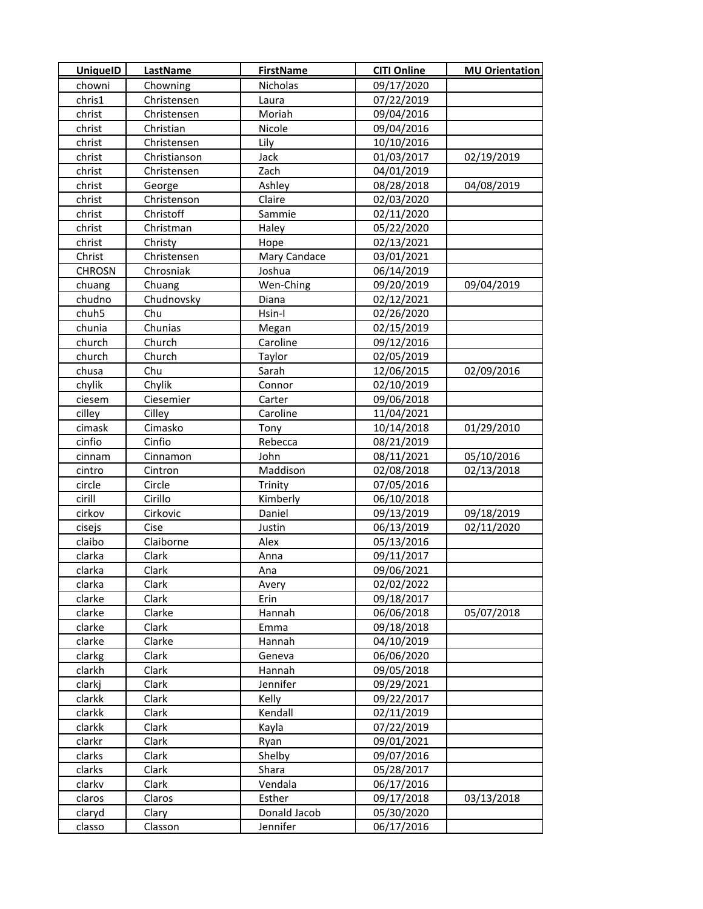| UniqueID | LastName | FirstName | CITI Online | MU Orientation |
|---|---|---|---|---|
| chowni | Chowning | Nicholas | 09/17/2020 | |
| chris1 | Christensen | Laura | 07/22/2019 | |
| christ | Christensen | Moriah | 09/04/2016 | |
| christ | Christian | Nicole | 09/04/2016 | |
| christ | Christensen | Lily | 10/10/2016 | |
| christ | Christianson | Jack | 01/03/2017 | 02/19/2019 |
| christ | Christensen | Zach | 04/01/2019 | |
| christ | George | Ashley | 08/28/2018 | 04/08/2019 |
| christ | Christenson | Claire | 02/03/2020 | |
| christ | Christoff | Sammie | 02/11/2020 | |
| christ | Christman | Haley | 05/22/2020 | |
| christ | Christy | Hope | 02/13/2021 | |
| Christ | Christensen | Mary Candace | 03/01/2021 | |
| CHROSN | Chrosniak | Joshua | 06/14/2019 | |
| chuang | Chuang | Wen-Ching | 09/20/2019 | 09/04/2019 |
| chudno | Chudnovsky | Diana | 02/12/2021 | |
| chuh5 | Chu | Hsin-I | 02/26/2020 | |
| chunia | Chunias | Megan | 02/15/2019 | |
| church | Church | Caroline | 09/12/2016 | |
| church | Church | Taylor | 02/05/2019 | |
| chusa | Chu | Sarah | 12/06/2015 | 02/09/2016 |
| chylik | Chylik | Connor | 02/10/2019 | |
| ciesem | Ciesemier | Carter | 09/06/2018 | |
| cilley | Cilley | Caroline | 11/04/2021 | |
| cimask | Cimasko | Tony | 10/14/2018 | 01/29/2010 |
| cinfio | Cinfio | Rebecca | 08/21/2019 | |
| cinnam | Cinnamon | John | 08/11/2021 | 05/10/2016 |
| cintro | Cintron | Maddison | 02/08/2018 | 02/13/2018 |
| circle | Circle | Trinity | 07/05/2016 | |
| cirill | Cirillo | Kimberly | 06/10/2018 | |
| cirkov | Cirkovic | Daniel | 09/13/2019 | 09/18/2019 |
| cisejs | Cise | Justin | 06/13/2019 | 02/11/2020 |
| claibo | Claiborne | Alex | 05/13/2016 | |
| clarka | Clark | Anna | 09/11/2017 | |
| clarka | Clark | Ana | 09/06/2021 | |
| clarka | Clark | Avery | 02/02/2022 | |
| clarke | Clark | Erin | 09/18/2017 | |
| clarke | Clarke | Hannah | 06/06/2018 | 05/07/2018 |
| clarke | Clark | Emma | 09/18/2018 | |
| clarke | Clarke | Hannah | 04/10/2019 | |
| clarkg | Clark | Geneva | 06/06/2020 | |
| clarkh | Clark | Hannah | 09/05/2018 | |
| clarkj | Clark | Jennifer | 09/29/2021 | |
| clarkk | Clark | Kelly | 09/22/2017 | |
| clarkk | Clark | Kendall | 02/11/2019 | |
| clarkk | Clark | Kayla | 07/22/2019 | |
| clarkr | Clark | Ryan | 09/01/2021 | |
| clarks | Clark | Shelby | 09/07/2016 | |
| clarks | Clark | Shara | 05/28/2017 | |
| clarkv | Clark | Vendala | 06/17/2016 | |
| claros | Claros | Esther | 09/17/2018 | 03/13/2018 |
| claryd | Clary | Donald Jacob | 05/30/2020 | |
| classo | Classon | Jennifer | 06/17/2016 | |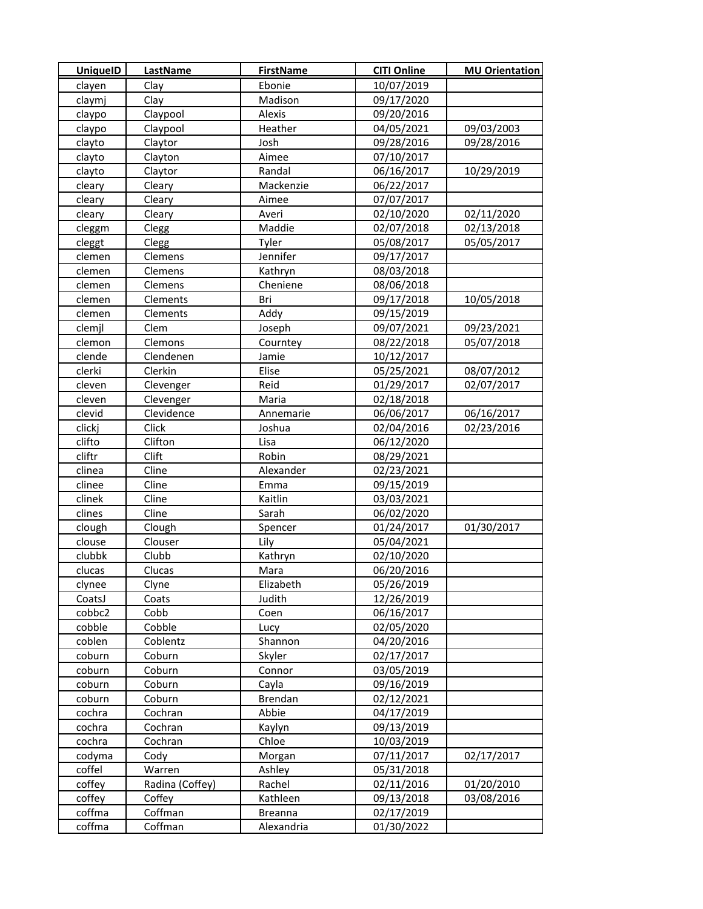| UniqueID | LastName | FirstName | CITI Online | MU Orientation |
|---|---|---|---|---|
| clayen | Clay | Ebonie | 10/07/2019 | |
| claymj | Clay | Madison | 09/17/2020 | |
| claypo | Claypool | Alexis | 09/20/2016 | |
| claypo | Claypool | Heather | 04/05/2021 | 09/03/2003 |
| clayto | Claytor | Josh | 09/28/2016 | 09/28/2016 |
| clayto | Clayton | Aimee | 07/10/2017 | |
| clayto | Claytor | Randal | 06/16/2017 | 10/29/2019 |
| cleary | Cleary | Mackenzie | 06/22/2017 | |
| cleary | Cleary | Aimee | 07/07/2017 | |
| cleary | Cleary | Averi | 02/10/2020 | 02/11/2020 |
| cleggm | Clegg | Maddie | 02/07/2018 | 02/13/2018 |
| cleggt | Clegg | Tyler | 05/08/2017 | 05/05/2017 |
| clemen | Clemens | Jennifer | 09/17/2017 | |
| clemen | Clemens | Kathryn | 08/03/2018 | |
| clemen | Clemens | Cheniene | 08/06/2018 | |
| clemen | Clements | Bri | 09/17/2018 | 10/05/2018 |
| clemen | Clements | Addy | 09/15/2019 | |
| clemjl | Clem | Joseph | 09/07/2021 | 09/23/2021 |
| clemon | Clemons | Courntey | 08/22/2018 | 05/07/2018 |
| clende | Clendenen | Jamie | 10/12/2017 | |
| clerki | Clerkin | Elise | 05/25/2021 | 08/07/2012 |
| cleven | Clevenger | Reid | 01/29/2017 | 02/07/2017 |
| cleven | Clevenger | Maria | 02/18/2018 | |
| clevid | Clevidence | Annemarie | 06/06/2017 | 06/16/2017 |
| clickj | Click | Joshua | 02/04/2016 | 02/23/2016 |
| clifto | Clifton | Lisa | 06/12/2020 | |
| cliftr | Clift | Robin | 08/29/2021 | |
| clinea | Cline | Alexander | 02/23/2021 | |
| clinee | Cline | Emma | 09/15/2019 | |
| clinek | Cline | Kaitlin | 03/03/2021 | |
| clines | Cline | Sarah | 06/02/2020 | |
| clough | Clough | Spencer | 01/24/2017 | 01/30/2017 |
| clouse | Clouser | Lily | 05/04/2021 | |
| clubbk | Clubb | Kathryn | 02/10/2020 | |
| clucas | Clucas | Mara | 06/20/2016 | |
| clynee | Clyne | Elizabeth | 05/26/2019 | |
| CoatsJ | Coats | Judith | 12/26/2019 | |
| cobbc2 | Cobb | Coen | 06/16/2017 | |
| cobble | Cobble | Lucy | 02/05/2020 | |
| coblen | Coblentz | Shannon | 04/20/2016 | |
| coburn | Coburn | Skyler | 02/17/2017 | |
| coburn | Coburn | Connor | 03/05/2019 | |
| coburn | Coburn | Cayla | 09/16/2019 | |
| coburn | Coburn | Brendan | 02/12/2021 | |
| cochra | Cochran | Abbie | 04/17/2019 | |
| cochra | Cochran | Kaylyn | 09/13/2019 | |
| cochra | Cochran | Chloe | 10/03/2019 | |
| codyma | Cody | Morgan | 07/11/2017 | 02/17/2017 |
| coffel | Warren | Ashley | 05/31/2018 | |
| coffey | Radina (Coffey) | Rachel | 02/11/2016 | 01/20/2010 |
| coffey | Coffey | Kathleen | 09/13/2018 | 03/08/2016 |
| coffma | Coffman | Breanna | 02/17/2019 | |
| coffma | Coffman | Alexandria | 01/30/2022 | |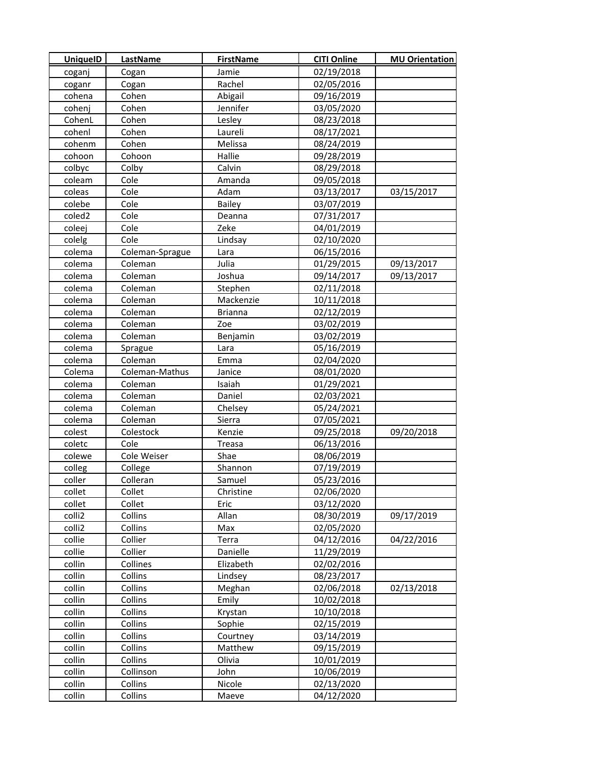| UniqueID | LastName | FirstName | CITI Online | MU Orientation |
|---|---|---|---|---|
| coganj | Cogan | Jamie | 02/19/2018 | |
| coganr | Cogan | Rachel | 02/05/2016 | |
| cohena | Cohen | Abigail | 09/16/2019 | |
| cohenj | Cohen | Jennifer | 03/05/2020 | |
| CohenL | Cohen | Lesley | 08/23/2018 | |
| cohenl | Cohen | Laureli | 08/17/2021 | |
| cohenm | Cohen | Melissa | 08/24/2019 | |
| cohoon | Cohoon | Hallie | 09/28/2019 | |
| colbyc | Colby | Calvin | 08/29/2018 | |
| coleam | Cole | Amanda | 09/05/2018 | |
| coleas | Cole | Adam | 03/13/2017 | 03/15/2017 |
| colebe | Cole | Bailey | 03/07/2019 | |
| coled2 | Cole | Deanna | 07/31/2017 | |
| coleej | Cole | Zeke | 04/01/2019 | |
| colelg | Cole | Lindsay | 02/10/2020 | |
| colema | Coleman-Sprague | Lara | 06/15/2016 | |
| colema | Coleman | Julia | 01/29/2015 | 09/13/2017 |
| colema | Coleman | Joshua | 09/14/2017 | 09/13/2017 |
| colema | Coleman | Stephen | 02/11/2018 | |
| colema | Coleman | Mackenzie | 10/11/2018 | |
| colema | Coleman | Brianna | 02/12/2019 | |
| colema | Coleman | Zoe | 03/02/2019 | |
| colema | Coleman | Benjamin | 03/02/2019 | |
| colema | Sprague | Lara | 05/16/2019 | |
| colema | Coleman | Emma | 02/04/2020 | |
| Colema | Coleman-Mathus | Janice | 08/01/2020 | |
| colema | Coleman | Isaiah | 01/29/2021 | |
| colema | Coleman | Daniel | 02/03/2021 | |
| colema | Coleman | Chelsey | 05/24/2021 | |
| colema | Coleman | Sierra | 07/05/2021 | |
| colest | Colestock | Kenzie | 09/25/2018 | 09/20/2018 |
| coletc | Cole | Treasa | 06/13/2016 | |
| colewe | Cole Weiser | Shae | 08/06/2019 | |
| colleg | College | Shannon | 07/19/2019 | |
| coller | Colleran | Samuel | 05/23/2016 | |
| collet | Collet | Christine | 02/06/2020 | |
| collet | Collet | Eric | 03/12/2020 | |
| colli2 | Collins | Allan | 08/30/2019 | 09/17/2019 |
| colli2 | Collins | Max | 02/05/2020 | |
| collie | Collier | Terra | 04/12/2016 | 04/22/2016 |
| collie | Collier | Danielle | 11/29/2019 | |
| collin | Collines | Elizabeth | 02/02/2016 | |
| collin | Collins | Lindsey | 08/23/2017 | |
| collin | Collins | Meghan | 02/06/2018 | 02/13/2018 |
| collin | Collins | Emily | 10/02/2018 | |
| collin | Collins | Krystan | 10/10/2018 | |
| collin | Collins | Sophie | 02/15/2019 | |
| collin | Collins | Courtney | 03/14/2019 | |
| collin | Collins | Matthew | 09/15/2019 | |
| collin | Collins | Olivia | 10/01/2019 | |
| collin | Collinson | John | 10/06/2019 | |
| collin | Collins | Nicole | 02/13/2020 | |
| collin | Collins | Maeve | 04/12/2020 | |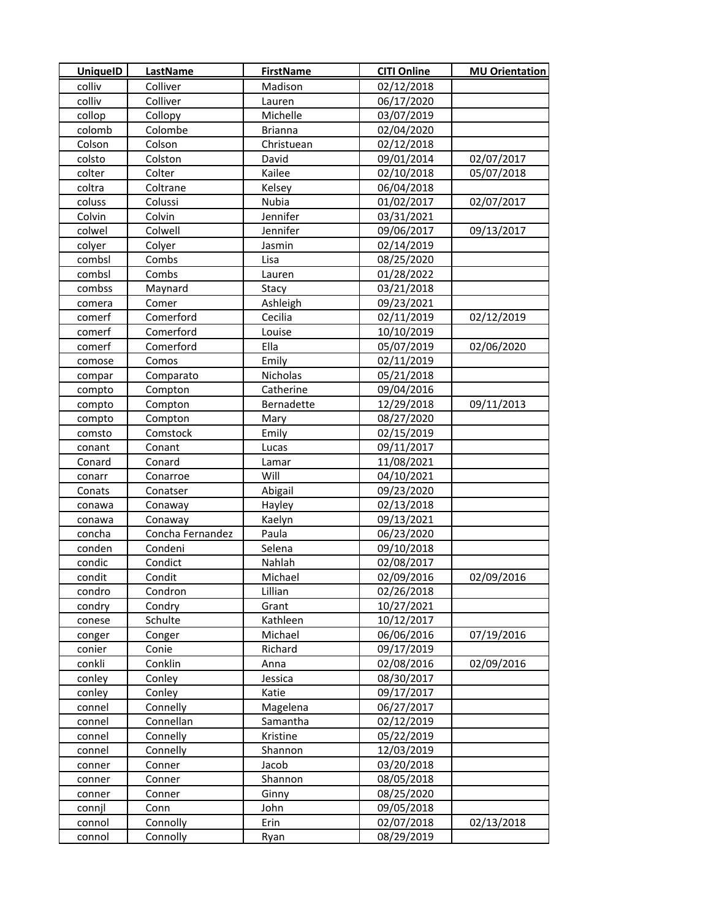| UniqueID | LastName | FirstName | CITI Online | MU Orientation |
|---|---|---|---|---|
| colliv | Colliver | Madison | 02/12/2018 | |
| colliv | Colliver | Lauren | 06/17/2020 | |
| collop | Collopy | Michelle | 03/07/2019 | |
| colomb | Colombe | Brianna | 02/04/2020 | |
| Colson | Colson | Christuean | 02/12/2018 | |
| colsto | Colston | David | 09/01/2014 | 02/07/2017 |
| colter | Colter | Kailee | 02/10/2018 | 05/07/2018 |
| coltra | Coltrane | Kelsey | 06/04/2018 | |
| coluss | Colussi | Nubia | 01/02/2017 | 02/07/2017 |
| Colvin | Colvin | Jennifer | 03/31/2021 | |
| colwel | Colwell | Jennifer | 09/06/2017 | 09/13/2017 |
| colyer | Colyer | Jasmin | 02/14/2019 | |
| combsl | Combs | Lisa | 08/25/2020 | |
| combsl | Combs | Lauren | 01/28/2022 | |
| combss | Maynard | Stacy | 03/21/2018 | |
| comera | Comer | Ashleigh | 09/23/2021 | |
| comerf | Comerford | Cecilia | 02/11/2019 | 02/12/2019 |
| comerf | Comerford | Louise | 10/10/2019 | |
| comerf | Comerford | Ella | 05/07/2019 | 02/06/2020 |
| comose | Comos | Emily | 02/11/2019 | |
| compar | Comparato | Nicholas | 05/21/2018 | |
| compto | Compton | Catherine | 09/04/2016 | |
| compto | Compton | Bernadette | 12/29/2018 | 09/11/2013 |
| compto | Compton | Mary | 08/27/2020 | |
| comsto | Comstock | Emily | 02/15/2019 | |
| conant | Conant | Lucas | 09/11/2017 | |
| Conard | Conard | Lamar | 11/08/2021 | |
| conarr | Conarroe | Will | 04/10/2021 | |
| Conats | Conatser | Abigail | 09/23/2020 | |
| conawa | Conaway | Hayley | 02/13/2018 | |
| conawa | Conaway | Kaelyn | 09/13/2021 | |
| concha | Concha Fernandez | Paula | 06/23/2020 | |
| conden | Condeni | Selena | 09/10/2018 | |
| condic | Condict | Nahlah | 02/08/2017 | |
| condit | Condit | Michael | 02/09/2016 | 02/09/2016 |
| condro | Condron | Lillian | 02/26/2018 | |
| condry | Condry | Grant | 10/27/2021 | |
| conese | Schulte | Kathleen | 10/12/2017 | |
| conger | Conger | Michael | 06/06/2016 | 07/19/2016 |
| conier | Conie | Richard | 09/17/2019 | |
| conkli | Conklin | Anna | 02/08/2016 | 02/09/2016 |
| conley | Conley | Jessica | 08/30/2017 | |
| conley | Conley | Katie | 09/17/2017 | |
| connel | Connelly | Magelena | 06/27/2017 | |
| connel | Connellan | Samantha | 02/12/2019 | |
| connel | Connelly | Kristine | 05/22/2019 | |
| connel | Connelly | Shannon | 12/03/2019 | |
| conner | Conner | Jacob | 03/20/2018 | |
| conner | Conner | Shannon | 08/05/2018 | |
| conner | Conner | Ginny | 08/25/2020 | |
| connjl | Conn | John | 09/05/2018 | |
| connol | Connolly | Erin | 02/07/2018 | 02/13/2018 |
| connol | Connolly | Ryan | 08/29/2019 | |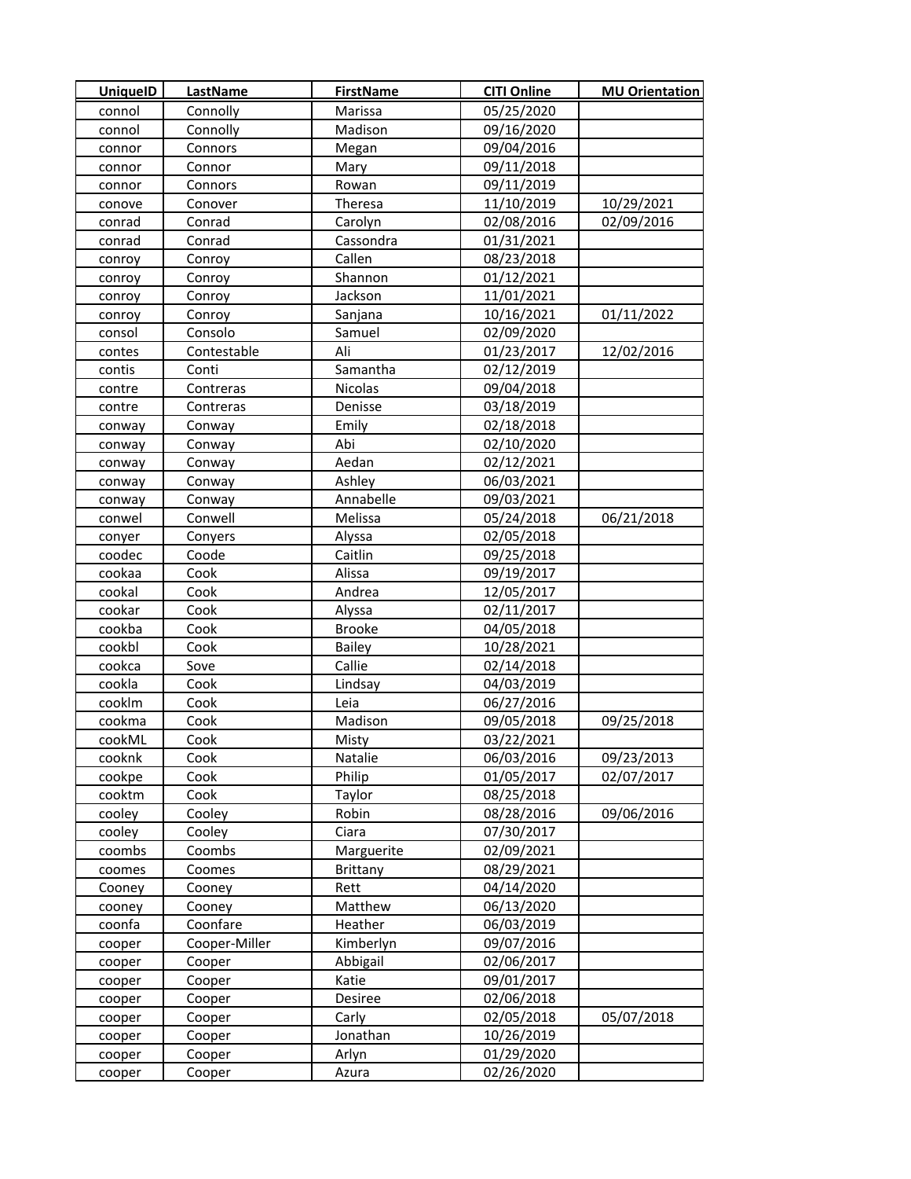| UniqueID | LastName | FirstName | CITI Online | MU Orientation |
|---|---|---|---|---|
| connol | Connolly | Marissa | 05/25/2020 | |
| connol | Connolly | Madison | 09/16/2020 | |
| connor | Connors | Megan | 09/04/2016 | |
| connor | Connor | Mary | 09/11/2018 | |
| connor | Connors | Rowan | 09/11/2019 | |
| conove | Conover | Theresa | 11/10/2019 | 10/29/2021 |
| conrad | Conrad | Carolyn | 02/08/2016 | 02/09/2016 |
| conrad | Conrad | Cassondra | 01/31/2021 | |
| conroy | Conroy | Callen | 08/23/2018 | |
| conroy | Conroy | Shannon | 01/12/2021 | |
| conroy | Conroy | Jackson | 11/01/2021 | |
| conroy | Conroy | Sanjana | 10/16/2021 | 01/11/2022 |
| consol | Consolo | Samuel | 02/09/2020 | |
| contes | Contestable | Ali | 01/23/2017 | 12/02/2016 |
| contis | Conti | Samantha | 02/12/2019 | |
| contre | Contreras | Nicolas | 09/04/2018 | |
| contre | Contreras | Denisse | 03/18/2019 | |
| conway | Conway | Emily | 02/18/2018 | |
| conway | Conway | Abi | 02/10/2020 | |
| conway | Conway | Aedan | 02/12/2021 | |
| conway | Conway | Ashley | 06/03/2021 | |
| conway | Conway | Annabelle | 09/03/2021 | |
| conwel | Conwell | Melissa | 05/24/2018 | 06/21/2018 |
| conyer | Conyers | Alyssa | 02/05/2018 | |
| coodec | Coode | Caitlin | 09/25/2018 | |
| cookaa | Cook | Alissa | 09/19/2017 | |
| cookal | Cook | Andrea | 12/05/2017 | |
| cookar | Cook | Alyssa | 02/11/2017 | |
| cookba | Cook | Brooke | 04/05/2018 | |
| cookbl | Cook | Bailey | 10/28/2021 | |
| cookca | Sove | Callie | 02/14/2018 | |
| cookla | Cook | Lindsay | 04/03/2019 | |
| cooklm | Cook | Leia | 06/27/2016 | |
| cookma | Cook | Madison | 09/05/2018 | 09/25/2018 |
| cookML | Cook | Misty | 03/22/2021 | |
| cooknk | Cook | Natalie | 06/03/2016 | 09/23/2013 |
| cookpe | Cook | Philip | 01/05/2017 | 02/07/2017 |
| cooktm | Cook | Taylor | 08/25/2018 | |
| cooley | Cooley | Robin | 08/28/2016 | 09/06/2016 |
| cooley | Cooley | Ciara | 07/30/2017 | |
| coombs | Coombs | Marguerite | 02/09/2021 | |
| coomes | Coomes | Brittany | 08/29/2021 | |
| Cooney | Cooney | Rett | 04/14/2020 | |
| cooney | Cooney | Matthew | 06/13/2020 | |
| coonfa | Coonfare | Heather | 06/03/2019 | |
| cooper | Cooper-Miller | Kimberlyn | 09/07/2016 | |
| cooper | Cooper | Abbigail | 02/06/2017 | |
| cooper | Cooper | Katie | 09/01/2017 | |
| cooper | Cooper | Desiree | 02/06/2018 | |
| cooper | Cooper | Carly | 02/05/2018 | 05/07/2018 |
| cooper | Cooper | Jonathan | 10/26/2019 | |
| cooper | Cooper | Arlyn | 01/29/2020 | |
| cooper | Cooper | Azura | 02/26/2020 | |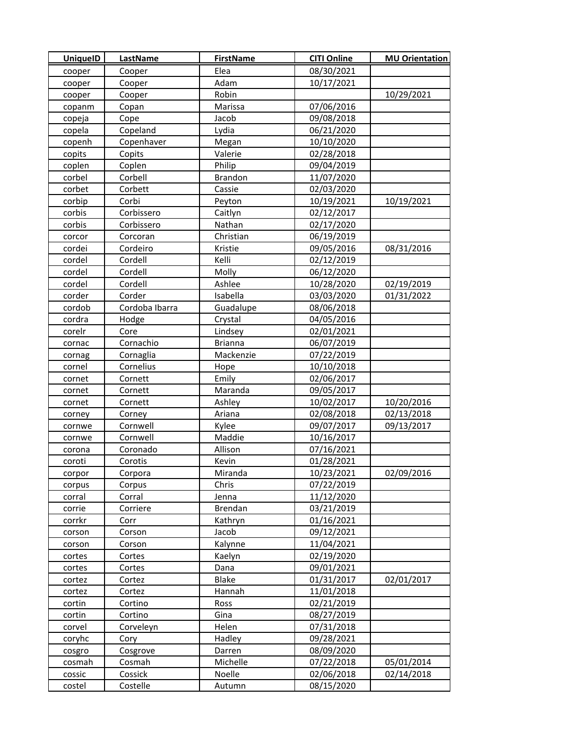| UniqueID | LastName | FirstName | CITI Online | MU Orientation |
|---|---|---|---|---|
| cooper | Cooper | Elea | 08/30/2021 | |
| cooper | Cooper | Adam | 10/17/2021 | |
| cooper | Cooper | Robin | | 10/29/2021 |
| copanm | Copan | Marissa | 07/06/2016 | |
| copeja | Cope | Jacob | 09/08/2018 | |
| copela | Copeland | Lydia | 06/21/2020 | |
| copenh | Copenhaver | Megan | 10/10/2020 | |
| copits | Copits | Valerie | 02/28/2018 | |
| coplen | Coplen | Philip | 09/04/2019 | |
| corbel | Corbell | Brandon | 11/07/2020 | |
| corbet | Corbett | Cassie | 02/03/2020 | |
| corbip | Corbi | Peyton | 10/19/2021 | 10/19/2021 |
| corbis | Corbissero | Caitlyn | 02/12/2017 | |
| corbis | Corbissero | Nathan | 02/17/2020 | |
| corcor | Corcoran | Christian | 06/19/2019 | |
| cordei | Cordeiro | Kristie | 09/05/2016 | 08/31/2016 |
| cordel | Cordell | Kelli | 02/12/2019 | |
| cordel | Cordell | Molly | 06/12/2020 | |
| cordel | Cordell | Ashlee | 10/28/2020 | 02/19/2019 |
| corder | Corder | Isabella | 03/03/2020 | 01/31/2022 |
| cordob | Cordoba Ibarra | Guadalupe | 08/06/2018 | |
| cordra | Hodge | Crystal | 04/05/2016 | |
| corelr | Core | Lindsey | 02/01/2021 | |
| cornac | Cornachio | Brianna | 06/07/2019 | |
| cornag | Cornaglia | Mackenzie | 07/22/2019 | |
| cornel | Cornelius | Hope | 10/10/2018 | |
| cornet | Cornett | Emily | 02/06/2017 | |
| cornet | Cornett | Maranda | 09/05/2017 | |
| cornet | Cornett | Ashley | 10/02/2017 | 10/20/2016 |
| corney | Corney | Ariana | 02/08/2018 | 02/13/2018 |
| cornwe | Cornwell | Kylee | 09/07/2017 | 09/13/2017 |
| cornwe | Cornwell | Maddie | 10/16/2017 | |
| corona | Coronado | Allison | 07/16/2021 | |
| coroti | Corotis | Kevin | 01/28/2021 | |
| corpor | Corpora | Miranda | 10/23/2021 | 02/09/2016 |
| corpus | Corpus | Chris | 07/22/2019 | |
| corral | Corral | Jenna | 11/12/2020 | |
| corrie | Corriere | Brendan | 03/21/2019 | |
| corrkr | Corr | Kathryn | 01/16/2021 | |
| corson | Corson | Jacob | 09/12/2021 | |
| corson | Corson | Kalynne | 11/04/2021 | |
| cortes | Cortes | Kaelyn | 02/19/2020 | |
| cortes | Cortes | Dana | 09/01/2021 | |
| cortez | Cortez | Blake | 01/31/2017 | 02/01/2017 |
| cortez | Cortez | Hannah | 11/01/2018 | |
| cortin | Cortino | Ross | 02/21/2019 | |
| cortin | Cortino | Gina | 08/27/2019 | |
| corvel | Corveleyn | Helen | 07/31/2018 | |
| coryhc | Cory | Hadley | 09/28/2021 | |
| cosgro | Cosgrove | Darren | 08/09/2020 | |
| cosmah | Cosmah | Michelle | 07/22/2018 | 05/01/2014 |
| cossic | Cossick | Noelle | 02/06/2018 | 02/14/2018 |
| costel | Costelle | Autumn | 08/15/2020 | |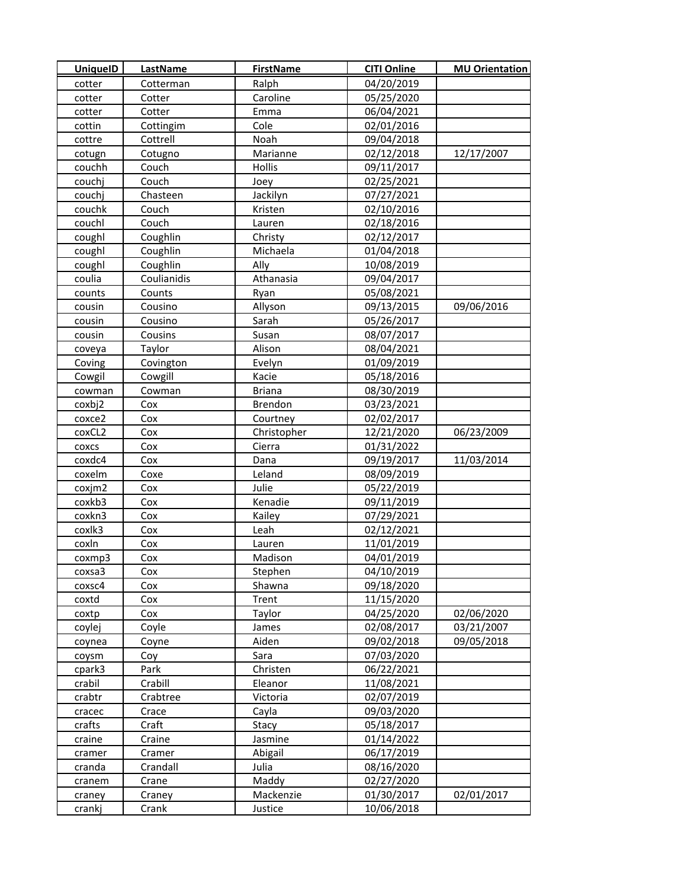| UniqueID | LastName | FirstName | CITI Online | MU Orientation |
|---|---|---|---|---|
| cotter | Cotterman | Ralph | 04/20/2019 | |
| cotter | Cotter | Caroline | 05/25/2020 | |
| cotter | Cotter | Emma | 06/04/2021 | |
| cottin | Cottingim | Cole | 02/01/2016 | |
| cottre | Cottrell | Noah | 09/04/2018 | |
| cotugn | Cotugno | Marianne | 02/12/2018 | 12/17/2007 |
| couchh | Couch | Hollis | 09/11/2017 | |
| couchj | Couch | Joey | 02/25/2021 | |
| couchj | Chasteen | Jackilyn | 07/27/2021 | |
| couchk | Couch | Kristen | 02/10/2016 | |
| couchl | Couch | Lauren | 02/18/2016 | |
| coughl | Coughlin | Christy | 02/12/2017 | |
| coughl | Coughlin | Michaela | 01/04/2018 | |
| coughl | Coughlin | Ally | 10/08/2019 | |
| coulia | Coulianidis | Athanasia | 09/04/2017 | |
| counts | Counts | Ryan | 05/08/2021 | |
| cousin | Cousino | Allyson | 09/13/2015 | 09/06/2016 |
| cousin | Cousino | Sarah | 05/26/2017 | |
| cousin | Cousins | Susan | 08/07/2017 | |
| coveya | Taylor | Alison | 08/04/2021 | |
| Coving | Covington | Evelyn | 01/09/2019 | |
| Cowgil | Cowgill | Kacie | 05/18/2016 | |
| cowman | Cowman | Briana | 08/30/2019 | |
| coxbj2 | Cox | Brendon | 03/23/2021 | |
| coxce2 | Cox | Courtney | 02/02/2017 | |
| coxCL2 | Cox | Christopher | 12/21/2020 | 06/23/2009 |
| coxcs | Cox | Cierra | 01/31/2022 | |
| coxdc4 | Cox | Dana | 09/19/2017 | 11/03/2014 |
| coxelm | Coxe | Leland | 08/09/2019 | |
| coxjm2 | Cox | Julie | 05/22/2019 | |
| coxkb3 | Cox | Kenadie | 09/11/2019 | |
| coxkn3 | Cox | Kailey | 07/29/2021 | |
| coxlk3 | Cox | Leah | 02/12/2021 | |
| coxln | Cox | Lauren | 11/01/2019 | |
| coxmp3 | Cox | Madison | 04/01/2019 | |
| coxsa3 | Cox | Stephen | 04/10/2019 | |
| coxsc4 | Cox | Shawna | 09/18/2020 | |
| coxtd | Cox | Trent | 11/15/2020 | |
| coxtp | Cox | Taylor | 04/25/2020 | 02/06/2020 |
| coylej | Coyle | James | 02/08/2017 | 03/21/2007 |
| coynea | Coyne | Aiden | 09/02/2018 | 09/05/2018 |
| coysm | Coy | Sara | 07/03/2020 | |
| cpark3 | Park | Christen | 06/22/2021 | |
| crabil | Crabill | Eleanor | 11/08/2021 | |
| crabtr | Crabtree | Victoria | 02/07/2019 | |
| cracec | Crace | Cayla | 09/03/2020 | |
| crafts | Craft | Stacy | 05/18/2017 | |
| craine | Craine | Jasmine | 01/14/2022 | |
| cramer | Cramer | Abigail | 06/17/2019 | |
| cranda | Crandall | Julia | 08/16/2020 | |
| cranem | Crane | Maddy | 02/27/2020 | |
| craney | Craney | Mackenzie | 01/30/2017 | 02/01/2017 |
| crankj | Crank | Justice | 10/06/2018 | |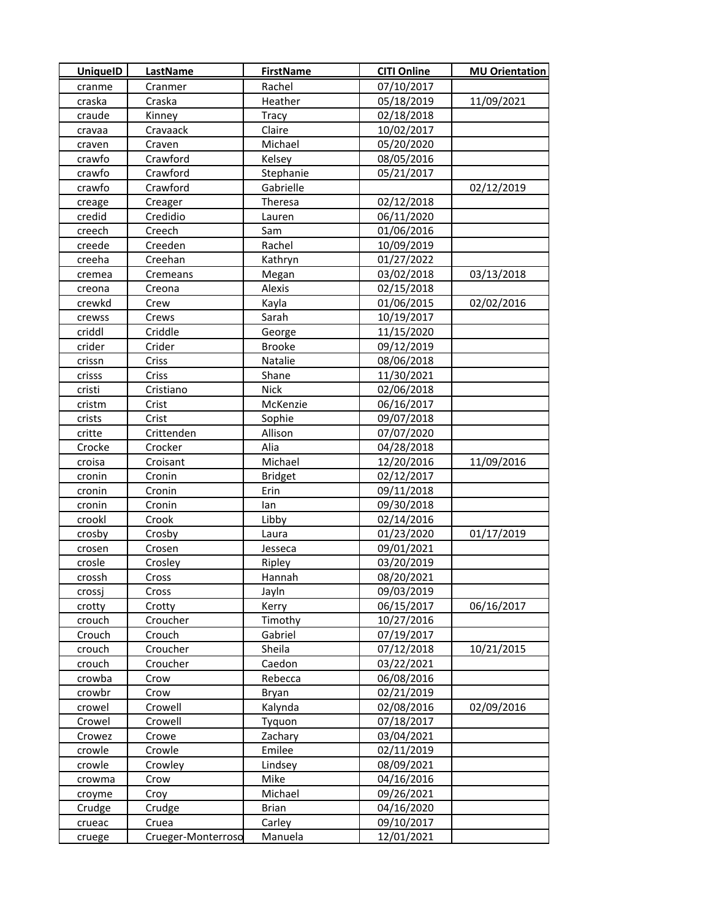| UniqueID | LastName | FirstName | CITI Online | MU Orientation |
|---|---|---|---|---|
| cranme | Cranmer | Rachel | 07/10/2017 | |
| craska | Craska | Heather | 05/18/2019 | 11/09/2021 |
| craude | Kinney | Tracy | 02/18/2018 | |
| cravaa | Cravaack | Claire | 10/02/2017 | |
| craven | Craven | Michael | 05/20/2020 | |
| crawfo | Crawford | Kelsey | 08/05/2016 | |
| crawfo | Crawford | Stephanie | 05/21/2017 | |
| crawfo | Crawford | Gabrielle | | 02/12/2019 |
| creage | Creager | Theresa | 02/12/2018 | |
| credid | Credidio | Lauren | 06/11/2020 | |
| creech | Creech | Sam | 01/06/2016 | |
| creede | Creeden | Rachel | 10/09/2019 | |
| creeha | Creehan | Kathryn | 01/27/2022 | |
| cremea | Cremeans | Megan | 03/02/2018 | 03/13/2018 |
| creona | Creona | Alexis | 02/15/2018 | |
| crewkd | Crew | Kayla | 01/06/2015 | 02/02/2016 |
| crewss | Crews | Sarah | 10/19/2017 | |
| criddl | Criddle | George | 11/15/2020 | |
| crider | Crider | Brooke | 09/12/2019 | |
| crissn | Criss | Natalie | 08/06/2018 | |
| crisss | Criss | Shane | 11/30/2021 | |
| cristi | Cristiano | Nick | 02/06/2018 | |
| cristm | Crist | McKenzie | 06/16/2017 | |
| crists | Crist | Sophie | 09/07/2018 | |
| critte | Crittenden | Allison | 07/07/2020 | |
| Crocke | Crocker | Alia | 04/28/2018 | |
| croisa | Croisant | Michael | 12/20/2016 | 11/09/2016 |
| cronin | Cronin | Bridget | 02/12/2017 | |
| cronin | Cronin | Erin | 09/11/2018 | |
| cronin | Cronin | Ian | 09/30/2018 | |
| crookl | Crook | Libby | 02/14/2016 | |
| crosby | Crosby | Laura | 01/23/2020 | 01/17/2019 |
| crosen | Crosen | Jesseca | 09/01/2021 | |
| crosle | Crosley | Ripley | 03/20/2019 | |
| crossh | Cross | Hannah | 08/20/2021 | |
| crossj | Cross | Jayln | 09/03/2019 | |
| crotty | Crotty | Kerry | 06/15/2017 | 06/16/2017 |
| crouch | Croucher | Timothy | 10/27/2016 | |
| Crouch | Crouch | Gabriel | 07/19/2017 | |
| crouch | Croucher | Sheila | 07/12/2018 | 10/21/2015 |
| crouch | Croucher | Caedon | 03/22/2021 | |
| crowba | Crow | Rebecca | 06/08/2016 | |
| crowbr | Crow | Bryan | 02/21/2019 | |
| crowel | Crowell | Kalynda | 02/08/2016 | 02/09/2016 |
| Crowel | Crowell | Tyquon | 07/18/2017 | |
| Crowez | Crowe | Zachary | 03/04/2021 | |
| crowle | Crowle | Emilee | 02/11/2019 | |
| crowle | Crowley | Lindsey | 08/09/2021 | |
| crowma | Crow | Mike | 04/16/2016 | |
| croyme | Croy | Michael | 09/26/2021 | |
| Crudge | Crudge | Brian | 04/16/2020 | |
| crueac | Cruea | Carley | 09/10/2017 | |
| cruege | Crueger-Monterroso | Manuela | 12/01/2021 | |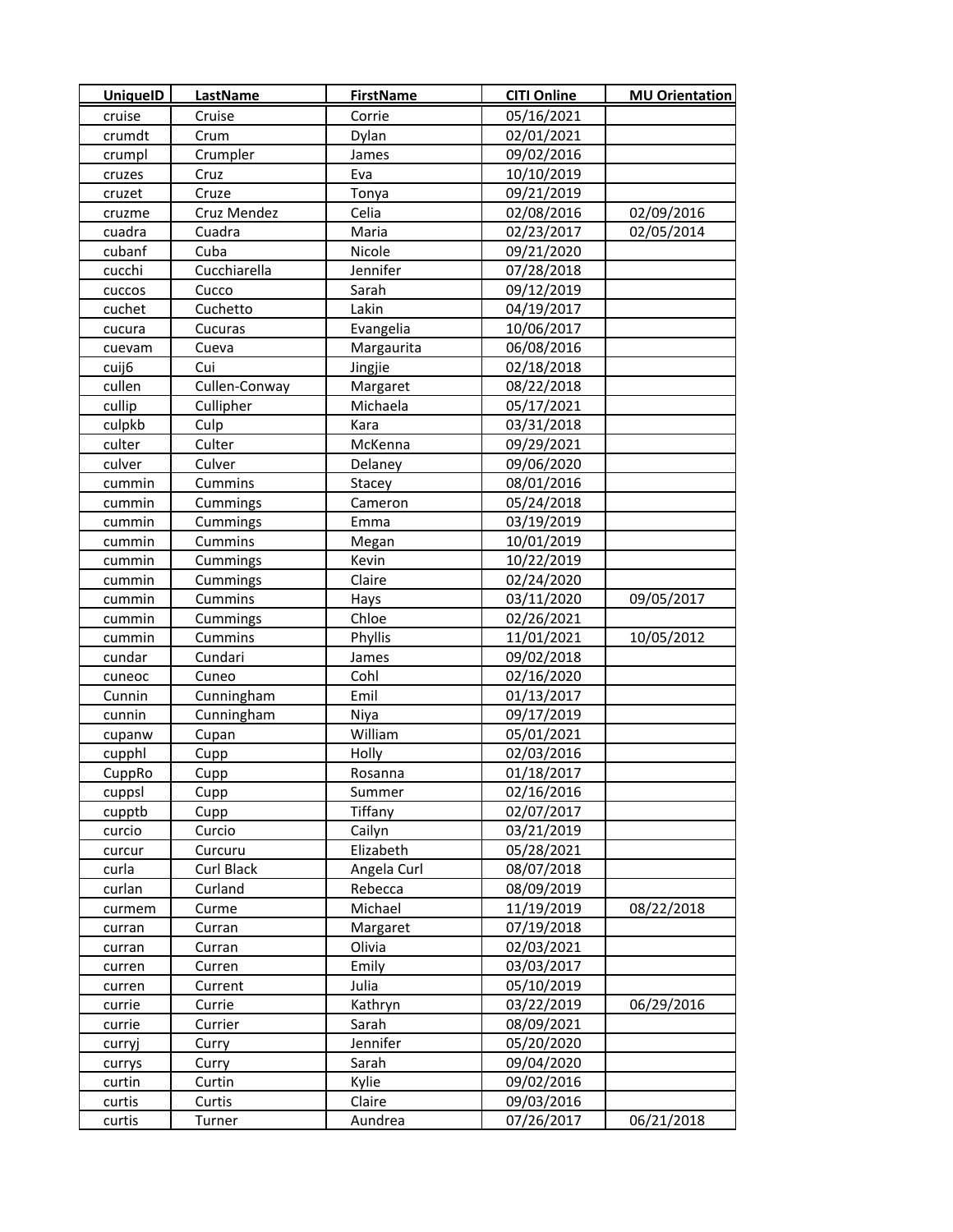| UniqueID | LastName | FirstName | CITI Online | MU Orientation |
|---|---|---|---|---|
| cruise | Cruise | Corrie | 05/16/2021 | |
| crumdt | Crum | Dylan | 02/01/2021 | |
| crumpl | Crumpler | James | 09/02/2016 | |
| cruzes | Cruz | Eva | 10/10/2019 | |
| cruzet | Cruze | Tonya | 09/21/2019 | |
| cruzme | Cruz Mendez | Celia | 02/08/2016 | 02/09/2016 |
| cuadra | Cuadra | Maria | 02/23/2017 | 02/05/2014 |
| cubanf | Cuba | Nicole | 09/21/2020 | |
| cucchi | Cucchiarella | Jennifer | 07/28/2018 | |
| cuccos | Cucco | Sarah | 09/12/2019 | |
| cuchet | Cuchetto | Lakin | 04/19/2017 | |
| cucura | Cucuras | Evangelia | 10/06/2017 | |
| cuevam | Cueva | Margaurita | 06/08/2016 | |
| cuij6 | Cui | Jingjie | 02/18/2018 | |
| cullen | Cullen-Conway | Margaret | 08/22/2018 | |
| cullip | Cullipher | Michaela | 05/17/2021 | |
| culpkb | Culp | Kara | 03/31/2018 | |
| culter | Culter | McKenna | 09/29/2021 | |
| culver | Culver | Delaney | 09/06/2020 | |
| cummin | Cummins | Stacey | 08/01/2016 | |
| cummin | Cummings | Cameron | 05/24/2018 | |
| cummin | Cummings | Emma | 03/19/2019 | |
| cummin | Cummins | Megan | 10/01/2019 | |
| cummin | Cummings | Kevin | 10/22/2019 | |
| cummin | Cummings | Claire | 02/24/2020 | |
| cummin | Cummins | Hays | 03/11/2020 | 09/05/2017 |
| cummin | Cummings | Chloe | 02/26/2021 | |
| cummin | Cummins | Phyllis | 11/01/2021 | 10/05/2012 |
| cundar | Cundari | James | 09/02/2018 | |
| cuneoc | Cuneo | Cohl | 02/16/2020 | |
| Cunnin | Cunningham | Emil | 01/13/2017 | |
| cunnin | Cunningham | Niya | 09/17/2019 | |
| cupanw | Cupan | William | 05/01/2021 | |
| cupphl | Cupp | Holly | 02/03/2016 | |
| CuppRo | Cupp | Rosanna | 01/18/2017 | |
| cuppsl | Cupp | Summer | 02/16/2016 | |
| cupptb | Cupp | Tiffany | 02/07/2017 | |
| curcio | Curcio | Cailyn | 03/21/2019 | |
| curcur | Curcuru | Elizabeth | 05/28/2021 | |
| curla | Curl Black | Angela Curl | 08/07/2018 | |
| curlan | Curland | Rebecca | 08/09/2019 | |
| curmem | Curme | Michael | 11/19/2019 | 08/22/2018 |
| curran | Curran | Margaret | 07/19/2018 | |
| curran | Curran | Olivia | 02/03/2021 | |
| curren | Curren | Emily | 03/03/2017 | |
| curren | Current | Julia | 05/10/2019 | |
| currie | Currie | Kathryn | 03/22/2019 | 06/29/2016 |
| currie | Currier | Sarah | 08/09/2021 | |
| curryj | Curry | Jennifer | 05/20/2020 | |
| currys | Curry | Sarah | 09/04/2020 | |
| curtin | Curtin | Kylie | 09/02/2016 | |
| curtis | Curtis | Claire | 09/03/2016 | |
| curtis | Turner | Aundrea | 07/26/2017 | 06/21/2018 |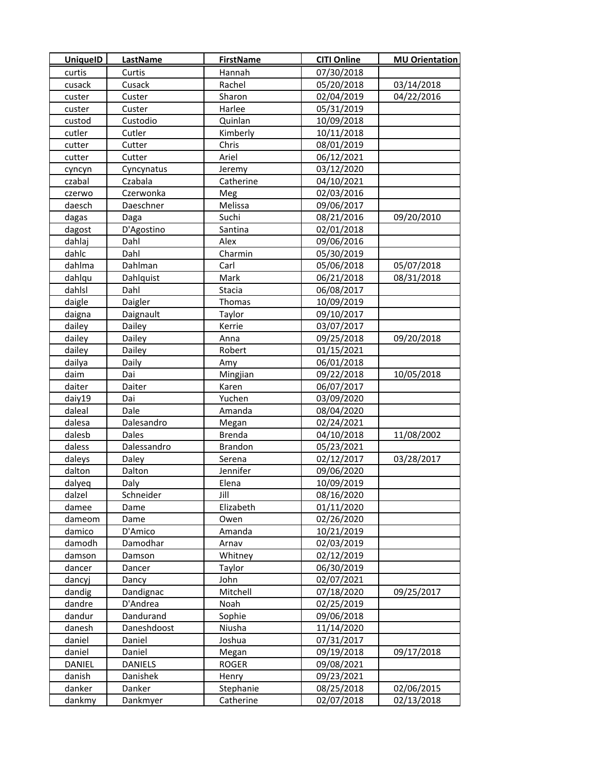| UniqueID | LastName | FirstName | CITI Online | MU Orientation |
|---|---|---|---|---|
| curtis | Curtis | Hannah | 07/30/2018 | |
| cusack | Cusack | Rachel | 05/20/2018 | 03/14/2018 |
| custer | Custer | Sharon | 02/04/2019 | 04/22/2016 |
| custer | Custer | Harlee | 05/31/2019 | |
| custod | Custodio | Quinlan | 10/09/2018 | |
| cutler | Cutler | Kimberly | 10/11/2018 | |
| cutter | Cutter | Chris | 08/01/2019 | |
| cutter | Cutter | Ariel | 06/12/2021 | |
| cyncyn | Cyncynatus | Jeremy | 03/12/2020 | |
| czabal | Czabala | Catherine | 04/10/2021 | |
| czerwo | Czerwonka | Meg | 02/03/2016 | |
| daesch | Daeschner | Melissa | 09/06/2017 | |
| dagas | Daga | Suchi | 08/21/2016 | 09/20/2010 |
| dagost | D'Agostino | Santina | 02/01/2018 | |
| dahlaj | Dahl | Alex | 09/06/2016 | |
| dahlc | Dahl | Charmin | 05/30/2019 | |
| dahlma | Dahlman | Carl | 05/06/2018 | 05/07/2018 |
| dahlqu | Dahlquist | Mark | 06/21/2018 | 08/31/2018 |
| dahlsl | Dahl | Stacia | 06/08/2017 | |
| daigle | Daigler | Thomas | 10/09/2019 | |
| daigna | Daignault | Taylor | 09/10/2017 | |
| dailey | Dailey | Kerrie | 03/07/2017 | |
| dailey | Dailey | Anna | 09/25/2018 | 09/20/2018 |
| dailey | Dailey | Robert | 01/15/2021 | |
| dailya | Daily | Amy | 06/01/2018 | |
| daim | Dai | Mingjian | 09/22/2018 | 10/05/2018 |
| daiter | Daiter | Karen | 06/07/2017 | |
| daiy19 | Dai | Yuchen | 03/09/2020 | |
| daleal | Dale | Amanda | 08/04/2020 | |
| dalesa | Dalesandro | Megan | 02/24/2021 | |
| dalesb | Dales | Brenda | 04/10/2018 | 11/08/2002 |
| daless | Dalessandro | Brandon | 05/23/2021 | |
| daleys | Daley | Serena | 02/12/2017 | 03/28/2017 |
| dalton | Dalton | Jennifer | 09/06/2020 | |
| dalyeq | Daly | Elena | 10/09/2019 | |
| dalzel | Schneider | Jill | 08/16/2020 | |
| damee | Dame | Elizabeth | 01/11/2020 | |
| dameom | Dame | Owen | 02/26/2020 | |
| damico | D'Amico | Amanda | 10/21/2019 | |
| damodh | Damodhar | Arnav | 02/03/2019 | |
| damson | Damson | Whitney | 02/12/2019 | |
| dancer | Dancer | Taylor | 06/30/2019 | |
| dancyj | Dancy | John | 02/07/2021 | |
| dandig | Dandignac | Mitchell | 07/18/2020 | 09/25/2017 |
| dandre | D'Andrea | Noah | 02/25/2019 | |
| dandur | Dandurand | Sophie | 09/06/2018 | |
| danesh | Daneshdoost | Niusha | 11/14/2020 | |
| daniel | Daniel | Joshua | 07/31/2017 | |
| daniel | Daniel | Megan | 09/19/2018 | 09/17/2018 |
| DANIEL | DANIELS | ROGER | 09/08/2021 | |
| danish | Danishek | Henry | 09/23/2021 | |
| danker | Danker | Stephanie | 08/25/2018 | 02/06/2015 |
| dankmy | Dankmyer | Catherine | 02/07/2018 | 02/13/2018 |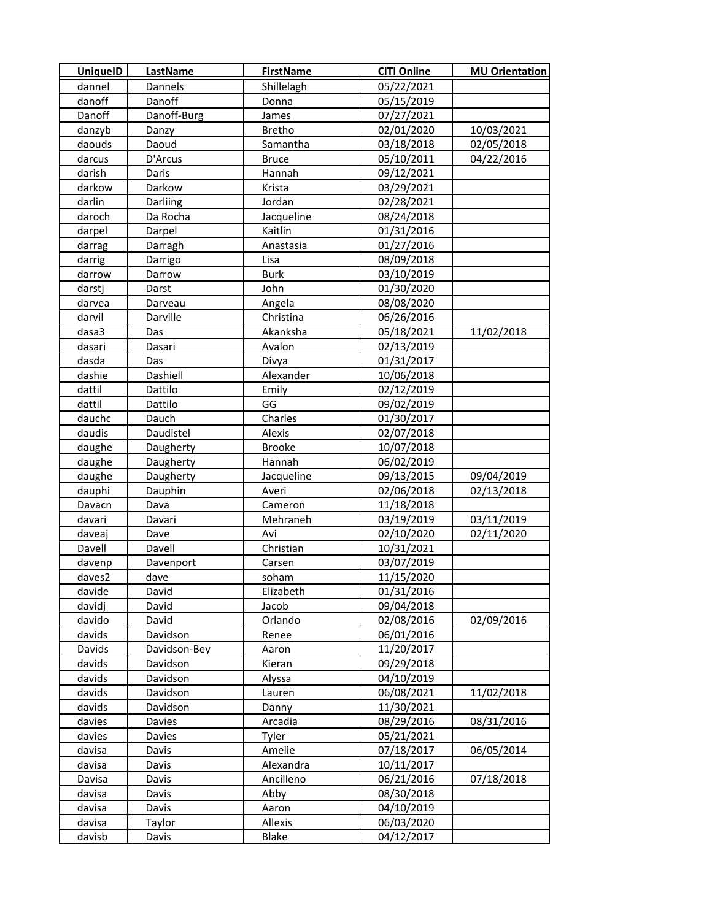| UniqueID | LastName | FirstName | CITI Online | MU Orientation |
| --- | --- | --- | --- | --- |
| dannel | Dannels | Shillelagh | 05/22/2021 | |
| danoff | Danoff | Donna | 05/15/2019 | |
| Danoff | Danoff-Burg | James | 07/27/2021 | |
| danzyb | Danzy | Bretho | 02/01/2020 | 10/03/2021 |
| daouds | Daoud | Samantha | 03/18/2018 | 02/05/2018 |
| darcus | D'Arcus | Bruce | 05/10/2011 | 04/22/2016 |
| darish | Daris | Hannah | 09/12/2021 | |
| darkow | Darkow | Krista | 03/29/2021 | |
| darlin | Darliing | Jordan | 02/28/2021 | |
| daroch | Da Rocha | Jacqueline | 08/24/2018 | |
| darpel | Darpel | Kaitlin | 01/31/2016 | |
| darrag | Darragh | Anastasia | 01/27/2016 | |
| darrig | Darrigo | Lisa | 08/09/2018 | |
| darrow | Darrow | Burk | 03/10/2019 | |
| darstj | Darst | John | 01/30/2020 | |
| darvea | Darveau | Angela | 08/08/2020 | |
| darvil | Darville | Christina | 06/26/2016 | |
| dasa3 | Das | Akanksha | 05/18/2021 | 11/02/2018 |
| dasari | Dasari | Avalon | 02/13/2019 | |
| dasda | Das | Divya | 01/31/2017 | |
| dashie | Dashiell | Alexander | 10/06/2018 | |
| dattil | Dattilo | Emily | 02/12/2019 | |
| dattil | Dattilo | GG | 09/02/2019 | |
| dauchc | Dauch | Charles | 01/30/2017 | |
| daudis | Daudistel | Alexis | 02/07/2018 | |
| daughe | Daugherty | Brooke | 10/07/2018 | |
| daughe | Daugherty | Hannah | 06/02/2019 | |
| daughe | Daugherty | Jacqueline | 09/13/2015 | 09/04/2019 |
| dauphi | Dauphin | Averi | 02/06/2018 | 02/13/2018 |
| Davacn | Dava | Cameron | 11/18/2018 | |
| davari | Davari | Mehraneh | 03/19/2019 | 03/11/2019 |
| daveaj | Dave | Avi | 02/10/2020 | 02/11/2020 |
| Davell | Davell | Christian | 10/31/2021 | |
| davenp | Davenport | Carsen | 03/07/2019 | |
| daves2 | dave | soham | 11/15/2020 | |
| davide | David | Elizabeth | 01/31/2016 | |
| davidj | David | Jacob | 09/04/2018 | |
| davido | David | Orlando | 02/08/2016 | 02/09/2016 |
| davids | Davidson | Renee | 06/01/2016 | |
| Davids | Davidson-Bey | Aaron | 11/20/2017 | |
| davids | Davidson | Kieran | 09/29/2018 | |
| davids | Davidson | Alyssa | 04/10/2019 | |
| davids | Davidson | Lauren | 06/08/2021 | 11/02/2018 |
| davids | Davidson | Danny | 11/30/2021 | |
| davies | Davies | Arcadia | 08/29/2016 | 08/31/2016 |
| davies | Davies | Tyler | 05/21/2021 | |
| davisa | Davis | Amelie | 07/18/2017 | 06/05/2014 |
| davisa | Davis | Alexandra | 10/11/2017 | |
| Davisa | Davis | Ancilleno | 06/21/2016 | 07/18/2018 |
| davisa | Davis | Abby | 08/30/2018 | |
| davisa | Davis | Aaron | 04/10/2019 | |
| davisa | Taylor | Allexis | 06/03/2020 | |
| davisb | Davis | Blake | 04/12/2017 | |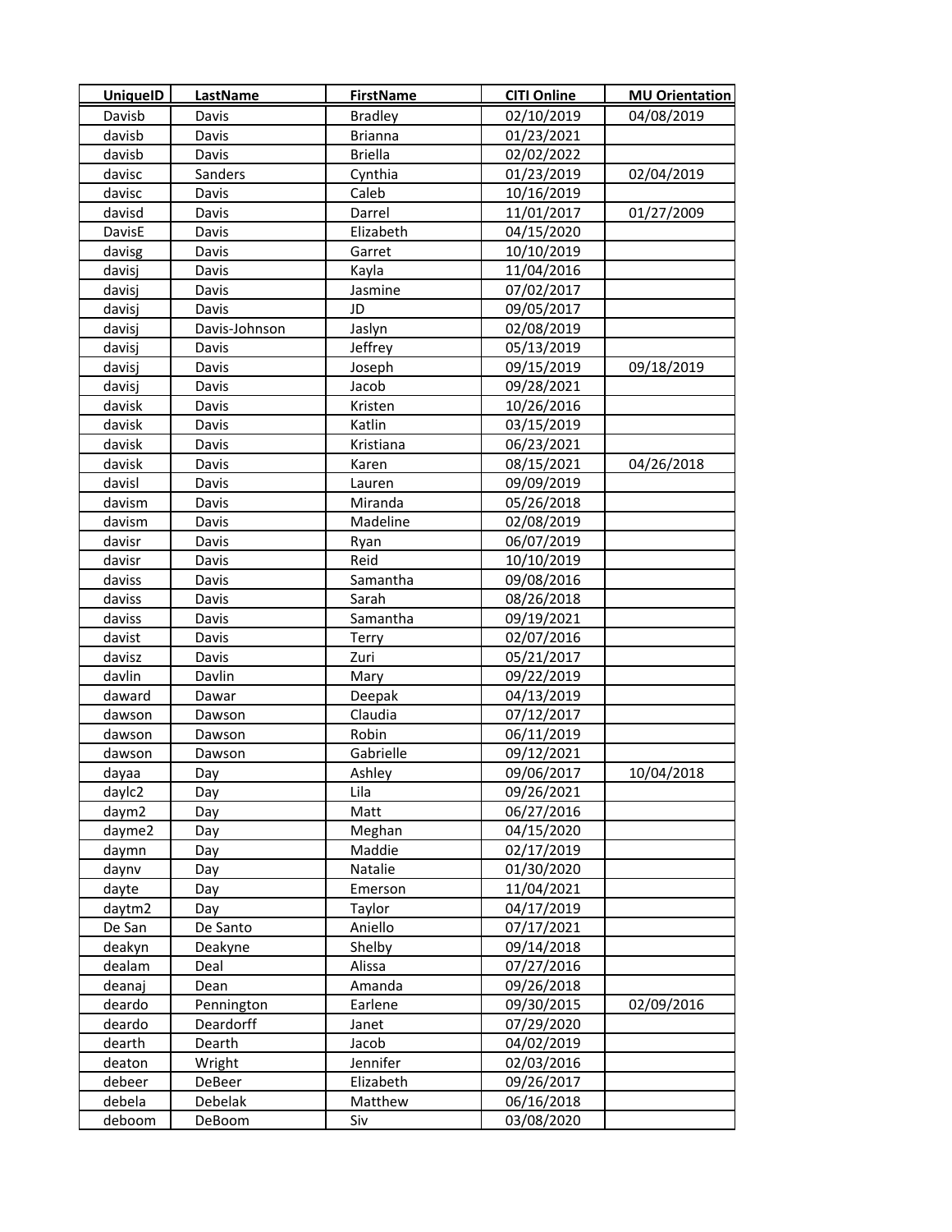| UniqueID | LastName | FirstName | CITI Online | MU Orientation |
|---|---|---|---|---|
| Davisb | Davis | Bradley | 02/10/2019 | 04/08/2019 |
| davisb | Davis | Brianna | 01/23/2021 | |
| davisb | Davis | Briella | 02/02/2022 | |
| davisc | Sanders | Cynthia | 01/23/2019 | 02/04/2019 |
| davisc | Davis | Caleb | 10/16/2019 | |
| davisd | Davis | Darrel | 11/01/2017 | 01/27/2009 |
| DavisE | Davis | Elizabeth | 04/15/2020 | |
| davisg | Davis | Garret | 10/10/2019 | |
| davisj | Davis | Kayla | 11/04/2016 | |
| davisj | Davis | Jasmine | 07/02/2017 | |
| davisj | Davis | JD | 09/05/2017 | |
| davisj | Davis-Johnson | Jaslyn | 02/08/2019 | |
| davisj | Davis | Jeffrey | 05/13/2019 | |
| davisj | Davis | Joseph | 09/15/2019 | 09/18/2019 |
| davisj | Davis | Jacob | 09/28/2021 | |
| davisk | Davis | Kristen | 10/26/2016 | |
| davisk | Davis | Katlin | 03/15/2019 | |
| davisk | Davis | Kristiana | 06/23/2021 | |
| davisk | Davis | Karen | 08/15/2021 | 04/26/2018 |
| davisl | Davis | Lauren | 09/09/2019 | |
| davism | Davis | Miranda | 05/26/2018 | |
| davism | Davis | Madeline | 02/08/2019 | |
| davisr | Davis | Ryan | 06/07/2019 | |
| davisr | Davis | Reid | 10/10/2019 | |
| daviss | Davis | Samantha | 09/08/2016 | |
| daviss | Davis | Sarah | 08/26/2018 | |
| daviss | Davis | Samantha | 09/19/2021 | |
| davist | Davis | Terry | 02/07/2016 | |
| davisz | Davis | Zuri | 05/21/2017 | |
| davlin | Davlin | Mary | 09/22/2019 | |
| daward | Dawar | Deepak | 04/13/2019 | |
| dawson | Dawson | Claudia | 07/12/2017 | |
| dawson | Dawson | Robin | 06/11/2019 | |
| dawson | Dawson | Gabrielle | 09/12/2021 | |
| dayaa | Day | Ashley | 09/06/2017 | 10/04/2018 |
| daylc2 | Day | Lila | 09/26/2021 | |
| daym2 | Day | Matt | 06/27/2016 | |
| dayme2 | Day | Meghan | 04/15/2020 | |
| daymn | Day | Maddie | 02/17/2019 | |
| daynv | Day | Natalie | 01/30/2020 | |
| dayte | Day | Emerson | 11/04/2021 | |
| daytm2 | Day | Taylor | 04/17/2019 | |
| De San | De Santo | Aniello | 07/17/2021 | |
| deakyn | Deakyne | Shelby | 09/14/2018 | |
| dealam | Deal | Alissa | 07/27/2016 | |
| deanaj | Dean | Amanda | 09/26/2018 | |
| deardo | Pennington | Earlene | 09/30/2015 | 02/09/2016 |
| deardo | Deardorff | Janet | 07/29/2020 | |
| dearth | Dearth | Jacob | 04/02/2019 | |
| deaton | Wright | Jennifer | 02/03/2016 | |
| debeer | DeBeer | Elizabeth | 09/26/2017 | |
| debela | Debelak | Matthew | 06/16/2018 | |
| deboom | DeBoom | Siv | 03/08/2020 | |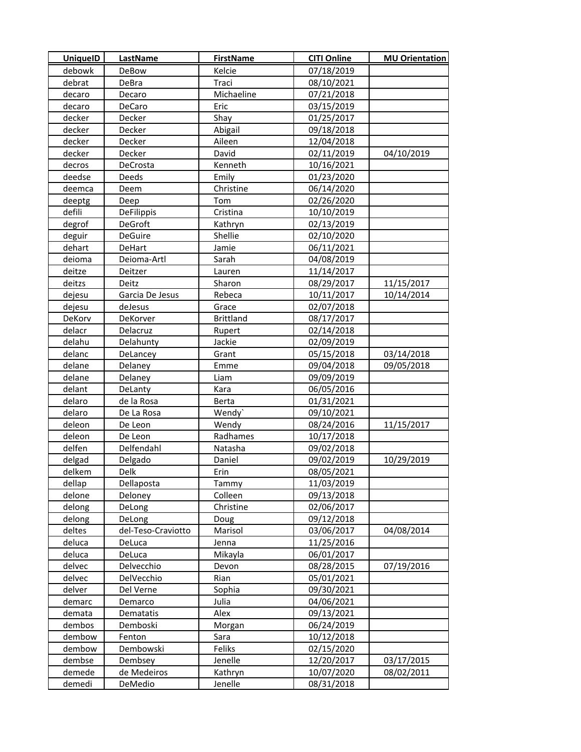| UniqueID | LastName | FirstName | CITI Online | MU Orientation |
|---|---|---|---|---|
| debowk | DeBow | Kelcie | 07/18/2019 | |
| debrat | DeBra | Traci | 08/10/2021 | |
| decaro | Decaro | Michaeline | 07/21/2018 | |
| decaro | DeCaro | Eric | 03/15/2019 | |
| decker | Decker | Shay | 01/25/2017 | |
| decker | Decker | Abigail | 09/18/2018 | |
| decker | Decker | Aileen | 12/04/2018 | |
| decker | Decker | David | 02/11/2019 | 04/10/2019 |
| decros | DeCrosta | Kenneth | 10/16/2021 | |
| deedse | Deeds | Emily | 01/23/2020 | |
| deemca | Deem | Christine | 06/14/2020 | |
| deeptg | Deep | Tom | 02/26/2020 | |
| defili | DeFilippis | Cristina | 10/10/2019 | |
| degrof | DeGroft | Kathryn | 02/13/2019 | |
| deguir | DeGuire | Shellie | 02/10/2020 | |
| dehart | DeHart | Jamie | 06/11/2021 | |
| deioma | Deioma-Artl | Sarah | 04/08/2019 | |
| deitze | Deitzer | Lauren | 11/14/2017 | |
| deitzs | Deitz | Sharon | 08/29/2017 | 11/15/2017 |
| dejesu | Garcia De Jesus | Rebeca | 10/11/2017 | 10/14/2014 |
| dejesu | deJesus | Grace | 02/07/2018 | |
| DeKorv | DeKorver | Brittland | 08/17/2017 | |
| delacr | Delacruz | Rupert | 02/14/2018 | |
| delahu | Delahunty | Jackie | 02/09/2019 | |
| delanc | DeLancey | Grant | 05/15/2018 | 03/14/2018 |
| delane | Delaney | Emme | 09/04/2018 | 09/05/2018 |
| delane | Delaney | Liam | 09/09/2019 | |
| delant | DeLanty | Kara | 06/05/2016 | |
| delaro | de la Rosa | Berta | 01/31/2021 | |
| delaro | De La Rosa | Wendy` | 09/10/2021 | |
| deleon | De Leon | Wendy | 08/24/2016 | 11/15/2017 |
| deleon | De Leon | Radhames | 10/17/2018 | |
| delfen | Delfendahl | Natasha | 09/02/2018 | |
| delgad | Delgado | Daniel | 09/02/2019 | 10/29/2019 |
| delkem | Delk | Erin | 08/05/2021 | |
| dellap | Dellaposta | Tammy | 11/03/2019 | |
| delone | Deloney | Colleen | 09/13/2018 | |
| delong | DeLong | Christine | 02/06/2017 | |
| delong | DeLong | Doug | 09/12/2018 | |
| deltes | del-Teso-Craviotto | Marisol | 03/06/2017 | 04/08/2014 |
| deluca | DeLuca | Jenna | 11/25/2016 | |
| deluca | DeLuca | Mikayla | 06/01/2017 | |
| delvec | Delvecchio | Devon | 08/28/2015 | 07/19/2016 |
| delvec | DelVecchio | Rian | 05/01/2021 | |
| delver | Del Verne | Sophia | 09/30/2021 | |
| demarc | Demarco | Julia | 04/06/2021 | |
| demata | Dematatis | Alex | 09/13/2021 | |
| dembos | Demboski | Morgan | 06/24/2019 | |
| dembow | Fenton | Sara | 10/12/2018 | |
| dembow | Dembowski | Feliks | 02/15/2020 | |
| dembse | Dembsey | Jenelle | 12/20/2017 | 03/17/2015 |
| demede | de Medeiros | Kathryn | 10/07/2020 | 08/02/2011 |
| demedi | DeMedio | Jenelle | 08/31/2018 | |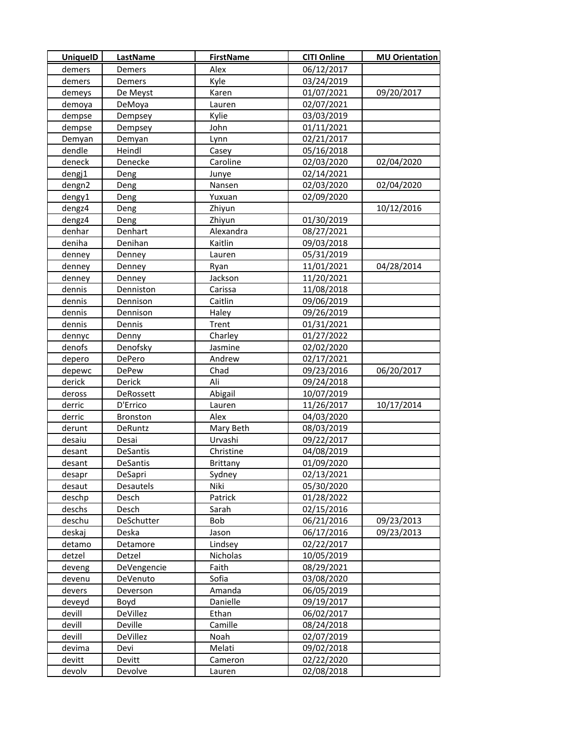| UniqueID | LastName | FirstName | CITI Online | MU Orientation |
|---|---|---|---|---|
| demers | Demers | Alex | 06/12/2017 | |
| demers | Demers | Kyle | 03/24/2019 | |
| demeys | De Meyst | Karen | 01/07/2021 | 09/20/2017 |
| demoya | DeMoya | Lauren | 02/07/2021 | |
| dempse | Dempsey | Kylie | 03/03/2019 | |
| dempse | Dempsey | John | 01/11/2021 | |
| Demyan | Demyan | Lynn | 02/21/2017 | |
| dendle | Heindl | Casey | 05/16/2018 | |
| deneck | Denecke | Caroline | 02/03/2020 | 02/04/2020 |
| dengj1 | Deng | Junye | 02/14/2021 | |
| dengn2 | Deng | Nansen | 02/03/2020 | 02/04/2020 |
| dengy1 | Deng | Yuxuan | 02/09/2020 | |
| dengz4 | Deng | Zhiyun | | 10/12/2016 |
| dengz4 | Deng | Zhiyun | 01/30/2019 | |
| denhar | Denhart | Alexandra | 08/27/2021 | |
| deniha | Denihan | Kaitlin | 09/03/2018 | |
| denney | Denney | Lauren | 05/31/2019 | |
| denney | Denney | Ryan | 11/01/2021 | 04/28/2014 |
| denney | Denney | Jackson | 11/20/2021 | |
| dennis | Denniston | Carissa | 11/08/2018 | |
| dennis | Dennison | Caitlin | 09/06/2019 | |
| dennis | Dennison | Haley | 09/26/2019 | |
| dennis | Dennis | Trent | 01/31/2021 | |
| dennyc | Denny | Charley | 01/27/2022 | |
| denofs | Denofsky | Jasmine | 02/02/2020 | |
| depero | DePero | Andrew | 02/17/2021 | |
| depewc | DePew | Chad | 09/23/2016 | 06/20/2017 |
| derick | Derick | Ali | 09/24/2018 | |
| deross | DeRossett | Abigail | 10/07/2019 | |
| derric | D'Errico | Lauren | 11/26/2017 | 10/17/2014 |
| derric | Bronston | Alex | 04/03/2020 | |
| derunt | DeRuntz | Mary Beth | 08/03/2019 | |
| desaiu | Desai | Urvashi | 09/22/2017 | |
| desant | DeSantis | Christine | 04/08/2019 | |
| desant | DeSantis | Brittany | 01/09/2020 | |
| desapr | DeSapri | Sydney | 02/13/2021 | |
| desaut | Desautels | Niki | 05/30/2020 | |
| deschp | Desch | Patrick | 01/28/2022 | |
| deschs | Desch | Sarah | 02/15/2016 | |
| deschu | DeSchutter | Bob | 06/21/2016 | 09/23/2013 |
| deskaj | Deska | Jason | 06/17/2016 | 09/23/2013 |
| detamo | Detamore | Lindsey | 02/22/2017 | |
| detzel | Detzel | Nicholas | 10/05/2019 | |
| deveng | DeVengencie | Faith | 08/29/2021 | |
| devenu | DeVenuto | Sofia | 03/08/2020 | |
| devers | Deverson | Amanda | 06/05/2019 | |
| deveyd | Boyd | Danielle | 09/19/2017 | |
| devill | DeVillez | Ethan | 06/02/2017 | |
| devill | Deville | Camille | 08/24/2018 | |
| devill | DeVillez | Noah | 02/07/2019 | |
| devima | Devi | Melati | 09/02/2018 | |
| devitt | Devitt | Cameron | 02/22/2020 | |
| devolv | Devolve | Lauren | 02/08/2018 | |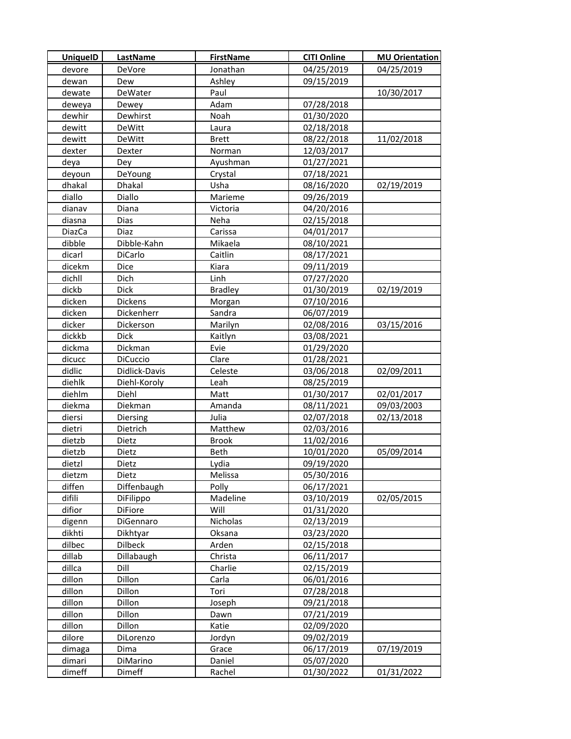| UniqueID | LastName | FirstName | CITI Online | MU Orientation |
|---|---|---|---|---|
| devore | DeVore | Jonathan | 04/25/2019 | 04/25/2019 |
| dewan | Dew | Ashley | 09/15/2019 | |
| dewate | DeWater | Paul | | 10/30/2017 |
| deweya | Dewey | Adam | 07/28/2018 | |
| dewhir | Dewhirst | Noah | 01/30/2020 | |
| dewitt | DeWitt | Laura | 02/18/2018 | |
| dewitt | DeWitt | Brett | 08/22/2018 | 11/02/2018 |
| dexter | Dexter | Norman | 12/03/2017 | |
| deya | Dey | Ayushman | 01/27/2021 | |
| deyoun | DeYoung | Crystal | 07/18/2021 | |
| dhakal | Dhakal | Usha | 08/16/2020 | 02/19/2019 |
| diallo | Diallo | Marieme | 09/26/2019 | |
| dianav | Diana | Victoria | 04/20/2016 | |
| diasna | Dias | Neha | 02/15/2018 | |
| DiazCa | Diaz | Carissa | 04/01/2017 | |
| dibble | Dibble-Kahn | Mikaela | 08/10/2021 | |
| dicarl | DiCarlo | Caitlin | 08/17/2021 | |
| dicekm | Dice | Kiara | 09/11/2019 | |
| dichll | Dich | Linh | 07/27/2020 | |
| dickb | Dick | Bradley | 01/30/2019 | 02/19/2019 |
| dicken | Dickens | Morgan | 07/10/2016 | |
| dicken | Dickenherr | Sandra | 06/07/2019 | |
| dicker | Dickerson | Marilyn | 02/08/2016 | 03/15/2016 |
| dickkb | Dick | Kaitlyn | 03/08/2021 | |
| dickma | Dickman | Evie | 01/29/2020 | |
| dicucc | DiCuccio | Clare | 01/28/2021 | |
| didlic | Didlick-Davis | Celeste | 03/06/2018 | 02/09/2011 |
| diehlk | Diehl-Koroly | Leah | 08/25/2019 | |
| diehlm | Diehl | Matt | 01/30/2017 | 02/01/2017 |
| diekma | Diekman | Amanda | 08/11/2021 | 09/03/2003 |
| diersi | Diersing | Julia | 02/07/2018 | 02/13/2018 |
| dietri | Dietrich | Matthew | 02/03/2016 | |
| dietzb | Dietz | Brook | 11/02/2016 | |
| dietzb | Dietz | Beth | 10/01/2020 | 05/09/2014 |
| dietzl | Dietz | Lydia | 09/19/2020 | |
| dietzm | Dietz | Melissa | 05/30/2016 | |
| diffen | Diffenbaugh | Polly | 06/17/2021 | |
| difili | DiFilippo | Madeline | 03/10/2019 | 02/05/2015 |
| difior | DiFiore | Will | 01/31/2020 | |
| digenn | DiGennaro | Nicholas | 02/13/2019 | |
| dikhti | Dikhtyar | Oksana | 03/23/2020 | |
| dilbec | Dilbeck | Arden | 02/15/2018 | |
| dillab | Dillabaugh | Christa | 06/11/2017 | |
| dillca | Dill | Charlie | 02/15/2019 | |
| dillon | Dillon | Carla | 06/01/2016 | |
| dillon | Dillon | Tori | 07/28/2018 | |
| dillon | Dillon | Joseph | 09/21/2018 | |
| dillon | Dillon | Dawn | 07/21/2019 | |
| dillon | Dillon | Katie | 02/09/2020 | |
| dilore | DiLorenzo | Jordyn | 09/02/2019 | |
| dimaga | Dima | Grace | 06/17/2019 | 07/19/2019 |
| dimari | DiMarino | Daniel | 05/07/2020 | |
| dimeff | Dimeff | Rachel | 01/30/2022 | 01/31/2022 |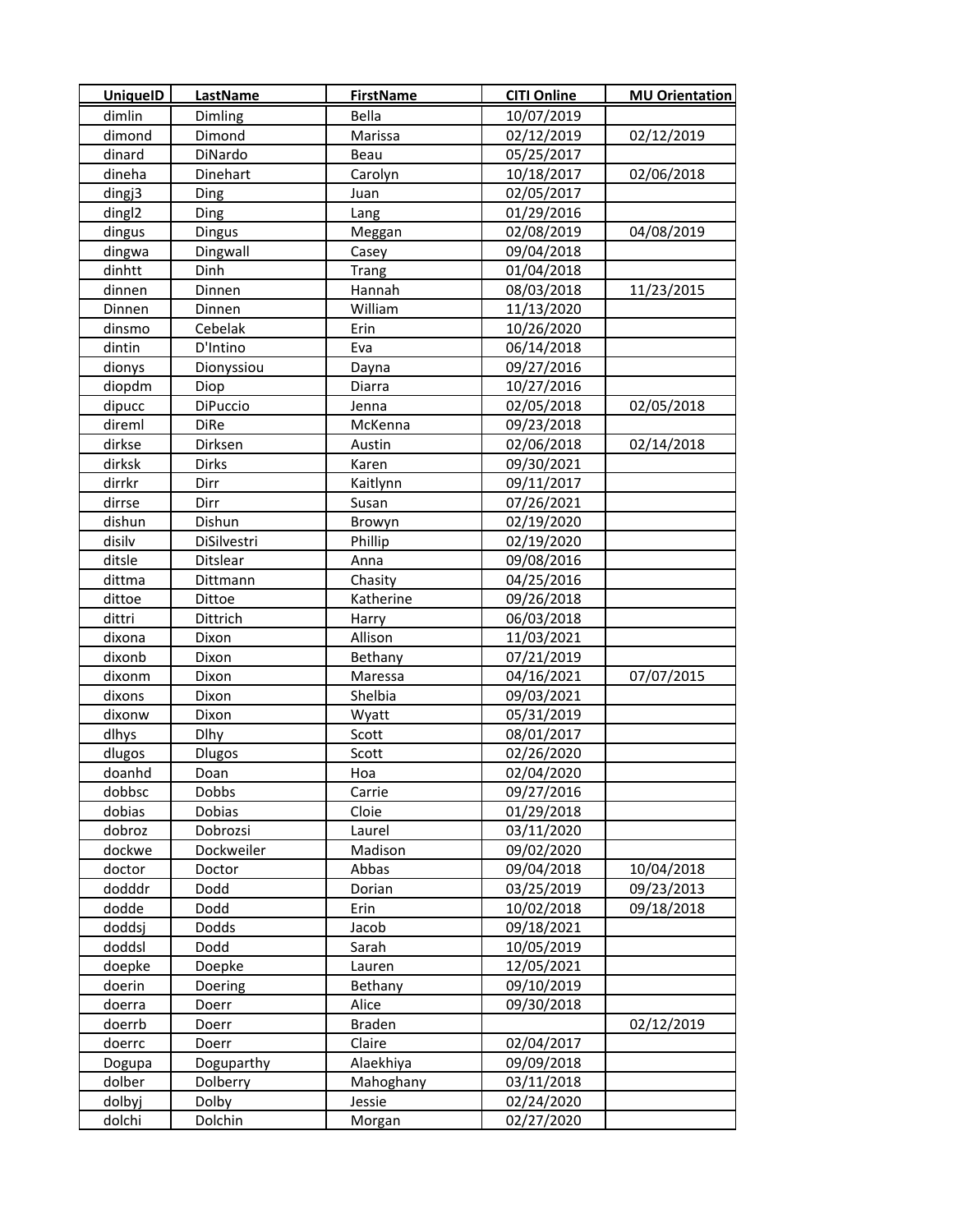| UniqueID | LastName | FirstName | CITI Online | MU Orientation |
|---|---|---|---|---|
| dimlin | Dimling | Bella | 10/07/2019 | |
| dimond | Dimond | Marissa | 02/12/2019 | 02/12/2019 |
| dinard | DiNardo | Beau | 05/25/2017 | |
| dineha | Dinehart | Carolyn | 10/18/2017 | 02/06/2018 |
| dingj3 | Ding | Juan | 02/05/2017 | |
| dingl2 | Ding | Lang | 01/29/2016 | |
| dingus | Dingus | Meggan | 02/08/2019 | 04/08/2019 |
| dingwa | Dingwall | Casey | 09/04/2018 | |
| dinhtt | Dinh | Trang | 01/04/2018 | |
| dinnen | Dinnen | Hannah | 08/03/2018 | 11/23/2015 |
| Dinnen | Dinnen | William | 11/13/2020 | |
| dinsmo | Cebelak | Erin | 10/26/2020 | |
| dintin | D'Intino | Eva | 06/14/2018 | |
| dionys | Dionyssiou | Dayna | 09/27/2016 | |
| diopdm | Diop | Diarra | 10/27/2016 | |
| dipucc | DiPuccio | Jenna | 02/05/2018 | 02/05/2018 |
| direml | DiRe | McKenna | 09/23/2018 | |
| dirkse | Dirksen | Austin | 02/06/2018 | 02/14/2018 |
| dirksk | Dirks | Karen | 09/30/2021 | |
| dirrkr | Dirr | Kaitlynn | 09/11/2017 | |
| dirrse | Dirr | Susan | 07/26/2021 | |
| dishun | Dishun | Browyn | 02/19/2020 | |
| disilv | DiSilvestri | Phillip | 02/19/2020 | |
| ditsle | Ditslear | Anna | 09/08/2016 | |
| dittma | Dittmann | Chasity | 04/25/2016 | |
| dittoe | Dittoe | Katherine | 09/26/2018 | |
| dittri | Dittrich | Harry | 06/03/2018 | |
| dixona | Dixon | Allison | 11/03/2021 | |
| dixonb | Dixon | Bethany | 07/21/2019 | |
| dixonm | Dixon | Maressa | 04/16/2021 | 07/07/2015 |
| dixons | Dixon | Shelbia | 09/03/2021 | |
| dixonw | Dixon | Wyatt | 05/31/2019 | |
| dlhys | Dlhy | Scott | 08/01/2017 | |
| dlugos | Dlugos | Scott | 02/26/2020 | |
| doanhd | Doan | Hoa | 02/04/2020 | |
| dobbsc | Dobbs | Carrie | 09/27/2016 | |
| dobias | Dobias | Cloie | 01/29/2018 | |
| dobroz | Dobrozsi | Laurel | 03/11/2020 | |
| dockwe | Dockweiler | Madison | 09/02/2020 | |
| doctor | Doctor | Abbas | 09/04/2018 | 10/04/2018 |
| dodddr | Dodd | Dorian | 03/25/2019 | 09/23/2013 |
| dodde | Dodd | Erin | 10/02/2018 | 09/18/2018 |
| doddsj | Dodds | Jacob | 09/18/2021 | |
| doddsl | Dodd | Sarah | 10/05/2019 | |
| doepke | Doepke | Lauren | 12/05/2021 | |
| doerin | Doering | Bethany | 09/10/2019 | |
| doerra | Doerr | Alice | 09/30/2018 | |
| doerrb | Doerr | Braden | | 02/12/2019 |
| doerrc | Doerr | Claire | 02/04/2017 | |
| Dogupa | Doguparthy | Alaekhiya | 09/09/2018 | |
| dolber | Dolberry | Mahoghany | 03/11/2018 | |
| dolbyj | Dolby | Jessie | 02/24/2020 | |
| dolchi | Dolchin | Morgan | 02/27/2020 | |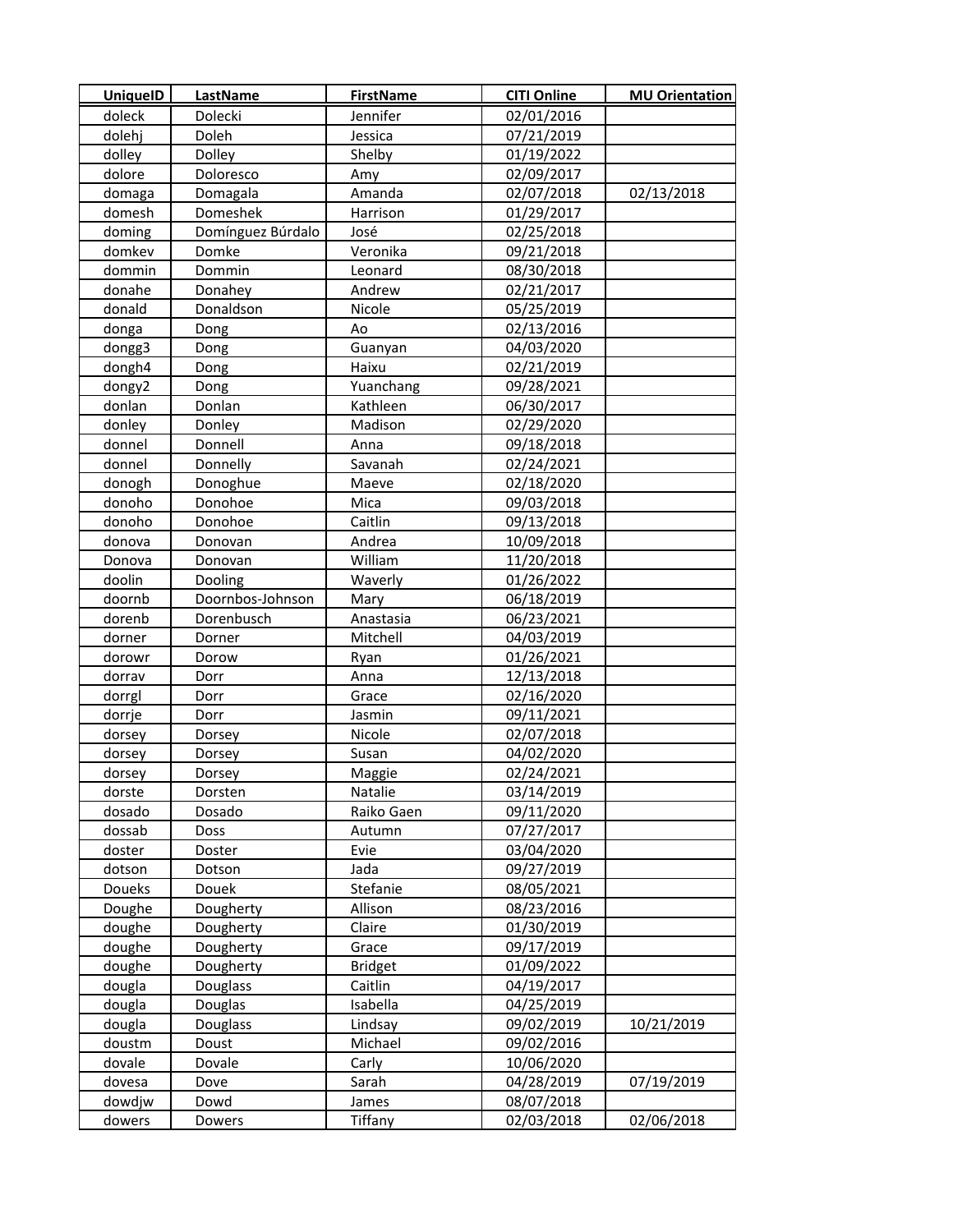| UniqueID | LastName | FirstName | CITI Online | MU Orientation |
| --- | --- | --- | --- | --- |
| doleck | Dolecki | Jennifer | 02/01/2016 | |
| dolehj | Doleh | Jessica | 07/21/2019 | |
| dolley | Dolley | Shelby | 01/19/2022 | |
| dolore | Doloresco | Amy | 02/09/2017 | |
| domaga | Domagala | Amanda | 02/07/2018 | 02/13/2018 |
| domesh | Domeshek | Harrison | 01/29/2017 | |
| doming | Domínguez Búrdalo | José | 02/25/2018 | |
| domkev | Domke | Veronika | 09/21/2018 | |
| dommin | Dommin | Leonard | 08/30/2018 | |
| donahe | Donahey | Andrew | 02/21/2017 | |
| donald | Donaldson | Nicole | 05/25/2019 | |
| donga | Dong | Ao | 02/13/2016 | |
| dongg3 | Dong | Guanyan | 04/03/2020 | |
| dongh4 | Dong | Haixu | 02/21/2019 | |
| dongy2 | Dong | Yuanchang | 09/28/2021 | |
| donlan | Donlan | Kathleen | 06/30/2017 | |
| donley | Donley | Madison | 02/29/2020 | |
| donnel | Donnell | Anna | 09/18/2018 | |
| donnel | Donnelly | Savanah | 02/24/2021 | |
| donogh | Donoghue | Maeve | 02/18/2020 | |
| donoho | Donohoe | Mica | 09/03/2018 | |
| donoho | Donohoe | Caitlin | 09/13/2018 | |
| donova | Donovan | Andrea | 10/09/2018 | |
| Donova | Donovan | William | 11/20/2018 | |
| doolin | Dooling | Waverly | 01/26/2022 | |
| doornb | Doornbos-Johnson | Mary | 06/18/2019 | |
| dorenb | Dorenbusch | Anastasia | 06/23/2021 | |
| dorner | Dorner | Mitchell | 04/03/2019 | |
| dorowr | Dorow | Ryan | 01/26/2021 | |
| dorrav | Dorr | Anna | 12/13/2018 | |
| dorrgl | Dorr | Grace | 02/16/2020 | |
| dorrje | Dorr | Jasmin | 09/11/2021 | |
| dorsey | Dorsey | Nicole | 02/07/2018 | |
| dorsey | Dorsey | Susan | 04/02/2020 | |
| dorsey | Dorsey | Maggie | 02/24/2021 | |
| dorste | Dorsten | Natalie | 03/14/2019 | |
| dosado | Dosado | Raiko Gaen | 09/11/2020 | |
| dossab | Doss | Autumn | 07/27/2017 | |
| doster | Doster | Evie | 03/04/2020 | |
| dotson | Dotson | Jada | 09/27/2019 | |
| Doueks | Douek | Stefanie | 08/05/2021 | |
| Doughe | Dougherty | Allison | 08/23/2016 | |
| doughe | Dougherty | Claire | 01/30/2019 | |
| doughe | Dougherty | Grace | 09/17/2019 | |
| doughe | Dougherty | Bridget | 01/09/2022 | |
| dougla | Douglass | Caitlin | 04/19/2017 | |
| dougla | Douglas | Isabella | 04/25/2019 | |
| dougla | Douglass | Lindsay | 09/02/2019 | 10/21/2019 |
| doustm | Doust | Michael | 09/02/2016 | |
| dovale | Dovale | Carly | 10/06/2020 | |
| dovesa | Dove | Sarah | 04/28/2019 | 07/19/2019 |
| dowdjw | Dowd | James | 08/07/2018 | |
| dowers | Dowers | Tiffany | 02/03/2018 | 02/06/2018 |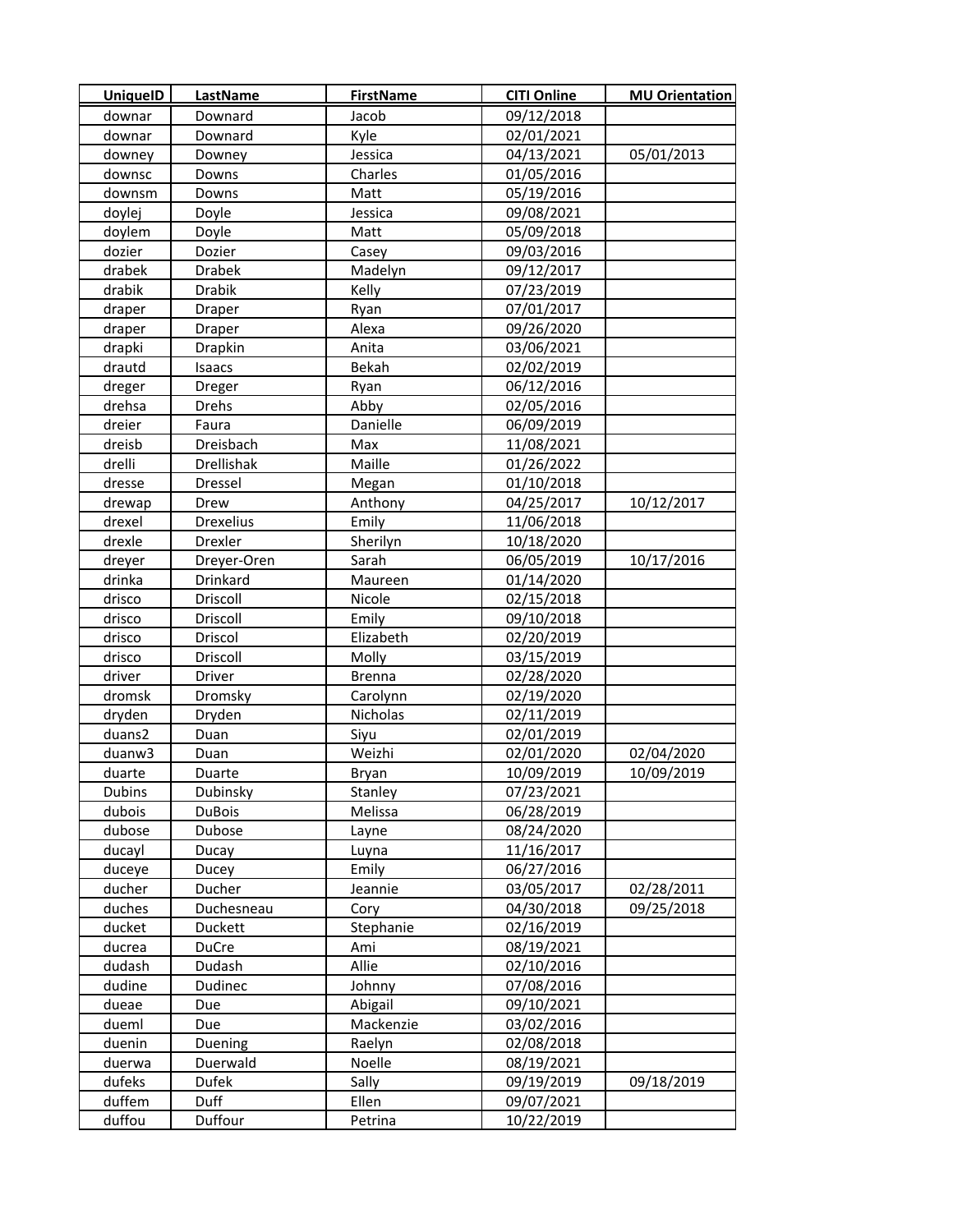| UniqueID | LastName | FirstName | CITI Online | MU Orientation |
|---|---|---|---|---|
| downar | Downard | Jacob | 09/12/2018 | |
| downar | Downard | Kyle | 02/01/2021 | |
| downey | Downey | Jessica | 04/13/2021 | 05/01/2013 |
| downsc | Downs | Charles | 01/05/2016 | |
| downsm | Downs | Matt | 05/19/2016 | |
| doylej | Doyle | Jessica | 09/08/2021 | |
| doylem | Doyle | Matt | 05/09/2018 | |
| dozier | Dozier | Casey | 09/03/2016 | |
| drabek | Drabek | Madelyn | 09/12/2017 | |
| drabik | Drabik | Kelly | 07/23/2019 | |
| draper | Draper | Ryan | 07/01/2017 | |
| draper | Draper | Alexa | 09/26/2020 | |
| drapki | Drapkin | Anita | 03/06/2021 | |
| drautd | Isaacs | Bekah | 02/02/2019 | |
| dreger | Dreger | Ryan | 06/12/2016 | |
| drehsa | Drehs | Abby | 02/05/2016 | |
| dreier | Faura | Danielle | 06/09/2019 | |
| dreisb | Dreisbach | Max | 11/08/2021 | |
| drelli | Drellishak | Maille | 01/26/2022 | |
| dresse | Dressel | Megan | 01/10/2018 | |
| drewap | Drew | Anthony | 04/25/2017 | 10/12/2017 |
| drexel | Drexelius | Emily | 11/06/2018 | |
| drexle | Drexler | Sherilyn | 10/18/2020 | |
| dreyer | Dreyer-Oren | Sarah | 06/05/2019 | 10/17/2016 |
| drinka | Drinkard | Maureen | 01/14/2020 | |
| drisco | Driscoll | Nicole | 02/15/2018 | |
| drisco | Driscoll | Emily | 09/10/2018 | |
| drisco | Driscol | Elizabeth | 02/20/2019 | |
| drisco | Driscoll | Molly | 03/15/2019 | |
| driver | Driver | Brenna | 02/28/2020 | |
| dromsk | Dromsky | Carolynn | 02/19/2020 | |
| dryden | Dryden | Nicholas | 02/11/2019 | |
| duans2 | Duan | Siyu | 02/01/2019 | |
| duanw3 | Duan | Weizhi | 02/01/2020 | 02/04/2020 |
| duarte | Duarte | Bryan | 10/09/2019 | 10/09/2019 |
| Dubins | Dubinsky | Stanley | 07/23/2021 | |
| dubois | DuBois | Melissa | 06/28/2019 | |
| dubose | Dubose | Layne | 08/24/2020 | |
| ducayl | Ducay | Luyna | 11/16/2017 | |
| duceye | Ducey | Emily | 06/27/2016 | |
| ducher | Ducher | Jeannie | 03/05/2017 | 02/28/2011 |
| duches | Duchesneau | Cory | 04/30/2018 | 09/25/2018 |
| ducket | Duckett | Stephanie | 02/16/2019 | |
| ducrea | DuCre | Ami | 08/19/2021 | |
| dudash | Dudash | Allie | 02/10/2016 | |
| dudine | Dudinec | Johnny | 07/08/2016 | |
| dueae | Due | Abigail | 09/10/2021 | |
| dueml | Due | Mackenzie | 03/02/2016 | |
| duenin | Duening | Raelyn | 02/08/2018 | |
| duerwa | Duerwald | Noelle | 08/19/2021 | |
| dufeks | Dufek | Sally | 09/19/2019 | 09/18/2019 |
| duffem | Duff | Ellen | 09/07/2021 | |
| duffou | Duffour | Petrina | 10/22/2019 | |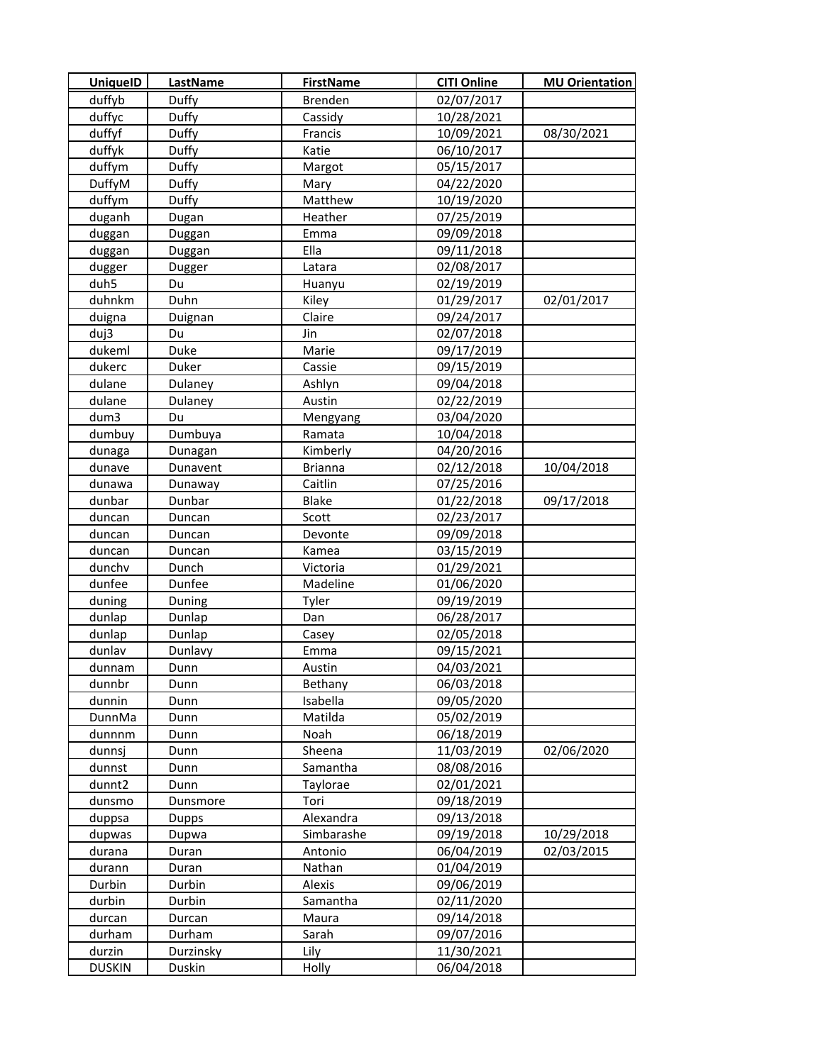| UniqueID | LastName | FirstName | CITI Online | MU Orientation |
|---|---|---|---|---|
| duffyb | Duffy | Brenden | 02/07/2017 | |
| duffyc | Duffy | Cassidy | 10/28/2021 | |
| duffyf | Duffy | Francis | 10/09/2021 | 08/30/2021 |
| duffyk | Duffy | Katie | 06/10/2017 | |
| duffym | Duffy | Margot | 05/15/2017 | |
| DuffyM | Duffy | Mary | 04/22/2020 | |
| duffym | Duffy | Matthew | 10/19/2020 | |
| duganh | Dugan | Heather | 07/25/2019 | |
| duggan | Duggan | Emma | 09/09/2018 | |
| duggan | Duggan | Ella | 09/11/2018 | |
| dugger | Dugger | Latara | 02/08/2017 | |
| duh5 | Du | Huanyu | 02/19/2019 | |
| duhnkm | Duhn | Kiley | 01/29/2017 | 02/01/2017 |
| duigna | Duignan | Claire | 09/24/2017 | |
| duj3 | Du | Jin | 02/07/2018 | |
| dukeml | Duke | Marie | 09/17/2019 | |
| dukerc | Duker | Cassie | 09/15/2019 | |
| dulane | Dulaney | Ashlyn | 09/04/2018 | |
| dulane | Dulaney | Austin | 02/22/2019 | |
| dum3 | Du | Mengyang | 03/04/2020 | |
| dumbuy | Dumbuya | Ramata | 10/04/2018 | |
| dunaga | Dunagan | Kimberly | 04/20/2016 | |
| dunave | Dunavent | Brianna | 02/12/2018 | 10/04/2018 |
| dunawa | Dunaway | Caitlin | 07/25/2016 | |
| dunbar | Dunbar | Blake | 01/22/2018 | 09/17/2018 |
| duncan | Duncan | Scott | 02/23/2017 | |
| duncan | Duncan | Devonte | 09/09/2018 | |
| duncan | Duncan | Kamea | 03/15/2019 | |
| dunchv | Dunch | Victoria | 01/29/2021 | |
| dunfee | Dunfee | Madeline | 01/06/2020 | |
| duning | Duning | Tyler | 09/19/2019 | |
| dunlap | Dunlap | Dan | 06/28/2017 | |
| dunlap | Dunlap | Casey | 02/05/2018 | |
| dunlav | Dunlavy | Emma | 09/15/2021 | |
| dunnam | Dunn | Austin | 04/03/2021 | |
| dunnbr | Dunn | Bethany | 06/03/2018 | |
| dunnin | Dunn | Isabella | 09/05/2020 | |
| DunnMa | Dunn | Matilda | 05/02/2019 | |
| dunnnm | Dunn | Noah | 06/18/2019 | |
| dunnsj | Dunn | Sheena | 11/03/2019 | 02/06/2020 |
| dunnst | Dunn | Samantha | 08/08/2016 | |
| dunnt2 | Dunn | Taylorae | 02/01/2021 | |
| dunsmo | Dunsmore | Tori | 09/18/2019 | |
| duppsa | Dupps | Alexandra | 09/13/2018 | |
| dupwas | Dupwa | Simbarashe | 09/19/2018 | 10/29/2018 |
| durana | Duran | Antonio | 06/04/2019 | 02/03/2015 |
| durann | Duran | Nathan | 01/04/2019 | |
| Durbin | Durbin | Alexis | 09/06/2019 | |
| durbin | Durbin | Samantha | 02/11/2020 | |
| durcan | Durcan | Maura | 09/14/2018 | |
| durham | Durham | Sarah | 09/07/2016 | |
| durzin | Durzinsky | Lily | 11/30/2021 | |
| DUSKIN | Duskin | Holly | 06/04/2018 | |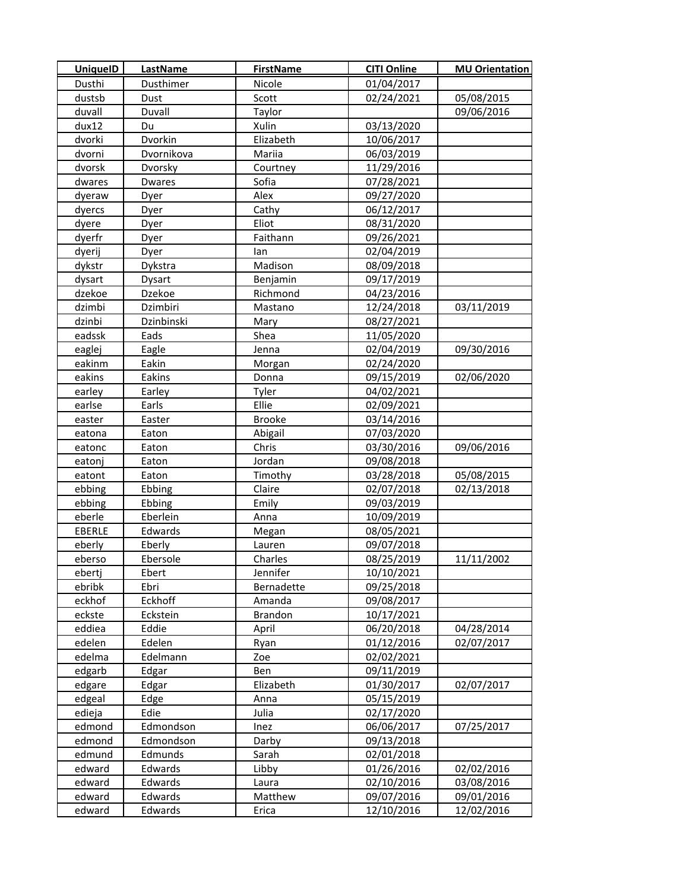| UniqueID | LastName | FirstName | CITI Online | MU Orientation |
|---|---|---|---|---|
| Dusthi | Dusthimer | Nicole | 01/04/2017 | |
| dustsb | Dust | Scott | 02/24/2021 | 05/08/2015 |
| duvall | Duvall | Taylor | | 09/06/2016 |
| dux12 | Du | Xulin | 03/13/2020 | |
| dvorki | Dvorkin | Elizabeth | 10/06/2017 | |
| dvorni | Dvornikova | Mariia | 06/03/2019 | |
| dvorsk | Dvorsky | Courtney | 11/29/2016 | |
| dwares | Dwares | Sofia | 07/28/2021 | |
| dyeraw | Dyer | Alex | 09/27/2020 | |
| dyercs | Dyer | Cathy | 06/12/2017 | |
| dyere | Dyer | Eliot | 08/31/2020 | |
| dyerfr | Dyer | Faithann | 09/26/2021 | |
| dyerij | Dyer | Ian | 02/04/2019 | |
| dykstr | Dykstra | Madison | 08/09/2018 | |
| dysart | Dysart | Benjamin | 09/17/2019 | |
| dzekoe | Dzekoe | Richmond | 04/23/2016 | |
| dzimbi | Dzimbiri | Mastano | 12/24/2018 | 03/11/2019 |
| dzinbi | Dzinbinski | Mary | 08/27/2021 | |
| eadssk | Eads | Shea | 11/05/2020 | |
| eaglej | Eagle | Jenna | 02/04/2019 | 09/30/2016 |
| eakinm | Eakin | Morgan | 02/24/2020 | |
| eakins | Eakins | Donna | 09/15/2019 | 02/06/2020 |
| earley | Earley | Tyler | 04/02/2021 | |
| earlse | Earls | Ellie | 02/09/2021 | |
| easter | Easter | Brooke | 03/14/2016 | |
| eatona | Eaton | Abigail | 07/03/2020 | |
| eatonc | Eaton | Chris | 03/30/2016 | 09/06/2016 |
| eatonj | Eaton | Jordan | 09/08/2018 | |
| eatont | Eaton | Timothy | 03/28/2018 | 05/08/2015 |
| ebbing | Ebbing | Claire | 02/07/2018 | 02/13/2018 |
| ebbing | Ebbing | Emily | 09/03/2019 | |
| eberle | Eberlein | Anna | 10/09/2019 | |
| EBERLE | Edwards | Megan | 08/05/2021 | |
| eberly | Eberly | Lauren | 09/07/2018 | |
| eberso | Ebersole | Charles | 08/25/2019 | 11/11/2002 |
| ebertj | Ebert | Jennifer | 10/10/2021 | |
| ebribk | Ebri | Bernadette | 09/25/2018 | |
| eckhof | Eckhoff | Amanda | 09/08/2017 | |
| eckste | Eckstein | Brandon | 10/17/2021 | |
| eddiea | Eddie | April | 06/20/2018 | 04/28/2014 |
| edelen | Edelen | Ryan | 01/12/2016 | 02/07/2017 |
| edelma | Edelmann | Zoe | 02/02/2021 | |
| edgarb | Edgar | Ben | 09/11/2019 | |
| edgare | Edgar | Elizabeth | 01/30/2017 | 02/07/2017 |
| edgeal | Edge | Anna | 05/15/2019 | |
| edieja | Edie | Julia | 02/17/2020 | |
| edmond | Edmondson | Inez | 06/06/2017 | 07/25/2017 |
| edmond | Edmondson | Darby | 09/13/2018 | |
| edmund | Edmunds | Sarah | 02/01/2018 | |
| edward | Edwards | Libby | 01/26/2016 | 02/02/2016 |
| edward | Edwards | Laura | 02/10/2016 | 03/08/2016 |
| edward | Edwards | Matthew | 09/07/2016 | 09/01/2016 |
| edward | Edwards | Erica | 12/10/2016 | 12/02/2016 |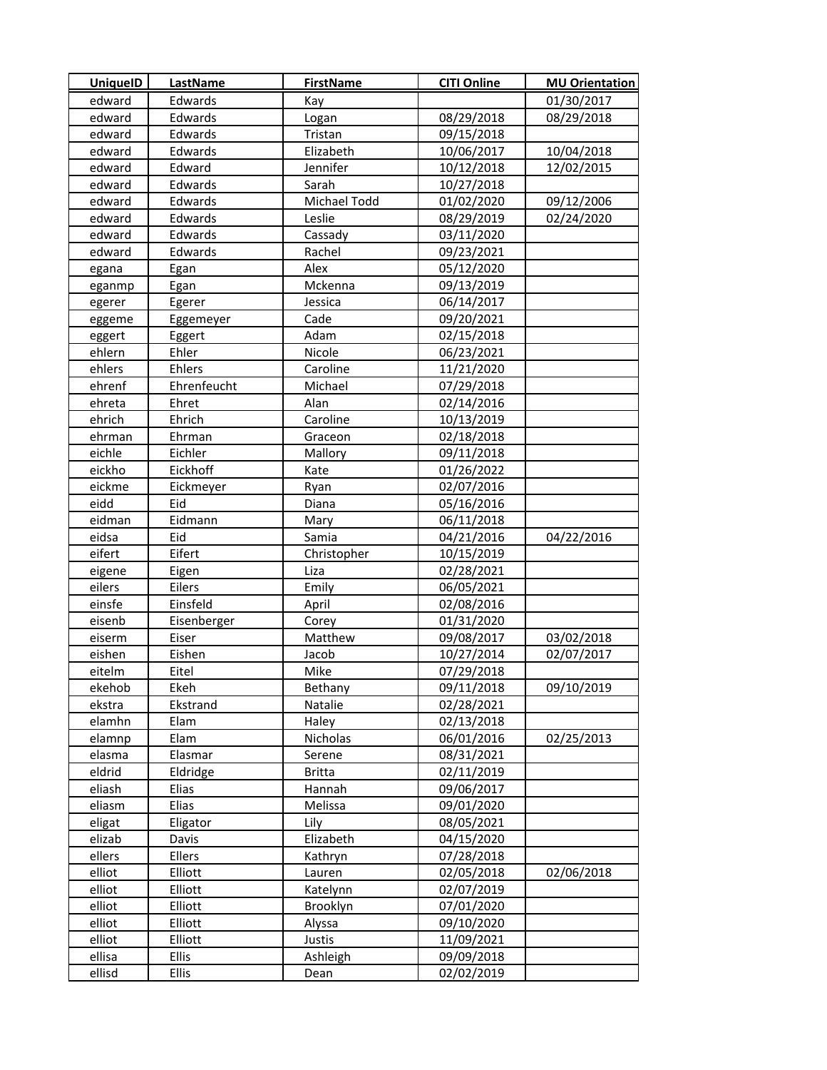| UniqueID | LastName | FirstName | CITI Online | MU Orientation |
|---|---|---|---|---|
| edward | Edwards | Kay | | 01/30/2017 |
| edward | Edwards | Logan | 08/29/2018 | 08/29/2018 |
| edward | Edwards | Tristan | 09/15/2018 | |
| edward | Edwards | Elizabeth | 10/06/2017 | 10/04/2018 |
| edward | Edward | Jennifer | 10/12/2018 | 12/02/2015 |
| edward | Edwards | Sarah | 10/27/2018 | |
| edward | Edwards | Michael Todd | 01/02/2020 | 09/12/2006 |
| edward | Edwards | Leslie | 08/29/2019 | 02/24/2020 |
| edward | Edwards | Cassady | 03/11/2020 | |
| edward | Edwards | Rachel | 09/23/2021 | |
| egana | Egan | Alex | 05/12/2020 | |
| eganmp | Egan | Mckenna | 09/13/2019 | |
| egerer | Egerer | Jessica | 06/14/2017 | |
| eggeme | Eggemeyer | Cade | 09/20/2021 | |
| eggert | Eggert | Adam | 02/15/2018 | |
| ehlern | Ehler | Nicole | 06/23/2021 | |
| ehlers | Ehlers | Caroline | 11/21/2020 | |
| ehrenf | Ehrenfeucht | Michael | 07/29/2018 | |
| ehreta | Ehret | Alan | 02/14/2016 | |
| ehrich | Ehrich | Caroline | 10/13/2019 | |
| ehrman | Ehrman | Graceon | 02/18/2018 | |
| eichle | Eichler | Mallory | 09/11/2018 | |
| eickho | Eickhoff | Kate | 01/26/2022 | |
| eickme | Eickmeyer | Ryan | 02/07/2016 | |
| eidd | Eid | Diana | 05/16/2016 | |
| eidman | Eidmann | Mary | 06/11/2018 | |
| eidsa | Eid | Samia | 04/21/2016 | 04/22/2016 |
| eifert | Eifert | Christopher | 10/15/2019 | |
| eigene | Eigen | Liza | 02/28/2021 | |
| eilers | Eilers | Emily | 06/05/2021 | |
| einsfe | Einsfeld | April | 02/08/2016 | |
| eisenb | Eisenberger | Corey | 01/31/2020 | |
| eiserm | Eiser | Matthew | 09/08/2017 | 03/02/2018 |
| eishen | Eishen | Jacob | 10/27/2014 | 02/07/2017 |
| eitelm | Eitel | Mike | 07/29/2018 | |
| ekehob | Ekeh | Bethany | 09/11/2018 | 09/10/2019 |
| ekstra | Ekstrand | Natalie | 02/28/2021 | |
| elamhn | Elam | Haley | 02/13/2018 | |
| elamnp | Elam | Nicholas | 06/01/2016 | 02/25/2013 |
| elasma | Elasmar | Serene | 08/31/2021 | |
| eldrid | Eldridge | Britta | 02/11/2019 | |
| eliash | Elias | Hannah | 09/06/2017 | |
| eliasm | Elias | Melissa | 09/01/2020 | |
| eligat | Eligator | Lily | 08/05/2021 | |
| elizab | Davis | Elizabeth | 04/15/2020 | |
| ellers | Ellers | Kathryn | 07/28/2018 | |
| elliot | Elliott | Lauren | 02/05/2018 | 02/06/2018 |
| elliot | Elliott | Katelynn | 02/07/2019 | |
| elliot | Elliott | Brooklyn | 07/01/2020 | |
| elliot | Elliott | Alyssa | 09/10/2020 | |
| elliot | Elliott | Justis | 11/09/2021 | |
| ellisa | Ellis | Ashleigh | 09/09/2018 | |
| ellisd | Ellis | Dean | 02/02/2019 | |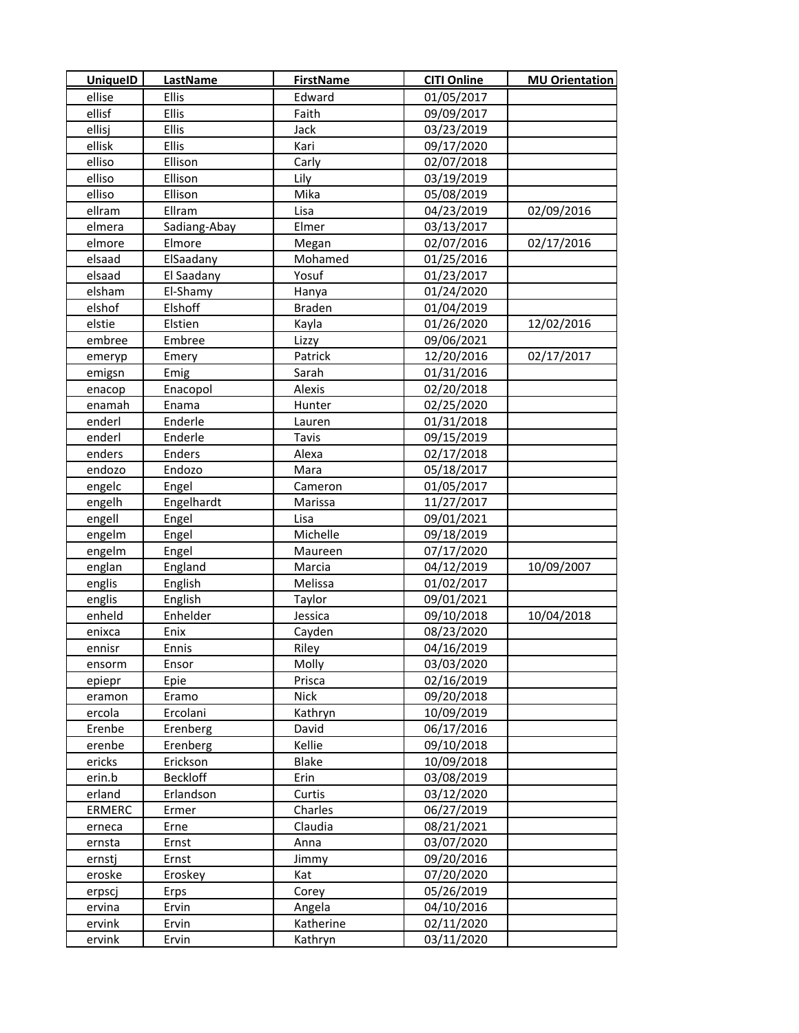| UniqueID | LastName | FirstName | CITI Online | MU Orientation |
|---|---|---|---|---|
| ellise | Ellis | Edward | 01/05/2017 | |
| ellisf | Ellis | Faith | 09/09/2017 | |
| ellisj | Ellis | Jack | 03/23/2019 | |
| ellisk | Ellis | Kari | 09/17/2020 | |
| elliso | Ellison | Carly | 02/07/2018 | |
| elliso | Ellison | Lily | 03/19/2019 | |
| elliso | Ellison | Mika | 05/08/2019 | |
| ellram | Ellram | Lisa | 04/23/2019 | 02/09/2016 |
| elmera | Sadiang-Abay | Elmer | 03/13/2017 | |
| elmore | Elmore | Megan | 02/07/2016 | 02/17/2016 |
| elsaad | ElSaadany | Mohamed | 01/25/2016 | |
| elsaad | El Saadany | Yosuf | 01/23/2017 | |
| elsham | El-Shamy | Hanya | 01/24/2020 | |
| elshof | Elshoff | Braden | 01/04/2019 | |
| elstie | Elstien | Kayla | 01/26/2020 | 12/02/2016 |
| embree | Embree | Lizzy | 09/06/2021 | |
| emeryp | Emery | Patrick | 12/20/2016 | 02/17/2017 |
| emigsn | Emig | Sarah | 01/31/2016 | |
| enacop | Enacopol | Alexis | 02/20/2018 | |
| enamah | Enama | Hunter | 02/25/2020 | |
| enderl | Enderle | Lauren | 01/31/2018 | |
| enderl | Enderle | Tavis | 09/15/2019 | |
| enders | Enders | Alexa | 02/17/2018 | |
| endozo | Endozo | Mara | 05/18/2017 | |
| engelc | Engel | Cameron | 01/05/2017 | |
| engelh | Engelhardt | Marissa | 11/27/2017 | |
| engell | Engel | Lisa | 09/01/2021 | |
| engelm | Engel | Michelle | 09/18/2019 | |
| engelm | Engel | Maureen | 07/17/2020 | |
| englan | England | Marcia | 04/12/2019 | 10/09/2007 |
| englis | English | Melissa | 01/02/2017 | |
| englis | English | Taylor | 09/01/2021 | |
| enheld | Enhelder | Jessica | 09/10/2018 | 10/04/2018 |
| enixca | Enix | Cayden | 08/23/2020 | |
| ennisr | Ennis | Riley | 04/16/2019 | |
| ensorm | Ensor | Molly | 03/03/2020 | |
| epiepr | Epie | Prisca | 02/16/2019 | |
| eramon | Eramo | Nick | 09/20/2018 | |
| ercola | Ercolani | Kathryn | 10/09/2019 | |
| Erenbe | Erenberg | David | 06/17/2016 | |
| erenbe | Erenberg | Kellie | 09/10/2018 | |
| ericks | Erickson | Blake | 10/09/2018 | |
| erin.b | Beckloff | Erin | 03/08/2019 | |
| erland | Erlandson | Curtis | 03/12/2020 | |
| ERMERC | Ermer | Charles | 06/27/2019 | |
| erneca | Erne | Claudia | 08/21/2021 | |
| ernsta | Ernst | Anna | 03/07/2020 | |
| ernstj | Ernst | Jimmy | 09/20/2016 | |
| eroske | Eroskey | Kat | 07/20/2020 | |
| erpscj | Erps | Corey | 05/26/2019 | |
| ervina | Ervin | Angela | 04/10/2016 | |
| ervink | Ervin | Katherine | 02/11/2020 | |
| ervink | Ervin | Kathryn | 03/11/2020 | |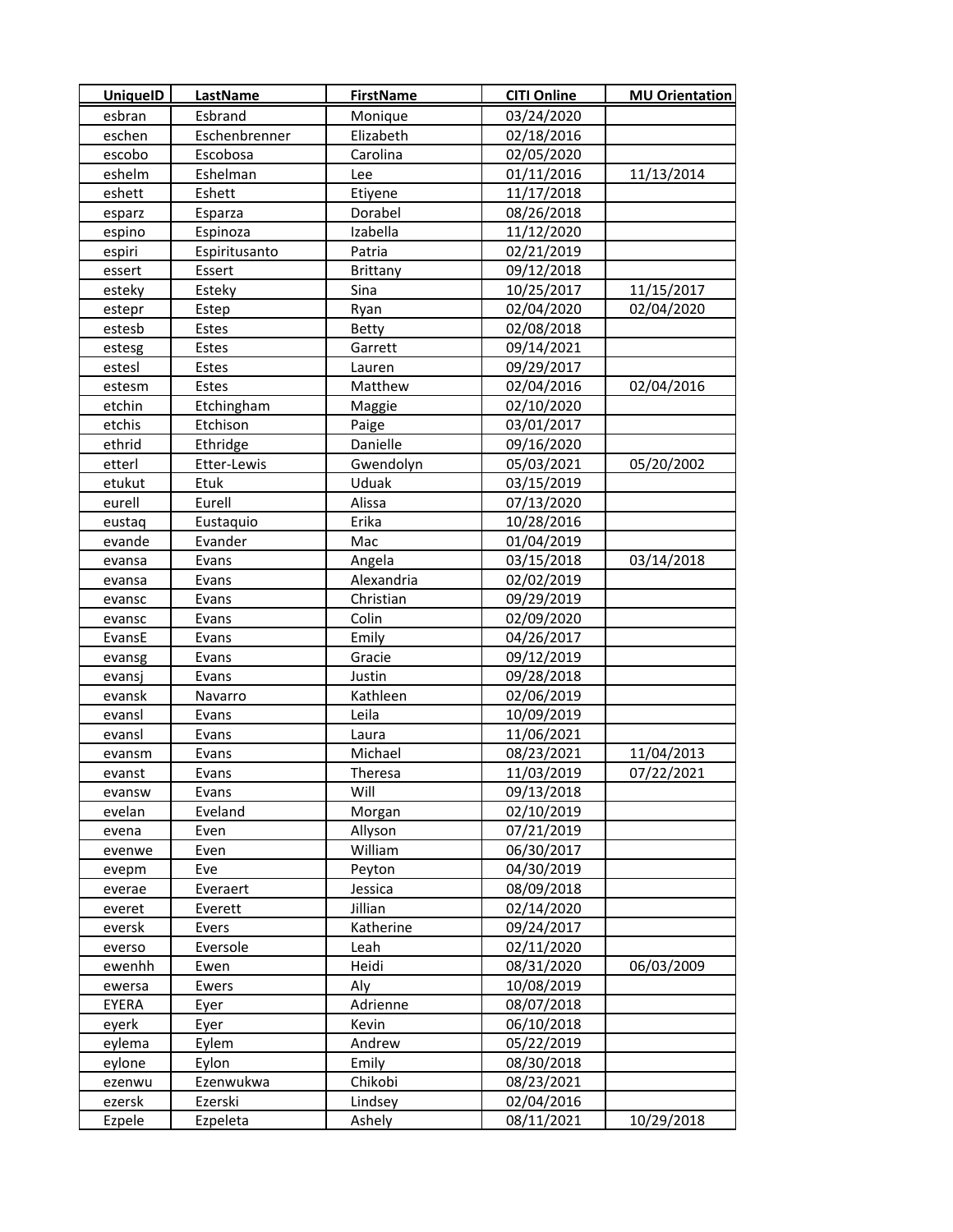| UniqueID | LastName | FirstName | CITI Online | MU Orientation |
|---|---|---|---|---|
| esbran | Esbrand | Monique | 03/24/2020 | |
| eschen | Eschenbrenner | Elizabeth | 02/18/2016 | |
| escobo | Escobosa | Carolina | 02/05/2020 | |
| eshelm | Eshelman | Lee | 01/11/2016 | 11/13/2014 |
| eshett | Eshett | Etiyene | 11/17/2018 | |
| esparz | Esparza | Dorabel | 08/26/2018 | |
| espino | Espinoza | Izabella | 11/12/2020 | |
| espiri | Espiritusanto | Patria | 02/21/2019 | |
| essert | Essert | Brittany | 09/12/2018 | |
| esteky | Esteky | Sina | 10/25/2017 | 11/15/2017 |
| estepr | Estep | Ryan | 02/04/2020 | 02/04/2020 |
| estesb | Estes | Betty | 02/08/2018 | |
| estesg | Estes | Garrett | 09/14/2021 | |
| estesl | Estes | Lauren | 09/29/2017 | |
| estesm | Estes | Matthew | 02/04/2016 | 02/04/2016 |
| etchin | Etchingham | Maggie | 02/10/2020 | |
| etchis | Etchison | Paige | 03/01/2017 | |
| ethrid | Ethridge | Danielle | 09/16/2020 | |
| etterl | Etter-Lewis | Gwendolyn | 05/03/2021 | 05/20/2002 |
| etukut | Etuk | Uduak | 03/15/2019 | |
| eurell | Eurell | Alissa | 07/13/2020 | |
| eustaq | Eustaquio | Erika | 10/28/2016 | |
| evande | Evander | Mac | 01/04/2019 | |
| evansa | Evans | Angela | 03/15/2018 | 03/14/2018 |
| evansa | Evans | Alexandria | 02/02/2019 | |
| evansc | Evans | Christian | 09/29/2019 | |
| evansc | Evans | Colin | 02/09/2020 | |
| EvansE | Evans | Emily | 04/26/2017 | |
| evansg | Evans | Gracie | 09/12/2019 | |
| evansj | Evans | Justin | 09/28/2018 | |
| evansk | Navarro | Kathleen | 02/06/2019 | |
| evansl | Evans | Leila | 10/09/2019 | |
| evansl | Evans | Laura | 11/06/2021 | |
| evansm | Evans | Michael | 08/23/2021 | 11/04/2013 |
| evanst | Evans | Theresa | 11/03/2019 | 07/22/2021 |
| evansw | Evans | Will | 09/13/2018 | |
| evelan | Eveland | Morgan | 02/10/2019 | |
| evena | Even | Allyson | 07/21/2019 | |
| evenwe | Even | William | 06/30/2017 | |
| evepm | Eve | Peyton | 04/30/2019 | |
| everae | Everaert | Jessica | 08/09/2018 | |
| everet | Everett | Jillian | 02/14/2020 | |
| eversk | Evers | Katherine | 09/24/2017 | |
| everso | Eversole | Leah | 02/11/2020 | |
| ewenhh | Ewen | Heidi | 08/31/2020 | 06/03/2009 |
| ewersa | Ewers | Aly | 10/08/2019 | |
| EYERA | Eyer | Adrienne | 08/07/2018 | |
| eyerk | Eyer | Kevin | 06/10/2018 | |
| eylema | Eylem | Andrew | 05/22/2019 | |
| eylone | Eylon | Emily | 08/30/2018 | |
| ezenwu | Ezenwukwa | Chikobi | 08/23/2021 | |
| ezersk | Ezerski | Lindsey | 02/04/2016 | |
| Ezpele | Ezpeleta | Ashely | 08/11/2021 | 10/29/2018 |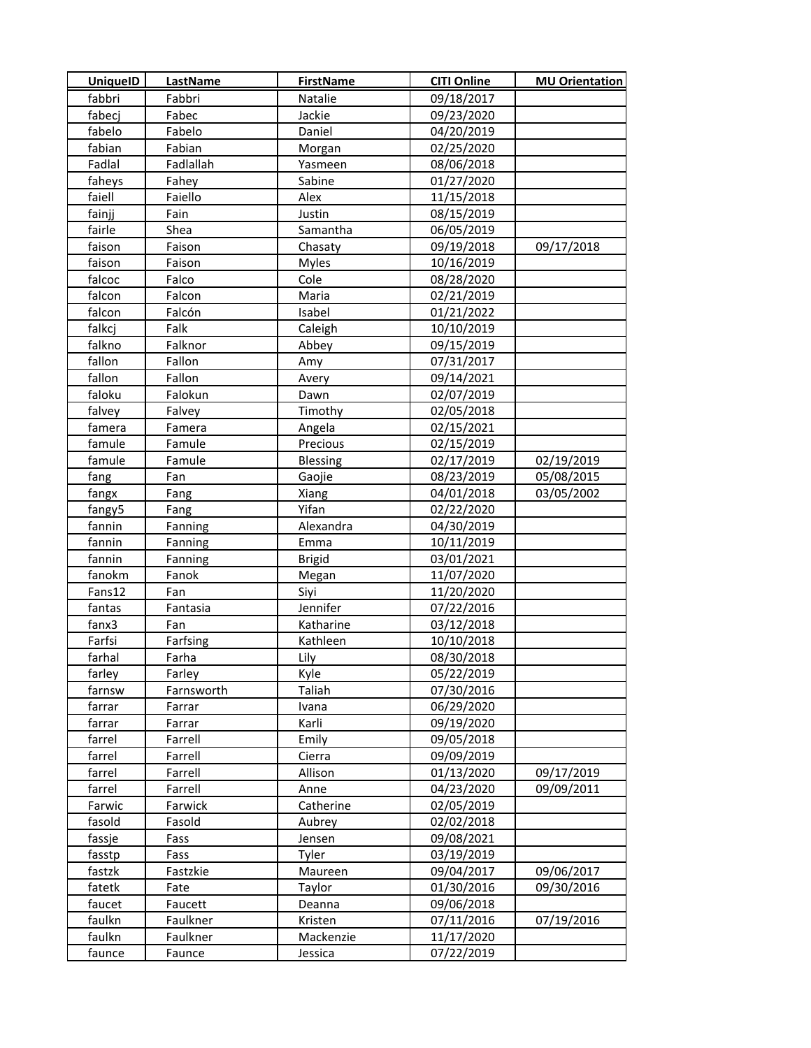| UniqueID | LastName | FirstName | CITI Online | MU Orientation |
|---|---|---|---|---|
| fabbri | Fabbri | Natalie | 09/18/2017 | |
| fabecj | Fabec | Jackie | 09/23/2020 | |
| fabelo | Fabelo | Daniel | 04/20/2019 | |
| fabian | Fabian | Morgan | 02/25/2020 | |
| Fadlal | Fadlallah | Yasmeen | 08/06/2018 | |
| faheys | Fahey | Sabine | 01/27/2020 | |
| faiell | Faiello | Alex | 11/15/2018 | |
| fainjj | Fain | Justin | 08/15/2019 | |
| fairle | Shea | Samantha | 06/05/2019 | |
| faison | Faison | Chasaty | 09/19/2018 | 09/17/2018 |
| faison | Faison | Myles | 10/16/2019 | |
| falcoc | Falco | Cole | 08/28/2020 | |
| falcon | Falcon | Maria | 02/21/2019 | |
| falcon | Falcón | Isabel | 01/21/2022 | |
| falkcj | Falk | Caleigh | 10/10/2019 | |
| falkno | Falknor | Abbey | 09/15/2019 | |
| fallon | Fallon | Amy | 07/31/2017 | |
| fallon | Fallon | Avery | 09/14/2021 | |
| faloku | Falokun | Dawn | 02/07/2019 | |
| falvey | Falvey | Timothy | 02/05/2018 | |
| famera | Famera | Angela | 02/15/2021 | |
| famule | Famule | Precious | 02/15/2019 | |
| famule | Famule | Blessing | 02/17/2019 | 02/19/2019 |
| fang | Fan | Gaojie | 08/23/2019 | 05/08/2015 |
| fangx | Fang | Xiang | 04/01/2018 | 03/05/2002 |
| fangy5 | Fang | Yifan | 02/22/2020 | |
| fannin | Fanning | Alexandra | 04/30/2019 | |
| fannin | Fanning | Emma | 10/11/2019 | |
| fannin | Fanning | Brigid | 03/01/2021 | |
| fanokm | Fanok | Megan | 11/07/2020 | |
| Fans12 | Fan | Siyi | 11/20/2020 | |
| fantas | Fantasia | Jennifer | 07/22/2016 | |
| fanx3 | Fan | Katharine | 03/12/2018 | |
| Farfsi | Farfsing | Kathleen | 10/10/2018 | |
| farhal | Farha | Lily | 08/30/2018 | |
| farley | Farley | Kyle | 05/22/2019 | |
| farnsw | Farnsworth | Taliah | 07/30/2016 | |
| farrar | Farrar | Ivana | 06/29/2020 | |
| farrar | Farrar | Karli | 09/19/2020 | |
| farrel | Farrell | Emily | 09/05/2018 | |
| farrel | Farrell | Cierra | 09/09/2019 | |
| farrel | Farrell | Allison | 01/13/2020 | 09/17/2019 |
| farrel | Farrell | Anne | 04/23/2020 | 09/09/2011 |
| Farwic | Farwick | Catherine | 02/05/2019 | |
| fasold | Fasold | Aubrey | 02/02/2018 | |
| fassje | Fass | Jensen | 09/08/2021 | |
| fasstp | Fass | Tyler | 03/19/2019 | |
| fastzk | Fastzkie | Maureen | 09/04/2017 | 09/06/2017 |
| fatetk | Fate | Taylor | 01/30/2016 | 09/30/2016 |
| faucet | Faucett | Deanna | 09/06/2018 | |
| faulkn | Faulkner | Kristen | 07/11/2016 | 07/19/2016 |
| faulkn | Faulkner | Mackenzie | 11/17/2020 | |
| faunce | Faunce | Jessica | 07/22/2019 | |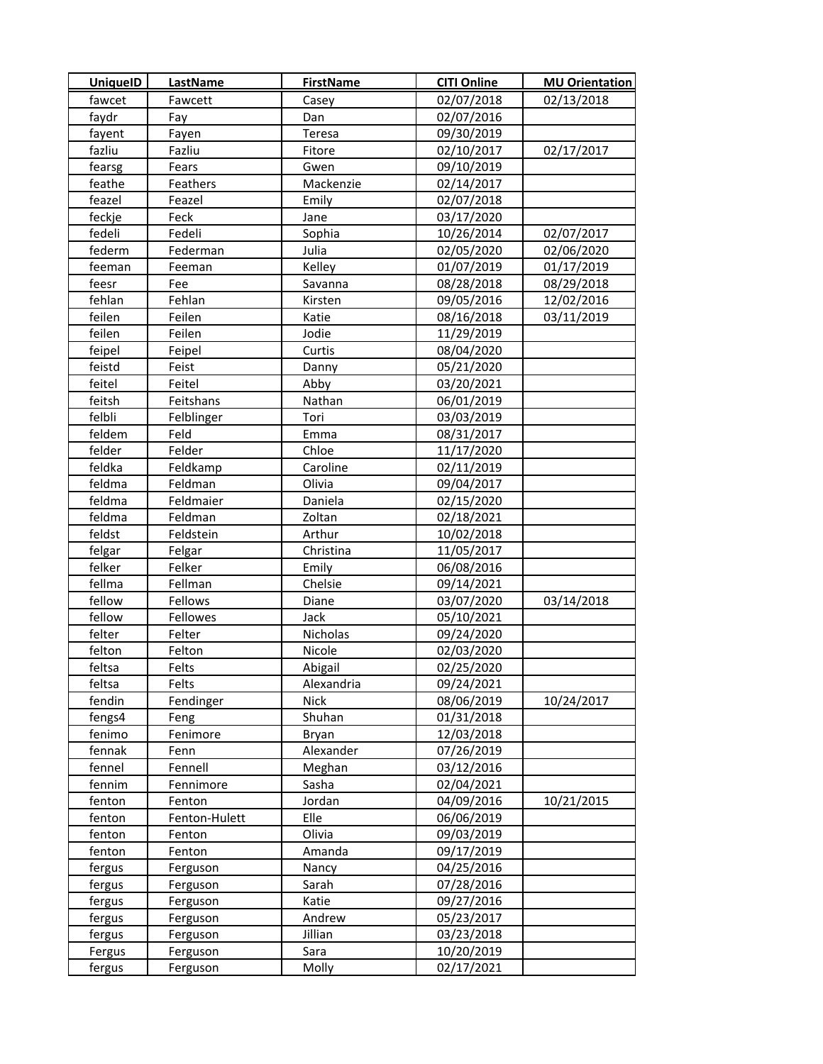| UniqueID | LastName | FirstName | CITI Online | MU Orientation |
| --- | --- | --- | --- | --- |
| fawcet | Fawcett | Casey | 02/07/2018 | 02/13/2018 |
| faydr | Fay | Dan | 02/07/2016 | |
| fayent | Fayen | Teresa | 09/30/2019 | |
| fazliu | Fazliu | Fitore | 02/10/2017 | 02/17/2017 |
| fearsg | Fears | Gwen | 09/10/2019 | |
| feathe | Feathers | Mackenzie | 02/14/2017 | |
| feazel | Feazel | Emily | 02/07/2018 | |
| feckje | Feck | Jane | 03/17/2020 | |
| fedeli | Fedeli | Sophia | 10/26/2014 | 02/07/2017 |
| federm | Federman | Julia | 02/05/2020 | 02/06/2020 |
| feeman | Feeman | Kelley | 01/07/2019 | 01/17/2019 |
| feesr | Fee | Savanna | 08/28/2018 | 08/29/2018 |
| fehlan | Fehlan | Kirsten | 09/05/2016 | 12/02/2016 |
| feilen | Feilen | Katie | 08/16/2018 | 03/11/2019 |
| feilen | Feilen | Jodie | 11/29/2019 | |
| feipel | Feipel | Curtis | 08/04/2020 | |
| feistd | Feist | Danny | 05/21/2020 | |
| feitel | Feitel | Abby | 03/20/2021 | |
| feitsh | Feitshans | Nathan | 06/01/2019 | |
| felbli | Felblinger | Tori | 03/03/2019 | |
| feldem | Feld | Emma | 08/31/2017 | |
| felder | Felder | Chloe | 11/17/2020 | |
| feldka | Feldkamp | Caroline | 02/11/2019 | |
| feldma | Feldman | Olivia | 09/04/2017 | |
| feldma | Feldmaier | Daniela | 02/15/2020 | |
| feldma | Feldman | Zoltan | 02/18/2021 | |
| feldst | Feldstein | Arthur | 10/02/2018 | |
| felgar | Felgar | Christina | 11/05/2017 | |
| felker | Felker | Emily | 06/08/2016 | |
| fellma | Fellman | Chelsie | 09/14/2021 | |
| fellow | Fellows | Diane | 03/07/2020 | 03/14/2018 |
| fellow | Fellowes | Jack | 05/10/2021 | |
| felter | Felter | Nicholas | 09/24/2020 | |
| felton | Felton | Nicole | 02/03/2020 | |
| feltsa | Felts | Abigail | 02/25/2020 | |
| feltsa | Felts | Alexandria | 09/24/2021 | |
| fendin | Fendinger | Nick | 08/06/2019 | 10/24/2017 |
| fengs4 | Feng | Shuhan | 01/31/2018 | |
| fenimo | Fenimore | Bryan | 12/03/2018 | |
| fennak | Fenn | Alexander | 07/26/2019 | |
| fennel | Fennell | Meghan | 03/12/2016 | |
| fennim | Fennimore | Sasha | 02/04/2021 | |
| fenton | Fenton | Jordan | 04/09/2016 | 10/21/2015 |
| fenton | Fenton-Hulett | Elle | 06/06/2019 | |
| fenton | Fenton | Olivia | 09/03/2019 | |
| fenton | Fenton | Amanda | 09/17/2019 | |
| fergus | Ferguson | Nancy | 04/25/2016 | |
| fergus | Ferguson | Sarah | 07/28/2016 | |
| fergus | Ferguson | Katie | 09/27/2016 | |
| fergus | Ferguson | Andrew | 05/23/2017 | |
| fergus | Ferguson | Jillian | 03/23/2018 | |
| Fergus | Ferguson | Sara | 10/20/2019 | |
| fergus | Ferguson | Molly | 02/17/2021 | |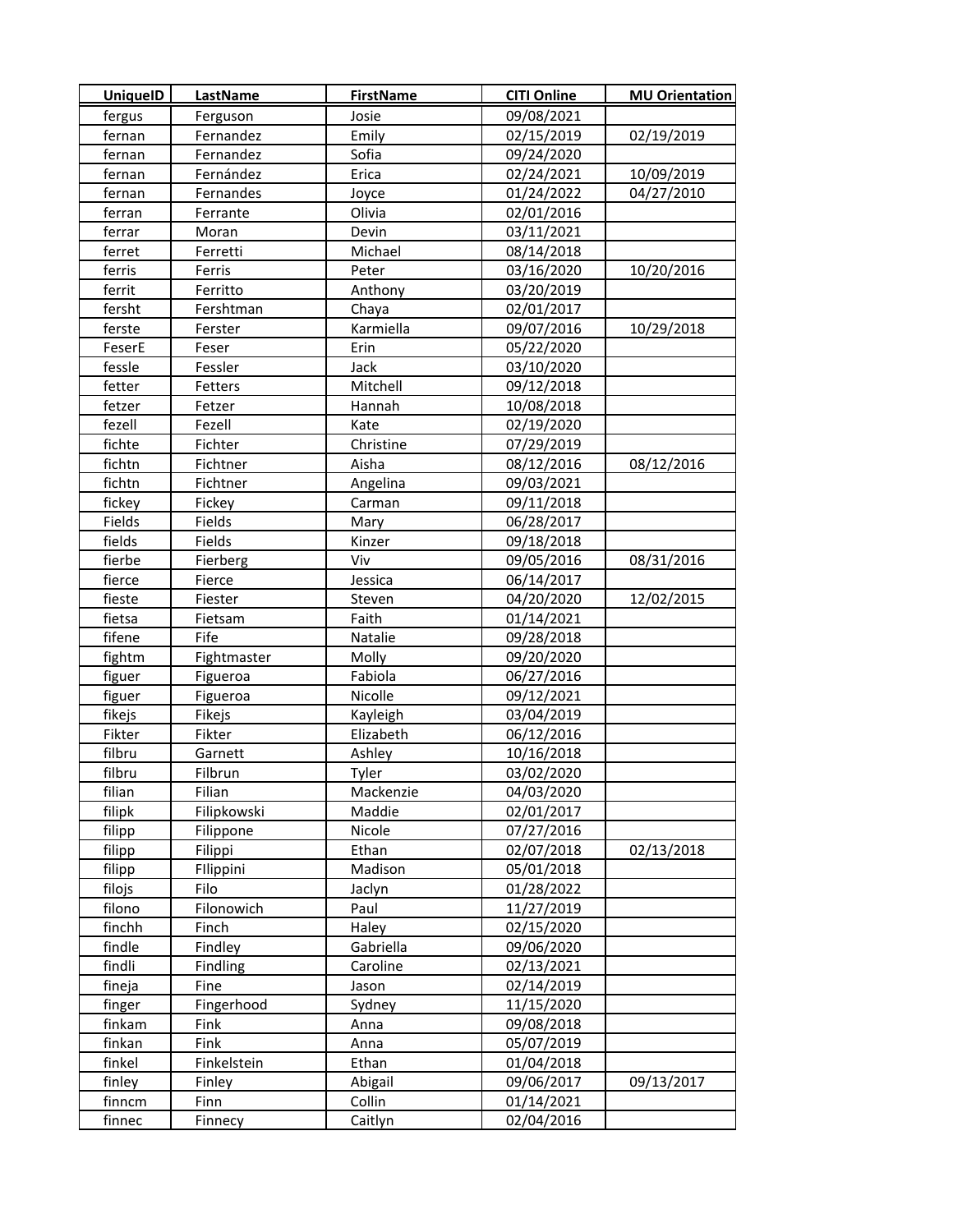| UniqueID | LastName | FirstName | CITI Online | MU Orientation |
|---|---|---|---|---|
| fergus | Ferguson | Josie | 09/08/2021 | |
| fernan | Fernandez | Emily | 02/15/2019 | 02/19/2019 |
| fernan | Fernandez | Sofia | 09/24/2020 | |
| fernan | Fernández | Erica | 02/24/2021 | 10/09/2019 |
| fernan | Fernandes | Joyce | 01/24/2022 | 04/27/2010 |
| ferran | Ferrante | Olivia | 02/01/2016 | |
| ferrar | Moran | Devin | 03/11/2021 | |
| ferret | Ferretti | Michael | 08/14/2018 | |
| ferris | Ferris | Peter | 03/16/2020 | 10/20/2016 |
| ferrit | Ferritto | Anthony | 03/20/2019 | |
| fersht | Fershtman | Chaya | 02/01/2017 | |
| ferste | Ferster | Karmiella | 09/07/2016 | 10/29/2018 |
| FeserE | Feser | Erin | 05/22/2020 | |
| fessle | Fessler | Jack | 03/10/2020 | |
| fetter | Fetters | Mitchell | 09/12/2018 | |
| fetzer | Fetzer | Hannah | 10/08/2018 | |
| fezell | Fezell | Kate | 02/19/2020 | |
| fichte | Fichter | Christine | 07/29/2019 | |
| fichtn | Fichtner | Aisha | 08/12/2016 | 08/12/2016 |
| fichtn | Fichtner | Angelina | 09/03/2021 | |
| fickey | Fickey | Carman | 09/11/2018 | |
| Fields | Fields | Mary | 06/28/2017 | |
| fields | Fields | Kinzer | 09/18/2018 | |
| fierbe | Fierberg | Viv | 09/05/2016 | 08/31/2016 |
| fierce | Fierce | Jessica | 06/14/2017 | |
| fieste | Fiester | Steven | 04/20/2020 | 12/02/2015 |
| fietsa | Fietsam | Faith | 01/14/2021 | |
| fifene | Fife | Natalie | 09/28/2018 | |
| fightm | Fightmaster | Molly | 09/20/2020 | |
| figuer | Figueroa | Fabiola | 06/27/2016 | |
| figuer | Figueroa | Nicolle | 09/12/2021 | |
| fikejs | Fikejs | Kayleigh | 03/04/2019 | |
| Fikter | Fikter | Elizabeth | 06/12/2016 | |
| filbru | Garnett | Ashley | 10/16/2018 | |
| filbru | Filbrun | Tyler | 03/02/2020 | |
| filian | Filian | Mackenzie | 04/03/2020 | |
| filipk | Filipkowski | Maddie | 02/01/2017 | |
| filipp | Filippone | Nicole | 07/27/2016 | |
| filipp | Filippi | Ethan | 02/07/2018 | 02/13/2018 |
| filipp | FIlippini | Madison | 05/01/2018 | |
| filojs | Filo | Jaclyn | 01/28/2022 | |
| filono | Filonowich | Paul | 11/27/2019 | |
| finchh | Finch | Haley | 02/15/2020 | |
| findle | Findley | Gabriella | 09/06/2020 | |
| findli | Findling | Caroline | 02/13/2021 | |
| fineja | Fine | Jason | 02/14/2019 | |
| finger | Fingerhood | Sydney | 11/15/2020 | |
| finkam | Fink | Anna | 09/08/2018 | |
| finkan | Fink | Anna | 05/07/2019 | |
| finkel | Finkelstein | Ethan | 01/04/2018 | |
| finley | Finley | Abigail | 09/06/2017 | 09/13/2017 |
| finncm | Finn | Collin | 01/14/2021 | |
| finnec | Finnecy | Caitlyn | 02/04/2016 | |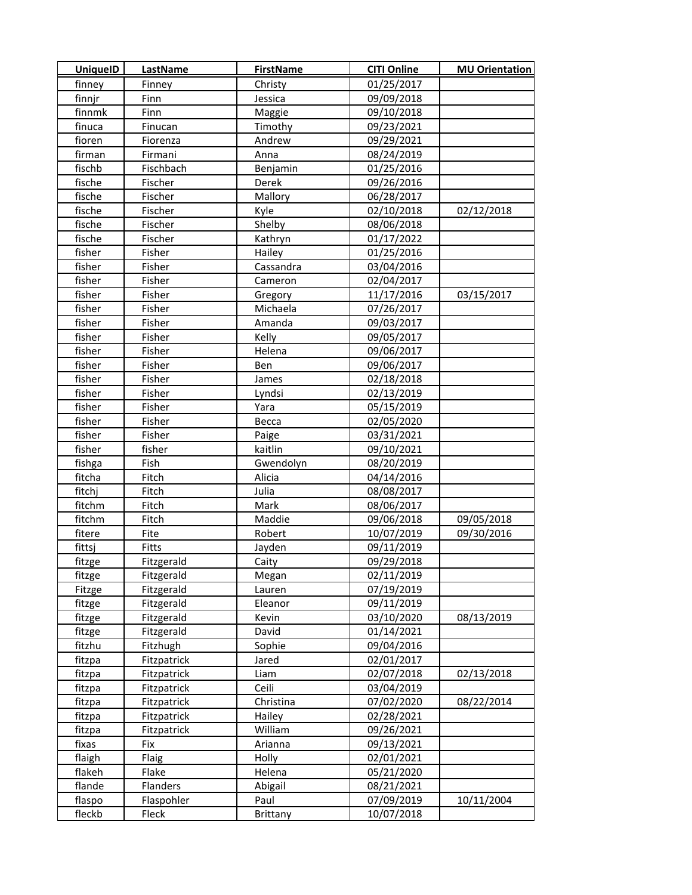| UniqueID | LastName | FirstName | CITI Online | MU Orientation |
|---|---|---|---|---|
| finney | Finney | Christy | 01/25/2017 | |
| finnjr | Finn | Jessica | 09/09/2018 | |
| finnmk | Finn | Maggie | 09/10/2018 | |
| finuca | Finucan | Timothy | 09/23/2021 | |
| fioren | Fiorenza | Andrew | 09/29/2021 | |
| firman | Firmani | Anna | 08/24/2019 | |
| fischb | Fischbach | Benjamin | 01/25/2016 | |
| fische | Fischer | Derek | 09/26/2016 | |
| fische | Fischer | Mallory | 06/28/2017 | |
| fische | Fischer | Kyle | 02/10/2018 | 02/12/2018 |
| fische | Fischer | Shelby | 08/06/2018 | |
| fische | Fischer | Kathryn | 01/17/2022 | |
| fisher | Fisher | Hailey | 01/25/2016 | |
| fisher | Fisher | Cassandra | 03/04/2016 | |
| fisher | Fisher | Cameron | 02/04/2017 | |
| fisher | Fisher | Gregory | 11/17/2016 | 03/15/2017 |
| fisher | Fisher | Michaela | 07/26/2017 | |
| fisher | Fisher | Amanda | 09/03/2017 | |
| fisher | Fisher | Kelly | 09/05/2017 | |
| fisher | Fisher | Helena | 09/06/2017 | |
| fisher | Fisher | Ben | 09/06/2017 | |
| fisher | Fisher | James | 02/18/2018 | |
| fisher | Fisher | Lyndsi | 02/13/2019 | |
| fisher | Fisher | Yara | 05/15/2019 | |
| fisher | Fisher | Becca | 02/05/2020 | |
| fisher | Fisher | Paige | 03/31/2021 | |
| fisher | fisher | kaitlin | 09/10/2021 | |
| fishga | Fish | Gwendolyn | 08/20/2019 | |
| fitcha | Fitch | Alicia | 04/14/2016 | |
| fitchj | Fitch | Julia | 08/08/2017 | |
| fitchm | Fitch | Mark | 08/06/2017 | |
| fitchm | Fitch | Maddie | 09/06/2018 | 09/05/2018 |
| fitere | Fite | Robert | 10/07/2019 | 09/30/2016 |
| fittsj | Fitts | Jayden | 09/11/2019 | |
| fitzge | Fitzgerald | Caity | 09/29/2018 | |
| fitzge | Fitzgerald | Megan | 02/11/2019 | |
| Fitzge | Fitzgerald | Lauren | 07/19/2019 | |
| fitzge | Fitzgerald | Eleanor | 09/11/2019 | |
| fitzge | Fitzgerald | Kevin | 03/10/2020 | 08/13/2019 |
| fitzge | Fitzgerald | David | 01/14/2021 | |
| fitzhu | Fitzhugh | Sophie | 09/04/2016 | |
| fitzpa | Fitzpatrick | Jared | 02/01/2017 | |
| fitzpa | Fitzpatrick | Liam | 02/07/2018 | 02/13/2018 |
| fitzpa | Fitzpatrick | Ceili | 03/04/2019 | |
| fitzpa | Fitzpatrick | Christina | 07/02/2020 | 08/22/2014 |
| fitzpa | Fitzpatrick | Hailey | 02/28/2021 | |
| fitzpa | Fitzpatrick | William | 09/26/2021 | |
| fixas | Fix | Arianna | 09/13/2021 | |
| flaigh | Flaig | Holly | 02/01/2021 | |
| flakeh | Flake | Helena | 05/21/2020 | |
| flande | Flanders | Abigail | 08/21/2021 | |
| flaspo | Flaspohler | Paul | 07/09/2019 | 10/11/2004 |
| fleckb | Fleck | Brittany | 10/07/2018 | |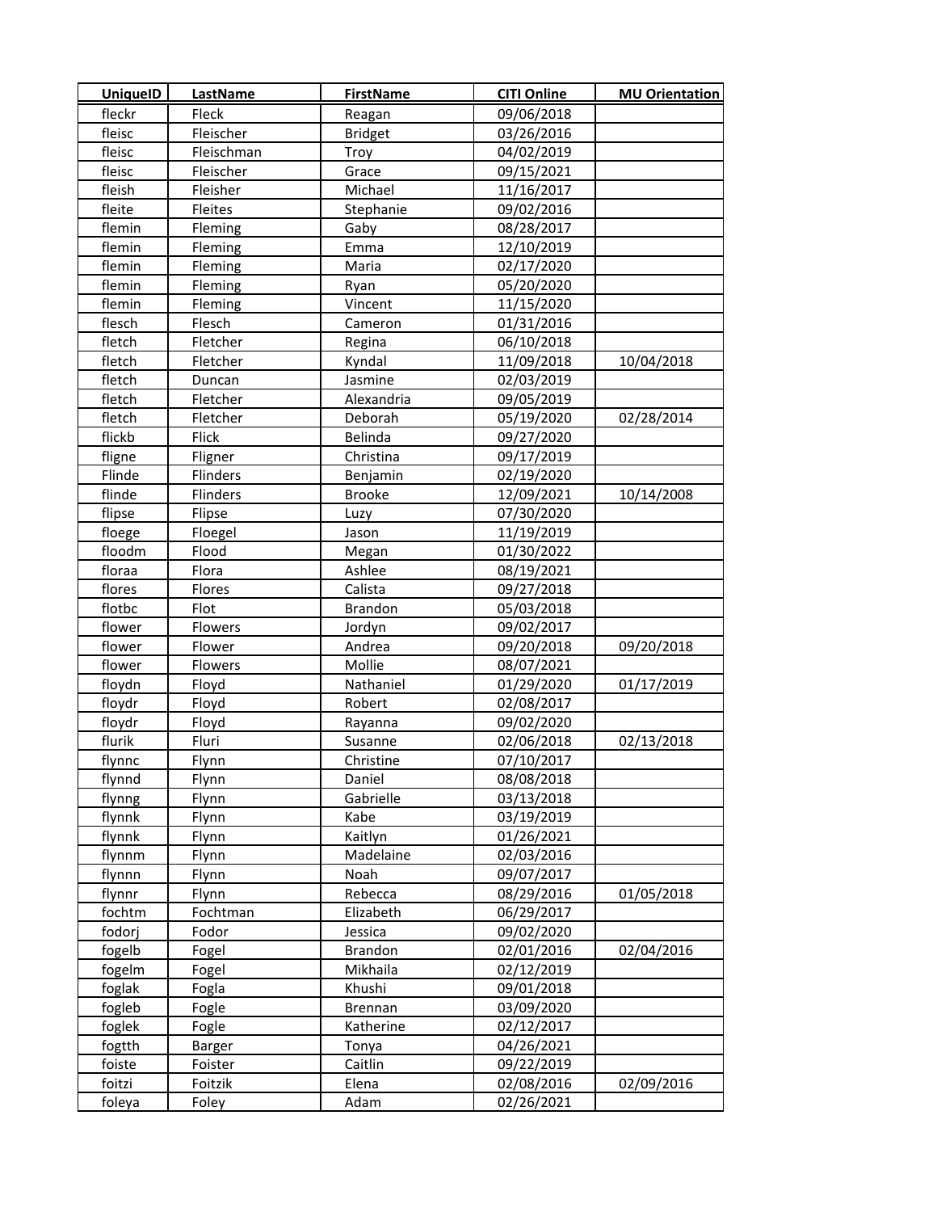| UniqueID | LastName | FirstName | CITI Online | MU Orientation |
|---|---|---|---|---|
| fleckr | Fleck | Reagan | 09/06/2018 | |
| fleisc | Fleischer | Bridget | 03/26/2016 | |
| fleisc | Fleischman | Troy | 04/02/2019 | |
| fleisc | Fleischer | Grace | 09/15/2021 | |
| fleish | Fleisher | Michael | 11/16/2017 | |
| fleite | Fleites | Stephanie | 09/02/2016 | |
| flemin | Fleming | Gaby | 08/28/2017 | |
| flemin | Fleming | Emma | 12/10/2019 | |
| flemin | Fleming | Maria | 02/17/2020 | |
| flemin | Fleming | Ryan | 05/20/2020 | |
| flemin | Fleming | Vincent | 11/15/2020 | |
| flesch | Flesch | Cameron | 01/31/2016 | |
| fletch | Fletcher | Regina | 06/10/2018 | |
| fletch | Fletcher | Kyndal | 11/09/2018 | 10/04/2018 |
| fletch | Duncan | Jasmine | 02/03/2019 | |
| fletch | Fletcher | Alexandria | 09/05/2019 | |
| fletch | Fletcher | Deborah | 05/19/2020 | 02/28/2014 |
| flickb | Flick | Belinda | 09/27/2020 | |
| fligne | Fligner | Christina | 09/17/2019 | |
| Flinde | Flinders | Benjamin | 02/19/2020 | |
| flinde | Flinders | Brooke | 12/09/2021 | 10/14/2008 |
| flipse | Flipse | Luzy | 07/30/2020 | |
| floege | Floegel | Jason | 11/19/2019 | |
| floodm | Flood | Megan | 01/30/2022 | |
| floraa | Flora | Ashlee | 08/19/2021 | |
| flores | Flores | Calista | 09/27/2018 | |
| flotbc | Flot | Brandon | 05/03/2018 | |
| flower | Flowers | Jordyn | 09/02/2017 | |
| flower | Flower | Andrea | 09/20/2018 | 09/20/2018 |
| flower | Flowers | Mollie | 08/07/2021 | |
| floydn | Floyd | Nathaniel | 01/29/2020 | 01/17/2019 |
| floydr | Floyd | Robert | 02/08/2017 | |
| floydr | Floyd | Rayanna | 09/02/2020 | |
| flurik | Fluri | Susanne | 02/06/2018 | 02/13/2018 |
| flynnc | Flynn | Christine | 07/10/2017 | |
| flynnd | Flynn | Daniel | 08/08/2018 | |
| flynng | Flynn | Gabrielle | 03/13/2018 | |
| flynnk | Flynn | Kabe | 03/19/2019 | |
| flynnk | Flynn | Kaitlyn | 01/26/2021 | |
| flynnm | Flynn | Madelaine | 02/03/2016 | |
| flynnn | Flynn | Noah | 09/07/2017 | |
| flynnr | Flynn | Rebecca | 08/29/2016 | 01/05/2018 |
| fochtm | Fochtman | Elizabeth | 06/29/2017 | |
| fodorj | Fodor | Jessica | 09/02/2020 | |
| fogelb | Fogel | Brandon | 02/01/2016 | 02/04/2016 |
| fogelm | Fogel | Mikhaila | 02/12/2019 | |
| foglak | Fogla | Khushi | 09/01/2018 | |
| fogleb | Fogle | Brennan | 03/09/2020 | |
| foglek | Fogle | Katherine | 02/12/2017 | |
| fogtth | Barger | Tonya | 04/26/2021 | |
| foiste | Foister | Caitlin | 09/22/2019 | |
| foitzi | Foitzik | Elena | 02/08/2016 | 02/09/2016 |
| foleya | Foley | Adam | 02/26/2021 | |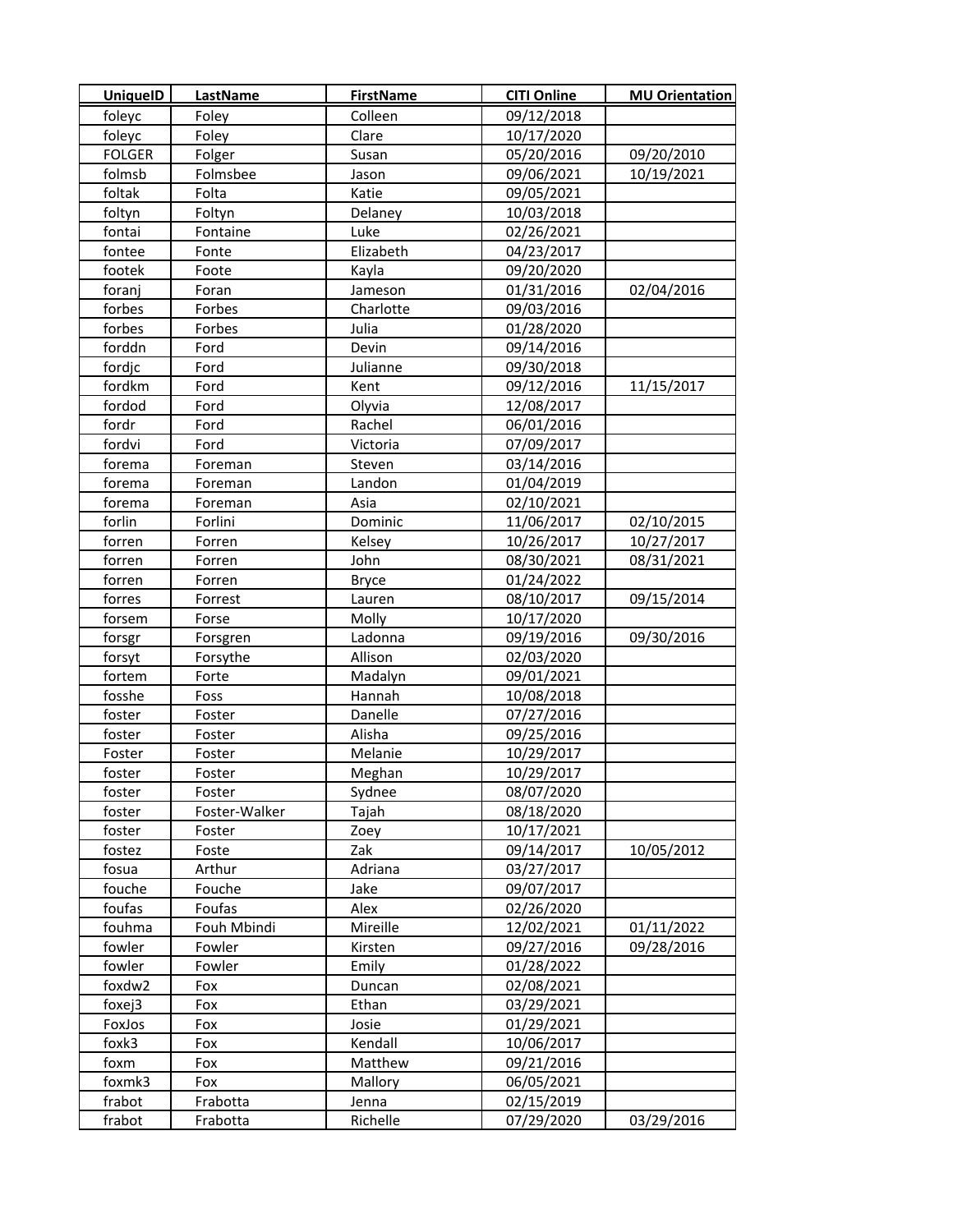| UniqueID | LastName | FirstName | CITI Online | MU Orientation |
| --- | --- | --- | --- | --- |
| foleyc | Foley | Colleen | 09/12/2018 | |
| foleyc | Foley | Clare | 10/17/2020 | |
| FOLGER | Folger | Susan | 05/20/2016 | 09/20/2010 |
| folmsb | Folmsbee | Jason | 09/06/2021 | 10/19/2021 |
| foltak | Folta | Katie | 09/05/2021 | |
| foltyn | Foltyn | Delaney | 10/03/2018 | |
| fontai | Fontaine | Luke | 02/26/2021 | |
| fontee | Fonte | Elizabeth | 04/23/2017 | |
| footek | Foote | Kayla | 09/20/2020 | |
| foranj | Foran | Jameson | 01/31/2016 | 02/04/2016 |
| forbes | Forbes | Charlotte | 09/03/2016 | |
| forbes | Forbes | Julia | 01/28/2020 | |
| forddn | Ford | Devin | 09/14/2016 | |
| fordjc | Ford | Julianne | 09/30/2018 | |
| fordkm | Ford | Kent | 09/12/2016 | 11/15/2017 |
| fordod | Ford | Olyvia | 12/08/2017 | |
| fordr | Ford | Rachel | 06/01/2016 | |
| fordvi | Ford | Victoria | 07/09/2017 | |
| forema | Foreman | Steven | 03/14/2016 | |
| forema | Foreman | Landon | 01/04/2019 | |
| forema | Foreman | Asia | 02/10/2021 | |
| forlin | Forlini | Dominic | 11/06/2017 | 02/10/2015 |
| forren | Forren | Kelsey | 10/26/2017 | 10/27/2017 |
| forren | Forren | John | 08/30/2021 | 08/31/2021 |
| forren | Forren | Bryce | 01/24/2022 | |
| forres | Forrest | Lauren | 08/10/2017 | 09/15/2014 |
| forsem | Forse | Molly | 10/17/2020 | |
| forsgr | Forsgren | Ladonna | 09/19/2016 | 09/30/2016 |
| forsyt | Forsythe | Allison | 02/03/2020 | |
| fortem | Forte | Madalyn | 09/01/2021 | |
| fosshe | Foss | Hannah | 10/08/2018 | |
| foster | Foster | Danelle | 07/27/2016 | |
| foster | Foster | Alisha | 09/25/2016 | |
| Foster | Foster | Melanie | 10/29/2017 | |
| foster | Foster | Meghan | 10/29/2017 | |
| foster | Foster | Sydnee | 08/07/2020 | |
| foster | Foster-Walker | Tajah | 08/18/2020 | |
| foster | Foster | Zoey | 10/17/2021 | |
| fostez | Foste | Zak | 09/14/2017 | 10/05/2012 |
| fosua | Arthur | Adriana | 03/27/2017 | |
| fouche | Fouche | Jake | 09/07/2017 | |
| foufas | Foufas | Alex | 02/26/2020 | |
| fouhma | Fouh Mbindi | Mireille | 12/02/2021 | 01/11/2022 |
| fowler | Fowler | Kirsten | 09/27/2016 | 09/28/2016 |
| fowler | Fowler | Emily | 01/28/2022 | |
| foxdw2 | Fox | Duncan | 02/08/2021 | |
| foxej3 | Fox | Ethan | 03/29/2021 | |
| FoxJos | Fox | Josie | 01/29/2021 | |
| foxk3 | Fox | Kendall | 10/06/2017 | |
| foxm | Fox | Matthew | 09/21/2016 | |
| foxmk3 | Fox | Mallory | 06/05/2021 | |
| frabot | Frabotta | Jenna | 02/15/2019 | |
| frabot | Frabotta | Richelle | 07/29/2020 | 03/29/2016 |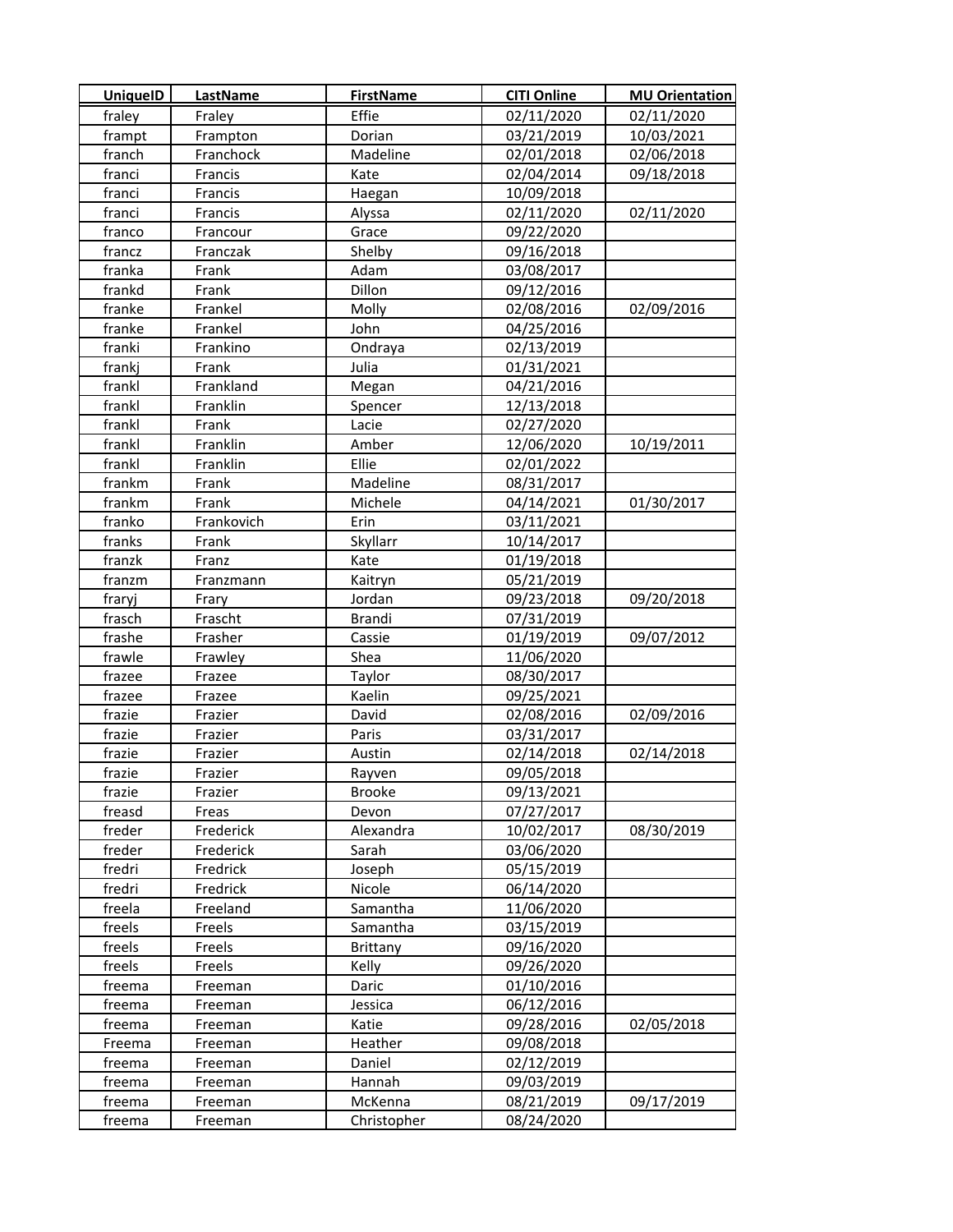| UniqueID | LastName | FirstName | CITI Online | MU Orientation |
|---|---|---|---|---|
| fraley | Fraley | Effie | 02/11/2020 | 02/11/2020 |
| frampt | Frampton | Dorian | 03/21/2019 | 10/03/2021 |
| franch | Franchock | Madeline | 02/01/2018 | 02/06/2018 |
| franci | Francis | Kate | 02/04/2014 | 09/18/2018 |
| franci | Francis | Haegan | 10/09/2018 | |
| franci | Francis | Alyssa | 02/11/2020 | 02/11/2020 |
| franco | Francour | Grace | 09/22/2020 | |
| francz | Franczak | Shelby | 09/16/2018 | |
| franka | Frank | Adam | 03/08/2017 | |
| frankd | Frank | Dillon | 09/12/2016 | |
| franke | Frankel | Molly | 02/08/2016 | 02/09/2016 |
| franke | Frankel | John | 04/25/2016 | |
| franki | Frankino | Ondraya | 02/13/2019 | |
| frankj | Frank | Julia | 01/31/2021 | |
| frankl | Frankland | Megan | 04/21/2016 | |
| frankl | Franklin | Spencer | 12/13/2018 | |
| frankl | Frank | Lacie | 02/27/2020 | |
| frankl | Franklin | Amber | 12/06/2020 | 10/19/2011 |
| frankl | Franklin | Ellie | 02/01/2022 | |
| frankm | Frank | Madeline | 08/31/2017 | |
| frankm | Frank | Michele | 04/14/2021 | 01/30/2017 |
| franko | Frankovich | Erin | 03/11/2021 | |
| franks | Frank | Skyllarr | 10/14/2017 | |
| franzk | Franz | Kate | 01/19/2018 | |
| franzm | Franzmann | Kaitryn | 05/21/2019 | |
| fraryj | Frary | Jordan | 09/23/2018 | 09/20/2018 |
| frasch | Frascht | Brandi | 07/31/2019 | |
| frashe | Frasher | Cassie | 01/19/2019 | 09/07/2012 |
| frawle | Frawley | Shea | 11/06/2020 | |
| frazee | Frazee | Taylor | 08/30/2017 | |
| frazee | Frazee | Kaelin | 09/25/2021 | |
| frazie | Frazier | David | 02/08/2016 | 02/09/2016 |
| frazie | Frazier | Paris | 03/31/2017 | |
| frazie | Frazier | Austin | 02/14/2018 | 02/14/2018 |
| frazie | Frazier | Rayven | 09/05/2018 | |
| frazie | Frazier | Brooke | 09/13/2021 | |
| freasd | Freas | Devon | 07/27/2017 | |
| freder | Frederick | Alexandra | 10/02/2017 | 08/30/2019 |
| freder | Frederick | Sarah | 03/06/2020 | |
| fredri | Fredrick | Joseph | 05/15/2019 | |
| fredri | Fredrick | Nicole | 06/14/2020 | |
| freela | Freeland | Samantha | 11/06/2020 | |
| freels | Freels | Samantha | 03/15/2019 | |
| freels | Freels | Brittany | 09/16/2020 | |
| freels | Freels | Kelly | 09/26/2020 | |
| freema | Freeman | Daric | 01/10/2016 | |
| freema | Freeman | Jessica | 06/12/2016 | |
| freema | Freeman | Katie | 09/28/2016 | 02/05/2018 |
| Freema | Freeman | Heather | 09/08/2018 | |
| freema | Freeman | Daniel | 02/12/2019 | |
| freema | Freeman | Hannah | 09/03/2019 | |
| freema | Freeman | McKenna | 08/21/2019 | 09/17/2019 |
| freema | Freeman | Christopher | 08/24/2020 | |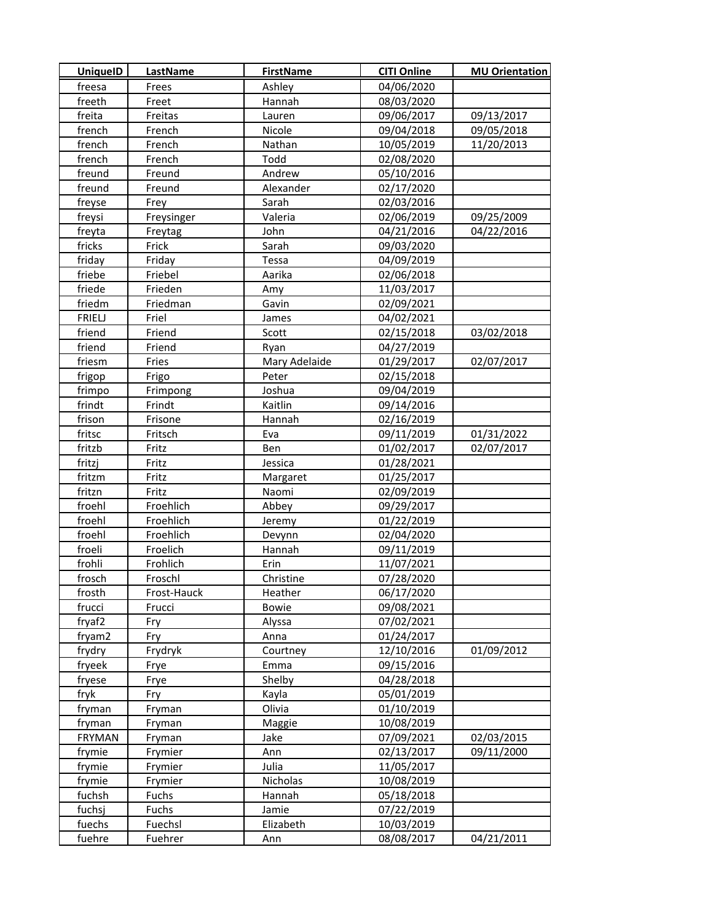| UniqueID | LastName | FirstName | CITI Online | MU Orientation |
|---|---|---|---|---|
| freesa | Frees | Ashley | 04/06/2020 | |
| freeth | Freet | Hannah | 08/03/2020 | |
| freita | Freitas | Lauren | 09/06/2017 | 09/13/2017 |
| french | French | Nicole | 09/04/2018 | 09/05/2018 |
| french | French | Nathan | 10/05/2019 | 11/20/2013 |
| french | French | Todd | 02/08/2020 | |
| freund | Freund | Andrew | 05/10/2016 | |
| freund | Freund | Alexander | 02/17/2020 | |
| freyse | Frey | Sarah | 02/03/2016 | |
| freysi | Freysinger | Valeria | 02/06/2019 | 09/25/2009 |
| freyta | Freytag | John | 04/21/2016 | 04/22/2016 |
| fricks | Frick | Sarah | 09/03/2020 | |
| friday | Friday | Tessa | 04/09/2019 | |
| friebe | Friebel | Aarika | 02/06/2018 | |
| friede | Frieden | Amy | 11/03/2017 | |
| friedm | Friedman | Gavin | 02/09/2021 | |
| FRIELJ | Friel | James | 04/02/2021 | |
| friend | Friend | Scott | 02/15/2018 | 03/02/2018 |
| friend | Friend | Ryan | 04/27/2019 | |
| friesm | Fries | Mary Adelaide | 01/29/2017 | 02/07/2017 |
| frigop | Frigo | Peter | 02/15/2018 | |
| frimpo | Frimpong | Joshua | 09/04/2019 | |
| frindt | Frindt | Kaitlin | 09/14/2016 | |
| frison | Frisone | Hannah | 02/16/2019 | |
| fritsc | Fritsch | Eva | 09/11/2019 | 01/31/2022 |
| fritzb | Fritz | Ben | 01/02/2017 | 02/07/2017 |
| fritzj | Fritz | Jessica | 01/28/2021 | |
| fritzm | Fritz | Margaret | 01/25/2017 | |
| fritzn | Fritz | Naomi | 02/09/2019 | |
| froehl | Froehlich | Abbey | 09/29/2017 | |
| froehl | Froehlich | Jeremy | 01/22/2019 | |
| froehl | Froehlich | Devynn | 02/04/2020 | |
| froeli | Froelich | Hannah | 09/11/2019 | |
| frohli | Frohlich | Erin | 11/07/2021 | |
| frosch | Froschl | Christine | 07/28/2020 | |
| frosth | Frost-Hauck | Heather | 06/17/2020 | |
| frucci | Frucci | Bowie | 09/08/2021 | |
| fryaf2 | Fry | Alyssa | 07/02/2021 | |
| fryam2 | Fry | Anna | 01/24/2017 | |
| frydry | Frydryk | Courtney | 12/10/2016 | 01/09/2012 |
| fryeek | Frye | Emma | 09/15/2016 | |
| fryese | Frye | Shelby | 04/28/2018 | |
| fryk | Fry | Kayla | 05/01/2019 | |
| fryman | Fryman | Olivia | 01/10/2019 | |
| fryman | Fryman | Maggie | 10/08/2019 | |
| FRYMAN | Fryman | Jake | 07/09/2021 | 02/03/2015 |
| frymie | Frymier | Ann | 02/13/2017 | 09/11/2000 |
| frymie | Frymier | Julia | 11/05/2017 | |
| frymie | Frymier | Nicholas | 10/08/2019 | |
| fuchsh | Fuchs | Hannah | 05/18/2018 | |
| fuchsj | Fuchs | Jamie | 07/22/2019 | |
| fuechs | Fuechsl | Elizabeth | 10/03/2019 | |
| fuehre | Fuehrer | Ann | 08/08/2017 | 04/21/2011 |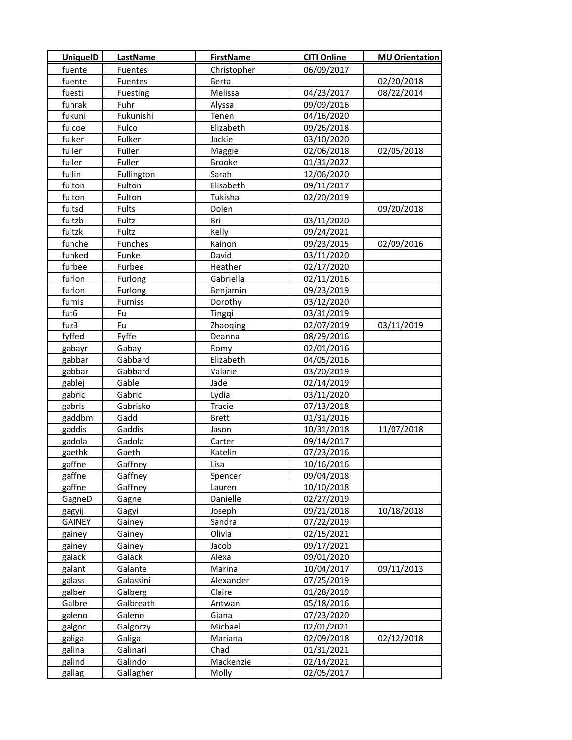| UniqueID | LastName | FirstName | CITI Online | MU Orientation |
|---|---|---|---|---|
| fuente | Fuentes | Christopher | 06/09/2017 | |
| fuente | Fuentes | Berta | | 02/20/2018 |
| fuesti | Fuesting | Melissa | 04/23/2017 | 08/22/2014 |
| fuhrak | Fuhr | Alyssa | 09/09/2016 | |
| fukuni | Fukunishi | Tenen | 04/16/2020 | |
| fulcoe | Fulco | Elizabeth | 09/26/2018 | |
| fulker | Fulker | Jackie | 03/10/2020 | |
| fuller | Fuller | Maggie | 02/06/2018 | 02/05/2018 |
| fuller | Fuller | Brooke | 01/31/2022 | |
| fullin | Fullington | Sarah | 12/06/2020 | |
| fulton | Fulton | Elisabeth | 09/11/2017 | |
| fulton | Fulton | Tukisha | 02/20/2019 | |
| fultsd | Fults | Dolen | | 09/20/2018 |
| fultzb | Fultz | Bri | 03/11/2020 | |
| fultzk | Fultz | Kelly | 09/24/2021 | |
| funche | Funches | Kainon | 09/23/2015 | 02/09/2016 |
| funked | Funke | David | 03/11/2020 | |
| furbee | Furbee | Heather | 02/17/2020 | |
| furlon | Furlong | Gabriella | 02/11/2016 | |
| furlon | Furlong | Benjamin | 09/23/2019 | |
| furnis | Furniss | Dorothy | 03/12/2020 | |
| fut6 | Fu | Tingqi | 03/31/2019 | |
| fuz3 | Fu | Zhaoqing | 02/07/2019 | 03/11/2019 |
| fyffed | Fyffe | Deanna | 08/29/2016 | |
| gabayr | Gabay | Romy | 02/01/2016 | |
| gabbar | Gabbard | Elizabeth | 04/05/2016 | |
| gabbar | Gabbard | Valarie | 03/20/2019 | |
| gablej | Gable | Jade | 02/14/2019 | |
| gabric | Gabric | Lydia | 03/11/2020 | |
| gabris | Gabrisko | Tracie | 07/13/2018 | |
| gaddbm | Gadd | Brett | 01/31/2016 | |
| gaddis | Gaddis | Jason | 10/31/2018 | 11/07/2018 |
| gadola | Gadola | Carter | 09/14/2017 | |
| gaethk | Gaeth | Katelin | 07/23/2016 | |
| gaffne | Gaffney | Lisa | 10/16/2016 | |
| gaffne | Gaffney | Spencer | 09/04/2018 | |
| gaffne | Gaffney | Lauren | 10/10/2018 | |
| GagneD | Gagne | Danielle | 02/27/2019 | |
| gagyij | Gagyi | Joseph | 09/21/2018 | 10/18/2018 |
| GAINEY | Gainey | Sandra | 07/22/2019 | |
| gainey | Gainey | Olivia | 02/15/2021 | |
| gainey | Gainey | Jacob | 09/17/2021 | |
| galack | Galack | Alexa | 09/01/2020 | |
| galant | Galante | Marina | 10/04/2017 | 09/11/2013 |
| galass | Galassini | Alexander | 07/25/2019 | |
| galber | Galberg | Claire | 01/28/2019 | |
| Galbre | Galbreath | Antwan | 05/18/2016 | |
| galeno | Galeno | Giana | 07/23/2020 | |
| galgoc | Galgoczy | Michael | 02/01/2021 | |
| galiga | Galiga | Mariana | 02/09/2018 | 02/12/2018 |
| galina | Galinari | Chad | 01/31/2021 | |
| galind | Galindo | Mackenzie | 02/14/2021 | |
| gallag | Gallagher | Molly | 02/05/2017 | |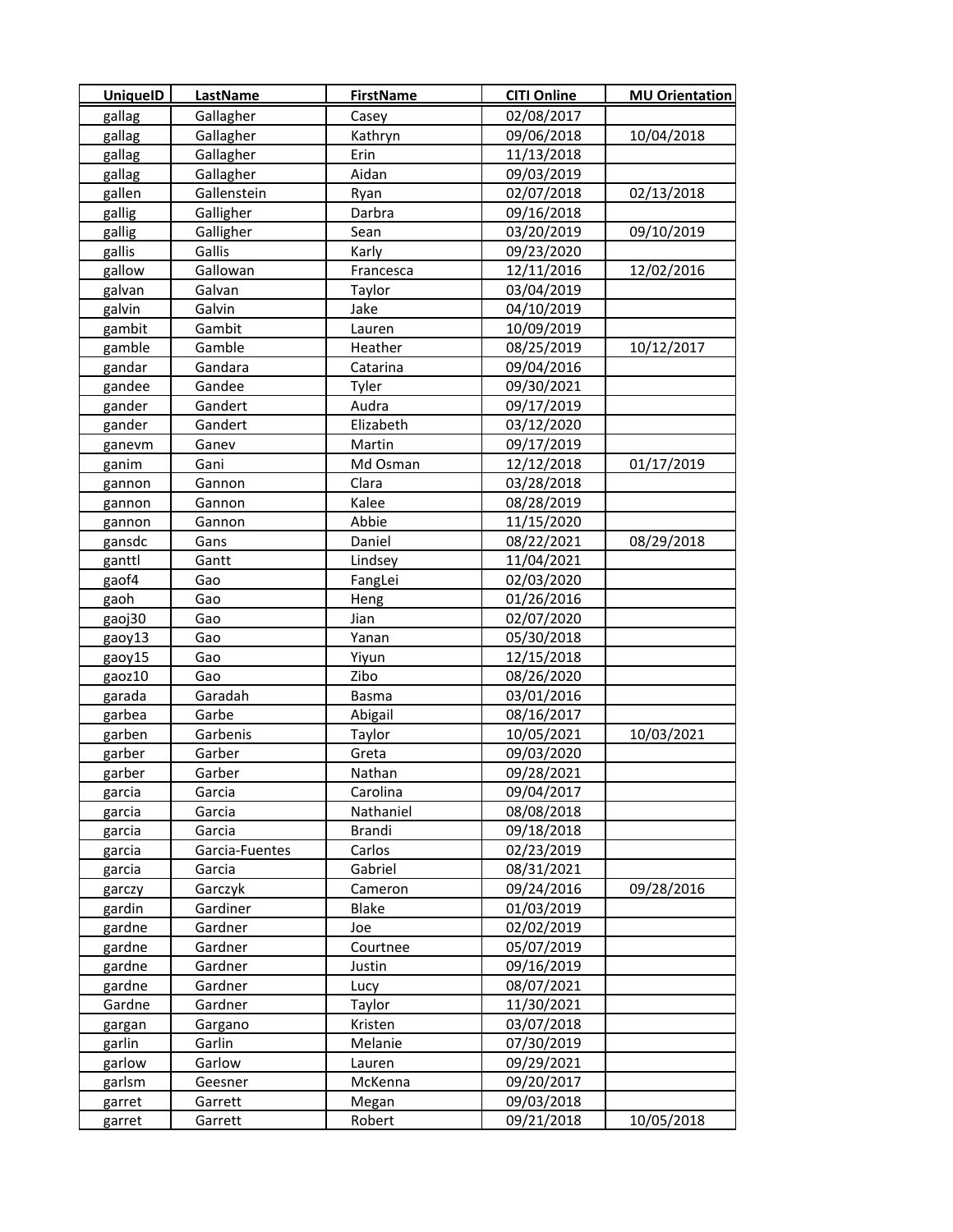| UniqueID | LastName | FirstName | CITI Online | MU Orientation |
|---|---|---|---|---|
| gallag | Gallagher | Casey | 02/08/2017 | |
| gallag | Gallagher | Kathryn | 09/06/2018 | 10/04/2018 |
| gallag | Gallagher | Erin | 11/13/2018 | |
| gallag | Gallagher | Aidan | 09/03/2019 | |
| gallen | Gallenstein | Ryan | 02/07/2018 | 02/13/2018 |
| gallig | Galligher | Darbra | 09/16/2018 | |
| gallig | Galligher | Sean | 03/20/2019 | 09/10/2019 |
| gallis | Gallis | Karly | 09/23/2020 | |
| gallow | Gallowan | Francesca | 12/11/2016 | 12/02/2016 |
| galvan | Galvan | Taylor | 03/04/2019 | |
| galvin | Galvin | Jake | 04/10/2019 | |
| gambit | Gambit | Lauren | 10/09/2019 | |
| gamble | Gamble | Heather | 08/25/2019 | 10/12/2017 |
| gandar | Gandara | Catarina | 09/04/2016 | |
| gandee | Gandee | Tyler | 09/30/2021 | |
| gander | Gandert | Audra | 09/17/2019 | |
| gander | Gandert | Elizabeth | 03/12/2020 | |
| ganevm | Ganev | Martin | 09/17/2019 | |
| ganim | Gani | Md Osman | 12/12/2018 | 01/17/2019 |
| gannon | Gannon | Clara | 03/28/2018 | |
| gannon | Gannon | Kalee | 08/28/2019 | |
| gannon | Gannon | Abbie | 11/15/2020 | |
| gansdc | Gans | Daniel | 08/22/2021 | 08/29/2018 |
| ganttl | Gantt | Lindsey | 11/04/2021 | |
| gaof4 | Gao | FangLei | 02/03/2020 | |
| gaoh | Gao | Heng | 01/26/2016 | |
| gaoj30 | Gao | Jian | 02/07/2020 | |
| gaoy13 | Gao | Yanan | 05/30/2018 | |
| gaoy15 | Gao | Yiyun | 12/15/2018 | |
| gaoz10 | Gao | Zibo | 08/26/2020 | |
| garada | Garadah | Basma | 03/01/2016 | |
| garbea | Garbe | Abigail | 08/16/2017 | |
| garben | Garbenis | Taylor | 10/05/2021 | 10/03/2021 |
| garber | Garber | Greta | 09/03/2020 | |
| garber | Garber | Nathan | 09/28/2021 | |
| garcia | Garcia | Carolina | 09/04/2017 | |
| garcia | Garcia | Nathaniel | 08/08/2018 | |
| garcia | Garcia | Brandi | 09/18/2018 | |
| garcia | Garcia-Fuentes | Carlos | 02/23/2019 | |
| garcia | Garcia | Gabriel | 08/31/2021 | |
| garczy | Garczyk | Cameron | 09/24/2016 | 09/28/2016 |
| gardin | Gardiner | Blake | 01/03/2019 | |
| gardne | Gardner | Joe | 02/02/2019 | |
| gardne | Gardner | Courtnee | 05/07/2019 | |
| gardne | Gardner | Justin | 09/16/2019 | |
| gardne | Gardner | Lucy | 08/07/2021 | |
| Gardne | Gardner | Taylor | 11/30/2021 | |
| gargan | Gargano | Kristen | 03/07/2018 | |
| garlin | Garlin | Melanie | 07/30/2019 | |
| garlow | Garlow | Lauren | 09/29/2021 | |
| garlsm | Geesner | McKenna | 09/20/2017 | |
| garret | Garrett | Megan | 09/03/2018 | |
| garret | Garrett | Robert | 09/21/2018 | 10/05/2018 |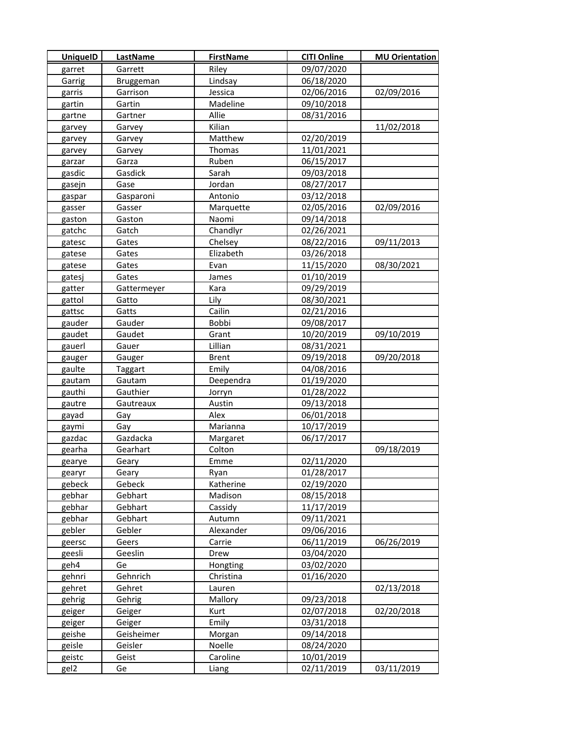| UniqueID | LastName | FirstName | CITI Online | MU Orientation |
|---|---|---|---|---|
| garret | Garrett | Riley | 09/07/2020 | |
| Garrig | Bruggeman | Lindsay | 06/18/2020 | |
| garris | Garrison | Jessica | 02/06/2016 | 02/09/2016 |
| gartin | Gartin | Madeline | 09/10/2018 | |
| gartne | Gartner | Allie | 08/31/2016 | |
| garvey | Garvey | Kilian | | 11/02/2018 |
| garvey | Garvey | Matthew | 02/20/2019 | |
| garvey | Garvey | Thomas | 11/01/2021 | |
| garzar | Garza | Ruben | 06/15/2017 | |
| gasdic | Gasdick | Sarah | 09/03/2018 | |
| gasejn | Gase | Jordan | 08/27/2017 | |
| gaspar | Gasparoni | Antonio | 03/12/2018 | |
| gasser | Gasser | Marquette | 02/05/2016 | 02/09/2016 |
| gaston | Gaston | Naomi | 09/14/2018 | |
| gatchc | Gatch | Chandlyr | 02/26/2021 | |
| gatesc | Gates | Chelsey | 08/22/2016 | 09/11/2013 |
| gatese | Gates | Elizabeth | 03/26/2018 | |
| gatese | Gates | Evan | 11/15/2020 | 08/30/2021 |
| gatesj | Gates | James | 01/10/2019 | |
| gatter | Gattermeyer | Kara | 09/29/2019 | |
| gattol | Gatto | Lily | 08/30/2021 | |
| gattsc | Gatts | Cailin | 02/21/2016 | |
| gauder | Gauder | Bobbi | 09/08/2017 | |
| gaudet | Gaudet | Grant | 10/20/2019 | 09/10/2019 |
| gauerl | Gauer | Lillian | 08/31/2021 | |
| gauger | Gauger | Brent | 09/19/2018 | 09/20/2018 |
| gaulte | Taggart | Emily | 04/08/2016 | |
| gautam | Gautam | Deependra | 01/19/2020 | |
| gauthi | Gauthier | Jorryn | 01/28/2022 | |
| gautre | Gautreaux | Austin | 09/13/2018 | |
| gayad | Gay | Alex | 06/01/2018 | |
| gaymi | Gay | Marianna | 10/17/2019 | |
| gazdac | Gazdacka | Margaret | 06/17/2017 | |
| gearha | Gearhart | Colton | | 09/18/2019 |
| gearye | Geary | Emme | 02/11/2020 | |
| gearyr | Geary | Ryan | 01/28/2017 | |
| gebeck | Gebeck | Katherine | 02/19/2020 | |
| gebhar | Gebhart | Madison | 08/15/2018 | |
| gebhar | Gebhart | Cassidy | 11/17/2019 | |
| gebhar | Gebhart | Autumn | 09/11/2021 | |
| gebler | Gebler | Alexander | 09/06/2016 | |
| geersc | Geers | Carrie | 06/11/2019 | 06/26/2019 |
| geesli | Geeslin | Drew | 03/04/2020 | |
| geh4 | Ge | Hongting | 03/02/2020 | |
| gehnri | Gehnrich | Christina | 01/16/2020 | |
| gehret | Gehret | Lauren | | 02/13/2018 |
| gehrig | Gehrig | Mallory | 09/23/2018 | |
| geiger | Geiger | Kurt | 02/07/2018 | 02/20/2018 |
| geiger | Geiger | Emily | 03/31/2018 | |
| geishe | Geisheimer | Morgan | 09/14/2018 | |
| geisle | Geisler | Noelle | 08/24/2020 | |
| geistc | Geist | Caroline | 10/01/2019 | |
| gel2 | Ge | Liang | 02/11/2019 | 03/11/2019 |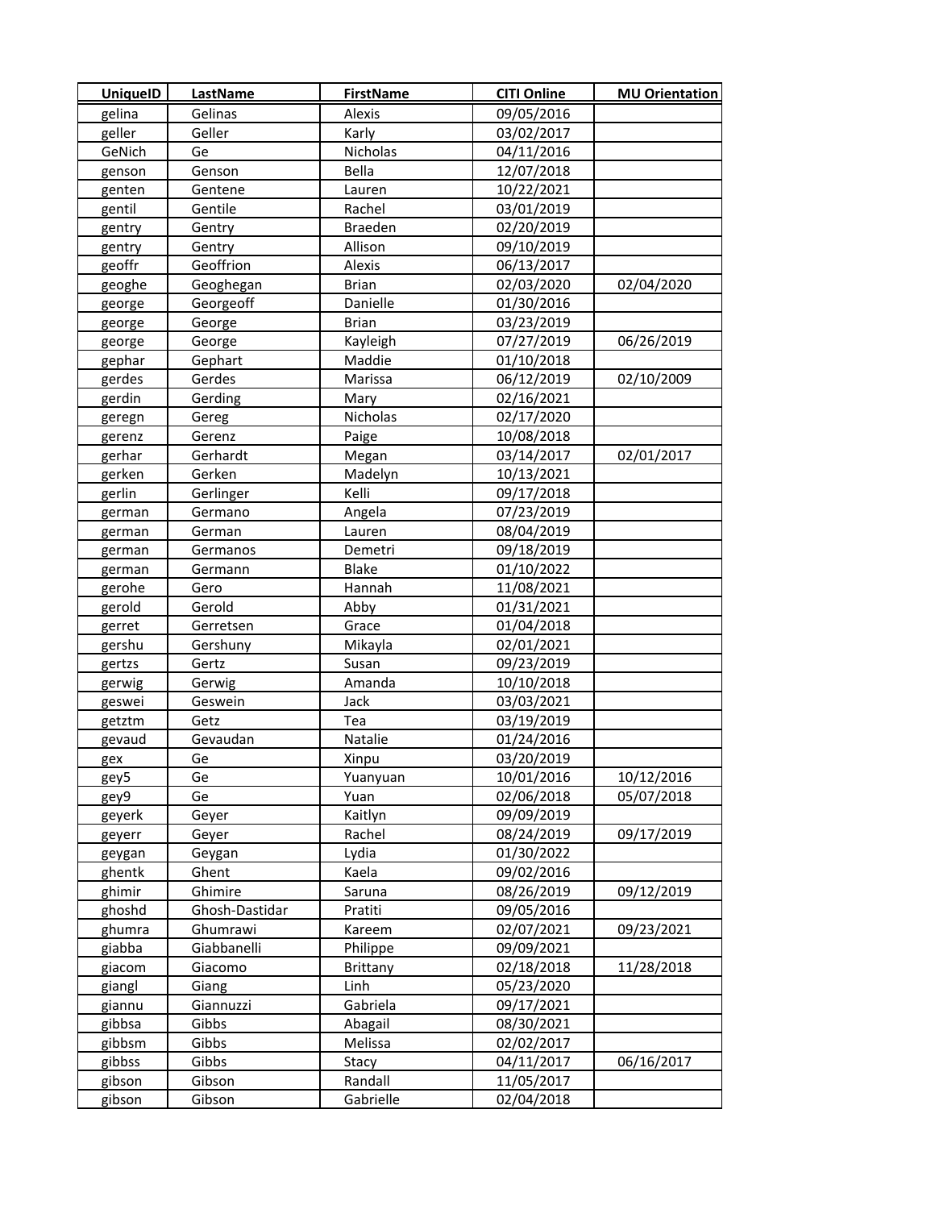| UniqueID | LastName | FirstName | CITI Online | MU Orientation |
|---|---|---|---|---|
| gelina | Gelinas | Alexis | 09/05/2016 | |
| geller | Geller | Karly | 03/02/2017 | |
| GeNich | Ge | Nicholas | 04/11/2016 | |
| genson | Genson | Bella | 12/07/2018 | |
| genten | Gentene | Lauren | 10/22/2021 | |
| gentil | Gentile | Rachel | 03/01/2019 | |
| gentry | Gentry | Braeden | 02/20/2019 | |
| gentry | Gentry | Allison | 09/10/2019 | |
| geoffr | Geoffrion | Alexis | 06/13/2017 | |
| geoghe | Geoghegan | Brian | 02/03/2020 | 02/04/2020 |
| george | Georgeoff | Danielle | 01/30/2016 | |
| george | George | Brian | 03/23/2019 | |
| george | George | Kayleigh | 07/27/2019 | 06/26/2019 |
| gephar | Gephart | Maddie | 01/10/2018 | |
| gerdes | Gerdes | Marissa | 06/12/2019 | 02/10/2009 |
| gerdin | Gerding | Mary | 02/16/2021 | |
| geregn | Gereg | Nicholas | 02/17/2020 | |
| gerenz | Gerenz | Paige | 10/08/2018 | |
| gerhar | Gerhardt | Megan | 03/14/2017 | 02/01/2017 |
| gerken | Gerken | Madelyn | 10/13/2021 | |
| gerlin | Gerlinger | Kelli | 09/17/2018 | |
| german | Germano | Angela | 07/23/2019 | |
| german | German | Lauren | 08/04/2019 | |
| german | Germanos | Demetri | 09/18/2019 | |
| german | Germann | Blake | 01/10/2022 | |
| gerohe | Gero | Hannah | 11/08/2021 | |
| gerold | Gerold | Abby | 01/31/2021 | |
| gerret | Gerretsen | Grace | 01/04/2018 | |
| gershu | Gershuny | Mikayla | 02/01/2021 | |
| gertzs | Gertz | Susan | 09/23/2019 | |
| gerwig | Gerwig | Amanda | 10/10/2018 | |
| geswei | Geswein | Jack | 03/03/2021 | |
| getztm | Getz | Tea | 03/19/2019 | |
| gevaud | Gevaudan | Natalie | 01/24/2016 | |
| gex | Ge | Xinpu | 03/20/2019 | |
| gey5 | Ge | Yuanyuan | 10/01/2016 | 10/12/2016 |
| gey9 | Ge | Yuan | 02/06/2018 | 05/07/2018 |
| geyerk | Geyer | Kaitlyn | 09/09/2019 | |
| geyerr | Geyer | Rachel | 08/24/2019 | 09/17/2019 |
| geygan | Geygan | Lydia | 01/30/2022 | |
| ghentk | Ghent | Kaela | 09/02/2016 | |
| ghimir | Ghimire | Saruna | 08/26/2019 | 09/12/2019 |
| ghoshd | Ghosh-Dastidar | Pratiti | 09/05/2016 | |
| ghumra | Ghumrawi | Kareem | 02/07/2021 | 09/23/2021 |
| giabba | Giabbanelli | Philippe | 09/09/2021 | |
| giacom | Giacomo | Brittany | 02/18/2018 | 11/28/2018 |
| giangl | Giang | Linh | 05/23/2020 | |
| giannu | Giannuzzi | Gabriela | 09/17/2021 | |
| gibbsa | Gibbs | Abagail | 08/30/2021 | |
| gibbsm | Gibbs | Melissa | 02/02/2017 | |
| gibbss | Gibbs | Stacy | 04/11/2017 | 06/16/2017 |
| gibson | Gibson | Randall | 11/05/2017 | |
| gibson | Gibson | Gabrielle | 02/04/2018 | |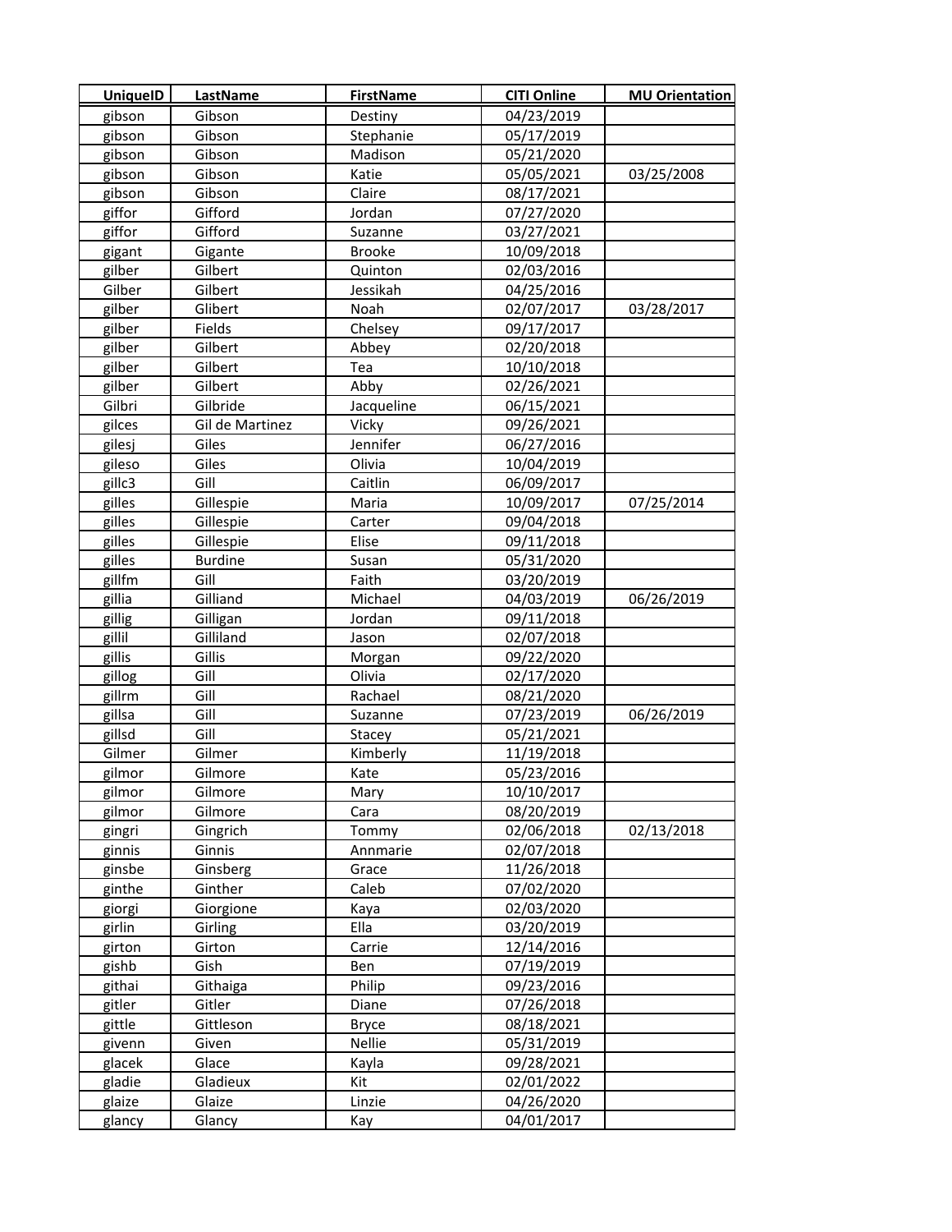| UniqueID | LastName | FirstName | CITI Online | MU Orientation |
|---|---|---|---|---|
| gibson | Gibson | Destiny | 04/23/2019 | |
| gibson | Gibson | Stephanie | 05/17/2019 | |
| gibson | Gibson | Madison | 05/21/2020 | |
| gibson | Gibson | Katie | 05/05/2021 | 03/25/2008 |
| gibson | Gibson | Claire | 08/17/2021 | |
| giffor | Gifford | Jordan | 07/27/2020 | |
| giffor | Gifford | Suzanne | 03/27/2021 | |
| gigant | Gigante | Brooke | 10/09/2018 | |
| gilber | Gilbert | Quinton | 02/03/2016 | |
| Gilber | Gilbert | Jessikah | 04/25/2016 | |
| gilber | Glibert | Noah | 02/07/2017 | 03/28/2017 |
| gilber | Fields | Chelsey | 09/17/2017 | |
| gilber | Gilbert | Abbey | 02/20/2018 | |
| gilber | Gilbert | Tea | 10/10/2018 | |
| gilber | Gilbert | Abby | 02/26/2021 | |
| Gilbri | Gilbride | Jacqueline | 06/15/2021 | |
| gilces | Gil de Martinez | Vicky | 09/26/2021 | |
| gilesj | Giles | Jennifer | 06/27/2016 | |
| gileso | Giles | Olivia | 10/04/2019 | |
| gillc3 | Gill | Caitlin | 06/09/2017 | |
| gilles | Gillespie | Maria | 10/09/2017 | 07/25/2014 |
| gilles | Gillespie | Carter | 09/04/2018 | |
| gilles | Gillespie | Elise | 09/11/2018 | |
| gilles | Burdine | Susan | 05/31/2020 | |
| gillfm | Gill | Faith | 03/20/2019 | |
| gillia | Gilliand | Michael | 04/03/2019 | 06/26/2019 |
| gillig | Gilligan | Jordan | 09/11/2018 | |
| gillil | Gilliland | Jason | 02/07/2018 | |
| gillis | Gillis | Morgan | 09/22/2020 | |
| gillog | Gill | Olivia | 02/17/2020 | |
| gillrm | Gill | Rachael | 08/21/2020 | |
| gillsa | Gill | Suzanne | 07/23/2019 | 06/26/2019 |
| gillsd | Gill | Stacey | 05/21/2021 | |
| Gilmer | Gilmer | Kimberly | 11/19/2018 | |
| gilmor | Gilmore | Kate | 05/23/2016 | |
| gilmor | Gilmore | Mary | 10/10/2017 | |
| gilmor | Gilmore | Cara | 08/20/2019 | |
| gingri | Gingrich | Tommy | 02/06/2018 | 02/13/2018 |
| ginnis | Ginnis | Annmarie | 02/07/2018 | |
| ginsbe | Ginsberg | Grace | 11/26/2018 | |
| ginthe | Ginther | Caleb | 07/02/2020 | |
| giorgi | Giorgione | Kaya | 02/03/2020 | |
| girlin | Girling | Ella | 03/20/2019 | |
| girton | Girton | Carrie | 12/14/2016 | |
| gishb | Gish | Ben | 07/19/2019 | |
| githai | Githaiga | Philip | 09/23/2016 | |
| gitler | Gitler | Diane | 07/26/2018 | |
| gittle | Gittleson | Bryce | 08/18/2021 | |
| givenn | Given | Nellie | 05/31/2019 | |
| glacek | Glace | Kayla | 09/28/2021 | |
| gladie | Gladieux | Kit | 02/01/2022 | |
| glaize | Glaize | Linzie | 04/26/2020 | |
| glancy | Glancy | Kay | 04/01/2017 | |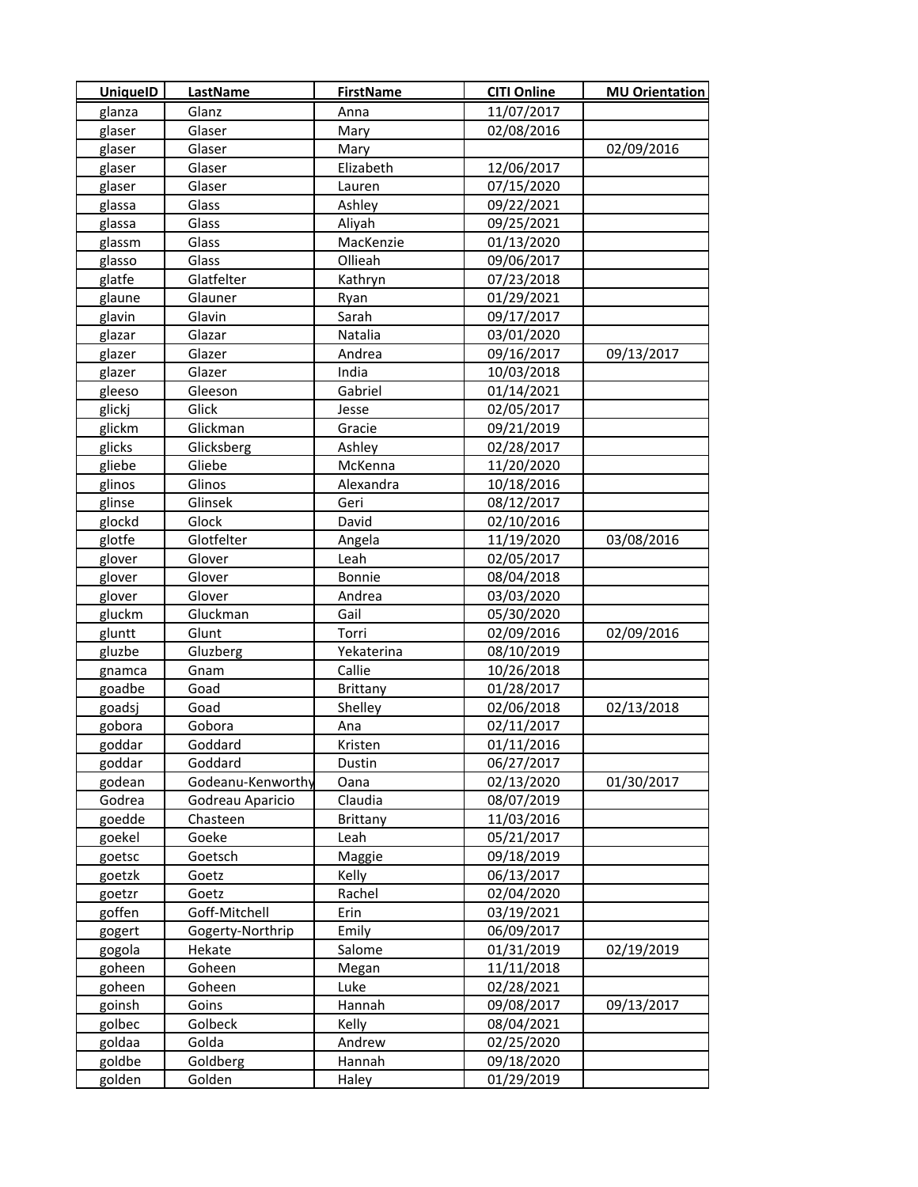| UniqueID | LastName | FirstName | CITI Online | MU Orientation |
|---|---|---|---|---|
| glanza | Glanz | Anna | 11/07/2017 | |
| glaser | Glaser | Mary | 02/08/2016 | |
| glaser | Glaser | Mary | | 02/09/2016 |
| glaser | Glaser | Elizabeth | 12/06/2017 | |
| glaser | Glaser | Lauren | 07/15/2020 | |
| glassa | Glass | Ashley | 09/22/2021 | |
| glassa | Glass | Aliyah | 09/25/2021 | |
| glassm | Glass | MacKenzie | 01/13/2020 | |
| glasso | Glass | Ollieah | 09/06/2017 | |
| glatfe | Glatfelter | Kathryn | 07/23/2018 | |
| glaune | Glauner | Ryan | 01/29/2021 | |
| glavin | Glavin | Sarah | 09/17/2017 | |
| glazar | Glazar | Natalia | 03/01/2020 | |
| glazer | Glazer | Andrea | 09/16/2017 | 09/13/2017 |
| glazer | Glazer | India | 10/03/2018 | |
| gleeso | Gleeson | Gabriel | 01/14/2021 | |
| glickj | Glick | Jesse | 02/05/2017 | |
| glickm | Glickman | Gracie | 09/21/2019 | |
| glicks | Glicksberg | Ashley | 02/28/2017 | |
| gliebe | Gliebe | McKenna | 11/20/2020 | |
| glinos | Glinos | Alexandra | 10/18/2016 | |
| glinse | Glinsek | Geri | 08/12/2017 | |
| glockd | Glock | David | 02/10/2016 | |
| glotfe | Glotfelter | Angela | 11/19/2020 | 03/08/2016 |
| glover | Glover | Leah | 02/05/2017 | |
| glover | Glover | Bonnie | 08/04/2018 | |
| glover | Glover | Andrea | 03/03/2020 | |
| gluckm | Gluckman | Gail | 05/30/2020 | |
| gluntt | Glunt | Torri | 02/09/2016 | 02/09/2016 |
| gluzbe | Gluzberg | Yekaterina | 08/10/2019 | |
| gnamca | Gnam | Callie | 10/26/2018 | |
| goadbe | Goad | Brittany | 01/28/2017 | |
| goadsj | Goad | Shelley | 02/06/2018 | 02/13/2018 |
| gobora | Gobora | Ana | 02/11/2017 | |
| goddar | Goddard | Kristen | 01/11/2016 | |
| goddar | Goddard | Dustin | 06/27/2017 | |
| godean | Godeanu-Kenworthy | Oana | 02/13/2020 | 01/30/2017 |
| Godrea | Godreau Aparicio | Claudia | 08/07/2019 | |
| goedde | Chasteen | Brittany | 11/03/2016 | |
| goekel | Goeke | Leah | 05/21/2017 | |
| goetsc | Goetsch | Maggie | 09/18/2019 | |
| goetzk | Goetz | Kelly | 06/13/2017 | |
| goetzr | Goetz | Rachel | 02/04/2020 | |
| goffen | Goff-Mitchell | Erin | 03/19/2021 | |
| gogert | Gogerty-Northrip | Emily | 06/09/2017 | |
| gogola | Hekate | Salome | 01/31/2019 | 02/19/2019 |
| goheen | Goheen | Megan | 11/11/2018 | |
| goheen | Goheen | Luke | 02/28/2021 | |
| goinsh | Goins | Hannah | 09/08/2017 | 09/13/2017 |
| golbec | Golbeck | Kelly | 08/04/2021 | |
| goldaa | Golda | Andrew | 02/25/2020 | |
| goldbe | Goldberg | Hannah | 09/18/2020 | |
| golden | Golden | Haley | 01/29/2019 | |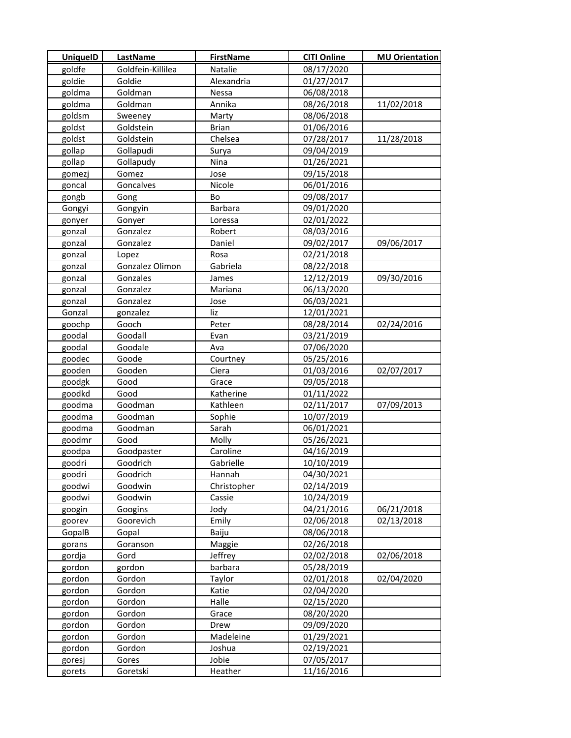| UniqueID | LastName | FirstName | CITI Online | MU Orientation |
|---|---|---|---|---|
| goldfe | Goldfein-Killilea | Natalie | 08/17/2020 | |
| goldie | Goldie | Alexandria | 01/27/2017 | |
| goldma | Goldman | Nessa | 06/08/2018 | |
| goldma | Goldman | Annika | 08/26/2018 | 11/02/2018 |
| goldsm | Sweeney | Marty | 08/06/2018 | |
| goldst | Goldstein | Brian | 01/06/2016 | |
| goldst | Goldstein | Chelsea | 07/28/2017 | 11/28/2018 |
| gollap | Gollapudi | Surya | 09/04/2019 | |
| gollap | Gollapudy | Nina | 01/26/2021 | |
| gomezj | Gomez | Jose | 09/15/2018 | |
| goncal | Goncalves | Nicole | 06/01/2016 | |
| gongb | Gong | Bo | 09/08/2017 | |
| Gongyi | Gongyin | Barbara | 09/01/2020 | |
| gonyer | Gonyer | Loressa | 02/01/2022 | |
| gonzal | Gonzalez | Robert | 08/03/2016 | |
| gonzal | Gonzalez | Daniel | 09/02/2017 | 09/06/2017 |
| gonzal | Lopez | Rosa | 02/21/2018 | |
| gonzal | Gonzalez Olimon | Gabriela | 08/22/2018 | |
| gonzal | Gonzales | James | 12/12/2019 | 09/30/2016 |
| gonzal | Gonzalez | Mariana | 06/13/2020 | |
| gonzal | Gonzalez | Jose | 06/03/2021 | |
| Gonzal | gonzalez | liz | 12/01/2021 | |
| goochp | Gooch | Peter | 08/28/2014 | 02/24/2016 |
| goodal | Goodall | Evan | 03/21/2019 | |
| goodal | Goodale | Ava | 07/06/2020 | |
| goodec | Goode | Courtney | 05/25/2016 | |
| gooden | Gooden | Ciera | 01/03/2016 | 02/07/2017 |
| goodgk | Good | Grace | 09/05/2018 | |
| goodkd | Good | Katherine | 01/11/2022 | |
| goodma | Goodman | Kathleen | 02/11/2017 | 07/09/2013 |
| goodma | Goodman | Sophie | 10/07/2019 | |
| goodma | Goodman | Sarah | 06/01/2021 | |
| goodmr | Good | Molly | 05/26/2021 | |
| goodpa | Goodpaster | Caroline | 04/16/2019 | |
| goodri | Goodrich | Gabrielle | 10/10/2019 | |
| goodri | Goodrich | Hannah | 04/30/2021 | |
| goodwi | Goodwin | Christopher | 02/14/2019 | |
| goodwi | Goodwin | Cassie | 10/24/2019 | |
| googin | Googins | Jody | 04/21/2016 | 06/21/2018 |
| goorev | Goorevich | Emily | 02/06/2018 | 02/13/2018 |
| GopalB | Gopal | Baiju | 08/06/2018 | |
| gorans | Goranson | Maggie | 02/26/2018 | |
| gordja | Gord | Jeffrey | 02/02/2018 | 02/06/2018 |
| gordon | gordon | barbara | 05/28/2019 | |
| gordon | Gordon | Taylor | 02/01/2018 | 02/04/2020 |
| gordon | Gordon | Katie | 02/04/2020 | |
| gordon | Gordon | Halle | 02/15/2020 | |
| gordon | Gordon | Grace | 08/20/2020 | |
| gordon | Gordon | Drew | 09/09/2020 | |
| gordon | Gordon | Madeleine | 01/29/2021 | |
| gordon | Gordon | Joshua | 02/19/2021 | |
| goresj | Gores | Jobie | 07/05/2017 | |
| gorets | Goretski | Heather | 11/16/2016 | |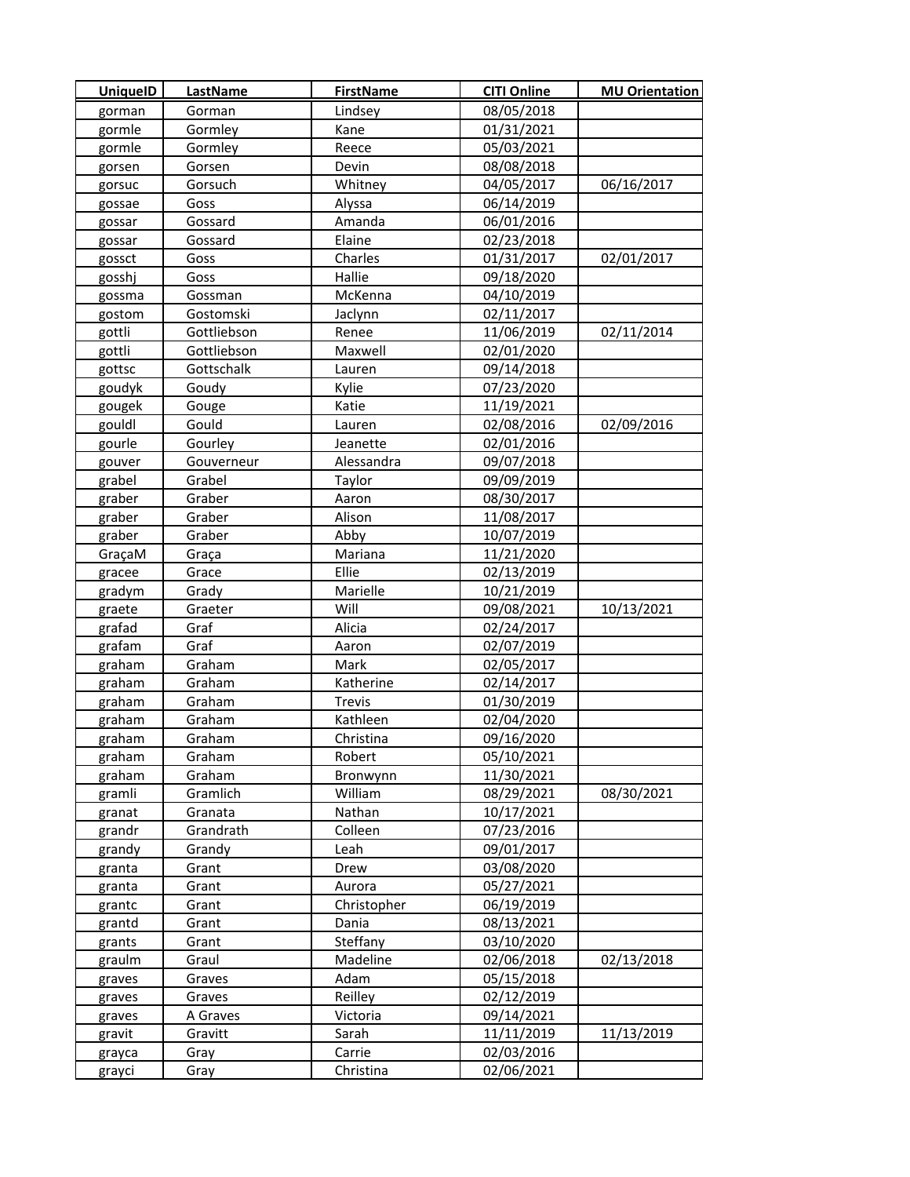| UniqueID | LastName | FirstName | CITI Online | MU Orientation |
|---|---|---|---|---|
| gorman | Gorman | Lindsey | 08/05/2018 | |
| gormle | Gormley | Kane | 01/31/2021 | |
| gormle | Gormley | Reece | 05/03/2021 | |
| gorsen | Gorsen | Devin | 08/08/2018 | |
| gorsuc | Gorsuch | Whitney | 04/05/2017 | 06/16/2017 |
| gossae | Goss | Alyssa | 06/14/2019 | |
| gossar | Gossard | Amanda | 06/01/2016 | |
| gossar | Gossard | Elaine | 02/23/2018 | |
| gossct | Goss | Charles | 01/31/2017 | 02/01/2017 |
| gosshj | Goss | Hallie | 09/18/2020 | |
| gossma | Gossman | McKenna | 04/10/2019 | |
| gostom | Gostomski | Jaclynn | 02/11/2017 | |
| gottli | Gottliebson | Renee | 11/06/2019 | 02/11/2014 |
| gottli | Gottliebson | Maxwell | 02/01/2020 | |
| gottsc | Gottschalk | Lauren | 09/14/2018 | |
| goudyk | Goudy | Kylie | 07/23/2020 | |
| gougek | Gouge | Katie | 11/19/2021 | |
| gouldl | Gould | Lauren | 02/08/2016 | 02/09/2016 |
| gourle | Gourley | Jeanette | 02/01/2016 | |
| gouver | Gouverneur | Alessandra | 09/07/2018 | |
| grabel | Grabel | Taylor | 09/09/2019 | |
| graber | Graber | Aaron | 08/30/2017 | |
| graber | Graber | Alison | 11/08/2017 | |
| graber | Graber | Abby | 10/07/2019 | |
| GraçaM | Graça | Mariana | 11/21/2020 | |
| gracee | Grace | Ellie | 02/13/2019 | |
| gradym | Grady | Marielle | 10/21/2019 | |
| graete | Graeter | Will | 09/08/2021 | 10/13/2021 |
| grafad | Graf | Alicia | 02/24/2017 | |
| grafam | Graf | Aaron | 02/07/2019 | |
| graham | Graham | Mark | 02/05/2017 | |
| graham | Graham | Katherine | 02/14/2017 | |
| graham | Graham | Trevis | 01/30/2019 | |
| graham | Graham | Kathleen | 02/04/2020 | |
| graham | Graham | Christina | 09/16/2020 | |
| graham | Graham | Robert | 05/10/2021 | |
| graham | Graham | Bronwynn | 11/30/2021 | |
| gramli | Gramlich | William | 08/29/2021 | 08/30/2021 |
| granat | Granata | Nathan | 10/17/2021 | |
| grandr | Grandrath | Colleen | 07/23/2016 | |
| grandy | Grandy | Leah | 09/01/2017 | |
| granta | Grant | Drew | 03/08/2020 | |
| granta | Grant | Aurora | 05/27/2021 | |
| grantc | Grant | Christopher | 06/19/2019 | |
| grantd | Grant | Dania | 08/13/2021 | |
| grants | Grant | Steffany | 03/10/2020 | |
| graulm | Graul | Madeline | 02/06/2018 | 02/13/2018 |
| graves | Graves | Adam | 05/15/2018 | |
| graves | Graves | Reilley | 02/12/2019 | |
| graves | A Graves | Victoria | 09/14/2021 | |
| gravit | Gravitt | Sarah | 11/11/2019 | 11/13/2019 |
| grayca | Gray | Carrie | 02/03/2016 | |
| grayci | Gray | Christina | 02/06/2021 | |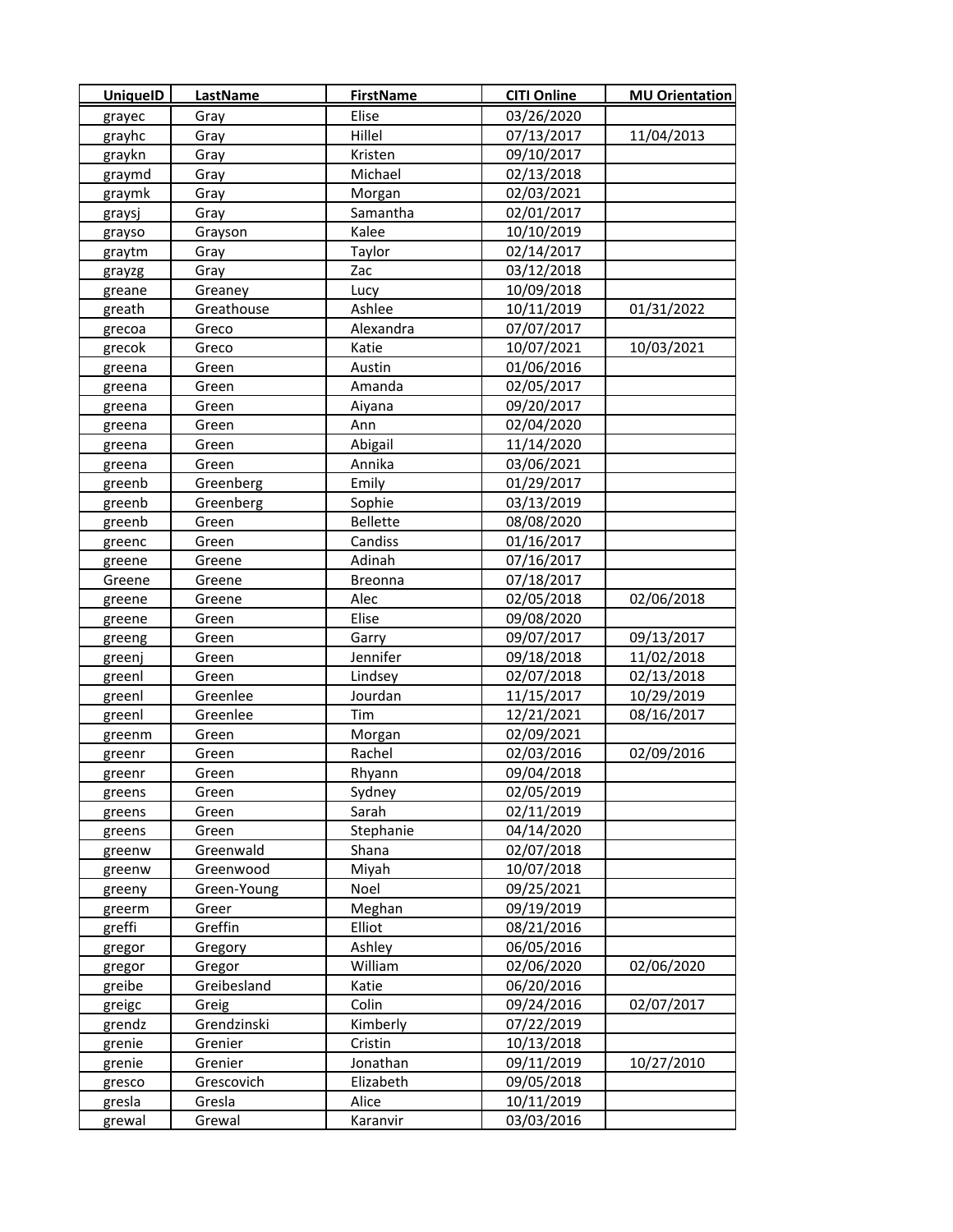| UniqueID | LastName | FirstName | CITI Online | MU Orientation |
| --- | --- | --- | --- | --- |
| grayec | Gray | Elise | 03/26/2020 | |
| grayhc | Gray | Hillel | 07/13/2017 | 11/04/2013 |
| graykn | Gray | Kristen | 09/10/2017 | |
| graymd | Gray | Michael | 02/13/2018 | |
| graymk | Gray | Morgan | 02/03/2021 | |
| graysj | Gray | Samantha | 02/01/2017 | |
| grayso | Grayson | Kalee | 10/10/2019 | |
| graytm | Gray | Taylor | 02/14/2017 | |
| grayzg | Gray | Zac | 03/12/2018 | |
| greane | Greaney | Lucy | 10/09/2018 | |
| greath | Greathouse | Ashlee | 10/11/2019 | 01/31/2022 |
| grecoa | Greco | Alexandra | 07/07/2017 | |
| grecok | Greco | Katie | 10/07/2021 | 10/03/2021 |
| greena | Green | Austin | 01/06/2016 | |
| greena | Green | Amanda | 02/05/2017 | |
| greena | Green | Aiyana | 09/20/2017 | |
| greena | Green | Ann | 02/04/2020 | |
| greena | Green | Abigail | 11/14/2020 | |
| greena | Green | Annika | 03/06/2021 | |
| greenb | Greenberg | Emily | 01/29/2017 | |
| greenb | Greenberg | Sophie | 03/13/2019 | |
| greenb | Green | Bellette | 08/08/2020 | |
| greenc | Green | Candiss | 01/16/2017 | |
| greene | Greene | Adinah | 07/16/2017 | |
| Greene | Greene | Breonna | 07/18/2017 | |
| greene | Greene | Alec | 02/05/2018 | 02/06/2018 |
| greene | Green | Elise | 09/08/2020 | |
| greeng | Green | Garry | 09/07/2017 | 09/13/2017 |
| greenj | Green | Jennifer | 09/18/2018 | 11/02/2018 |
| greenl | Green | Lindsey | 02/07/2018 | 02/13/2018 |
| greenl | Greenlee | Jourdan | 11/15/2017 | 10/29/2019 |
| greenl | Greenlee | Tim | 12/21/2021 | 08/16/2017 |
| greenm | Green | Morgan | 02/09/2021 | |
| greenr | Green | Rachel | 02/03/2016 | 02/09/2016 |
| greenr | Green | Rhyann | 09/04/2018 | |
| greens | Green | Sydney | 02/05/2019 | |
| greens | Green | Sarah | 02/11/2019 | |
| greens | Green | Stephanie | 04/14/2020 | |
| greenw | Greenwald | Shana | 02/07/2018 | |
| greenw | Greenwood | Miyah | 10/07/2018 | |
| greeny | Green-Young | Noel | 09/25/2021 | |
| greerm | Greer | Meghan | 09/19/2019 | |
| greffi | Greffin | Elliot | 08/21/2016 | |
| gregor | Gregory | Ashley | 06/05/2016 | |
| gregor | Gregor | William | 02/06/2020 | 02/06/2020 |
| greibe | Greibesland | Katie | 06/20/2016 | |
| greigc | Greig | Colin | 09/24/2016 | 02/07/2017 |
| grendz | Grendzinski | Kimberly | 07/22/2019 | |
| grenie | Grenier | Cristin | 10/13/2018 | |
| grenie | Grenier | Jonathan | 09/11/2019 | 10/27/2010 |
| gresco | Grescovich | Elizabeth | 09/05/2018 | |
| gresla | Gresla | Alice | 10/11/2019 | |
| grewal | Grewal | Karanvir | 03/03/2016 | |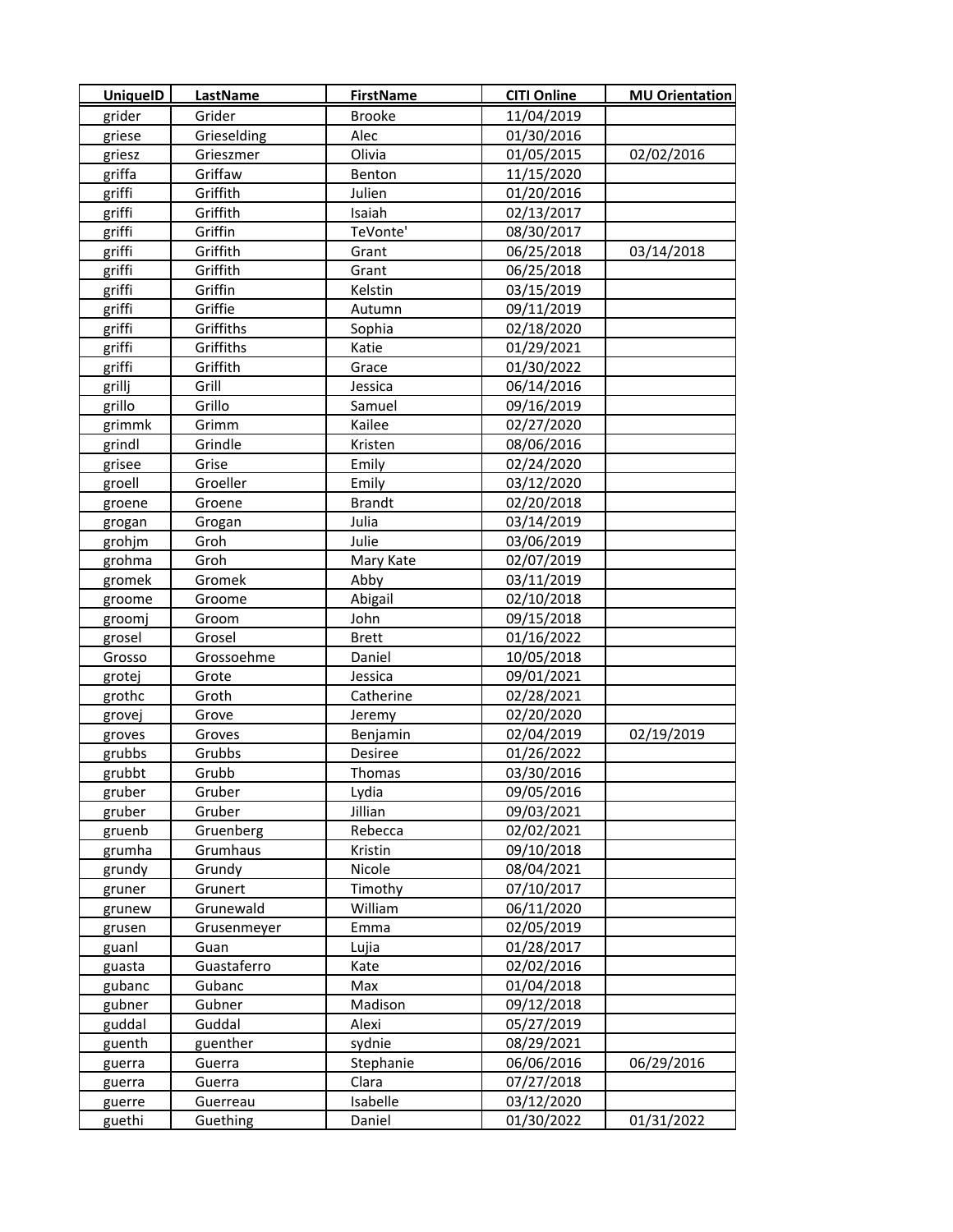| UniqueID | LastName | FirstName | CITI Online | MU Orientation |
|---|---|---|---|---|
| grider | Grider | Brooke | 11/04/2019 | |
| griese | Grieselding | Alec | 01/30/2016 | |
| griesz | Grieszmer | Olivia | 01/05/2015 | 02/02/2016 |
| griffa | Griffaw | Benton | 11/15/2020 | |
| griffi | Griffith | Julien | 01/20/2016 | |
| griffi | Griffith | Isaiah | 02/13/2017 | |
| griffi | Griffin | TeVonte' | 08/30/2017 | |
| griffi | Griffith | Grant | 06/25/2018 | 03/14/2018 |
| griffi | Griffith | Grant | 06/25/2018 | |
| griffi | Griffin | Kelstin | 03/15/2019 | |
| griffi | Griffie | Autumn | 09/11/2019 | |
| griffi | Griffiths | Sophia | 02/18/2020 | |
| griffi | Griffiths | Katie | 01/29/2021 | |
| griffi | Griffith | Grace | 01/30/2022 | |
| grillj | Grill | Jessica | 06/14/2016 | |
| grillo | Grillo | Samuel | 09/16/2019 | |
| grimmk | Grimm | Kailee | 02/27/2020 | |
| grindl | Grindle | Kristen | 08/06/2016 | |
| grisee | Grise | Emily | 02/24/2020 | |
| groell | Groeller | Emily | 03/12/2020 | |
| groene | Groene | Brandt | 02/20/2018 | |
| grogan | Grogan | Julia | 03/14/2019 | |
| grohjm | Groh | Julie | 03/06/2019 | |
| grohma | Groh | Mary Kate | 02/07/2019 | |
| gromek | Gromek | Abby | 03/11/2019 | |
| groome | Groome | Abigail | 02/10/2018 | |
| groomj | Groom | John | 09/15/2018 | |
| grosel | Grosel | Brett | 01/16/2022 | |
| Grosso | Grossoehme | Daniel | 10/05/2018 | |
| grotej | Grote | Jessica | 09/01/2021 | |
| grothc | Groth | Catherine | 02/28/2021 | |
| grovej | Grove | Jeremy | 02/20/2020 | |
| groves | Groves | Benjamin | 02/04/2019 | 02/19/2019 |
| grubbs | Grubbs | Desiree | 01/26/2022 | |
| grubbt | Grubb | Thomas | 03/30/2016 | |
| gruber | Gruber | Lydia | 09/05/2016 | |
| gruber | Gruber | Jillian | 09/03/2021 | |
| gruenb | Gruenberg | Rebecca | 02/02/2021 | |
| grumha | Grumhaus | Kristin | 09/10/2018 | |
| grundy | Grundy | Nicole | 08/04/2021 | |
| gruner | Grunert | Timothy | 07/10/2017 | |
| grunew | Grunewald | William | 06/11/2020 | |
| grusen | Grusenmeyer | Emma | 02/05/2019 | |
| guanl | Guan | Lujia | 01/28/2017 | |
| guasta | Guastaferro | Kate | 02/02/2016 | |
| gubanc | Gubanc | Max | 01/04/2018 | |
| gubner | Gubner | Madison | 09/12/2018 | |
| guddal | Guddal | Alexi | 05/27/2019 | |
| guenth | guenther | sydnie | 08/29/2021 | |
| guerra | Guerra | Stephanie | 06/06/2016 | 06/29/2016 |
| guerra | Guerra | Clara | 07/27/2018 | |
| guerre | Guerreau | Isabelle | 03/12/2020 | |
| guethi | Guething | Daniel | 01/30/2022 | 01/31/2022 |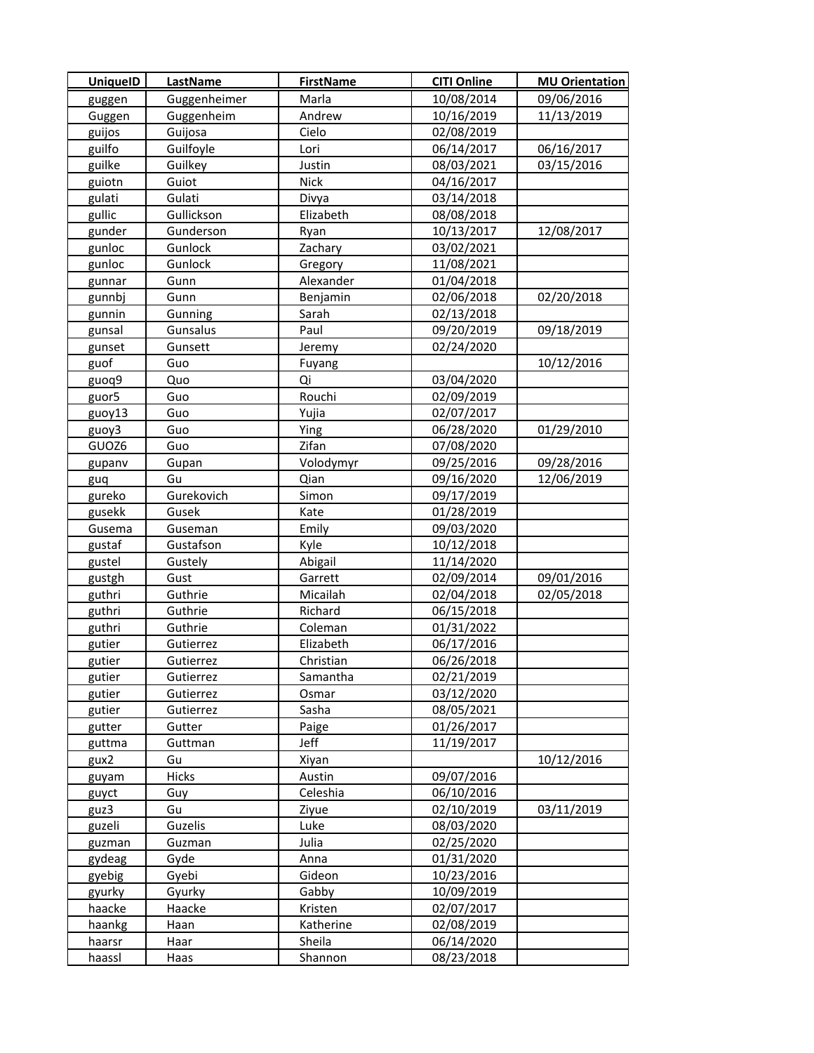| UniqueID | LastName | FirstName | CITI Online | MU Orientation |
|---|---|---|---|---|
| guggen | Guggenheimer | Marla | 10/08/2014 | 09/06/2016 |
| Guggen | Guggenheim | Andrew | 10/16/2019 | 11/13/2019 |
| guijos | Guijosa | Cielo | 02/08/2019 | |
| guilfo | Guilfoyle | Lori | 06/14/2017 | 06/16/2017 |
| guilke | Guilkey | Justin | 08/03/2021 | 03/15/2016 |
| guiotn | Guiot | Nick | 04/16/2017 | |
| gulati | Gulati | Divya | 03/14/2018 | |
| gullic | Gullickson | Elizabeth | 08/08/2018 | |
| gunder | Gunderson | Ryan | 10/13/2017 | 12/08/2017 |
| gunloc | Gunlock | Zachary | 03/02/2021 | |
| gunloc | Gunlock | Gregory | 11/08/2021 | |
| gunnar | Gunn | Alexander | 01/04/2018 | |
| gunnbj | Gunn | Benjamin | 02/06/2018 | 02/20/2018 |
| gunnin | Gunning | Sarah | 02/13/2018 | |
| gunsal | Gunsalus | Paul | 09/20/2019 | 09/18/2019 |
| gunset | Gunsett | Jeremy | 02/24/2020 | |
| guof | Guo | Fuyang | | 10/12/2016 |
| guoq9 | Quo | Qi | 03/04/2020 | |
| guor5 | Guo | Rouchi | 02/09/2019 | |
| guoy13 | Guo | Yujia | 02/07/2017 | |
| guoy3 | Guo | Ying | 06/28/2020 | 01/29/2010 |
| GUOZ6 | Guo | Zifan | 07/08/2020 | |
| gupanv | Gupan | Volodymyr | 09/25/2016 | 09/28/2016 |
| guq | Gu | Qian | 09/16/2020 | 12/06/2019 |
| gureko | Gurekovich | Simon | 09/17/2019 | |
| gusekk | Gusek | Kate | 01/28/2019 | |
| Gusema | Guseman | Emily | 09/03/2020 | |
| gustaf | Gustafson | Kyle | 10/12/2018 | |
| gustel | Gustely | Abigail | 11/14/2020 | |
| gustgh | Gust | Garrett | 02/09/2014 | 09/01/2016 |
| guthri | Guthrie | Micailah | 02/04/2018 | 02/05/2018 |
| guthri | Guthrie | Richard | 06/15/2018 | |
| guthri | Guthrie | Coleman | 01/31/2022 | |
| gutier | Gutierrez | Elizabeth | 06/17/2016 | |
| gutier | Gutierrez | Christian | 06/26/2018 | |
| gutier | Gutierrez | Samantha | 02/21/2019 | |
| gutier | Gutierrez | Osmar | 03/12/2020 | |
| gutier | Gutierrez | Sasha | 08/05/2021 | |
| gutter | Gutter | Paige | 01/26/2017 | |
| guttma | Guttman | Jeff | 11/19/2017 | |
| gux2 | Gu | Xiyan | | 10/12/2016 |
| guyam | Hicks | Austin | 09/07/2016 | |
| guyct | Guy | Celeshia | 06/10/2016 | |
| guz3 | Gu | Ziyue | 02/10/2019 | 03/11/2019 |
| guzeli | Guzelis | Luke | 08/03/2020 | |
| guzman | Guzman | Julia | 02/25/2020 | |
| gydeag | Gyde | Anna | 01/31/2020 | |
| gyebig | Gyebi | Gideon | 10/23/2016 | |
| gyurky | Gyurky | Gabby | 10/09/2019 | |
| haacke | Haacke | Kristen | 02/07/2017 | |
| haankg | Haan | Katherine | 02/08/2019 | |
| haarsr | Haar | Sheila | 06/14/2020 | |
| haassl | Haas | Shannon | 08/23/2018 | |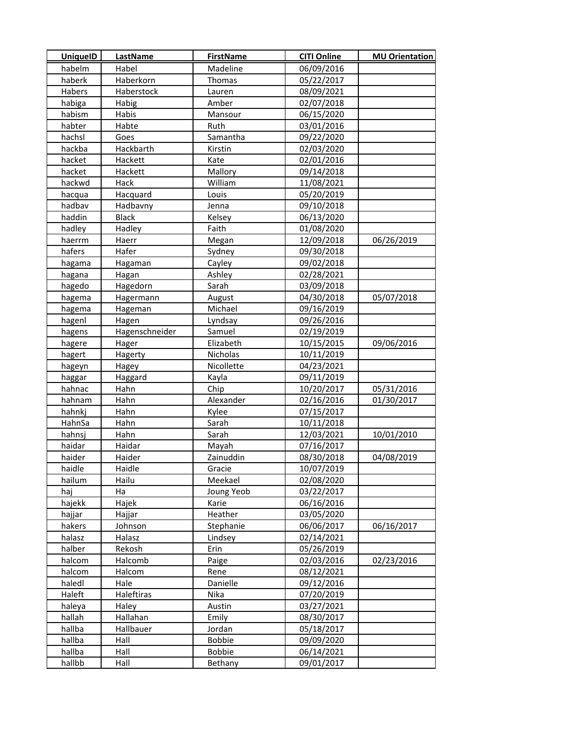| UniqueID | LastName | FirstName | CITI Online | MU Orientation |
|---|---|---|---|---|
| habelm | Habel | Madeline | 06/09/2016 | |
| haberk | Haberkorn | Thomas | 05/22/2017 | |
| Habers | Haberstock | Lauren | 08/09/2021 | |
| habiga | Habig | Amber | 02/07/2018 | |
| habism | Habis | Mansour | 06/15/2020 | |
| habter | Habte | Ruth | 03/01/2016 | |
| hachsl | Goes | Samantha | 09/22/2020 | |
| hackba | Hackbarth | Kirstin | 02/03/2020 | |
| hacket | Hackett | Kate | 02/01/2016 | |
| hacket | Hackett | Mallory | 09/14/2018 | |
| hackwd | Hack | William | 11/08/2021 | |
| hacqua | Hacquard | Louis | 05/20/2019 | |
| hadbav | Hadbavny | Jenna | 09/10/2018 | |
| haddin | Black | Kelsey | 06/13/2020 | |
| hadley | Hadley | Faith | 01/08/2020 | |
| haerrm | Haerr | Megan | 12/09/2018 | 06/26/2019 |
| hafers | Hafer | Sydney | 09/30/2018 | |
| hagama | Hagaman | Cayley | 09/02/2018 | |
| hagana | Hagan | Ashley | 02/28/2021 | |
| hagedo | Hagedorn | Sarah | 03/09/2018 | |
| hagema | Hagermann | August | 04/30/2018 | 05/07/2018 |
| hagema | Hageman | Michael | 09/16/2019 | |
| hagenl | Hagen | Lyndsay | 09/26/2016 | |
| hagens | Hagenschneider | Samuel | 02/19/2019 | |
| hagere | Hager | Elizabeth | 10/15/2015 | 09/06/2016 |
| hagert | Hagerty | Nicholas | 10/11/2019 | |
| hageyn | Hagey | Nicollette | 04/23/2021 | |
| haggar | Haggard | Kayla | 09/11/2019 | |
| hahnac | Hahn | Chip | 10/20/2017 | 05/31/2016 |
| hahnam | Hahn | Alexander | 02/16/2016 | 01/30/2017 |
| hahnkj | Hahn | Kylee | 07/15/2017 | |
| HahnSa | Hahn | Sarah | 10/11/2018 | |
| hahnsj | Hahn | Sarah | 12/03/2021 | 10/01/2010 |
| haidar | Haidar | Mayah | 07/16/2017 | |
| haider | Haider | Zainuddin | 08/30/2018 | 04/08/2019 |
| haidle | Haidle | Gracie | 10/07/2019 | |
| hailum | Hailu | Meekael | 02/08/2020 | |
| haj | Ha | Joung Yeob | 03/22/2017 | |
| hajekk | Hajek | Karie | 06/16/2016 | |
| hajjar | Hajjar | Heather | 03/05/2020 | |
| hakers | Johnson | Stephanie | 06/06/2017 | 06/16/2017 |
| halasz | Halasz | Lindsey | 02/14/2021 | |
| halber | Rekosh | Erin | 05/26/2019 | |
| halcom | Halcomb | Paige | 02/03/2016 | 02/23/2016 |
| halcom | Halcom | Rene | 08/12/2021 | |
| haledl | Hale | Danielle | 09/12/2016 | |
| Haleft | Haleftiras | Nika | 07/20/2019 | |
| haleya | Haley | Austin | 03/27/2021 | |
| hallah | Hallahan | Emily | 08/30/2017 | |
| hallba | Hallbauer | Jordan | 05/18/2017 | |
| hallba | Hall | Bobbie | 09/09/2020 | |
| hallba | Hall | Bobbie | 06/14/2021 | |
| hallbb | Hall | Bethany | 09/01/2017 | |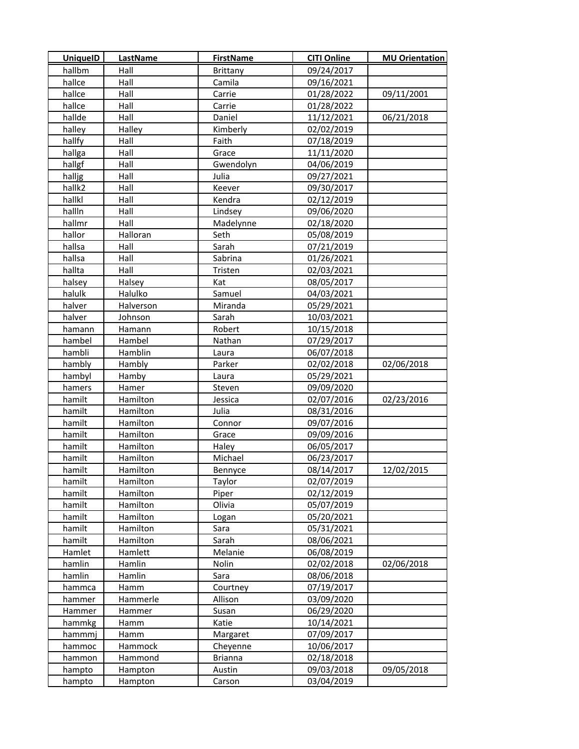| UniqueID | LastName | FirstName | CITI Online | MU Orientation |
|---|---|---|---|---|
| hallbm | Hall | Brittany | 09/24/2017 | |
| hallce | Hall | Camila | 09/16/2021 | |
| hallce | Hall | Carrie | 01/28/2022 | 09/11/2001 |
| hallce | Hall | Carrie | 01/28/2022 | |
| hallde | Hall | Daniel | 11/12/2021 | 06/21/2018 |
| halley | Halley | Kimberly | 02/02/2019 | |
| hallfy | Hall | Faith | 07/18/2019 | |
| hallga | Hall | Grace | 11/11/2020 | |
| hallgf | Hall | Gwendolyn | 04/06/2019 | |
| halljg | Hall | Julia | 09/27/2021 | |
| hallk2 | Hall | Keever | 09/30/2017 | |
| hallkl | Hall | Kendra | 02/12/2019 | |
| hallln | Hall | Lindsey | 09/06/2020 | |
| hallmr | Hall | Madelynne | 02/18/2020 | |
| hallor | Halloran | Seth | 05/08/2019 | |
| hallsa | Hall | Sarah | 07/21/2019 | |
| hallsa | Hall | Sabrina | 01/26/2021 | |
| hallta | Hall | Tristen | 02/03/2021 | |
| halsey | Halsey | Kat | 08/05/2017 | |
| halulk | Halulko | Samuel | 04/03/2021 | |
| halver | Halverson | Miranda | 05/29/2021 | |
| halver | Johnson | Sarah | 10/03/2021 | |
| hamann | Hamann | Robert | 10/15/2018 | |
| hambel | Hambel | Nathan | 07/29/2017 | |
| hambli | Hamblin | Laura | 06/07/2018 | |
| hambly | Hambly | Parker | 02/02/2018 | 02/06/2018 |
| hambyl | Hamby | Laura | 05/29/2021 | |
| hamers | Hamer | Steven | 09/09/2020 | |
| hamilt | Hamilton | Jessica | 02/07/2016 | 02/23/2016 |
| hamilt | Hamilton | Julia | 08/31/2016 | |
| hamilt | Hamilton | Connor | 09/07/2016 | |
| hamilt | Hamilton | Grace | 09/09/2016 | |
| hamilt | Hamilton | Haley | 06/05/2017 | |
| hamilt | Hamilton | Michael | 06/23/2017 | |
| hamilt | Hamilton | Bennyce | 08/14/2017 | 12/02/2015 |
| hamilt | Hamilton | Taylor | 02/07/2019 | |
| hamilt | Hamilton | Piper | 02/12/2019 | |
| hamilt | Hamilton | Olivia | 05/07/2019 | |
| hamilt | Hamilton | Logan | 05/20/2021 | |
| hamilt | Hamilton | Sara | 05/31/2021 | |
| hamilt | Hamilton | Sarah | 08/06/2021 | |
| Hamlet | Hamlett | Melanie | 06/08/2019 | |
| hamlin | Hamlin | Nolin | 02/02/2018 | 02/06/2018 |
| hamlin | Hamlin | Sara | 08/06/2018 | |
| hammca | Hamm | Courtney | 07/19/2017 | |
| hammer | Hammerle | Allison | 03/09/2020 | |
| Hammer | Hammer | Susan | 06/29/2020 | |
| hammkg | Hamm | Katie | 10/14/2021 | |
| hammmj | Hamm | Margaret | 07/09/2017 | |
| hammoc | Hammock | Cheyenne | 10/06/2017 | |
| hammon | Hammond | Brianna | 02/18/2018 | |
| hampto | Hampton | Austin | 09/03/2018 | 09/05/2018 |
| hampto | Hampton | Carson | 03/04/2019 | |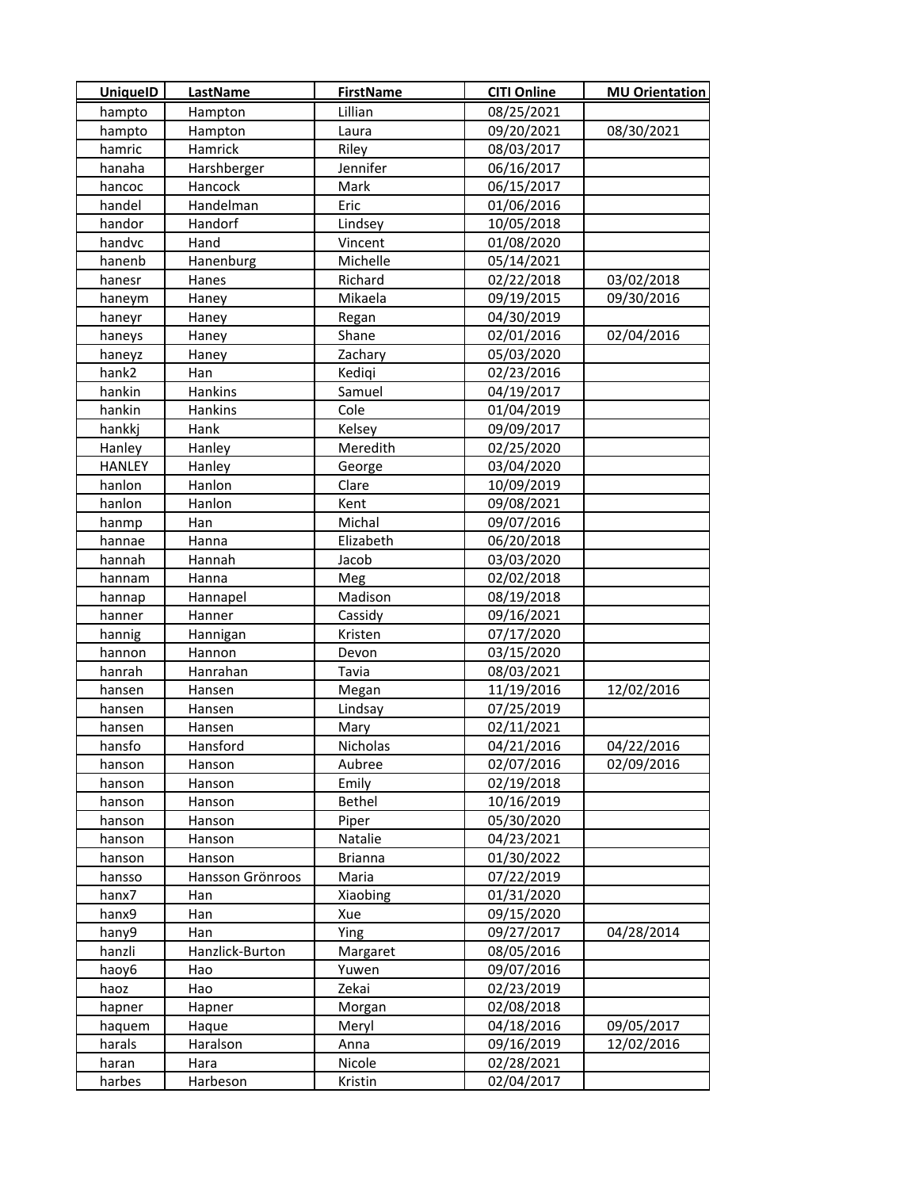| UniqueID | LastName | FirstName | CITI Online | MU Orientation |
|---|---|---|---|---|
| hampto | Hampton | Lillian | 08/25/2021 | |
| hampto | Hampton | Laura | 09/20/2021 | 08/30/2021 |
| hamric | Hamrick | Riley | 08/03/2017 | |
| hanaha | Harshberger | Jennifer | 06/16/2017 | |
| hancoc | Hancock | Mark | 06/15/2017 | |
| handel | Handelman | Eric | 01/06/2016 | |
| handor | Handorf | Lindsey | 10/05/2018 | |
| handvc | Hand | Vincent | 01/08/2020 | |
| hanenb | Hanenburg | Michelle | 05/14/2021 | |
| hanesr | Hanes | Richard | 02/22/2018 | 03/02/2018 |
| haneym | Haney | Mikaela | 09/19/2015 | 09/30/2016 |
| haneyr | Haney | Regan | 04/30/2019 | |
| haneys | Haney | Shane | 02/01/2016 | 02/04/2016 |
| haneyz | Haney | Zachary | 05/03/2020 | |
| hank2 | Han | Kediqi | 02/23/2016 | |
| hankin | Hankins | Samuel | 04/19/2017 | |
| hankin | Hankins | Cole | 01/04/2019 | |
| hankkj | Hank | Kelsey | 09/09/2017 | |
| Hanley | Hanley | Meredith | 02/25/2020 | |
| HANLEY | Hanley | George | 03/04/2020 | |
| hanlon | Hanlon | Clare | 10/09/2019 | |
| hanlon | Hanlon | Kent | 09/08/2021 | |
| hanmp | Han | Michal | 09/07/2016 | |
| hannae | Hanna | Elizabeth | 06/20/2018 | |
| hannah | Hannah | Jacob | 03/03/2020 | |
| hannam | Hanna | Meg | 02/02/2018 | |
| hannap | Hannapel | Madison | 08/19/2018 | |
| hanner | Hanner | Cassidy | 09/16/2021 | |
| hannig | Hannigan | Kristen | 07/17/2020 | |
| hannon | Hannon | Devon | 03/15/2020 | |
| hanrah | Hanrahan | Tavia | 08/03/2021 | |
| hansen | Hansen | Megan | 11/19/2016 | 12/02/2016 |
| hansen | Hansen | Lindsay | 07/25/2019 | |
| hansen | Hansen | Mary | 02/11/2021 | |
| hansfo | Hansford | Nicholas | 04/21/2016 | 04/22/2016 |
| hanson | Hanson | Aubree | 02/07/2016 | 02/09/2016 |
| hanson | Hanson | Emily | 02/19/2018 | |
| hanson | Hanson | Bethel | 10/16/2019 | |
| hanson | Hanson | Piper | 05/30/2020 | |
| hanson | Hanson | Natalie | 04/23/2021 | |
| hanson | Hanson | Brianna | 01/30/2022 | |
| hansso | Hansson Grönroos | Maria | 07/22/2019 | |
| hanx7 | Han | Xiaobing | 01/31/2020 | |
| hanx9 | Han | Xue | 09/15/2020 | |
| hany9 | Han | Ying | 09/27/2017 | 04/28/2014 |
| hanzli | Hanzlick-Burton | Margaret | 08/05/2016 | |
| haoy6 | Hao | Yuwen | 09/07/2016 | |
| haoz | Hao | Zekai | 02/23/2019 | |
| hapner | Hapner | Morgan | 02/08/2018 | |
| haquem | Haque | Meryl | 04/18/2016 | 09/05/2017 |
| harals | Haralson | Anna | 09/16/2019 | 12/02/2016 |
| haran | Hara | Nicole | 02/28/2021 | |
| harbes | Harbeson | Kristin | 02/04/2017 | |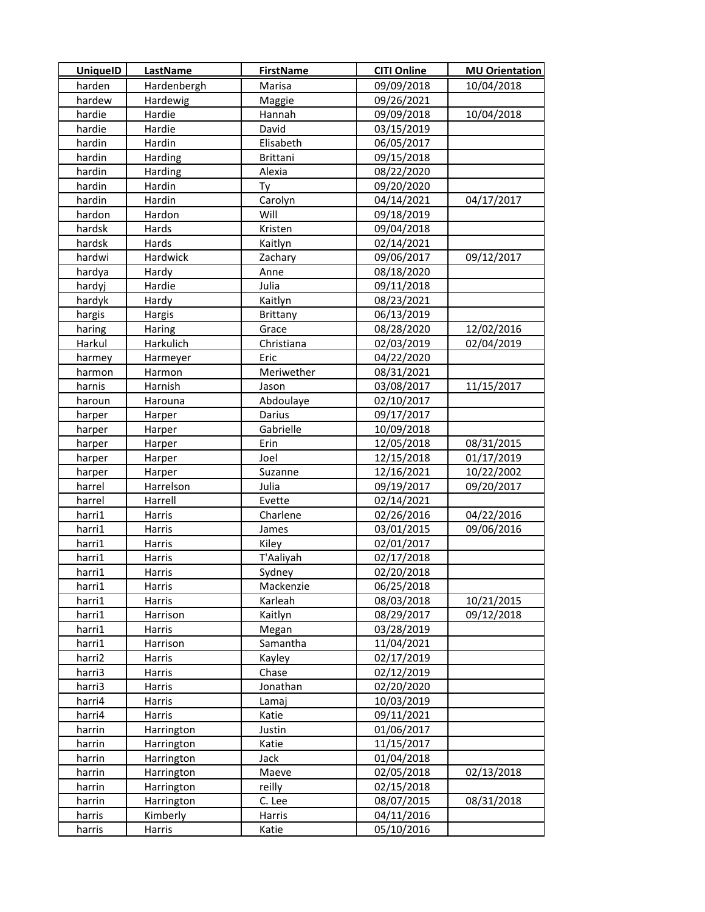| UniqueID | LastName | FirstName | CITI Online | MU Orientation |
|---|---|---|---|---|
| harden | Hardenbergh | Marisa | 09/09/2018 | 10/04/2018 |
| hardew | Hardewig | Maggie | 09/26/2021 | |
| hardie | Hardie | Hannah | 09/09/2018 | 10/04/2018 |
| hardie | Hardie | David | 03/15/2019 | |
| hardin | Hardin | Elisabeth | 06/05/2017 | |
| hardin | Harding | Brittani | 09/15/2018 | |
| hardin | Harding | Alexia | 08/22/2020 | |
| hardin | Hardin | Ty | 09/20/2020 | |
| hardin | Hardin | Carolyn | 04/14/2021 | 04/17/2017 |
| hardon | Hardon | Will | 09/18/2019 | |
| hardsk | Hards | Kristen | 09/04/2018 | |
| hardsk | Hards | Kaitlyn | 02/14/2021 | |
| hardwi | Hardwick | Zachary | 09/06/2017 | 09/12/2017 |
| hardya | Hardy | Anne | 08/18/2020 | |
| hardyj | Hardie | Julia | 09/11/2018 | |
| hardyk | Hardy | Kaitlyn | 08/23/2021 | |
| hargis | Hargis | Brittany | 06/13/2019 | |
| haring | Haring | Grace | 08/28/2020 | 12/02/2016 |
| Harkul | Harkulich | Christiana | 02/03/2019 | 02/04/2019 |
| harmey | Harmeyer | Eric | 04/22/2020 | |
| harmon | Harmon | Meriwether | 08/31/2021 | |
| harnis | Harnish | Jason | 03/08/2017 | 11/15/2017 |
| haroun | Harouna | Abdoulaye | 02/10/2017 | |
| harper | Harper | Darius | 09/17/2017 | |
| harper | Harper | Gabrielle | 10/09/2018 | |
| harper | Harper | Erin | 12/05/2018 | 08/31/2015 |
| harper | Harper | Joel | 12/15/2018 | 01/17/2019 |
| harper | Harper | Suzanne | 12/16/2021 | 10/22/2002 |
| harrel | Harrelson | Julia | 09/19/2017 | 09/20/2017 |
| harrel | Harrell | Evette | 02/14/2021 | |
| harri1 | Harris | Charlene | 02/26/2016 | 04/22/2016 |
| harri1 | Harris | James | 03/01/2015 | 09/06/2016 |
| harri1 | Harris | Kiley | 02/01/2017 | |
| harri1 | Harris | T'Aaliyah | 02/17/2018 | |
| harri1 | Harris | Sydney | 02/20/2018 | |
| harri1 | Harris | Mackenzie | 06/25/2018 | |
| harri1 | Harris | Karleah | 08/03/2018 | 10/21/2015 |
| harri1 | Harrison | Kaitlyn | 08/29/2017 | 09/12/2018 |
| harri1 | Harris | Megan | 03/28/2019 | |
| harri1 | Harrison | Samantha | 11/04/2021 | |
| harri2 | Harris | Kayley | 02/17/2019 | |
| harri3 | Harris | Chase | 02/12/2019 | |
| harri3 | Harris | Jonathan | 02/20/2020 | |
| harri4 | Harris | Lamaj | 10/03/2019 | |
| harri4 | Harris | Katie | 09/11/2021 | |
| harrin | Harrington | Justin | 01/06/2017 | |
| harrin | Harrington | Katie | 11/15/2017 | |
| harrin | Harrington | Jack | 01/04/2018 | |
| harrin | Harrington | Maeve | 02/05/2018 | 02/13/2018 |
| harrin | Harrington | reilly | 02/15/2018 | |
| harrin | Harrington | C. Lee | 08/07/2015 | 08/31/2018 |
| harris | Kimberly | Harris | 04/11/2016 | |
| harris | Harris | Katie | 05/10/2016 | |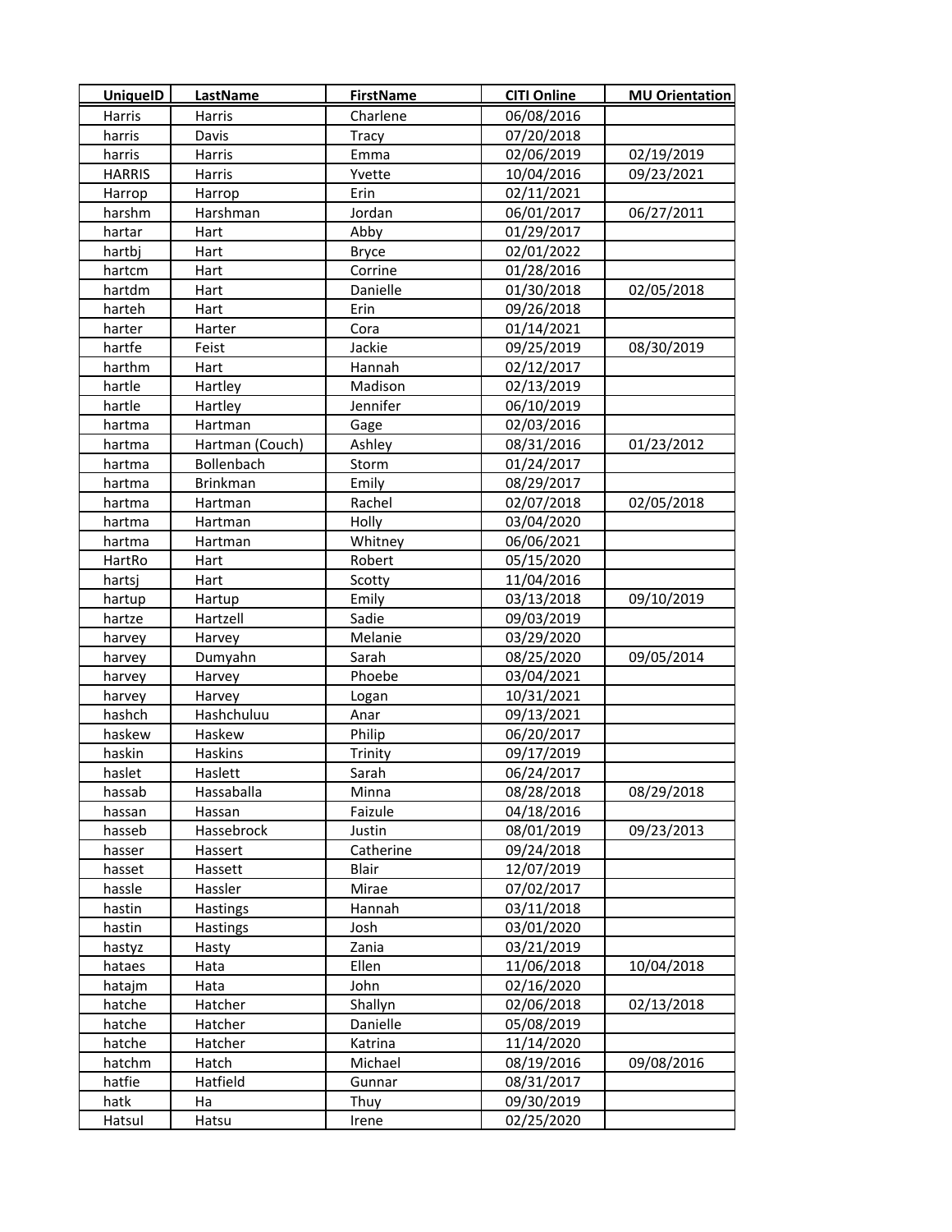| UniqueID | LastName | FirstName | CITI Online | MU Orientation |
| --- | --- | --- | --- | --- |
| Harris | Harris | Charlene | 06/08/2016 | |
| harris | Davis | Tracy | 07/20/2018 | |
| harris | Harris | Emma | 02/06/2019 | 02/19/2019 |
| HARRIS | Harris | Yvette | 10/04/2016 | 09/23/2021 |
| Harrop | Harrop | Erin | 02/11/2021 | |
| harshm | Harshman | Jordan | 06/01/2017 | 06/27/2011 |
| hartar | Hart | Abby | 01/29/2017 | |
| hartbj | Hart | Bryce | 02/01/2022 | |
| hartcm | Hart | Corrine | 01/28/2016 | |
| hartdm | Hart | Danielle | 01/30/2018 | 02/05/2018 |
| harteh | Hart | Erin | 09/26/2018 | |
| harter | Harter | Cora | 01/14/2021 | |
| hartfe | Feist | Jackie | 09/25/2019 | 08/30/2019 |
| harthm | Hart | Hannah | 02/12/2017 | |
| hartle | Hartley | Madison | 02/13/2019 | |
| hartle | Hartley | Jennifer | 06/10/2019 | |
| hartma | Hartman | Gage | 02/03/2016 | |
| hartma | Hartman (Couch) | Ashley | 08/31/2016 | 01/23/2012 |
| hartma | Bollenbach | Storm | 01/24/2017 | |
| hartma | Brinkman | Emily | 08/29/2017 | |
| hartma | Hartman | Rachel | 02/07/2018 | 02/05/2018 |
| hartma | Hartman | Holly | 03/04/2020 | |
| hartma | Hartman | Whitney | 06/06/2021 | |
| HartRo | Hart | Robert | 05/15/2020 | |
| hartsj | Hart | Scotty | 11/04/2016 | |
| hartup | Hartup | Emily | 03/13/2018 | 09/10/2019 |
| hartze | Hartzell | Sadie | 09/03/2019 | |
| harvey | Harvey | Melanie | 03/29/2020 | |
| harvey | Dumyahn | Sarah | 08/25/2020 | 09/05/2014 |
| harvey | Harvey | Phoebe | 03/04/2021 | |
| harvey | Harvey | Logan | 10/31/2021 | |
| hashch | Hashchuluu | Anar | 09/13/2021 | |
| haskew | Haskew | Philip | 06/20/2017 | |
| haskin | Haskins | Trinity | 09/17/2019 | |
| haslet | Haslett | Sarah | 06/24/2017 | |
| hassab | Hassaballa | Minna | 08/28/2018 | 08/29/2018 |
| hassan | Hassan | Faizule | 04/18/2016 | |
| hasseb | Hassebrock | Justin | 08/01/2019 | 09/23/2013 |
| hasser | Hassert | Catherine | 09/24/2018 | |
| hasset | Hassett | Blair | 12/07/2019 | |
| hassle | Hassler | Mirae | 07/02/2017 | |
| hastin | Hastings | Hannah | 03/11/2018 | |
| hastin | Hastings | Josh | 03/01/2020 | |
| hastyz | Hasty | Zania | 03/21/2019 | |
| hataes | Hata | Ellen | 11/06/2018 | 10/04/2018 |
| hatajm | Hata | John | 02/16/2020 | |
| hatche | Hatcher | Shallyn | 02/06/2018 | 02/13/2018 |
| hatche | Hatcher | Danielle | 05/08/2019 | |
| hatche | Hatcher | Katrina | 11/14/2020 | |
| hatchm | Hatch | Michael | 08/19/2016 | 09/08/2016 |
| hatfie | Hatfield | Gunnar | 08/31/2017 | |
| hatk | Ha | Thuy | 09/30/2019 | |
| HatsuI | Hatsu | Irene | 02/25/2020 | |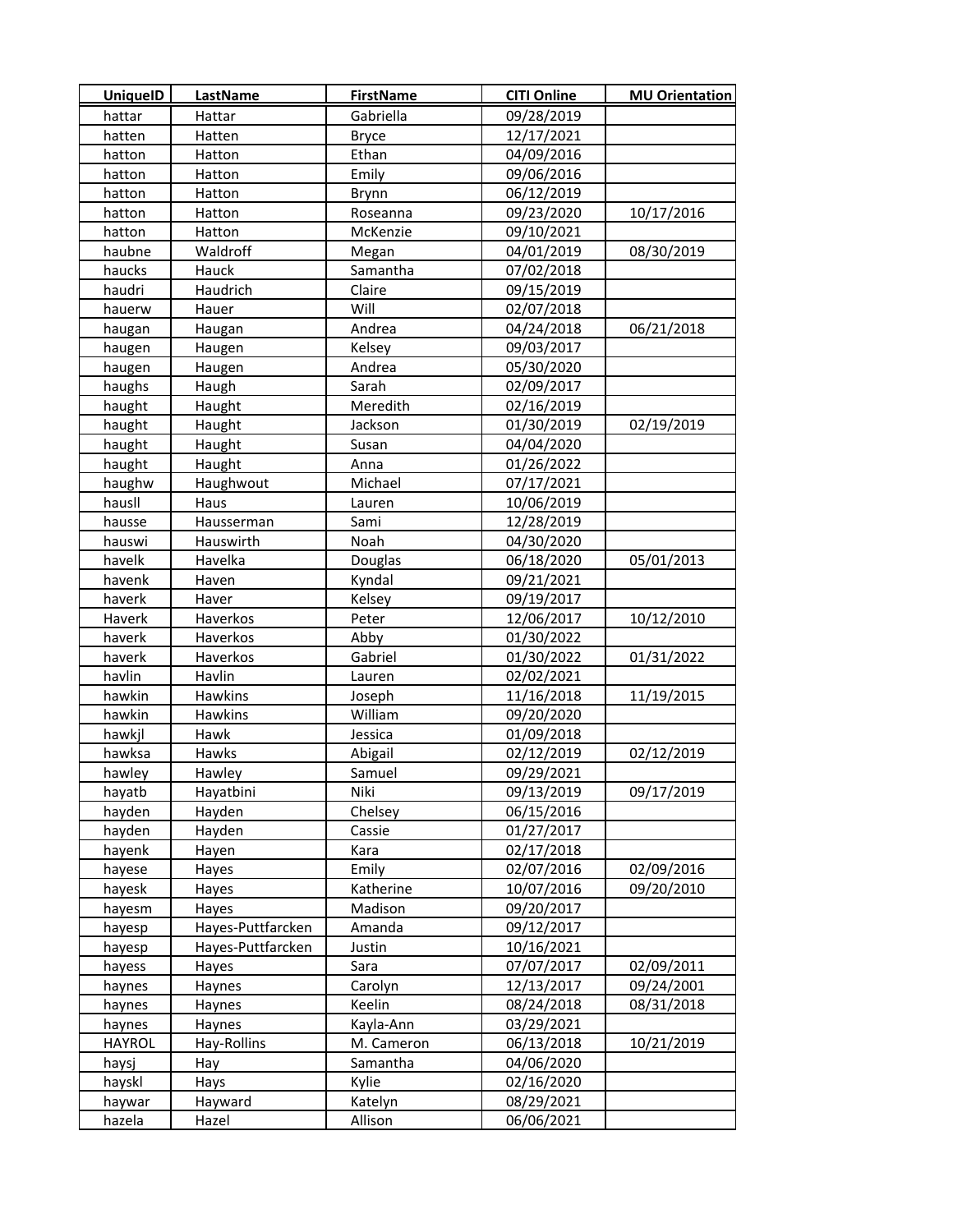| UniqueID | LastName | FirstName | CITI Online | MU Orientation |
|---|---|---|---|---|
| hattar | Hattar | Gabriella | 09/28/2019 | |
| hatten | Hatten | Bryce | 12/17/2021 | |
| hatton | Hatton | Ethan | 04/09/2016 | |
| hatton | Hatton | Emily | 09/06/2016 | |
| hatton | Hatton | Brynn | 06/12/2019 | |
| hatton | Hatton | Roseanna | 09/23/2020 | 10/17/2016 |
| hatton | Hatton | McKenzie | 09/10/2021 | |
| haubne | Waldroff | Megan | 04/01/2019 | 08/30/2019 |
| haucks | Hauck | Samantha | 07/02/2018 | |
| haudri | Haudrich | Claire | 09/15/2019 | |
| hauerw | Hauer | Will | 02/07/2018 | |
| haugan | Haugan | Andrea | 04/24/2018 | 06/21/2018 |
| haugen | Haugen | Kelsey | 09/03/2017 | |
| haugen | Haugen | Andrea | 05/30/2020 | |
| haughs | Haugh | Sarah | 02/09/2017 | |
| haught | Haught | Meredith | 02/16/2019 | |
| haught | Haught | Jackson | 01/30/2019 | 02/19/2019 |
| haught | Haught | Susan | 04/04/2020 | |
| haught | Haught | Anna | 01/26/2022 | |
| haughw | Haughwout | Michael | 07/17/2021 | |
| hausll | Haus | Lauren | 10/06/2019 | |
| hausse | Hausserman | Sami | 12/28/2019 | |
| hauswi | Hauswirth | Noah | 04/30/2020 | |
| havelk | Havelka | Douglas | 06/18/2020 | 05/01/2013 |
| havenk | Haven | Kyndal | 09/21/2021 | |
| haverk | Haver | Kelsey | 09/19/2017 | |
| Haverk | Haverkos | Peter | 12/06/2017 | 10/12/2010 |
| haverk | Haverkos | Abby | 01/30/2022 | |
| haverk | Haverkos | Gabriel | 01/30/2022 | 01/31/2022 |
| havlin | Havlin | Lauren | 02/02/2021 | |
| hawkin | Hawkins | Joseph | 11/16/2018 | 11/19/2015 |
| hawkin | Hawkins | William | 09/20/2020 | |
| hawkjl | Hawk | Jessica | 01/09/2018 | |
| hawksa | Hawks | Abigail | 02/12/2019 | 02/12/2019 |
| hawley | Hawley | Samuel | 09/29/2021 | |
| hayatb | Hayatbini | Niki | 09/13/2019 | 09/17/2019 |
| hayden | Hayden | Chelsey | 06/15/2016 | |
| hayden | Hayden | Cassie | 01/27/2017 | |
| hayenk | Hayen | Kara | 02/17/2018 | |
| hayese | Hayes | Emily | 02/07/2016 | 02/09/2016 |
| hayesk | Hayes | Katherine | 10/07/2016 | 09/20/2010 |
| hayesm | Hayes | Madison | 09/20/2017 | |
| hayesp | Hayes-Puttfarcken | Amanda | 09/12/2017 | |
| hayesp | Hayes-Puttfarcken | Justin | 10/16/2021 | |
| hayess | Hayes | Sara | 07/07/2017 | 02/09/2011 |
| haynes | Haynes | Carolyn | 12/13/2017 | 09/24/2001 |
| haynes | Haynes | Keelin | 08/24/2018 | 08/31/2018 |
| haynes | Haynes | Kayla-Ann | 03/29/2021 | |
| HAYROL | Hay-Rollins | M. Cameron | 06/13/2018 | 10/21/2019 |
| haysj | Hay | Samantha | 04/06/2020 | |
| hayskl | Hays | Kylie | 02/16/2020 | |
| haywar | Hayward | Katelyn | 08/29/2021 | |
| hazela | Hazel | Allison | 06/06/2021 | |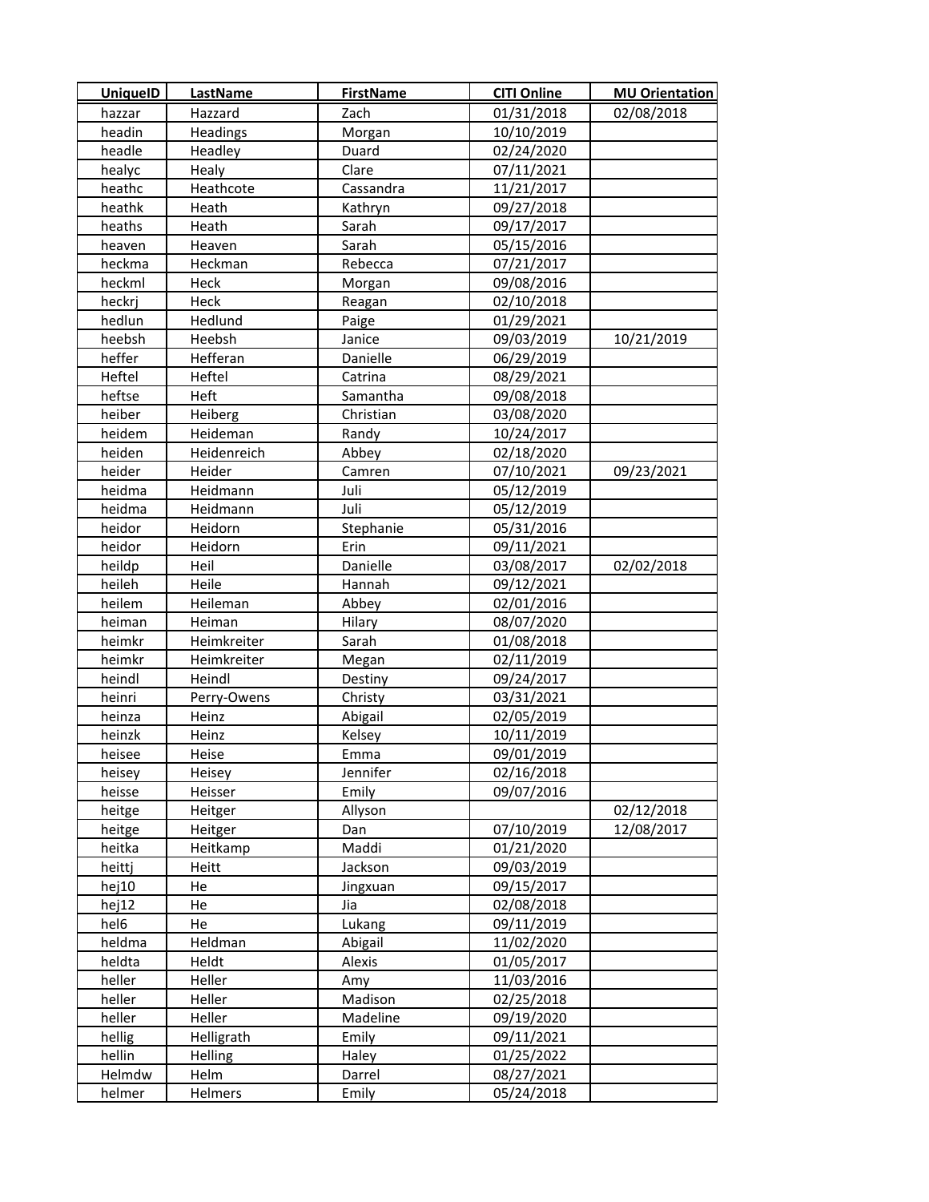| UniqueID | LastName | FirstName | CITI Online | MU Orientation |
|---|---|---|---|---|
| hazzar | Hazzard | Zach | 01/31/2018 | 02/08/2018 |
| headin | Headings | Morgan | 10/10/2019 | |
| headle | Headley | Duard | 02/24/2020 | |
| healyc | Healy | Clare | 07/11/2021 | |
| heathc | Heathcote | Cassandra | 11/21/2017 | |
| heathk | Heath | Kathryn | 09/27/2018 | |
| heaths | Heath | Sarah | 09/17/2017 | |
| heaven | Heaven | Sarah | 05/15/2016 | |
| heckma | Heckman | Rebecca | 07/21/2017 | |
| heckml | Heck | Morgan | 09/08/2016 | |
| heckrj | Heck | Reagan | 02/10/2018 | |
| hedlun | Hedlund | Paige | 01/29/2021 | |
| heebsh | Heebsh | Janice | 09/03/2019 | 10/21/2019 |
| heffer | Hefferan | Danielle | 06/29/2019 | |
| Heftel | Heftel | Catrina | 08/29/2021 | |
| heftse | Heft | Samantha | 09/08/2018 | |
| heiber | Heiberg | Christian | 03/08/2020 | |
| heidem | Heideman | Randy | 10/24/2017 | |
| heiden | Heidenreich | Abbey | 02/18/2020 | |
| heider | Heider | Camren | 07/10/2021 | 09/23/2021 |
| heidma | Heidmann | Juli | 05/12/2019 | |
| heidma | Heidmann | Juli | 05/12/2019 | |
| heidor | Heidorn | Stephanie | 05/31/2016 | |
| heidor | Heidorn | Erin | 09/11/2021 | |
| heildp | Heil | Danielle | 03/08/2017 | 02/02/2018 |
| heileh | Heile | Hannah | 09/12/2021 | |
| heilem | Heileman | Abbey | 02/01/2016 | |
| heiman | Heiman | Hilary | 08/07/2020 | |
| heimkr | Heimkreiter | Sarah | 01/08/2018 | |
| heimkr | Heimkreiter | Megan | 02/11/2019 | |
| heindl | Heindl | Destiny | 09/24/2017 | |
| heinri | Perry-Owens | Christy | 03/31/2021 | |
| heinza | Heinz | Abigail | 02/05/2019 | |
| heinzk | Heinz | Kelsey | 10/11/2019 | |
| heisee | Heise | Emma | 09/01/2019 | |
| heisey | Heisey | Jennifer | 02/16/2018 | |
| heisse | Heisser | Emily | 09/07/2016 | |
| heitge | Heitger | Allyson | | 02/12/2018 |
| heitge | Heitger | Dan | 07/10/2019 | 12/08/2017 |
| heitka | Heitkamp | Maddi | 01/21/2020 | |
| heittj | Heitt | Jackson | 09/03/2019 | |
| hej10 | He | Jingxuan | 09/15/2017 | |
| hej12 | He | Jia | 02/08/2018 | |
| hel6 | He | Lukang | 09/11/2019 | |
| heldma | Heldman | Abigail | 11/02/2020 | |
| heldta | Heldt | Alexis | 01/05/2017 | |
| heller | Heller | Amy | 11/03/2016 | |
| heller | Heller | Madison | 02/25/2018 | |
| heller | Heller | Madeline | 09/19/2020 | |
| hellig | Helligrath | Emily | 09/11/2021 | |
| hellin | Helling | Haley | 01/25/2022 | |
| Helmdw | Helm | Darrel | 08/27/2021 | |
| helmer | Helmers | Emily | 05/24/2018 | |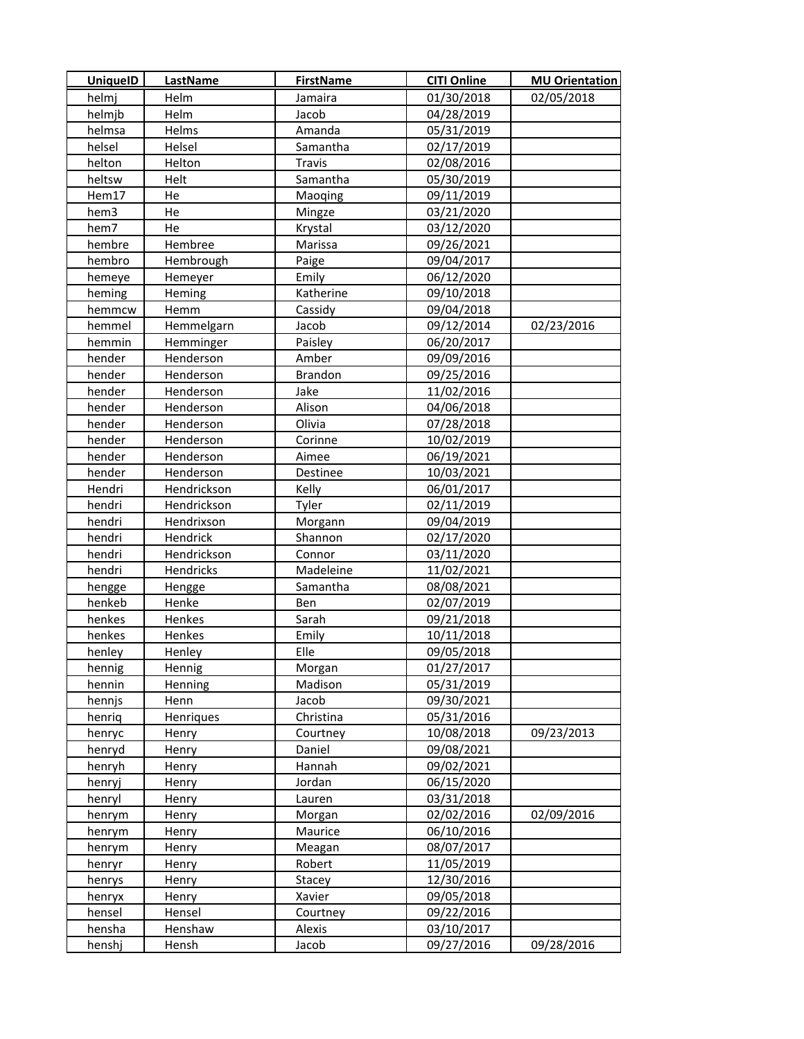| UniqueID | LastName | FirstName | CITI Online | MU Orientation |
|---|---|---|---|---|
| helmj | Helm | Jamaira | 01/30/2018 | 02/05/2018 |
| helmjb | Helm | Jacob | 04/28/2019 | |
| helmsa | Helms | Amanda | 05/31/2019 | |
| helsel | Helsel | Samantha | 02/17/2019 | |
| helton | Helton | Travis | 02/08/2016 | |
| heltsw | Helt | Samantha | 05/30/2019 | |
| Hem17 | He | Maoqing | 09/11/2019 | |
| hem3 | He | Mingze | 03/21/2020 | |
| hem7 | He | Krystal | 03/12/2020 | |
| hembre | Hembree | Marissa | 09/26/2021 | |
| hembro | Hembrough | Paige | 09/04/2017 | |
| hemeye | Hemeyer | Emily | 06/12/2020 | |
| heming | Heming | Katherine | 09/10/2018 | |
| hemmcw | Hemm | Cassidy | 09/04/2018 | |
| hemmel | Hemmelgarn | Jacob | 09/12/2014 | 02/23/2016 |
| hemmin | Hemminger | Paisley | 06/20/2017 | |
| hender | Henderson | Amber | 09/09/2016 | |
| hender | Henderson | Brandon | 09/25/2016 | |
| hender | Henderson | Jake | 11/02/2016 | |
| hender | Henderson | Alison | 04/06/2018 | |
| hender | Henderson | Olivia | 07/28/2018 | |
| hender | Henderson | Corinne | 10/02/2019 | |
| hender | Henderson | Aimee | 06/19/2021 | |
| hender | Henderson | Destinee | 10/03/2021 | |
| Hendri | Hendrickson | Kelly | 06/01/2017 | |
| hendri | Hendrickson | Tyler | 02/11/2019 | |
| hendri | Hendrixson | Morgann | 09/04/2019 | |
| hendri | Hendrick | Shannon | 02/17/2020 | |
| hendri | Hendrickson | Connor | 03/11/2020 | |
| hendri | Hendricks | Madeleine | 11/02/2021 | |
| hengge | Hengge | Samantha | 08/08/2021 | |
| henkeb | Henke | Ben | 02/07/2019 | |
| henkes | Henkes | Sarah | 09/21/2018 | |
| henkes | Henkes | Emily | 10/11/2018 | |
| henley | Henley | Elle | 09/05/2018 | |
| hennig | Hennig | Morgan | 01/27/2017 | |
| hennin | Henning | Madison | 05/31/2019 | |
| hennjs | Henn | Jacob | 09/30/2021 | |
| henriq | Henriques | Christina | 05/31/2016 | |
| henryc | Henry | Courtney | 10/08/2018 | 09/23/2013 |
| henryd | Henry | Daniel | 09/08/2021 | |
| henryh | Henry | Hannah | 09/02/2021 | |
| henryj | Henry | Jordan | 06/15/2020 | |
| henryl | Henry | Lauren | 03/31/2018 | |
| henrym | Henry | Morgan | 02/02/2016 | 02/09/2016 |
| henrym | Henry | Maurice | 06/10/2016 | |
| henrym | Henry | Meagan | 08/07/2017 | |
| henryr | Henry | Robert | 11/05/2019 | |
| henrys | Henry | Stacey | 12/30/2016 | |
| henryx | Henry | Xavier | 09/05/2018 | |
| hensel | Hensel | Courtney | 09/22/2016 | |
| hensha | Henshaw | Alexis | 03/10/2017 | |
| henshj | Hensh | Jacob | 09/27/2016 | 09/28/2016 |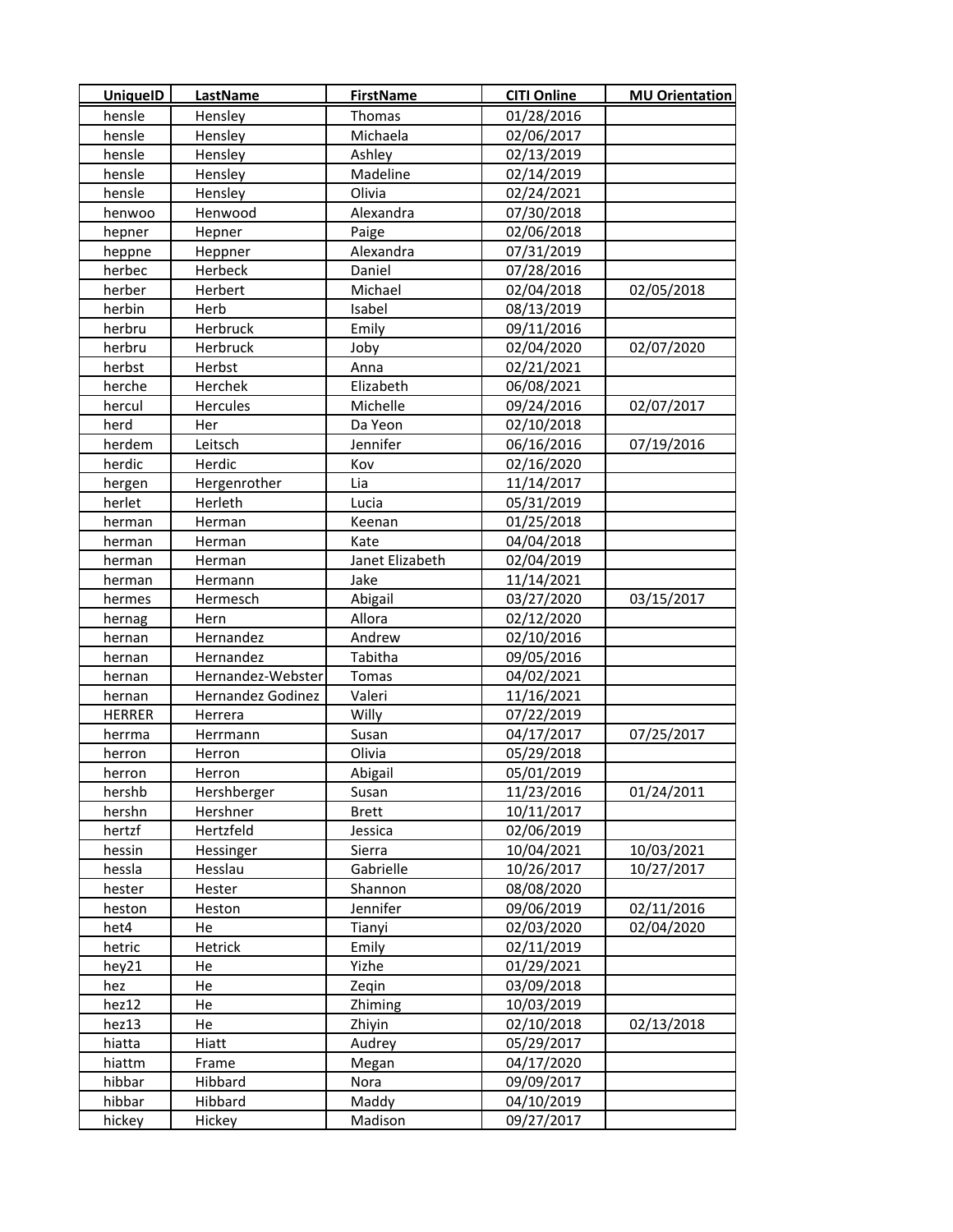| UniqueID | LastName | FirstName | CITI Online | MU Orientation |
|---|---|---|---|---|
| hensle | Hensley | Thomas | 01/28/2016 | |
| hensle | Hensley | Michaela | 02/06/2017 | |
| hensle | Hensley | Ashley | 02/13/2019 | |
| hensle | Hensley | Madeline | 02/14/2019 | |
| hensle | Hensley | Olivia | 02/24/2021 | |
| henwoo | Henwood | Alexandra | 07/30/2018 | |
| hepner | Hepner | Paige | 02/06/2018 | |
| heppne | Heppner | Alexandra | 07/31/2019 | |
| herbec | Herbeck | Daniel | 07/28/2016 | |
| herber | Herbert | Michael | 02/04/2018 | 02/05/2018 |
| herbin | Herb | Isabel | 08/13/2019 | |
| herbru | Herbruck | Emily | 09/11/2016 | |
| herbru | Herbruck | Joby | 02/04/2020 | 02/07/2020 |
| herbst | Herbst | Anna | 02/21/2021 | |
| herche | Herchek | Elizabeth | 06/08/2021 | |
| hercul | Hercules | Michelle | 09/24/2016 | 02/07/2017 |
| herd | Her | Da Yeon | 02/10/2018 | |
| herdem | Leitsch | Jennifer | 06/16/2016 | 07/19/2016 |
| herdic | Herdic | Kov | 02/16/2020 | |
| hergen | Hergenrother | Lia | 11/14/2017 | |
| herlet | Herleth | Lucia | 05/31/2019 | |
| herman | Herman | Keenan | 01/25/2018 | |
| herman | Herman | Kate | 04/04/2018 | |
| herman | Herman | Janet Elizabeth | 02/04/2019 | |
| herman | Hermann | Jake | 11/14/2021 | |
| hermes | Hermesch | Abigail | 03/27/2020 | 03/15/2017 |
| hernag | Hern | Allora | 02/12/2020 | |
| hernan | Hernandez | Andrew | 02/10/2016 | |
| hernan | Hernandez | Tabitha | 09/05/2016 | |
| hernan | Hernandez-Webster | Tomas | 04/02/2021 | |
| hernan | Hernandez Godinez | Valeri | 11/16/2021 | |
| HERRER | Herrera | Willy | 07/22/2019 | |
| herrma | Herrmann | Susan | 04/17/2017 | 07/25/2017 |
| herron | Herron | Olivia | 05/29/2018 | |
| herron | Herron | Abigail | 05/01/2019 | |
| hershb | Hershberger | Susan | 11/23/2016 | 01/24/2011 |
| hershn | Hershner | Brett | 10/11/2017 | |
| hertzf | Hertzfeld | Jessica | 02/06/2019 | |
| hessin | Hessinger | Sierra | 10/04/2021 | 10/03/2021 |
| hessla | Hesslau | Gabrielle | 10/26/2017 | 10/27/2017 |
| hester | Hester | Shannon | 08/08/2020 | |
| heston | Heston | Jennifer | 09/06/2019 | 02/11/2016 |
| het4 | He | Tianyi | 02/03/2020 | 02/04/2020 |
| hetric | Hetrick | Emily | 02/11/2019 | |
| hey21 | He | Yizhe | 01/29/2021 | |
| hez | He | Zeqin | 03/09/2018 | |
| hez12 | He | Zhiming | 10/03/2019 | |
| hez13 | He | Zhiyin | 02/10/2018 | 02/13/2018 |
| hiatta | Hiatt | Audrey | 05/29/2017 | |
| hiattm | Frame | Megan | 04/17/2020 | |
| hibbar | Hibbard | Nora | 09/09/2017 | |
| hibbar | Hibbard | Maddy | 04/10/2019 | |
| hickey | Hickey | Madison | 09/27/2017 | |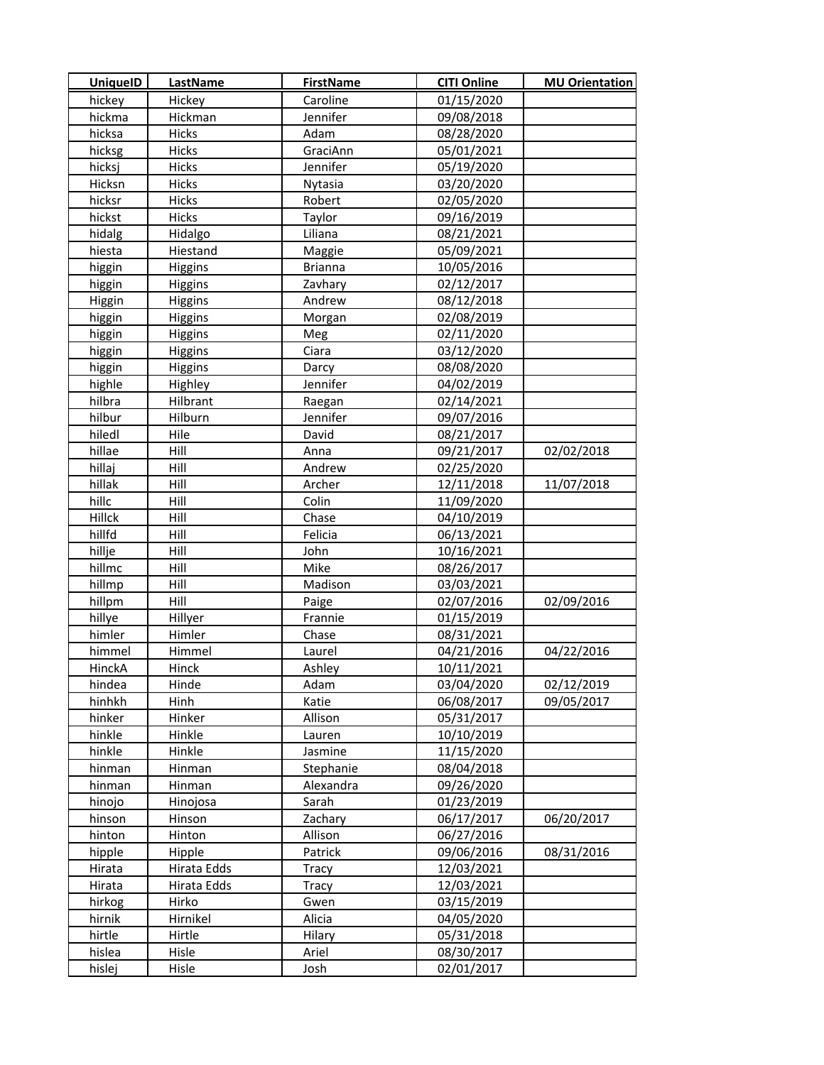| UniqueID | LastName | FirstName | CITI Online | MU Orientation |
|---|---|---|---|---|
| hickey | Hickey | Caroline | 01/15/2020 | |
| hickma | Hickman | Jennifer | 09/08/2018 | |
| hicksa | Hicks | Adam | 08/28/2020 | |
| hicksg | Hicks | GraciAnn | 05/01/2021 | |
| hicksj | Hicks | Jennifer | 05/19/2020 | |
| Hicksn | Hicks | Nytasia | 03/20/2020 | |
| hicksr | Hicks | Robert | 02/05/2020 | |
| hickst | Hicks | Taylor | 09/16/2019 | |
| hidalg | Hidalgo | Liliana | 08/21/2021 | |
| hiesta | Hiestand | Maggie | 05/09/2021 | |
| higgin | Higgins | Brianna | 10/05/2016 | |
| higgin | Higgins | Zavhary | 02/12/2017 | |
| Higgin | Higgins | Andrew | 08/12/2018 | |
| higgin | Higgins | Morgan | 02/08/2019 | |
| higgin | Higgins | Meg | 02/11/2020 | |
| higgin | Higgins | Ciara | 03/12/2020 | |
| higgin | Higgins | Darcy | 08/08/2020 | |
| highle | Highley | Jennifer | 04/02/2019 | |
| hilbra | Hilbrant | Raegan | 02/14/2021 | |
| hilbur | Hilburn | Jennifer | 09/07/2016 | |
| hiledl | Hile | David | 08/21/2017 | |
| hillae | Hill | Anna | 09/21/2017 | 02/02/2018 |
| hillaj | Hill | Andrew | 02/25/2020 | |
| hillak | Hill | Archer | 12/11/2018 | 11/07/2018 |
| hillc | Hill | Colin | 11/09/2020 | |
| Hillck | Hill | Chase | 04/10/2019 | |
| hillfd | Hill | Felicia | 06/13/2021 | |
| hillje | Hill | John | 10/16/2021 | |
| hillmc | Hill | Mike | 08/26/2017 | |
| hillmp | Hill | Madison | 03/03/2021 | |
| hillpm | Hill | Paige | 02/07/2016 | 02/09/2016 |
| hillye | Hillyer | Frannie | 01/15/2019 | |
| himler | Himler | Chase | 08/31/2021 | |
| himmel | Himmel | Laurel | 04/21/2016 | 04/22/2016 |
| HinckA | Hinck | Ashley | 10/11/2021 | |
| hindea | Hinde | Adam | 03/04/2020 | 02/12/2019 |
| hinhkh | Hinh | Katie | 06/08/2017 | 09/05/2017 |
| hinker | Hinker | Allison | 05/31/2017 | |
| hinkle | Hinkle | Lauren | 10/10/2019 | |
| hinkle | Hinkle | Jasmine | 11/15/2020 | |
| hinman | Hinman | Stephanie | 08/04/2018 | |
| hinman | Hinman | Alexandra | 09/26/2020 | |
| hinojo | Hinojosa | Sarah | 01/23/2019 | |
| hinson | Hinson | Zachary | 06/17/2017 | 06/20/2017 |
| hinton | Hinton | Allison | 06/27/2016 | |
| hipple | Hipple | Patrick | 09/06/2016 | 08/31/2016 |
| Hirata | Hirata Edds | Tracy | 12/03/2021 | |
| Hirata | Hirata Edds | Tracy | 12/03/2021 | |
| hirkog | Hirko | Gwen | 03/15/2019 | |
| hirnik | Hirnikel | Alicia | 04/05/2020 | |
| hirtle | Hirtle | Hilary | 05/31/2018 | |
| hislea | Hisle | Ariel | 08/30/2017 | |
| hislej | Hisle | Josh | 02/01/2017 | |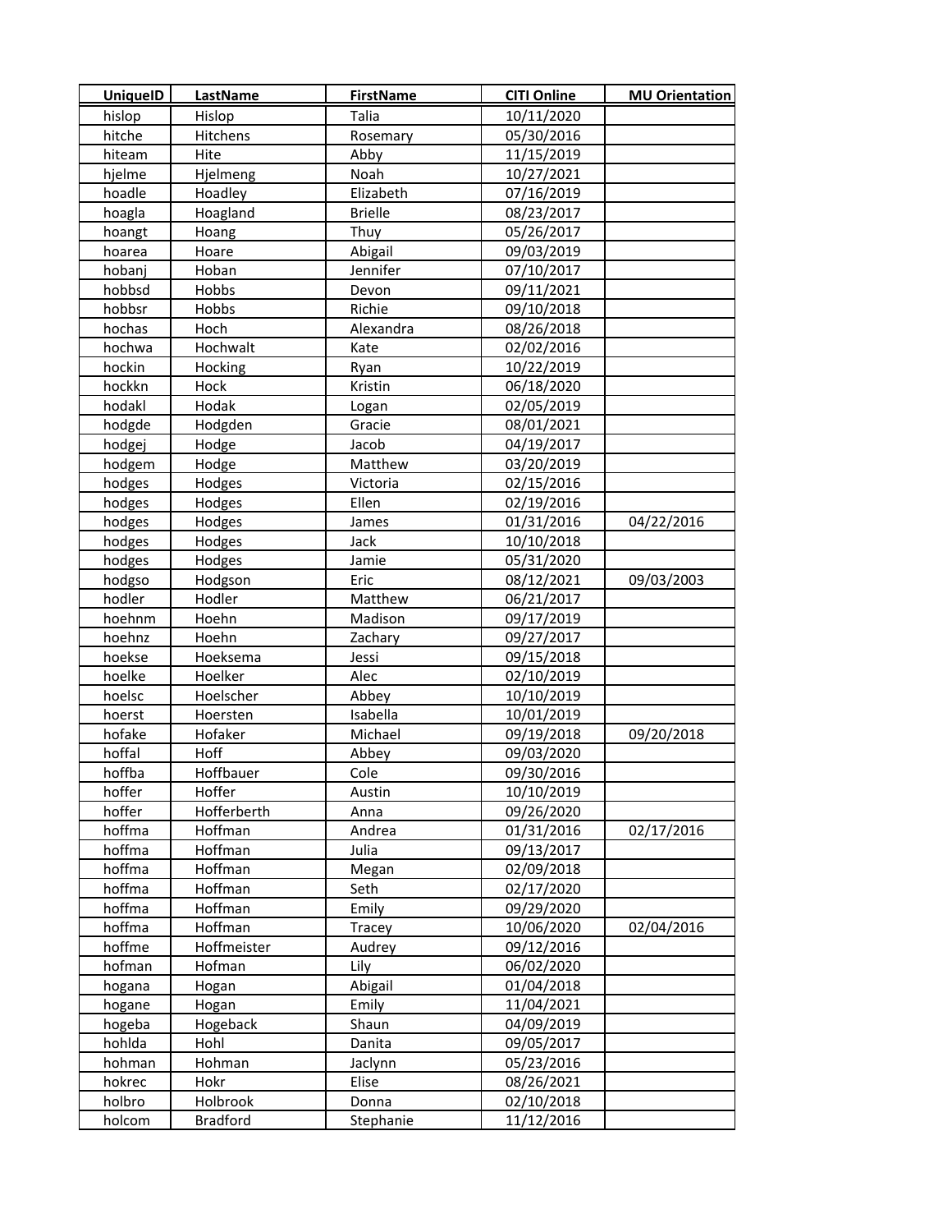| UniqueID | LastName | FirstName | CITI Online | MU Orientation |
| --- | --- | --- | --- | --- |
| hislop | Hislop | Talia | 10/11/2020 | |
| hitche | Hitchens | Rosemary | 05/30/2016 | |
| hiteam | Hite | Abby | 11/15/2019 | |
| hjelme | Hjelmeng | Noah | 10/27/2021 | |
| hoadle | Hoadley | Elizabeth | 07/16/2019 | |
| hoagla | Hoagland | Brielle | 08/23/2017 | |
| hoangt | Hoang | Thuy | 05/26/2017 | |
| hoarea | Hoare | Abigail | 09/03/2019 | |
| hobanj | Hoban | Jennifer | 07/10/2017 | |
| hobbsd | Hobbs | Devon | 09/11/2021 | |
| hobbsr | Hobbs | Richie | 09/10/2018 | |
| hochas | Hoch | Alexandra | 08/26/2018 | |
| hochwa | Hochwalt | Kate | 02/02/2016 | |
| hockin | Hocking | Ryan | 10/22/2019 | |
| hockkn | Hock | Kristin | 06/18/2020 | |
| hodakl | Hodak | Logan | 02/05/2019 | |
| hodgde | Hodgden | Gracie | 08/01/2021 | |
| hodgej | Hodge | Jacob | 04/19/2017 | |
| hodgem | Hodge | Matthew | 03/20/2019 | |
| hodges | Hodges | Victoria | 02/15/2016 | |
| hodges | Hodges | Ellen | 02/19/2016 | |
| hodges | Hodges | James | 01/31/2016 | 04/22/2016 |
| hodges | Hodges | Jack | 10/10/2018 | |
| hodges | Hodges | Jamie | 05/31/2020 | |
| hodgso | Hodgson | Eric | 08/12/2021 | 09/03/2003 |
| hodler | Hodler | Matthew | 06/21/2017 | |
| hoehnm | Hoehn | Madison | 09/17/2019 | |
| hoehnz | Hoehn | Zachary | 09/27/2017 | |
| hoekse | Hoeksema | Jessi | 09/15/2018 | |
| hoelke | Hoelker | Alec | 02/10/2019 | |
| hoelsc | Hoelscher | Abbey | 10/10/2019 | |
| hoerst | Hoersten | Isabella | 10/01/2019 | |
| hofake | Hofaker | Michael | 09/19/2018 | 09/20/2018 |
| hoffal | Hoff | Abbey | 09/03/2020 | |
| hoffba | Hoffbauer | Cole | 09/30/2016 | |
| hoffer | Hoffer | Austin | 10/10/2019 | |
| hoffer | Hofferberth | Anna | 09/26/2020 | |
| hoffma | Hoffman | Andrea | 01/31/2016 | 02/17/2016 |
| hoffma | Hoffman | Julia | 09/13/2017 | |
| hoffma | Hoffman | Megan | 02/09/2018 | |
| hoffma | Hoffman | Seth | 02/17/2020 | |
| hoffma | Hoffman | Emily | 09/29/2020 | |
| hoffma | Hoffman | Tracey | 10/06/2020 | 02/04/2016 |
| hoffme | Hoffmeister | Audrey | 09/12/2016 | |
| hofman | Hofman | Lily | 06/02/2020 | |
| hogana | Hogan | Abigail | 01/04/2018 | |
| hogane | Hogan | Emily | 11/04/2021 | |
| hogeba | Hogeback | Shaun | 04/09/2019 | |
| hohlda | Hohl | Danita | 09/05/2017 | |
| hohman | Hohman | Jaclynn | 05/23/2016 | |
| hokrec | Hokr | Elise | 08/26/2021 | |
| holbro | Holbrook | Donna | 02/10/2018 | |
| holcom | Bradford | Stephanie | 11/12/2016 | |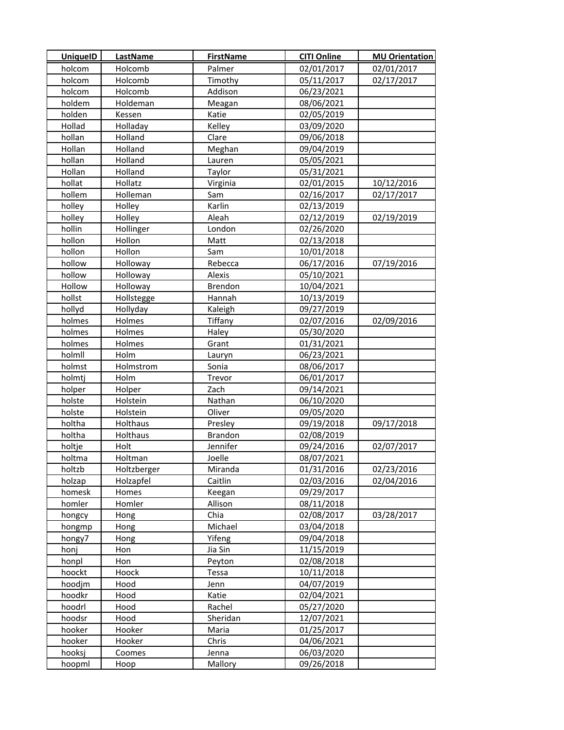| UniqueID | LastName | FirstName | CITI Online | MU Orientation |
|---|---|---|---|---|
| holcom | Holcomb | Palmer | 02/01/2017 | 02/01/2017 |
| holcom | Holcomb | Timothy | 05/11/2017 | 02/17/2017 |
| holcom | Holcomb | Addison | 06/23/2021 | |
| holdem | Holdeman | Meagan | 08/06/2021 | |
| holden | Kessen | Katie | 02/05/2019 | |
| Hollad | Holladay | Kelley | 03/09/2020 | |
| hollan | Holland | Clare | 09/06/2018 | |
| Hollan | Holland | Meghan | 09/04/2019 | |
| hollan | Holland | Lauren | 05/05/2021 | |
| Hollan | Holland | Taylor | 05/31/2021 | |
| hollat | Hollatz | Virginia | 02/01/2015 | 10/12/2016 |
| hollem | Holleman | Sam | 02/16/2017 | 02/17/2017 |
| holley | Holley | Karlin | 02/13/2019 | |
| holley | Holley | Aleah | 02/12/2019 | 02/19/2019 |
| hollin | Hollinger | London | 02/26/2020 | |
| hollon | Hollon | Matt | 02/13/2018 | |
| hollon | Hollon | Sam | 10/01/2018 | |
| hollow | Holloway | Rebecca | 06/17/2016 | 07/19/2016 |
| hollow | Holloway | Alexis | 05/10/2021 | |
| Hollow | Holloway | Brendon | 10/04/2021 | |
| hollst | Hollstegge | Hannah | 10/13/2019 | |
| hollyd | Hollyday | Kaleigh | 09/27/2019 | |
| holmes | Holmes | Tiffany | 02/07/2016 | 02/09/2016 |
| holmes | Holmes | Haley | 05/30/2020 | |
| holmes | Holmes | Grant | 01/31/2021 | |
| holmll | Holm | Lauryn | 06/23/2021 | |
| holmst | Holmstrom | Sonia | 08/06/2017 | |
| holmtj | Holm | Trevor | 06/01/2017 | |
| holper | Holper | Zach | 09/14/2021 | |
| holste | Holstein | Nathan | 06/10/2020 | |
| holste | Holstein | Oliver | 09/05/2020 | |
| holtha | Holthaus | Presley | 09/19/2018 | 09/17/2018 |
| holtha | Holthaus | Brandon | 02/08/2019 | |
| holtje | Holt | Jennifer | 09/24/2016 | 02/07/2017 |
| holtma | Holtman | Joelle | 08/07/2021 | |
| holtzb | Holtzberger | Miranda | 01/31/2016 | 02/23/2016 |
| holzap | Holzapfel | Caitlin | 02/03/2016 | 02/04/2016 |
| homesk | Homes | Keegan | 09/29/2017 | |
| homler | Homler | Allison | 08/11/2018 | |
| hongcy | Hong | Chia | 02/08/2017 | 03/28/2017 |
| hongmp | Hong | Michael | 03/04/2018 | |
| hongy7 | Hong | Yifeng | 09/04/2018 | |
| honj | Hon | Jia Sin | 11/15/2019 | |
| honpl | Hon | Peyton | 02/08/2018 | |
| hoockt | Hoock | Tessa | 10/11/2018 | |
| hoodjm | Hood | Jenn | 04/07/2019 | |
| hoodkr | Hood | Katie | 02/04/2021 | |
| hoodrl | Hood | Rachel | 05/27/2020 | |
| hoodsr | Hood | Sheridan | 12/07/2021 | |
| hooker | Hooker | Maria | 01/25/2017 | |
| hooker | Hooker | Chris | 04/06/2021 | |
| hooksj | Coomes | Jenna | 06/03/2020 | |
| hoopml | Hoop | Mallory | 09/26/2018 | |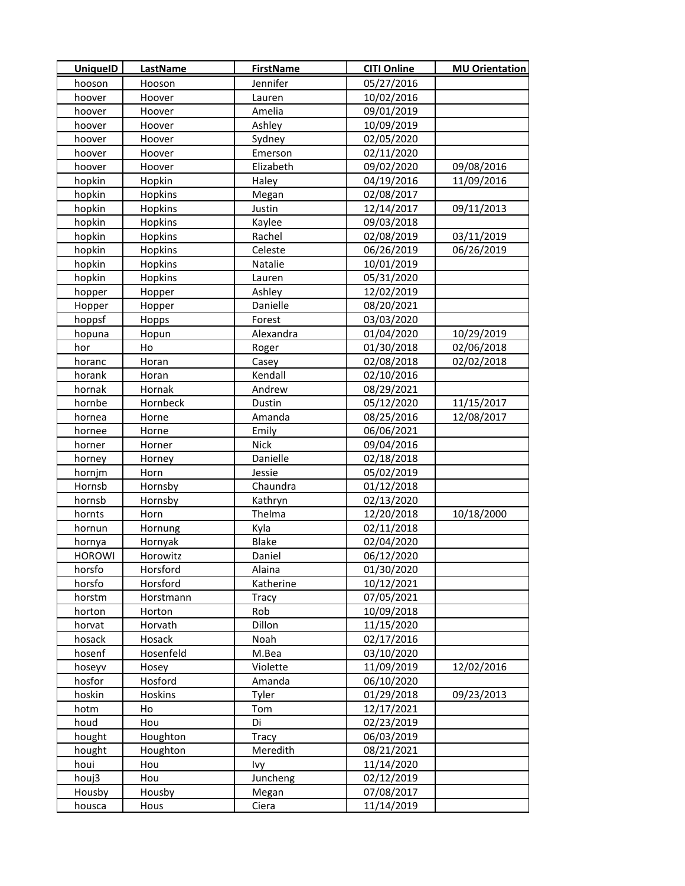| UniqueID | LastName | FirstName | CITI Online | MU Orientation |
| --- | --- | --- | --- | --- |
| hooson | Hooson | Jennifer | 05/27/2016 | |
| hoover | Hoover | Lauren | 10/02/2016 | |
| hoover | Hoover | Amelia | 09/01/2019 | |
| hoover | Hoover | Ashley | 10/09/2019 | |
| hoover | Hoover | Sydney | 02/05/2020 | |
| hoover | Hoover | Emerson | 02/11/2020 | |
| hoover | Hoover | Elizabeth | 09/02/2020 | 09/08/2016 |
| hopkin | Hopkin | Haley | 04/19/2016 | 11/09/2016 |
| hopkin | Hopkins | Megan | 02/08/2017 | |
| hopkin | Hopkins | Justin | 12/14/2017 | 09/11/2013 |
| hopkin | Hopkins | Kaylee | 09/03/2018 | |
| hopkin | Hopkins | Rachel | 02/08/2019 | 03/11/2019 |
| hopkin | Hopkins | Celeste | 06/26/2019 | 06/26/2019 |
| hopkin | Hopkins | Natalie | 10/01/2019 | |
| hopkin | Hopkins | Lauren | 05/31/2020 | |
| hopper | Hopper | Ashley | 12/02/2019 | |
| Hopper | Hopper | Danielle | 08/20/2021 | |
| hoppsf | Hopps | Forest | 03/03/2020 | |
| hopuna | Hopun | Alexandra | 01/04/2020 | 10/29/2019 |
| hor | Ho | Roger | 01/30/2018 | 02/06/2018 |
| horanc | Horan | Casey | 02/08/2018 | 02/02/2018 |
| horank | Horan | Kendall | 02/10/2016 | |
| hornak | Hornak | Andrew | 08/29/2021 | |
| hornbe | Hornbeck | Dustin | 05/12/2020 | 11/15/2017 |
| hornea | Horne | Amanda | 08/25/2016 | 12/08/2017 |
| hornee | Horne | Emily | 06/06/2021 | |
| horner | Horner | Nick | 09/04/2016 | |
| horney | Horney | Danielle | 02/18/2018 | |
| hornjm | Horn | Jessie | 05/02/2019 | |
| Hornsb | Hornsby | Chaundra | 01/12/2018 | |
| hornsb | Hornsby | Kathryn | 02/13/2020 | |
| hornts | Horn | Thelma | 12/20/2018 | 10/18/2000 |
| hornun | Hornung | Kyla | 02/11/2018 | |
| hornya | Hornyak | Blake | 02/04/2020 | |
| HOROWI | Horowitz | Daniel | 06/12/2020 | |
| horsfo | Horsford | Alaina | 01/30/2020 | |
| horsfo | Horsford | Katherine | 10/12/2021 | |
| horstm | Horstmann | Tracy | 07/05/2021 | |
| horton | Horton | Rob | 10/09/2018 | |
| horvat | Horvath | Dillon | 11/15/2020 | |
| hosack | Hosack | Noah | 02/17/2016 | |
| hosenf | Hosenfeld | M.Bea | 03/10/2020 | |
| hoseyv | Hosey | Violette | 11/09/2019 | 12/02/2016 |
| hosfor | Hosford | Amanda | 06/10/2020 | |
| hoskin | Hoskins | Tyler | 01/29/2018 | 09/23/2013 |
| hotm | Ho | Tom | 12/17/2021 | |
| houd | Hou | Di | 02/23/2019 | |
| hought | Houghton | Tracy | 06/03/2019 | |
| hought | Houghton | Meredith | 08/21/2021 | |
| houi | Hou | Ivy | 11/14/2020 | |
| houj3 | Hou | Juncheng | 02/12/2019 | |
| Housby | Housby | Megan | 07/08/2017 | |
| housca | Hous | Ciera | 11/14/2019 | |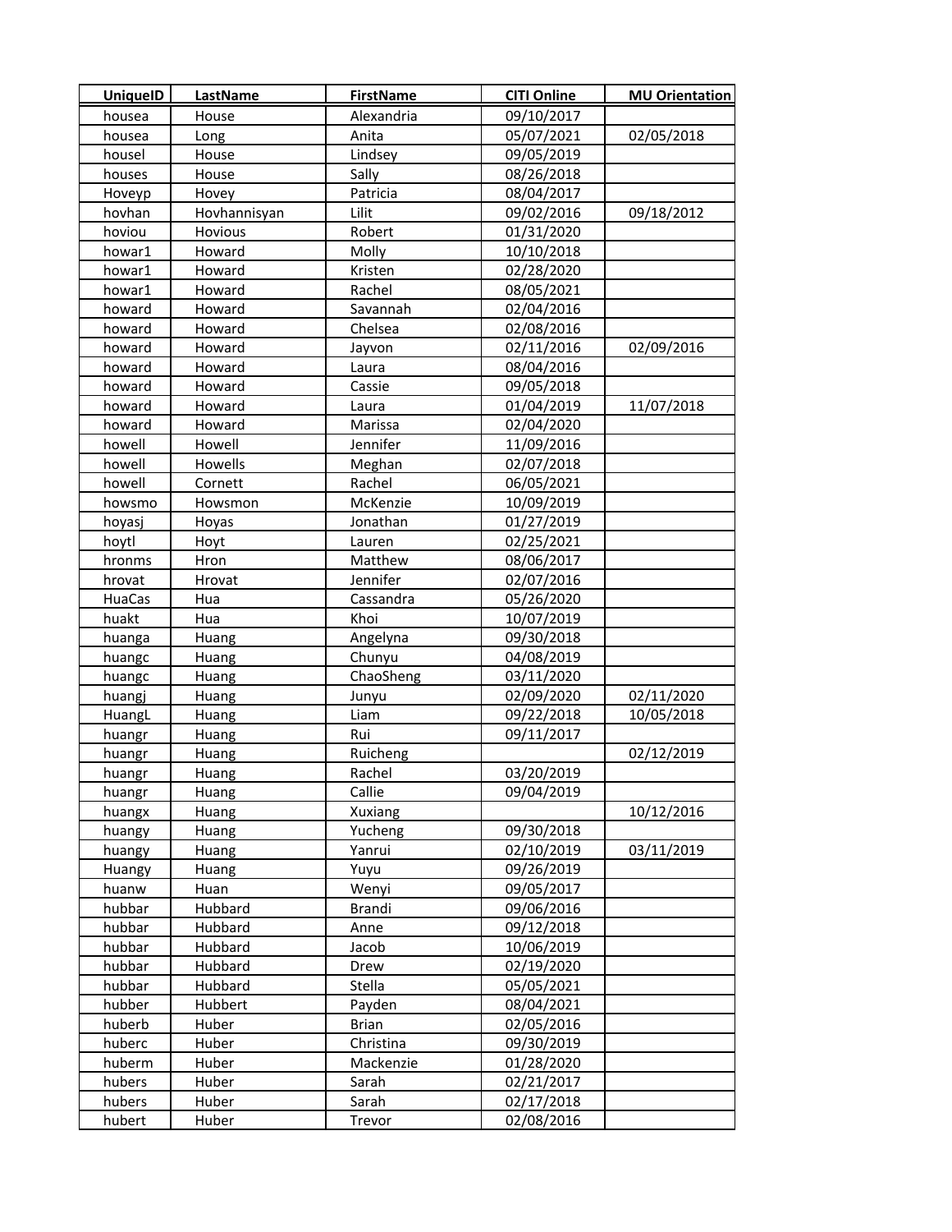| UniqueID | LastName | FirstName | CITI Online | MU Orientation |
|---|---|---|---|---|
| housea | House | Alexandria | 09/10/2017 | |
| housea | Long | Anita | 05/07/2021 | 02/05/2018 |
| housel | House | Lindsey | 09/05/2019 | |
| houses | House | Sally | 08/26/2018 | |
| Hoveyp | Hovey | Patricia | 08/04/2017 | |
| hovhan | Hovhannisyan | Lilit | 09/02/2016 | 09/18/2012 |
| hoviou | Hovious | Robert | 01/31/2020 | |
| howar1 | Howard | Molly | 10/10/2018 | |
| howar1 | Howard | Kristen | 02/28/2020 | |
| howar1 | Howard | Rachel | 08/05/2021 | |
| howard | Howard | Savannah | 02/04/2016 | |
| howard | Howard | Chelsea | 02/08/2016 | |
| howard | Howard | Jayvon | 02/11/2016 | 02/09/2016 |
| howard | Howard | Laura | 08/04/2016 | |
| howard | Howard | Cassie | 09/05/2018 | |
| howard | Howard | Laura | 01/04/2019 | 11/07/2018 |
| howard | Howard | Marissa | 02/04/2020 | |
| howell | Howell | Jennifer | 11/09/2016 | |
| howell | Howells | Meghan | 02/07/2018 | |
| howell | Cornett | Rachel | 06/05/2021 | |
| howsmo | Howsmon | McKenzie | 10/09/2019 | |
| hoyasj | Hoyas | Jonathan | 01/27/2019 | |
| hoytl | Hoyt | Lauren | 02/25/2021 | |
| hronms | Hron | Matthew | 08/06/2017 | |
| hrovat | Hrovat | Jennifer | 02/07/2016 | |
| HuaCas | Hua | Cassandra | 05/26/2020 | |
| huakt | Hua | Khoi | 10/07/2019 | |
| huanga | Huang | Angelyna | 09/30/2018 | |
| huangc | Huang | Chunyu | 04/08/2019 | |
| huangc | Huang | ChaoSheng | 03/11/2020 | |
| huangj | Huang | Junyu | 02/09/2020 | 02/11/2020 |
| HuangL | Huang | Liam | 09/22/2018 | 10/05/2018 |
| huangr | Huang | Rui | 09/11/2017 | |
| huangr | Huang | Ruicheng | | 02/12/2019 |
| huangr | Huang | Rachel | 03/20/2019 | |
| huangr | Huang | Callie | 09/04/2019 | |
| huangx | Huang | Xuxiang | | 10/12/2016 |
| huangy | Huang | Yucheng | 09/30/2018 | |
| huangy | Huang | Yanrui | 02/10/2019 | 03/11/2019 |
| Huangy | Huang | Yuyu | 09/26/2019 | |
| huanw | Huan | Wenyi | 09/05/2017 | |
| hubbar | Hubbard | Brandi | 09/06/2016 | |
| hubbar | Hubbard | Anne | 09/12/2018 | |
| hubbar | Hubbard | Jacob | 10/06/2019 | |
| hubbar | Hubbard | Drew | 02/19/2020 | |
| hubbar | Hubbard | Stella | 05/05/2021 | |
| hubber | Hubbert | Payden | 08/04/2021 | |
| huberb | Huber | Brian | 02/05/2016 | |
| huberc | Huber | Christina | 09/30/2019 | |
| huberm | Huber | Mackenzie | 01/28/2020 | |
| hubers | Huber | Sarah | 02/21/2017 | |
| hubers | Huber | Sarah | 02/17/2018 | |
| hubert | Huber | Trevor | 02/08/2016 | |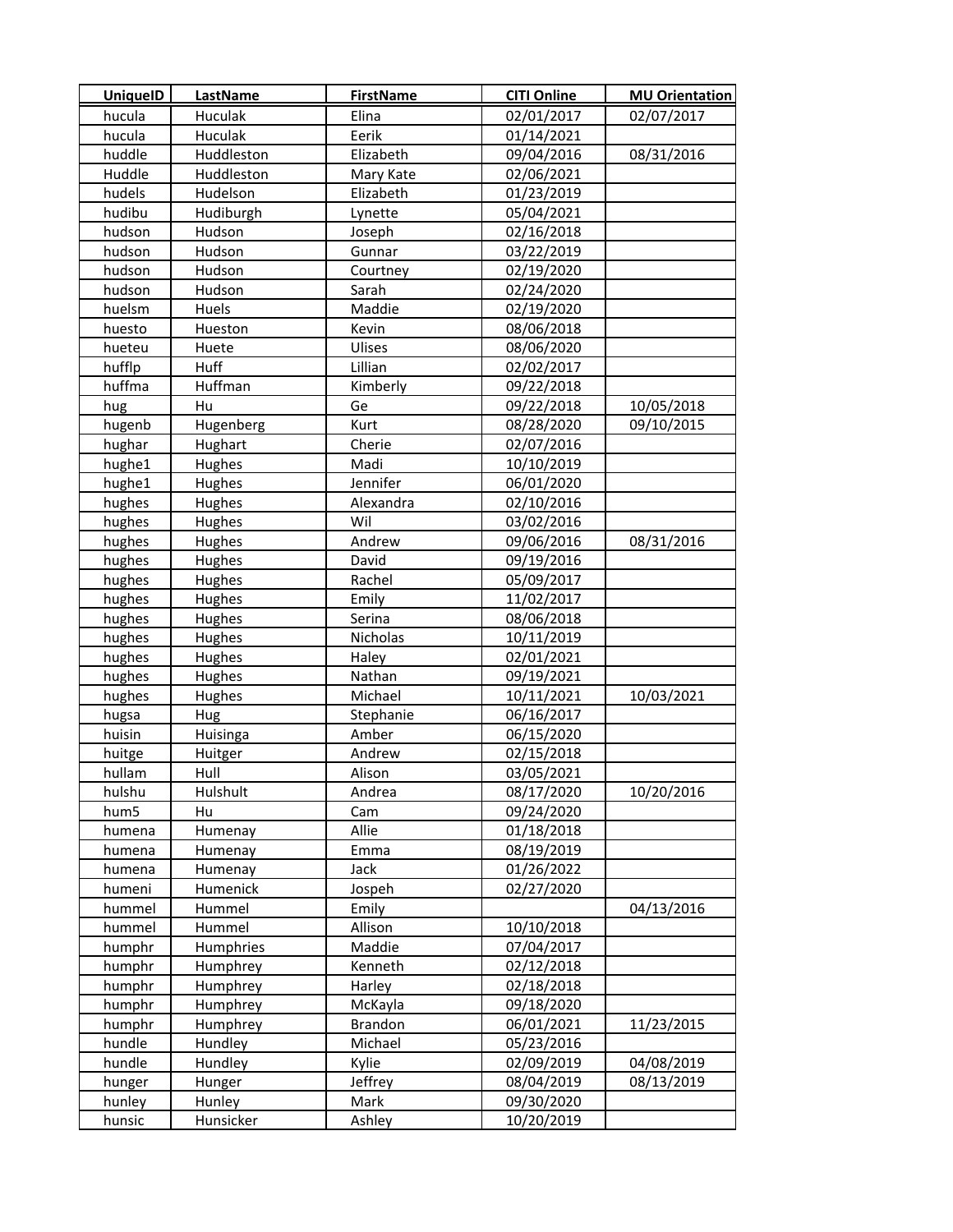| UniqueID | LastName | FirstName | CITI Online | MU Orientation |
|---|---|---|---|---|
| hucula | Huculak | Elina | 02/01/2017 | 02/07/2017 |
| hucula | Huculak | Eerik | 01/14/2021 | |
| huddle | Huddleston | Elizabeth | 09/04/2016 | 08/31/2016 |
| Huddle | Huddleston | Mary Kate | 02/06/2021 | |
| hudels | Hudelson | Elizabeth | 01/23/2019 | |
| hudibu | Hudiburgh | Lynette | 05/04/2021 | |
| hudson | Hudson | Joseph | 02/16/2018 | |
| hudson | Hudson | Gunnar | 03/22/2019 | |
| hudson | Hudson | Courtney | 02/19/2020 | |
| hudson | Hudson | Sarah | 02/24/2020 | |
| huelsm | Huels | Maddie | 02/19/2020 | |
| huesto | Hueston | Kevin | 08/06/2018 | |
| hueteu | Huete | Ulises | 08/06/2020 | |
| hufflp | Huff | Lillian | 02/02/2017 | |
| huffma | Huffman | Kimberly | 09/22/2018 | |
| hug | Hu | Ge | 09/22/2018 | 10/05/2018 |
| hugenb | Hugenberg | Kurt | 08/28/2020 | 09/10/2015 |
| hughar | Hughart | Cherie | 02/07/2016 | |
| hughe1 | Hughes | Madi | 10/10/2019 | |
| hughe1 | Hughes | Jennifer | 06/01/2020 | |
| hughes | Hughes | Alexandra | 02/10/2016 | |
| hughes | Hughes | Wil | 03/02/2016 | |
| hughes | Hughes | Andrew | 09/06/2016 | 08/31/2016 |
| hughes | Hughes | David | 09/19/2016 | |
| hughes | Hughes | Rachel | 05/09/2017 | |
| hughes | Hughes | Emily | 11/02/2017 | |
| hughes | Hughes | Serina | 08/06/2018 | |
| hughes | Hughes | Nicholas | 10/11/2019 | |
| hughes | Hughes | Haley | 02/01/2021 | |
| hughes | Hughes | Nathan | 09/19/2021 | |
| hughes | Hughes | Michael | 10/11/2021 | 10/03/2021 |
| hugsa | Hug | Stephanie | 06/16/2017 | |
| huisin | Huisinga | Amber | 06/15/2020 | |
| huitge | Huitger | Andrew | 02/15/2018 | |
| hullam | Hull | Alison | 03/05/2021 | |
| hulshu | Hulshult | Andrea | 08/17/2020 | 10/20/2016 |
| hum5 | Hu | Cam | 09/24/2020 | |
| humena | Humenay | Allie | 01/18/2018 | |
| humena | Humenay | Emma | 08/19/2019 | |
| humena | Humenay | Jack | 01/26/2022 | |
| humeni | Humenick | Jospeh | 02/27/2020 | |
| hummel | Hummel | Emily | | 04/13/2016 |
| hummel | Hummel | Allison | 10/10/2018 | |
| humphr | Humphries | Maddie | 07/04/2017 | |
| humphr | Humphrey | Kenneth | 02/12/2018 | |
| humphr | Humphrey | Harley | 02/18/2018 | |
| humphr | Humphrey | McKayla | 09/18/2020 | |
| humphr | Humphrey | Brandon | 06/01/2021 | 11/23/2015 |
| hundle | Hundley | Michael | 05/23/2016 | |
| hundle | Hundley | Kylie | 02/09/2019 | 04/08/2019 |
| hunger | Hunger | Jeffrey | 08/04/2019 | 08/13/2019 |
| hunley | Hunley | Mark | 09/30/2020 | |
| hunsic | Hunsicker | Ashley | 10/20/2019 | |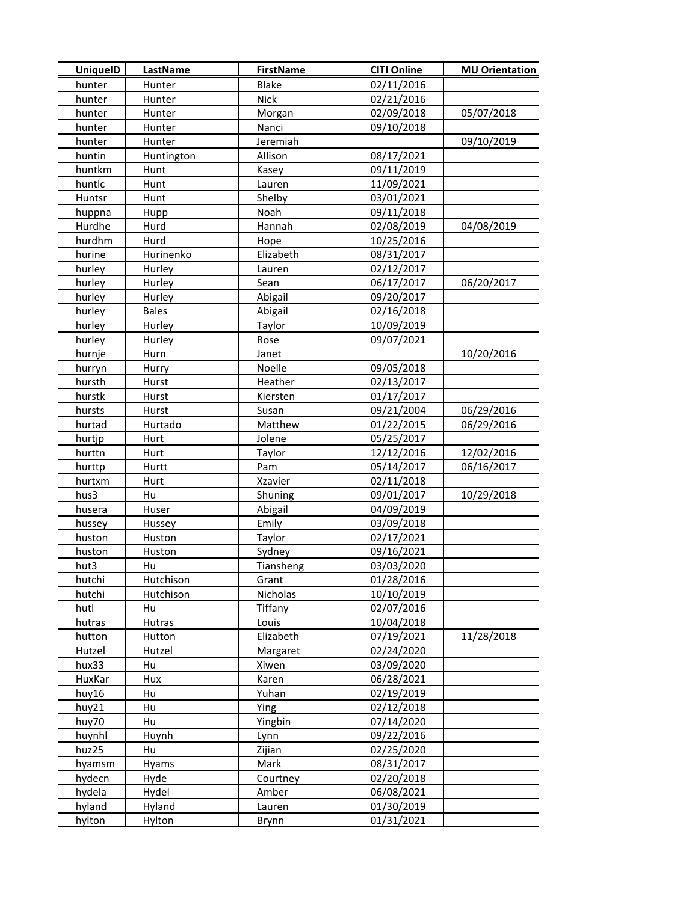| UniqueID | LastName | FirstName | CITI Online | MU Orientation |
| --- | --- | --- | --- | --- |
| hunter | Hunter | Blake | 02/11/2016 | |
| hunter | Hunter | Nick | 02/21/2016 | |
| hunter | Hunter | Morgan | 02/09/2018 | 05/07/2018 |
| hunter | Hunter | Nanci | 09/10/2018 | |
| hunter | Hunter | Jeremiah | | 09/10/2019 |
| huntin | Huntington | Allison | 08/17/2021 | |
| huntkm | Hunt | Kasey | 09/11/2019 | |
| huntlc | Hunt | Lauren | 11/09/2021 | |
| Huntsr | Hunt | Shelby | 03/01/2021 | |
| huppna | Hupp | Noah | 09/11/2018 | |
| Hurdhe | Hurd | Hannah | 02/08/2019 | 04/08/2019 |
| hurdhm | Hurd | Hope | 10/25/2016 | |
| hurine | Hurinenko | Elizabeth | 08/31/2017 | |
| hurley | Hurley | Lauren | 02/12/2017 | |
| hurley | Hurley | Sean | 06/17/2017 | 06/20/2017 |
| hurley | Hurley | Abigail | 09/20/2017 | |
| hurley | Bales | Abigail | 02/16/2018 | |
| hurley | Hurley | Taylor | 10/09/2019 | |
| hurley | Hurley | Rose | 09/07/2021 | |
| hurnje | Hurn | Janet | | 10/20/2016 |
| hurryn | Hurry | Noelle | 09/05/2018 | |
| hursth | Hurst | Heather | 02/13/2017 | |
| hurstk | Hurst | Kiersten | 01/17/2017 | |
| hursts | Hurst | Susan | 09/21/2004 | 06/29/2016 |
| hurtad | Hurtado | Matthew | 01/22/2015 | 06/29/2016 |
| hurtjp | Hurt | Jolene | 05/25/2017 | |
| hurttn | Hurt | Taylor | 12/12/2016 | 12/02/2016 |
| hurttp | Hurtt | Pam | 05/14/2017 | 06/16/2017 |
| hurtxm | Hurt | Xzavier | 02/11/2018 | |
| hus3 | Hu | Shuning | 09/01/2017 | 10/29/2018 |
| husera | Huser | Abigail | 04/09/2019 | |
| hussey | Hussey | Emily | 03/09/2018 | |
| huston | Huston | Taylor | 02/17/2021 | |
| huston | Huston | Sydney | 09/16/2021 | |
| hut3 | Hu | Tiansheng | 03/03/2020 | |
| hutchi | Hutchison | Grant | 01/28/2016 | |
| hutchi | Hutchison | Nicholas | 10/10/2019 | |
| hutl | Hu | Tiffany | 02/07/2016 | |
| hutras | Hutras | Louis | 10/04/2018 | |
| hutton | Hutton | Elizabeth | 07/19/2021 | 11/28/2018 |
| Hutzel | Hutzel | Margaret | 02/24/2020 | |
| hux33 | Hu | Xiwen | 03/09/2020 | |
| HuxKar | Hux | Karen | 06/28/2021 | |
| huy16 | Hu | Yuhan | 02/19/2019 | |
| huy21 | Hu | Ying | 02/12/2018 | |
| huy70 | Hu | Yingbin | 07/14/2020 | |
| huynhl | Huynh | Lynn | 09/22/2016 | |
| huz25 | Hu | Zijian | 02/25/2020 | |
| hyamsm | Hyams | Mark | 08/31/2017 | |
| hydecn | Hyde | Courtney | 02/20/2018 | |
| hydela | Hydel | Amber | 06/08/2021 | |
| hyland | Hyland | Lauren | 01/30/2019 | |
| hylton | Hylton | Brynn | 01/31/2021 | |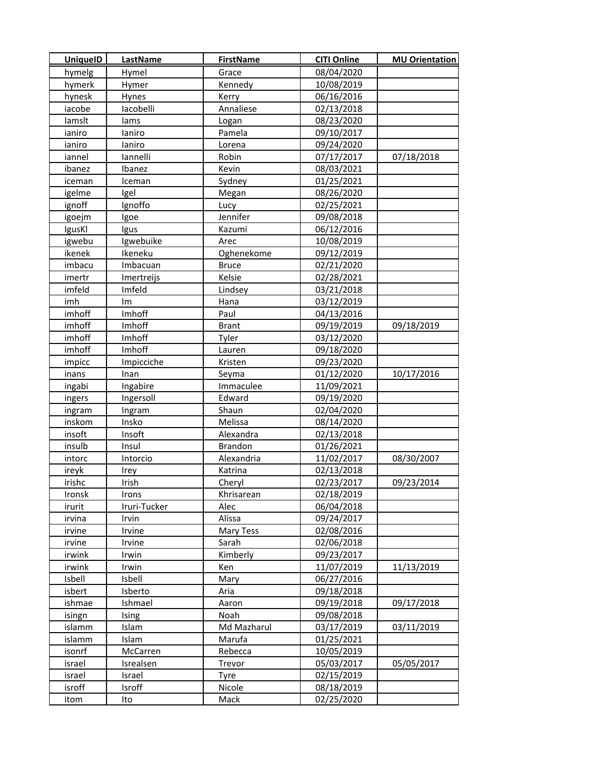| UniqueID | LastName | FirstName | CITI Online | MU Orientation |
|---|---|---|---|---|
| hymelg | Hymel | Grace | 08/04/2020 | |
| hymerk | Hymer | Kennedy | 10/08/2019 | |
| hynesk | Hynes | Kerry | 06/16/2016 | |
| iacobe | Iacobelli | Annaliese | 02/13/2018 | |
| Iamslt | Iams | Logan | 08/23/2020 | |
| ianiro | Ianiro | Pamela | 09/10/2017 | |
| ianiro | Ianiro | Lorena | 09/24/2020 | |
| iannel | Iannelli | Robin | 07/17/2017 | 07/18/2018 |
| ibanez | Ibanez | Kevin | 08/03/2021 | |
| iceman | Iceman | Sydney | 01/25/2021 | |
| igelme | Igel | Megan | 08/26/2020 | |
| ignoff | Ignoffo | Lucy | 02/25/2021 | |
| igoejm | Igoe | Jennifer | 09/08/2018 | |
| IgusKl | Igus | Kazumi | 06/12/2016 | |
| igwebu | Igwebuike | Arec | 10/08/2019 | |
| ikenek | Ikeneku | Oghenekome | 09/12/2019 | |
| imbacu | Imbacuan | Bruce | 02/21/2020 | |
| imertr | Imertreijs | Kelsie | 02/28/2021 | |
| imfeld | Imfeld | Lindsey | 03/21/2018 | |
| imh | Im | Hana | 03/12/2019 | |
| imhoff | Imhoff | Paul | 04/13/2016 | |
| imhoff | Imhoff | Brant | 09/19/2019 | 09/18/2019 |
| imhoff | Imhoff | Tyler | 03/12/2020 | |
| imhoff | Imhoff | Lauren | 09/18/2020 | |
| impicc | Impicciche | Kristen | 09/23/2020 | |
| inans | Inan | Seyma | 01/12/2020 | 10/17/2016 |
| ingabi | Ingabire | Immaculee | 11/09/2021 | |
| ingers | Ingersoll | Edward | 09/19/2020 | |
| ingram | Ingram | Shaun | 02/04/2020 | |
| inskom | Insko | Melissa | 08/14/2020 | |
| insoft | Insoft | Alexandra | 02/13/2018 | |
| insulb | Insul | Brandon | 01/26/2021 | |
| intorc | Intorcio | Alexandria | 11/02/2017 | 08/30/2007 |
| ireyk | Irey | Katrina | 02/13/2018 | |
| irishc | Irish | Cheryl | 02/23/2017 | 09/23/2014 |
| Ironsk | Irons | Khrisarean | 02/18/2019 | |
| irurit | Iruri-Tucker | Alec | 06/04/2018 | |
| irvina | Irvin | Alissa | 09/24/2017 | |
| irvine | Irvine | Mary Tess | 02/08/2016 | |
| irvine | Irvine | Sarah | 02/06/2018 | |
| irwink | Irwin | Kimberly | 09/23/2017 | |
| irwink | Irwin | Ken | 11/07/2019 | 11/13/2019 |
| Isbell | Isbell | Mary | 06/27/2016 | |
| isbert | Isberto | Aria | 09/18/2018 | |
| ishmae | Ishmael | Aaron | 09/19/2018 | 09/17/2018 |
| isingn | Ising | Noah | 09/08/2018 | |
| islamm | Islam | Md Mazharul | 03/17/2019 | 03/11/2019 |
| islamm | Islam | Marufa | 01/25/2021 | |
| isonrf | McCarren | Rebecca | 10/05/2019 | |
| israel | Isrealsen | Trevor | 05/03/2017 | 05/05/2017 |
| israel | Israel | Tyre | 02/15/2019 | |
| isroff | Isroff | Nicole | 08/18/2019 | |
| itom | Ito | Mack | 02/25/2020 | |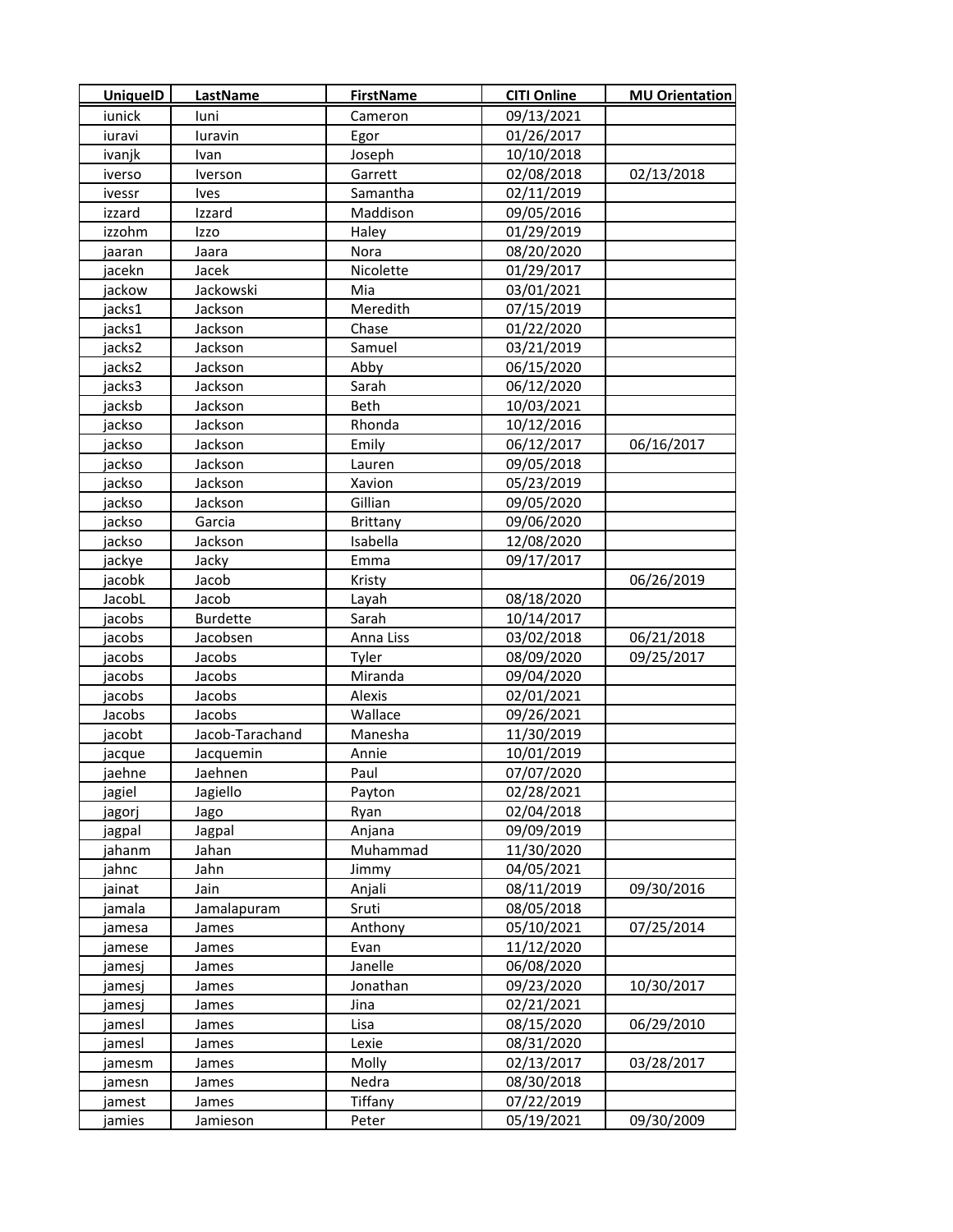| UniqueID | LastName | FirstName | CITI Online | MU Orientation |
|---|---|---|---|---|
| iunick | Iuni | Cameron | 09/13/2021 | |
| iuravi | Iuravin | Egor | 01/26/2017 | |
| ivanjk | Ivan | Joseph | 10/10/2018 | |
| iverso | Iverson | Garrett | 02/08/2018 | 02/13/2018 |
| ivessr | Ives | Samantha | 02/11/2019 | |
| izzard | Izzard | Maddison | 09/05/2016 | |
| izzohm | Izzo | Haley | 01/29/2019 | |
| jaaran | Jaara | Nora | 08/20/2020 | |
| jacekn | Jacek | Nicolette | 01/29/2017 | |
| jackow | Jackowski | Mia | 03/01/2021 | |
| jacks1 | Jackson | Meredith | 07/15/2019 | |
| jacks1 | Jackson | Chase | 01/22/2020 | |
| jacks2 | Jackson | Samuel | 03/21/2019 | |
| jacks2 | Jackson | Abby | 06/15/2020 | |
| jacks3 | Jackson | Sarah | 06/12/2020 | |
| jacksb | Jackson | Beth | 10/03/2021 | |
| jackso | Jackson | Rhonda | 10/12/2016 | |
| jackso | Jackson | Emily | 06/12/2017 | 06/16/2017 |
| jackso | Jackson | Lauren | 09/05/2018 | |
| jackso | Jackson | Xavion | 05/23/2019 | |
| jackso | Jackson | Gillian | 09/05/2020 | |
| jackso | Garcia | Brittany | 09/06/2020 | |
| jackso | Jackson | Isabella | 12/08/2020 | |
| jackye | Jacky | Emma | 09/17/2017 | |
| jacobk | Jacob | Kristy | | 06/26/2019 |
| JacobL | Jacob | Layah | 08/18/2020 | |
| jacobs | Burdette | Sarah | 10/14/2017 | |
| jacobs | Jacobsen | Anna Liss | 03/02/2018 | 06/21/2018 |
| jacobs | Jacobs | Tyler | 08/09/2020 | 09/25/2017 |
| jacobs | Jacobs | Miranda | 09/04/2020 | |
| jacobs | Jacobs | Alexis | 02/01/2021 | |
| Jacobs | Jacobs | Wallace | 09/26/2021 | |
| jacobt | Jacob-Tarachand | Manesha | 11/30/2019 | |
| jacque | Jacquemin | Annie | 10/01/2019 | |
| jaehne | Jaehnen | Paul | 07/07/2020 | |
| jagiel | Jagiello | Payton | 02/28/2021 | |
| jagorj | Jago | Ryan | 02/04/2018 | |
| jagpal | Jagpal | Anjana | 09/09/2019 | |
| jahanm | Jahan | Muhammad | 11/30/2020 | |
| jahnc | Jahn | Jimmy | 04/05/2021 | |
| jainat | Jain | Anjali | 08/11/2019 | 09/30/2016 |
| jamala | Jamalapuram | Sruti | 08/05/2018 | |
| jamesa | James | Anthony | 05/10/2021 | 07/25/2014 |
| jamese | James | Evan | 11/12/2020 | |
| jamesj | James | Janelle | 06/08/2020 | |
| jamesj | James | Jonathan | 09/23/2020 | 10/30/2017 |
| jamesj | James | Jina | 02/21/2021 | |
| jamesl | James | Lisa | 08/15/2020 | 06/29/2010 |
| jamesl | James | Lexie | 08/31/2020 | |
| jamesm | James | Molly | 02/13/2017 | 03/28/2017 |
| jamesn | James | Nedra | 08/30/2018 | |
| jamest | James | Tiffany | 07/22/2019 | |
| jamies | Jamieson | Peter | 05/19/2021 | 09/30/2009 |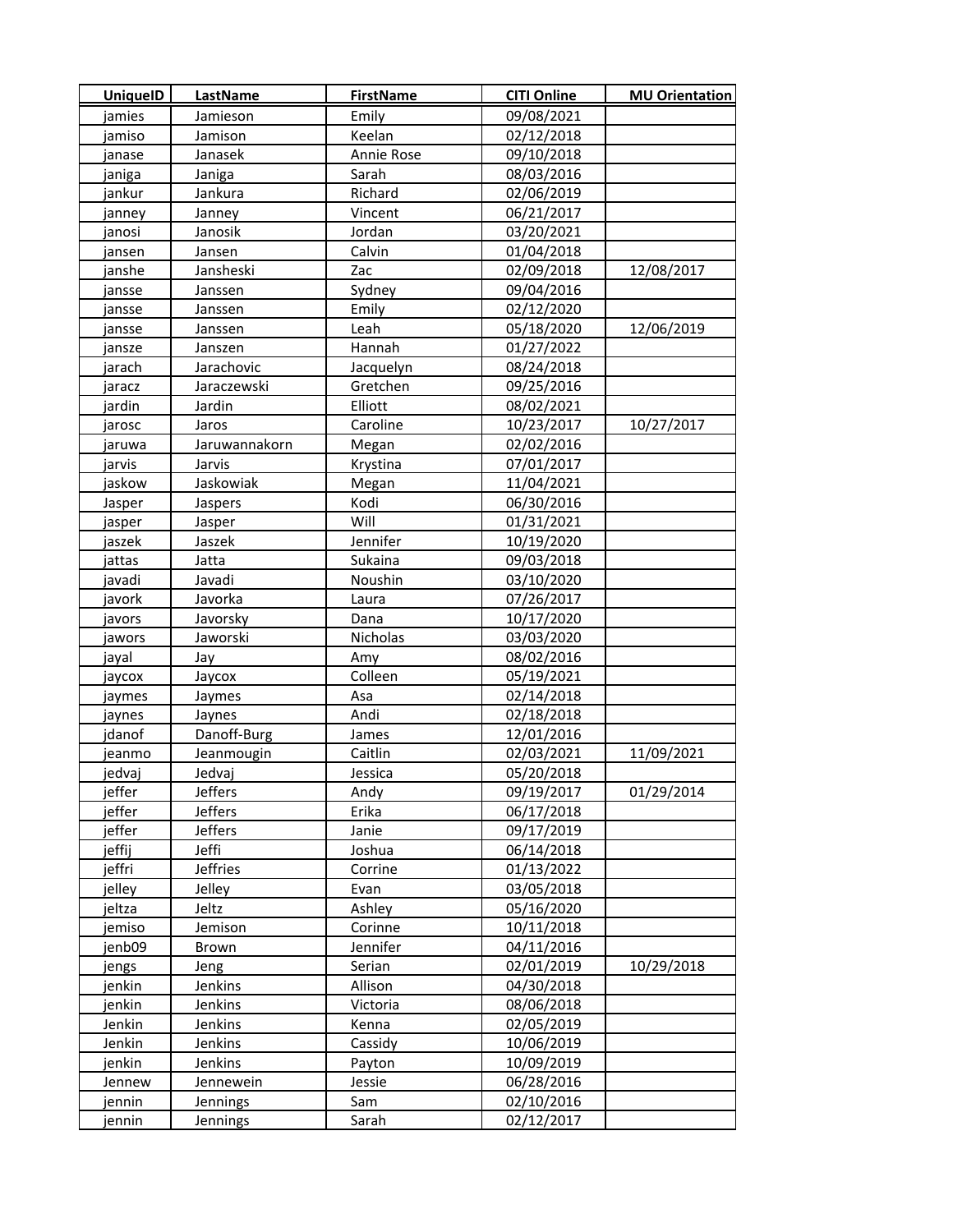| UniqueID | LastName | FirstName | CITI Online | MU Orientation |
|---|---|---|---|---|
| jamies | Jamieson | Emily | 09/08/2021 | |
| jamiso | Jamison | Keelan | 02/12/2018 | |
| janase | Janasek | Annie Rose | 09/10/2018 | |
| janiga | Janiga | Sarah | 08/03/2016 | |
| jankur | Jankura | Richard | 02/06/2019 | |
| janney | Janney | Vincent | 06/21/2017 | |
| janosi | Janosik | Jordan | 03/20/2021 | |
| jansen | Jansen | Calvin | 01/04/2018 | |
| janshe | Jansheski | Zac | 02/09/2018 | 12/08/2017 |
| jansse | Janssen | Sydney | 09/04/2016 | |
| jansse | Janssen | Emily | 02/12/2020 | |
| jansse | Janssen | Leah | 05/18/2020 | 12/06/2019 |
| jansze | Janszen | Hannah | 01/27/2022 | |
| jarach | Jarachovic | Jacquelyn | 08/24/2018 | |
| jaracz | Jaraczewski | Gretchen | 09/25/2016 | |
| jardin | Jardin | Elliott | 08/02/2021 | |
| jarosc | Jaros | Caroline | 10/23/2017 | 10/27/2017 |
| jaruwa | Jaruwannakorn | Megan | 02/02/2016 | |
| jarvis | Jarvis | Krystina | 07/01/2017 | |
| jaskow | Jaskowiak | Megan | 11/04/2021 | |
| Jasper | Jaspers | Kodi | 06/30/2016 | |
| jasper | Jasper | Will | 01/31/2021 | |
| jaszek | Jaszek | Jennifer | 10/19/2020 | |
| jattas | Jatta | Sukaina | 09/03/2018 | |
| javadi | Javadi | Noushin | 03/10/2020 | |
| javork | Javorka | Laura | 07/26/2017 | |
| javors | Javorsky | Dana | 10/17/2020 | |
| jawors | Jaworski | Nicholas | 03/03/2020 | |
| jayal | Jay | Amy | 08/02/2016 | |
| jaycox | Jaycox | Colleen | 05/19/2021 | |
| jaymes | Jaymes | Asa | 02/14/2018 | |
| jaynes | Jaynes | Andi | 02/18/2018 | |
| jdanof | Danoff-Burg | James | 12/01/2016 | |
| jeanmo | Jeanmougin | Caitlin | 02/03/2021 | 11/09/2021 |
| jedvaj | Jedvaj | Jessica | 05/20/2018 | |
| jeffer | Jeffers | Andy | 09/19/2017 | 01/29/2014 |
| jeffer | Jeffers | Erika | 06/17/2018 | |
| jeffer | Jeffers | Janie | 09/17/2019 | |
| jeffij | Jeffi | Joshua | 06/14/2018 | |
| jeffri | Jeffries | Corrine | 01/13/2022 | |
| jelley | Jelley | Evan | 03/05/2018 | |
| jeltza | Jeltz | Ashley | 05/16/2020 | |
| jemiso | Jemison | Corinne | 10/11/2018 | |
| jenb09 | Brown | Jennifer | 04/11/2016 | |
| jengs | Jeng | Serian | 02/01/2019 | 10/29/2018 |
| jenkin | Jenkins | Allison | 04/30/2018 | |
| jenkin | Jenkins | Victoria | 08/06/2018 | |
| Jenkin | Jenkins | Kenna | 02/05/2019 | |
| Jenkin | Jenkins | Cassidy | 10/06/2019 | |
| jenkin | Jenkins | Payton | 10/09/2019 | |
| Jennew | Jennewein | Jessie | 06/28/2016 | |
| jennin | Jennings | Sam | 02/10/2016 | |
| jennin | Jennings | Sarah | 02/12/2017 | |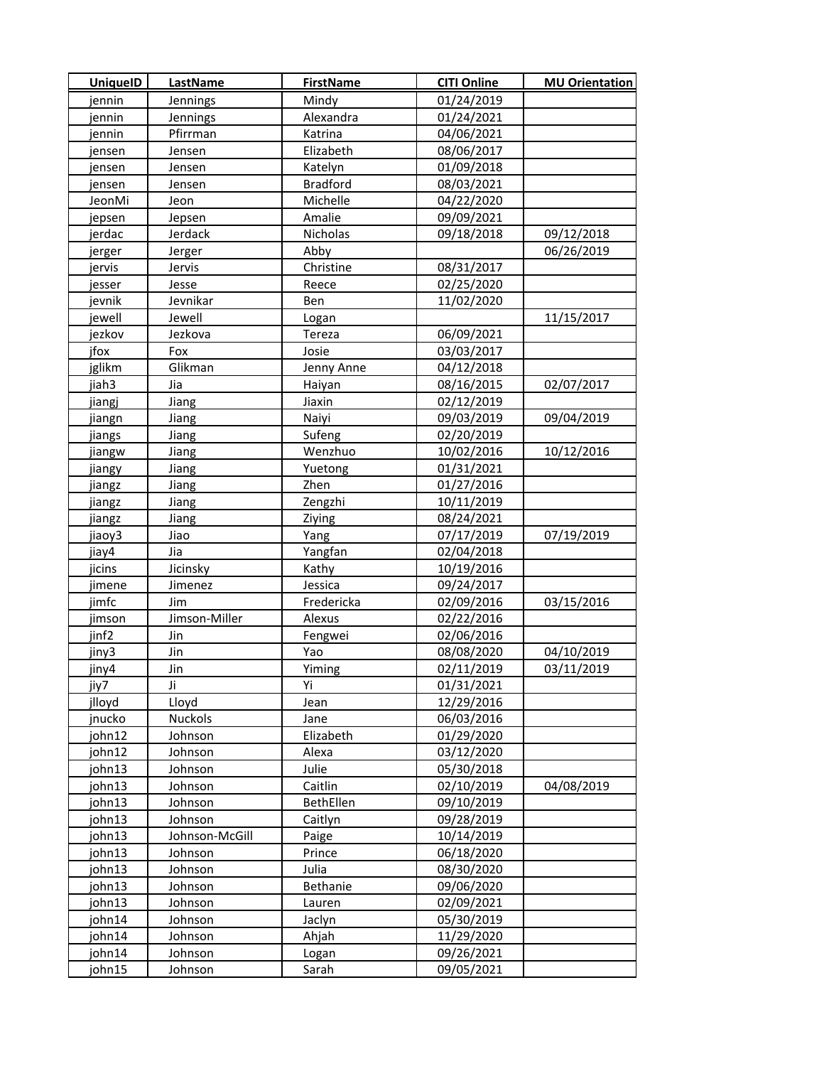| UniqueID | LastName | FirstName | CITI Online | MU Orientation |
|---|---|---|---|---|
| jennin | Jennings | Mindy | 01/24/2019 | |
| jennin | Jennings | Alexandra | 01/24/2021 | |
| jennin | Pfirrman | Katrina | 04/06/2021 | |
| jensen | Jensen | Elizabeth | 08/06/2017 | |
| jensen | Jensen | Katelyn | 01/09/2018 | |
| jensen | Jensen | Bradford | 08/03/2021 | |
| JeonMi | Jeon | Michelle | 04/22/2020 | |
| jepsen | Jepsen | Amalie | 09/09/2021 | |
| jerdac | Jerdack | Nicholas | 09/18/2018 | 09/12/2018 |
| jerger | Jerger | Abby | | 06/26/2019 |
| jervis | Jervis | Christine | 08/31/2017 | |
| jesser | Jesse | Reece | 02/25/2020 | |
| jevnik | Jevnikar | Ben | 11/02/2020 | |
| jewell | Jewell | Logan | | 11/15/2017 |
| jezkov | Jezkova | Tereza | 06/09/2021 | |
| jfox | Fox | Josie | 03/03/2017 | |
| jglikm | Glikman | Jenny Anne | 04/12/2018 | |
| jiah3 | Jia | Haiyan | 08/16/2015 | 02/07/2017 |
| jiangj | Jiang | Jiaxin | 02/12/2019 | |
| jiangn | Jiang | Naiyi | 09/03/2019 | 09/04/2019 |
| jiangs | Jiang | Sufeng | 02/20/2019 | |
| jiangw | Jiang | Wenzhuo | 10/02/2016 | 10/12/2016 |
| jiangy | Jiang | Yuetong | 01/31/2021 | |
| jiangz | Jiang | Zhen | 01/27/2016 | |
| jiangz | Jiang | Zengzhi | 10/11/2019 | |
| jiangz | Jiang | Ziying | 08/24/2021 | |
| jiaoy3 | Jiao | Yang | 07/17/2019 | 07/19/2019 |
| jiay4 | Jia | Yangfan | 02/04/2018 | |
| jicins | Jicinsky | Kathy | 10/19/2016 | |
| jimene | Jimenez | Jessica | 09/24/2017 | |
| jimfc | Jim | Fredericka | 02/09/2016 | 03/15/2016 |
| jimson | Jimson-Miller | Alexus | 02/22/2016 | |
| jinf2 | Jin | Fengwei | 02/06/2016 | |
| jiny3 | Jin | Yao | 08/08/2020 | 04/10/2019 |
| jiny4 | Jin | Yiming | 02/11/2019 | 03/11/2019 |
| jiy7 | Ji | Yi | 01/31/2021 | |
| jlloyd | Lloyd | Jean | 12/29/2016 | |
| jnucko | Nuckols | Jane | 06/03/2016 | |
| john12 | Johnson | Elizabeth | 01/29/2020 | |
| john12 | Johnson | Alexa | 03/12/2020 | |
| john13 | Johnson | Julie | 05/30/2018 | |
| john13 | Johnson | Caitlin | 02/10/2019 | 04/08/2019 |
| john13 | Johnson | BethEllen | 09/10/2019 | |
| john13 | Johnson | Caitlyn | 09/28/2019 | |
| john13 | Johnson-McGill | Paige | 10/14/2019 | |
| john13 | Johnson | Prince | 06/18/2020 | |
| john13 | Johnson | Julia | 08/30/2020 | |
| john13 | Johnson | Bethanie | 09/06/2020 | |
| john13 | Johnson | Lauren | 02/09/2021 | |
| john14 | Johnson | Jaclyn | 05/30/2019 | |
| john14 | Johnson | Ahjah | 11/29/2020 | |
| john14 | Johnson | Logan | 09/26/2021 | |
| john15 | Johnson | Sarah | 09/05/2021 | |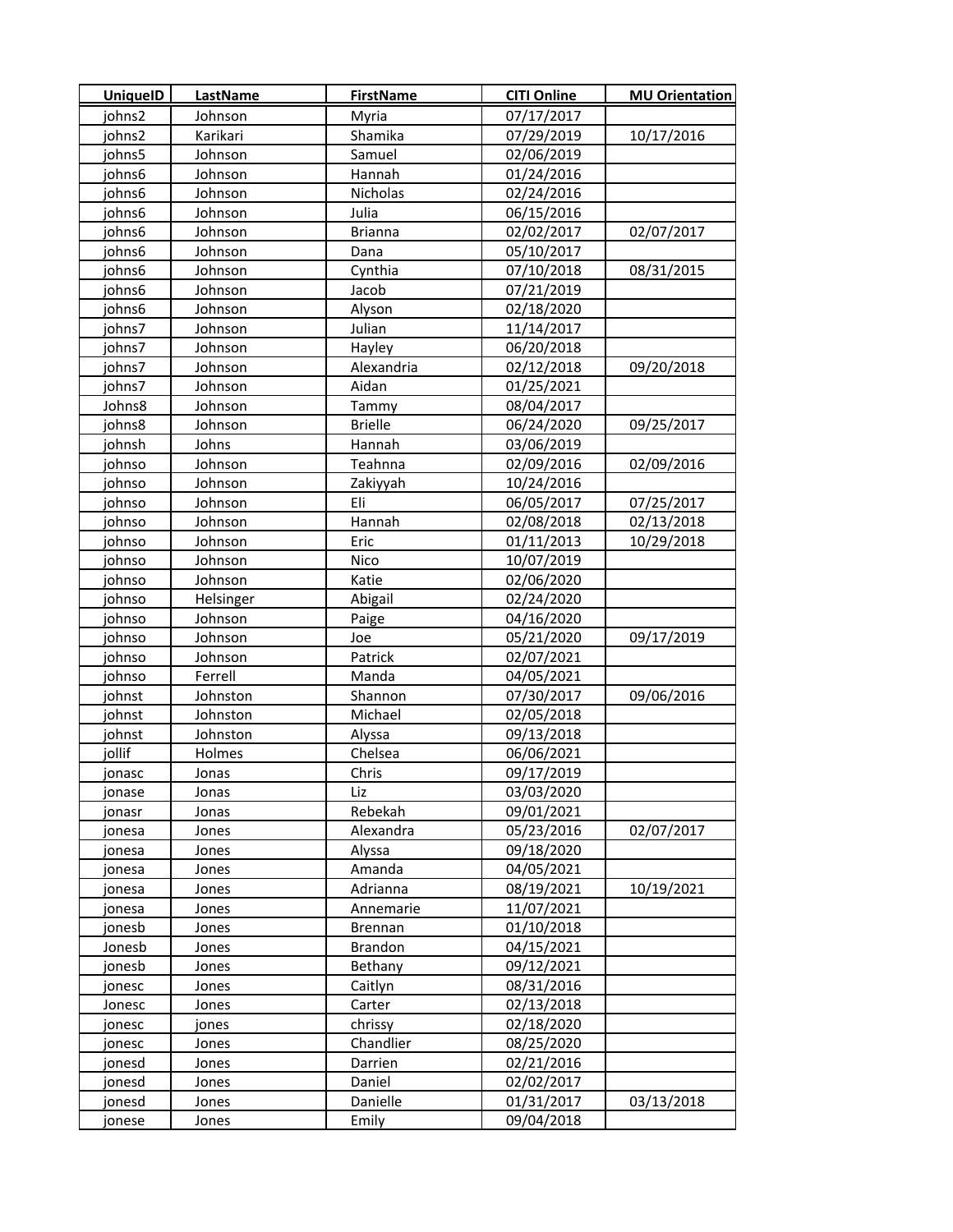| UniqueID | LastName | FirstName | CITI Online | MU Orientation |
|---|---|---|---|---|
| johns2 | Johnson | Myria | 07/17/2017 | |
| johns2 | Karikari | Shamika | 07/29/2019 | 10/17/2016 |
| johns5 | Johnson | Samuel | 02/06/2019 | |
| johns6 | Johnson | Hannah | 01/24/2016 | |
| johns6 | Johnson | Nicholas | 02/24/2016 | |
| johns6 | Johnson | Julia | 06/15/2016 | |
| johns6 | Johnson | Brianna | 02/02/2017 | 02/07/2017 |
| johns6 | Johnson | Dana | 05/10/2017 | |
| johns6 | Johnson | Cynthia | 07/10/2018 | 08/31/2015 |
| johns6 | Johnson | Jacob | 07/21/2019 | |
| johns6 | Johnson | Alyson | 02/18/2020 | |
| johns7 | Johnson | Julian | 11/14/2017 | |
| johns7 | Johnson | Hayley | 06/20/2018 | |
| johns7 | Johnson | Alexandria | 02/12/2018 | 09/20/2018 |
| johns7 | Johnson | Aidan | 01/25/2021 | |
| Johns8 | Johnson | Tammy | 08/04/2017 | |
| johns8 | Johnson | Brielle | 06/24/2020 | 09/25/2017 |
| johnsh | Johns | Hannah | 03/06/2019 | |
| johnso | Johnson | Teahnna | 02/09/2016 | 02/09/2016 |
| johnso | Johnson | Zakiyyah | 10/24/2016 | |
| johnso | Johnson | Eli | 06/05/2017 | 07/25/2017 |
| johnso | Johnson | Hannah | 02/08/2018 | 02/13/2018 |
| johnso | Johnson | Eric | 01/11/2013 | 10/29/2018 |
| johnso | Johnson | Nico | 10/07/2019 | |
| johnso | Johnson | Katie | 02/06/2020 | |
| johnso | Helsinger | Abigail | 02/24/2020 | |
| johnso | Johnson | Paige | 04/16/2020 | |
| johnso | Johnson | Joe | 05/21/2020 | 09/17/2019 |
| johnso | Johnson | Patrick | 02/07/2021 | |
| johnso | Ferrell | Manda | 04/05/2021 | |
| johnst | Johnston | Shannon | 07/30/2017 | 09/06/2016 |
| johnst | Johnston | Michael | 02/05/2018 | |
| johnst | Johnston | Alyssa | 09/13/2018 | |
| jollif | Holmes | Chelsea | 06/06/2021 | |
| jonasc | Jonas | Chris | 09/17/2019 | |
| jonase | Jonas | Liz | 03/03/2020 | |
| jonasr | Jonas | Rebekah | 09/01/2021 | |
| jonesa | Jones | Alexandra | 05/23/2016 | 02/07/2017 |
| jonesa | Jones | Alyssa | 09/18/2020 | |
| jonesa | Jones | Amanda | 04/05/2021 | |
| jonesa | Jones | Adrianna | 08/19/2021 | 10/19/2021 |
| jonesa | Jones | Annemarie | 11/07/2021 | |
| jonesb | Jones | Brennan | 01/10/2018 | |
| Jonesb | Jones | Brandon | 04/15/2021 | |
| jonesb | Jones | Bethany | 09/12/2021 | |
| jonesc | Jones | Caitlyn | 08/31/2016 | |
| Jonesc | Jones | Carter | 02/13/2018 | |
| jonesc | jones | chrissy | 02/18/2020 | |
| jonesc | Jones | Chandlier | 08/25/2020 | |
| jonesd | Jones | Darrien | 02/21/2016 | |
| jonesd | Jones | Daniel | 02/02/2017 | |
| jonesd | Jones | Danielle | 01/31/2017 | 03/13/2018 |
| jonese | Jones | Emily | 09/04/2018 | |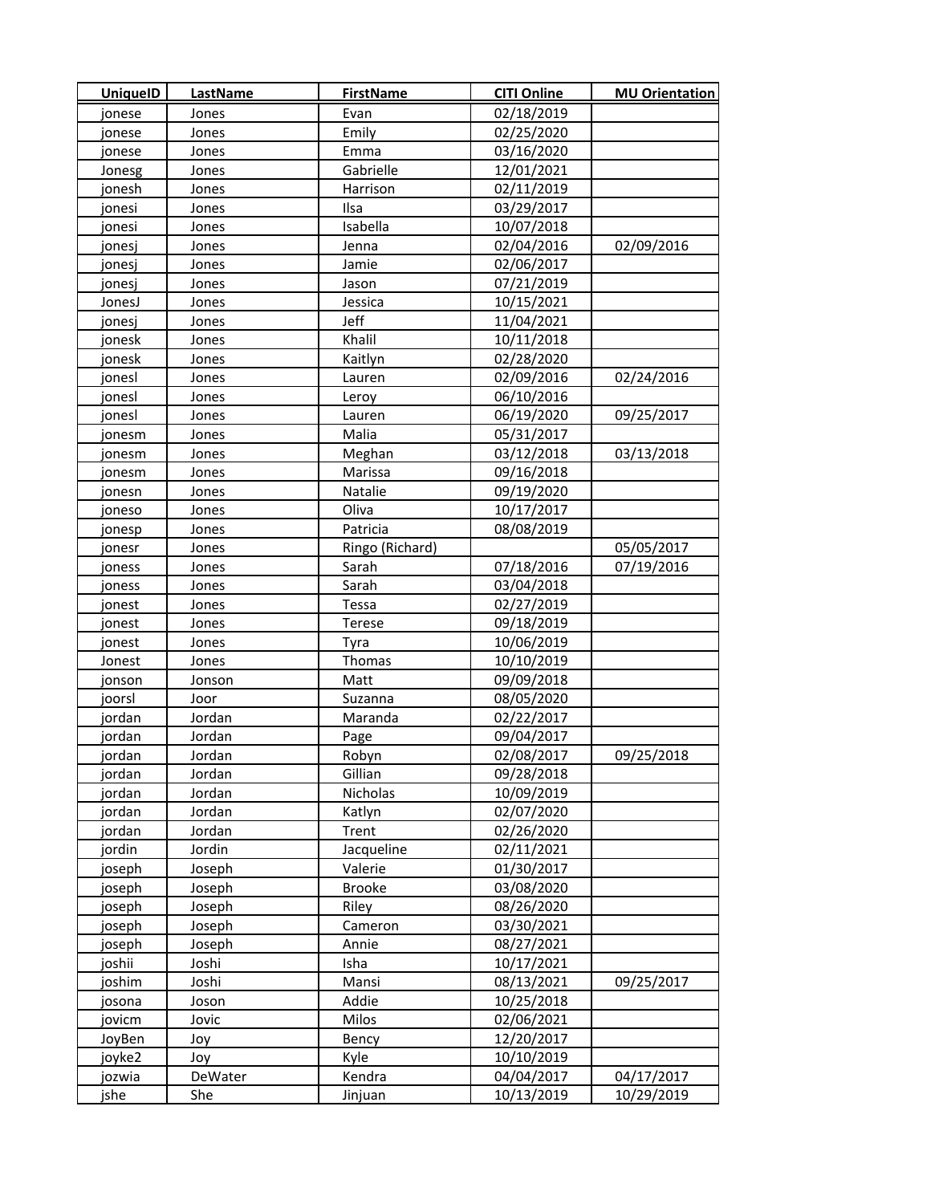| UniqueID | LastName | FirstName | CITI Online | MU Orientation |
|---|---|---|---|---|
| jonese | Jones | Evan | 02/18/2019 | |
| jonese | Jones | Emily | 02/25/2020 | |
| jonese | Jones | Emma | 03/16/2020 | |
| Jonesg | Jones | Gabrielle | 12/01/2021 | |
| jonesh | Jones | Harrison | 02/11/2019 | |
| jonesi | Jones | Ilsa | 03/29/2017 | |
| jonesi | Jones | Isabella | 10/07/2018 | |
| jonesj | Jones | Jenna | 02/04/2016 | 02/09/2016 |
| jonesj | Jones | Jamie | 02/06/2017 | |
| jonesj | Jones | Jason | 07/21/2019 | |
| JonesJ | Jones | Jessica | 10/15/2021 | |
| jonesj | Jones | Jeff | 11/04/2021 | |
| jonesk | Jones | Khalil | 10/11/2018 | |
| jonesk | Jones | Kaitlyn | 02/28/2020 | |
| jonesl | Jones | Lauren | 02/09/2016 | 02/24/2016 |
| jonesl | Jones | Leroy | 06/10/2016 | |
| jonesl | Jones | Lauren | 06/19/2020 | 09/25/2017 |
| jonesm | Jones | Malia | 05/31/2017 | |
| jonesm | Jones | Meghan | 03/12/2018 | 03/13/2018 |
| jonesm | Jones | Marissa | 09/16/2018 | |
| jonesn | Jones | Natalie | 09/19/2020 | |
| joneso | Jones | Oliva | 10/17/2017 | |
| jonesp | Jones | Patricia | 08/08/2019 | |
| jonesr | Jones | Ringo (Richard) | | 05/05/2017 |
| joness | Jones | Sarah | 07/18/2016 | 07/19/2016 |
| joness | Jones | Sarah | 03/04/2018 | |
| jonest | Jones | Tessa | 02/27/2019 | |
| jonest | Jones | Terese | 09/18/2019 | |
| jonest | Jones | Tyra | 10/06/2019 | |
| Jonest | Jones | Thomas | 10/10/2019 | |
| jonson | Jonson | Matt | 09/09/2018 | |
| joorsl | Joor | Suzanna | 08/05/2020 | |
| jordan | Jordan | Maranda | 02/22/2017 | |
| jordan | Jordan | Page | 09/04/2017 | |
| jordan | Jordan | Robyn | 02/08/2017 | 09/25/2018 |
| jordan | Jordan | Gillian | 09/28/2018 | |
| jordan | Jordan | Nicholas | 10/09/2019 | |
| jordan | Jordan | Katlyn | 02/07/2020 | |
| jordan | Jordan | Trent | 02/26/2020 | |
| jordin | Jordin | Jacqueline | 02/11/2021 | |
| joseph | Joseph | Valerie | 01/30/2017 | |
| joseph | Joseph | Brooke | 03/08/2020 | |
| joseph | Joseph | Riley | 08/26/2020 | |
| joseph | Joseph | Cameron | 03/30/2021 | |
| joseph | Joseph | Annie | 08/27/2021 | |
| joshii | Joshi | Isha | 10/17/2021 | |
| joshim | Joshi | Mansi | 08/13/2021 | 09/25/2017 |
| josona | Joson | Addie | 10/25/2018 | |
| jovicm | Jovic | Milos | 02/06/2021 | |
| JoyBen | Joy | Bency | 12/20/2017 | |
| joyke2 | Joy | Kyle | 10/10/2019 | |
| jozwia | DeWater | Kendra | 04/04/2017 | 04/17/2017 |
| jshe | She | Jinjuan | 10/13/2019 | 10/29/2019 |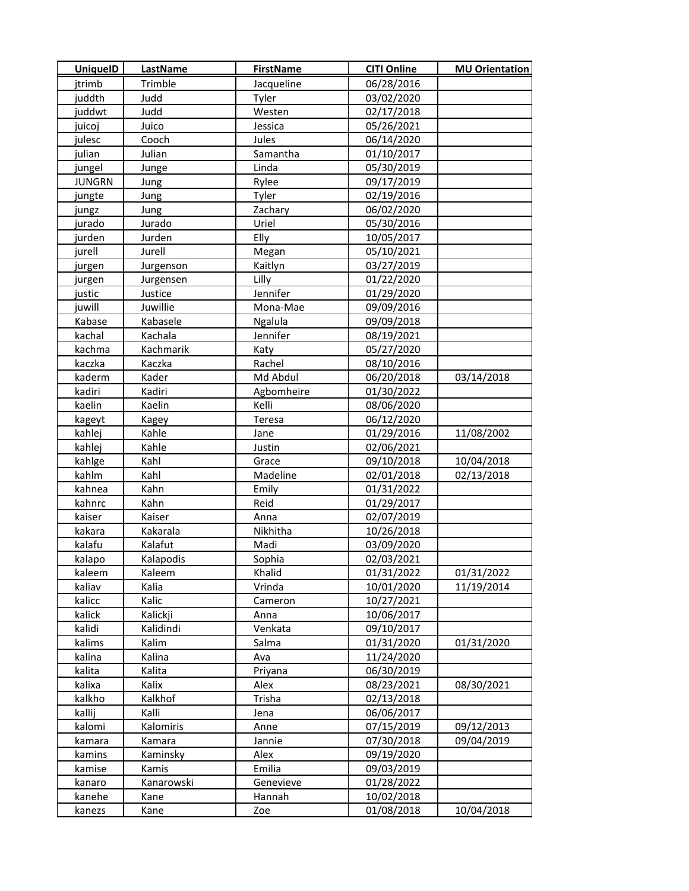| UniqueID | LastName | FirstName | CITI Online | MU Orientation |
|---|---|---|---|---|
| jtrimb | Trimble | Jacqueline | 06/28/2016 | |
| juddth | Judd | Tyler | 03/02/2020 | |
| juddwt | Judd | Westen | 02/17/2018 | |
| juicoj | Juico | Jessica | 05/26/2021 | |
| julesc | Cooch | Jules | 06/14/2020 | |
| julian | Julian | Samantha | 01/10/2017 | |
| jungel | Junge | Linda | 05/30/2019 | |
| JUNGRN | Jung | Rylee | 09/17/2019 | |
| jungte | Jung | Tyler | 02/19/2016 | |
| jungz | Jung | Zachary | 06/02/2020 | |
| jurado | Jurado | Uriel | 05/30/2016 | |
| jurden | Jurden | Elly | 10/05/2017 | |
| jurell | Jurell | Megan | 05/10/2021 | |
| jurgen | Jurgenson | Kaitlyn | 03/27/2019 | |
| jurgen | Jurgensen | Lilly | 01/22/2020 | |
| justic | Justice | Jennifer | 01/29/2020 | |
| juwill | Juwillie | Mona-Mae | 09/09/2016 | |
| Kabase | Kabasele | Ngalula | 09/09/2018 | |
| kachal | Kachala | Jennifer | 08/19/2021 | |
| kachma | Kachmarik | Katy | 05/27/2020 | |
| kaczka | Kaczka | Rachel | 08/10/2016 | |
| kaderm | Kader | Md Abdul | 06/20/2018 | 03/14/2018 |
| kadiri | Kadiri | Agbomheire | 01/30/2022 | |
| kaelin | Kaelin | Kelli | 08/06/2020 | |
| kageyt | Kagey | Teresa | 06/12/2020 | |
| kahlej | Kahle | Jane | 01/29/2016 | 11/08/2002 |
| kahlej | Kahle | Justin | 02/06/2021 | |
| kahlge | Kahl | Grace | 09/10/2018 | 10/04/2018 |
| kahlm | Kahl | Madeline | 02/01/2018 | 02/13/2018 |
| kahnea | Kahn | Emily | 01/31/2022 | |
| kahnrc | Kahn | Reid | 01/29/2017 | |
| kaiser | Kaiser | Anna | 02/07/2019 | |
| kakara | Kakarala | Nikhitha | 10/26/2018 | |
| kalafu | Kalafut | Madi | 03/09/2020 | |
| kalapo | Kalapodis | Sophia | 02/03/2021 | |
| kaleem | Kaleem | Khalid | 01/31/2022 | 01/31/2022 |
| kaliav | Kalia | Vrinda | 10/01/2020 | 11/19/2014 |
| kalicc | Kalic | Cameron | 10/27/2021 | |
| kalick | Kalickji | Anna | 10/06/2017 | |
| kalidi | Kalidindi | Venkata | 09/10/2017 | |
| kalims | Kalim | Salma | 01/31/2020 | 01/31/2020 |
| kalina | Kalina | Ava | 11/24/2020 | |
| kalita | Kalita | Priyana | 06/30/2019 | |
| kalixa | Kalix | Alex | 08/23/2021 | 08/30/2021 |
| kalkho | Kalkhof | Trisha | 02/13/2018 | |
| kallij | Kalli | Jena | 06/06/2017 | |
| kalomi | Kalomiris | Anne | 07/15/2019 | 09/12/2013 |
| kamara | Kamara | Jannie | 07/30/2018 | 09/04/2019 |
| kamins | Kaminsky | Alex | 09/19/2020 | |
| kamise | Kamis | Emilia | 09/03/2019 | |
| kanaro | Kanarowski | Genevieve | 01/28/2022 | |
| kanehe | Kane | Hannah | 10/02/2018 | |
| kanezs | Kane | Zoe | 01/08/2018 | 10/04/2018 |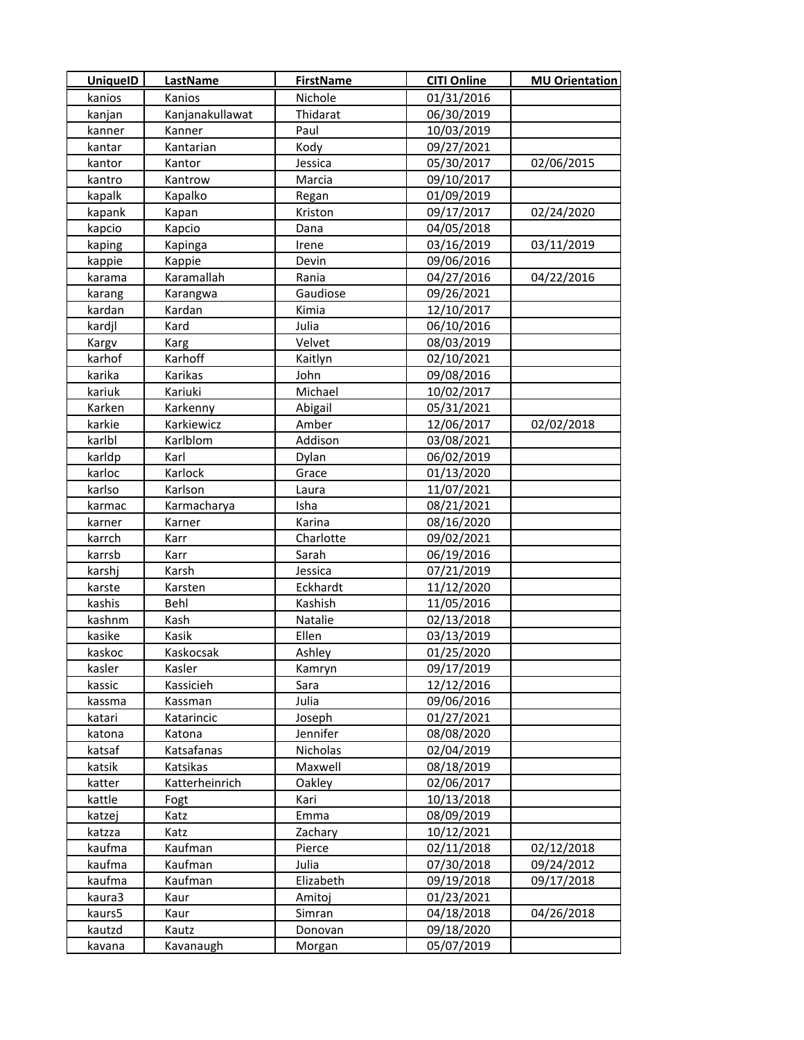| UniqueID | LastName | FirstName | CITI Online | MU Orientation |
|---|---|---|---|---|
| kanios | Kanios | Nichole | 01/31/2016 | |
| kanjan | Kanjanakullawat | Thidarat | 06/30/2019 | |
| kanner | Kanner | Paul | 10/03/2019 | |
| kantar | Kantarian | Kody | 09/27/2021 | |
| kantor | Kantor | Jessica | 05/30/2017 | 02/06/2015 |
| kantro | Kantrow | Marcia | 09/10/2017 | |
| kapalk | Kapalko | Regan | 01/09/2019 | |
| kapank | Kapan | Kriston | 09/17/2017 | 02/24/2020 |
| kapcio | Kapcio | Dana | 04/05/2018 | |
| kaping | Kapinga | Irene | 03/16/2019 | 03/11/2019 |
| kappie | Kappie | Devin | 09/06/2016 | |
| karama | Karamallah | Rania | 04/27/2016 | 04/22/2016 |
| karang | Karangwa | Gaudiose | 09/26/2021 | |
| kardan | Kardan | Kimia | 12/10/2017 | |
| kardjl | Kard | Julia | 06/10/2016 | |
| Kargv | Karg | Velvet | 08/03/2019 | |
| karhof | Karhoff | Kaitlyn | 02/10/2021 | |
| karika | Karikas | John | 09/08/2016 | |
| kariuk | Kariuki | Michael | 10/02/2017 | |
| Karken | Karkenny | Abigail | 05/31/2021 | |
| karkie | Karkiewicz | Amber | 12/06/2017 | 02/02/2018 |
| karlbl | Karlblom | Addison | 03/08/2021 | |
| karldp | Karl | Dylan | 06/02/2019 | |
| karloc | Karlock | Grace | 01/13/2020 | |
| karlso | Karlson | Laura | 11/07/2021 | |
| karmac | Karmacharya | Isha | 08/21/2021 | |
| karner | Karner | Karina | 08/16/2020 | |
| karrch | Karr | Charlotte | 09/02/2021 | |
| karrsb | Karr | Sarah | 06/19/2016 | |
| karshj | Karsh | Jessica | 07/21/2019 | |
| karste | Karsten | Eckhardt | 11/12/2020 | |
| kashis | Behl | Kashish | 11/05/2016 | |
| kashnm | Kash | Natalie | 02/13/2018 | |
| kasike | Kasik | Ellen | 03/13/2019 | |
| kaskoc | Kaskocsak | Ashley | 01/25/2020 | |
| kasler | Kasler | Kamryn | 09/17/2019 | |
| kassic | Kassicieh | Sara | 12/12/2016 | |
| kassma | Kassman | Julia | 09/06/2016 | |
| katari | Katarincic | Joseph | 01/27/2021 | |
| katona | Katona | Jennifer | 08/08/2020 | |
| katsaf | Katsafanas | Nicholas | 02/04/2019 | |
| katsik | Katsikas | Maxwell | 08/18/2019 | |
| katter | Katterheinrich | Oakley | 02/06/2017 | |
| kattle | Fogt | Kari | 10/13/2018 | |
| katzej | Katz | Emma | 08/09/2019 | |
| katzza | Katz | Zachary | 10/12/2021 | |
| kaufma | Kaufman | Pierce | 02/11/2018 | 02/12/2018 |
| kaufma | Kaufman | Julia | 07/30/2018 | 09/24/2012 |
| kaufma | Kaufman | Elizabeth | 09/19/2018 | 09/17/2018 |
| kaura3 | Kaur | Amitoj | 01/23/2021 | |
| kaurs5 | Kaur | Simran | 04/18/2018 | 04/26/2018 |
| kautzd | Kautz | Donovan | 09/18/2020 | |
| kavana | Kavanaugh | Morgan | 05/07/2019 | |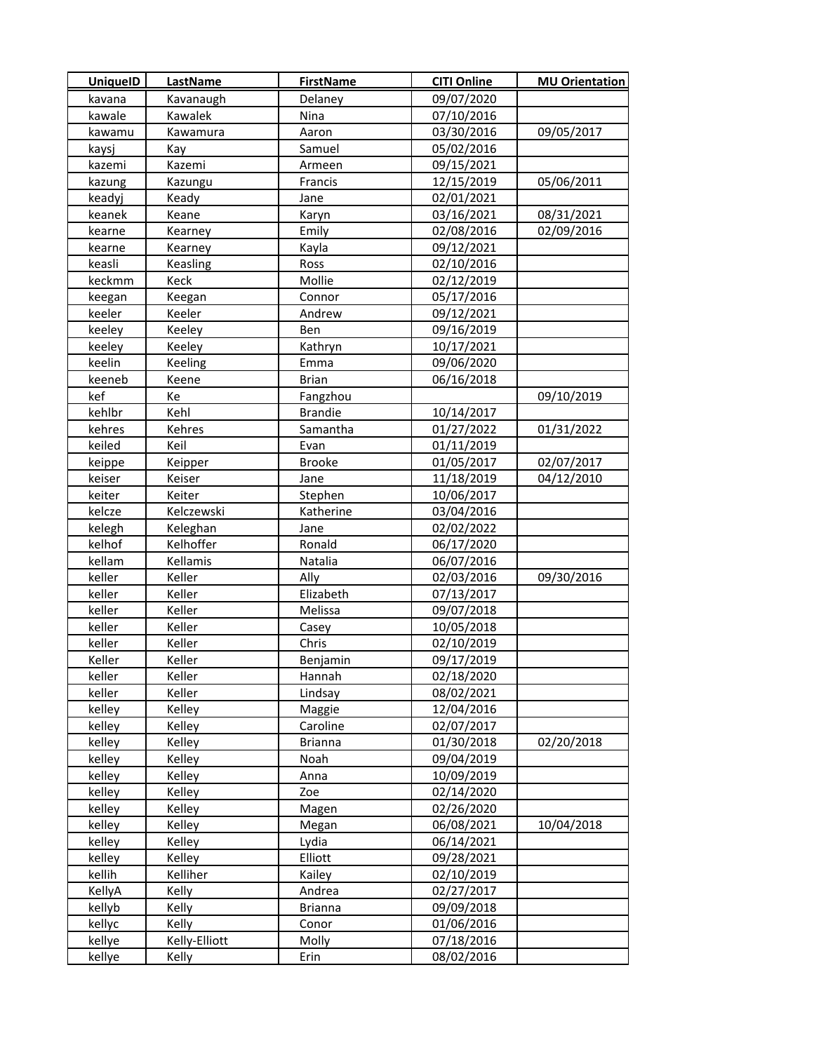| UniqueID | LastName | FirstName | CITI Online | MU Orientation |
|---|---|---|---|---|
| kavana | Kavanaugh | Delaney | 09/07/2020 | |
| kawale | Kawalek | Nina | 07/10/2016 | |
| kawamu | Kawamura | Aaron | 03/30/2016 | 09/05/2017 |
| kaysj | Kay | Samuel | 05/02/2016 | |
| kazemi | Kazemi | Armeen | 09/15/2021 | |
| kazung | Kazungu | Francis | 12/15/2019 | 05/06/2011 |
| keadyj | Keady | Jane | 02/01/2021 | |
| keanek | Keane | Karyn | 03/16/2021 | 08/31/2021 |
| kearne | Kearney | Emily | 02/08/2016 | 02/09/2016 |
| kearne | Kearney | Kayla | 09/12/2021 | |
| keasli | Keasling | Ross | 02/10/2016 | |
| keckmm | Keck | Mollie | 02/12/2019 | |
| keegan | Keegan | Connor | 05/17/2016 | |
| keeler | Keeler | Andrew | 09/12/2021 | |
| keeley | Keeley | Ben | 09/16/2019 | |
| keeley | Keeley | Kathryn | 10/17/2021 | |
| keelin | Keeling | Emma | 09/06/2020 | |
| keeneb | Keene | Brian | 06/16/2018 | |
| kef | Ke | Fangzhou | | 09/10/2019 |
| kehlbr | Kehl | Brandie | 10/14/2017 | |
| kehres | Kehres | Samantha | 01/27/2022 | 01/31/2022 |
| keiled | Keil | Evan | 01/11/2019 | |
| keippe | Keipper | Brooke | 01/05/2017 | 02/07/2017 |
| keiser | Keiser | Jane | 11/18/2019 | 04/12/2010 |
| keiter | Keiter | Stephen | 10/06/2017 | |
| kelcze | Kelczewski | Katherine | 03/04/2016 | |
| kelegh | Keleghan | Jane | 02/02/2022 | |
| kelhof | Kelhoffer | Ronald | 06/17/2020 | |
| kellam | Kellamis | Natalia | 06/07/2016 | |
| keller | Keller | Ally | 02/03/2016 | 09/30/2016 |
| keller | Keller | Elizabeth | 07/13/2017 | |
| keller | Keller | Melissa | 09/07/2018 | |
| keller | Keller | Casey | 10/05/2018 | |
| keller | Keller | Chris | 02/10/2019 | |
| Keller | Keller | Benjamin | 09/17/2019 | |
| keller | Keller | Hannah | 02/18/2020 | |
| keller | Keller | Lindsay | 08/02/2021 | |
| kelley | Kelley | Maggie | 12/04/2016 | |
| kelley | Kelley | Caroline | 02/07/2017 | |
| kelley | Kelley | Brianna | 01/30/2018 | 02/20/2018 |
| kelley | Kelley | Noah | 09/04/2019 | |
| kelley | Kelley | Anna | 10/09/2019 | |
| kelley | Kelley | Zoe | 02/14/2020 | |
| kelley | Kelley | Magen | 02/26/2020 | |
| kelley | Kelley | Megan | 06/08/2021 | 10/04/2018 |
| kelley | Kelley | Lydia | 06/14/2021 | |
| kelley | Kelley | Elliott | 09/28/2021 | |
| kellih | Kelliher | Kailey | 02/10/2019 | |
| KellyA | Kelly | Andrea | 02/27/2017 | |
| kellyb | Kelly | Brianna | 09/09/2018 | |
| kellyc | Kelly | Conor | 01/06/2016 | |
| kellye | Kelly-Elliott | Molly | 07/18/2016 | |
| kellye | Kelly | Erin | 08/02/2016 | |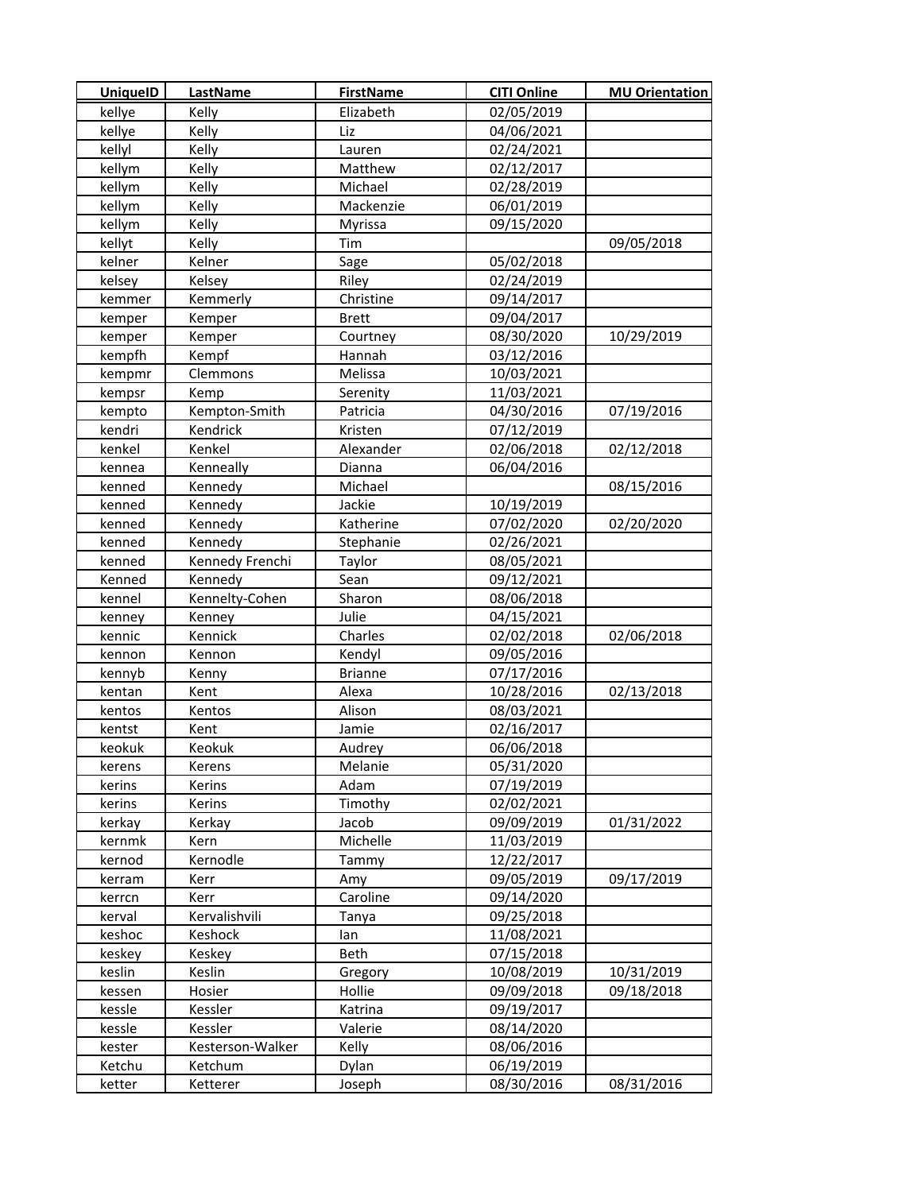| UniqueID | LastName | FirstName | CITI Online | MU Orientation |
|---|---|---|---|---|
| kellye | Kelly | Elizabeth | 02/05/2019 | |
| kellye | Kelly | Liz | 04/06/2021 | |
| kellyl | Kelly | Lauren | 02/24/2021 | |
| kellym | Kelly | Matthew | 02/12/2017 | |
| kellym | Kelly | Michael | 02/28/2019 | |
| kellym | Kelly | Mackenzie | 06/01/2019 | |
| kellym | Kelly | Myrissa | 09/15/2020 | |
| kellyt | Kelly | Tim | | 09/05/2018 |
| kelner | Kelner | Sage | 05/02/2018 | |
| kelsey | Kelsey | Riley | 02/24/2019 | |
| kemmer | Kemmerly | Christine | 09/14/2017 | |
| kemper | Kemper | Brett | 09/04/2017 | |
| kemper | Kemper | Courtney | 08/30/2020 | 10/29/2019 |
| kempfh | Kempf | Hannah | 03/12/2016 | |
| kempmr | Clemmons | Melissa | 10/03/2021 | |
| kempsr | Kemp | Serenity | 11/03/2021 | |
| kempto | Kempton-Smith | Patricia | 04/30/2016 | 07/19/2016 |
| kendri | Kendrick | Kristen | 07/12/2019 | |
| kenkel | Kenkel | Alexander | 02/06/2018 | 02/12/2018 |
| kennea | Kenneally | Dianna | 06/04/2016 | |
| kenned | Kennedy | Michael | | 08/15/2016 |
| kenned | Kennedy | Jackie | 10/19/2019 | |
| kenned | Kennedy | Katherine | 07/02/2020 | 02/20/2020 |
| kenned | Kennedy | Stephanie | 02/26/2021 | |
| kenned | Kennedy Frenchi | Taylor | 08/05/2021 | |
| Kenned | Kennedy | Sean | 09/12/2021 | |
| kennel | Kennelty-Cohen | Sharon | 08/06/2018 | |
| kenney | Kenney | Julie | 04/15/2021 | |
| kennic | Kennick | Charles | 02/02/2018 | 02/06/2018 |
| kennon | Kennon | Kendyl | 09/05/2016 | |
| kennyb | Kenny | Brianne | 07/17/2016 | |
| kentan | Kent | Alexa | 10/28/2016 | 02/13/2018 |
| kentos | Kentos | Alison | 08/03/2021 | |
| kentst | Kent | Jamie | 02/16/2017 | |
| keokuk | Keokuk | Audrey | 06/06/2018 | |
| kerens | Kerens | Melanie | 05/31/2020 | |
| kerins | Kerins | Adam | 07/19/2019 | |
| kerins | Kerins | Timothy | 02/02/2021 | |
| kerkay | Kerkay | Jacob | 09/09/2019 | 01/31/2022 |
| kernmk | Kern | Michelle | 11/03/2019 | |
| kernod | Kernodle | Tammy | 12/22/2017 | |
| kerram | Kerr | Amy | 09/05/2019 | 09/17/2019 |
| kerrcn | Kerr | Caroline | 09/14/2020 | |
| kerval | Kervalishvili | Tanya | 09/25/2018 | |
| keshoc | Keshock | Ian | 11/08/2021 | |
| keskey | Keskey | Beth | 07/15/2018 | |
| keslin | Keslin | Gregory | 10/08/2019 | 10/31/2019 |
| kessen | Hosier | Hollie | 09/09/2018 | 09/18/2018 |
| kessle | Kessler | Katrina | 09/19/2017 | |
| kessle | Kessler | Valerie | 08/14/2020 | |
| kester | Kesterson-Walker | Kelly | 08/06/2016 | |
| Ketchu | Ketchum | Dylan | 06/19/2019 | |
| ketter | Ketterer | Joseph | 08/30/2016 | 08/31/2016 |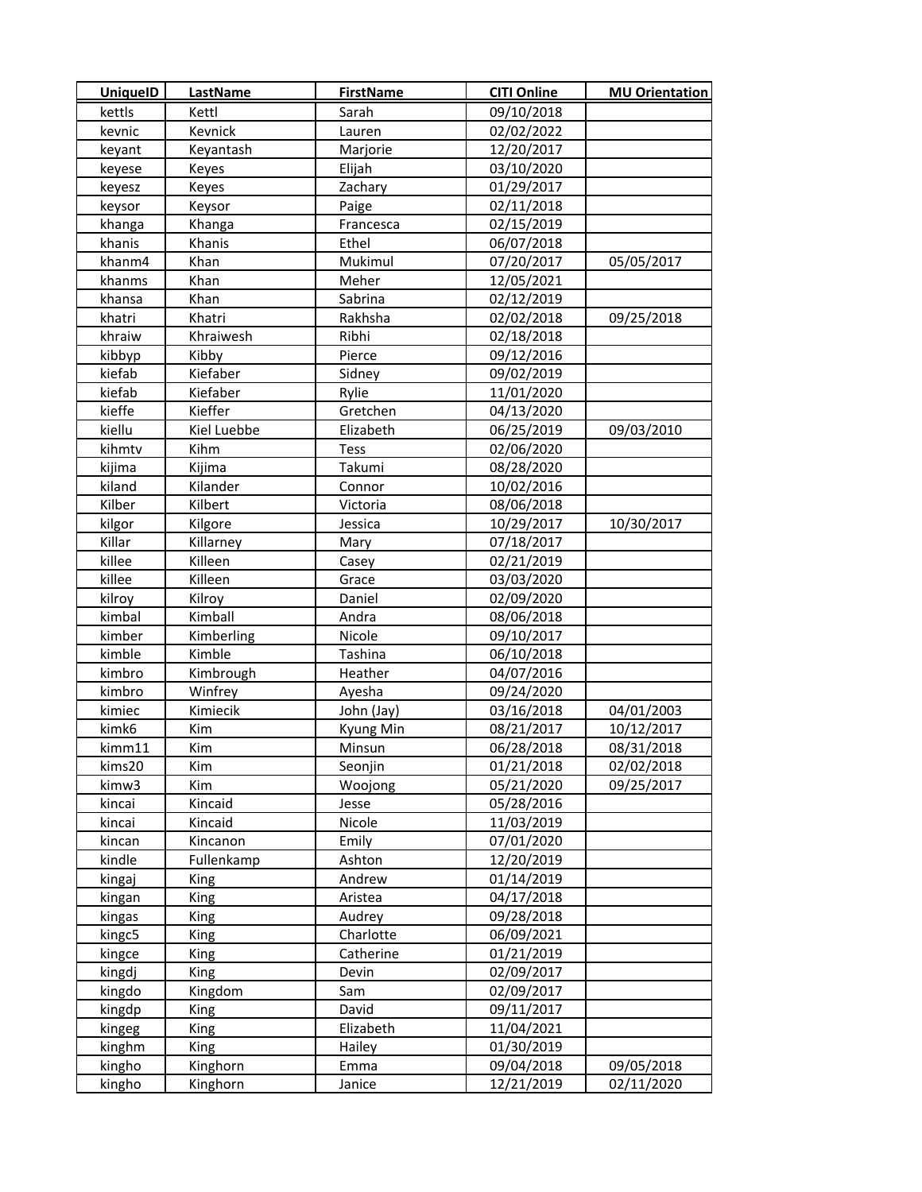| UniqueID | LastName | FirstName | CITI Online | MU Orientation |
|---|---|---|---|---|
| kettls | Kettl | Sarah | 09/10/2018 | |
| kevnic | Kevnick | Lauren | 02/02/2022 | |
| keyant | Keyantash | Marjorie | 12/20/2017 | |
| keyese | Keyes | Elijah | 03/10/2020 | |
| keyesz | Keyes | Zachary | 01/29/2017 | |
| keysor | Keysor | Paige | 02/11/2018 | |
| khanga | Khanga | Francesca | 02/15/2019 | |
| khanis | Khanis | Ethel | 06/07/2018 | |
| khanm4 | Khan | Mukimul | 07/20/2017 | 05/05/2017 |
| khanms | Khan | Meher | 12/05/2021 | |
| khansa | Khan | Sabrina | 02/12/2019 | |
| khatri | Khatri | Rakhsha | 02/02/2018 | 09/25/2018 |
| khraiw | Khraiwesh | Ribhi | 02/18/2018 | |
| kibbyp | Kibby | Pierce | 09/12/2016 | |
| kiefab | Kiefaber | Sidney | 09/02/2019 | |
| kiefab | Kiefaber | Rylie | 11/01/2020 | |
| kieffe | Kieffer | Gretchen | 04/13/2020 | |
| kiellu | Kiel Luebbe | Elizabeth | 06/25/2019 | 09/03/2010 |
| kihmtv | Kihm | Tess | 02/06/2020 | |
| kijima | Kijima | Takumi | 08/28/2020 | |
| kiland | Kilander | Connor | 10/02/2016 | |
| Kilber | Kilbert | Victoria | 08/06/2018 | |
| kilgor | Kilgore | Jessica | 10/29/2017 | 10/30/2017 |
| Killar | Killarney | Mary | 07/18/2017 | |
| killee | Killeen | Casey | 02/21/2019 | |
| killee | Killeen | Grace | 03/03/2020 | |
| kilroy | Kilroy | Daniel | 02/09/2020 | |
| kimbal | Kimball | Andra | 08/06/2018 | |
| kimber | Kimberling | Nicole | 09/10/2017 | |
| kimble | Kimble | Tashina | 06/10/2018 | |
| kimbro | Kimbrough | Heather | 04/07/2016 | |
| kimbro | Winfrey | Ayesha | 09/24/2020 | |
| kimiec | Kimiecik | John (Jay) | 03/16/2018 | 04/01/2003 |
| kimk6 | Kim | Kyung Min | 08/21/2017 | 10/12/2017 |
| kimm11 | Kim | Minsun | 06/28/2018 | 08/31/2018 |
| kims20 | Kim | Seonjin | 01/21/2018 | 02/02/2018 |
| kimw3 | Kim | Woojong | 05/21/2020 | 09/25/2017 |
| kincai | Kincaid | Jesse | 05/28/2016 | |
| kincai | Kincaid | Nicole | 11/03/2019 | |
| kincan | Kincanon | Emily | 07/01/2020 | |
| kindle | Fullenkamp | Ashton | 12/20/2019 | |
| kingaj | King | Andrew | 01/14/2019 | |
| kingan | King | Aristea | 04/17/2018 | |
| kingas | King | Audrey | 09/28/2018 | |
| kingc5 | King | Charlotte | 06/09/2021 | |
| kingce | King | Catherine | 01/21/2019 | |
| kingdj | King | Devin | 02/09/2017 | |
| kingdo | Kingdom | Sam | 02/09/2017 | |
| kingdp | King | David | 09/11/2017 | |
| kingeg | King | Elizabeth | 11/04/2021 | |
| kinghm | King | Hailey | 01/30/2019 | |
| kingho | Kinghorn | Emma | 09/04/2018 | 09/05/2018 |
| kingho | Kinghorn | Janice | 12/21/2019 | 02/11/2020 |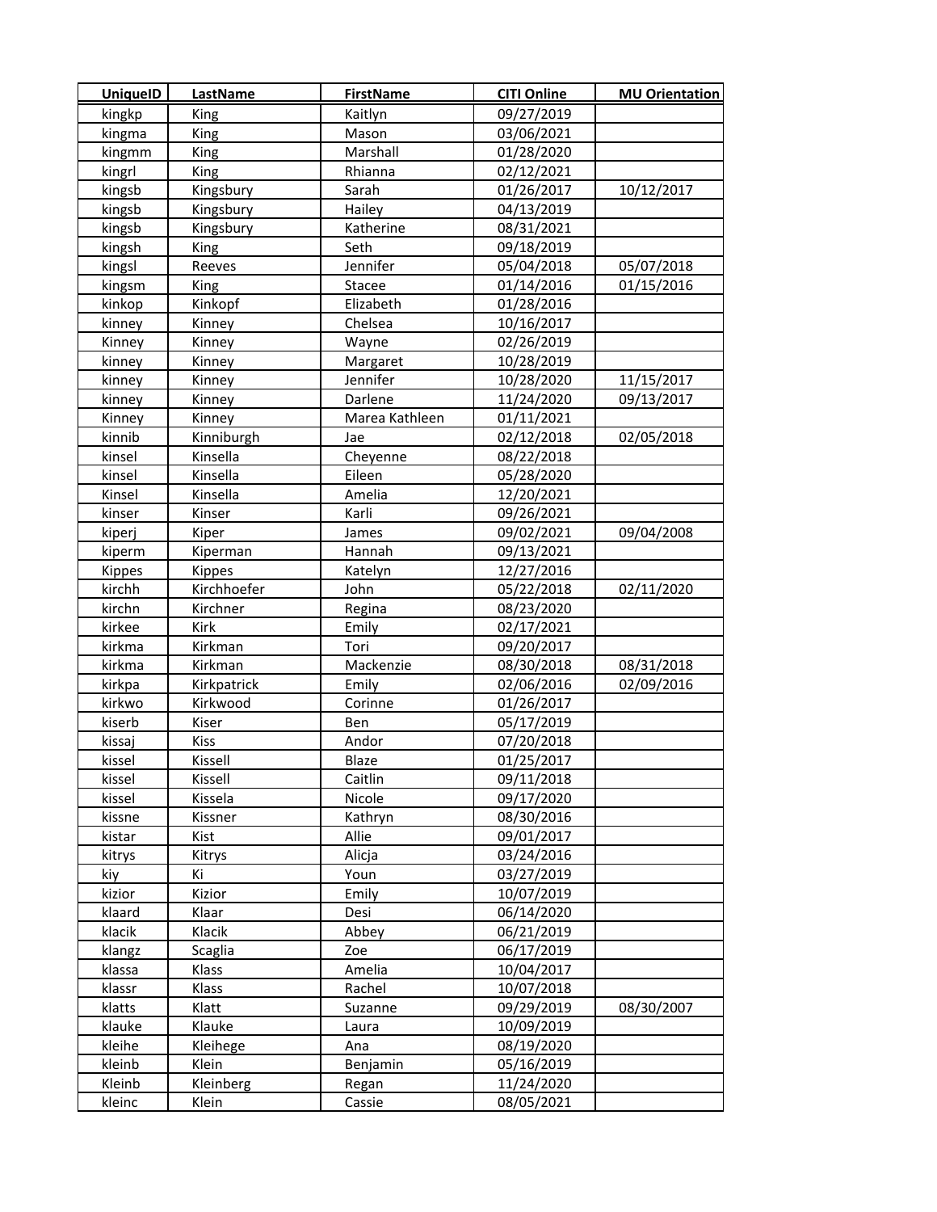| UniqueID | LastName | FirstName | CITI Online | MU Orientation |
|---|---|---|---|---|
| kingkp | King | Kaitlyn | 09/27/2019 | |
| kingma | King | Mason | 03/06/2021 | |
| kingmm | King | Marshall | 01/28/2020 | |
| kingrl | King | Rhianna | 02/12/2021 | |
| kingsb | Kingsbury | Sarah | 01/26/2017 | 10/12/2017 |
| kingsb | Kingsbury | Hailey | 04/13/2019 | |
| kingsb | Kingsbury | Katherine | 08/31/2021 | |
| kingsh | King | Seth | 09/18/2019 | |
| kingsl | Reeves | Jennifer | 05/04/2018 | 05/07/2018 |
| kingsm | King | Stacee | 01/14/2016 | 01/15/2016 |
| kinkop | Kinkopf | Elizabeth | 01/28/2016 | |
| kinney | Kinney | Chelsea | 10/16/2017 | |
| Kinney | Kinney | Wayne | 02/26/2019 | |
| kinney | Kinney | Margaret | 10/28/2019 | |
| kinney | Kinney | Jennifer | 10/28/2020 | 11/15/2017 |
| kinney | Kinney | Darlene | 11/24/2020 | 09/13/2017 |
| Kinney | Kinney | Marea Kathleen | 01/11/2021 | |
| kinnib | Kinniburgh | Jae | 02/12/2018 | 02/05/2018 |
| kinsel | Kinsella | Cheyenne | 08/22/2018 | |
| kinsel | Kinsella | Eileen | 05/28/2020 | |
| Kinsel | Kinsella | Amelia | 12/20/2021 | |
| kinser | Kinser | Karli | 09/26/2021 | |
| kiperj | Kiper | James | 09/02/2021 | 09/04/2008 |
| kiperm | Kiperman | Hannah | 09/13/2021 | |
| Kippes | Kippes | Katelyn | 12/27/2016 | |
| kirchh | Kirchhoefer | John | 05/22/2018 | 02/11/2020 |
| kirchn | Kirchner | Regina | 08/23/2020 | |
| kirkee | Kirk | Emily | 02/17/2021 | |
| kirkma | Kirkman | Tori | 09/20/2017 | |
| kirkma | Kirkman | Mackenzie | 08/30/2018 | 08/31/2018 |
| kirkpa | Kirkpatrick | Emily | 02/06/2016 | 02/09/2016 |
| kirkwo | Kirkwood | Corinne | 01/26/2017 | |
| kiserb | Kiser | Ben | 05/17/2019 | |
| kissaj | Kiss | Andor | 07/20/2018 | |
| kissel | Kissell | Blaze | 01/25/2017 | |
| kissel | Kissell | Caitlin | 09/11/2018 | |
| kissel | Kissela | Nicole | 09/17/2020 | |
| kissne | Kissner | Kathryn | 08/30/2016 | |
| kistar | Kist | Allie | 09/01/2017 | |
| kitrys | Kitrys | Alicja | 03/24/2016 | |
| kiy | Ki | Youn | 03/27/2019 | |
| kizior | Kizior | Emily | 10/07/2019 | |
| klaard | Klaar | Desi | 06/14/2020 | |
| klacik | Klacik | Abbey | 06/21/2019 | |
| klangz | Scaglia | Zoe | 06/17/2019 | |
| klassa | Klass | Amelia | 10/04/2017 | |
| klassr | Klass | Rachel | 10/07/2018 | |
| klatts | Klatt | Suzanne | 09/29/2019 | 08/30/2007 |
| klauke | Klauke | Laura | 10/09/2019 | |
| kleihe | Kleihege | Ana | 08/19/2020 | |
| kleinb | Klein | Benjamin | 05/16/2019 | |
| Kleinb | Kleinberg | Regan | 11/24/2020 | |
| kleinc | Klein | Cassie | 08/05/2021 | |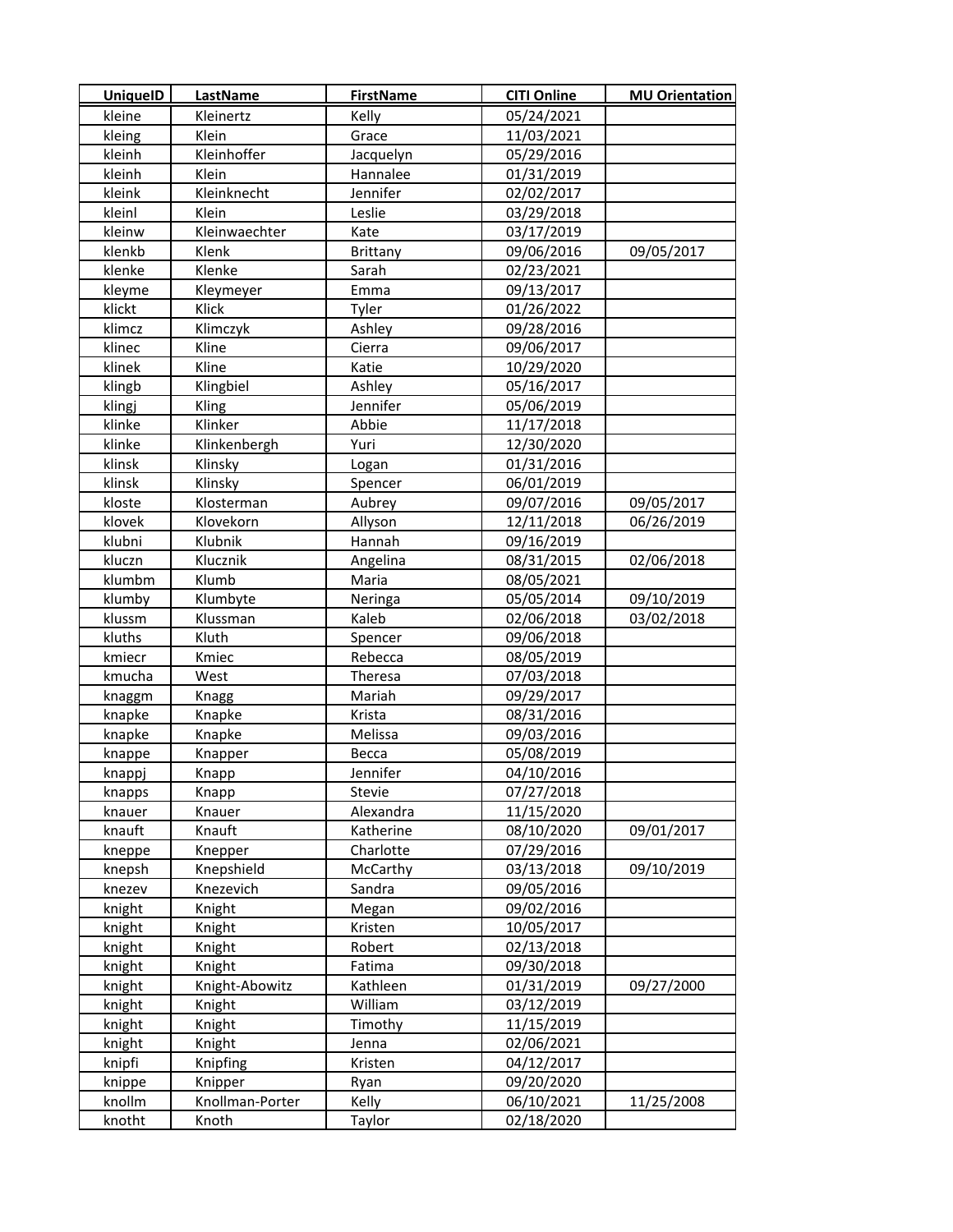| UniqueID | LastName | FirstName | CITI Online | MU Orientation |
|---|---|---|---|---|
| kleine | Kleinertz | Kelly | 05/24/2021 | |
| kleing | Klein | Grace | 11/03/2021 | |
| kleinh | Kleinhoffer | Jacquelyn | 05/29/2016 | |
| kleinh | Klein | Hannalee | 01/31/2019 | |
| kleink | Kleinknecht | Jennifer | 02/02/2017 | |
| kleinl | Klein | Leslie | 03/29/2018 | |
| kleinw | Kleinwaechter | Kate | 03/17/2019 | |
| klenkb | Klenk | Brittany | 09/06/2016 | 09/05/2017 |
| klenke | Klenke | Sarah | 02/23/2021 | |
| kleyme | Kleymeyer | Emma | 09/13/2017 | |
| klickt | Klick | Tyler | 01/26/2022 | |
| klimcz | Klimczyk | Ashley | 09/28/2016 | |
| klinec | Kline | Cierra | 09/06/2017 | |
| klinek | Kline | Katie | 10/29/2020 | |
| klingb | Klingbiel | Ashley | 05/16/2017 | |
| klingj | Kling | Jennifer | 05/06/2019 | |
| klinke | Klinker | Abbie | 11/17/2018 | |
| klinke | Klinkenbergh | Yuri | 12/30/2020 | |
| klinsk | Klinsky | Logan | 01/31/2016 | |
| klinsk | Klinsky | Spencer | 06/01/2019 | |
| kloste | Klosterman | Aubrey | 09/07/2016 | 09/05/2017 |
| klovek | Klovekorn | Allyson | 12/11/2018 | 06/26/2019 |
| klubni | Klubnik | Hannah | 09/16/2019 | |
| kluczn | Klucznik | Angelina | 08/31/2015 | 02/06/2018 |
| klumbm | Klumb | Maria | 08/05/2021 | |
| klumby | Klumbyte | Neringa | 05/05/2014 | 09/10/2019 |
| klussm | Klussman | Kaleb | 02/06/2018 | 03/02/2018 |
| kluths | Kluth | Spencer | 09/06/2018 | |
| kmiecr | Kmiec | Rebecca | 08/05/2019 | |
| kmucha | West | Theresa | 07/03/2018 | |
| knaggm | Knagg | Mariah | 09/29/2017 | |
| knapke | Knapke | Krista | 08/31/2016 | |
| knapke | Knapke | Melissa | 09/03/2016 | |
| knappe | Knapper | Becca | 05/08/2019 | |
| knappj | Knapp | Jennifer | 04/10/2016 | |
| knapps | Knapp | Stevie | 07/27/2018 | |
| knauer | Knauer | Alexandra | 11/15/2020 | |
| knauft | Knauft | Katherine | 08/10/2020 | 09/01/2017 |
| kneppe | Knepper | Charlotte | 07/29/2016 | |
| knepsh | Knepshield | McCarthy | 03/13/2018 | 09/10/2019 |
| knezev | Knezevich | Sandra | 09/05/2016 | |
| knight | Knight | Megan | 09/02/2016 | |
| knight | Knight | Kristen | 10/05/2017 | |
| knight | Knight | Robert | 02/13/2018 | |
| knight | Knight | Fatima | 09/30/2018 | |
| knight | Knight-Abowitz | Kathleen | 01/31/2019 | 09/27/2000 |
| knight | Knight | William | 03/12/2019 | |
| knight | Knight | Timothy | 11/15/2019 | |
| knight | Knight | Jenna | 02/06/2021 | |
| knipfi | Knipfing | Kristen | 04/12/2017 | |
| knippe | Knipper | Ryan | 09/20/2020 | |
| knollm | Knollman-Porter | Kelly | 06/10/2021 | 11/25/2008 |
| knotht | Knoth | Taylor | 02/18/2020 | |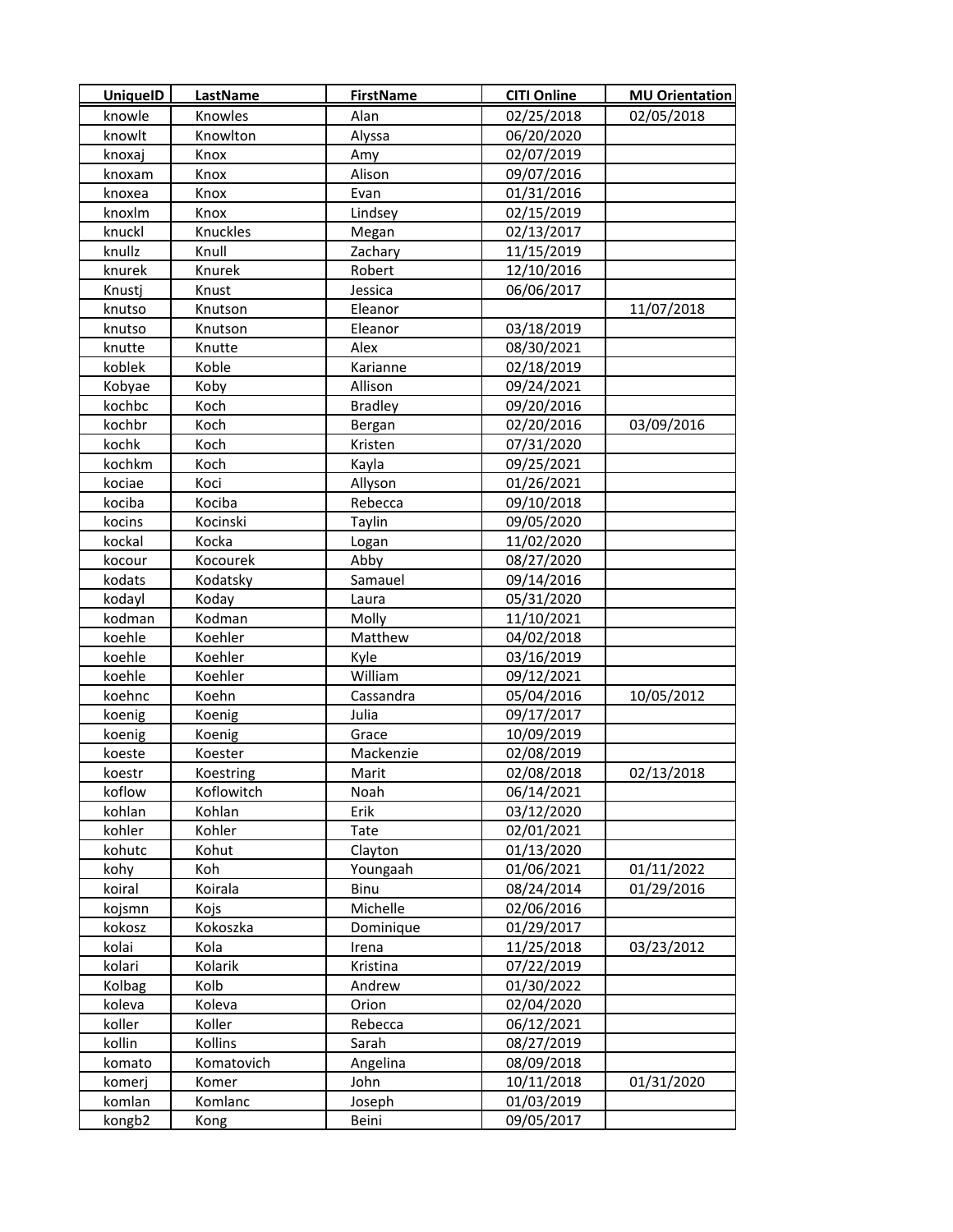| UniqueID | LastName | FirstName | CITI Online | MU Orientation |
|---|---|---|---|---|
| knowle | Knowles | Alan | 02/25/2018 | 02/05/2018 |
| knowlt | Knowlton | Alyssa | 06/20/2020 | |
| knoxaj | Knox | Amy | 02/07/2019 | |
| knoxam | Knox | Alison | 09/07/2016 | |
| knoxea | Knox | Evan | 01/31/2016 | |
| knoxlm | Knox | Lindsey | 02/15/2019 | |
| knuckl | Knuckles | Megan | 02/13/2017 | |
| knullz | Knull | Zachary | 11/15/2019 | |
| knurek | Knurek | Robert | 12/10/2016 | |
| Knustj | Knust | Jessica | 06/06/2017 | |
| knutso | Knutson | Eleanor | | 11/07/2018 |
| knutso | Knutson | Eleanor | 03/18/2019 | |
| knutte | Knutte | Alex | 08/30/2021 | |
| koblek | Koble | Karianne | 02/18/2019 | |
| Kobyae | Koby | Allison | 09/24/2021 | |
| kochbc | Koch | Bradley | 09/20/2016 | |
| kochbr | Koch | Bergan | 02/20/2016 | 03/09/2016 |
| kochk | Koch | Kristen | 07/31/2020 | |
| kochkm | Koch | Kayla | 09/25/2021 | |
| kociae | Koci | Allyson | 01/26/2021 | |
| kociba | Kociba | Rebecca | 09/10/2018 | |
| kocins | Kocinski | Taylin | 09/05/2020 | |
| kockal | Kocka | Logan | 11/02/2020 | |
| kocour | Kocourek | Abby | 08/27/2020 | |
| kodats | Kodatsky | Samauel | 09/14/2016 | |
| kodayl | Koday | Laura | 05/31/2020 | |
| kodman | Kodman | Molly | 11/10/2021 | |
| koehle | Koehler | Matthew | 04/02/2018 | |
| koehle | Koehler | Kyle | 03/16/2019 | |
| koehle | Koehler | William | 09/12/2021 | |
| koehnc | Koehn | Cassandra | 05/04/2016 | 10/05/2012 |
| koenig | Koenig | Julia | 09/17/2017 | |
| koenig | Koenig | Grace | 10/09/2019 | |
| koeste | Koester | Mackenzie | 02/08/2019 | |
| koestr | Koestring | Marit | 02/08/2018 | 02/13/2018 |
| koflow | Koflowitch | Noah | 06/14/2021 | |
| kohlan | Kohlan | Erik | 03/12/2020 | |
| kohler | Kohler | Tate | 02/01/2021 | |
| kohutc | Kohut | Clayton | 01/13/2020 | |
| kohy | Koh | Youngaah | 01/06/2021 | 01/11/2022 |
| koiral | Koirala | Binu | 08/24/2014 | 01/29/2016 |
| kojsmn | Kojs | Michelle | 02/06/2016 | |
| kokosz | Kokoszka | Dominique | 01/29/2017 | |
| kolai | Kola | Irena | 11/25/2018 | 03/23/2012 |
| kolari | Kolarik | Kristina | 07/22/2019 | |
| Kolbag | Kolb | Andrew | 01/30/2022 | |
| koleva | Koleva | Orion | 02/04/2020 | |
| koller | Koller | Rebecca | 06/12/2021 | |
| kollin | Kollins | Sarah | 08/27/2019 | |
| komato | Komatovich | Angelina | 08/09/2018 | |
| komerj | Komer | John | 10/11/2018 | 01/31/2020 |
| komlan | Komlanc | Joseph | 01/03/2019 | |
| kongb2 | Kong | Beini | 09/05/2017 | |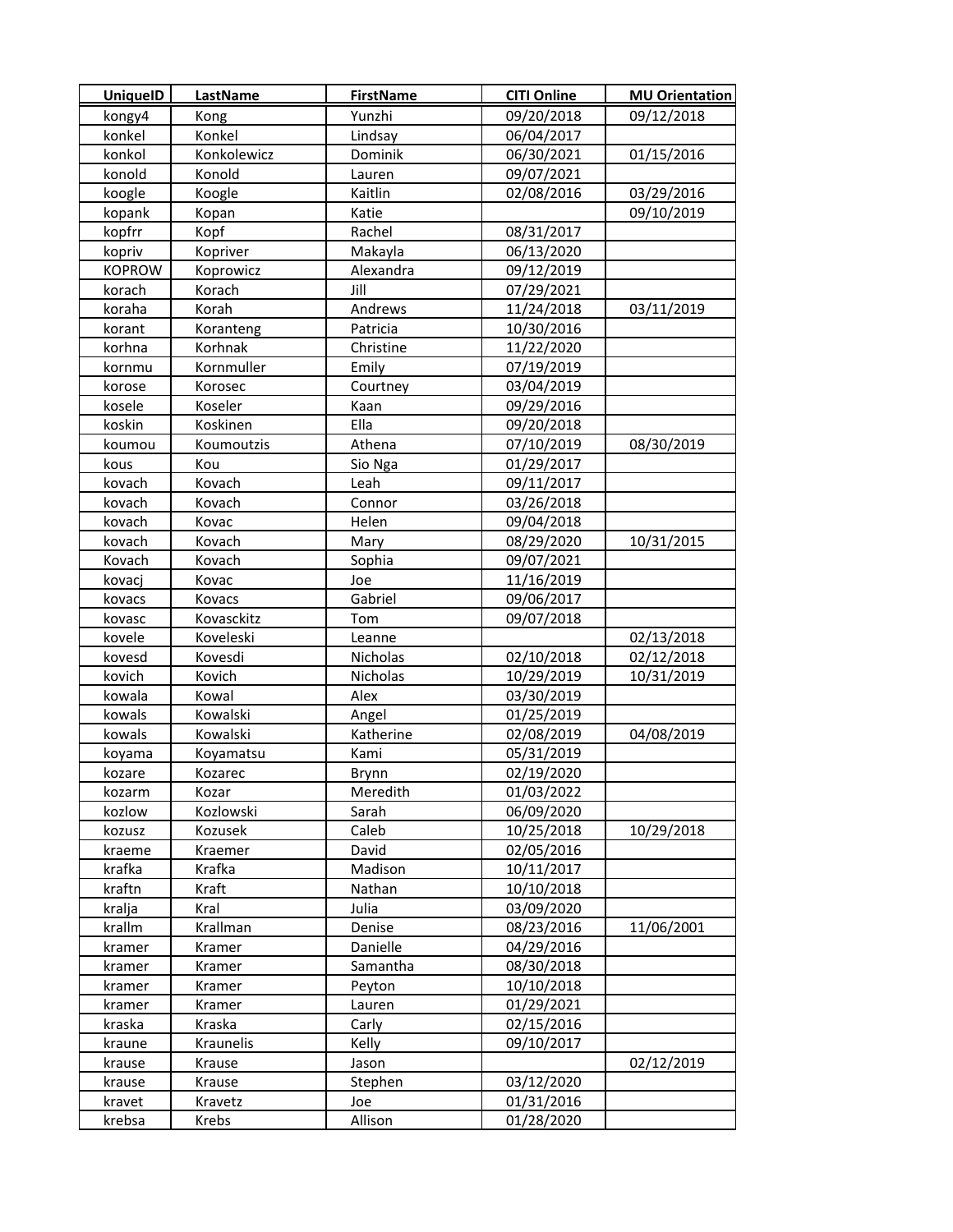| UniqueID | LastName | FirstName | CITI Online | MU Orientation |
|---|---|---|---|---|
| kongy4 | Kong | Yunzhi | 09/20/2018 | 09/12/2018 |
| konkel | Konkel | Lindsay | 06/04/2017 | |
| konkol | Konkolewicz | Dominik | 06/30/2021 | 01/15/2016 |
| konold | Konold | Lauren | 09/07/2021 | |
| koogle | Koogle | Kaitlin | 02/08/2016 | 03/29/2016 |
| kopank | Kopan | Katie | | 09/10/2019 |
| kopfrr | Kopf | Rachel | 08/31/2017 | |
| kopriv | Kopriver | Makayla | 06/13/2020 | |
| KOPROW | Koprowicz | Alexandra | 09/12/2019 | |
| korach | Korach | Jill | 07/29/2021 | |
| koraha | Korah | Andrews | 11/24/2018 | 03/11/2019 |
| korant | Koranteng | Patricia | 10/30/2016 | |
| korhna | Korhnak | Christine | 11/22/2020 | |
| kornmu | Kornmuller | Emily | 07/19/2019 | |
| korose | Korosec | Courtney | 03/04/2019 | |
| kosele | Koseler | Kaan | 09/29/2016 | |
| koskin | Koskinen | Ella | 09/20/2018 | |
| koumou | Koumoutzis | Athena | 07/10/2019 | 08/30/2019 |
| kous | Kou | Sio Nga | 01/29/2017 | |
| kovach | Kovach | Leah | 09/11/2017 | |
| kovach | Kovach | Connor | 03/26/2018 | |
| kovach | Kovac | Helen | 09/04/2018 | |
| kovach | Kovach | Mary | 08/29/2020 | 10/31/2015 |
| Kovach | Kovach | Sophia | 09/07/2021 | |
| kovacj | Kovac | Joe | 11/16/2019 | |
| kovacs | Kovacs | Gabriel | 09/06/2017 | |
| kovasc | Kovasckitz | Tom | 09/07/2018 | |
| kovele | Koveleski | Leanne | | 02/13/2018 |
| kovesd | Kovesdi | Nicholas | 02/10/2018 | 02/12/2018 |
| kovich | Kovich | Nicholas | 10/29/2019 | 10/31/2019 |
| kowala | Kowal | Alex | 03/30/2019 | |
| kowals | Kowalski | Angel | 01/25/2019 | |
| kowals | Kowalski | Katherine | 02/08/2019 | 04/08/2019 |
| koyama | Koyamatsu | Kami | 05/31/2019 | |
| kozare | Kozarec | Brynn | 02/19/2020 | |
| kozarm | Kozar | Meredith | 01/03/2022 | |
| kozlow | Kozlowski | Sarah | 06/09/2020 | |
| kozusz | Kozusek | Caleb | 10/25/2018 | 10/29/2018 |
| kraeme | Kraemer | David | 02/05/2016 | |
| krafka | Krafka | Madison | 10/11/2017 | |
| kraftn | Kraft | Nathan | 10/10/2018 | |
| kralja | Kral | Julia | 03/09/2020 | |
| krallm | Krallman | Denise | 08/23/2016 | 11/06/2001 |
| kramer | Kramer | Danielle | 04/29/2016 | |
| kramer | Kramer | Samantha | 08/30/2018 | |
| kramer | Kramer | Peyton | 10/10/2018 | |
| kramer | Kramer | Lauren | 01/29/2021 | |
| kraska | Kraska | Carly | 02/15/2016 | |
| kraune | Kraunelis | Kelly | 09/10/2017 | |
| krause | Krause | Jason | | 02/12/2019 |
| krause | Krause | Stephen | 03/12/2020 | |
| kravet | Kravetz | Joe | 01/31/2016 | |
| krebsa | Krebs | Allison | 01/28/2020 | |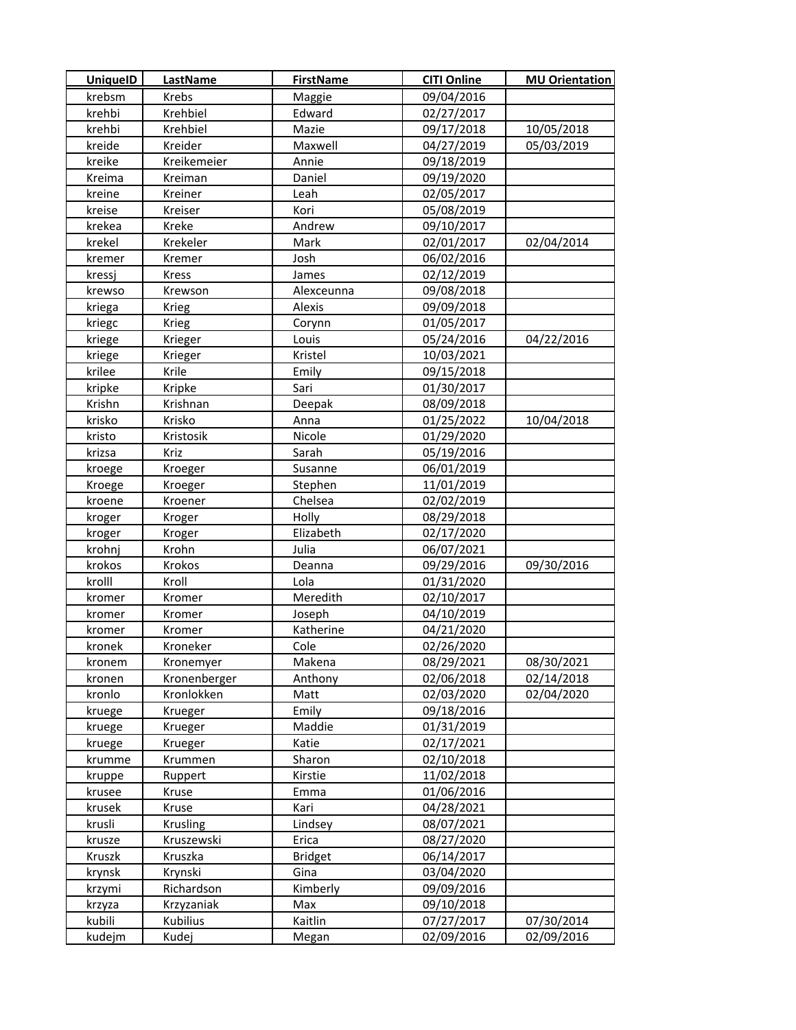| UniqueID | LastName | FirstName | CITI Online | MU Orientation |
|---|---|---|---|---|
| krebsm | Krebs | Maggie | 09/04/2016 | |
| krehbi | Krehbiel | Edward | 02/27/2017 | |
| krehbi | Krehbiel | Mazie | 09/17/2018 | 10/05/2018 |
| kreide | Kreider | Maxwell | 04/27/2019 | 05/03/2019 |
| kreike | Kreikemeier | Annie | 09/18/2019 | |
| Kreima | Kreiman | Daniel | 09/19/2020 | |
| kreine | Kreiner | Leah | 02/05/2017 | |
| kreise | Kreiser | Kori | 05/08/2019 | |
| krekea | Kreke | Andrew | 09/10/2017 | |
| krekel | Krekeler | Mark | 02/01/2017 | 02/04/2014 |
| kremer | Kremer | Josh | 06/02/2016 | |
| kressj | Kress | James | 02/12/2019 | |
| krewso | Krewson | Alexceunna | 09/08/2018 | |
| kriega | Krieg | Alexis | 09/09/2018 | |
| kriegc | Krieg | Corynn | 01/05/2017 | |
| kriege | Krieger | Louis | 05/24/2016 | 04/22/2016 |
| kriege | Krieger | Kristel | 10/03/2021 | |
| krilee | Krile | Emily | 09/15/2018 | |
| kripke | Kripke | Sari | 01/30/2017 | |
| Krishn | Krishnan | Deepak | 08/09/2018 | |
| krisko | Krisko | Anna | 01/25/2022 | 10/04/2018 |
| kristo | Kristosik | Nicole | 01/29/2020 | |
| krizsa | Kriz | Sarah | 05/19/2016 | |
| kroege | Kroeger | Susanne | 06/01/2019 | |
| Kroege | Kroeger | Stephen | 11/01/2019 | |
| kroene | Kroener | Chelsea | 02/02/2019 | |
| kroger | Kroger | Holly | 08/29/2018 | |
| kroger | Kroger | Elizabeth | 02/17/2020 | |
| krohnj | Krohn | Julia | 06/07/2021 | |
| krokos | Krokos | Deanna | 09/29/2016 | 09/30/2016 |
| krolll | Kroll | Lola | 01/31/2020 | |
| kromer | Kromer | Meredith | 02/10/2017 | |
| kromer | Kromer | Joseph | 04/10/2019 | |
| kromer | Kromer | Katherine | 04/21/2020 | |
| kronek | Kroneker | Cole | 02/26/2020 | |
| kronem | Kronemyer | Makena | 08/29/2021 | 08/30/2021 |
| kronen | Kronenberger | Anthony | 02/06/2018 | 02/14/2018 |
| kronlo | Kronlokken | Matt | 02/03/2020 | 02/04/2020 |
| kruege | Krueger | Emily | 09/18/2016 | |
| kruege | Krueger | Maddie | 01/31/2019 | |
| kruege | Krueger | Katie | 02/17/2021 | |
| krumme | Krummen | Sharon | 02/10/2018 | |
| kruppe | Ruppert | Kirstie | 11/02/2018 | |
| krusee | Kruse | Emma | 01/06/2016 | |
| krusek | Kruse | Kari | 04/28/2021 | |
| krusli | Krusling | Lindsey | 08/07/2021 | |
| krusze | Kruszewski | Erica | 08/27/2020 | |
| Kruszk | Kruszka | Bridget | 06/14/2017 | |
| krynsk | Krynski | Gina | 03/04/2020 | |
| krzymi | Richardson | Kimberly | 09/09/2016 | |
| krzyza | Krzyzaniak | Max | 09/10/2018 | |
| kubili | Kubilius | Kaitlin | 07/27/2017 | 07/30/2014 |
| kudejm | Kudej | Megan | 02/09/2016 | 02/09/2016 |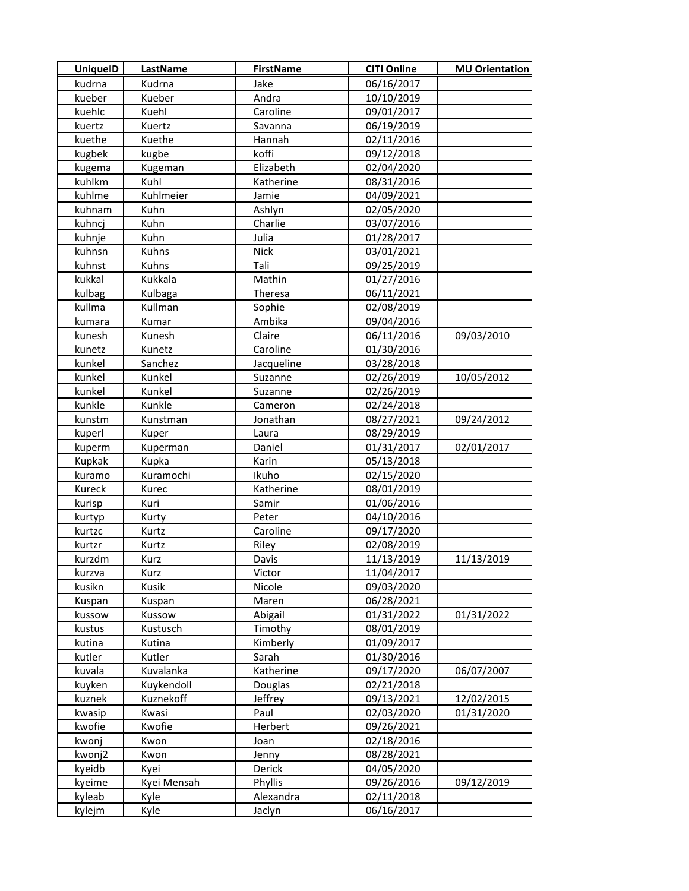| UniqueID | LastName | FirstName | CITI Online | MU Orientation |
|---|---|---|---|---|
| kudrna | Kudrna | Jake | 06/16/2017 | |
| kueber | Kueber | Andra | 10/10/2019 | |
| kuehlc | Kuehl | Caroline | 09/01/2017 | |
| kuertz | Kuertz | Savanna | 06/19/2019 | |
| kuethe | Kuethe | Hannah | 02/11/2016 | |
| kugbek | kugbe | koffi | 09/12/2018 | |
| kugema | Kugeman | Elizabeth | 02/04/2020 | |
| kuhlkm | Kuhl | Katherine | 08/31/2016 | |
| kuhlme | Kuhlmeier | Jamie | 04/09/2021 | |
| kuhnam | Kuhn | Ashlyn | 02/05/2020 | |
| kuhncj | Kuhn | Charlie | 03/07/2016 | |
| kuhnje | Kuhn | Julia | 01/28/2017 | |
| kuhnsn | Kuhns | Nick | 03/01/2021 | |
| kuhnst | Kuhns | Tali | 09/25/2019 | |
| kukkal | Kukkala | Mathin | 01/27/2016 | |
| kulbag | Kulbaga | Theresa | 06/11/2021 | |
| kullma | Kullman | Sophie | 02/08/2019 | |
| kumara | Kumar | Ambika | 09/04/2016 | |
| kunesh | Kunesh | Claire | 06/11/2016 | 09/03/2010 |
| kunetz | Kunetz | Caroline | 01/30/2016 | |
| kunkel | Sanchez | Jacqueline | 03/28/2018 | |
| kunkel | Kunkel | Suzanne | 02/26/2019 | 10/05/2012 |
| kunkel | Kunkel | Suzanne | 02/26/2019 | |
| kunkle | Kunkle | Cameron | 02/24/2018 | |
| kunstm | Kunstman | Jonathan | 08/27/2021 | 09/24/2012 |
| kuperl | Kuper | Laura | 08/29/2019 | |
| kuperm | Kuperman | Daniel | 01/31/2017 | 02/01/2017 |
| Kupkak | Kupka | Karin | 05/13/2018 | |
| kuramo | Kuramochi | Ikuho | 02/15/2020 | |
| Kureck | Kurec | Katherine | 08/01/2019 | |
| kurisp | Kuri | Samir | 01/06/2016 | |
| kurtyp | Kurty | Peter | 04/10/2016 | |
| kurtzc | Kurtz | Caroline | 09/17/2020 | |
| kurtzr | Kurtz | Riley | 02/08/2019 | |
| kurzdm | Kurz | Davis | 11/13/2019 | 11/13/2019 |
| kurzva | Kurz | Victor | 11/04/2017 | |
| kusikn | Kusik | Nicole | 09/03/2020 | |
| Kuspan | Kuspan | Maren | 06/28/2021 | |
| kussow | Kussow | Abigail | 01/31/2022 | 01/31/2022 |
| kustus | Kustusch | Timothy | 08/01/2019 | |
| kutina | Kutina | Kimberly | 01/09/2017 | |
| kutler | Kutler | Sarah | 01/30/2016 | |
| kuvala | Kuvalanka | Katherine | 09/17/2020 | 06/07/2007 |
| kuyken | Kuykendoll | Douglas | 02/21/2018 | |
| kuznek | Kuznekoff | Jeffrey | 09/13/2021 | 12/02/2015 |
| kwasip | Kwasi | Paul | 02/03/2020 | 01/31/2020 |
| kwofie | Kwofie | Herbert | 09/26/2021 | |
| kwonj | Kwon | Joan | 02/18/2016 | |
| kwonj2 | Kwon | Jenny | 08/28/2021 | |
| kyeidb | Kyei | Derick | 04/05/2020 | |
| kyeime | Kyei Mensah | Phyllis | 09/26/2016 | 09/12/2019 |
| kyleab | Kyle | Alexandra | 02/11/2018 | |
| kylejm | Kyle | Jaclyn | 06/16/2017 | |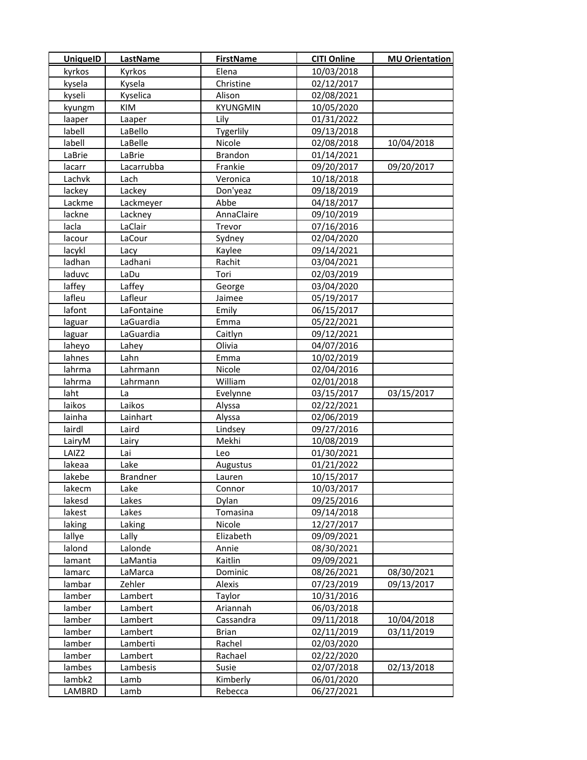| UniqueID | LastName | FirstName | CITI Online | MU Orientation |
|---|---|---|---|---|
| kyrkos | Kyrkos | Elena | 10/03/2018 | |
| kysela | Kysela | Christine | 02/12/2017 | |
| kyseli | Kyselica | Alison | 02/08/2021 | |
| kyungm | KIM | KYUNGMIN | 10/05/2020 | |
| laaper | Laaper | Lily | 01/31/2022 | |
| labell | LaBello | Tygerlily | 09/13/2018 | |
| labell | LaBelle | Nicole | 02/08/2018 | 10/04/2018 |
| LaBrie | LaBrie | Brandon | 01/14/2021 | |
| lacarr | Lacarrubba | Frankie | 09/20/2017 | 09/20/2017 |
| Lachvk | Lach | Veronica | 10/18/2018 | |
| lackey | Lackey | Don'yeaz | 09/18/2019 | |
| Lackme | Lackmeyer | Abbe | 04/18/2017 | |
| lackne | Lackney | AnnaClaire | 09/10/2019 | |
| lacla | LaClair | Trevor | 07/16/2016 | |
| lacour | LaCour | Sydney | 02/04/2020 | |
| lacykl | Lacy | Kaylee | 09/14/2021 | |
| ladhan | Ladhani | Rachit | 03/04/2021 | |
| laduvc | LaDu | Tori | 02/03/2019 | |
| laffey | Laffey | George | 03/04/2020 | |
| lafleu | Lafleur | Jaimee | 05/19/2017 | |
| lafont | LaFontaine | Emily | 06/15/2017 | |
| laguar | LaGuardia | Emma | 05/22/2021 | |
| laguar | LaGuardia | Caitlyn | 09/12/2021 | |
| laheyo | Lahey | Olivia | 04/07/2016 | |
| lahnes | Lahn | Emma | 10/02/2019 | |
| lahrma | Lahrmann | Nicole | 02/04/2016 | |
| lahrma | Lahrmann | William | 02/01/2018 | |
| laht | La | Evelynne | 03/15/2017 | 03/15/2017 |
| laikos | Laikos | Alyssa | 02/22/2021 | |
| lainha | Lainhart | Alyssa | 02/06/2019 | |
| lairdl | Laird | Lindsey | 09/27/2016 | |
| LairyM | Lairy | Mekhi | 10/08/2019 | |
| LAIZ2 | Lai | Leo | 01/30/2021 | |
| lakeaa | Lake | Augustus | 01/21/2022 | |
| lakebe | Brandner | Lauren | 10/15/2017 | |
| lakecm | Lake | Connor | 10/03/2017 | |
| lakesd | Lakes | Dylan | 09/25/2016 | |
| lakest | Lakes | Tomasina | 09/14/2018 | |
| laking | Laking | Nicole | 12/27/2017 | |
| lallye | Lally | Elizabeth | 09/09/2021 | |
| lalond | Lalonde | Annie | 08/30/2021 | |
| lamant | LaMantia | Kaitlin | 09/09/2021 | |
| lamarc | LaMarca | Dominic | 08/26/2021 | 08/30/2021 |
| lambar | Zehler | Alexis | 07/23/2019 | 09/13/2017 |
| lamber | Lambert | Taylor | 10/31/2016 | |
| lamber | Lambert | Ariannah | 06/03/2018 | |
| lamber | Lambert | Cassandra | 09/11/2018 | 10/04/2018 |
| lamber | Lambert | Brian | 02/11/2019 | 03/11/2019 |
| lamber | Lamberti | Rachel | 02/03/2020 | |
| lamber | Lambert | Rachael | 02/22/2020 | |
| lambes | Lambesis | Susie | 02/07/2018 | 02/13/2018 |
| lambk2 | Lamb | Kimberly | 06/01/2020 | |
| LAMBRD | Lamb | Rebecca | 06/27/2021 | |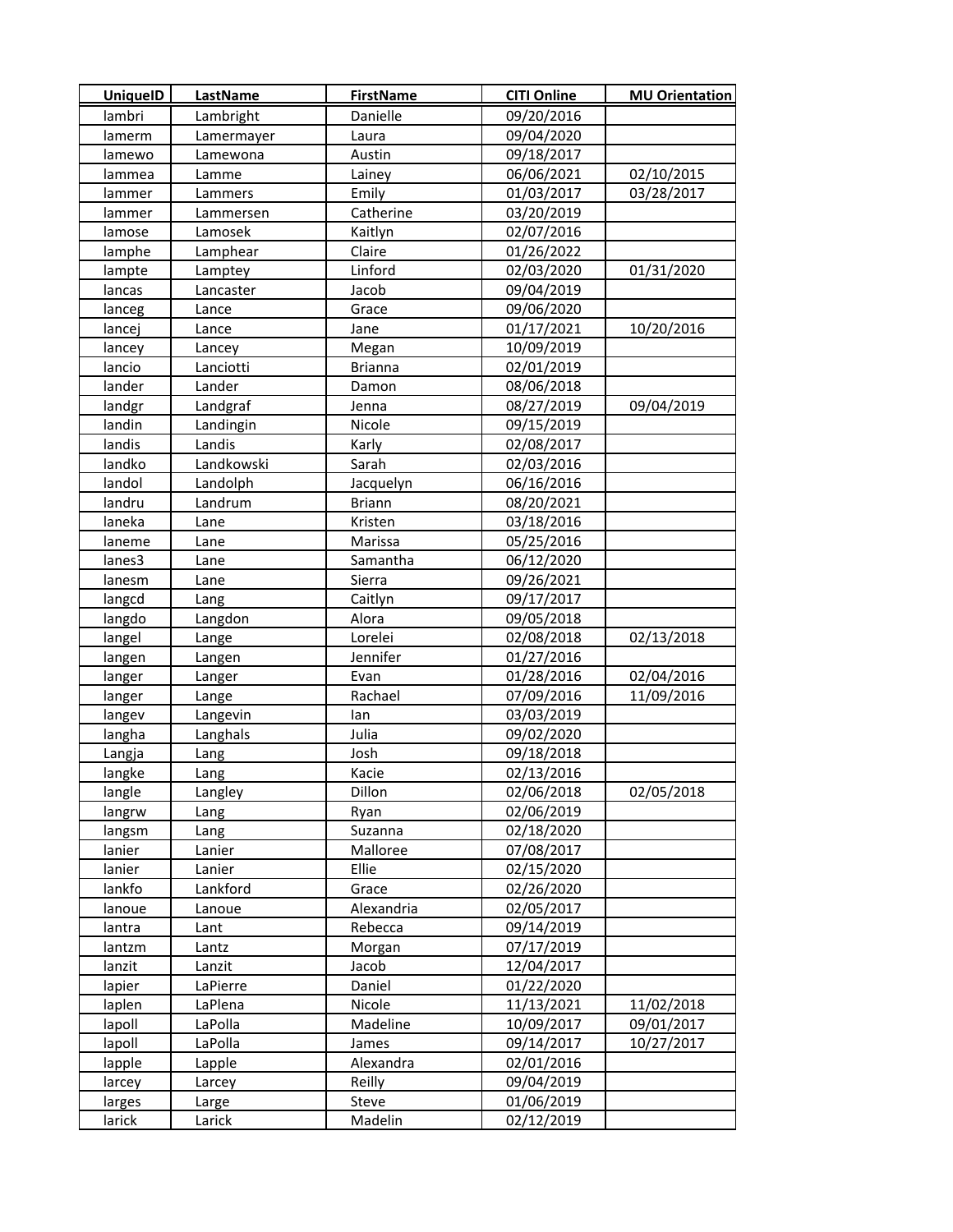| UniqueID | LastName | FirstName | CITI Online | MU Orientation |
|---|---|---|---|---|
| lambri | Lambright | Danielle | 09/20/2016 | |
| lamerm | Lamermayer | Laura | 09/04/2020 | |
| lamewo | Lamewona | Austin | 09/18/2017 | |
| lammea | Lamme | Lainey | 06/06/2021 | 02/10/2015 |
| lammer | Lammers | Emily | 01/03/2017 | 03/28/2017 |
| lammer | Lammersen | Catherine | 03/20/2019 | |
| lamose | Lamosek | Kaitlyn | 02/07/2016 | |
| lamphe | Lamphear | Claire | 01/26/2022 | |
| lampte | Lamptey | Linford | 02/03/2020 | 01/31/2020 |
| lancas | Lancaster | Jacob | 09/04/2019 | |
| lanceg | Lance | Grace | 09/06/2020 | |
| lancej | Lance | Jane | 01/17/2021 | 10/20/2016 |
| lancey | Lancey | Megan | 10/09/2019 | |
| lancio | Lanciotti | Brianna | 02/01/2019 | |
| lander | Lander | Damon | 08/06/2018 | |
| landgr | Landgraf | Jenna | 08/27/2019 | 09/04/2019 |
| landin | Landingin | Nicole | 09/15/2019 | |
| landis | Landis | Karly | 02/08/2017 | |
| landko | Landkowski | Sarah | 02/03/2016 | |
| landol | Landolph | Jacquelyn | 06/16/2016 | |
| landru | Landrum | Briann | 08/20/2021 | |
| laneka | Lane | Kristen | 03/18/2016 | |
| laneme | Lane | Marissa | 05/25/2016 | |
| lanes3 | Lane | Samantha | 06/12/2020 | |
| lanesm | Lane | Sierra | 09/26/2021 | |
| langcd | Lang | Caitlyn | 09/17/2017 | |
| langdo | Langdon | Alora | 09/05/2018 | |
| langel | Lange | Lorelei | 02/08/2018 | 02/13/2018 |
| langen | Langen | Jennifer | 01/27/2016 | |
| langer | Langer | Evan | 01/28/2016 | 02/04/2016 |
| langer | Lange | Rachael | 07/09/2016 | 11/09/2016 |
| langev | Langevin | Ian | 03/03/2019 | |
| langha | Langhals | Julia | 09/02/2020 | |
| Langja | Lang | Josh | 09/18/2018 | |
| langke | Lang | Kacie | 02/13/2016 | |
| langle | Langley | Dillon | 02/06/2018 | 02/05/2018 |
| langrw | Lang | Ryan | 02/06/2019 | |
| langsm | Lang | Suzanna | 02/18/2020 | |
| lanier | Lanier | Malloree | 07/08/2017 | |
| lanier | Lanier | Ellie | 02/15/2020 | |
| lankfo | Lankford | Grace | 02/26/2020 | |
| lanoue | Lanoue | Alexandria | 02/05/2017 | |
| lantra | Lant | Rebecca | 09/14/2019 | |
| lantzm | Lantz | Morgan | 07/17/2019 | |
| lanzit | Lanzit | Jacob | 12/04/2017 | |
| lapier | LaPierre | Daniel | 01/22/2020 | |
| laplen | LaPlena | Nicole | 11/13/2021 | 11/02/2018 |
| lapoll | LaPolla | Madeline | 10/09/2017 | 09/01/2017 |
| lapoll | LaPolla | James | 09/14/2017 | 10/27/2017 |
| lapple | Lapple | Alexandra | 02/01/2016 | |
| larcey | Larcey | Reilly | 09/04/2019 | |
| larges | Large | Steve | 01/06/2019 | |
| larick | Larick | Madelin | 02/12/2019 | |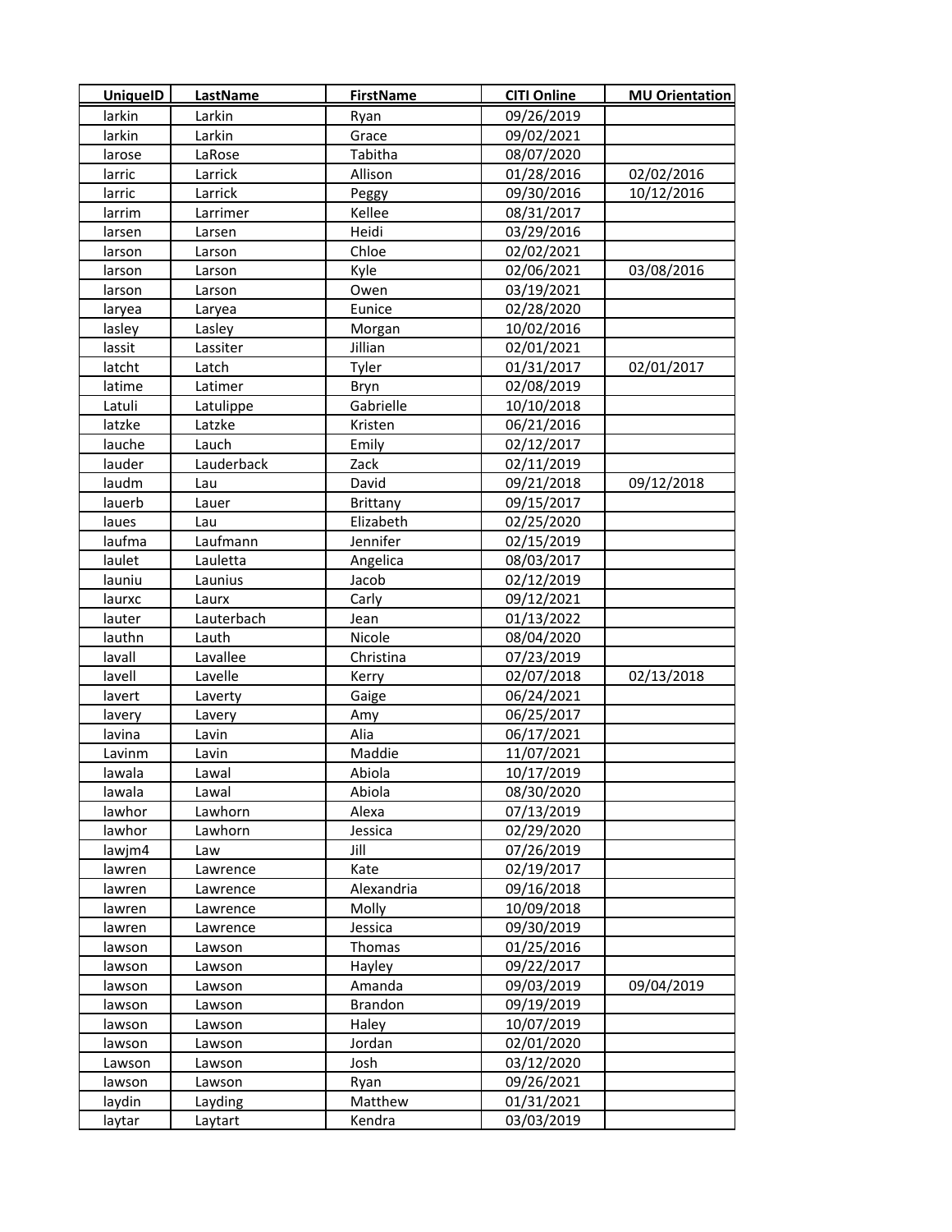| UniqueID | LastName | FirstName | CITI Online | MU Orientation |
|---|---|---|---|---|
| larkin | Larkin | Ryan | 09/26/2019 | |
| larkin | Larkin | Grace | 09/02/2021 | |
| larose | LaRose | Tabitha | 08/07/2020 | |
| larric | Larrick | Allison | 01/28/2016 | 02/02/2016 |
| larric | Larrick | Peggy | 09/30/2016 | 10/12/2016 |
| larrim | Larrimer | Kellee | 08/31/2017 | |
| larsen | Larsen | Heidi | 03/29/2016 | |
| larson | Larson | Chloe | 02/02/2021 | |
| larson | Larson | Kyle | 02/06/2021 | 03/08/2016 |
| larson | Larson | Owen | 03/19/2021 | |
| laryea | Laryea | Eunice | 02/28/2020 | |
| lasley | Lasley | Morgan | 10/02/2016 | |
| lassit | Lassiter | Jillian | 02/01/2021 | |
| latcht | Latch | Tyler | 01/31/2017 | 02/01/2017 |
| latime | Latimer | Bryn | 02/08/2019 | |
| Latuli | Latulippe | Gabrielle | 10/10/2018 | |
| latzke | Latzke | Kristen | 06/21/2016 | |
| lauche | Lauch | Emily | 02/12/2017 | |
| lauder | Lauderback | Zack | 02/11/2019 | |
| laudm | Lau | David | 09/21/2018 | 09/12/2018 |
| lauerb | Lauer | Brittany | 09/15/2017 | |
| laues | Lau | Elizabeth | 02/25/2020 | |
| laufma | Laufmann | Jennifer | 02/15/2019 | |
| laulet | Lauletta | Angelica | 08/03/2017 | |
| launiu | Launius | Jacob | 02/12/2019 | |
| laurxc | Laurx | Carly | 09/12/2021 | |
| lauter | Lauterbach | Jean | 01/13/2022 | |
| lauthn | Lauth | Nicole | 08/04/2020 | |
| lavall | Lavallee | Christina | 07/23/2019 | |
| lavell | Lavelle | Kerry | 02/07/2018 | 02/13/2018 |
| lavert | Laverty | Gaige | 06/24/2021 | |
| lavery | Lavery | Amy | 06/25/2017 | |
| lavina | Lavin | Alia | 06/17/2021 | |
| Lavinm | Lavin | Maddie | 11/07/2021 | |
| lawala | Lawal | Abiola | 10/17/2019 | |
| lawala | Lawal | Abiola | 08/30/2020 | |
| lawhor | Lawhorn | Alexa | 07/13/2019 | |
| lawhor | Lawhorn | Jessica | 02/29/2020 | |
| lawjm4 | Law | Jill | 07/26/2019 | |
| lawren | Lawrence | Kate | 02/19/2017 | |
| lawren | Lawrence | Alexandria | 09/16/2018 | |
| lawren | Lawrence | Molly | 10/09/2018 | |
| lawren | Lawrence | Jessica | 09/30/2019 | |
| lawson | Lawson | Thomas | 01/25/2016 | |
| lawson | Lawson | Hayley | 09/22/2017 | |
| lawson | Lawson | Amanda | 09/03/2019 | 09/04/2019 |
| lawson | Lawson | Brandon | 09/19/2019 | |
| lawson | Lawson | Haley | 10/07/2019 | |
| lawson | Lawson | Jordan | 02/01/2020 | |
| Lawson | Lawson | Josh | 03/12/2020 | |
| lawson | Lawson | Ryan | 09/26/2021 | |
| laydin | Layding | Matthew | 01/31/2021 | |
| laytar | Laytart | Kendra | 03/03/2019 | |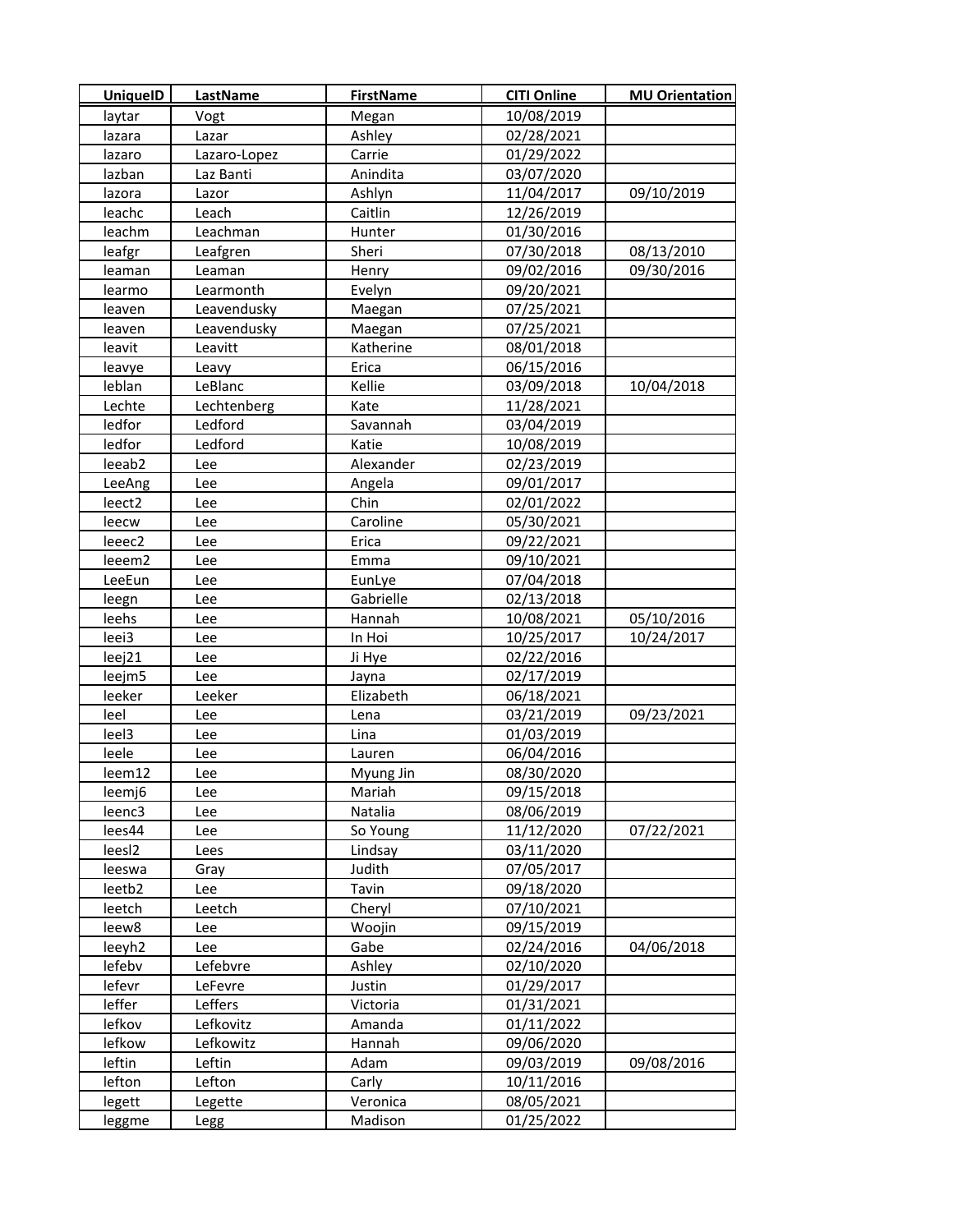| UniqueID | LastName | FirstName | CITI Online | MU Orientation |
|---|---|---|---|---|
| laytar | Vogt | Megan | 10/08/2019 | |
| lazara | Lazar | Ashley | 02/28/2021 | |
| lazaro | Lazaro-Lopez | Carrie | 01/29/2022 | |
| lazban | Laz Banti | Anindita | 03/07/2020 | |
| lazora | Lazor | Ashlyn | 11/04/2017 | 09/10/2019 |
| leachc | Leach | Caitlin | 12/26/2019 | |
| leachm | Leachman | Hunter | 01/30/2016 | |
| leafgr | Leafgren | Sheri | 07/30/2018 | 08/13/2010 |
| leaman | Leaman | Henry | 09/02/2016 | 09/30/2016 |
| learmo | Learmonth | Evelyn | 09/20/2021 | |
| leaven | Leavendusky | Maegan | 07/25/2021 | |
| leaven | Leavendusky | Maegan | 07/25/2021 | |
| leavit | Leavitt | Katherine | 08/01/2018 | |
| leavye | Leavy | Erica | 06/15/2016 | |
| leblan | LeBlanc | Kellie | 03/09/2018 | 10/04/2018 |
| Lechte | Lechtenberg | Kate | 11/28/2021 | |
| ledfor | Ledford | Savannah | 03/04/2019 | |
| ledfor | Ledford | Katie | 10/08/2019 | |
| leeab2 | Lee | Alexander | 02/23/2019 | |
| LeeAng | Lee | Angela | 09/01/2017 | |
| leect2 | Lee | Chin | 02/01/2022 | |
| leecw | Lee | Caroline | 05/30/2021 | |
| leeec2 | Lee | Erica | 09/22/2021 | |
| leeem2 | Lee | Emma | 09/10/2021 | |
| LeeEun | Lee | EunLye | 07/04/2018 | |
| leegn | Lee | Gabrielle | 02/13/2018 | |
| leehs | Lee | Hannah | 10/08/2021 | 05/10/2016 |
| leei3 | Lee | In Hoi | 10/25/2017 | 10/24/2017 |
| leej21 | Lee | Ji Hye | 02/22/2016 | |
| leejm5 | Lee | Jayna | 02/17/2019 | |
| leeker | Leeker | Elizabeth | 06/18/2021 | |
| leel | Lee | Lena | 03/21/2019 | 09/23/2021 |
| leel3 | Lee | Lina | 01/03/2019 | |
| leele | Lee | Lauren | 06/04/2016 | |
| leem12 | Lee | Myung Jin | 08/30/2020 | |
| leemj6 | Lee | Mariah | 09/15/2018 | |
| leenc3 | Lee | Natalia | 08/06/2019 | |
| lees44 | Lee | So Young | 11/12/2020 | 07/22/2021 |
| leesl2 | Lees | Lindsay | 03/11/2020 | |
| leeswa | Gray | Judith | 07/05/2017 | |
| leetb2 | Lee | Tavin | 09/18/2020 | |
| leetch | Leetch | Cheryl | 07/10/2021 | |
| leew8 | Lee | Woojin | 09/15/2019 | |
| leeyh2 | Lee | Gabe | 02/24/2016 | 04/06/2018 |
| lefebv | Lefebvre | Ashley | 02/10/2020 | |
| lefevr | LeFevre | Justin | 01/29/2017 | |
| leffer | Leffers | Victoria | 01/31/2021 | |
| lefkov | Lefkovitz | Amanda | 01/11/2022 | |
| lefkow | Lefkowitz | Hannah | 09/06/2020 | |
| leftin | Leftin | Adam | 09/03/2019 | 09/08/2016 |
| lefton | Lefton | Carly | 10/11/2016 | |
| legett | Legette | Veronica | 08/05/2021 | |
| leggme | Legg | Madison | 01/25/2022 | |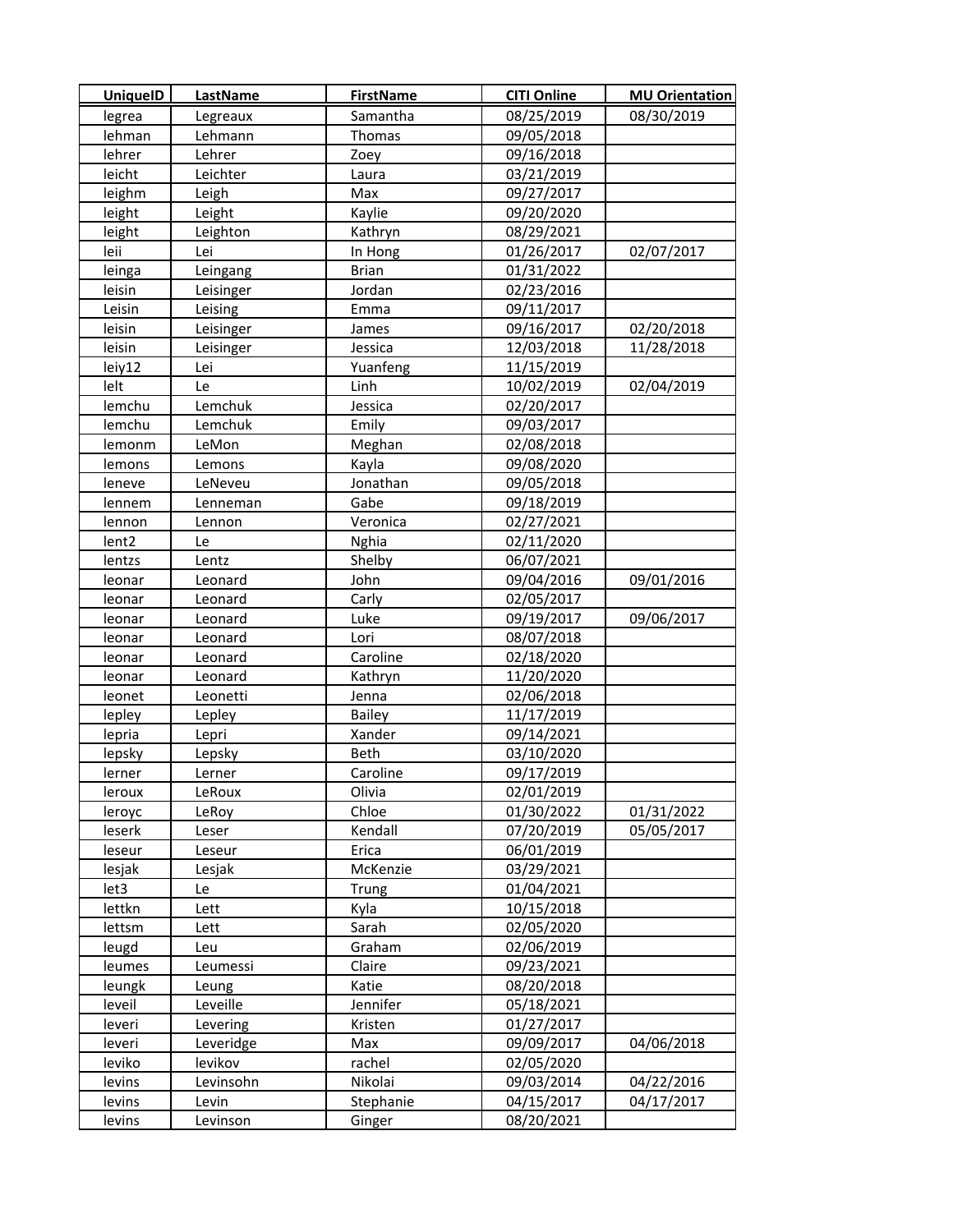| UniqueID | LastName | FirstName | CITI Online | MU Orientation |
|---|---|---|---|---|
| legrea | Legreaux | Samantha | 08/25/2019 | 08/30/2019 |
| lehman | Lehmann | Thomas | 09/05/2018 | |
| lehrer | Lehrer | Zoey | 09/16/2018 | |
| leicht | Leichter | Laura | 03/21/2019 | |
| leighm | Leigh | Max | 09/27/2017 | |
| leight | Leight | Kaylie | 09/20/2020 | |
| leight | Leighton | Kathryn | 08/29/2021 | |
| leii | Lei | In Hong | 01/26/2017 | 02/07/2017 |
| leinga | Leingang | Brian | 01/31/2022 | |
| leisin | Leisinger | Jordan | 02/23/2016 | |
| Leisin | Leising | Emma | 09/11/2017 | |
| leisin | Leisinger | James | 09/16/2017 | 02/20/2018 |
| leisin | Leisinger | Jessica | 12/03/2018 | 11/28/2018 |
| leiy12 | Lei | Yuanfeng | 11/15/2019 | |
| lelt | Le | Linh | 10/02/2019 | 02/04/2019 |
| lemchu | Lemchuk | Jessica | 02/20/2017 | |
| lemchu | Lemchuk | Emily | 09/03/2017 | |
| lemonm | LeMon | Meghan | 02/08/2018 | |
| lemons | Lemons | Kayla | 09/08/2020 | |
| leneve | LeNeveu | Jonathan | 09/05/2018 | |
| lennem | Lenneman | Gabe | 09/18/2019 | |
| lennon | Lennon | Veronica | 02/27/2021 | |
| lent2 | Le | Nghia | 02/11/2020 | |
| lentzs | Lentz | Shelby | 06/07/2021 | |
| leonar | Leonard | John | 09/04/2016 | 09/01/2016 |
| leonar | Leonard | Carly | 02/05/2017 | |
| leonar | Leonard | Luke | 09/19/2017 | 09/06/2017 |
| leonar | Leonard | Lori | 08/07/2018 | |
| leonar | Leonard | Caroline | 02/18/2020 | |
| leonar | Leonard | Kathryn | 11/20/2020 | |
| leonet | Leonetti | Jenna | 02/06/2018 | |
| lepley | Lepley | Bailey | 11/17/2019 | |
| lepria | Lepri | Xander | 09/14/2021 | |
| lepsky | Lepsky | Beth | 03/10/2020 | |
| lerner | Lerner | Caroline | 09/17/2019 | |
| leroux | LeRoux | Olivia | 02/01/2019 | |
| leroyc | LeRoy | Chloe | 01/30/2022 | 01/31/2022 |
| leserk | Leser | Kendall | 07/20/2019 | 05/05/2017 |
| leseur | Leseur | Erica | 06/01/2019 | |
| lesjak | Lesjak | McKenzie | 03/29/2021 | |
| let3 | Le | Trung | 01/04/2021 | |
| lettkn | Lett | Kyla | 10/15/2018 | |
| lettsm | Lett | Sarah | 02/05/2020 | |
| leugd | Leu | Graham | 02/06/2019 | |
| leumes | Leumessi | Claire | 09/23/2021 | |
| leungk | Leung | Katie | 08/20/2018 | |
| leveil | Leveille | Jennifer | 05/18/2021 | |
| leveri | Levering | Kristen | 01/27/2017 | |
| leveri | Leveridge | Max | 09/09/2017 | 04/06/2018 |
| leviko | levikov | rachel | 02/05/2020 | |
| levins | Levinsohn | Nikolai | 09/03/2014 | 04/22/2016 |
| levins | Levin | Stephanie | 04/15/2017 | 04/17/2017 |
| levins | Levinson | Ginger | 08/20/2021 | |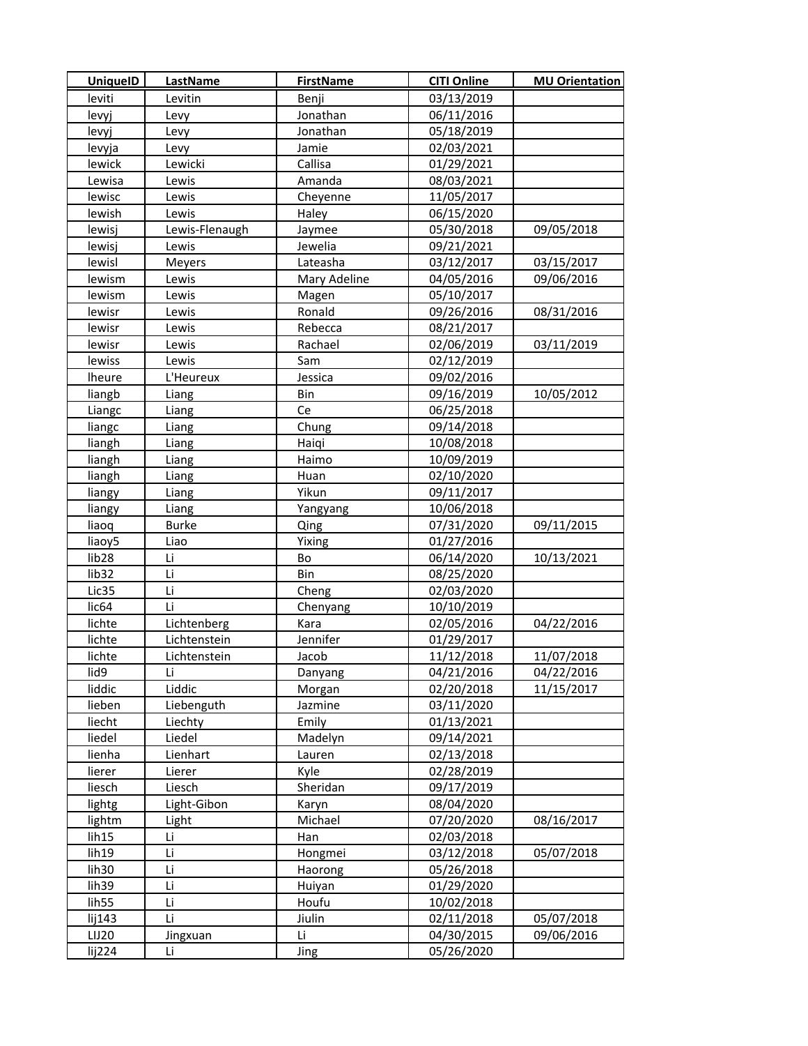| UniqueID | LastName | FirstName | CITI Online | MU Orientation |
| --- | --- | --- | --- | --- |
| leviti | Levitin | Benji | 03/13/2019 | |
| levyj | Levy | Jonathan | 06/11/2016 | |
| levyj | Levy | Jonathan | 05/18/2019 | |
| levyja | Levy | Jamie | 02/03/2021 | |
| lewick | Lewicki | Callisa | 01/29/2021 | |
| Lewisa | Lewis | Amanda | 08/03/2021 | |
| lewisc | Lewis | Cheyenne | 11/05/2017 | |
| lewish | Lewis | Haley | 06/15/2020 | |
| lewisj | Lewis-Flenaugh | Jaymee | 05/30/2018 | 09/05/2018 |
| lewisj | Lewis | Jewelia | 09/21/2021 | |
| lewisl | Meyers | Lateasha | 03/12/2017 | 03/15/2017 |
| lewism | Lewis | Mary Adeline | 04/05/2016 | 09/06/2016 |
| lewism | Lewis | Magen | 05/10/2017 | |
| lewisr | Lewis | Ronald | 09/26/2016 | 08/31/2016 |
| lewisr | Lewis | Rebecca | 08/21/2017 | |
| lewisr | Lewis | Rachael | 02/06/2019 | 03/11/2019 |
| lewiss | Lewis | Sam | 02/12/2019 | |
| lheure | L'Heureux | Jessica | 09/02/2016 | |
| liangb | Liang | Bin | 09/16/2019 | 10/05/2012 |
| Liangc | Liang | Ce | 06/25/2018 | |
| liangc | Liang | Chung | 09/14/2018 | |
| liangh | Liang | Haiqi | 10/08/2018 | |
| liangh | Liang | Haimo | 10/09/2019 | |
| liangh | Liang | Huan | 02/10/2020 | |
| liangy | Liang | Yikun | 09/11/2017 | |
| liangy | Liang | Yangyang | 10/06/2018 | |
| liaoq | Burke | Qing | 07/31/2020 | 09/11/2015 |
| liaoy5 | Liao | Yixing | 01/27/2016 | |
| lib28 | Li | Bo | 06/14/2020 | 10/13/2021 |
| lib32 | Li | Bin | 08/25/2020 | |
| Lic35 | Li | Cheng | 02/03/2020 | |
| lic64 | Li | Chenyang | 10/10/2019 | |
| lichte | Lichtenberg | Kara | 02/05/2016 | 04/22/2016 |
| lichte | Lichtenstein | Jennifer | 01/29/2017 | |
| lichte | Lichtenstein | Jacob | 11/12/2018 | 11/07/2018 |
| lid9 | Li | Danyang | 04/21/2016 | 04/22/2016 |
| liddic | Liddic | Morgan | 02/20/2018 | 11/15/2017 |
| lieben | Liebenguth | Jazmine | 03/11/2020 | |
| liecht | Liechty | Emily | 01/13/2021 | |
| liedel | Liedel | Madelyn | 09/14/2021 | |
| lienha | Lienhart | Lauren | 02/13/2018 | |
| lierer | Lierer | Kyle | 02/28/2019 | |
| liesch | Liesch | Sheridan | 09/17/2019 | |
| lightg | Light-Gibon | Karyn | 08/04/2020 | |
| lightm | Light | Michael | 07/20/2020 | 08/16/2017 |
| lih15 | Li | Han | 02/03/2018 | |
| lih19 | Li | Hongmei | 03/12/2018 | 05/07/2018 |
| lih30 | Li | Haorong | 05/26/2018 | |
| lih39 | Li | Huiyan | 01/29/2020 | |
| lih55 | Li | Houfu | 10/02/2018 | |
| lij143 | Li | Jiulin | 02/11/2018 | 05/07/2018 |
| LIJ20 | Jingxuan | Li | 04/30/2015 | 09/06/2016 |
| lij224 | Li | Jing | 05/26/2020 | |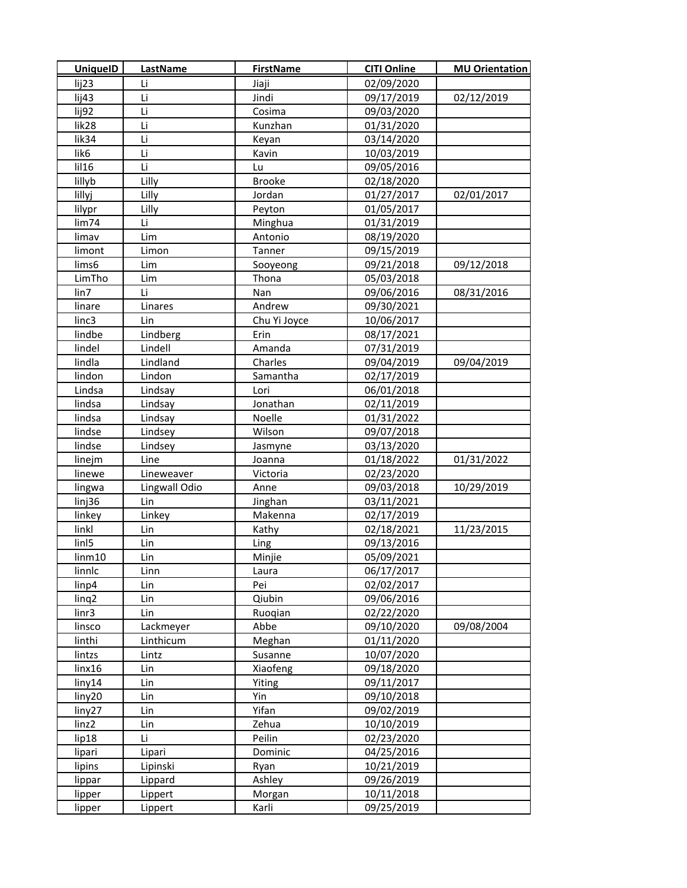| UniqueID | LastName | FirstName | CITI Online | MU Orientation |
| --- | --- | --- | --- | --- |
| lij23 | Li | Jiaji | 02/09/2020 | |
| lij43 | Li | Jindi | 09/17/2019 | 02/12/2019 |
| lij92 | Li | Cosima | 09/03/2020 | |
| lik28 | Li | Kunzhan | 01/31/2020 | |
| lik34 | Li | Keyan | 03/14/2020 | |
| lik6 | Li | Kavin | 10/03/2019 | |
| lil16 | Li | Lu | 09/05/2016 | |
| lillyb | Lilly | Brooke | 02/18/2020 | |
| lillyj | Lilly | Jordan | 01/27/2017 | 02/01/2017 |
| lilypr | Lilly | Peyton | 01/05/2017 | |
| lim74 | Li | Minghua | 01/31/2019 | |
| limav | Lim | Antonio | 08/19/2020 | |
| limont | Limon | Tanner | 09/15/2019 | |
| lims6 | Lim | Sooyeong | 09/21/2018 | 09/12/2018 |
| LimTho | Lim | Thona | 05/03/2018 | |
| lin7 | Li | Nan | 09/06/2016 | 08/31/2016 |
| linare | Linares | Andrew | 09/30/2021 | |
| linc3 | Lin | Chu Yi Joyce | 10/06/2017 | |
| lindbe | Lindberg | Erin | 08/17/2021 | |
| lindel | Lindell | Amanda | 07/31/2019 | |
| lindla | Lindland | Charles | 09/04/2019 | 09/04/2019 |
| lindon | Lindon | Samantha | 02/17/2019 | |
| Lindsa | Lindsay | Lori | 06/01/2018 | |
| lindsa | Lindsay | Jonathan | 02/11/2019 | |
| lindsa | Lindsay | Noelle | 01/31/2022 | |
| lindse | Lindsey | Wilson | 09/07/2018 | |
| lindse | Lindsey | Jasmyne | 03/13/2020 | |
| linejm | Line | Joanna | 01/18/2022 | 01/31/2022 |
| linewe | Lineweaver | Victoria | 02/23/2020 | |
| lingwa | Lingwall Odio | Anne | 09/03/2018 | 10/29/2019 |
| linj36 | Lin | Jinghan | 03/11/2021 | |
| linkey | Linkey | Makenna | 02/17/2019 | |
| linkl | Lin | Kathy | 02/18/2021 | 11/23/2015 |
| linl5 | Lin | Ling | 09/13/2016 | |
| linm10 | Lin | Minjie | 05/09/2021 | |
| linnlc | Linn | Laura | 06/17/2017 | |
| linp4 | Lin | Pei | 02/02/2017 | |
| linq2 | Lin | Qiubin | 09/06/2016 | |
| linr3 | Lin | Ruoqian | 02/22/2020 | |
| linsco | Lackmeyer | Abbe | 09/10/2020 | 09/08/2004 |
| linthi | Linthicum | Meghan | 01/11/2020 | |
| lintzs | Lintz | Susanne | 10/07/2020 | |
| linx16 | Lin | Xiaofeng | 09/18/2020 | |
| liny14 | Lin | Yiting | 09/11/2017 | |
| liny20 | Lin | Yin | 09/10/2018 | |
| liny27 | Lin | Yifan | 09/02/2019 | |
| linz2 | Lin | Zehua | 10/10/2019 | |
| lip18 | Li | Peilin | 02/23/2020 | |
| lipari | Lipari | Dominic | 04/25/2016 | |
| lipins | Lipinski | Ryan | 10/21/2019 | |
| lippar | Lippard | Ashley | 09/26/2019 | |
| lipper | Lippert | Morgan | 10/11/2018 | |
| lipper | Lippert | Karli | 09/25/2019 | |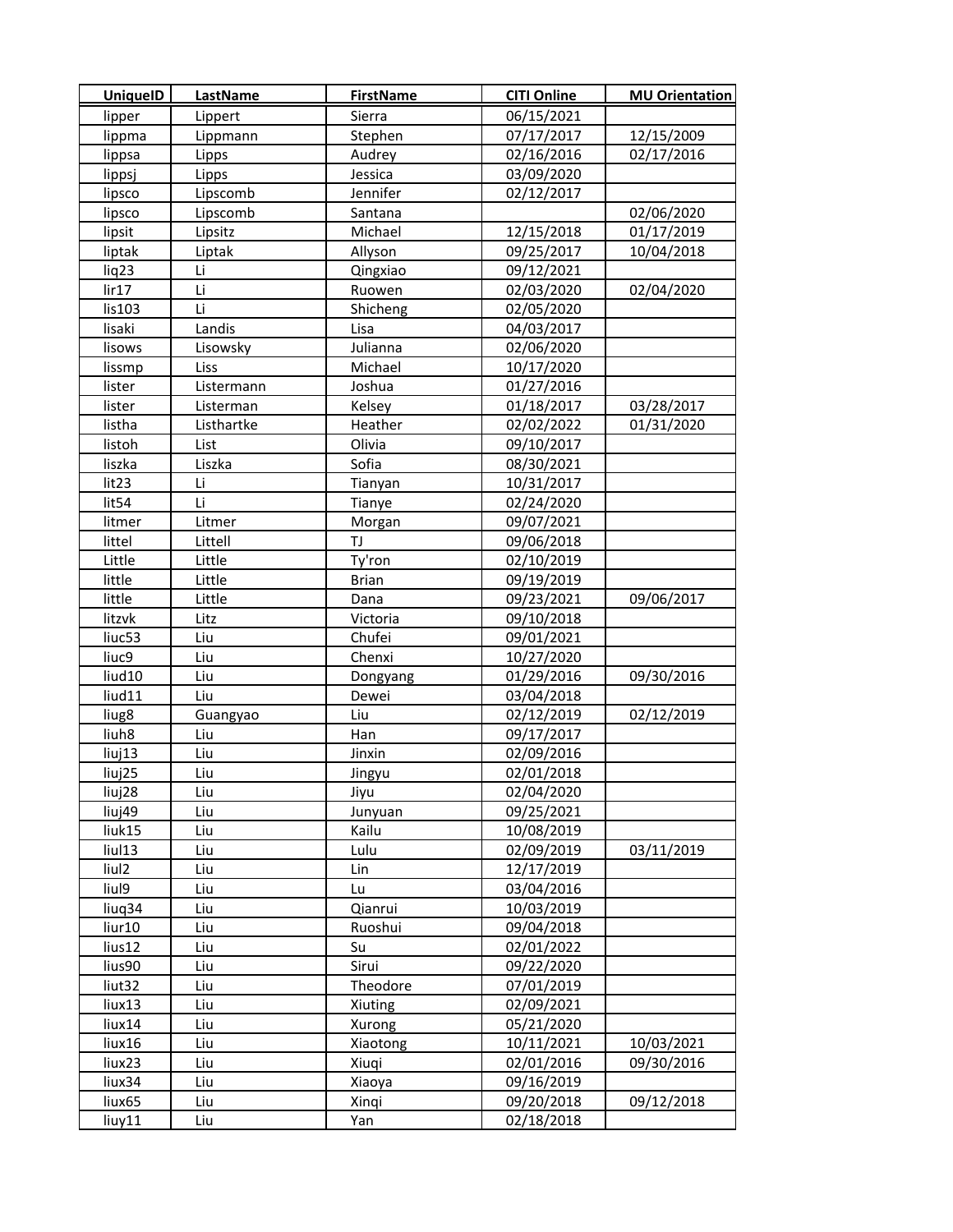| UniqueID | LastName | FirstName | CITI Online | MU Orientation |
|---|---|---|---|---|
| lipper | Lippert | Sierra | 06/15/2021 | |
| lippma | Lippmann | Stephen | 07/17/2017 | 12/15/2009 |
| lippsa | Lipps | Audrey | 02/16/2016 | 02/17/2016 |
| lippsj | Lipps | Jessica | 03/09/2020 | |
| lipsco | Lipscomb | Jennifer | 02/12/2017 | |
| lipsco | Lipscomb | Santana | | 02/06/2020 |
| lipsit | Lipsitz | Michael | 12/15/2018 | 01/17/2019 |
| liptak | Liptak | Allyson | 09/25/2017 | 10/04/2018 |
| liq23 | Li | Qingxiao | 09/12/2021 | |
| lir17 | Li | Ruowen | 02/03/2020 | 02/04/2020 |
| lis103 | Li | Shicheng | 02/05/2020 | |
| lisaki | Landis | Lisa | 04/03/2017 | |
| lisows | Lisowsky | Julianna | 02/06/2020 | |
| lissmp | Liss | Michael | 10/17/2020 | |
| lister | Listermann | Joshua | 01/27/2016 | |
| lister | Listerman | Kelsey | 01/18/2017 | 03/28/2017 |
| listha | Listhartke | Heather | 02/02/2022 | 01/31/2020 |
| listoh | List | Olivia | 09/10/2017 | |
| liszka | Liszka | Sofia | 08/30/2021 | |
| lit23 | Li | Tianyan | 10/31/2017 | |
| lit54 | Li | Tianye | 02/24/2020 | |
| litmer | Litmer | Morgan | 09/07/2021 | |
| littel | Littell | TJ | 09/06/2018 | |
| Little | Little | Ty'ron | 02/10/2019 | |
| little | Little | Brian | 09/19/2019 | |
| little | Little | Dana | 09/23/2021 | 09/06/2017 |
| litzvk | Litz | Victoria | 09/10/2018 | |
| liuc53 | Liu | Chufei | 09/01/2021 | |
| liuc9 | Liu | Chenxi | 10/27/2020 | |
| liud10 | Liu | Dongyang | 01/29/2016 | 09/30/2016 |
| liud11 | Liu | Dewei | 03/04/2018 | |
| liug8 | Guangyao | Liu | 02/12/2019 | 02/12/2019 |
| liuh8 | Liu | Han | 09/17/2017 | |
| liuj13 | Liu | Jinxin | 02/09/2016 | |
| liuj25 | Liu | Jingyu | 02/01/2018 | |
| liuj28 | Liu | Jiyu | 02/04/2020 | |
| liuj49 | Liu | Junyuan | 09/25/2021 | |
| liuk15 | Liu | Kailu | 10/08/2019 | |
| liul13 | Liu | Lulu | 02/09/2019 | 03/11/2019 |
| liul2 | Liu | Lin | 12/17/2019 | |
| liul9 | Liu | Lu | 03/04/2016 | |
| liuq34 | Liu | Qianrui | 10/03/2019 | |
| liur10 | Liu | Ruoshui | 09/04/2018 | |
| lius12 | Liu | Su | 02/01/2022 | |
| lius90 | Liu | Sirui | 09/22/2020 | |
| liut32 | Liu | Theodore | 07/01/2019 | |
| liux13 | Liu | Xiuting | 02/09/2021 | |
| liux14 | Liu | Xurong | 05/21/2020 | |
| liux16 | Liu | Xiaotong | 10/11/2021 | 10/03/2021 |
| liux23 | Liu | Xiuqi | 02/01/2016 | 09/30/2016 |
| liux34 | Liu | Xiaoya | 09/16/2019 | |
| liux65 | Liu | Xinqi | 09/20/2018 | 09/12/2018 |
| liuy11 | Liu | Yan | 02/18/2018 | |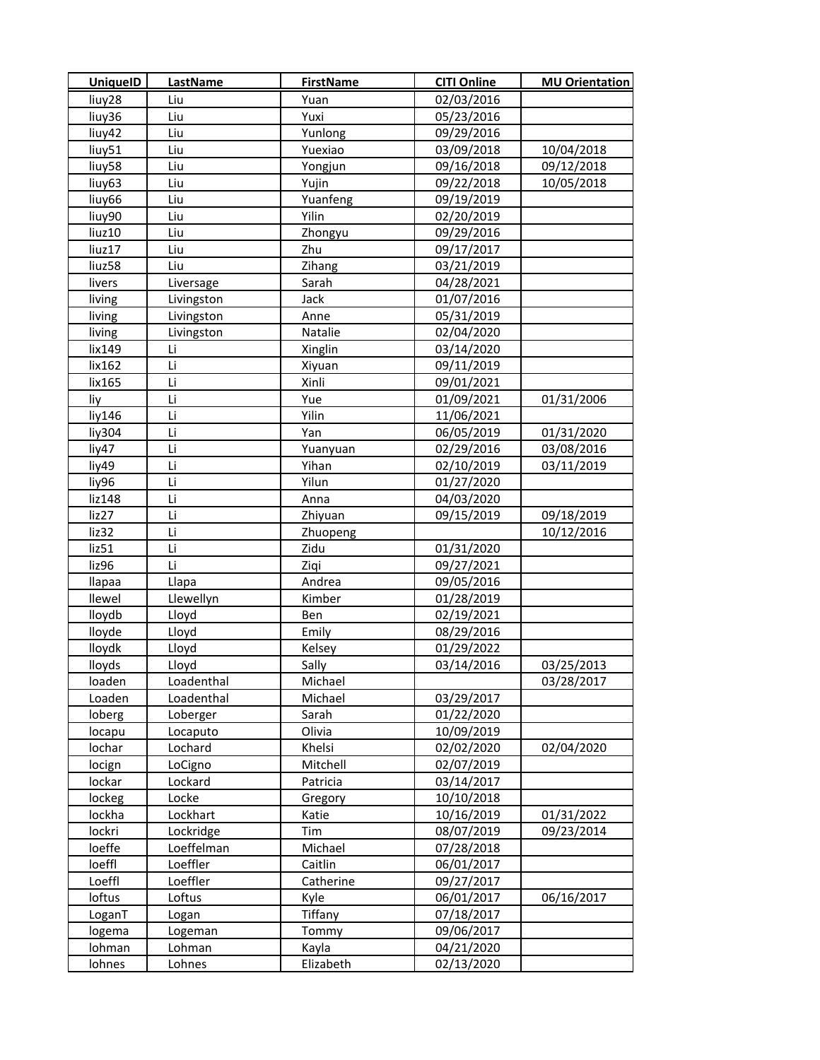| UniqueID | LastName | FirstName | CITI Online | MU Orientation |
|---|---|---|---|---|
| liuy28 | Liu | Yuan | 02/03/2016 | |
| liuy36 | Liu | Yuxi | 05/23/2016 | |
| liuy42 | Liu | Yunlong | 09/29/2016 | |
| liuy51 | Liu | Yuexiao | 03/09/2018 | 10/04/2018 |
| liuy58 | Liu | Yongjun | 09/16/2018 | 09/12/2018 |
| liuy63 | Liu | Yujin | 09/22/2018 | 10/05/2018 |
| liuy66 | Liu | Yuanfeng | 09/19/2019 | |
| liuy90 | Liu | Yilin | 02/20/2019 | |
| liuz10 | Liu | Zhongyu | 09/29/2016 | |
| liuz17 | Liu | Zhu | 09/17/2017 | |
| liuz58 | Liu | Zihang | 03/21/2019 | |
| livers | Liversage | Sarah | 04/28/2021 | |
| living | Livingston | Jack | 01/07/2016 | |
| living | Livingston | Anne | 05/31/2019 | |
| living | Livingston | Natalie | 02/04/2020 | |
| lix149 | Li | Xinglin | 03/14/2020 | |
| lix162 | Li | Xiyuan | 09/11/2019 | |
| lix165 | Li | Xinli | 09/01/2021 | |
| liy | Li | Yue | 01/09/2021 | 01/31/2006 |
| liy146 | Li | Yilin | 11/06/2021 | |
| liy304 | Li | Yan | 06/05/2019 | 01/31/2020 |
| liy47 | Li | Yuanyuan | 02/29/2016 | 03/08/2016 |
| liy49 | Li | Yihan | 02/10/2019 | 03/11/2019 |
| liy96 | Li | Yilun | 01/27/2020 | |
| liz148 | Li | Anna | 04/03/2020 | |
| liz27 | Li | Zhiyuan | 09/15/2019 | 09/18/2019 |
| liz32 | Li | Zhuopeng | | 10/12/2016 |
| liz51 | Li | Zidu | 01/31/2020 | |
| liz96 | Li | Ziqi | 09/27/2021 | |
| llapaa | Llapa | Andrea | 09/05/2016 | |
| llewel | Llewellyn | Kimber | 01/28/2019 | |
| lloydb | Lloyd | Ben | 02/19/2021 | |
| lloyde | Lloyd | Emily | 08/29/2016 | |
| lloydk | Lloyd | Kelsey | 01/29/2022 | |
| lloyds | Lloyd | Sally | 03/14/2016 | 03/25/2013 |
| loaden | Loadenthal | Michael | | 03/28/2017 |
| Loaden | Loadenthal | Michael | 03/29/2017 | |
| loberg | Loberger | Sarah | 01/22/2020 | |
| locapu | Locaputo | Olivia | 10/09/2019 | |
| lochar | Lochard | Khelsi | 02/02/2020 | 02/04/2020 |
| locign | LoCigno | Mitchell | 02/07/2019 | |
| lockar | Lockard | Patricia | 03/14/2017 | |
| lockeg | Locke | Gregory | 10/10/2018 | |
| lockha | Lockhart | Katie | 10/16/2019 | 01/31/2022 |
| lockri | Lockridge | Tim | 08/07/2019 | 09/23/2014 |
| loeffe | Loeffelman | Michael | 07/28/2018 | |
| loeffl | Loeffler | Caitlin | 06/01/2017 | |
| Loeffl | Loeffler | Catherine | 09/27/2017 | |
| loftus | Loftus | Kyle | 06/01/2017 | 06/16/2017 |
| LoganT | Logan | Tiffany | 07/18/2017 | |
| logema | Logeman | Tommy | 09/06/2017 | |
| lohman | Lohman | Kayla | 04/21/2020 | |
| lohnes | Lohnes | Elizabeth | 02/13/2020 | |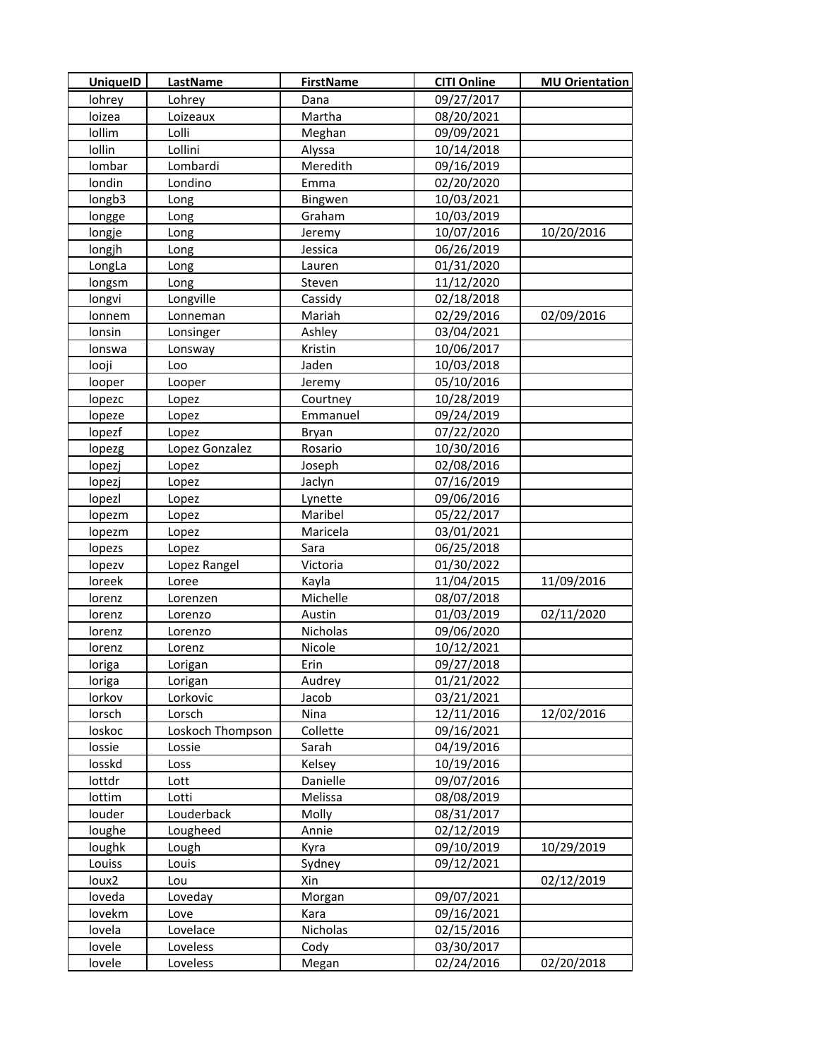| UniqueID | LastName | FirstName | CITI Online | MU Orientation |
|---|---|---|---|---|
| lohrey | Lohrey | Dana | 09/27/2017 | |
| loizea | Loizeaux | Martha | 08/20/2021 | |
| lollim | Lolli | Meghan | 09/09/2021 | |
| lollin | Lollini | Alyssa | 10/14/2018 | |
| lombar | Lombardi | Meredith | 09/16/2019 | |
| londin | Londino | Emma | 02/20/2020 | |
| longb3 | Long | Bingwen | 10/03/2021 | |
| longge | Long | Graham | 10/03/2019 | |
| longje | Long | Jeremy | 10/07/2016 | 10/20/2016 |
| longjh | Long | Jessica | 06/26/2019 | |
| LongLa | Long | Lauren | 01/31/2020 | |
| longsm | Long | Steven | 11/12/2020 | |
| longvi | Longville | Cassidy | 02/18/2018 | |
| lonnem | Lonneman | Mariah | 02/29/2016 | 02/09/2016 |
| lonsin | Lonsinger | Ashley | 03/04/2021 | |
| lonswa | Lonsway | Kristin | 10/06/2017 | |
| looji | Loo | Jaden | 10/03/2018 | |
| looper | Looper | Jeremy | 05/10/2016 | |
| lopezc | Lopez | Courtney | 10/28/2019 | |
| lopeze | Lopez | Emmanuel | 09/24/2019 | |
| lopezf | Lopez | Bryan | 07/22/2020 | |
| lopezg | Lopez Gonzalez | Rosario | 10/30/2016 | |
| lopezj | Lopez | Joseph | 02/08/2016 | |
| lopezj | Lopez | Jaclyn | 07/16/2019 | |
| lopezl | Lopez | Lynette | 09/06/2016 | |
| lopezm | Lopez | Maribel | 05/22/2017 | |
| lopezm | Lopez | Maricela | 03/01/2021 | |
| lopezs | Lopez | Sara | 06/25/2018 | |
| lopezv | Lopez Rangel | Victoria | 01/30/2022 | |
| loreek | Loree | Kayla | 11/04/2015 | 11/09/2016 |
| lorenz | Lorenzen | Michelle | 08/07/2018 | |
| lorenz | Lorenzo | Austin | 01/03/2019 | 02/11/2020 |
| lorenz | Lorenzo | Nicholas | 09/06/2020 | |
| lorenz | Lorenz | Nicole | 10/12/2021 | |
| loriga | Lorigan | Erin | 09/27/2018 | |
| loriga | Lorigan | Audrey | 01/21/2022 | |
| lorkov | Lorkovic | Jacob | 03/21/2021 | |
| lorsch | Lorsch | Nina | 12/11/2016 | 12/02/2016 |
| loskoc | Loskoch Thompson | Collette | 09/16/2021 | |
| lossie | Lossie | Sarah | 04/19/2016 | |
| losskd | Loss | Kelsey | 10/19/2016 | |
| lottdr | Lott | Danielle | 09/07/2016 | |
| lottim | Lotti | Melissa | 08/08/2019 | |
| louder | Louderback | Molly | 08/31/2017 | |
| loughe | Lougheed | Annie | 02/12/2019 | |
| loughk | Lough | Kyra | 09/10/2019 | 10/29/2019 |
| Louiss | Louis | Sydney | 09/12/2021 | |
| loux2 | Lou | Xin | | 02/12/2019 |
| loveda | Loveday | Morgan | 09/07/2021 | |
| lovekm | Love | Kara | 09/16/2021 | |
| lovela | Lovelace | Nicholas | 02/15/2016 | |
| lovele | Loveless | Cody | 03/30/2017 | |
| lovele | Loveless | Megan | 02/24/2016 | 02/20/2018 |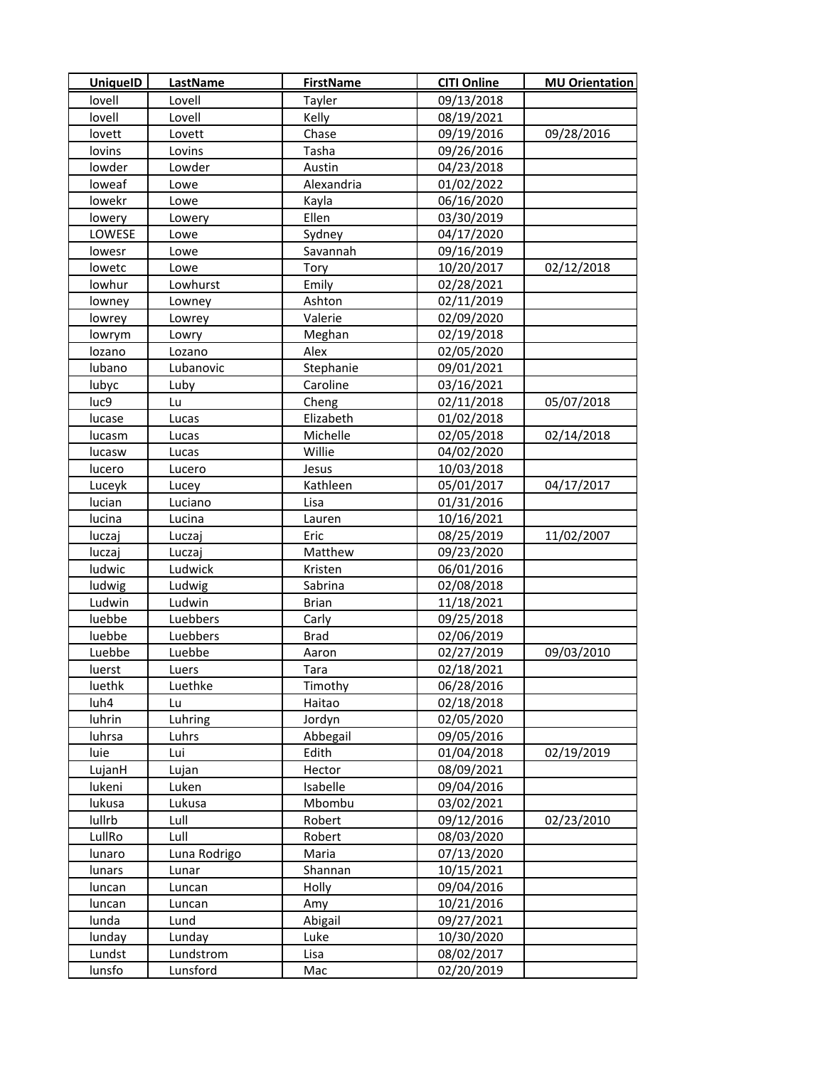| UniqueID | LastName | FirstName | CITI Online | MU Orientation |
| --- | --- | --- | --- | --- |
| lovell | Lovell | Tayler | 09/13/2018 | |
| lovell | Lovell | Kelly | 08/19/2021 | |
| lovett | Lovett | Chase | 09/19/2016 | 09/28/2016 |
| lovins | Lovins | Tasha | 09/26/2016 | |
| lowder | Lowder | Austin | 04/23/2018 | |
| loweaf | Lowe | Alexandria | 01/02/2022 | |
| lowekr | Lowe | Kayla | 06/16/2020 | |
| lowery | Lowery | Ellen | 03/30/2019 | |
| LOWESE | Lowe | Sydney | 04/17/2020 | |
| lowesr | Lowe | Savannah | 09/16/2019 | |
| lowetc | Lowe | Tory | 10/20/2017 | 02/12/2018 |
| lowhur | Lowhurst | Emily | 02/28/2021 | |
| lowney | Lowney | Ashton | 02/11/2019 | |
| lowrey | Lowrey | Valerie | 02/09/2020 | |
| lowrym | Lowry | Meghan | 02/19/2018 | |
| lozano | Lozano | Alex | 02/05/2020 | |
| lubano | Lubanovic | Stephanie | 09/01/2021 | |
| lubyc | Luby | Caroline | 03/16/2021 | |
| luc9 | Lu | Cheng | 02/11/2018 | 05/07/2018 |
| lucase | Lucas | Elizabeth | 01/02/2018 | |
| lucasm | Lucas | Michelle | 02/05/2018 | 02/14/2018 |
| lucasw | Lucas | Willie | 04/02/2020 | |
| lucero | Lucero | Jesus | 10/03/2018 | |
| Luceyk | Lucey | Kathleen | 05/01/2017 | 04/17/2017 |
| lucian | Luciano | Lisa | 01/31/2016 | |
| lucina | Lucina | Lauren | 10/16/2021 | |
| luczaj | Luczaj | Eric | 08/25/2019 | 11/02/2007 |
| luczaj | Luczaj | Matthew | 09/23/2020 | |
| ludwic | Ludwick | Kristen | 06/01/2016 | |
| ludwig | Ludwig | Sabrina | 02/08/2018 | |
| Ludwin | Ludwin | Brian | 11/18/2021 | |
| luebbe | Luebbers | Carly | 09/25/2018 | |
| luebbe | Luebbers | Brad | 02/06/2019 | |
| Luebbe | Luebbe | Aaron | 02/27/2019 | 09/03/2010 |
| luerst | Luers | Tara | 02/18/2021 | |
| luethk | Luethke | Timothy | 06/28/2016 | |
| luh4 | Lu | Haitao | 02/18/2018 | |
| luhrin | Luhring | Jordyn | 02/05/2020 | |
| luhrsa | Luhrs | Abbegail | 09/05/2016 | |
| luie | Lui | Edith | 01/04/2018 | 02/19/2019 |
| LujanH | Lujan | Hector | 08/09/2021 | |
| lukeni | Luken | Isabelle | 09/04/2016 | |
| lukusa | Lukusa | Mbombu | 03/02/2021 | |
| lullrb | Lull | Robert | 09/12/2016 | 02/23/2010 |
| LullRo | Lull | Robert | 08/03/2020 | |
| lunaro | Luna Rodrigo | Maria | 07/13/2020 | |
| lunars | Lunar | Shannan | 10/15/2021 | |
| luncan | Luncan | Holly | 09/04/2016 | |
| luncan | Luncan | Amy | 10/21/2016 | |
| lunda | Lund | Abigail | 09/27/2021 | |
| lunday | Lunday | Luke | 10/30/2020 | |
| Lundst | Lundstrom | Lisa | 08/02/2017 | |
| lunsfo | Lunsford | Mac | 02/20/2019 | |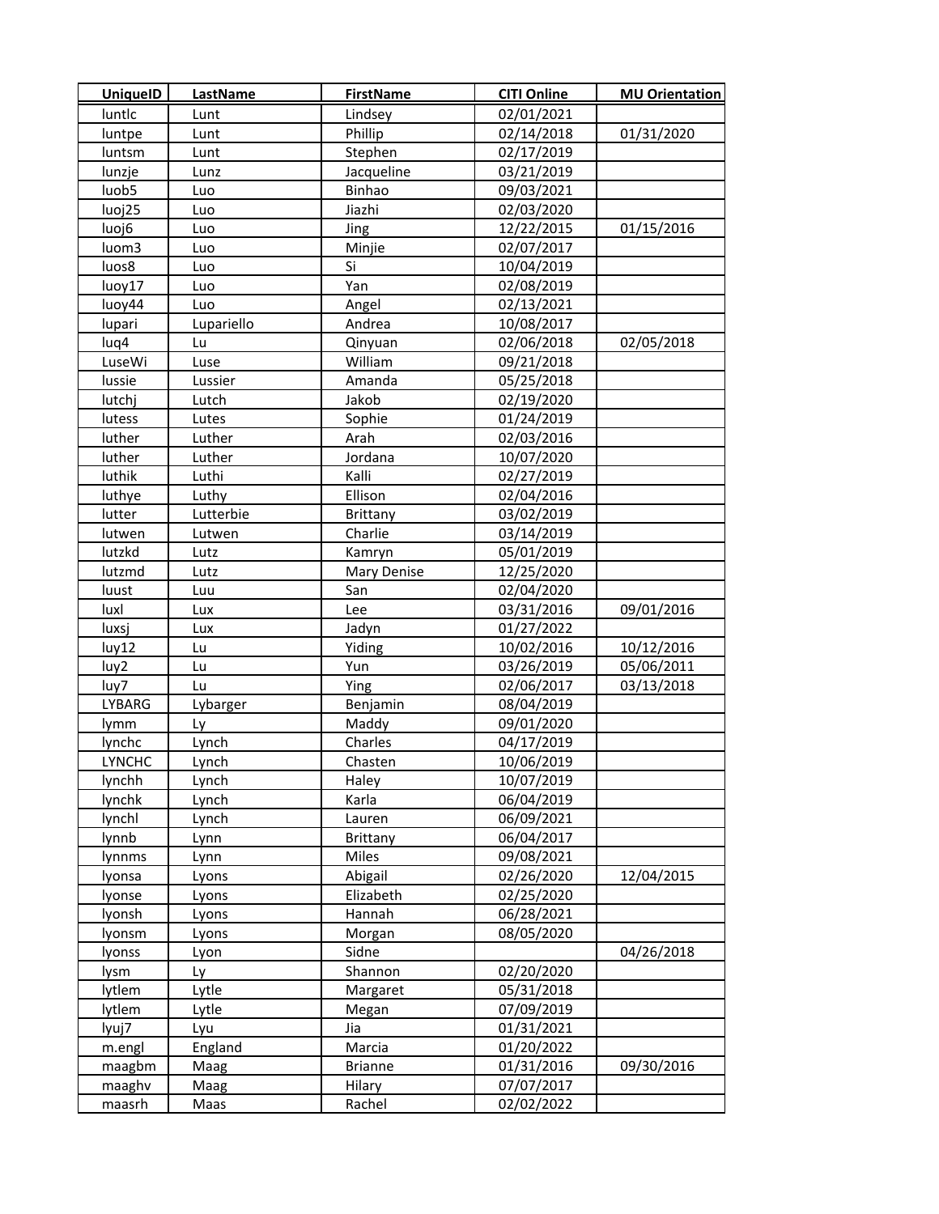| UniqueID | LastName | FirstName | CITI Online | MU Orientation |
|---|---|---|---|---|
| luntlc | Lunt | Lindsey | 02/01/2021 | |
| luntpe | Lunt | Phillip | 02/14/2018 | 01/31/2020 |
| luntsm | Lunt | Stephen | 02/17/2019 | |
| lunzje | Lunz | Jacqueline | 03/21/2019 | |
| luob5 | Luo | Binhao | 09/03/2021 | |
| luoj25 | Luo | Jiazhi | 02/03/2020 | |
| luoj6 | Luo | Jing | 12/22/2015 | 01/15/2016 |
| luom3 | Luo | Minjie | 02/07/2017 | |
| luos8 | Luo | Si | 10/04/2019 | |
| luoy17 | Luo | Yan | 02/08/2019 | |
| luoy44 | Luo | Angel | 02/13/2021 | |
| lupari | Lupariello | Andrea | 10/08/2017 | |
| luq4 | Lu | Qinyuan | 02/06/2018 | 02/05/2018 |
| LuseWi | Luse | William | 09/21/2018 | |
| lussie | Lussier | Amanda | 05/25/2018 | |
| lutchj | Lutch | Jakob | 02/19/2020 | |
| lutess | Lutes | Sophie | 01/24/2019 | |
| luther | Luther | Arah | 02/03/2016 | |
| luther | Luther | Jordana | 10/07/2020 | |
| luthik | Luthi | Kalli | 02/27/2019 | |
| luthye | Luthy | Ellison | 02/04/2016 | |
| lutter | Lutterbie | Brittany | 03/02/2019 | |
| lutwen | Lutwen | Charlie | 03/14/2019 | |
| lutzkd | Lutz | Kamryn | 05/01/2019 | |
| lutzmd | Lutz | Mary Denise | 12/25/2020 | |
| luust | Luu | San | 02/04/2020 | |
| luxl | Lux | Lee | 03/31/2016 | 09/01/2016 |
| luxsj | Lux | Jadyn | 01/27/2022 | |
| luy12 | Lu | Yiding | 10/02/2016 | 10/12/2016 |
| luy2 | Lu | Yun | 03/26/2019 | 05/06/2011 |
| luy7 | Lu | Ying | 02/06/2017 | 03/13/2018 |
| LYBARG | Lybarger | Benjamin | 08/04/2019 | |
| lymm | Ly | Maddy | 09/01/2020 | |
| lynchc | Lynch | Charles | 04/17/2019 | |
| LYNCHC | Lynch | Chasten | 10/06/2019 | |
| lynchh | Lynch | Haley | 10/07/2019 | |
| lynchk | Lynch | Karla | 06/04/2019 | |
| lynchl | Lynch | Lauren | 06/09/2021 | |
| lynnb | Lynn | Brittany | 06/04/2017 | |
| lynnms | Lynn | Miles | 09/08/2021 | |
| lyonsa | Lyons | Abigail | 02/26/2020 | 12/04/2015 |
| lyonse | Lyons | Elizabeth | 02/25/2020 | |
| lyonsh | Lyons | Hannah | 06/28/2021 | |
| lyonsm | Lyons | Morgan | 08/05/2020 | |
| lyonss | Lyon | Sidne | | 04/26/2018 |
| lysm | Ly | Shannon | 02/20/2020 | |
| lytlem | Lytle | Margaret | 05/31/2018 | |
| lytlem | Lytle | Megan | 07/09/2019 | |
| lyuj7 | Lyu | Jia | 01/31/2021 | |
| m.engl | England | Marcia | 01/20/2022 | |
| maagbm | Maag | Brianne | 01/31/2016 | 09/30/2016 |
| maaghv | Maag | Hilary | 07/07/2017 | |
| maasrh | Maas | Rachel | 02/02/2022 | |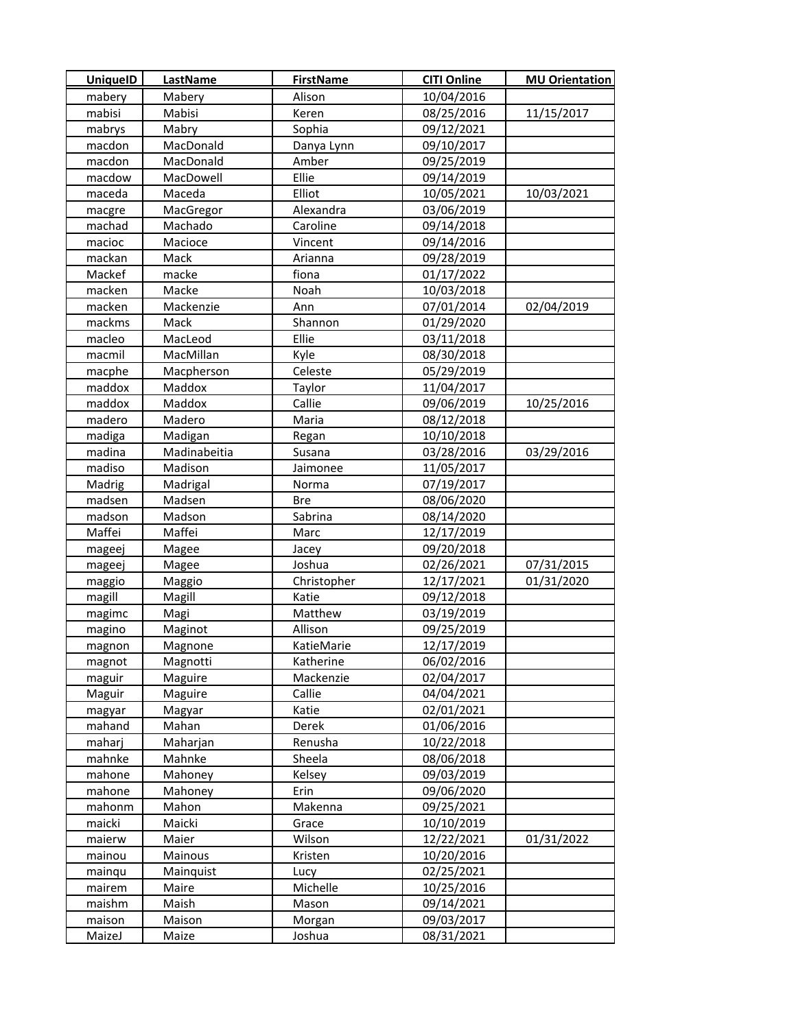| UniqueID | LastName | FirstName | CITI Online | MU Orientation |
|---|---|---|---|---|
| mabery | Mabery | Alison | 10/04/2016 | |
| mabisi | Mabisi | Keren | 08/25/2016 | 11/15/2017 |
| mabrys | Mabry | Sophia | 09/12/2021 | |
| macdon | MacDonald | Danya Lynn | 09/10/2017 | |
| macdon | MacDonald | Amber | 09/25/2019 | |
| macdow | MacDowell | Ellie | 09/14/2019 | |
| maceda | Maceda | Elliot | 10/05/2021 | 10/03/2021 |
| macgre | MacGregor | Alexandra | 03/06/2019 | |
| machad | Machado | Caroline | 09/14/2018 | |
| macioc | Macioce | Vincent | 09/14/2016 | |
| mackan | Mack | Arianna | 09/28/2019 | |
| Mackef | macke | fiona | 01/17/2022 | |
| macken | Macke | Noah | 10/03/2018 | |
| macken | Mackenzie | Ann | 07/01/2014 | 02/04/2019 |
| mackms | Mack | Shannon | 01/29/2020 | |
| macleo | MacLeod | Ellie | 03/11/2018 | |
| macmil | MacMillan | Kyle | 08/30/2018 | |
| macphe | Macpherson | Celeste | 05/29/2019 | |
| maddox | Maddox | Taylor | 11/04/2017 | |
| maddox | Maddox | Callie | 09/06/2019 | 10/25/2016 |
| madero | Madero | Maria | 08/12/2018 | |
| madiga | Madigan | Regan | 10/10/2018 | |
| madina | Madinabeitia | Susana | 03/28/2016 | 03/29/2016 |
| madiso | Madison | Jaimonee | 11/05/2017 | |
| Madrig | Madrigal | Norma | 07/19/2017 | |
| madsen | Madsen | Bre | 08/06/2020 | |
| madson | Madson | Sabrina | 08/14/2020 | |
| Maffei | Maffei | Marc | 12/17/2019 | |
| mageej | Magee | Jacey | 09/20/2018 | |
| mageej | Magee | Joshua | 02/26/2021 | 07/31/2015 |
| maggio | Maggio | Christopher | 12/17/2021 | 01/31/2020 |
| magill | Magill | Katie | 09/12/2018 | |
| magimc | Magi | Matthew | 03/19/2019 | |
| magino | Maginot | Allison | 09/25/2019 | |
| magnon | Magnone | KatieMarie | 12/17/2019 | |
| magnot | Magnotti | Katherine | 06/02/2016 | |
| maguir | Maguire | Mackenzie | 02/04/2017 | |
| Maguir | Maguire | Callie | 04/04/2021 | |
| magyar | Magyar | Katie | 02/01/2021 | |
| mahand | Mahan | Derek | 01/06/2016 | |
| maharj | Maharjan | Renusha | 10/22/2018 | |
| mahnke | Mahnke | Sheela | 08/06/2018 | |
| mahone | Mahoney | Kelsey | 09/03/2019 | |
| mahone | Mahoney | Erin | 09/06/2020 | |
| mahonm | Mahon | Makenna | 09/25/2021 | |
| maicki | Maicki | Grace | 10/10/2019 | |
| maierw | Maier | Wilson | 12/22/2021 | 01/31/2022 |
| mainou | Mainous | Kristen | 10/20/2016 | |
| mainqu | Mainquist | Lucy | 02/25/2021 | |
| mairem | Maire | Michelle | 10/25/2016 | |
| maishm | Maish | Mason | 09/14/2021 | |
| maison | Maison | Morgan | 09/03/2017 | |
| MaizeJ | Maize | Joshua | 08/31/2021 | |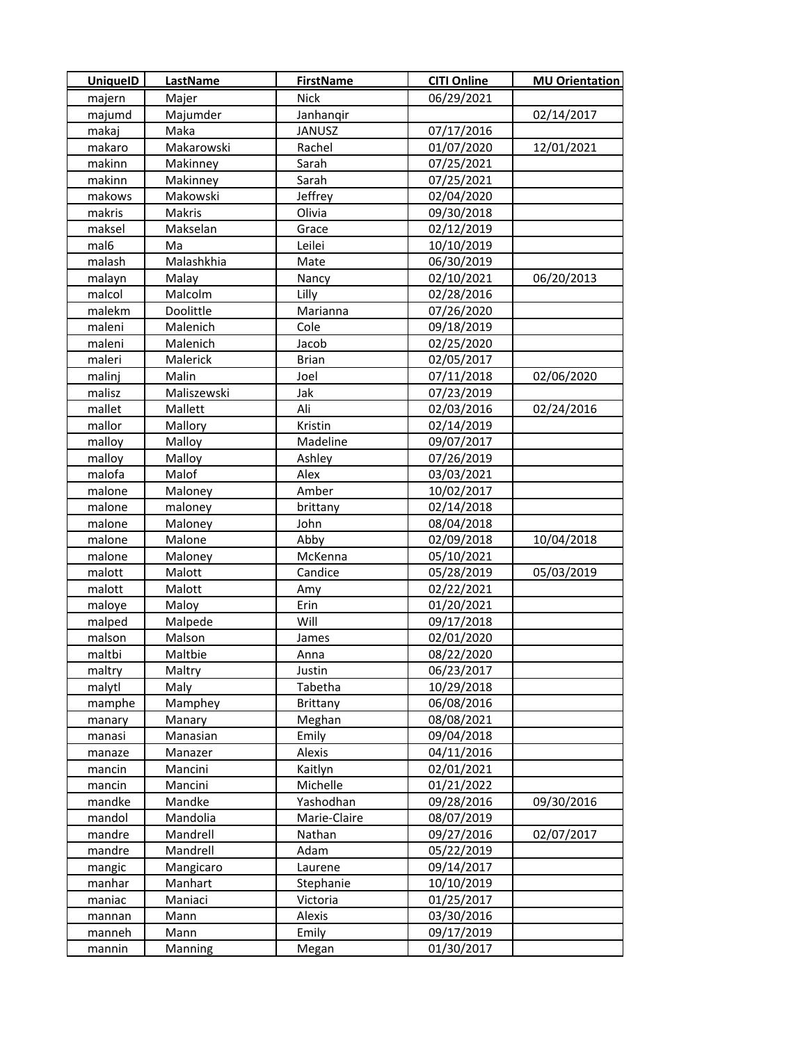| UniqueID | LastName | FirstName | CITI Online | MU Orientation |
|---|---|---|---|---|
| majern | Majer | Nick | 06/29/2021 | |
| majumd | Majumder | Janhanqir | | 02/14/2017 |
| makaj | Maka | JANUSZ | 07/17/2016 | |
| makaro | Makarowski | Rachel | 01/07/2020 | 12/01/2021 |
| makinn | Makinney | Sarah | 07/25/2021 | |
| makinn | Makinney | Sarah | 07/25/2021 | |
| makows | Makowski | Jeffrey | 02/04/2020 | |
| makris | Makris | Olivia | 09/30/2018 | |
| maksel | Makselan | Grace | 02/12/2019 | |
| mal6 | Ma | Leilei | 10/10/2019 | |
| malash | Malashkhia | Mate | 06/30/2019 | |
| malayn | Malay | Nancy | 02/10/2021 | 06/20/2013 |
| malcol | Malcolm | Lilly | 02/28/2016 | |
| malekm | Doolittle | Marianna | 07/26/2020 | |
| maleni | Malenich | Cole | 09/18/2019 | |
| maleni | Malenich | Jacob | 02/25/2020 | |
| maleri | Malerick | Brian | 02/05/2017 | |
| malinj | Malin | Joel | 07/11/2018 | 02/06/2020 |
| malisz | Maliszewski | Jak | 07/23/2019 | |
| mallet | Mallett | Ali | 02/03/2016 | 02/24/2016 |
| mallor | Mallory | Kristin | 02/14/2019 | |
| malloy | Malloy | Madeline | 09/07/2017 | |
| malloy | Malloy | Ashley | 07/26/2019 | |
| malofa | Malof | Alex | 03/03/2021 | |
| malone | Maloney | Amber | 10/02/2017 | |
| malone | maloney | brittany | 02/14/2018 | |
| malone | Maloney | John | 08/04/2018 | |
| malone | Malone | Abby | 02/09/2018 | 10/04/2018 |
| malone | Maloney | McKenna | 05/10/2021 | |
| malott | Malott | Candice | 05/28/2019 | 05/03/2019 |
| malott | Malott | Amy | 02/22/2021 | |
| maloye | Maloy | Erin | 01/20/2021 | |
| malped | Malpede | Will | 09/17/2018 | |
| malson | Malson | James | 02/01/2020 | |
| maltbi | Maltbie | Anna | 08/22/2020 | |
| maltry | Maltry | Justin | 06/23/2017 | |
| malytl | Maly | Tabetha | 10/29/2018 | |
| mamphe | Mamphey | Brittany | 06/08/2016 | |
| manary | Manary | Meghan | 08/08/2021 | |
| manasi | Manasian | Emily | 09/04/2018 | |
| manaze | Manazer | Alexis | 04/11/2016 | |
| mancin | Mancini | Kaitlyn | 02/01/2021 | |
| mancin | Mancini | Michelle | 01/21/2022 | |
| mandke | Mandke | Yashodhan | 09/28/2016 | 09/30/2016 |
| mandol | Mandolia | Marie-Claire | 08/07/2019 | |
| mandre | Mandrell | Nathan | 09/27/2016 | 02/07/2017 |
| mandre | Mandrell | Adam | 05/22/2019 | |
| mangic | Mangicaro | Laurene | 09/14/2017 | |
| manhar | Manhart | Stephanie | 10/10/2019 | |
| maniac | Maniaci | Victoria | 01/25/2017 | |
| mannan | Mann | Alexis | 03/30/2016 | |
| manneh | Mann | Emily | 09/17/2019 | |
| mannin | Manning | Megan | 01/30/2017 | |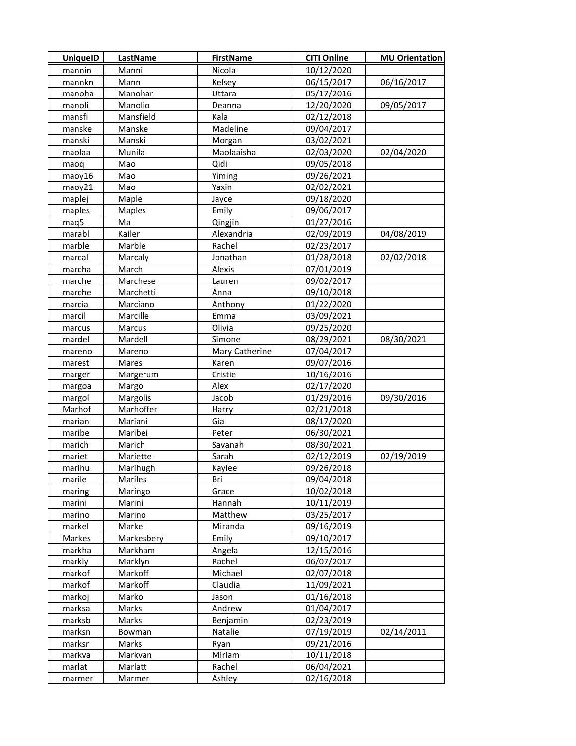| UniqueID | LastName | FirstName | CITI Online | MU Orientation |
|---|---|---|---|---|
| mannin | Manni | Nicola | 10/12/2020 | |
| mannkn | Mann | Kelsey | 06/15/2017 | 06/16/2017 |
| manoha | Manohar | Uttara | 05/17/2016 | |
| manoli | Manolio | Deanna | 12/20/2020 | 09/05/2017 |
| mansfi | Mansfield | Kala | 02/12/2018 | |
| manske | Manske | Madeline | 09/04/2017 | |
| manski | Manski | Morgan | 03/02/2021 | |
| maolaa | Munila | Maolaaisha | 02/03/2020 | 02/04/2020 |
| maoq | Mao | Qidi | 09/05/2018 | |
| maoy16 | Mao | Yiming | 09/26/2021 | |
| maoy21 | Mao | Yaxin | 02/02/2021 | |
| maplej | Maple | Jayce | 09/18/2020 | |
| maples | Maples | Emily | 09/06/2017 | |
| maq5 | Ma | Qingjin | 01/27/2016 | |
| marabl | Kailer | Alexandria | 02/09/2019 | 04/08/2019 |
| marble | Marble | Rachel | 02/23/2017 | |
| marcal | Marcaly | Jonathan | 01/28/2018 | 02/02/2018 |
| marcha | March | Alexis | 07/01/2019 | |
| marche | Marchese | Lauren | 09/02/2017 | |
| marche | Marchetti | Anna | 09/10/2018 | |
| marcia | Marciano | Anthony | 01/22/2020 | |
| marcil | Marcille | Emma | 03/09/2021 | |
| marcus | Marcus | Olivia | 09/25/2020 | |
| mardel | Mardell | Simone | 08/29/2021 | 08/30/2021 |
| mareno | Mareno | Mary Catherine | 07/04/2017 | |
| marest | Mares | Karen | 09/07/2016 | |
| marger | Margerum | Cristie | 10/16/2016 | |
| margoa | Margo | Alex | 02/17/2020 | |
| margol | Margolis | Jacob | 01/29/2016 | 09/30/2016 |
| Marhof | Marhoffer | Harry | 02/21/2018 | |
| marian | Mariani | Gia | 08/17/2020 | |
| maribe | Maribei | Peter | 06/30/2021 | |
| marich | Marich | Savanah | 08/30/2021 | |
| mariet | Mariette | Sarah | 02/12/2019 | 02/19/2019 |
| marihu | Marihugh | Kaylee | 09/26/2018 | |
| marile | Mariles | Bri | 09/04/2018 | |
| maring | Maringo | Grace | 10/02/2018 | |
| marini | Marini | Hannah | 10/11/2019 | |
| marino | Marino | Matthew | 03/25/2017 | |
| markel | Markel | Miranda | 09/16/2019 | |
| Markes | Markesbery | Emily | 09/10/2017 | |
| markha | Markham | Angela | 12/15/2016 | |
| markly | Marklyn | Rachel | 06/07/2017 | |
| markof | Markoff | Michael | 02/07/2018 | |
| markof | Markoff | Claudia | 11/09/2021 | |
| markoj | Marko | Jason | 01/16/2018 | |
| marksa | Marks | Andrew | 01/04/2017 | |
| marksb | Marks | Benjamin | 02/23/2019 | |
| marksn | Bowman | Natalie | 07/19/2019 | 02/14/2011 |
| marksr | Marks | Ryan | 09/21/2016 | |
| markva | Markvan | Miriam | 10/11/2018 | |
| marlat | Marlatt | Rachel | 06/04/2021 | |
| marmer | Marmer | Ashley | 02/16/2018 | |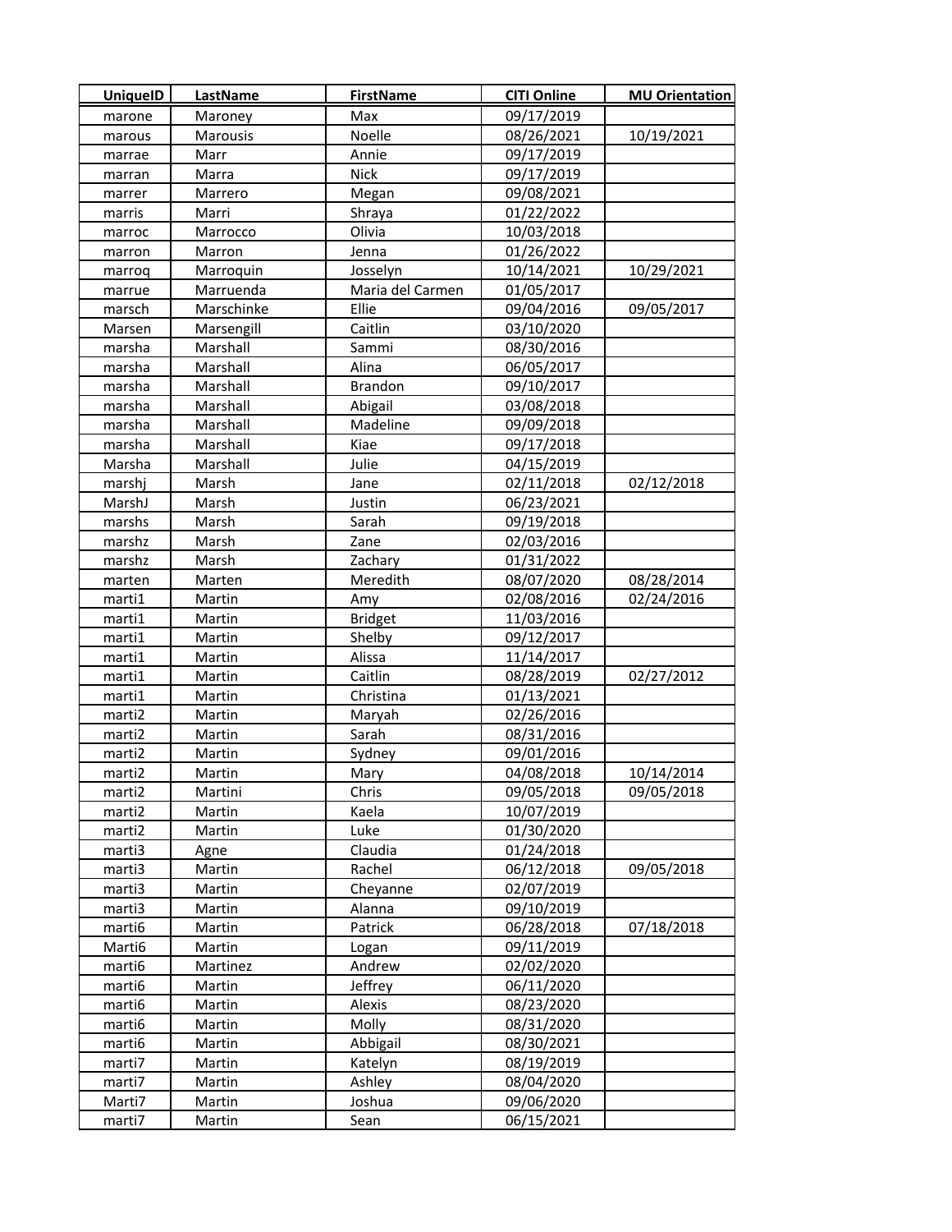| UniqueID | LastName | FirstName | CITI Online | MU Orientation |
|---|---|---|---|---|
| marone | Maroney | Max | 09/17/2019 | |
| marous | Marousis | Noelle | 08/26/2021 | 10/19/2021 |
| marrae | Marr | Annie | 09/17/2019 | |
| marran | Marra | Nick | 09/17/2019 | |
| marrer | Marrero | Megan | 09/08/2021 | |
| marris | Marri | Shraya | 01/22/2022 | |
| marroc | Marrocco | Olivia | 10/03/2018 | |
| marron | Marron | Jenna | 01/26/2022 | |
| marroq | Marroquin | Josselyn | 10/14/2021 | 10/29/2021 |
| marrue | Marruenda | Maria del Carmen | 01/05/2017 | |
| marsch | Marschinke | Ellie | 09/04/2016 | 09/05/2017 |
| Marsen | Marsengill | Caitlin | 03/10/2020 | |
| marsha | Marshall | Sammi | 08/30/2016 | |
| marsha | Marshall | Alina | 06/05/2017 | |
| marsha | Marshall | Brandon | 09/10/2017 | |
| marsha | Marshall | Abigail | 03/08/2018 | |
| marsha | Marshall | Madeline | 09/09/2018 | |
| marsha | Marshall | Kiae | 09/17/2018 | |
| Marsha | Marshall | Julie | 04/15/2019 | |
| marshj | Marsh | Jane | 02/11/2018 | 02/12/2018 |
| MarshJ | Marsh | Justin | 06/23/2021 | |
| marshs | Marsh | Sarah | 09/19/2018 | |
| marshz | Marsh | Zane | 02/03/2016 | |
| marshz | Marsh | Zachary | 01/31/2022 | |
| marten | Marten | Meredith | 08/07/2020 | 08/28/2014 |
| marti1 | Martin | Amy | 02/08/2016 | 02/24/2016 |
| marti1 | Martin | Bridget | 11/03/2016 | |
| marti1 | Martin | Shelby | 09/12/2017 | |
| marti1 | Martin | Alissa | 11/14/2017 | |
| marti1 | Martin | Caitlin | 08/28/2019 | 02/27/2012 |
| marti1 | Martin | Christina | 01/13/2021 | |
| marti2 | Martin | Maryah | 02/26/2016 | |
| marti2 | Martin | Sarah | 08/31/2016 | |
| marti2 | Martin | Sydney | 09/01/2016 | |
| marti2 | Martin | Mary | 04/08/2018 | 10/14/2014 |
| marti2 | Martini | Chris | 09/05/2018 | 09/05/2018 |
| marti2 | Martin | Kaela | 10/07/2019 | |
| marti2 | Martin | Luke | 01/30/2020 | |
| marti3 | Agne | Claudia | 01/24/2018 | |
| marti3 | Martin | Rachel | 06/12/2018 | 09/05/2018 |
| marti3 | Martin | Cheyanne | 02/07/2019 | |
| marti3 | Martin | Alanna | 09/10/2019 | |
| marti6 | Martin | Patrick | 06/28/2018 | 07/18/2018 |
| Marti6 | Martin | Logan | 09/11/2019 | |
| marti6 | Martinez | Andrew | 02/02/2020 | |
| marti6 | Martin | Jeffrey | 06/11/2020 | |
| marti6 | Martin | Alexis | 08/23/2020 | |
| marti6 | Martin | Molly | 08/31/2020 | |
| marti6 | Martin | Abbigail | 08/30/2021 | |
| marti7 | Martin | Katelyn | 08/19/2019 | |
| marti7 | Martin | Ashley | 08/04/2020 | |
| Marti7 | Martin | Joshua | 09/06/2020 | |
| marti7 | Martin | Sean | 06/15/2021 | |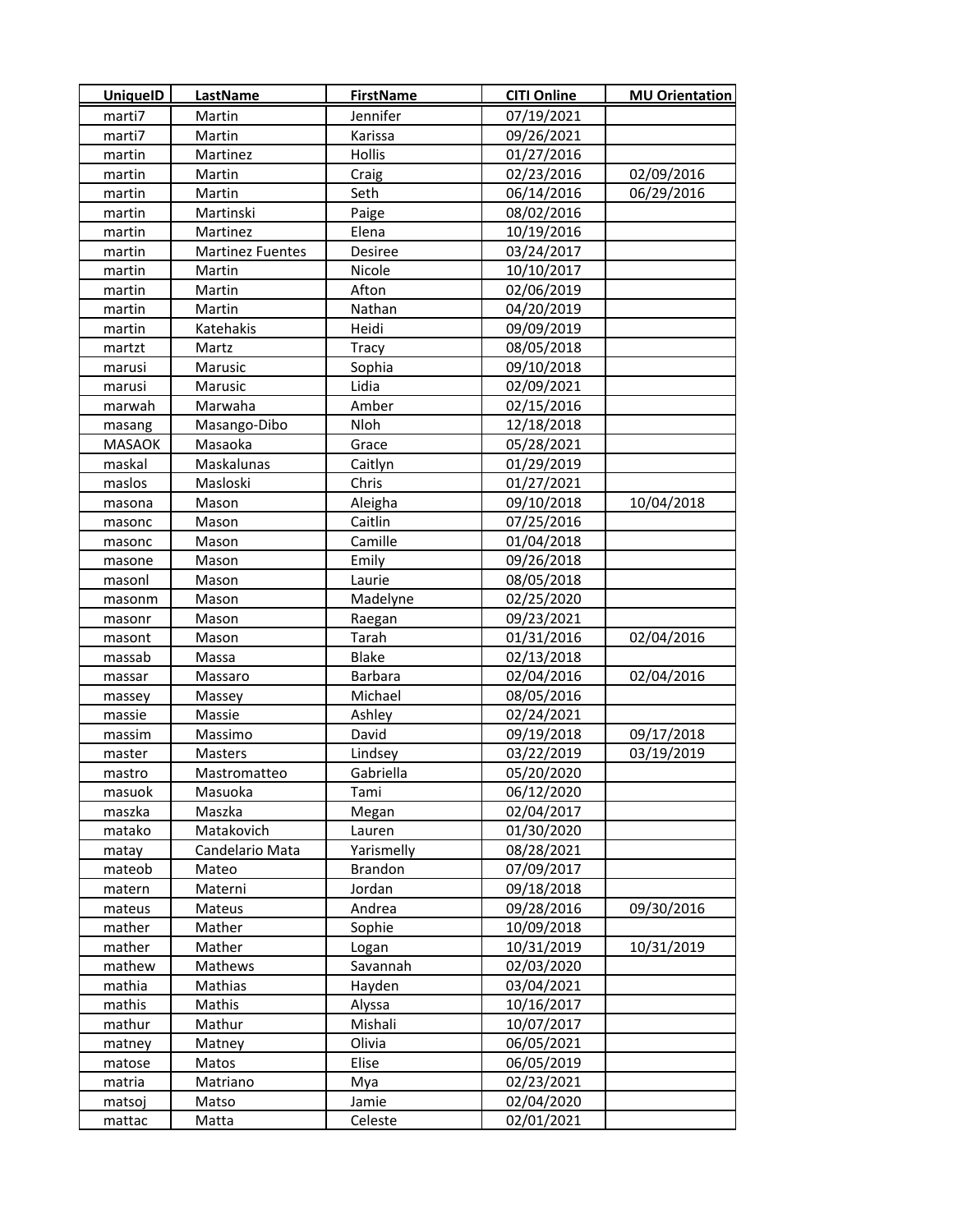| UniqueID | LastName | FirstName | CITI Online | MU Orientation |
|---|---|---|---|---|
| marti7 | Martin | Jennifer | 07/19/2021 | |
| marti7 | Martin | Karissa | 09/26/2021 | |
| martin | Martinez | Hollis | 01/27/2016 | |
| martin | Martin | Craig | 02/23/2016 | 02/09/2016 |
| martin | Martin | Seth | 06/14/2016 | 06/29/2016 |
| martin | Martinski | Paige | 08/02/2016 | |
| martin | Martinez | Elena | 10/19/2016 | |
| martin | Martinez Fuentes | Desiree | 03/24/2017 | |
| martin | Martin | Nicole | 10/10/2017 | |
| martin | Martin | Afton | 02/06/2019 | |
| martin | Martin | Nathan | 04/20/2019 | |
| martin | Katehakis | Heidi | 09/09/2019 | |
| martzt | Martz | Tracy | 08/05/2018 | |
| marusi | Marusic | Sophia | 09/10/2018 | |
| marusi | Marusic | Lidia | 02/09/2021 | |
| marwah | Marwaha | Amber | 02/15/2016 | |
| masang | Masango-Dibo | Nloh | 12/18/2018 | |
| MASAOK | Masaoka | Grace | 05/28/2021 | |
| maskal | Maskalunas | Caitlyn | 01/29/2019 | |
| maslos | Masloski | Chris | 01/27/2021 | |
| masona | Mason | Aleigha | 09/10/2018 | 10/04/2018 |
| masonc | Mason | Caitlin | 07/25/2016 | |
| masonc | Mason | Camille | 01/04/2018 | |
| masone | Mason | Emily | 09/26/2018 | |
| masonl | Mason | Laurie | 08/05/2018 | |
| masonm | Mason | Madelyne | 02/25/2020 | |
| masonr | Mason | Raegan | 09/23/2021 | |
| masont | Mason | Tarah | 01/31/2016 | 02/04/2016 |
| massab | Massa | Blake | 02/13/2018 | |
| massar | Massaro | Barbara | 02/04/2016 | 02/04/2016 |
| massey | Massey | Michael | 08/05/2016 | |
| massie | Massie | Ashley | 02/24/2021 | |
| massim | Massimo | David | 09/19/2018 | 09/17/2018 |
| master | Masters | Lindsey | 03/22/2019 | 03/19/2019 |
| mastro | Mastromatteo | Gabriella | 05/20/2020 | |
| masuok | Masuoka | Tami | 06/12/2020 | |
| maszka | Maszka | Megan | 02/04/2017 | |
| matako | Matakovich | Lauren | 01/30/2020 | |
| matay | Candelario Mata | Yarismelly | 08/28/2021 | |
| mateob | Mateo | Brandon | 07/09/2017 | |
| matern | Materni | Jordan | 09/18/2018 | |
| mateus | Mateus | Andrea | 09/28/2016 | 09/30/2016 |
| mather | Mather | Sophie | 10/09/2018 | |
| mather | Mather | Logan | 10/31/2019 | 10/31/2019 |
| mathew | Mathews | Savannah | 02/03/2020 | |
| mathia | Mathias | Hayden | 03/04/2021 | |
| mathis | Mathis | Alyssa | 10/16/2017 | |
| mathur | Mathur | Mishali | 10/07/2017 | |
| matney | Matney | Olivia | 06/05/2021 | |
| matose | Matos | Elise | 06/05/2019 | |
| matria | Matriano | Mya | 02/23/2021 | |
| matsoj | Matso | Jamie | 02/04/2020 | |
| mattac | Matta | Celeste | 02/01/2021 | |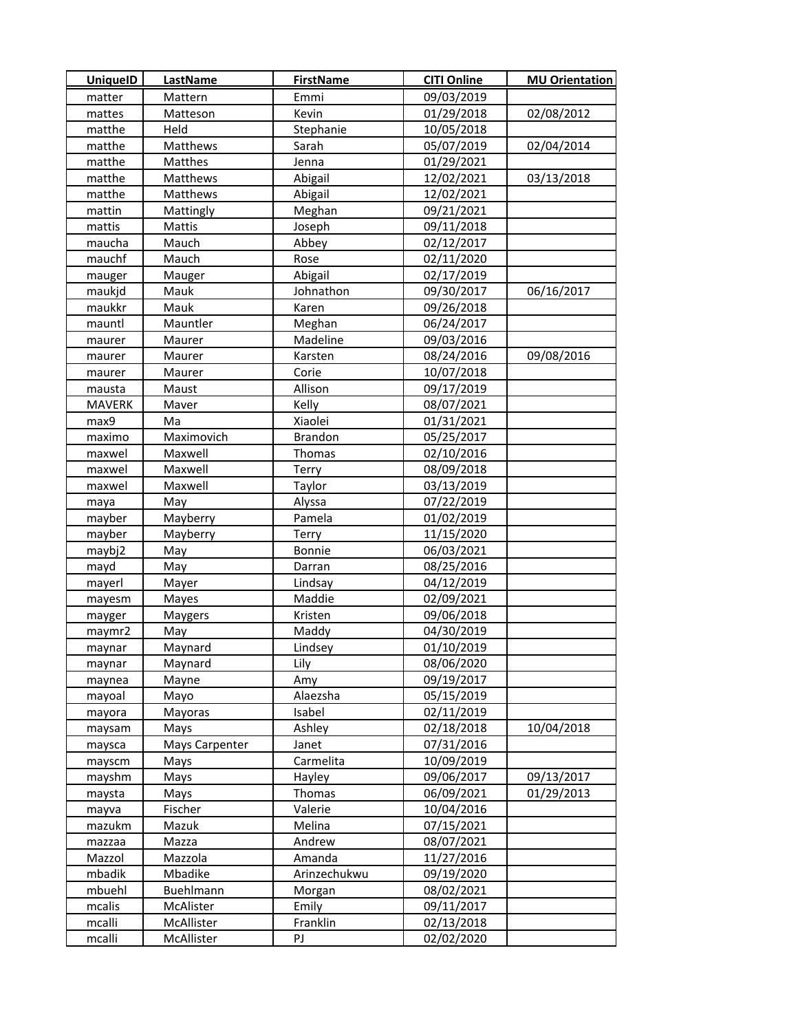| UniqueID | LastName | FirstName | CITI Online | MU Orientation |
|---|---|---|---|---|
| matter | Mattern | Emmi | 09/03/2019 | |
| mattes | Matteson | Kevin | 01/29/2018 | 02/08/2012 |
| matthe | Held | Stephanie | 10/05/2018 | |
| matthe | Matthews | Sarah | 05/07/2019 | 02/04/2014 |
| matthe | Matthes | Jenna | 01/29/2021 | |
| matthe | Matthews | Abigail | 12/02/2021 | 03/13/2018 |
| matthe | Matthews | Abigail | 12/02/2021 | |
| mattin | Mattingly | Meghan | 09/21/2021 | |
| mattis | Mattis | Joseph | 09/11/2018 | |
| maucha | Mauch | Abbey | 02/12/2017 | |
| mauchf | Mauch | Rose | 02/11/2020 | |
| mauger | Mauger | Abigail | 02/17/2019 | |
| maukjd | Mauk | Johnathon | 09/30/2017 | 06/16/2017 |
| maukkr | Mauk | Karen | 09/26/2018 | |
| mauntl | Mauntler | Meghan | 06/24/2017 | |
| maurer | Maurer | Madeline | 09/03/2016 | |
| maurer | Maurer | Karsten | 08/24/2016 | 09/08/2016 |
| maurer | Maurer | Corie | 10/07/2018 | |
| mausta | Maust | Allison | 09/17/2019 | |
| MAVERK | Maver | Kelly | 08/07/2021 | |
| max9 | Ma | Xiaolei | 01/31/2021 | |
| maximo | Maximovich | Brandon | 05/25/2017 | |
| maxwel | Maxwell | Thomas | 02/10/2016 | |
| maxwel | Maxwell | Terry | 08/09/2018 | |
| maxwel | Maxwell | Taylor | 03/13/2019 | |
| maya | May | Alyssa | 07/22/2019 | |
| mayber | Mayberry | Pamela | 01/02/2019 | |
| mayber | Mayberry | Terry | 11/15/2020 | |
| maybj2 | May | Bonnie | 06/03/2021 | |
| mayd | May | Darran | 08/25/2016 | |
| mayerl | Mayer | Lindsay | 04/12/2019 | |
| mayesm | Mayes | Maddie | 02/09/2021 | |
| mayger | Maygers | Kristen | 09/06/2018 | |
| maymr2 | May | Maddy | 04/30/2019 | |
| maynar | Maynard | Lindsey | 01/10/2019 | |
| maynar | Maynard | Lily | 08/06/2020 | |
| maynea | Mayne | Amy | 09/19/2017 | |
| mayoal | Mayo | Alaezsha | 05/15/2019 | |
| mayora | Mayoras | Isabel | 02/11/2019 | |
| maysam | Mays | Ashley | 02/18/2018 | 10/04/2018 |
| maysca | Mays Carpenter | Janet | 07/31/2016 | |
| mayscm | Mays | Carmelita | 10/09/2019 | |
| mayshm | Mays | Hayley | 09/06/2017 | 09/13/2017 |
| maysta | Mays | Thomas | 06/09/2021 | 01/29/2013 |
| mayva | Fischer | Valerie | 10/04/2016 | |
| mazukm | Mazuk | Melina | 07/15/2021 | |
| mazzaa | Mazza | Andrew | 08/07/2021 | |
| Mazzol | Mazzola | Amanda | 11/27/2016 | |
| mbadik | Mbadike | Arinzechukwu | 09/19/2020 | |
| mbuehl | Buehlmann | Morgan | 08/02/2021 | |
| mcalis | McAlister | Emily | 09/11/2017 | |
| mcalli | McAllister | Franklin | 02/13/2018 | |
| mcalli | McAllister | PJ | 02/02/2020 | |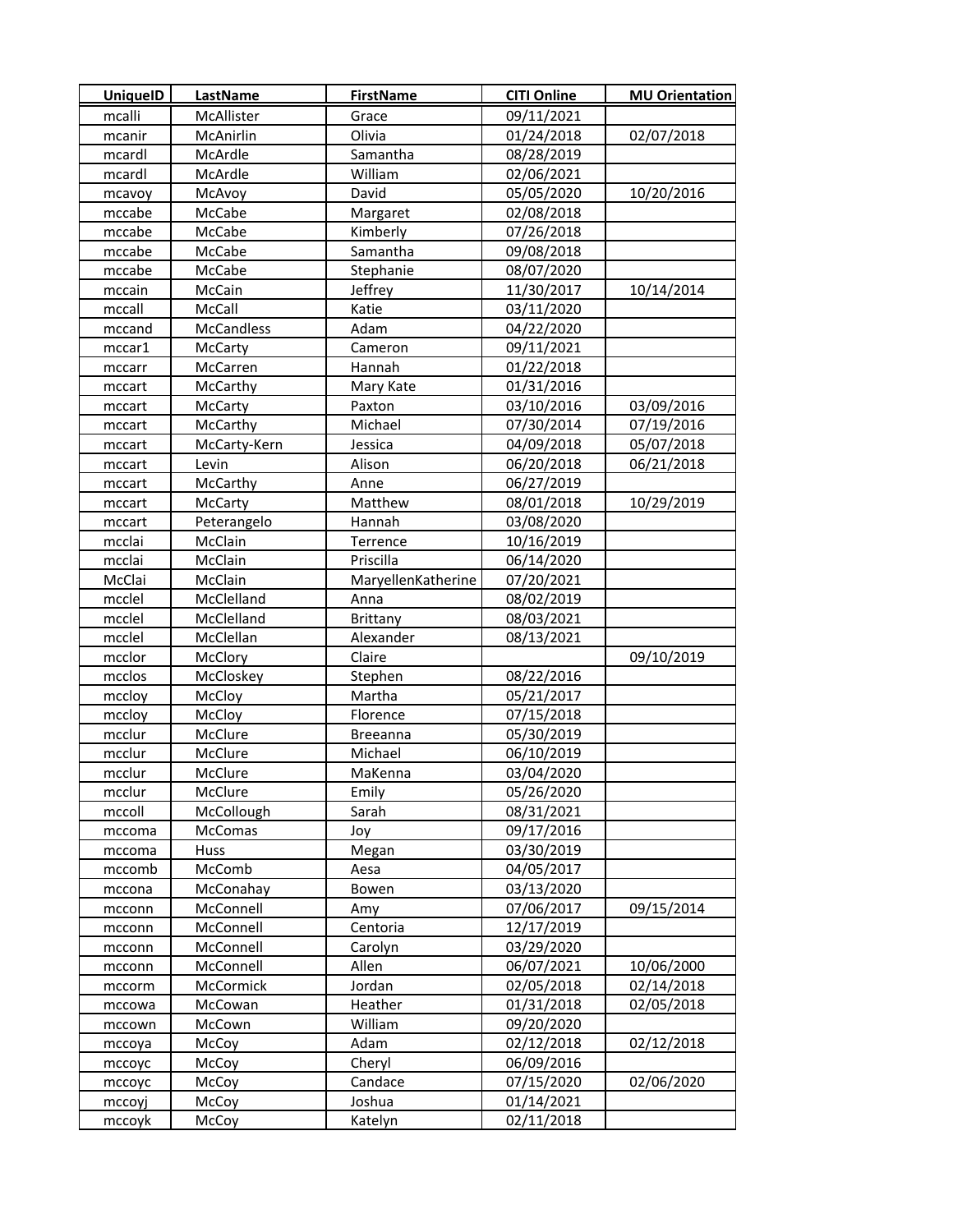| UniqueID | LastName | FirstName | CITI Online | MU Orientation |
|---|---|---|---|---|
| mcalli | McAllister | Grace | 09/11/2021 | |
| mcanir | McAnirlin | Olivia | 01/24/2018 | 02/07/2018 |
| mcardl | McArdle | Samantha | 08/28/2019 | |
| mcardl | McArdle | William | 02/06/2021 | |
| mcavoy | McAvoy | David | 05/05/2020 | 10/20/2016 |
| mccabe | McCabe | Margaret | 02/08/2018 | |
| mccabe | McCabe | Kimberly | 07/26/2018 | |
| mccabe | McCabe | Samantha | 09/08/2018 | |
| mccabe | McCabe | Stephanie | 08/07/2020 | |
| mccain | McCain | Jeffrey | 11/30/2017 | 10/14/2014 |
| mccall | McCall | Katie | 03/11/2020 | |
| mccand | McCandless | Adam | 04/22/2020 | |
| mccar1 | McCarty | Cameron | 09/11/2021 | |
| mccarr | McCarren | Hannah | 01/22/2018 | |
| mccart | McCarthy | Mary Kate | 01/31/2016 | |
| mccart | McCarty | Paxton | 03/10/2016 | 03/09/2016 |
| mccart | McCarthy | Michael | 07/30/2014 | 07/19/2016 |
| mccart | McCarty-Kern | Jessica | 04/09/2018 | 05/07/2018 |
| mccart | Levin | Alison | 06/20/2018 | 06/21/2018 |
| mccart | McCarthy | Anne | 06/27/2019 | |
| mccart | McCarty | Matthew | 08/01/2018 | 10/29/2019 |
| mccart | Peterangelo | Hannah | 03/08/2020 | |
| mcclai | McClain | Terrence | 10/16/2019 | |
| mcclai | McClain | Priscilla | 06/14/2020 | |
| McClai | McClain | MaryellenKatherine | 07/20/2021 | |
| mcclel | McClelland | Anna | 08/02/2019 | |
| mcclel | McClelland | Brittany | 08/03/2021 | |
| mcclel | McClellan | Alexander | 08/13/2021 | |
| mcclor | McClory | Claire | | 09/10/2019 |
| mcclos | McCloskey | Stephen | 08/22/2016 | |
| mccloy | McCloy | Martha | 05/21/2017 | |
| mccloy | McCloy | Florence | 07/15/2018 | |
| mcclur | McClure | Breeanna | 05/30/2019 | |
| mcclur | McClure | Michael | 06/10/2019 | |
| mcclur | McClure | MaKenna | 03/04/2020 | |
| mcclur | McClure | Emily | 05/26/2020 | |
| mccoll | McCollough | Sarah | 08/31/2021 | |
| mccoma | McComas | Joy | 09/17/2016 | |
| mccoma | Huss | Megan | 03/30/2019 | |
| mccomb | McComb | Aesa | 04/05/2017 | |
| mccona | McConahay | Bowen | 03/13/2020 | |
| mcconn | McConnell | Amy | 07/06/2017 | 09/15/2014 |
| mcconn | McConnell | Centoria | 12/17/2019 | |
| mcconn | McConnell | Carolyn | 03/29/2020 | |
| mcconn | McConnell | Allen | 06/07/2021 | 10/06/2000 |
| mccorm | McCormick | Jordan | 02/05/2018 | 02/14/2018 |
| mccowa | McCowan | Heather | 01/31/2018 | 02/05/2018 |
| mccown | McCown | William | 09/20/2020 | |
| mccoya | McCoy | Adam | 02/12/2018 | 02/12/2018 |
| mccoyc | McCoy | Cheryl | 06/09/2016 | |
| mccoyc | McCoy | Candace | 07/15/2020 | 02/06/2020 |
| mccoyj | McCoy | Joshua | 01/14/2021 | |
| mccoyk | McCoy | Katelyn | 02/11/2018 | |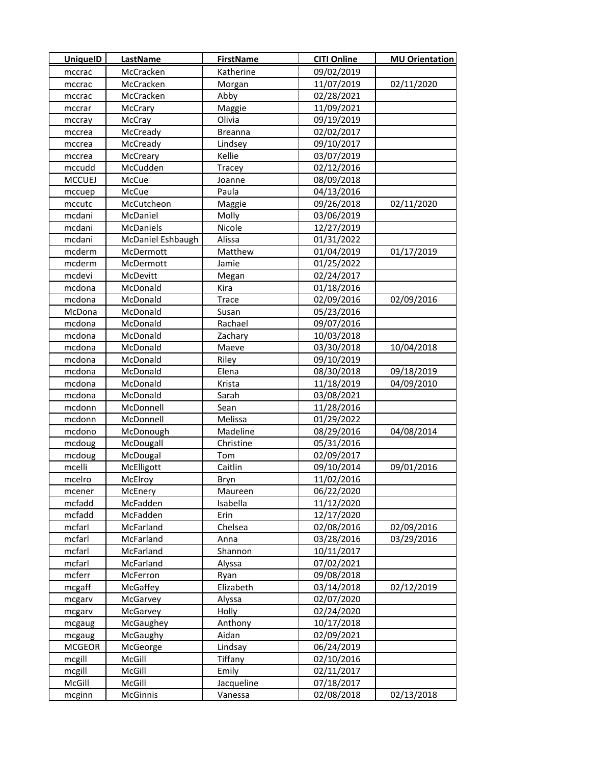| UniqueID | LastName | FirstName | CITI Online | MU Orientation |
|---|---|---|---|---|
| mccrac | McCracken | Katherine | 09/02/2019 | |
| mccrac | McCracken | Morgan | 11/07/2019 | 02/11/2020 |
| mccrac | McCracken | Abby | 02/28/2021 | |
| mccrar | McCrary | Maggie | 11/09/2021 | |
| mccray | McCray | Olivia | 09/19/2019 | |
| mccrea | McCready | Breanna | 02/02/2017 | |
| mccrea | McCready | Lindsey | 09/10/2017 | |
| mccrea | McCreary | Kellie | 03/07/2019 | |
| mccudd | McCudden | Tracey | 02/12/2016 | |
| MCCUEJ | McCue | Joanne | 08/09/2018 | |
| mccuep | McCue | Paula | 04/13/2016 | |
| mccutc | McCutcheon | Maggie | 09/26/2018 | 02/11/2020 |
| mcdani | McDaniel | Molly | 03/06/2019 | |
| mcdani | McDaniels | Nicole | 12/27/2019 | |
| mcdani | McDaniel Eshbaugh | Alissa | 01/31/2022 | |
| mcderm | McDermott | Matthew | 01/04/2019 | 01/17/2019 |
| mcderm | McDermott | Jamie | 01/25/2022 | |
| mcdevi | McDevitt | Megan | 02/24/2017 | |
| mcdona | McDonald | Kira | 01/18/2016 | |
| mcdona | McDonald | Trace | 02/09/2016 | 02/09/2016 |
| McDona | McDonald | Susan | 05/23/2016 | |
| mcdona | McDonald | Rachael | 09/07/2016 | |
| mcdona | McDonald | Zachary | 10/03/2018 | |
| mcdona | McDonald | Maeve | 03/30/2018 | 10/04/2018 |
| mcdona | McDonald | Riley | 09/10/2019 | |
| mcdona | McDonald | Elena | 08/30/2018 | 09/18/2019 |
| mcdona | McDonald | Krista | 11/18/2019 | 04/09/2010 |
| mcdona | McDonald | Sarah | 03/08/2021 | |
| mcdonn | McDonnell | Sean | 11/28/2016 | |
| mcdonn | McDonnell | Melissa | 01/29/2022 | |
| mcdono | McDonough | Madeline | 08/29/2016 | 04/08/2014 |
| mcdoug | McDougall | Christine | 05/31/2016 | |
| mcdoug | McDougal | Tom | 02/09/2017 | |
| mcelli | McElligott | Caitlin | 09/10/2014 | 09/01/2016 |
| mcelro | McElroy | Bryn | 11/02/2016 | |
| mcener | McEnery | Maureen | 06/22/2020 | |
| mcfadd | McFadden | Isabella | 11/12/2020 | |
| mcfadd | McFadden | Erin | 12/17/2020 | |
| mcfarl | McFarland | Chelsea | 02/08/2016 | 02/09/2016 |
| mcfarl | McFarland | Anna | 03/28/2016 | 03/29/2016 |
| mcfarl | McFarland | Shannon | 10/11/2017 | |
| mcfarl | McFarland | Alyssa | 07/02/2021 | |
| mcferr | McFerron | Ryan | 09/08/2018 | |
| mcgaff | McGaffey | Elizabeth | 03/14/2018 | 02/12/2019 |
| mcgarv | McGarvey | Alyssa | 02/07/2020 | |
| mcgarv | McGarvey | Holly | 02/24/2020 | |
| mcgaug | McGaughey | Anthony | 10/17/2018 | |
| mcgaug | McGaughy | Aidan | 02/09/2021 | |
| MCGEOR | McGeorge | Lindsay | 06/24/2019 | |
| mcgill | McGill | Tiffany | 02/10/2016 | |
| mcgill | McGill | Emily | 02/11/2017 | |
| McGill | McGill | Jacqueline | 07/18/2017 | |
| mcginn | McGinnis | Vanessa | 02/08/2018 | 02/13/2018 |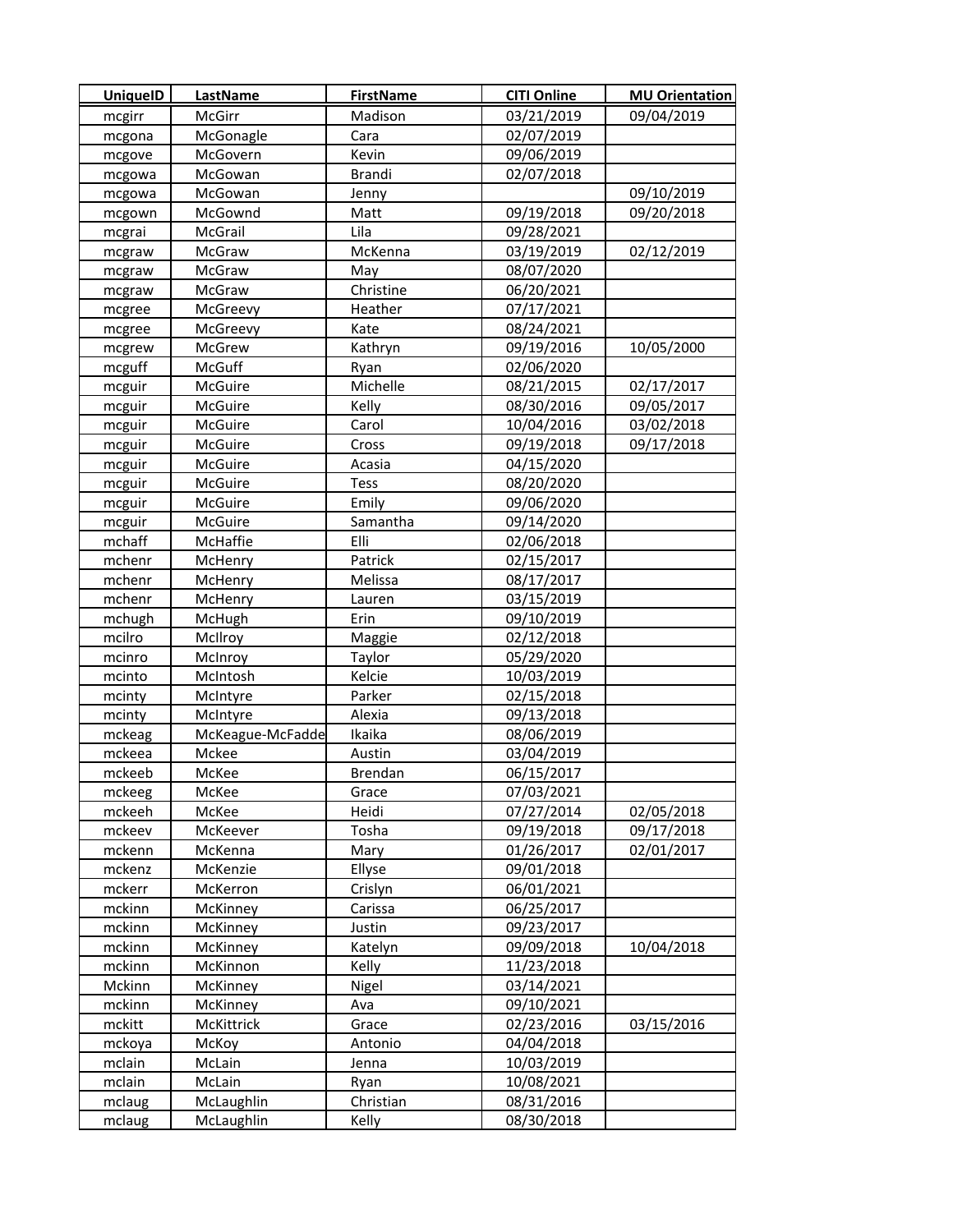| UniqueID | LastName | FirstName | CITI Online | MU Orientation |
|---|---|---|---|---|
| mcgirr | McGirr | Madison | 03/21/2019 | 09/04/2019 |
| mcgona | McGonagle | Cara | 02/07/2019 | |
| mcgove | McGovern | Kevin | 09/06/2019 | |
| mcgowa | McGowan | Brandi | 02/07/2018 | |
| mcgowa | McGowan | Jenny | | 09/10/2019 |
| mcgown | McGownd | Matt | 09/19/2018 | 09/20/2018 |
| mcgrai | McGrail | Lila | 09/28/2021 | |
| mcgraw | McGraw | McKenna | 03/19/2019 | 02/12/2019 |
| mcgraw | McGraw | May | 08/07/2020 | |
| mcgraw | McGraw | Christine | 06/20/2021 | |
| mcgree | McGreevy | Heather | 07/17/2021 | |
| mcgree | McGreevy | Kate | 08/24/2021 | |
| mcgrew | McGrew | Kathryn | 09/19/2016 | 10/05/2000 |
| mcguff | McGuff | Ryan | 02/06/2020 | |
| mcguir | McGuire | Michelle | 08/21/2015 | 02/17/2017 |
| mcguir | McGuire | Kelly | 08/30/2016 | 09/05/2017 |
| mcguir | McGuire | Carol | 10/04/2016 | 03/02/2018 |
| mcguir | McGuire | Cross | 09/19/2018 | 09/17/2018 |
| mcguir | McGuire | Acasia | 04/15/2020 | |
| mcguir | McGuire | Tess | 08/20/2020 | |
| mcguir | McGuire | Emily | 09/06/2020 | |
| mcguir | McGuire | Samantha | 09/14/2020 | |
| mchaff | McHaffie | Elli | 02/06/2018 | |
| mchenr | McHenry | Patrick | 02/15/2017 | |
| mchenr | McHenry | Melissa | 08/17/2017 | |
| mchenr | McHenry | Lauren | 03/15/2019 | |
| mchugh | McHugh | Erin | 09/10/2019 | |
| mcilro | McIlroy | Maggie | 02/12/2018 | |
| mcinro | McInroy | Taylor | 05/29/2020 | |
| mcinto | McIntosh | Kelcie | 10/03/2019 | |
| mcinty | McIntyre | Parker | 02/15/2018 | |
| mcinty | McIntyre | Alexia | 09/13/2018 | |
| mckeag | McKeague-McFadde | Ikaika | 08/06/2019 | |
| mckeea | Mckee | Austin | 03/04/2019 | |
| mckeeb | McKee | Brendan | 06/15/2017 | |
| mckeeg | McKee | Grace | 07/03/2021 | |
| mckeeh | McKee | Heidi | 07/27/2014 | 02/05/2018 |
| mckeev | McKeever | Tosha | 09/19/2018 | 09/17/2018 |
| mckenn | McKenna | Mary | 01/26/2017 | 02/01/2017 |
| mckenz | McKenzie | Ellyse | 09/01/2018 | |
| mckerr | McKerron | Crislyn | 06/01/2021 | |
| mckinn | McKinney | Carissa | 06/25/2017 | |
| mckinn | McKinney | Justin | 09/23/2017 | |
| mckinn | McKinney | Katelyn | 09/09/2018 | 10/04/2018 |
| mckinn | McKinnon | Kelly | 11/23/2018 | |
| Mckinn | McKinney | Nigel | 03/14/2021 | |
| mckinn | McKinney | Ava | 09/10/2021 | |
| mckitt | McKittrick | Grace | 02/23/2016 | 03/15/2016 |
| mckoya | McKoy | Antonio | 04/04/2018 | |
| mclain | McLain | Jenna | 10/03/2019 | |
| mclain | McLain | Ryan | 10/08/2021 | |
| mclaug | McLaughlin | Christian | 08/31/2016 | |
| mclaug | McLaughlin | Kelly | 08/30/2018 | |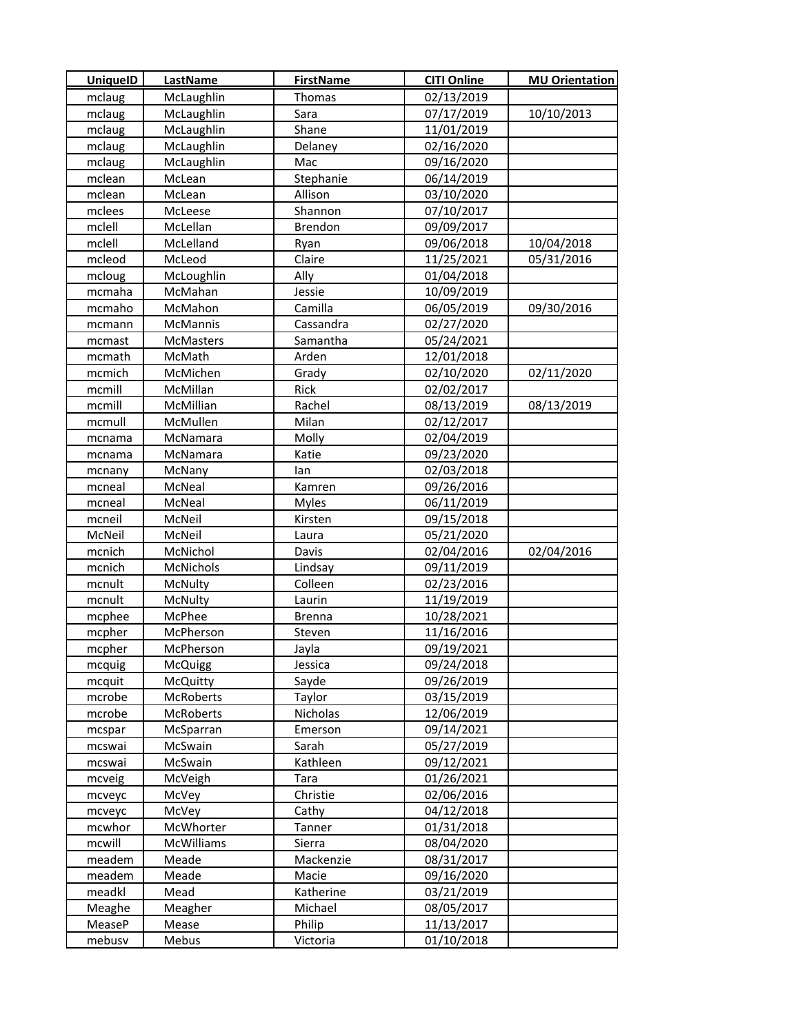| UniqueID | LastName | FirstName | CITI Online | MU Orientation |
|---|---|---|---|---|
| mclaug | McLaughlin | Thomas | 02/13/2019 | |
| mclaug | McLaughlin | Sara | 07/17/2019 | 10/10/2013 |
| mclaug | McLaughlin | Shane | 11/01/2019 | |
| mclaug | McLaughlin | Delaney | 02/16/2020 | |
| mclaug | McLaughlin | Mac | 09/16/2020 | |
| mclean | McLean | Stephanie | 06/14/2019 | |
| mclean | McLean | Allison | 03/10/2020 | |
| mclees | McLeese | Shannon | 07/10/2017 | |
| mclell | McLellan | Brendon | 09/09/2017 | |
| mclell | McLelland | Ryan | 09/06/2018 | 10/04/2018 |
| mcleod | McLeod | Claire | 11/25/2021 | 05/31/2016 |
| mcloug | McLoughlin | Ally | 01/04/2018 | |
| mcmaha | McMahan | Jessie | 10/09/2019 | |
| mcmaho | McMahon | Camilla | 06/05/2019 | 09/30/2016 |
| mcmann | McMannis | Cassandra | 02/27/2020 | |
| mcmast | McMasters | Samantha | 05/24/2021 | |
| mcmath | McMath | Arden | 12/01/2018 | |
| mcmich | McMichen | Grady | 02/10/2020 | 02/11/2020 |
| mcmill | McMillan | Rick | 02/02/2017 | |
| mcmill | McMillian | Rachel | 08/13/2019 | 08/13/2019 |
| mcmull | McMullen | Milan | 02/12/2017 | |
| mcnama | McNamara | Molly | 02/04/2019 | |
| mcnama | McNamara | Katie | 09/23/2020 | |
| mcnany | McNany | Ian | 02/03/2018 | |
| mcneal | McNeal | Kamren | 09/26/2016 | |
| mcneal | McNeal | Myles | 06/11/2019 | |
| mcneil | McNeil | Kirsten | 09/15/2018 | |
| McNeil | McNeil | Laura | 05/21/2020 | |
| mcnich | McNichol | Davis | 02/04/2016 | 02/04/2016 |
| mcnich | McNichols | Lindsay | 09/11/2019 | |
| mcnult | McNulty | Colleen | 02/23/2016 | |
| mcnult | McNulty | Laurin | 11/19/2019 | |
| mcphee | McPhee | Brenna | 10/28/2021 | |
| mcpher | McPherson | Steven | 11/16/2016 | |
| mcpher | McPherson | Jayla | 09/19/2021 | |
| mcquig | McQuigg | Jessica | 09/24/2018 | |
| mcquit | McQuitty | Sayde | 09/26/2019 | |
| mcrobe | McRoberts | Taylor | 03/15/2019 | |
| mcrobe | McRoberts | Nicholas | 12/06/2019 | |
| mcspar | McSparran | Emerson | 09/14/2021 | |
| mcswai | McSwain | Sarah | 05/27/2019 | |
| mcswai | McSwain | Kathleen | 09/12/2021 | |
| mcveig | McVeigh | Tara | 01/26/2021 | |
| mcveyc | McVey | Christie | 02/06/2016 | |
| mcveyc | McVey | Cathy | 04/12/2018 | |
| mcwhor | McWhorter | Tanner | 01/31/2018 | |
| mcwill | McWilliams | Sierra | 08/04/2020 | |
| meadem | Meade | Mackenzie | 08/31/2017 | |
| meadem | Meade | Macie | 09/16/2020 | |
| meadkl | Mead | Katherine | 03/21/2019 | |
| Meaghe | Meagher | Michael | 08/05/2017 | |
| MeaseP | Mease | Philip | 11/13/2017 | |
| mebusv | Mebus | Victoria | 01/10/2018 | |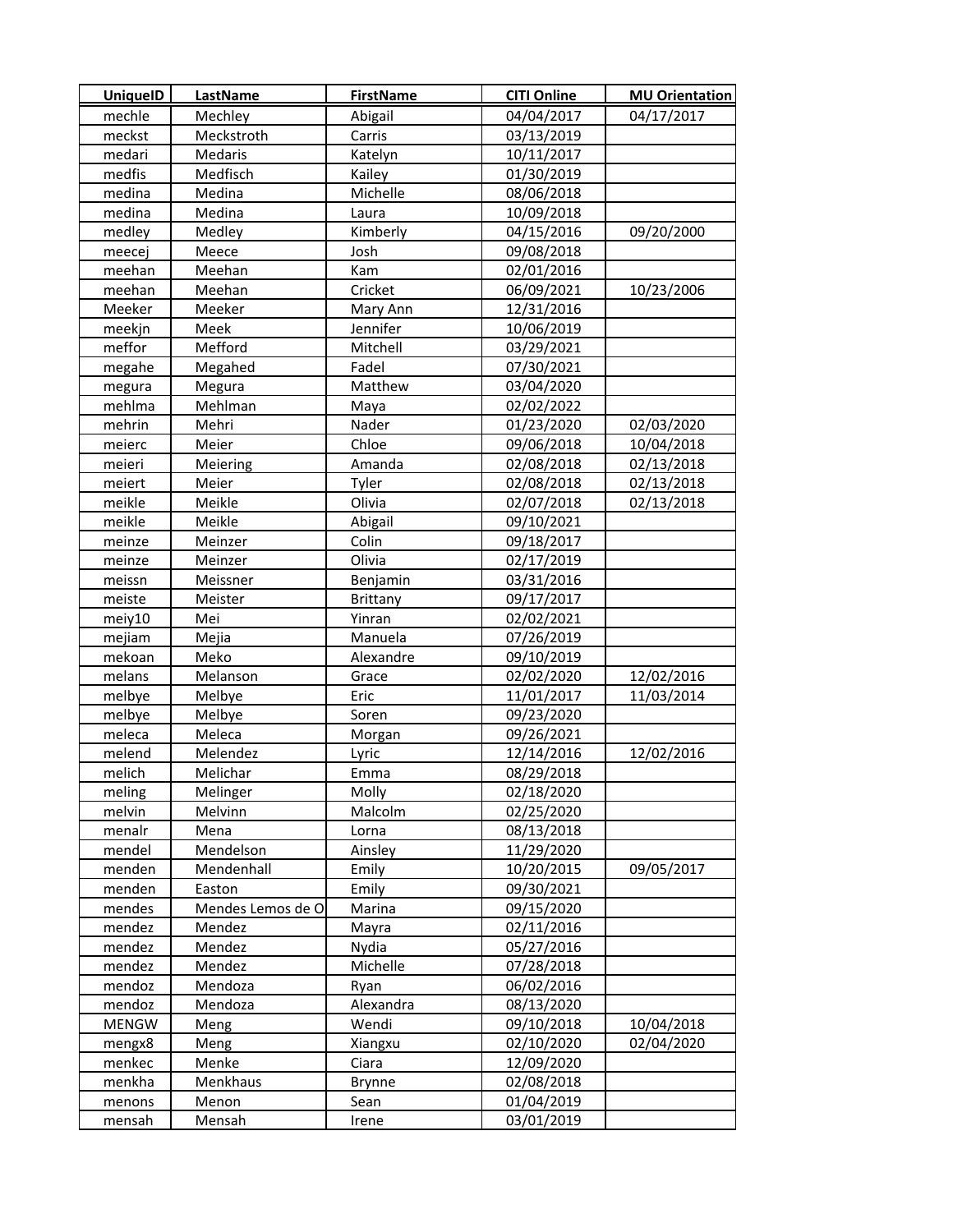| UniqueID | LastName | FirstName | CITI Online | MU Orientation |
|---|---|---|---|---|
| mechle | Mechley | Abigail | 04/04/2017 | 04/17/2017 |
| meckst | Meckstroth | Carris | 03/13/2019 | |
| medari | Medaris | Katelyn | 10/11/2017 | |
| medfis | Medfisch | Kailey | 01/30/2019 | |
| medina | Medina | Michelle | 08/06/2018 | |
| medina | Medina | Laura | 10/09/2018 | |
| medley | Medley | Kimberly | 04/15/2016 | 09/20/2000 |
| meecej | Meece | Josh | 09/08/2018 | |
| meehan | Meehan | Kam | 02/01/2016 | |
| meehan | Meehan | Cricket | 06/09/2021 | 10/23/2006 |
| Meeker | Meeker | Mary Ann | 12/31/2016 | |
| meekjn | Meek | Jennifer | 10/06/2019 | |
| meffor | Mefford | Mitchell | 03/29/2021 | |
| megahe | Megahed | Fadel | 07/30/2021 | |
| megura | Megura | Matthew | 03/04/2020 | |
| mehlma | Mehlman | Maya | 02/02/2022 | |
| mehrin | Mehri | Nader | 01/23/2020 | 02/03/2020 |
| meierc | Meier | Chloe | 09/06/2018 | 10/04/2018 |
| meieri | Meiering | Amanda | 02/08/2018 | 02/13/2018 |
| meiert | Meier | Tyler | 02/08/2018 | 02/13/2018 |
| meikle | Meikle | Olivia | 02/07/2018 | 02/13/2018 |
| meikle | Meikle | Abigail | 09/10/2021 | |
| meinze | Meinzer | Colin | 09/18/2017 | |
| meinze | Meinzer | Olivia | 02/17/2019 | |
| meissn | Meissner | Benjamin | 03/31/2016 | |
| meiste | Meister | Brittany | 09/17/2017 | |
| meiy10 | Mei | Yinran | 02/02/2021 | |
| mejiam | Mejia | Manuela | 07/26/2019 | |
| mekoan | Meko | Alexandre | 09/10/2019 | |
| melans | Melanson | Grace | 02/02/2020 | 12/02/2016 |
| melbye | Melbye | Eric | 11/01/2017 | 11/03/2014 |
| melbye | Melbye | Soren | 09/23/2020 | |
| meleca | Meleca | Morgan | 09/26/2021 | |
| melend | Melendez | Lyric | 12/14/2016 | 12/02/2016 |
| melich | Melichar | Emma | 08/29/2018 | |
| meling | Melinger | Molly | 02/18/2020 | |
| melvin | Melvinn | Malcolm | 02/25/2020 | |
| menalr | Mena | Lorna | 08/13/2018 | |
| mendel | Mendelson | Ainsley | 11/29/2020 | |
| menden | Mendenhall | Emily | 10/20/2015 | 09/05/2017 |
| menden | Easton | Emily | 09/30/2021 | |
| mendes | Mendes Lemos de O | Marina | 09/15/2020 | |
| mendez | Mendez | Mayra | 02/11/2016 | |
| mendez | Mendez | Nydia | 05/27/2016 | |
| mendez | Mendez | Michelle | 07/28/2018 | |
| mendoz | Mendoza | Ryan | 06/02/2016 | |
| mendoz | Mendoza | Alexandra | 08/13/2020 | |
| MENGW | Meng | Wendi | 09/10/2018 | 10/04/2018 |
| mengx8 | Meng | Xiangxu | 02/10/2020 | 02/04/2020 |
| menkec | Menke | Ciara | 12/09/2020 | |
| menkha | Menkhaus | Brynne | 02/08/2018 | |
| menons | Menon | Sean | 01/04/2019 | |
| mensah | Mensah | Irene | 03/01/2019 | |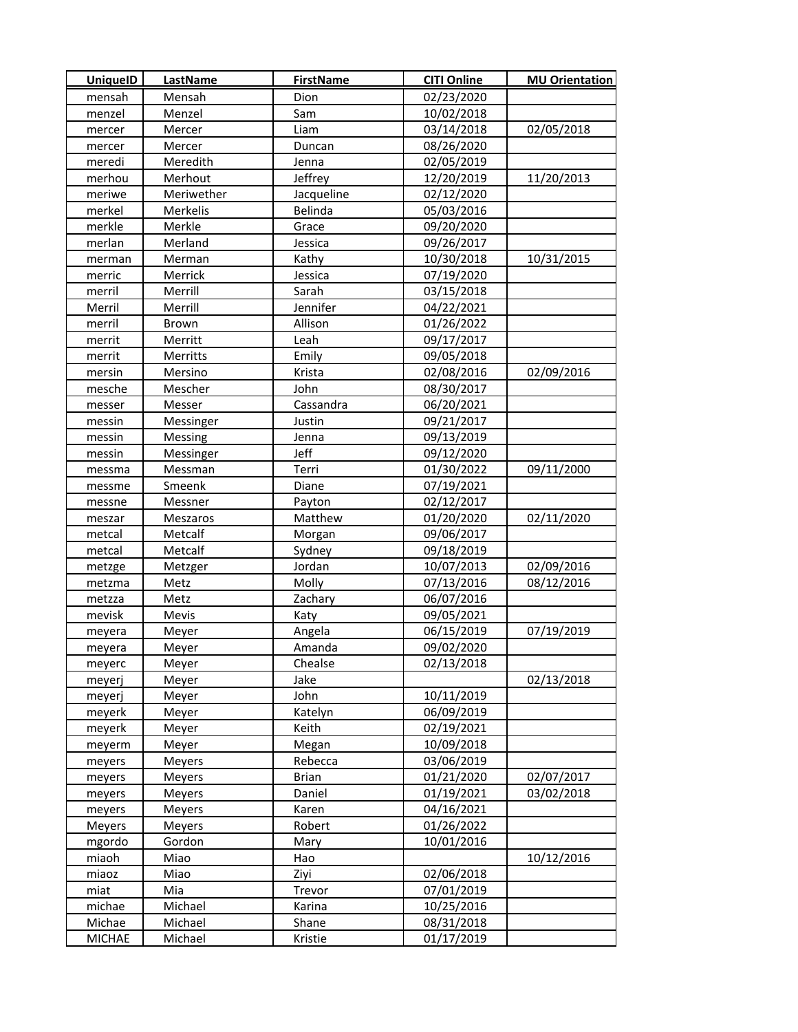| UniqueID | LastName | FirstName | CITI Online | MU Orientation |
|---|---|---|---|---|
| mensah | Mensah | Dion | 02/23/2020 | |
| menzel | Menzel | Sam | 10/02/2018 | |
| mercer | Mercer | Liam | 03/14/2018 | 02/05/2018 |
| mercer | Mercer | Duncan | 08/26/2020 | |
| meredi | Meredith | Jenna | 02/05/2019 | |
| merhou | Merhout | Jeffrey | 12/20/2019 | 11/20/2013 |
| meriwe | Meriwether | Jacqueline | 02/12/2020 | |
| merkel | Merkelis | Belinda | 05/03/2016 | |
| merkle | Merkle | Grace | 09/20/2020 | |
| merlan | Merland | Jessica | 09/26/2017 | |
| merman | Merman | Kathy | 10/30/2018 | 10/31/2015 |
| merric | Merrick | Jessica | 07/19/2020 | |
| merril | Merrill | Sarah | 03/15/2018 | |
| Merril | Merrill | Jennifer | 04/22/2021 | |
| merril | Brown | Allison | 01/26/2022 | |
| merrit | Merritt | Leah | 09/17/2017 | |
| merrit | Merritts | Emily | 09/05/2018 | |
| mersin | Mersino | Krista | 02/08/2016 | 02/09/2016 |
| mesche | Mescher | John | 08/30/2017 | |
| messer | Messer | Cassandra | 06/20/2021 | |
| messin | Messinger | Justin | 09/21/2017 | |
| messin | Messing | Jenna | 09/13/2019 | |
| messin | Messinger | Jeff | 09/12/2020 | |
| messma | Messman | Terri | 01/30/2022 | 09/11/2000 |
| messme | Smeenk | Diane | 07/19/2021 | |
| messne | Messner | Payton | 02/12/2017 | |
| meszar | Meszaros | Matthew | 01/20/2020 | 02/11/2020 |
| metcal | Metcalf | Morgan | 09/06/2017 | |
| metcal | Metcalf | Sydney | 09/18/2019 | |
| metzge | Metzger | Jordan | 10/07/2013 | 02/09/2016 |
| metzma | Metz | Molly | 07/13/2016 | 08/12/2016 |
| metzza | Metz | Zachary | 06/07/2016 | |
| mevisk | Mevis | Katy | 09/05/2021 | |
| meyera | Meyer | Angela | 06/15/2019 | 07/19/2019 |
| meyera | Meyer | Amanda | 09/02/2020 | |
| meyerc | Meyer | Chealse | 02/13/2018 | |
| meyerj | Meyer | Jake | | 02/13/2018 |
| meyerj | Meyer | John | 10/11/2019 | |
| meyerk | Meyer | Katelyn | 06/09/2019 | |
| meyerk | Meyer | Keith | 02/19/2021 | |
| meyerm | Meyer | Megan | 10/09/2018 | |
| meyers | Meyers | Rebecca | 03/06/2019 | |
| meyers | Meyers | Brian | 01/21/2020 | 02/07/2017 |
| meyers | Meyers | Daniel | 01/19/2021 | 03/02/2018 |
| meyers | Meyers | Karen | 04/16/2021 | |
| Meyers | Meyers | Robert | 01/26/2022 | |
| mgordo | Gordon | Mary | 10/01/2016 | |
| miaoh | Miao | Hao | | 10/12/2016 |
| miaoz | Miao | Ziyi | 02/06/2018 | |
| miat | Mia | Trevor | 07/01/2019 | |
| michae | Michael | Karina | 10/25/2016 | |
| Michae | Michael | Shane | 08/31/2018 | |
| MICHAE | Michael | Kristie | 01/17/2019 | |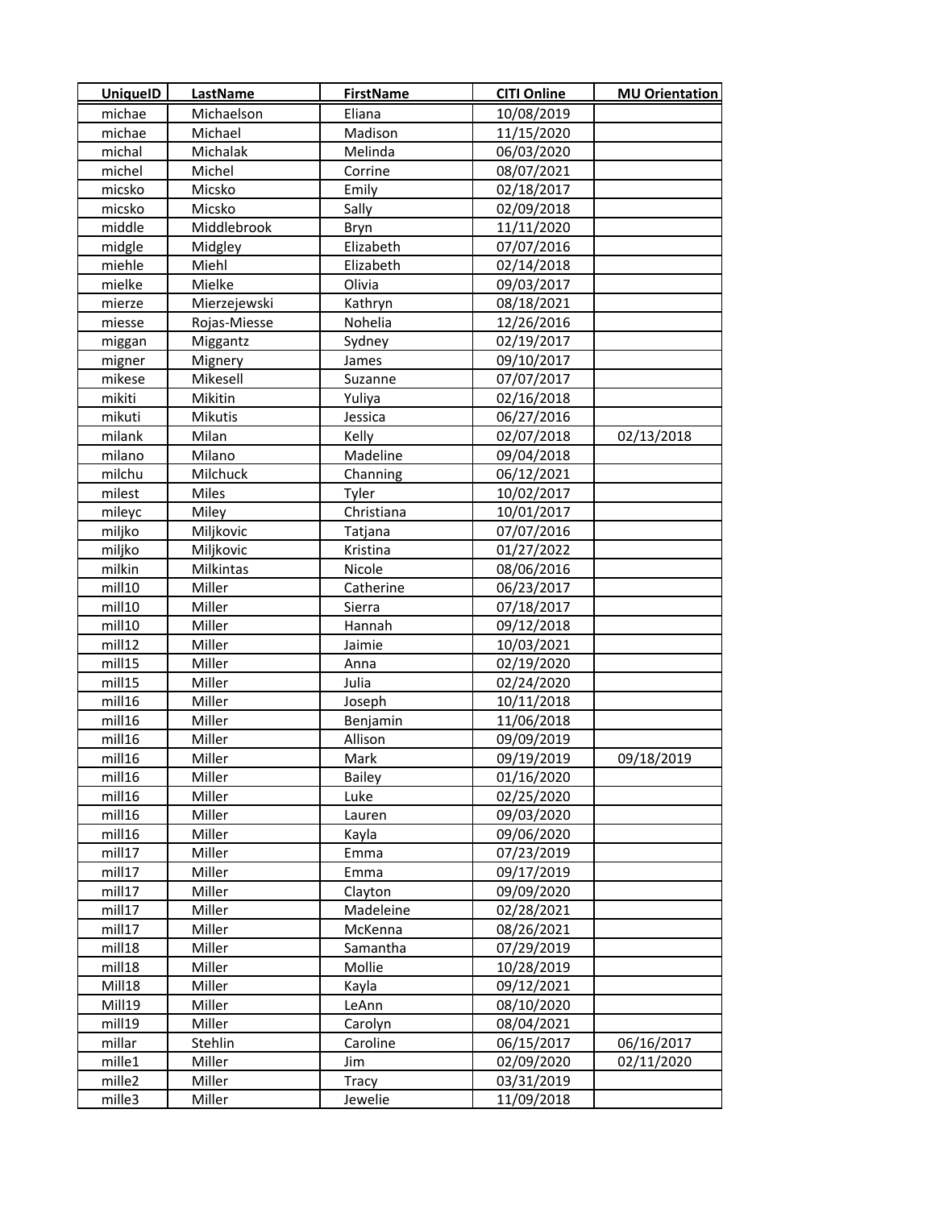| UniqueID | LastName | FirstName | CITI Online | MU Orientation |
|---|---|---|---|---|
| michae | Michaelson | Eliana | 10/08/2019 | |
| michae | Michael | Madison | 11/15/2020 | |
| michal | Michalak | Melinda | 06/03/2020 | |
| michel | Michel | Corrine | 08/07/2021 | |
| micsko | Micsko | Emily | 02/18/2017 | |
| micsko | Micsko | Sally | 02/09/2018 | |
| middle | Middlebrook | Bryn | 11/11/2020 | |
| midgle | Midgley | Elizabeth | 07/07/2016 | |
| miehle | Miehl | Elizabeth | 02/14/2018 | |
| mielke | Mielke | Olivia | 09/03/2017 | |
| mierze | Mierzejewski | Kathryn | 08/18/2021 | |
| miesse | Rojas-Miesse | Nohelia | 12/26/2016 | |
| miggan | Miggantz | Sydney | 02/19/2017 | |
| migner | Mignery | James | 09/10/2017 | |
| mikese | Mikesell | Suzanne | 07/07/2017 | |
| mikiti | Mikitin | Yuliya | 02/16/2018 | |
| mikuti | Mikutis | Jessica | 06/27/2016 | |
| milank | Milan | Kelly | 02/07/2018 | 02/13/2018 |
| milano | Milano | Madeline | 09/04/2018 | |
| milchu | Milchuck | Channing | 06/12/2021 | |
| milest | Miles | Tyler | 10/02/2017 | |
| mileyc | Miley | Christiana | 10/01/2017 | |
| miljko | Miljkovic | Tatjana | 07/07/2016 | |
| miljko | Miljkovic | Kristina | 01/27/2022 | |
| milkin | Milkintas | Nicole | 08/06/2016 | |
| mill10 | Miller | Catherine | 06/23/2017 | |
| mill10 | Miller | Sierra | 07/18/2017 | |
| mill10 | Miller | Hannah | 09/12/2018 | |
| mill12 | Miller | Jaimie | 10/03/2021 | |
| mill15 | Miller | Anna | 02/19/2020 | |
| mill15 | Miller | Julia | 02/24/2020 | |
| mill16 | Miller | Joseph | 10/11/2018 | |
| mill16 | Miller | Benjamin | 11/06/2018 | |
| mill16 | Miller | Allison | 09/09/2019 | |
| mill16 | Miller | Mark | 09/19/2019 | 09/18/2019 |
| mill16 | Miller | Bailey | 01/16/2020 | |
| mill16 | Miller | Luke | 02/25/2020 | |
| mill16 | Miller | Lauren | 09/03/2020 | |
| mill16 | Miller | Kayla | 09/06/2020 | |
| mill17 | Miller | Emma | 07/23/2019 | |
| mill17 | Miller | Emma | 09/17/2019 | |
| mill17 | Miller | Clayton | 09/09/2020 | |
| mill17 | Miller | Madeleine | 02/28/2021 | |
| mill17 | Miller | McKenna | 08/26/2021 | |
| mill18 | Miller | Samantha | 07/29/2019 | |
| mill18 | Miller | Mollie | 10/28/2019 | |
| Mill18 | Miller | Kayla | 09/12/2021 | |
| Mill19 | Miller | LeAnn | 08/10/2020 | |
| mill19 | Miller | Carolyn | 08/04/2021 | |
| millar | Stehlin | Caroline | 06/15/2017 | 06/16/2017 |
| mille1 | Miller | Jim | 02/09/2020 | 02/11/2020 |
| mille2 | Miller | Tracy | 03/31/2019 | |
| mille3 | Miller | Jewelie | 11/09/2018 | |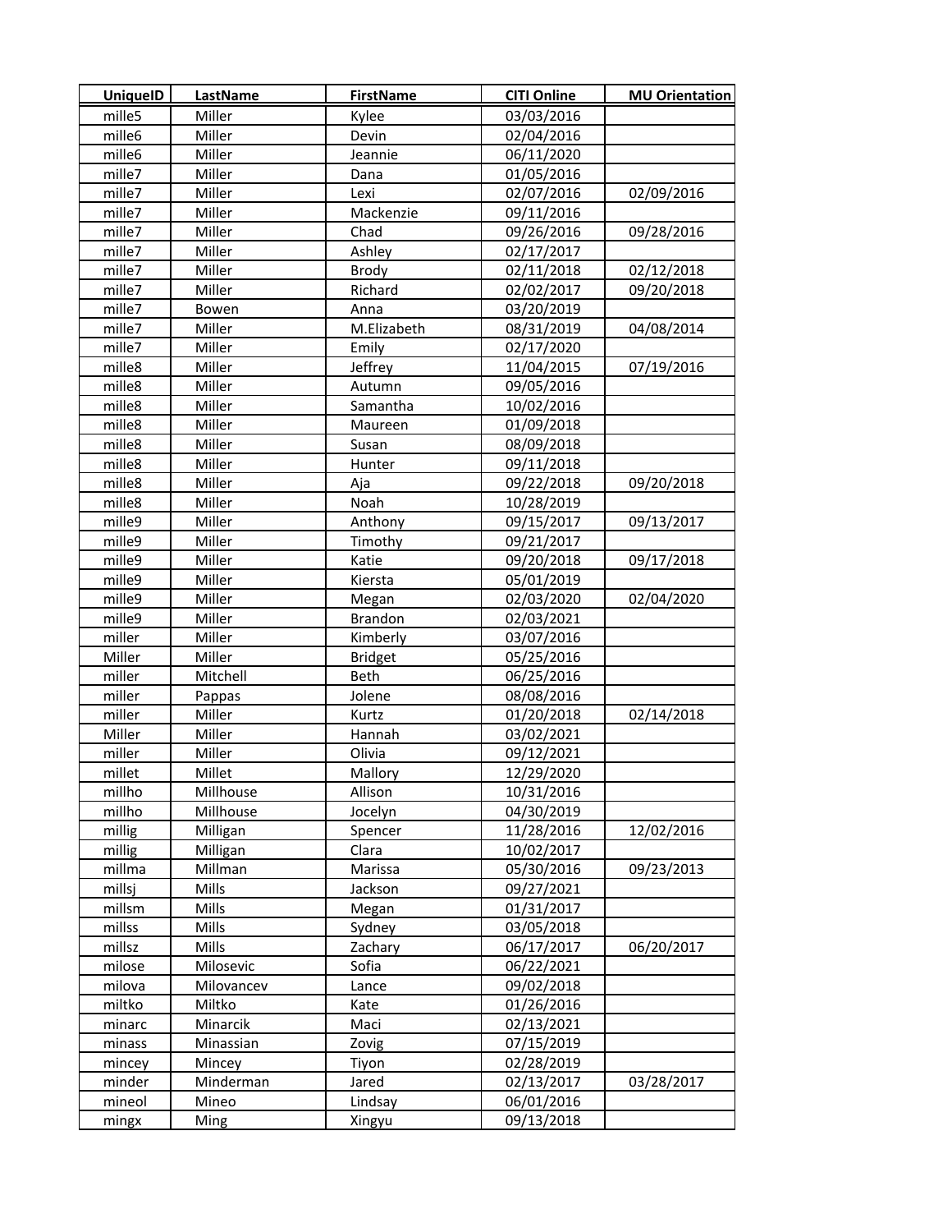| UniqueID | LastName | FirstName | CITI Online | MU Orientation |
|---|---|---|---|---|
| mille5 | Miller | Kylee | 03/03/2016 | |
| mille6 | Miller | Devin | 02/04/2016 | |
| mille6 | Miller | Jeannie | 06/11/2020 | |
| mille7 | Miller | Dana | 01/05/2016 | |
| mille7 | Miller | Lexi | 02/07/2016 | 02/09/2016 |
| mille7 | Miller | Mackenzie | 09/11/2016 | |
| mille7 | Miller | Chad | 09/26/2016 | 09/28/2016 |
| mille7 | Miller | Ashley | 02/17/2017 | |
| mille7 | Miller | Brody | 02/11/2018 | 02/12/2018 |
| mille7 | Miller | Richard | 02/02/2017 | 09/20/2018 |
| mille7 | Bowen | Anna | 03/20/2019 | |
| mille7 | Miller | M.Elizabeth | 08/31/2019 | 04/08/2014 |
| mille7 | Miller | Emily | 02/17/2020 | |
| mille8 | Miller | Jeffrey | 11/04/2015 | 07/19/2016 |
| mille8 | Miller | Autumn | 09/05/2016 | |
| mille8 | Miller | Samantha | 10/02/2016 | |
| mille8 | Miller | Maureen | 01/09/2018 | |
| mille8 | Miller | Susan | 08/09/2018 | |
| mille8 | Miller | Hunter | 09/11/2018 | |
| mille8 | Miller | Aja | 09/22/2018 | 09/20/2018 |
| mille8 | Miller | Noah | 10/28/2019 | |
| mille9 | Miller | Anthony | 09/15/2017 | 09/13/2017 |
| mille9 | Miller | Timothy | 09/21/2017 | |
| mille9 | Miller | Katie | 09/20/2018 | 09/17/2018 |
| mille9 | Miller | Kiersta | 05/01/2019 | |
| mille9 | Miller | Megan | 02/03/2020 | 02/04/2020 |
| mille9 | Miller | Brandon | 02/03/2021 | |
| miller | Miller | Kimberly | 03/07/2016 | |
| Miller | Miller | Bridget | 05/25/2016 | |
| miller | Mitchell | Beth | 06/25/2016 | |
| miller | Pappas | Jolene | 08/08/2016 | |
| miller | Miller | Kurtz | 01/20/2018 | 02/14/2018 |
| Miller | Miller | Hannah | 03/02/2021 | |
| miller | Miller | Olivia | 09/12/2021 | |
| millet | Millet | Mallory | 12/29/2020 | |
| millho | Millhouse | Allison | 10/31/2016 | |
| millho | Millhouse | Jocelyn | 04/30/2019 | |
| millig | Milligan | Spencer | 11/28/2016 | 12/02/2016 |
| millig | Milligan | Clara | 10/02/2017 | |
| millma | Millman | Marissa | 05/30/2016 | 09/23/2013 |
| millsj | Mills | Jackson | 09/27/2021 | |
| millsm | Mills | Megan | 01/31/2017 | |
| millss | Mills | Sydney | 03/05/2018 | |
| millsz | Mills | Zachary | 06/17/2017 | 06/20/2017 |
| milose | Milosevic | Sofia | 06/22/2021 | |
| milova | Milovancev | Lance | 09/02/2018 | |
| miltko | Miltko | Kate | 01/26/2016 | |
| minarc | Minarcik | Maci | 02/13/2021 | |
| minass | Minassian | Zovig | 07/15/2019 | |
| mincey | Mincey | Tiyon | 02/28/2019 | |
| minder | Minderman | Jared | 02/13/2017 | 03/28/2017 |
| mineol | Mineo | Lindsay | 06/01/2016 | |
| mingx | Ming | Xingyu | 09/13/2018 | |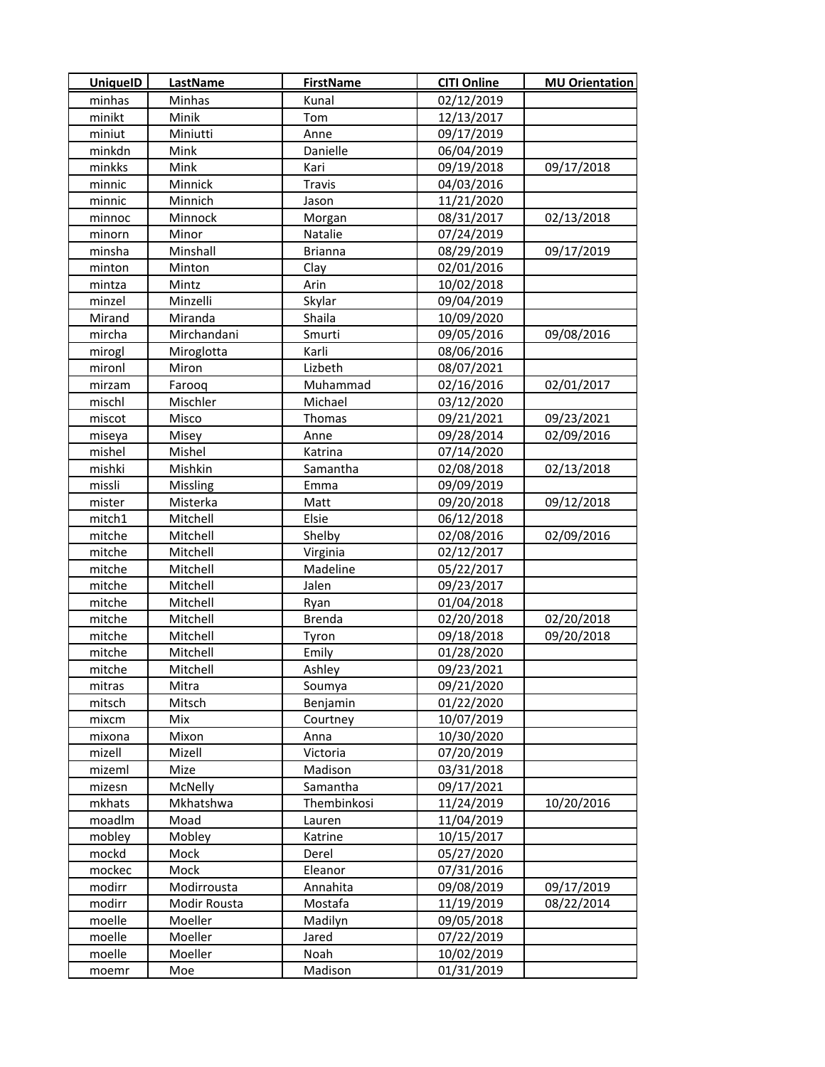| UniqueID | LastName | FirstName | CITI Online | MU Orientation |
|---|---|---|---|---|
| minhas | Minhas | Kunal | 02/12/2019 | |
| minikt | Minik | Tom | 12/13/2017 | |
| miniut | Miniutti | Anne | 09/17/2019 | |
| minkdn | Mink | Danielle | 06/04/2019 | |
| minkks | Mink | Kari | 09/19/2018 | 09/17/2018 |
| minnic | Minnick | Travis | 04/03/2016 | |
| minnic | Minnich | Jason | 11/21/2020 | |
| minnoc | Minnock | Morgan | 08/31/2017 | 02/13/2018 |
| minorn | Minor | Natalie | 07/24/2019 | |
| minsha | Minshall | Brianna | 08/29/2019 | 09/17/2019 |
| minton | Minton | Clay | 02/01/2016 | |
| mintza | Mintz | Arin | 10/02/2018 | |
| minzel | Minzelli | Skylar | 09/04/2019 | |
| Mirand | Miranda | Shaila | 10/09/2020 | |
| mircha | Mirchandani | Smurti | 09/05/2016 | 09/08/2016 |
| mirogl | Miroglotta | Karli | 08/06/2016 | |
| mironl | Miron | Lizbeth | 08/07/2021 | |
| mirzam | Farooq | Muhammad | 02/16/2016 | 02/01/2017 |
| mischl | Mischler | Michael | 03/12/2020 | |
| miscot | Misco | Thomas | 09/21/2021 | 09/23/2021 |
| miseya | Misey | Anne | 09/28/2014 | 02/09/2016 |
| mishel | Mishel | Katrina | 07/14/2020 | |
| mishki | Mishkin | Samantha | 02/08/2018 | 02/13/2018 |
| missli | Missling | Emma | 09/09/2019 | |
| mister | Misterka | Matt | 09/20/2018 | 09/12/2018 |
| mitch1 | Mitchell | Elsie | 06/12/2018 | |
| mitche | Mitchell | Shelby | 02/08/2016 | 02/09/2016 |
| mitche | Mitchell | Virginia | 02/12/2017 | |
| mitche | Mitchell | Madeline | 05/22/2017 | |
| mitche | Mitchell | Jalen | 09/23/2017 | |
| mitche | Mitchell | Ryan | 01/04/2018 | |
| mitche | Mitchell | Brenda | 02/20/2018 | 02/20/2018 |
| mitche | Mitchell | Tyron | 09/18/2018 | 09/20/2018 |
| mitche | Mitchell | Emily | 01/28/2020 | |
| mitche | Mitchell | Ashley | 09/23/2021 | |
| mitras | Mitra | Soumya | 09/21/2020 | |
| mitsch | Mitsch | Benjamin | 01/22/2020 | |
| mixcm | Mix | Courtney | 10/07/2019 | |
| mixona | Mixon | Anna | 10/30/2020 | |
| mizell | Mizell | Victoria | 07/20/2019 | |
| mizeml | Mize | Madison | 03/31/2018 | |
| mizesn | McNelly | Samantha | 09/17/2021 | |
| mkhats | Mkhatshwa | Thembinkosi | 11/24/2019 | 10/20/2016 |
| moadlm | Moad | Lauren | 11/04/2019 | |
| mobley | Mobley | Katrine | 10/15/2017 | |
| mockd | Mock | Derel | 05/27/2020 | |
| mockec | Mock | Eleanor | 07/31/2016 | |
| modirr | Modirrousta | Annahita | 09/08/2019 | 09/17/2019 |
| modirr | Modir Rousta | Mostafa | 11/19/2019 | 08/22/2014 |
| moelle | Moeller | Madilyn | 09/05/2018 | |
| moelle | Moeller | Jared | 07/22/2019 | |
| moelle | Moeller | Noah | 10/02/2019 | |
| moemr | Moe | Madison | 01/31/2019 | |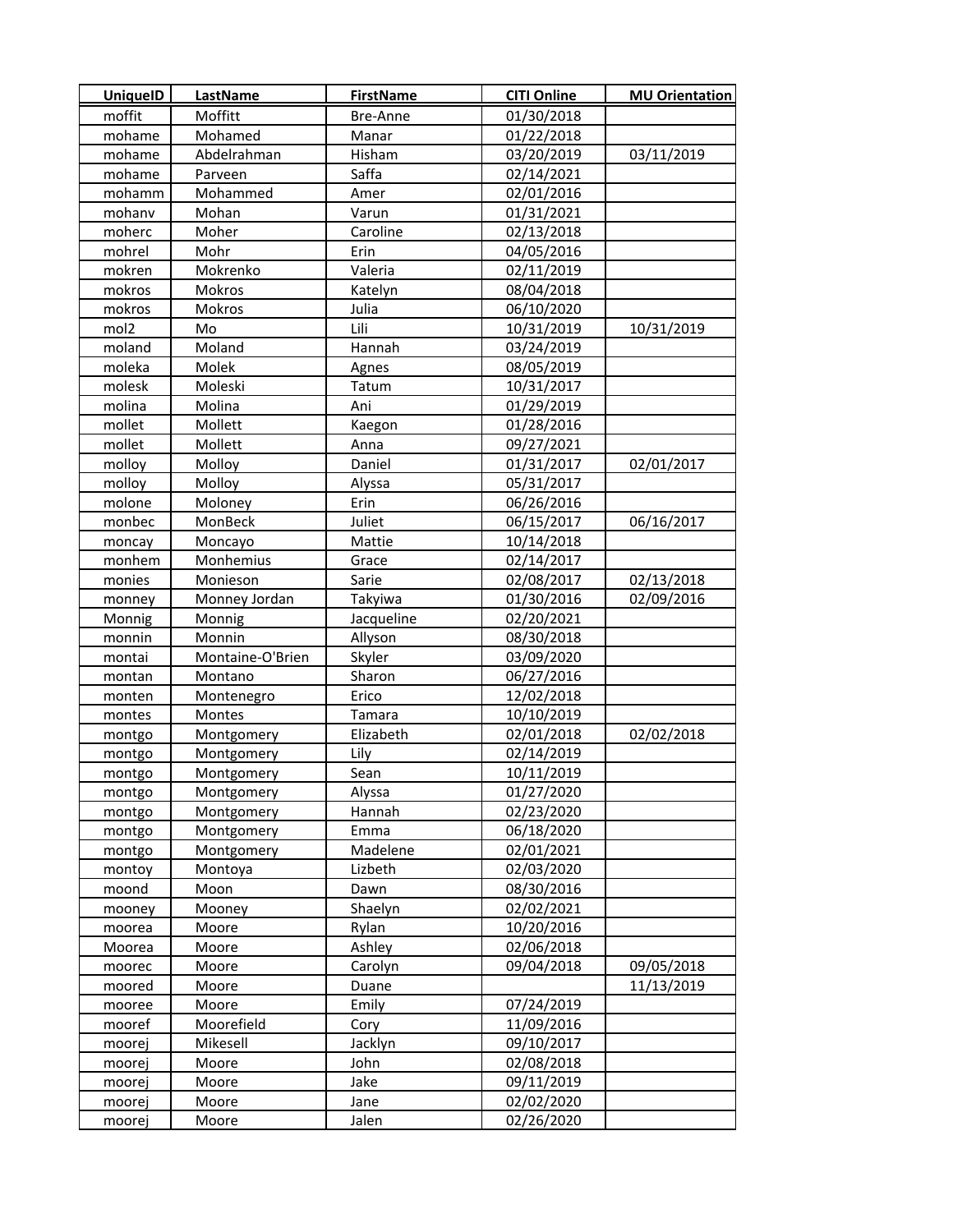| UniqueID | LastName | FirstName | CITI Online | MU Orientation |
| --- | --- | --- | --- | --- |
| moffit | Moffitt | Bre-Anne | 01/30/2018 | |
| mohame | Mohamed | Manar | 01/22/2018 | |
| mohame | Abdelrahman | Hisham | 03/20/2019 | 03/11/2019 |
| mohame | Parveen | Saffa | 02/14/2021 | |
| mohamm | Mohammed | Amer | 02/01/2016 | |
| mohanv | Mohan | Varun | 01/31/2021 | |
| moherc | Moher | Caroline | 02/13/2018 | |
| mohrel | Mohr | Erin | 04/05/2016 | |
| mokren | Mokrenko | Valeria | 02/11/2019 | |
| mokros | Mokros | Katelyn | 08/04/2018 | |
| mokros | Mokros | Julia | 06/10/2020 | |
| mol2 | Mo | Lili | 10/31/2019 | 10/31/2019 |
| moland | Moland | Hannah | 03/24/2019 | |
| moleka | Molek | Agnes | 08/05/2019 | |
| molesk | Moleski | Tatum | 10/31/2017 | |
| molina | Molina | Ani | 01/29/2019 | |
| mollet | Mollett | Kaegon | 01/28/2016 | |
| mollet | Mollett | Anna | 09/27/2021 | |
| molloy | Molloy | Daniel | 01/31/2017 | 02/01/2017 |
| molloy | Molloy | Alyssa | 05/31/2017 | |
| molone | Moloney | Erin | 06/26/2016 | |
| monbec | MonBeck | Juliet | 06/15/2017 | 06/16/2017 |
| moncay | Moncayo | Mattie | 10/14/2018 | |
| monhem | Monhemius | Grace | 02/14/2017 | |
| monies | Monieson | Sarie | 02/08/2017 | 02/13/2018 |
| monney | Monney Jordan | Takyiwa | 01/30/2016 | 02/09/2016 |
| Monnig | Monnig | Jacqueline | 02/20/2021 | |
| monnin | Monnin | Allyson | 08/30/2018 | |
| montai | Montaine-O'Brien | Skyler | 03/09/2020 | |
| montan | Montano | Sharon | 06/27/2016 | |
| monten | Montenegro | Erico | 12/02/2018 | |
| montes | Montes | Tamara | 10/10/2019 | |
| montgo | Montgomery | Elizabeth | 02/01/2018 | 02/02/2018 |
| montgo | Montgomery | Lily | 02/14/2019 | |
| montgo | Montgomery | Sean | 10/11/2019 | |
| montgo | Montgomery | Alyssa | 01/27/2020 | |
| montgo | Montgomery | Hannah | 02/23/2020 | |
| montgo | Montgomery | Emma | 06/18/2020 | |
| montgo | Montgomery | Madelene | 02/01/2021 | |
| montoy | Montoya | Lizbeth | 02/03/2020 | |
| moond | Moon | Dawn | 08/30/2016 | |
| mooney | Mooney | Shaelyn | 02/02/2021 | |
| moorea | Moore | Rylan | 10/20/2016 | |
| Moorea | Moore | Ashley | 02/06/2018 | |
| moorec | Moore | Carolyn | 09/04/2018 | 09/05/2018 |
| moored | Moore | Duane | | 11/13/2019 |
| mooree | Moore | Emily | 07/24/2019 | |
| mooref | Moorefield | Cory | 11/09/2016 | |
| moorej | Mikesell | Jacklyn | 09/10/2017 | |
| moorej | Moore | John | 02/08/2018 | |
| moorej | Moore | Jake | 09/11/2019 | |
| moorej | Moore | Jane | 02/02/2020 | |
| moorej | Moore | Jalen | 02/26/2020 | |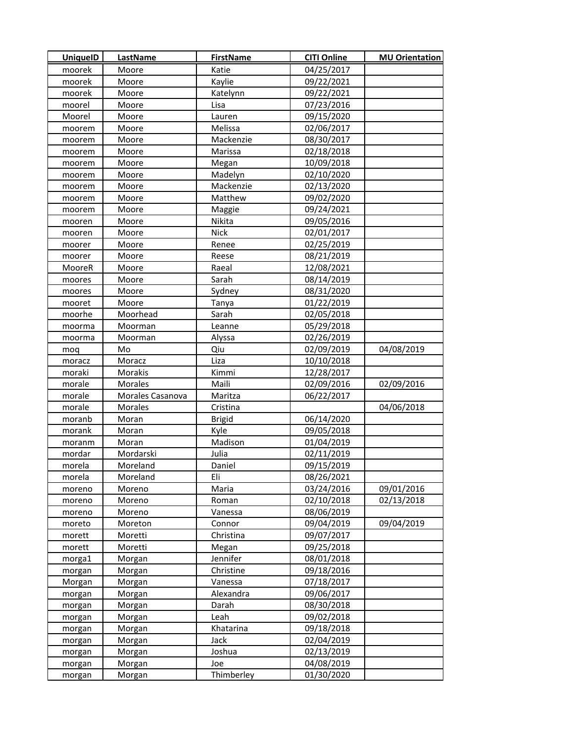| UniqueID | LastName | FirstName | CITI Online | MU Orientation |
|---|---|---|---|---|
| moorek | Moore | Katie | 04/25/2017 | |
| moorek | Moore | Kaylie | 09/22/2021 | |
| moorek | Moore | Katelynn | 09/22/2021 | |
| moorel | Moore | Lisa | 07/23/2016 | |
| Moorel | Moore | Lauren | 09/15/2020 | |
| moorem | Moore | Melissa | 02/06/2017 | |
| moorem | Moore | Mackenzie | 08/30/2017 | |
| moorem | Moore | Marissa | 02/18/2018 | |
| moorem | Moore | Megan | 10/09/2018 | |
| moorem | Moore | Madelyn | 02/10/2020 | |
| moorem | Moore | Mackenzie | 02/13/2020 | |
| moorem | Moore | Matthew | 09/02/2020 | |
| moorem | Moore | Maggie | 09/24/2021 | |
| mooren | Moore | Nikita | 09/05/2016 | |
| mooren | Moore | Nick | 02/01/2017 | |
| moorer | Moore | Renee | 02/25/2019 | |
| moorer | Moore | Reese | 08/21/2019 | |
| MooreR | Moore | Raeal | 12/08/2021 | |
| moores | Moore | Sarah | 08/14/2019 | |
| moores | Moore | Sydney | 08/31/2020 | |
| mooret | Moore | Tanya | 01/22/2019 | |
| moorhe | Moorhead | Sarah | 02/05/2018 | |
| moorma | Moorman | Leanne | 05/29/2018 | |
| moorma | Moorman | Alyssa | 02/26/2019 | |
| moq | Mo | Qiu | 02/09/2019 | 04/08/2019 |
| moracz | Moracz | Liza | 10/10/2018 | |
| moraki | Morakis | Kimmi | 12/28/2017 | |
| morale | Morales | Maili | 02/09/2016 | 02/09/2016 |
| morale | Morales Casanova | Maritza | 06/22/2017 | |
| morale | Morales | Cristina | | 04/06/2018 |
| moranb | Moran | Brigid | 06/14/2020 | |
| morank | Moran | Kyle | 09/05/2018 | |
| moranm | Moran | Madison | 01/04/2019 | |
| mordar | Mordarski | Julia | 02/11/2019 | |
| morela | Moreland | Daniel | 09/15/2019 | |
| morela | Moreland | Eli | 08/26/2021 | |
| moreno | Moreno | Maria | 03/24/2016 | 09/01/2016 |
| moreno | Moreno | Roman | 02/10/2018 | 02/13/2018 |
| moreno | Moreno | Vanessa | 08/06/2019 | |
| moreto | Moreton | Connor | 09/04/2019 | 09/04/2019 |
| morett | Moretti | Christina | 09/07/2017 | |
| morett | Moretti | Megan | 09/25/2018 | |
| morga1 | Morgan | Jennifer | 08/01/2018 | |
| morgan | Morgan | Christine | 09/18/2016 | |
| Morgan | Morgan | Vanessa | 07/18/2017 | |
| morgan | Morgan | Alexandra | 09/06/2017 | |
| morgan | Morgan | Darah | 08/30/2018 | |
| morgan | Morgan | Leah | 09/02/2018 | |
| morgan | Morgan | Khatarina | 09/18/2018 | |
| morgan | Morgan | Jack | 02/04/2019 | |
| morgan | Morgan | Joshua | 02/13/2019 | |
| morgan | Morgan | Joe | 04/08/2019 | |
| morgan | Morgan | Thimberley | 01/30/2020 | |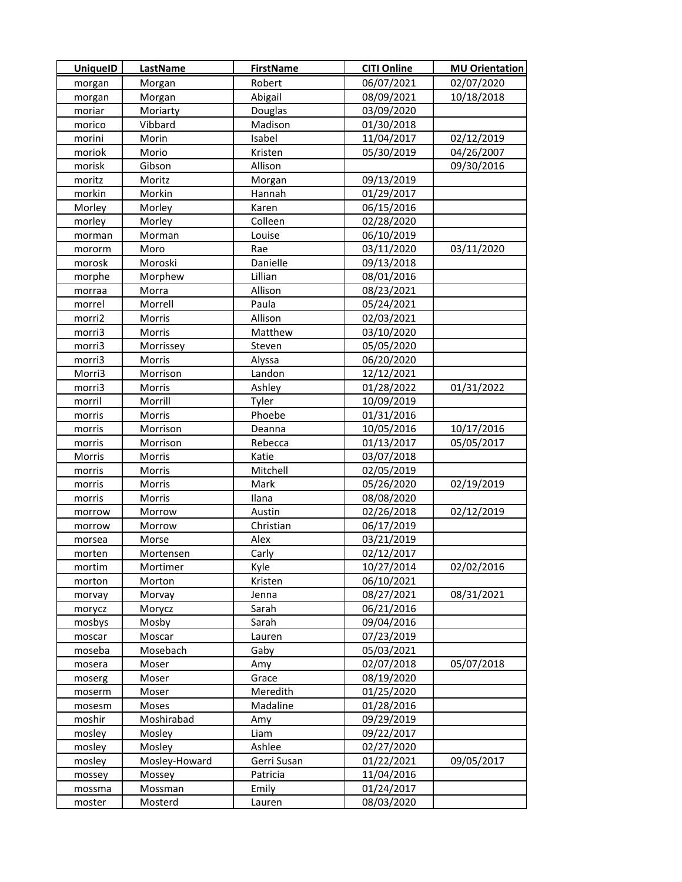| UniqueID | LastName | FirstName | CITI Online | MU Orientation |
|---|---|---|---|---|
| morgan | Morgan | Robert | 06/07/2021 | 02/07/2020 |
| morgan | Morgan | Abigail | 08/09/2021 | 10/18/2018 |
| moriar | Moriarty | Douglas | 03/09/2020 | |
| morico | Vibbard | Madison | 01/30/2018 | |
| morini | Morin | Isabel | 11/04/2017 | 02/12/2019 |
| moriok | Morio | Kristen | 05/30/2019 | 04/26/2007 |
| morisk | Gibson | Allison | | 09/30/2016 |
| moritz | Moritz | Morgan | 09/13/2019 | |
| morkin | Morkin | Hannah | 01/29/2017 | |
| Morley | Morley | Karen | 06/15/2016 | |
| morley | Morley | Colleen | 02/28/2020 | |
| morman | Morman | Louise | 06/10/2019 | |
| mororm | Moro | Rae | 03/11/2020 | 03/11/2020 |
| morosk | Moroski | Danielle | 09/13/2018 | |
| morphe | Morphew | Lillian | 08/01/2016 | |
| morraa | Morra | Allison | 08/23/2021 | |
| morrel | Morrell | Paula | 05/24/2021 | |
| morri2 | Morris | Allison | 02/03/2021 | |
| morri3 | Morris | Matthew | 03/10/2020 | |
| morri3 | Morrissey | Steven | 05/05/2020 | |
| morri3 | Morris | Alyssa | 06/20/2020 | |
| Morri3 | Morrison | Landon | 12/12/2021 | |
| morri3 | Morris | Ashley | 01/28/2022 | 01/31/2022 |
| morril | Morrill | Tyler | 10/09/2019 | |
| morris | Morris | Phoebe | 01/31/2016 | |
| morris | Morrison | Deanna | 10/05/2016 | 10/17/2016 |
| morris | Morrison | Rebecca | 01/13/2017 | 05/05/2017 |
| Morris | Morris | Katie | 03/07/2018 | |
| morris | Morris | Mitchell | 02/05/2019 | |
| morris | Morris | Mark | 05/26/2020 | 02/19/2019 |
| morris | Morris | Ilana | 08/08/2020 | |
| morrow | Morrow | Austin | 02/26/2018 | 02/12/2019 |
| morrow | Morrow | Christian | 06/17/2019 | |
| morsea | Morse | Alex | 03/21/2019 | |
| morten | Mortensen | Carly | 02/12/2017 | |
| mortim | Mortimer | Kyle | 10/27/2014 | 02/02/2016 |
| morton | Morton | Kristen | 06/10/2021 | |
| morvay | Morvay | Jenna | 08/27/2021 | 08/31/2021 |
| morycz | Morycz | Sarah | 06/21/2016 | |
| mosbys | Mosby | Sarah | 09/04/2016 | |
| moscar | Moscar | Lauren | 07/23/2019 | |
| moseba | Mosebach | Gaby | 05/03/2021 | |
| mosera | Moser | Amy | 02/07/2018 | 05/07/2018 |
| moserg | Moser | Grace | 08/19/2020 | |
| moserm | Moser | Meredith | 01/25/2020 | |
| mosesm | Moses | Madaline | 01/28/2016 | |
| moshir | Moshirabad | Amy | 09/29/2019 | |
| mosley | Mosley | Liam | 09/22/2017 | |
| mosley | Mosley | Ashlee | 02/27/2020 | |
| mosley | Mosley-Howard | Gerri Susan | 01/22/2021 | 09/05/2017 |
| mossey | Mossey | Patricia | 11/04/2016 | |
| mossma | Mossman | Emily | 01/24/2017 | |
| moster | Mosterd | Lauren | 08/03/2020 | |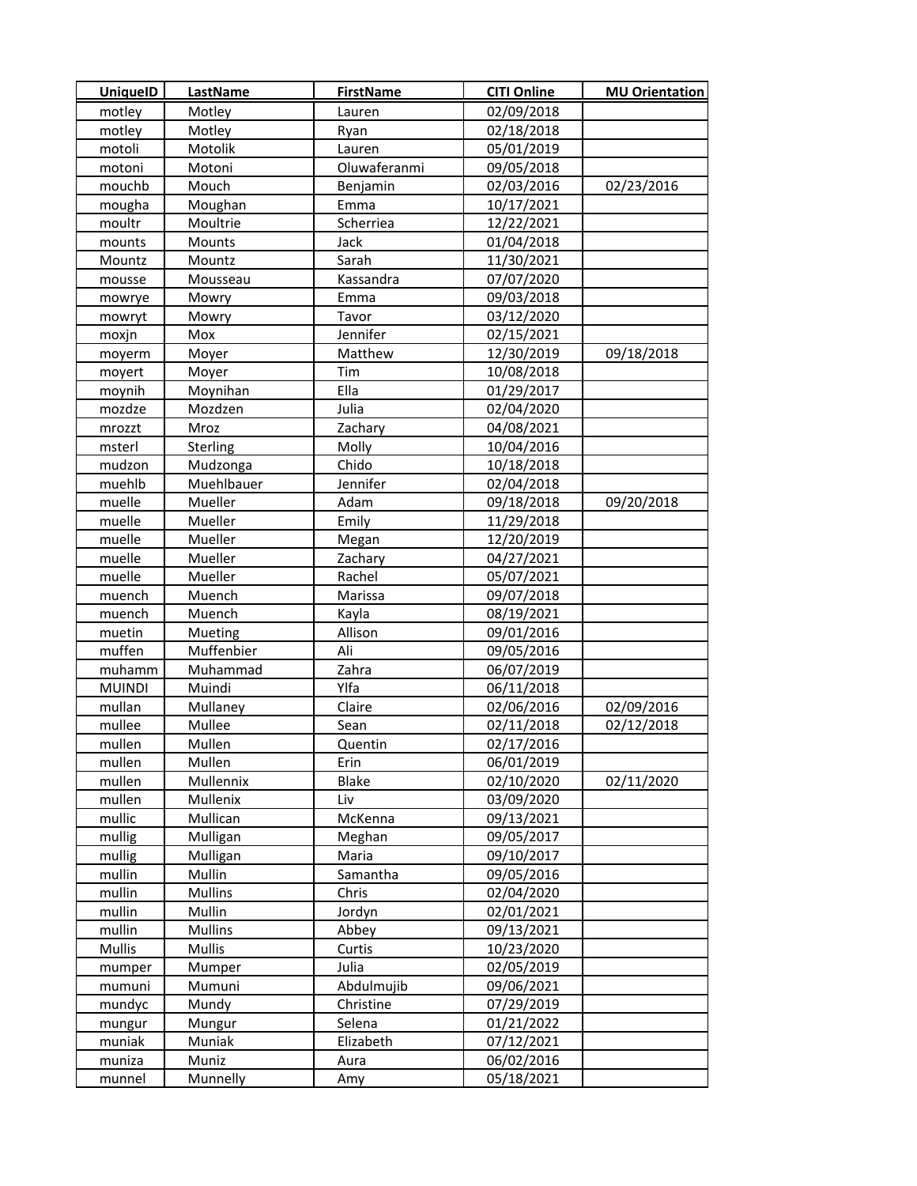| UniqueID | LastName | FirstName | CITI Online | MU Orientation |
| --- | --- | --- | --- | --- |
| motley | Motley | Lauren | 02/09/2018 | |
| motley | Motley | Ryan | 02/18/2018 | |
| motoli | Motolik | Lauren | 05/01/2019 | |
| motoni | Motoni | Oluwaferanmi | 09/05/2018 | |
| mouchb | Mouch | Benjamin | 02/03/2016 | 02/23/2016 |
| mougha | Moughan | Emma | 10/17/2021 | |
| moultr | Moultrie | Scherriea | 12/22/2021 | |
| mounts | Mounts | Jack | 01/04/2018 | |
| Mountz | Mountz | Sarah | 11/30/2021 | |
| mousse | Mousseau | Kassandra | 07/07/2020 | |
| mowrye | Mowry | Emma | 09/03/2018 | |
| mowryt | Mowry | Tavor | 03/12/2020 | |
| moxjn | Mox | Jennifer | 02/15/2021 | |
| moyerm | Moyer | Matthew | 12/30/2019 | 09/18/2018 |
| moyert | Moyer | Tim | 10/08/2018 | |
| moynih | Moynihan | Ella | 01/29/2017 | |
| mozdze | Mozdzen | Julia | 02/04/2020 | |
| mrozzt | Mroz | Zachary | 04/08/2021 | |
| msterl | Sterling | Molly | 10/04/2016 | |
| mudzon | Mudzonga | Chido | 10/18/2018 | |
| muehlb | Muehlbauer | Jennifer | 02/04/2018 | |
| muelle | Mueller | Adam | 09/18/2018 | 09/20/2018 |
| muelle | Mueller | Emily | 11/29/2018 | |
| muelle | Mueller | Megan | 12/20/2019 | |
| muelle | Mueller | Zachary | 04/27/2021 | |
| muelle | Mueller | Rachel | 05/07/2021 | |
| muench | Muench | Marissa | 09/07/2018 | |
| muench | Muench | Kayla | 08/19/2021 | |
| muetin | Mueting | Allison | 09/01/2016 | |
| muffen | Muffenbier | Ali | 09/05/2016 | |
| muhamm | Muhammad | Zahra | 06/07/2019 | |
| MUINDI | Muindi | Ylfa | 06/11/2018 | |
| mullan | Mullaney | Claire | 02/06/2016 | 02/09/2016 |
| mullee | Mullee | Sean | 02/11/2018 | 02/12/2018 |
| mullen | Mullen | Quentin | 02/17/2016 | |
| mullen | Mullen | Erin | 06/01/2019 | |
| mullen | Mullennix | Blake | 02/10/2020 | 02/11/2020 |
| mullen | Mullenix | Liv | 03/09/2020 | |
| mullic | Mullican | McKenna | 09/13/2021 | |
| mullig | Mulligan | Meghan | 09/05/2017 | |
| mullig | Mulligan | Maria | 09/10/2017 | |
| mullin | Mullin | Samantha | 09/05/2016 | |
| mullin | Mullins | Chris | 02/04/2020 | |
| mullin | Mullin | Jordyn | 02/01/2021 | |
| mullin | Mullins | Abbey | 09/13/2021 | |
| Mullis | Mullis | Curtis | 10/23/2020 | |
| mumper | Mumper | Julia | 02/05/2019 | |
| mumuni | Mumuni | Abdulmujib | 09/06/2021 | |
| mundyc | Mundy | Christine | 07/29/2019 | |
| mungur | Mungur | Selena | 01/21/2022 | |
| muniak | Muniak | Elizabeth | 07/12/2021 | |
| muniza | Muniz | Aura | 06/02/2016 | |
| munnel | Munnelly | Amy | 05/18/2021 | |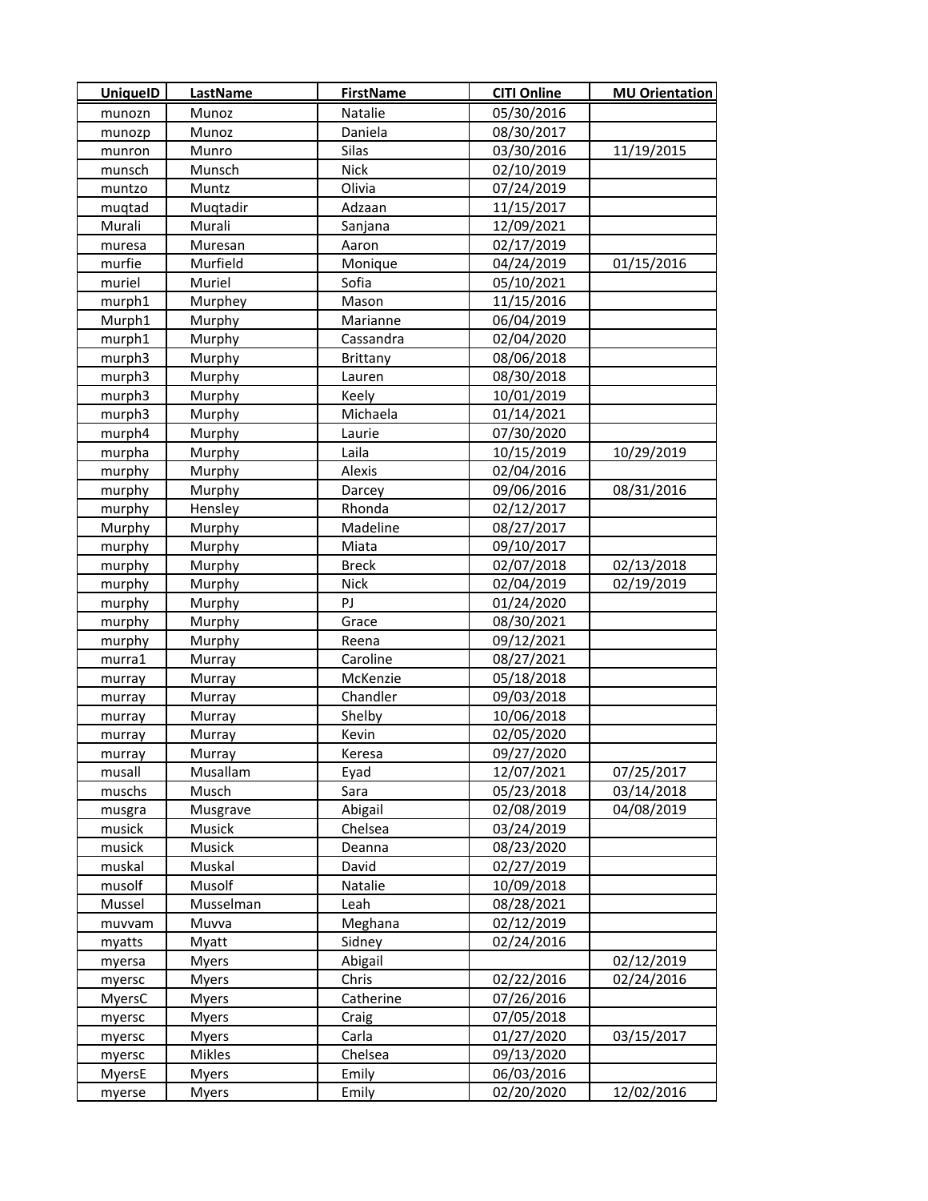| UniqueID | LastName | FirstName | CITI Online | MU Orientation |
|---|---|---|---|---|
| munozn | Munoz | Natalie | 05/30/2016 | |
| munozp | Munoz | Daniela | 08/30/2017 | |
| munron | Munro | Silas | 03/30/2016 | 11/19/2015 |
| munsch | Munsch | Nick | 02/10/2019 | |
| muntzo | Muntz | Olivia | 07/24/2019 | |
| muqtad | Muqtadir | Adzaan | 11/15/2017 | |
| Murali | Murali | Sanjana | 12/09/2021 | |
| muresa | Muresan | Aaron | 02/17/2019 | |
| murfie | Murfield | Monique | 04/24/2019 | 01/15/2016 |
| muriel | Muriel | Sofia | 05/10/2021 | |
| murph1 | Murphey | Mason | 11/15/2016 | |
| Murph1 | Murphy | Marianne | 06/04/2019 | |
| murph1 | Murphy | Cassandra | 02/04/2020 | |
| murph3 | Murphy | Brittany | 08/06/2018 | |
| murph3 | Murphy | Lauren | 08/30/2018 | |
| murph3 | Murphy | Keely | 10/01/2019 | |
| murph3 | Murphy | Michaela | 01/14/2021 | |
| murph4 | Murphy | Laurie | 07/30/2020 | |
| murpha | Murphy | Laila | 10/15/2019 | 10/29/2019 |
| murphy | Murphy | Alexis | 02/04/2016 | |
| murphy | Murphy | Darcey | 09/06/2016 | 08/31/2016 |
| murphy | Hensley | Rhonda | 02/12/2017 | |
| Murphy | Murphy | Madeline | 08/27/2017 | |
| murphy | Murphy | Miata | 09/10/2017 | |
| murphy | Murphy | Breck | 02/07/2018 | 02/13/2018 |
| murphy | Murphy | Nick | 02/04/2019 | 02/19/2019 |
| murphy | Murphy | PJ | 01/24/2020 | |
| murphy | Murphy | Grace | 08/30/2021 | |
| murphy | Murphy | Reena | 09/12/2021 | |
| murra1 | Murray | Caroline | 08/27/2021 | |
| murray | Murray | McKenzie | 05/18/2018 | |
| murray | Murray | Chandler | 09/03/2018 | |
| murray | Murray | Shelby | 10/06/2018 | |
| murray | Murray | Kevin | 02/05/2020 | |
| murray | Murray | Keresa | 09/27/2020 | |
| musall | Musallam | Eyad | 12/07/2021 | 07/25/2017 |
| muschs | Musch | Sara | 05/23/2018 | 03/14/2018 |
| musgra | Musgrave | Abigail | 02/08/2019 | 04/08/2019 |
| musick | Musick | Chelsea | 03/24/2019 | |
| musick | Musick | Deanna | 08/23/2020 | |
| muskal | Muskal | David | 02/27/2019 | |
| musolf | Musolf | Natalie | 10/09/2018 | |
| Mussel | Musselman | Leah | 08/28/2021 | |
| muvvam | Muvva | Meghana | 02/12/2019 | |
| myatts | Myatt | Sidney | 02/24/2016 | |
| myersa | Myers | Abigail | | 02/12/2019 |
| myersc | Myers | Chris | 02/22/2016 | 02/24/2016 |
| MyersC | Myers | Catherine | 07/26/2016 | |
| myersc | Myers | Craig | 07/05/2018 | |
| myersc | Myers | Carla | 01/27/2020 | 03/15/2017 |
| myersc | Mikles | Chelsea | 09/13/2020 | |
| MyersE | Myers | Emily | 06/03/2016 | |
| myerse | Myers | Emily | 02/20/2020 | 12/02/2016 |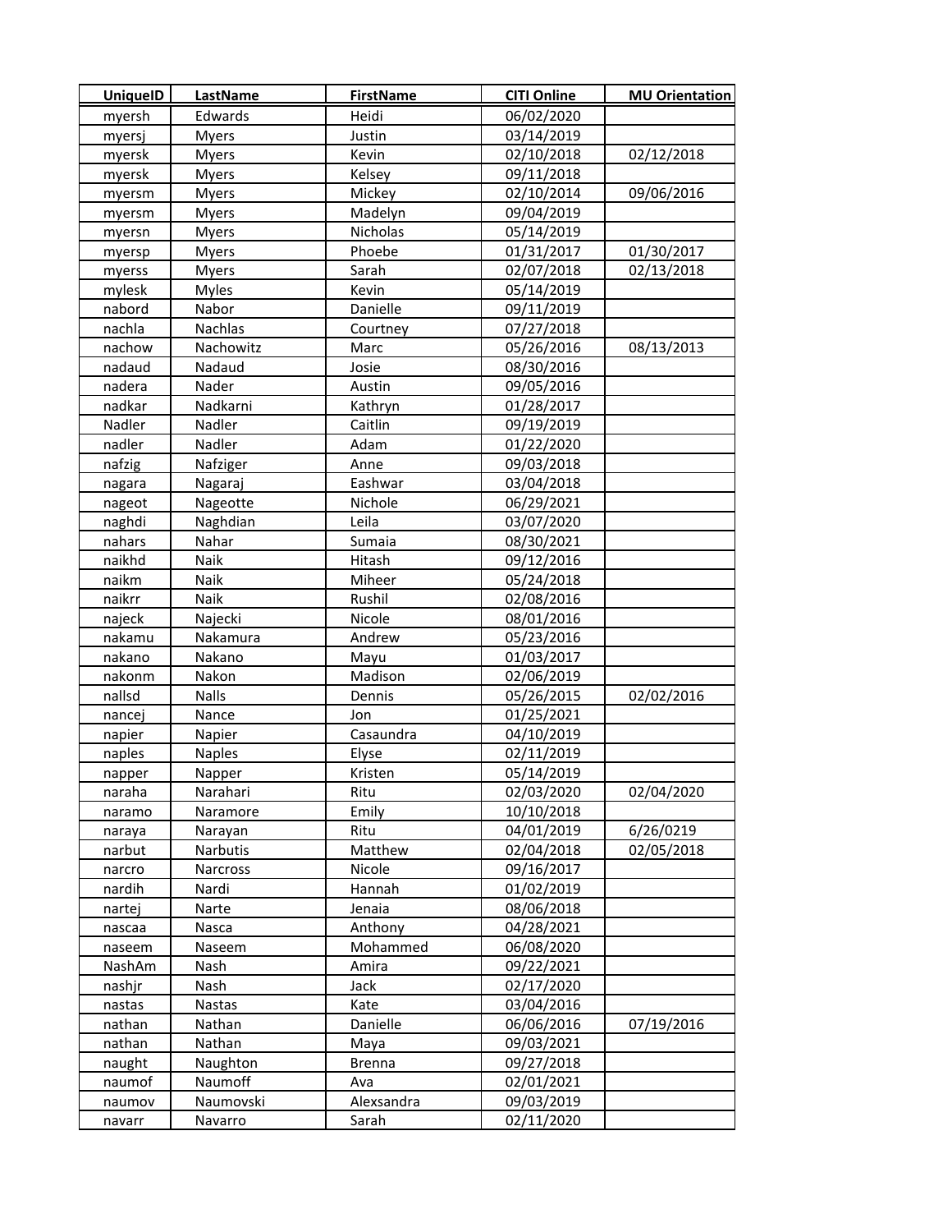| UniqueID | LastName | FirstName | CITI Online | MU Orientation |
|---|---|---|---|---|
| myersh | Edwards | Heidi | 06/02/2020 | |
| myersj | Myers | Justin | 03/14/2019 | |
| myersk | Myers | Kevin | 02/10/2018 | 02/12/2018 |
| myersk | Myers | Kelsey | 09/11/2018 | |
| myersm | Myers | Mickey | 02/10/2014 | 09/06/2016 |
| myersm | Myers | Madelyn | 09/04/2019 | |
| myersn | Myers | Nicholas | 05/14/2019 | |
| myersp | Myers | Phoebe | 01/31/2017 | 01/30/2017 |
| myerss | Myers | Sarah | 02/07/2018 | 02/13/2018 |
| mylesk | Myles | Kevin | 05/14/2019 | |
| nabord | Nabor | Danielle | 09/11/2019 | |
| nachla | Nachlas | Courtney | 07/27/2018 | |
| nachow | Nachowitz | Marc | 05/26/2016 | 08/13/2013 |
| nadaud | Nadaud | Josie | 08/30/2016 | |
| nadera | Nader | Austin | 09/05/2016 | |
| nadkar | Nadkarni | Kathryn | 01/28/2017 | |
| Nadler | Nadler | Caitlin | 09/19/2019 | |
| nadler | Nadler | Adam | 01/22/2020 | |
| nafzig | Nafziger | Anne | 09/03/2018 | |
| nagara | Nagaraj | Eashwar | 03/04/2018 | |
| nageot | Nageotte | Nichole | 06/29/2021 | |
| naghdi | Naghdian | Leila | 03/07/2020 | |
| nahars | Nahar | Sumaia | 08/30/2021 | |
| naikhd | Naik | Hitash | 09/12/2016 | |
| naikm | Naik | Miheer | 05/24/2018 | |
| naikrr | Naik | Rushil | 02/08/2016 | |
| najeck | Najecki | Nicole | 08/01/2016 | |
| nakamu | Nakamura | Andrew | 05/23/2016 | |
| nakano | Nakano | Mayu | 01/03/2017 | |
| nakonm | Nakon | Madison | 02/06/2019 | |
| nallsd | Nalls | Dennis | 05/26/2015 | 02/02/2016 |
| nancej | Nance | Jon | 01/25/2021 | |
| napier | Napier | Casaundra | 04/10/2019 | |
| naples | Naples | Elyse | 02/11/2019 | |
| napper | Napper | Kristen | 05/14/2019 | |
| naraha | Narahari | Ritu | 02/03/2020 | 02/04/2020 |
| naramo | Naramore | Emily | 10/10/2018 | |
| naraya | Narayan | Ritu | 04/01/2019 | 6/26/0219 |
| narbut | Narbutis | Matthew | 02/04/2018 | 02/05/2018 |
| narcro | Narcross | Nicole | 09/16/2017 | |
| nardih | Nardi | Hannah | 01/02/2019 | |
| nartej | Narte | Jenaia | 08/06/2018 | |
| nascaa | Nasca | Anthony | 04/28/2021 | |
| naseem | Naseem | Mohammed | 06/08/2020 | |
| NashAm | Nash | Amira | 09/22/2021 | |
| nashjr | Nash | Jack | 02/17/2020 | |
| nastas | Nastas | Kate | 03/04/2016 | |
| nathan | Nathan | Danielle | 06/06/2016 | 07/19/2016 |
| nathan | Nathan | Maya | 09/03/2021 | |
| naught | Naughton | Brenna | 09/27/2018 | |
| naumof | Naumoff | Ava | 02/01/2021 | |
| naumov | Naumovski | Alexsandra | 09/03/2019 | |
| navarr | Navarro | Sarah | 02/11/2020 | |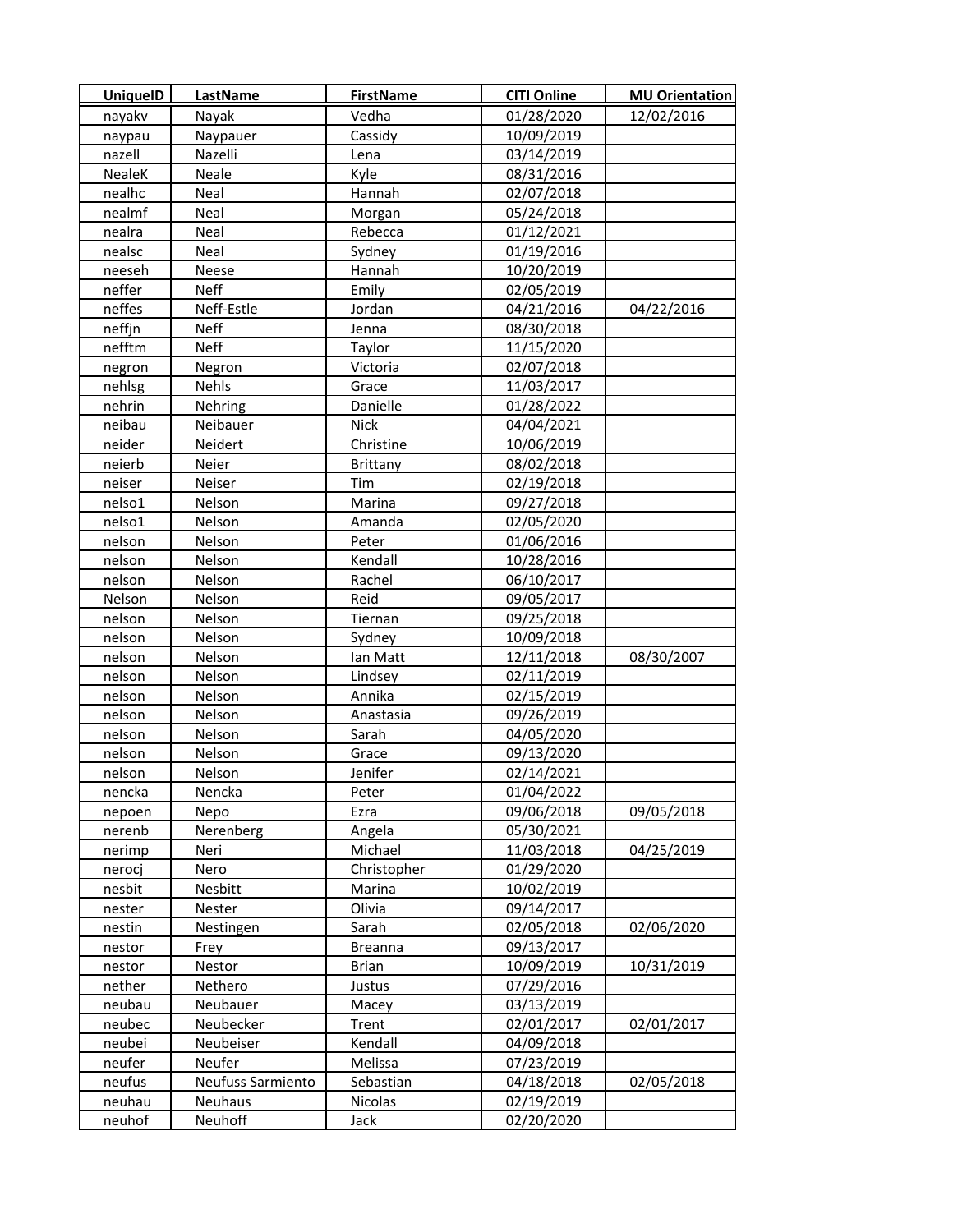| UniqueID | LastName | FirstName | CITI Online | MU Orientation |
|---|---|---|---|---|
| nayakv | Nayak | Vedha | 01/28/2020 | 12/02/2016 |
| naypau | Naypauer | Cassidy | 10/09/2019 | |
| nazell | Nazelli | Lena | 03/14/2019 | |
| NealeK | Neale | Kyle | 08/31/2016 | |
| nealhc | Neal | Hannah | 02/07/2018 | |
| nealmf | Neal | Morgan | 05/24/2018 | |
| nealra | Neal | Rebecca | 01/12/2021 | |
| nealsc | Neal | Sydney | 01/19/2016 | |
| neeseh | Neese | Hannah | 10/20/2019 | |
| neffer | Neff | Emily | 02/05/2019 | |
| neffes | Neff-Estle | Jordan | 04/21/2016 | 04/22/2016 |
| neffjn | Neff | Jenna | 08/30/2018 | |
| nefftm | Neff | Taylor | 11/15/2020 | |
| negron | Negron | Victoria | 02/07/2018 | |
| nehlsg | Nehls | Grace | 11/03/2017 | |
| nehrin | Nehring | Danielle | 01/28/2022 | |
| neibau | Neibauer | Nick | 04/04/2021 | |
| neider | Neidert | Christine | 10/06/2019 | |
| neierb | Neier | Brittany | 08/02/2018 | |
| neiser | Neiser | Tim | 02/19/2018 | |
| nelso1 | Nelson | Marina | 09/27/2018 | |
| nelso1 | Nelson | Amanda | 02/05/2020 | |
| nelson | Nelson | Peter | 01/06/2016 | |
| nelson | Nelson | Kendall | 10/28/2016 | |
| nelson | Nelson | Rachel | 06/10/2017 | |
| Nelson | Nelson | Reid | 09/05/2017 | |
| nelson | Nelson | Tiernan | 09/25/2018 | |
| nelson | Nelson | Sydney | 10/09/2018 | |
| nelson | Nelson | Ian Matt | 12/11/2018 | 08/30/2007 |
| nelson | Nelson | Lindsey | 02/11/2019 | |
| nelson | Nelson | Annika | 02/15/2019 | |
| nelson | Nelson | Anastasia | 09/26/2019 | |
| nelson | Nelson | Sarah | 04/05/2020 | |
| nelson | Nelson | Grace | 09/13/2020 | |
| nelson | Nelson | Jenifer | 02/14/2021 | |
| nencka | Nencka | Peter | 01/04/2022 | |
| nepoen | Nepo | Ezra | 09/06/2018 | 09/05/2018 |
| nerenb | Nerenberg | Angela | 05/30/2021 | |
| nerimp | Neri | Michael | 11/03/2018 | 04/25/2019 |
| nerocj | Nero | Christopher | 01/29/2020 | |
| nesbit | Nesbitt | Marina | 10/02/2019 | |
| nester | Nester | Olivia | 09/14/2017 | |
| nestin | Nestingen | Sarah | 02/05/2018 | 02/06/2020 |
| nestor | Frey | Breanna | 09/13/2017 | |
| nestor | Nestor | Brian | 10/09/2019 | 10/31/2019 |
| nether | Nethero | Justus | 07/29/2016 | |
| neubau | Neubauer | Macey | 03/13/2019 | |
| neubec | Neubecker | Trent | 02/01/2017 | 02/01/2017 |
| neubei | Neubeiser | Kendall | 04/09/2018 | |
| neufer | Neufer | Melissa | 07/23/2019 | |
| neufus | Neufuss Sarmiento | Sebastian | 04/18/2018 | 02/05/2018 |
| neuhau | Neuhaus | Nicolas | 02/19/2019 | |
| neuhof | Neuhoff | Jack | 02/20/2020 | |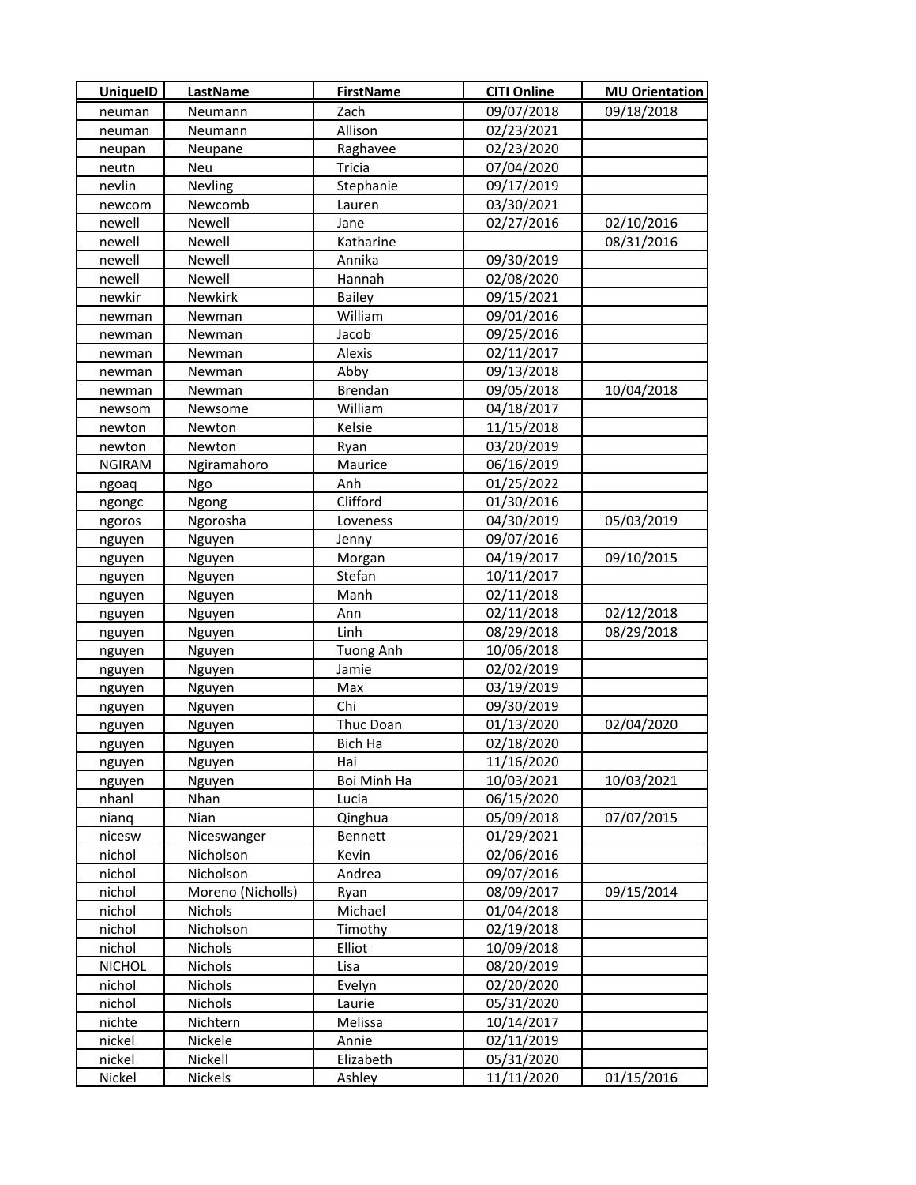| UniqueID | LastName | FirstName | CITI Online | MU Orientation |
|---|---|---|---|---|
| neuman | Neumann | Zach | 09/07/2018 | 09/18/2018 |
| neuman | Neumann | Allison | 02/23/2021 | |
| neupan | Neupane | Raghavee | 02/23/2020 | |
| neutn | Neu | Tricia | 07/04/2020 | |
| nevlin | Nevling | Stephanie | 09/17/2019 | |
| newcom | Newcomb | Lauren | 03/30/2021 | |
| newell | Newell | Jane | 02/27/2016 | 02/10/2016 |
| newell | Newell | Katharine | | 08/31/2016 |
| newell | Newell | Annika | 09/30/2019 | |
| newell | Newell | Hannah | 02/08/2020 | |
| newkir | Newkirk | Bailey | 09/15/2021 | |
| newman | Newman | William | 09/01/2016 | |
| newman | Newman | Jacob | 09/25/2016 | |
| newman | Newman | Alexis | 02/11/2017 | |
| newman | Newman | Abby | 09/13/2018 | |
| newman | Newman | Brendan | 09/05/2018 | 10/04/2018 |
| newsom | Newsome | William | 04/18/2017 | |
| newton | Newton | Kelsie | 11/15/2018 | |
| newton | Newton | Ryan | 03/20/2019 | |
| NGIRAM | Ngiramahoro | Maurice | 06/16/2019 | |
| ngoaq | Ngo | Anh | 01/25/2022 | |
| ngongc | Ngong | Clifford | 01/30/2016 | |
| ngoros | Ngorosha | Loveness | 04/30/2019 | 05/03/2019 |
| nguyen | Nguyen | Jenny | 09/07/2016 | |
| nguyen | Nguyen | Morgan | 04/19/2017 | 09/10/2015 |
| nguyen | Nguyen | Stefan | 10/11/2017 | |
| nguyen | Nguyen | Manh | 02/11/2018 | |
| nguyen | Nguyen | Ann | 02/11/2018 | 02/12/2018 |
| nguyen | Nguyen | Linh | 08/29/2018 | 08/29/2018 |
| nguyen | Nguyen | Tuong Anh | 10/06/2018 | |
| nguyen | Nguyen | Jamie | 02/02/2019 | |
| nguyen | Nguyen | Max | 03/19/2019 | |
| nguyen | Nguyen | Chi | 09/30/2019 | |
| nguyen | Nguyen | Thuc Doan | 01/13/2020 | 02/04/2020 |
| nguyen | Nguyen | Bich Ha | 02/18/2020 | |
| nguyen | Nguyen | Hai | 11/16/2020 | |
| nguyen | Nguyen | Boi Minh Ha | 10/03/2021 | 10/03/2021 |
| nhanl | Nhan | Lucia | 06/15/2020 | |
| nianq | Nian | Qinghua | 05/09/2018 | 07/07/2015 |
| nicesw | Niceswanger | Bennett | 01/29/2021 | |
| nichol | Nicholson | Kevin | 02/06/2016 | |
| nichol | Nicholson | Andrea | 09/07/2016 | |
| nichol | Moreno (Nicholls) | Ryan | 08/09/2017 | 09/15/2014 |
| nichol | Nichols | Michael | 01/04/2018 | |
| nichol | Nicholson | Timothy | 02/19/2018 | |
| nichol | Nichols | Elliot | 10/09/2018 | |
| NICHOL | Nichols | Lisa | 08/20/2019 | |
| nichol | Nichols | Evelyn | 02/20/2020 | |
| nichol | Nichols | Laurie | 05/31/2020 | |
| nichte | Nichtern | Melissa | 10/14/2017 | |
| nickel | Nickele | Annie | 02/11/2019 | |
| nickel | Nickell | Elizabeth | 05/31/2020 | |
| Nickel | Nickels | Ashley | 11/11/2020 | 01/15/2016 |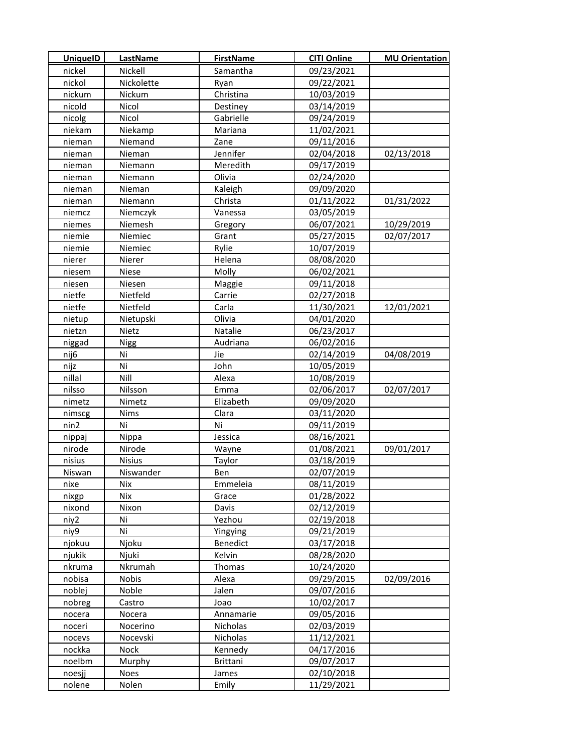| UniqueID | LastName | FirstName | CITI Online | MU Orientation |
|---|---|---|---|---|
| nickel | Nickell | Samantha | 09/23/2021 | |
| nickol | Nickolette | Ryan | 09/22/2021 | |
| nickum | Nickum | Christina | 10/03/2019 | |
| nicold | Nicol | Destiney | 03/14/2019 | |
| nicolg | Nicol | Gabrielle | 09/24/2019 | |
| niekam | Niekamp | Mariana | 11/02/2021 | |
| nieman | Niemand | Zane | 09/11/2016 | |
| nieman | Nieman | Jennifer | 02/04/2018 | 02/13/2018 |
| nieman | Niemann | Meredith | 09/17/2019 | |
| nieman | Niemann | Olivia | 02/24/2020 | |
| nieman | Nieman | Kaleigh | 09/09/2020 | |
| nieman | Niemann | Christa | 01/11/2022 | 01/31/2022 |
| niemcz | Niemczyk | Vanessa | 03/05/2019 | |
| niemes | Niemesh | Gregory | 06/07/2021 | 10/29/2019 |
| niemie | Niemiec | Grant | 05/27/2015 | 02/07/2017 |
| niemie | Niemiec | Rylie | 10/07/2019 | |
| nierer | Nierer | Helena | 08/08/2020 | |
| niesem | Niese | Molly | 06/02/2021 | |
| niesen | Niesen | Maggie | 09/11/2018 | |
| nietfe | Nietfeld | Carrie | 02/27/2018 | |
| nietfe | Nietfeld | Carla | 11/30/2021 | 12/01/2021 |
| nietup | Nietupski | Olivia | 04/01/2020 | |
| nietzn | Nietz | Natalie | 06/23/2017 | |
| niggad | Nigg | Audriana | 06/02/2016 | |
| nij6 | Ni | Jie | 02/14/2019 | 04/08/2019 |
| nijz | Ni | John | 10/05/2019 | |
| nillal | Nill | Alexa | 10/08/2019 | |
| nilsso | Nilsson | Emma | 02/06/2017 | 02/07/2017 |
| nimetz | Nimetz | Elizabeth | 09/09/2020 | |
| nimscg | Nims | Clara | 03/11/2020 | |
| nin2 | Ni | Ni | 09/11/2019 | |
| nippaj | Nippa | Jessica | 08/16/2021 | |
| nirode | Nirode | Wayne | 01/08/2021 | 09/01/2017 |
| nisius | Nisius | Taylor | 03/18/2019 | |
| Niswan | Niswander | Ben | 02/07/2019 | |
| nixe | Nix | Emmeleia | 08/11/2019 | |
| nixgp | Nix | Grace | 01/28/2022 | |
| nixond | Nixon | Davis | 02/12/2019 | |
| niy2 | Ni | Yezhou | 02/19/2018 | |
| niy9 | Ni | Yingying | 09/21/2019 | |
| njokuu | Njoku | Benedict | 03/17/2018 | |
| njukik | Njuki | Kelvin | 08/28/2020 | |
| nkruma | Nkrumah | Thomas | 10/24/2020 | |
| nobisa | Nobis | Alexa | 09/29/2015 | 02/09/2016 |
| noblej | Noble | Jalen | 09/07/2016 | |
| nobreg | Castro | Joao | 10/02/2017 | |
| nocera | Nocera | Annamarie | 09/05/2016 | |
| noceri | Nocerino | Nicholas | 02/03/2019 | |
| nocevs | Nocevski | Nicholas | 11/12/2021 | |
| nockka | Nock | Kennedy | 04/17/2016 | |
| noelbm | Murphy | Brittani | 09/07/2017 | |
| noesjj | Noes | James | 02/10/2018 | |
| nolene | Nolen | Emily | 11/29/2021 | |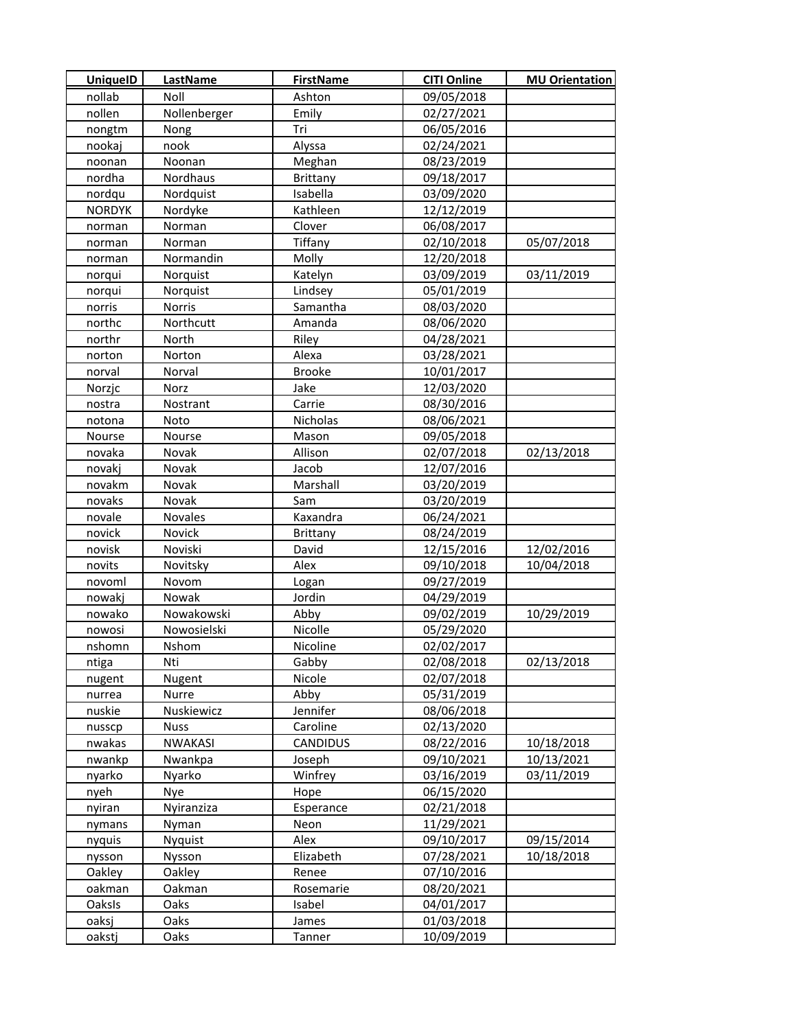| UniqueID | LastName | FirstName | CITI Online | MU Orientation |
|---|---|---|---|---|
| nollab | Noll | Ashton | 09/05/2018 | |
| nollen | Nollenberger | Emily | 02/27/2021 | |
| nongtm | Nong | Tri | 06/05/2016 | |
| nookaj | nook | Alyssa | 02/24/2021 | |
| noonan | Noonan | Meghan | 08/23/2019 | |
| nordha | Nordhaus | Brittany | 09/18/2017 | |
| nordqu | Nordquist | Isabella | 03/09/2020 | |
| NORDYK | Nordyke | Kathleen | 12/12/2019 | |
| norman | Norman | Clover | 06/08/2017 | |
| norman | Norman | Tiffany | 02/10/2018 | 05/07/2018 |
| norman | Normandin | Molly | 12/20/2018 | |
| norqui | Norquist | Katelyn | 03/09/2019 | 03/11/2019 |
| norqui | Norquist | Lindsey | 05/01/2019 | |
| norris | Norris | Samantha | 08/03/2020 | |
| northc | Northcutt | Amanda | 08/06/2020 | |
| northr | North | Riley | 04/28/2021 | |
| norton | Norton | Alexa | 03/28/2021 | |
| norval | Norval | Brooke | 10/01/2017 | |
| Norzjc | Norz | Jake | 12/03/2020 | |
| nostra | Nostrant | Carrie | 08/30/2016 | |
| notona | Noto | Nicholas | 08/06/2021 | |
| Nourse | Nourse | Mason | 09/05/2018 | |
| novaka | Novak | Allison | 02/07/2018 | 02/13/2018 |
| novakj | Novak | Jacob | 12/07/2016 | |
| novakm | Novak | Marshall | 03/20/2019 | |
| novaks | Novak | Sam | 03/20/2019 | |
| novale | Novales | Kaxandra | 06/24/2021 | |
| novick | Novick | Brittany | 08/24/2019 | |
| novisk | Noviski | David | 12/15/2016 | 12/02/2016 |
| novits | Novitsky | Alex | 09/10/2018 | 10/04/2018 |
| novoml | Novom | Logan | 09/27/2019 | |
| nowakj | Nowak | Jordin | 04/29/2019 | |
| nowako | Nowakowski | Abby | 09/02/2019 | 10/29/2019 |
| nowosi | Nowosielski | Nicolle | 05/29/2020 | |
| nshomn | Nshom | Nicoline | 02/02/2017 | |
| ntiga | Nti | Gabby | 02/08/2018 | 02/13/2018 |
| nugent | Nugent | Nicole | 02/07/2018 | |
| nurrea | Nurre | Abby | 05/31/2019 | |
| nuskie | Nuskiewicz | Jennifer | 08/06/2018 | |
| nusscp | Nuss | Caroline | 02/13/2020 | |
| nwakas | NWAKASI | CANDIDUS | 08/22/2016 | 10/18/2018 |
| nwankp | Nwankpa | Joseph | 09/10/2021 | 10/13/2021 |
| nyarko | Nyarko | Winfrey | 03/16/2019 | 03/11/2019 |
| nyeh | Nye | Hope | 06/15/2020 | |
| nyiran | Nyiranziza | Esperance | 02/21/2018 | |
| nymans | Nyman | Neon | 11/29/2021 | |
| nyquis | Nyquist | Alex | 09/10/2017 | 09/15/2014 |
| nysson | Nysson | Elizabeth | 07/28/2021 | 10/18/2018 |
| Oakley | Oakley | Renee | 07/10/2016 | |
| oakman | Oakman | Rosemarie | 08/20/2021 | |
| OaksIs | Oaks | Isabel | 04/01/2017 | |
| oaksj | Oaks | James | 01/03/2018 | |
| oakstj | Oaks | Tanner | 10/09/2019 | |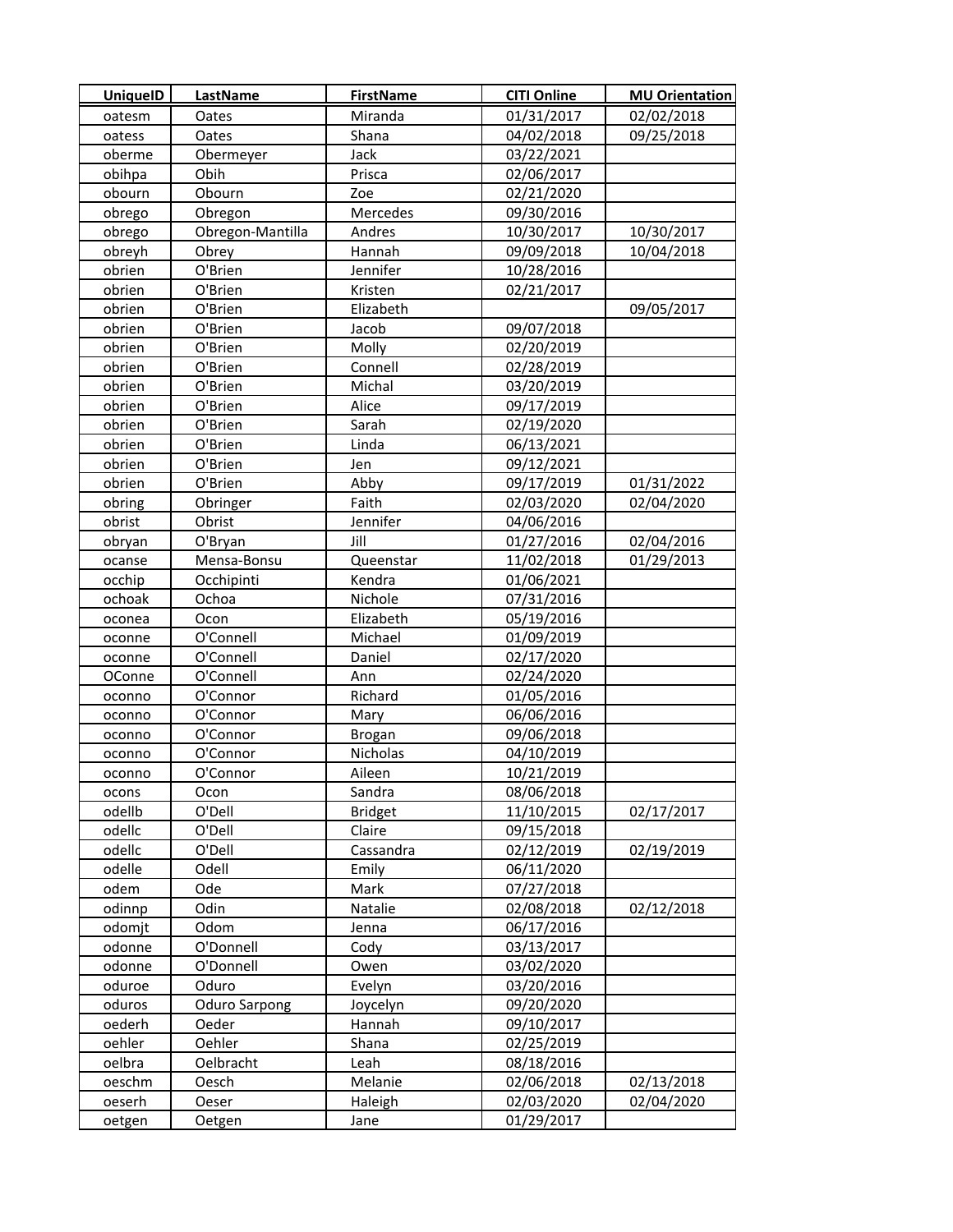| UniqueID | LastName | FirstName | CITI Online | MU Orientation |
|---|---|---|---|---|
| oatesm | Oates | Miranda | 01/31/2017 | 02/02/2018 |
| oatess | Oates | Shana | 04/02/2018 | 09/25/2018 |
| oberme | Obermeyer | Jack | 03/22/2021 | |
| obihpa | Obih | Prisca | 02/06/2017 | |
| obourn | Obourn | Zoe | 02/21/2020 | |
| obrego | Obregon | Mercedes | 09/30/2016 | |
| obrego | Obregon-Mantilla | Andres | 10/30/2017 | 10/30/2017 |
| obreyh | Obrey | Hannah | 09/09/2018 | 10/04/2018 |
| obrien | O'Brien | Jennifer | 10/28/2016 | |
| obrien | O'Brien | Kristen | 02/21/2017 | |
| obrien | O'Brien | Elizabeth | | 09/05/2017 |
| obrien | O'Brien | Jacob | 09/07/2018 | |
| obrien | O'Brien | Molly | 02/20/2019 | |
| obrien | O'Brien | Connell | 02/28/2019 | |
| obrien | O'Brien | Michal | 03/20/2019 | |
| obrien | O'Brien | Alice | 09/17/2019 | |
| obrien | O'Brien | Sarah | 02/19/2020 | |
| obrien | O'Brien | Linda | 06/13/2021 | |
| obrien | O'Brien | Jen | 09/12/2021 | |
| obrien | O'Brien | Abby | 09/17/2019 | 01/31/2022 |
| obring | Obringer | Faith | 02/03/2020 | 02/04/2020 |
| obrist | Obrist | Jennifer | 04/06/2016 | |
| obryan | O'Bryan | Jill | 01/27/2016 | 02/04/2016 |
| ocanse | Mensa-Bonsu | Queenstar | 11/02/2018 | 01/29/2013 |
| occhip | Occhipinti | Kendra | 01/06/2021 | |
| ochoak | Ochoa | Nichole | 07/31/2016 | |
| oconea | Ocon | Elizabeth | 05/19/2016 | |
| oconne | O'Connell | Michael | 01/09/2019 | |
| oconne | O'Connell | Daniel | 02/17/2020 | |
| OConne | O'Connell | Ann | 02/24/2020 | |
| oconno | O'Connor | Richard | 01/05/2016 | |
| oconno | O'Connor | Mary | 06/06/2016 | |
| oconno | O'Connor | Brogan | 09/06/2018 | |
| oconno | O'Connor | Nicholas | 04/10/2019 | |
| oconno | O'Connor | Aileen | 10/21/2019 | |
| ocons | Ocon | Sandra | 08/06/2018 | |
| odellb | O'Dell | Bridget | 11/10/2015 | 02/17/2017 |
| odellc | O'Dell | Claire | 09/15/2018 | |
| odellc | O'Dell | Cassandra | 02/12/2019 | 02/19/2019 |
| odelle | Odell | Emily | 06/11/2020 | |
| odem | Ode | Mark | 07/27/2018 | |
| odinnp | Odin | Natalie | 02/08/2018 | 02/12/2018 |
| odomjt | Odom | Jenna | 06/17/2016 | |
| odonne | O'Donnell | Cody | 03/13/2017 | |
| odonne | O'Donnell | Owen | 03/02/2020 | |
| oduroe | Oduro | Evelyn | 03/20/2016 | |
| oduros | Oduro Sarpong | Joycelyn | 09/20/2020 | |
| oederh | Oeder | Hannah | 09/10/2017 | |
| oehler | Oehler | Shana | 02/25/2019 | |
| oelbra | Oelbracht | Leah | 08/18/2016 | |
| oeschm | Oesch | Melanie | 02/06/2018 | 02/13/2018 |
| oeserh | Oeser | Haleigh | 02/03/2020 | 02/04/2020 |
| oetgen | Oetgen | Jane | 01/29/2017 | |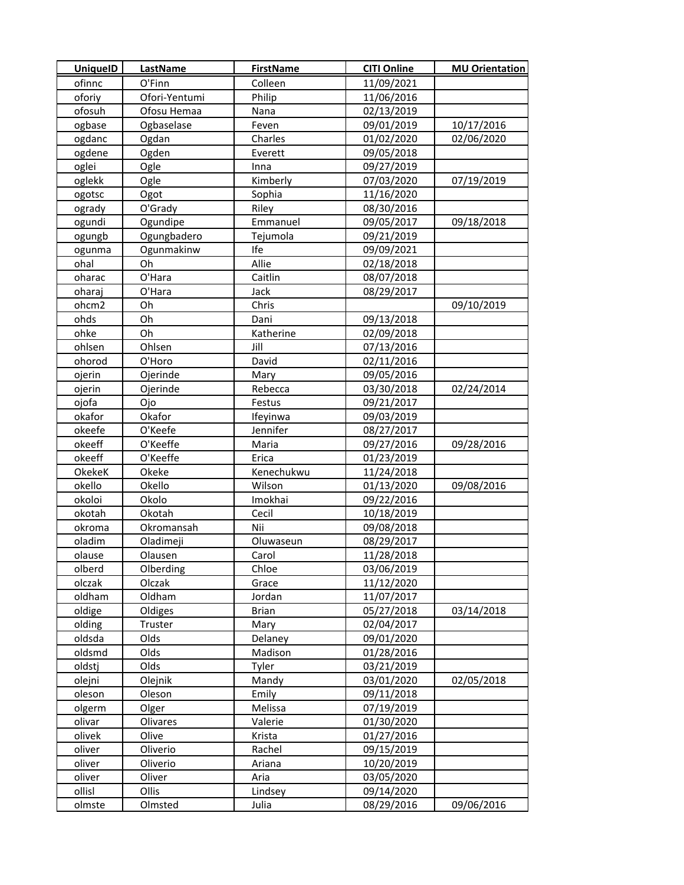| UniqueID | LastName | FirstName | CITI Online | MU Orientation |
|---|---|---|---|---|
| ofinnc | O'Finn | Colleen | 11/09/2021 | |
| oforiy | Ofori-Yentumi | Philip | 11/06/2016 | |
| ofosuh | Ofosu Hemaa | Nana | 02/13/2019 | |
| ogbase | Ogbaselase | Feven | 09/01/2019 | 10/17/2016 |
| ogdanc | Ogdan | Charles | 01/02/2020 | 02/06/2020 |
| ogdene | Ogden | Everett | 09/05/2018 | |
| oglei | Ogle | Inna | 09/27/2019 | |
| oglekk | Ogle | Kimberly | 07/03/2020 | 07/19/2019 |
| ogotsc | Ogot | Sophia | 11/16/2020 | |
| ogrady | O'Grady | Riley | 08/30/2016 | |
| ogundi | Ogundipe | Emmanuel | 09/05/2017 | 09/18/2018 |
| ogungb | Ogungbadero | Tejumola | 09/21/2019 | |
| ogunma | Ogunmakinw | Ife | 09/09/2021 | |
| ohal | Oh | Allie | 02/18/2018 | |
| oharac | O'Hara | Caitlin | 08/07/2018 | |
| oharaj | O'Hara | Jack | 08/29/2017 | |
| ohcm2 | Oh | Chris | | 09/10/2019 |
| ohds | Oh | Dani | 09/13/2018 | |
| ohke | Oh | Katherine | 02/09/2018 | |
| ohlsen | Ohlsen | Jill | 07/13/2016 | |
| ohorod | O'Horo | David | 02/11/2016 | |
| ojerin | Ojerinde | Mary | 09/05/2016 | |
| ojerin | Ojerinde | Rebecca | 03/30/2018 | 02/24/2014 |
| ojofa | Ojo | Festus | 09/21/2017 | |
| okafor | Okafor | Ifeyinwa | 09/03/2019 | |
| okeefe | O'Keefe | Jennifer | 08/27/2017 | |
| okeeff | O'Keeffe | Maria | 09/27/2016 | 09/28/2016 |
| okeeff | O'Keeffe | Erica | 01/23/2019 | |
| OkekeK | Okeke | Kenechukwu | 11/24/2018 | |
| okello | Okello | Wilson | 01/13/2020 | 09/08/2016 |
| okoloi | Okolo | Imokhai | 09/22/2016 | |
| okotah | Okotah | Cecil | 10/18/2019 | |
| okroma | Okromansah | Nii | 09/08/2018 | |
| oladim | Oladimeji | Oluwaseun | 08/29/2017 | |
| olause | Olausen | Carol | 11/28/2018 | |
| olberd | Olberding | Chloe | 03/06/2019 | |
| olczak | Olczak | Grace | 11/12/2020 | |
| oldham | Oldham | Jordan | 11/07/2017 | |
| oldige | Oldiges | Brian | 05/27/2018 | 03/14/2018 |
| olding | Truster | Mary | 02/04/2017 | |
| oldsda | Olds | Delaney | 09/01/2020 | |
| oldsmd | Olds | Madison | 01/28/2016 | |
| oldstj | Olds | Tyler | 03/21/2019 | |
| olejni | Olejnik | Mandy | 03/01/2020 | 02/05/2018 |
| oleson | Oleson | Emily | 09/11/2018 | |
| olgerm | Olger | Melissa | 07/19/2019 | |
| olivar | Olivares | Valerie | 01/30/2020 | |
| olivek | Olive | Krista | 01/27/2016 | |
| oliver | Oliverio | Rachel | 09/15/2019 | |
| oliver | Oliverio | Ariana | 10/20/2019 | |
| oliver | Oliver | Aria | 03/05/2020 | |
| ollisl | Ollis | Lindsey | 09/14/2020 | |
| olmste | Olmsted | Julia | 08/29/2016 | 09/06/2016 |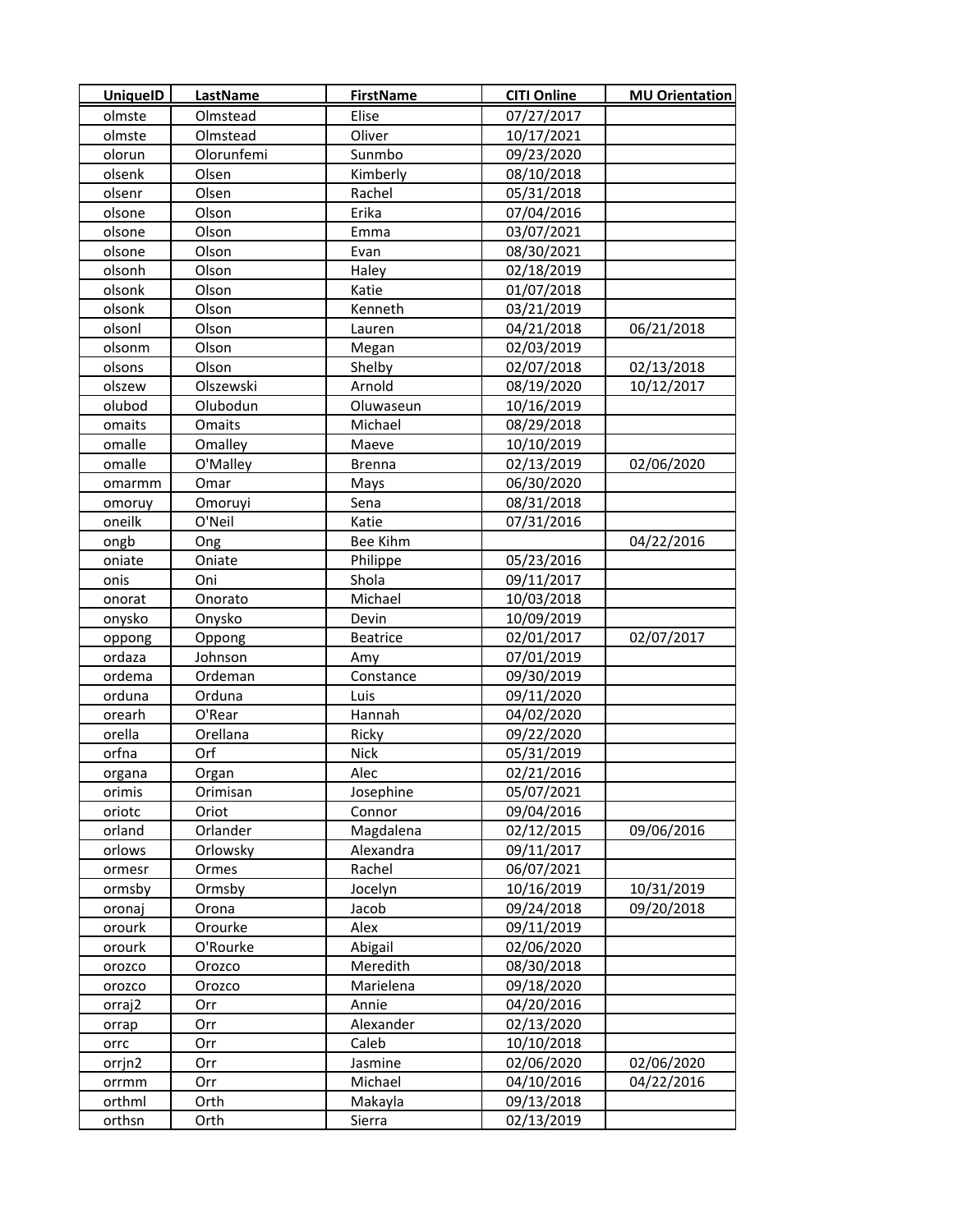| UniqueID | LastName | FirstName | CITI Online | MU Orientation |
|---|---|---|---|---|
| olmste | Olmstead | Elise | 07/27/2017 | |
| olmste | Olmstead | Oliver | 10/17/2021 | |
| olorun | Olorunfemi | Sunmbo | 09/23/2020 | |
| olsenk | Olsen | Kimberly | 08/10/2018 | |
| olsenr | Olsen | Rachel | 05/31/2018 | |
| olsone | Olson | Erika | 07/04/2016 | |
| olsone | Olson | Emma | 03/07/2021 | |
| olsone | Olson | Evan | 08/30/2021 | |
| olsonh | Olson | Haley | 02/18/2019 | |
| olsonk | Olson | Katie | 01/07/2018 | |
| olsonk | Olson | Kenneth | 03/21/2019 | |
| olsonl | Olson | Lauren | 04/21/2018 | 06/21/2018 |
| olsonm | Olson | Megan | 02/03/2019 | |
| olsons | Olson | Shelby | 02/07/2018 | 02/13/2018 |
| olszew | Olszewski | Arnold | 08/19/2020 | 10/12/2017 |
| olubod | Olubodun | Oluwaseun | 10/16/2019 | |
| omaits | Omaits | Michael | 08/29/2018 | |
| omalle | Omalley | Maeve | 10/10/2019 | |
| omalle | O'Malley | Brenna | 02/13/2019 | 02/06/2020 |
| omarmm | Omar | Mays | 06/30/2020 | |
| omoruy | Omoruyi | Sena | 08/31/2018 | |
| oneilk | O'Neil | Katie | 07/31/2016 | |
| ongb | Ong | Bee Kihm | | 04/22/2016 |
| oniate | Oniate | Philippe | 05/23/2016 | |
| onis | Oni | Shola | 09/11/2017 | |
| onorat | Onorato | Michael | 10/03/2018 | |
| onysko | Onysko | Devin | 10/09/2019 | |
| oppong | Oppong | Beatrice | 02/01/2017 | 02/07/2017 |
| ordaza | Johnson | Amy | 07/01/2019 | |
| ordema | Ordeman | Constance | 09/30/2019 | |
| orduna | Orduna | Luis | 09/11/2020 | |
| orearh | O'Rear | Hannah | 04/02/2020 | |
| orella | Orellana | Ricky | 09/22/2020 | |
| orfna | Orf | Nick | 05/31/2019 | |
| organa | Organ | Alec | 02/21/2016 | |
| orimis | Orimisan | Josephine | 05/07/2021 | |
| oriotc | Oriot | Connor | 09/04/2016 | |
| orland | Orlander | Magdalena | 02/12/2015 | 09/06/2016 |
| orlows | Orlowsky | Alexandra | 09/11/2017 | |
| ormesr | Ormes | Rachel | 06/07/2021 | |
| ormsby | Ormsby | Jocelyn | 10/16/2019 | 10/31/2019 |
| oronaj | Orona | Jacob | 09/24/2018 | 09/20/2018 |
| orourk | Orourke | Alex | 09/11/2019 | |
| orourk | O'Rourke | Abigail | 02/06/2020 | |
| orozco | Orozco | Meredith | 08/30/2018 | |
| orozco | Orozco | Marielena | 09/18/2020 | |
| orraj2 | Orr | Annie | 04/20/2016 | |
| orrap | Orr | Alexander | 02/13/2020 | |
| orrc | Orr | Caleb | 10/10/2018 | |
| orrjn2 | Orr | Jasmine | 02/06/2020 | 02/06/2020 |
| orrmm | Orr | Michael | 04/10/2016 | 04/22/2016 |
| orthml | Orth | Makayla | 09/13/2018 | |
| orthsn | Orth | Sierra | 02/13/2019 | |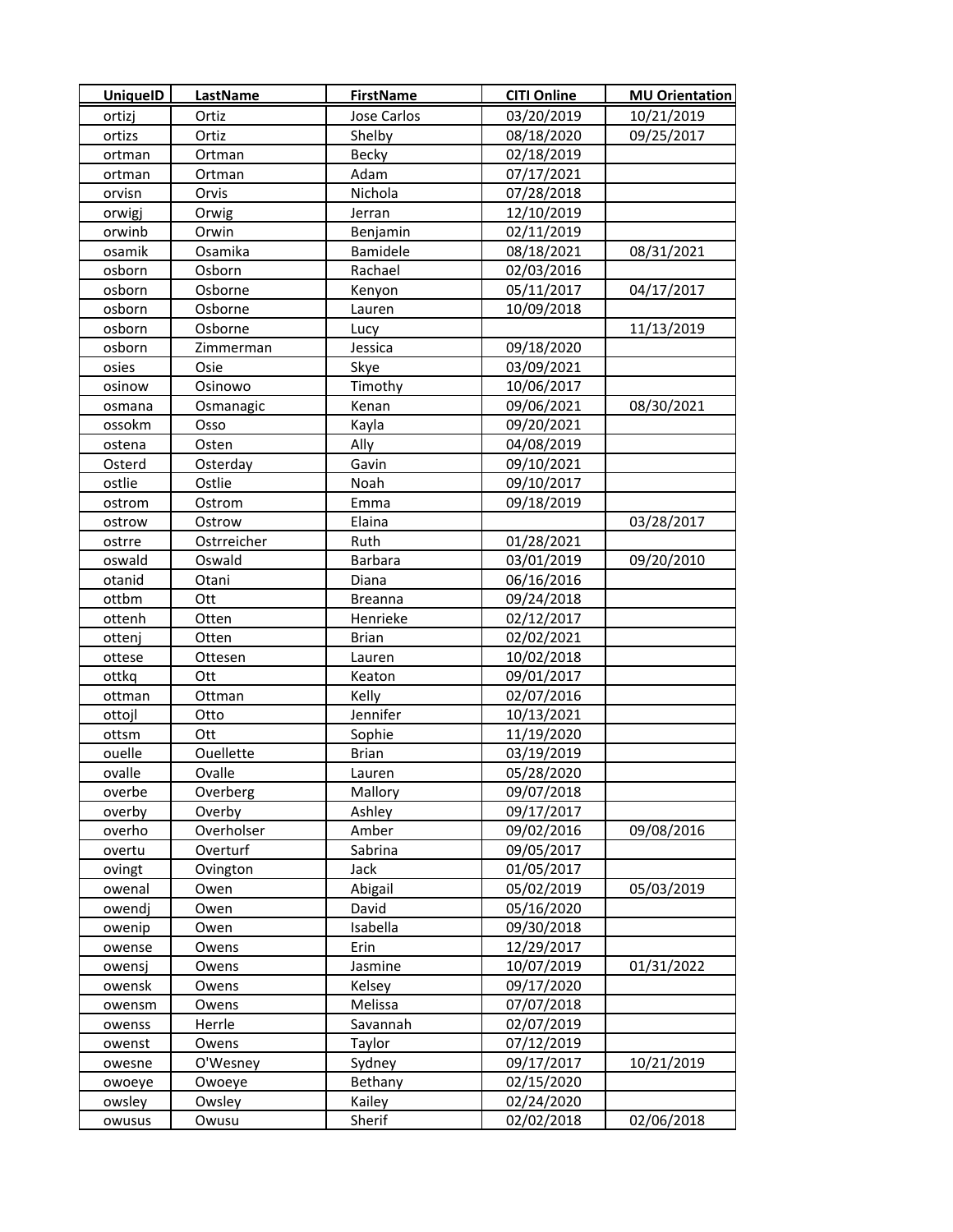| UniqueID | LastName | FirstName | CITI Online | MU Orientation |
|---|---|---|---|---|
| ortizj | Ortiz | Jose Carlos | 03/20/2019 | 10/21/2019 |
| ortizs | Ortiz | Shelby | 08/18/2020 | 09/25/2017 |
| ortman | Ortman | Becky | 02/18/2019 | |
| ortman | Ortman | Adam | 07/17/2021 | |
| orvisn | Orvis | Nichola | 07/28/2018 | |
| orwigj | Orwig | Jerran | 12/10/2019 | |
| orwinb | Orwin | Benjamin | 02/11/2019 | |
| osamik | Osamika | Bamidele | 08/18/2021 | 08/31/2021 |
| osborn | Osborn | Rachael | 02/03/2016 | |
| osborn | Osborne | Kenyon | 05/11/2017 | 04/17/2017 |
| osborn | Osborne | Lauren | 10/09/2018 | |
| osborn | Osborne | Lucy | | 11/13/2019 |
| osborn | Zimmerman | Jessica | 09/18/2020 | |
| osies | Osie | Skye | 03/09/2021 | |
| osinow | Osinowo | Timothy | 10/06/2017 | |
| osmana | Osmanagic | Kenan | 09/06/2021 | 08/30/2021 |
| ossokm | Osso | Kayla | 09/20/2021 | |
| ostena | Osten | Ally | 04/08/2019 | |
| Osterd | Osterday | Gavin | 09/10/2021 | |
| ostlie | Ostlie | Noah | 09/10/2017 | |
| ostrom | Ostrom | Emma | 09/18/2019 | |
| ostrow | Ostrow | Elaina | | 03/28/2017 |
| ostrre | Ostrreicher | Ruth | 01/28/2021 | |
| oswald | Oswald | Barbara | 03/01/2019 | 09/20/2010 |
| otanid | Otani | Diana | 06/16/2016 | |
| ottbm | Ott | Breanna | 09/24/2018 | |
| ottenh | Otten | Henrieke | 02/12/2017 | |
| ottenj | Otten | Brian | 02/02/2021 | |
| ottese | Ottesen | Lauren | 10/02/2018 | |
| ottkq | Ott | Keaton | 09/01/2017 | |
| ottman | Ottman | Kelly | 02/07/2016 | |
| ottojl | Otto | Jennifer | 10/13/2021 | |
| ottsm | Ott | Sophie | 11/19/2020 | |
| ouelle | Ouellette | Brian | 03/19/2019 | |
| ovalle | Ovalle | Lauren | 05/28/2020 | |
| overbe | Overberg | Mallory | 09/07/2018 | |
| overby | Overby | Ashley | 09/17/2017 | |
| overho | Overholser | Amber | 09/02/2016 | 09/08/2016 |
| overtu | Overturf | Sabrina | 09/05/2017 | |
| ovingt | Ovington | Jack | 01/05/2017 | |
| owenal | Owen | Abigail | 05/02/2019 | 05/03/2019 |
| owendj | Owen | David | 05/16/2020 | |
| owenip | Owen | Isabella | 09/30/2018 | |
| owense | Owens | Erin | 12/29/2017 | |
| owensj | Owens | Jasmine | 10/07/2019 | 01/31/2022 |
| owensk | Owens | Kelsey | 09/17/2020 | |
| owensm | Owens | Melissa | 07/07/2018 | |
| owenss | Herrle | Savannah | 02/07/2019 | |
| owenst | Owens | Taylor | 07/12/2019 | |
| owesne | O'Wesney | Sydney | 09/17/2017 | 10/21/2019 |
| owoeye | Owoeye | Bethany | 02/15/2020 | |
| owsley | Owsley | Kailey | 02/24/2020 | |
| owusus | Owusu | Sherif | 02/02/2018 | 02/06/2018 |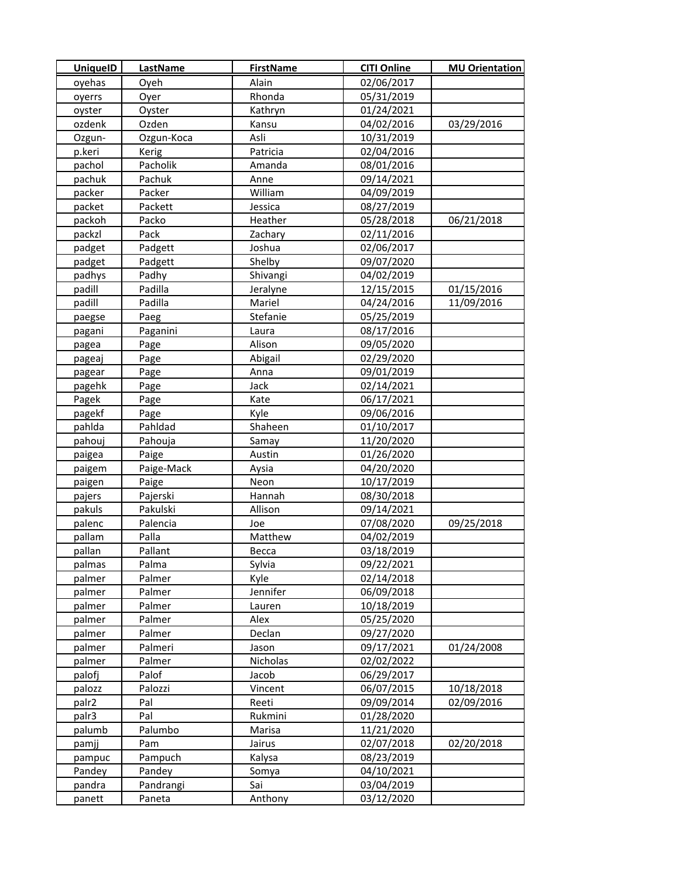| UniqueID | LastName | FirstName | CITI Online | MU Orientation |
|---|---|---|---|---|
| oyehas | Oyeh | Alain | 02/06/2017 | |
| oyerrs | Oyer | Rhonda | 05/31/2019 | |
| oyster | Oyster | Kathryn | 01/24/2021 | |
| ozdenk | Ozden | Kansu | 04/02/2016 | 03/29/2016 |
| Ozgun- | Ozgun-Koca | Asli | 10/31/2019 | |
| p.keri | Kerig | Patricia | 02/04/2016 | |
| pachol | Pacholik | Amanda | 08/01/2016 | |
| pachuk | Pachuk | Anne | 09/14/2021 | |
| packer | Packer | William | 04/09/2019 | |
| packet | Packett | Jessica | 08/27/2019 | |
| packoh | Packo | Heather | 05/28/2018 | 06/21/2018 |
| packzl | Pack | Zachary | 02/11/2016 | |
| padget | Padgett | Joshua | 02/06/2017 | |
| padget | Padgett | Shelby | 09/07/2020 | |
| padhys | Padhy | Shivangi | 04/02/2019 | |
| padill | Padilla | Jeralyne | 12/15/2015 | 01/15/2016 |
| padill | Padilla | Mariel | 04/24/2016 | 11/09/2016 |
| paegse | Paeg | Stefanie | 05/25/2019 | |
| pagani | Paganini | Laura | 08/17/2016 | |
| pagea | Page | Alison | 09/05/2020 | |
| pageaj | Page | Abigail | 02/29/2020 | |
| pagear | Page | Anna | 09/01/2019 | |
| pagehk | Page | Jack | 02/14/2021 | |
| Pagek | Page | Kate | 06/17/2021 | |
| pagekf | Page | Kyle | 09/06/2016 | |
| pahlda | Pahldad | Shaheen | 01/10/2017 | |
| pahouj | Pahouja | Samay | 11/20/2020 | |
| paigea | Paige | Austin | 01/26/2020 | |
| paigem | Paige-Mack | Aysia | 04/20/2020 | |
| paigen | Paige | Neon | 10/17/2019 | |
| pajers | Pajerski | Hannah | 08/30/2018 | |
| pakuls | Pakulski | Allison | 09/14/2021 | |
| palenc | Palencia | Joe | 07/08/2020 | 09/25/2018 |
| pallam | Palla | Matthew | 04/02/2019 | |
| pallan | Pallant | Becca | 03/18/2019 | |
| palmas | Palma | Sylvia | 09/22/2021 | |
| palmer | Palmer | Kyle | 02/14/2018 | |
| palmer | Palmer | Jennifer | 06/09/2018 | |
| palmer | Palmer | Lauren | 10/18/2019 | |
| palmer | Palmer | Alex | 05/25/2020 | |
| palmer | Palmer | Declan | 09/27/2020 | |
| palmer | Palmeri | Jason | 09/17/2021 | 01/24/2008 |
| palmer | Palmer | Nicholas | 02/02/2022 | |
| palofj | Palof | Jacob | 06/29/2017 | |
| palozz | Palozzi | Vincent | 06/07/2015 | 10/18/2018 |
| palr2 | Pal | Reeti | 09/09/2014 | 02/09/2016 |
| palr3 | Pal | Rukmini | 01/28/2020 | |
| palumb | Palumbo | Marisa | 11/21/2020 | |
| pamjj | Pam | Jairus | 02/07/2018 | 02/20/2018 |
| pampuc | Pampuch | Kalysa | 08/23/2019 | |
| Pandey | Pandey | Somya | 04/10/2021 | |
| pandra | Pandrangi | Sai | 03/04/2019 | |
| panett | Paneta | Anthony | 03/12/2020 | |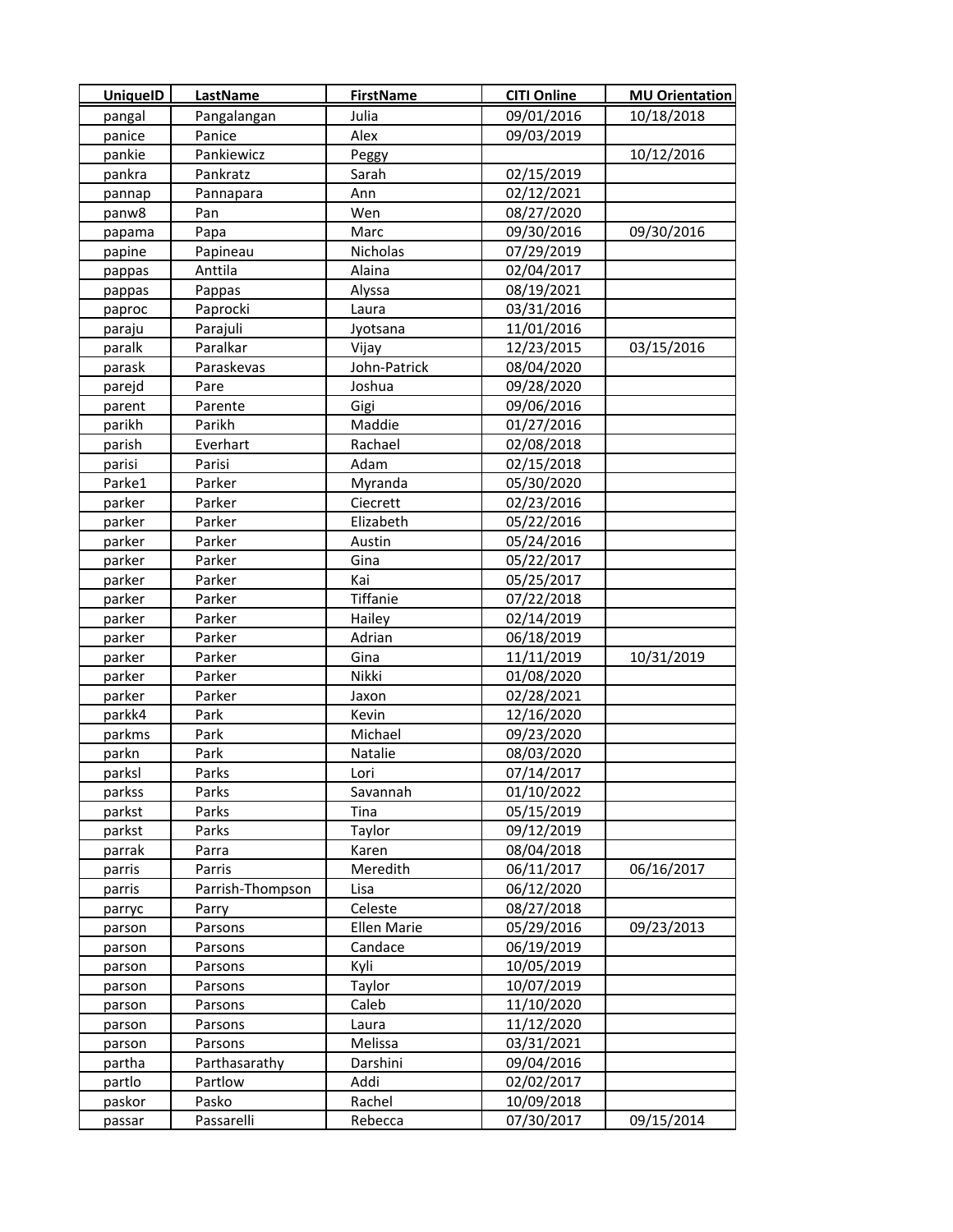| UniqueID | LastName | FirstName | CITI Online | MU Orientation |
|---|---|---|---|---|
| pangal | Pangalangan | Julia | 09/01/2016 | 10/18/2018 |
| panice | Panice | Alex | 09/03/2019 | |
| pankie | Pankiewicz | Peggy | | 10/12/2016 |
| pankra | Pankratz | Sarah | 02/15/2019 | |
| pannap | Pannapara | Ann | 02/12/2021 | |
| panw8 | Pan | Wen | 08/27/2020 | |
| papama | Papa | Marc | 09/30/2016 | 09/30/2016 |
| papine | Papineau | Nicholas | 07/29/2019 | |
| pappas | Anttila | Alaina | 02/04/2017 | |
| pappas | Pappas | Alyssa | 08/19/2021 | |
| paproc | Paprocki | Laura | 03/31/2016 | |
| paraju | Parajuli | Jyotsana | 11/01/2016 | |
| paralk | Paralkar | Vijay | 12/23/2015 | 03/15/2016 |
| parask | Paraskevas | John-Patrick | 08/04/2020 | |
| parejd | Pare | Joshua | 09/28/2020 | |
| parent | Parente | Gigi | 09/06/2016 | |
| parikh | Parikh | Maddie | 01/27/2016 | |
| parish | Everhart | Rachael | 02/08/2018 | |
| parisi | Parisi | Adam | 02/15/2018 | |
| Parke1 | Parker | Myranda | 05/30/2020 | |
| parker | Parker | Ciecrett | 02/23/2016 | |
| parker | Parker | Elizabeth | 05/22/2016 | |
| parker | Parker | Austin | 05/24/2016 | |
| parker | Parker | Gina | 05/22/2017 | |
| parker | Parker | Kai | 05/25/2017 | |
| parker | Parker | Tiffanie | 07/22/2018 | |
| parker | Parker | Hailey | 02/14/2019 | |
| parker | Parker | Adrian | 06/18/2019 | |
| parker | Parker | Gina | 11/11/2019 | 10/31/2019 |
| parker | Parker | Nikki | 01/08/2020 | |
| parker | Parker | Jaxon | 02/28/2021 | |
| parkk4 | Park | Kevin | 12/16/2020 | |
| parkms | Park | Michael | 09/23/2020 | |
| parkn | Park | Natalie | 08/03/2020 | |
| parksl | Parks | Lori | 07/14/2017 | |
| parkss | Parks | Savannah | 01/10/2022 | |
| parkst | Parks | Tina | 05/15/2019 | |
| parkst | Parks | Taylor | 09/12/2019 | |
| parrak | Parra | Karen | 08/04/2018 | |
| parris | Parris | Meredith | 06/11/2017 | 06/16/2017 |
| parris | Parrish-Thompson | Lisa | 06/12/2020 | |
| parryc | Parry | Celeste | 08/27/2018 | |
| parson | Parsons | Ellen Marie | 05/29/2016 | 09/23/2013 |
| parson | Parsons | Candace | 06/19/2019 | |
| parson | Parsons | Kyli | 10/05/2019 | |
| parson | Parsons | Taylor | 10/07/2019 | |
| parson | Parsons | Caleb | 11/10/2020 | |
| parson | Parsons | Laura | 11/12/2020 | |
| parson | Parsons | Melissa | 03/31/2021 | |
| partha | Parthasarathy | Darshini | 09/04/2016 | |
| partlo | Partlow | Addi | 02/02/2017 | |
| paskor | Pasko | Rachel | 10/09/2018 | |
| passar | Passarelli | Rebecca | 07/30/2017 | 09/15/2014 |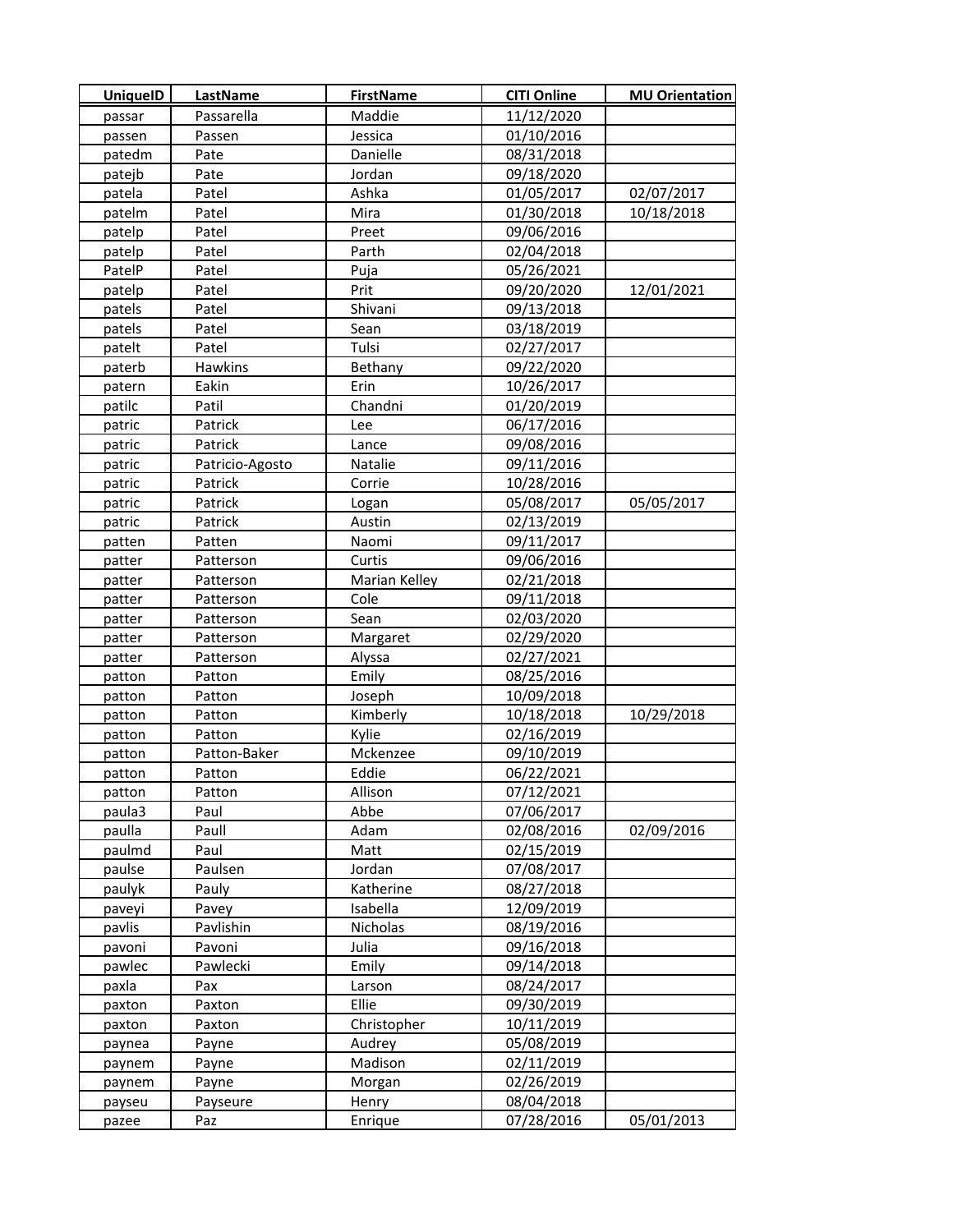| UniqueID | LastName | FirstName | CITI Online | MU Orientation |
|---|---|---|---|---|
| passar | Passarella | Maddie | 11/12/2020 | |
| passen | Passen | Jessica | 01/10/2016 | |
| patedm | Pate | Danielle | 08/31/2018 | |
| patejb | Pate | Jordan | 09/18/2020 | |
| patela | Patel | Ashka | 01/05/2017 | 02/07/2017 |
| patelm | Patel | Mira | 01/30/2018 | 10/18/2018 |
| patelp | Patel | Preet | 09/06/2016 | |
| patelp | Patel | Parth | 02/04/2018 | |
| PatelP | Patel | Puja | 05/26/2021 | |
| patelp | Patel | Prit | 09/20/2020 | 12/01/2021 |
| patels | Patel | Shivani | 09/13/2018 | |
| patels | Patel | Sean | 03/18/2019 | |
| patelt | Patel | Tulsi | 02/27/2017 | |
| paterb | Hawkins | Bethany | 09/22/2020 | |
| patern | Eakin | Erin | 10/26/2017 | |
| patilc | Patil | Chandni | 01/20/2019 | |
| patric | Patrick | Lee | 06/17/2016 | |
| patric | Patrick | Lance | 09/08/2016 | |
| patric | Patricio-Agosto | Natalie | 09/11/2016 | |
| patric | Patrick | Corrie | 10/28/2016 | |
| patric | Patrick | Logan | 05/08/2017 | 05/05/2017 |
| patric | Patrick | Austin | 02/13/2019 | |
| patten | Patten | Naomi | 09/11/2017 | |
| patter | Patterson | Curtis | 09/06/2016 | |
| patter | Patterson | Marian Kelley | 02/21/2018 | |
| patter | Patterson | Cole | 09/11/2018 | |
| patter | Patterson | Sean | 02/03/2020 | |
| patter | Patterson | Margaret | 02/29/2020 | |
| patter | Patterson | Alyssa | 02/27/2021 | |
| patton | Patton | Emily | 08/25/2016 | |
| patton | Patton | Joseph | 10/09/2018 | |
| patton | Patton | Kimberly | 10/18/2018 | 10/29/2018 |
| patton | Patton | Kylie | 02/16/2019 | |
| patton | Patton-Baker | Mckenzee | 09/10/2019 | |
| patton | Patton | Eddie | 06/22/2021 | |
| patton | Patton | Allison | 07/12/2021 | |
| paula3 | Paul | Abbe | 07/06/2017 | |
| paulla | Paull | Adam | 02/08/2016 | 02/09/2016 |
| paulmd | Paul | Matt | 02/15/2019 | |
| paulse | Paulsen | Jordan | 07/08/2017 | |
| paulyk | Pauly | Katherine | 08/27/2018 | |
| paveyi | Pavey | Isabella | 12/09/2019 | |
| pavlis | Pavlishin | Nicholas | 08/19/2016 | |
| pavoni | Pavoni | Julia | 09/16/2018 | |
| pawlec | Pawlecki | Emily | 09/14/2018 | |
| paxla | Pax | Larson | 08/24/2017 | |
| paxton | Paxton | Ellie | 09/30/2019 | |
| paxton | Paxton | Christopher | 10/11/2019 | |
| paynea | Payne | Audrey | 05/08/2019 | |
| paynem | Payne | Madison | 02/11/2019 | |
| paynem | Payne | Morgan | 02/26/2019 | |
| payseu | Payseure | Henry | 08/04/2018 | |
| pazee | Paz | Enrique | 07/28/2016 | 05/01/2013 |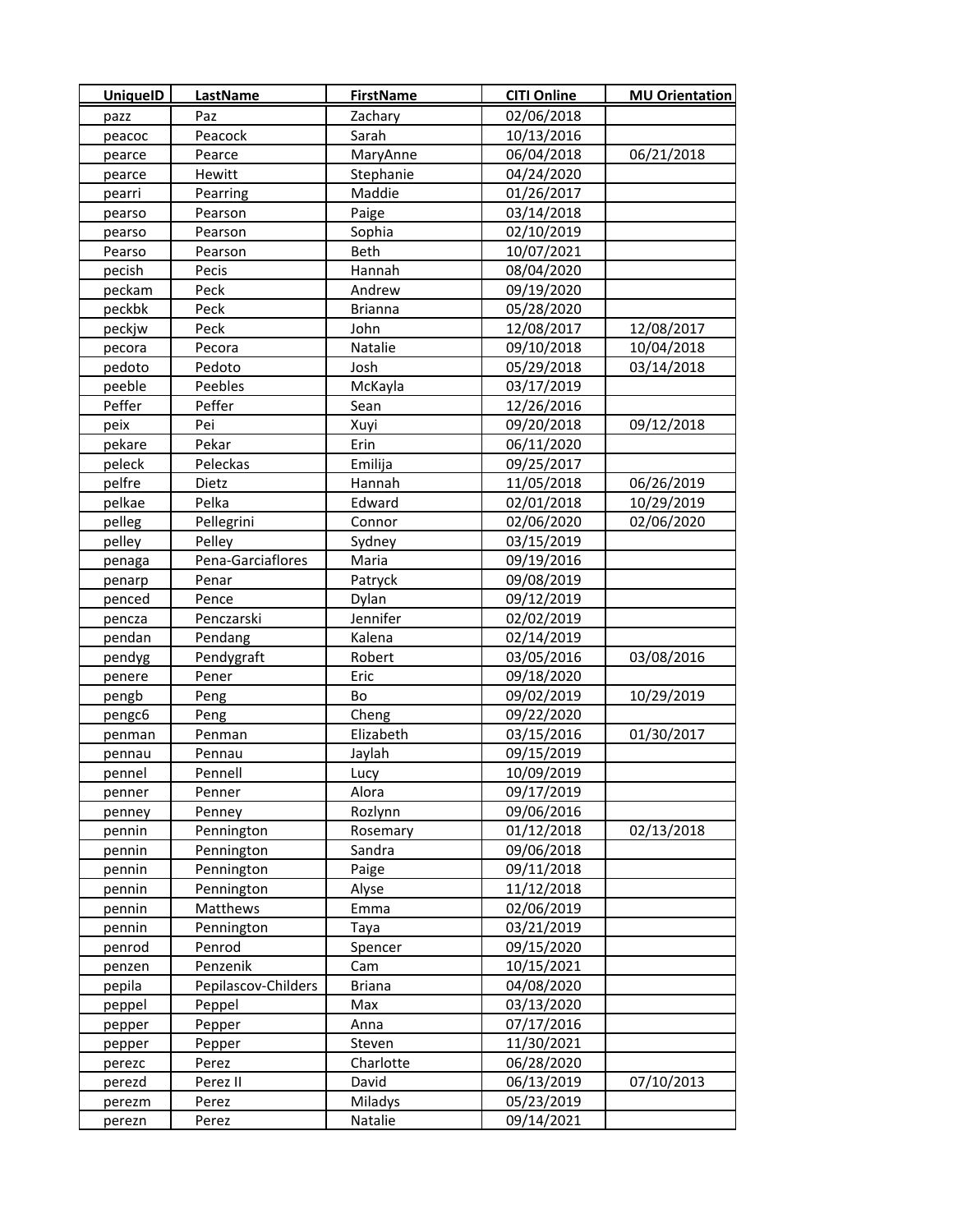| UniqueID | LastName | FirstName | CITI Online | MU Orientation |
|---|---|---|---|---|
| pazz | Paz | Zachary | 02/06/2018 | |
| peacoc | Peacock | Sarah | 10/13/2016 | |
| pearce | Pearce | MaryAnne | 06/04/2018 | 06/21/2018 |
| pearce | Hewitt | Stephanie | 04/24/2020 | |
| pearri | Pearring | Maddie | 01/26/2017 | |
| pearso | Pearson | Paige | 03/14/2018 | |
| pearso | Pearson | Sophia | 02/10/2019 | |
| Pearso | Pearson | Beth | 10/07/2021 | |
| pecish | Pecis | Hannah | 08/04/2020 | |
| peckam | Peck | Andrew | 09/19/2020 | |
| peckbk | Peck | Brianna | 05/28/2020 | |
| peckjw | Peck | John | 12/08/2017 | 12/08/2017 |
| pecora | Pecora | Natalie | 09/10/2018 | 10/04/2018 |
| pedoto | Pedoto | Josh | 05/29/2018 | 03/14/2018 |
| peeble | Peebles | McKayla | 03/17/2019 | |
| Peffer | Peffer | Sean | 12/26/2016 | |
| peix | Pei | Xuyi | 09/20/2018 | 09/12/2018 |
| pekare | Pekar | Erin | 06/11/2020 | |
| peleck | Peleckas | Emilija | 09/25/2017 | |
| pelfre | Dietz | Hannah | 11/05/2018 | 06/26/2019 |
| pelkae | Pelka | Edward | 02/01/2018 | 10/29/2019 |
| pelleg | Pellegrini | Connor | 02/06/2020 | 02/06/2020 |
| pelley | Pelley | Sydney | 03/15/2019 | |
| penaga | Pena-Garciaflores | Maria | 09/19/2016 | |
| penarp | Penar | Patryck | 09/08/2019 | |
| penced | Pence | Dylan | 09/12/2019 | |
| pencza | Penczarski | Jennifer | 02/02/2019 | |
| pendan | Pendang | Kalena | 02/14/2019 | |
| pendyg | Pendygraft | Robert | 03/05/2016 | 03/08/2016 |
| penere | Pener | Eric | 09/18/2020 | |
| pengb | Peng | Bo | 09/02/2019 | 10/29/2019 |
| pengc6 | Peng | Cheng | 09/22/2020 | |
| penman | Penman | Elizabeth | 03/15/2016 | 01/30/2017 |
| pennau | Pennau | Jaylah | 09/15/2019 | |
| pennel | Pennell | Lucy | 10/09/2019 | |
| penner | Penner | Alora | 09/17/2019 | |
| penney | Penney | Rozlynn | 09/06/2016 | |
| pennin | Pennington | Rosemary | 01/12/2018 | 02/13/2018 |
| pennin | Pennington | Sandra | 09/06/2018 | |
| pennin | Pennington | Paige | 09/11/2018 | |
| pennin | Pennington | Alyse | 11/12/2018 | |
| pennin | Matthews | Emma | 02/06/2019 | |
| pennin | Pennington | Taya | 03/21/2019 | |
| penrod | Penrod | Spencer | 09/15/2020 | |
| penzen | Penzenik | Cam | 10/15/2021 | |
| pepila | Pepilascov-Childers | Briana | 04/08/2020 | |
| peppel | Peppel | Max | 03/13/2020 | |
| pepper | Pepper | Anna | 07/17/2016 | |
| pepper | Pepper | Steven | 11/30/2021 | |
| perezc | Perez | Charlotte | 06/28/2020 | |
| perezd | Perez II | David | 06/13/2019 | 07/10/2013 |
| perezm | Perez | Miladys | 05/23/2019 | |
| perezn | Perez | Natalie | 09/14/2021 | |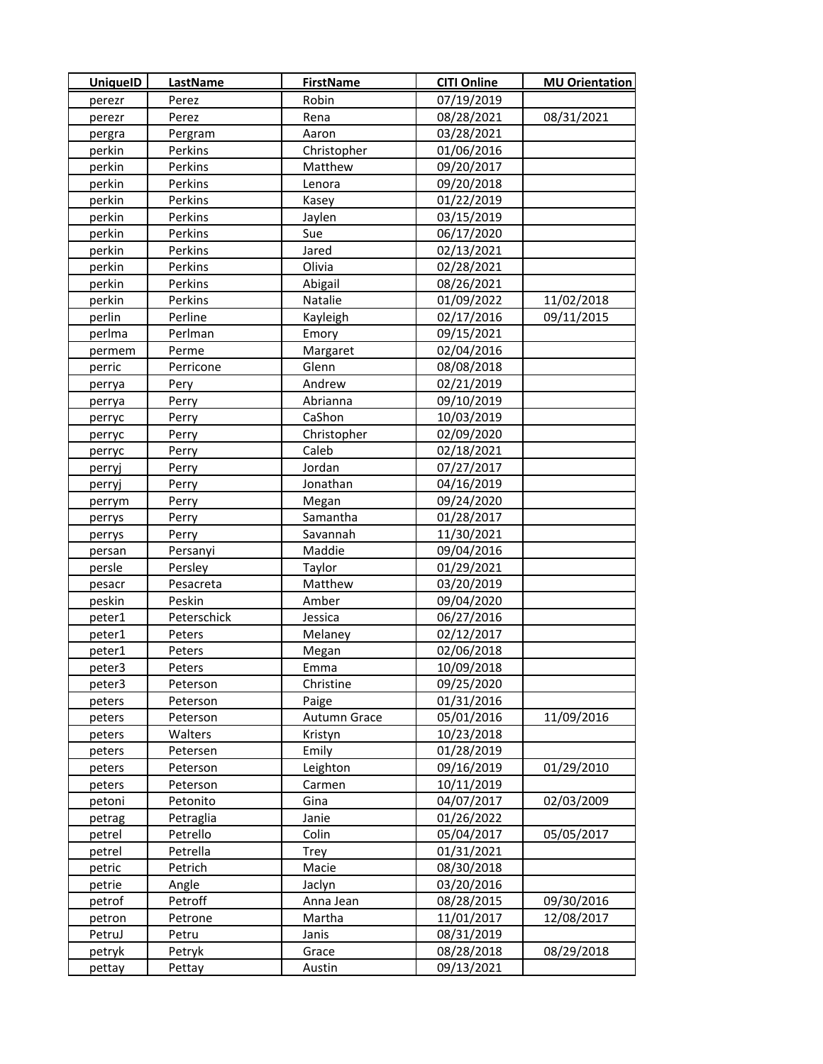| UniqueID | LastName | FirstName | CITI Online | MU Orientation |
|---|---|---|---|---|
| perezr | Perez | Robin | 07/19/2019 | |
| perezr | Perez | Rena | 08/28/2021 | 08/31/2021 |
| pergra | Pergram | Aaron | 03/28/2021 | |
| perkin | Perkins | Christopher | 01/06/2016 | |
| perkin | Perkins | Matthew | 09/20/2017 | |
| perkin | Perkins | Lenora | 09/20/2018 | |
| perkin | Perkins | Kasey | 01/22/2019 | |
| perkin | Perkins | Jaylen | 03/15/2019 | |
| perkin | Perkins | Sue | 06/17/2020 | |
| perkin | Perkins | Jared | 02/13/2021 | |
| perkin | Perkins | Olivia | 02/28/2021 | |
| perkin | Perkins | Abigail | 08/26/2021 | |
| perkin | Perkins | Natalie | 01/09/2022 | 11/02/2018 |
| perlin | Perline | Kayleigh | 02/17/2016 | 09/11/2015 |
| perlma | Perlman | Emory | 09/15/2021 | |
| permem | Perme | Margaret | 02/04/2016 | |
| perric | Perricone | Glenn | 08/08/2018 | |
| perrya | Pery | Andrew | 02/21/2019 | |
| perrya | Perry | Abrianna | 09/10/2019 | |
| perryc | Perry | CaShon | 10/03/2019 | |
| perryc | Perry | Christopher | 02/09/2020 | |
| perryc | Perry | Caleb | 02/18/2021 | |
| perryj | Perry | Jordan | 07/27/2017 | |
| perryj | Perry | Jonathan | 04/16/2019 | |
| perrym | Perry | Megan | 09/24/2020 | |
| perrys | Perry | Samantha | 01/28/2017 | |
| perrys | Perry | Savannah | 11/30/2021 | |
| persan | Persanyi | Maddie | 09/04/2016 | |
| persle | Persley | Taylor | 01/29/2021 | |
| pesacr | Pesacreta | Matthew | 03/20/2019 | |
| peskin | Peskin | Amber | 09/04/2020 | |
| peter1 | Peterschick | Jessica | 06/27/2016 | |
| peter1 | Peters | Melaney | 02/12/2017 | |
| peter1 | Peters | Megan | 02/06/2018 | |
| peter3 | Peters | Emma | 10/09/2018 | |
| peter3 | Peterson | Christine | 09/25/2020 | |
| peters | Peterson | Paige | 01/31/2016 | |
| peters | Peterson | Autumn Grace | 05/01/2016 | 11/09/2016 |
| peters | Walters | Kristyn | 10/23/2018 | |
| peters | Petersen | Emily | 01/28/2019 | |
| peters | Peterson | Leighton | 09/16/2019 | 01/29/2010 |
| peters | Peterson | Carmen | 10/11/2019 | |
| petoni | Petonito | Gina | 04/07/2017 | 02/03/2009 |
| petrag | Petraglia | Janie | 01/26/2022 | |
| petrel | Petrello | Colin | 05/04/2017 | 05/05/2017 |
| petrel | Petrella | Trey | 01/31/2021 | |
| petric | Petrich | Macie | 08/30/2018 | |
| petrie | Angle | Jaclyn | 03/20/2016 | |
| petrof | Petroff | Anna Jean | 08/28/2015 | 09/30/2016 |
| petron | Petrone | Martha | 11/01/2017 | 12/08/2017 |
| PetruJ | Petru | Janis | 08/31/2019 | |
| petryk | Petryk | Grace | 08/28/2018 | 08/29/2018 |
| pettay | Pettay | Austin | 09/13/2021 | |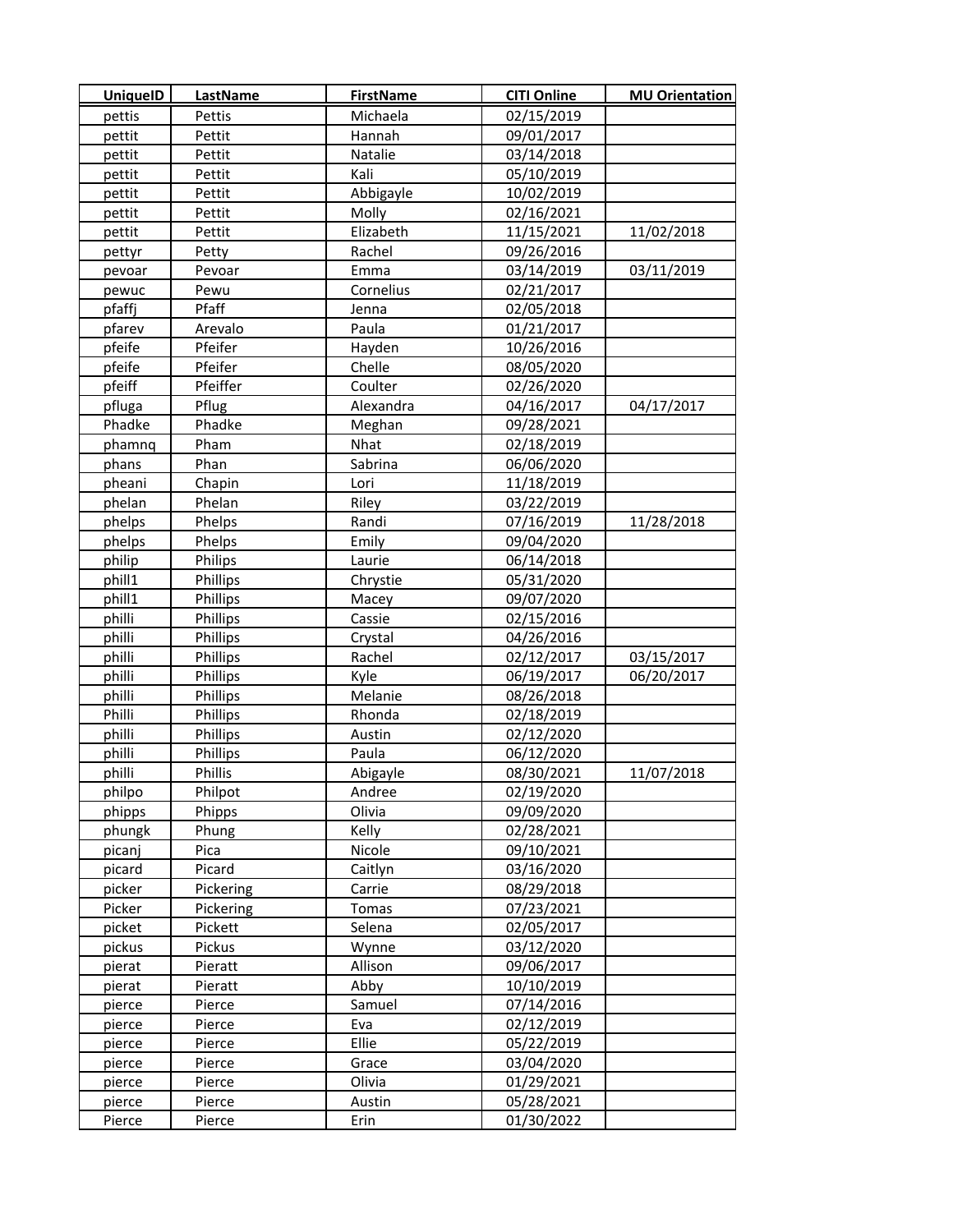| UniqueID | LastName | FirstName | CITI Online | MU Orientation |
|---|---|---|---|---|
| pettis | Pettis | Michaela | 02/15/2019 | |
| pettit | Pettit | Hannah | 09/01/2017 | |
| pettit | Pettit | Natalie | 03/14/2018 | |
| pettit | Pettit | Kali | 05/10/2019 | |
| pettit | Pettit | Abbigayle | 10/02/2019 | |
| pettit | Pettit | Molly | 02/16/2021 | |
| pettit | Pettit | Elizabeth | 11/15/2021 | 11/02/2018 |
| pettyr | Petty | Rachel | 09/26/2016 | |
| pevoar | Pevoar | Emma | 03/14/2019 | 03/11/2019 |
| pewuc | Pewu | Cornelius | 02/21/2017 | |
| pfaffj | Pfaff | Jenna | 02/05/2018 | |
| pfarev | Arevalo | Paula | 01/21/2017 | |
| pfeife | Pfeifer | Hayden | 10/26/2016 | |
| pfeife | Pfeifer | Chelle | 08/05/2020 | |
| pfeiff | Pfeiffer | Coulter | 02/26/2020 | |
| pfluga | Pflug | Alexandra | 04/16/2017 | 04/17/2017 |
| Phadke | Phadke | Meghan | 09/28/2021 | |
| phamnq | Pham | Nhat | 02/18/2019 | |
| phans | Phan | Sabrina | 06/06/2020 | |
| pheani | Chapin | Lori | 11/18/2019 | |
| phelan | Phelan | Riley | 03/22/2019 | |
| phelps | Phelps | Randi | 07/16/2019 | 11/28/2018 |
| phelps | Phelps | Emily | 09/04/2020 | |
| philip | Philips | Laurie | 06/14/2018 | |
| phill1 | Phillips | Chrystie | 05/31/2020 | |
| phill1 | Phillips | Macey | 09/07/2020 | |
| philli | Phillips | Cassie | 02/15/2016 | |
| philli | Phillips | Crystal | 04/26/2016 | |
| philli | Phillips | Rachel | 02/12/2017 | 03/15/2017 |
| philli | Phillips | Kyle | 06/19/2017 | 06/20/2017 |
| philli | Phillips | Melanie | 08/26/2018 | |
| Philli | Phillips | Rhonda | 02/18/2019 | |
| philli | Phillips | Austin | 02/12/2020 | |
| philli | Phillips | Paula | 06/12/2020 | |
| philli | Phillis | Abigayle | 08/30/2021 | 11/07/2018 |
| philpo | Philpot | Andree | 02/19/2020 | |
| phipps | Phipps | Olivia | 09/09/2020 | |
| phungk | Phung | Kelly | 02/28/2021 | |
| picanj | Pica | Nicole | 09/10/2021 | |
| picard | Picard | Caitlyn | 03/16/2020 | |
| picker | Pickering | Carrie | 08/29/2018 | |
| Picker | Pickering | Tomas | 07/23/2021 | |
| picket | Pickett | Selena | 02/05/2017 | |
| pickus | Pickus | Wynne | 03/12/2020 | |
| pierat | Pieratt | Allison | 09/06/2017 | |
| pierat | Pieratt | Abby | 10/10/2019 | |
| pierce | Pierce | Samuel | 07/14/2016 | |
| pierce | Pierce | Eva | 02/12/2019 | |
| pierce | Pierce | Ellie | 05/22/2019 | |
| pierce | Pierce | Grace | 03/04/2020 | |
| pierce | Pierce | Olivia | 01/29/2021 | |
| pierce | Pierce | Austin | 05/28/2021 | |
| Pierce | Pierce | Erin | 01/30/2022 | |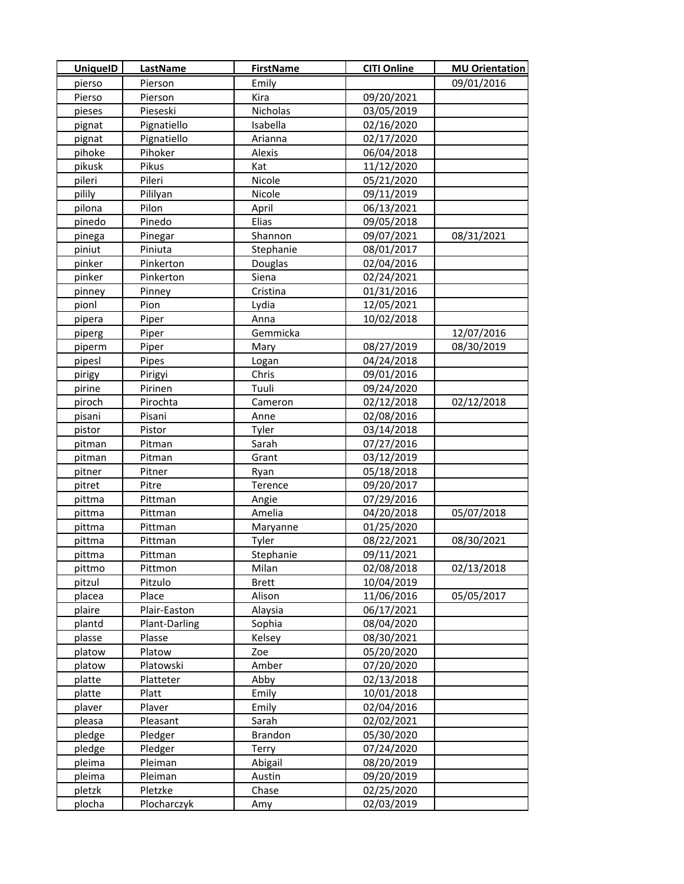| UniqueID | LastName | FirstName | CITI Online | MU Orientation |
|---|---|---|---|---|
| pierso | Pierson | Emily | | 09/01/2016 |
| Pierso | Pierson | Kira | 09/20/2021 | |
| pieses | Pieseski | Nicholas | 03/05/2019 | |
| pignat | Pignatiello | Isabella | 02/16/2020 | |
| pignat | Pignatiello | Arianna | 02/17/2020 | |
| pihoke | Pihoker | Alexis | 06/04/2018 | |
| pikusk | Pikus | Kat | 11/12/2020 | |
| pileri | Pileri | Nicole | 05/21/2020 | |
| pilily | Pililyan | Nicole | 09/11/2019 | |
| pilona | Pilon | April | 06/13/2021 | |
| pinedo | Pinedo | Elias | 09/05/2018 | |
| pinega | Pinegar | Shannon | 09/07/2021 | 08/31/2021 |
| piniut | Piniuta | Stephanie | 08/01/2017 | |
| pinker | Pinkerton | Douglas | 02/04/2016 | |
| pinker | Pinkerton | Siena | 02/24/2021 | |
| pinney | Pinney | Cristina | 01/31/2016 | |
| pionl | Pion | Lydia | 12/05/2021 | |
| pipera | Piper | Anna | 10/02/2018 | |
| piperg | Piper | Gemmicka | | 12/07/2016 |
| piperm | Piper | Mary | 08/27/2019 | 08/30/2019 |
| pipesl | Pipes | Logan | 04/24/2018 | |
| pirigy | Pirigyi | Chris | 09/01/2016 | |
| pirine | Pirinen | Tuuli | 09/24/2020 | |
| piroch | Pirochta | Cameron | 02/12/2018 | 02/12/2018 |
| pisani | Pisani | Anne | 02/08/2016 | |
| pistor | Pistor | Tyler | 03/14/2018 | |
| pitman | Pitman | Sarah | 07/27/2016 | |
| pitman | Pitman | Grant | 03/12/2019 | |
| pitner | Pitner | Ryan | 05/18/2018 | |
| pitret | Pitre | Terence | 09/20/2017 | |
| pittma | Pittman | Angie | 07/29/2016 | |
| pittma | Pittman | Amelia | 04/20/2018 | 05/07/2018 |
| pittma | Pittman | Maryanne | 01/25/2020 | |
| pittma | Pittman | Tyler | 08/22/2021 | 08/30/2021 |
| pittma | Pittman | Stephanie | 09/11/2021 | |
| pittmo | Pittmon | Milan | 02/08/2018 | 02/13/2018 |
| pitzul | Pitzulo | Brett | 10/04/2019 | |
| placea | Place | Alison | 11/06/2016 | 05/05/2017 |
| plaire | Plair-Easton | Alaysia | 06/17/2021 | |
| plantd | Plant-Darling | Sophia | 08/04/2020 | |
| plasse | Plasse | Kelsey | 08/30/2021 | |
| platow | Platow | Zoe | 05/20/2020 | |
| platow | Platowski | Amber | 07/20/2020 | |
| platte | Platteter | Abby | 02/13/2018 | |
| platte | Platt | Emily | 10/01/2018 | |
| plaver | Plaver | Emily | 02/04/2016 | |
| pleasa | Pleasant | Sarah | 02/02/2021 | |
| pledge | Pledger | Brandon | 05/30/2020 | |
| pledge | Pledger | Terry | 07/24/2020 | |
| pleima | Pleiman | Abigail | 08/20/2019 | |
| pleima | Pleiman | Austin | 09/20/2019 | |
| pletzk | Pletzke | Chase | 02/25/2020 | |
| plocha | Plocharczyk | Amy | 02/03/2019 | |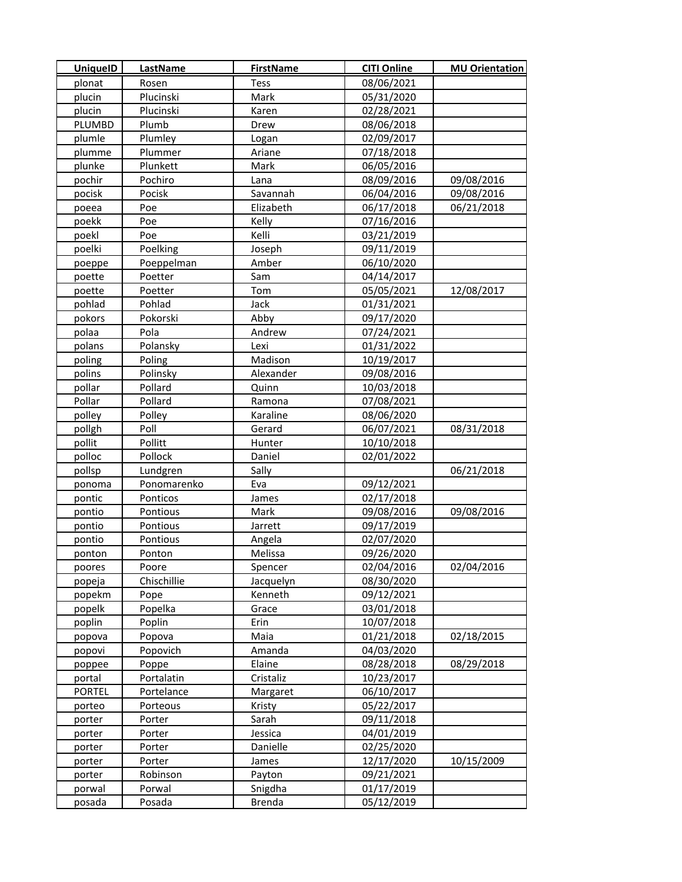| UniqueID | LastName | FirstName | CITI Online | MU Orientation |
|---|---|---|---|---|
| plonat | Rosen | Tess | 08/06/2021 | |
| plucin | Plucinski | Mark | 05/31/2020 | |
| plucin | Plucinski | Karen | 02/28/2021 | |
| PLUMBD | Plumb | Drew | 08/06/2018 | |
| plumle | Plumley | Logan | 02/09/2017 | |
| plumme | Plummer | Ariane | 07/18/2018 | |
| plunke | Plunkett | Mark | 06/05/2016 | |
| pochir | Pochiro | Lana | 08/09/2016 | 09/08/2016 |
| pocisk | Pocisk | Savannah | 06/04/2016 | 09/08/2016 |
| poeea | Poe | Elizabeth | 06/17/2018 | 06/21/2018 |
| poekk | Poe | Kelly | 07/16/2016 | |
| poekl | Poe | Kelli | 03/21/2019 | |
| poelki | Poelking | Joseph | 09/11/2019 | |
| poeppe | Poeppelman | Amber | 06/10/2020 | |
| poette | Poetter | Sam | 04/14/2017 | |
| poette | Poetter | Tom | 05/05/2021 | 12/08/2017 |
| pohlad | Pohlad | Jack | 01/31/2021 | |
| pokors | Pokorski | Abby | 09/17/2020 | |
| polaa | Pola | Andrew | 07/24/2021 | |
| polans | Polansky | Lexi | 01/31/2022 | |
| poling | Poling | Madison | 10/19/2017 | |
| polins | Polinsky | Alexander | 09/08/2016 | |
| pollar | Pollard | Quinn | 10/03/2018 | |
| Pollar | Pollard | Ramona | 07/08/2021 | |
| polley | Polley | Karaline | 08/06/2020 | |
| pollgh | Poll | Gerard | 06/07/2021 | 08/31/2018 |
| pollit | Pollitt | Hunter | 10/10/2018 | |
| polloc | Pollock | Daniel | 02/01/2022 | |
| pollsp | Lundgren | Sally | | 06/21/2018 |
| ponoma | Ponomarenko | Eva | 09/12/2021 | |
| pontic | Ponticos | James | 02/17/2018 | |
| pontio | Pontious | Mark | 09/08/2016 | 09/08/2016 |
| pontio | Pontious | Jarrett | 09/17/2019 | |
| pontio | Pontious | Angela | 02/07/2020 | |
| ponton | Ponton | Melissa | 09/26/2020 | |
| poores | Poore | Spencer | 02/04/2016 | 02/04/2016 |
| popeja | Chischillie | Jacquelyn | 08/30/2020 | |
| popekm | Pope | Kenneth | 09/12/2021 | |
| popelk | Popelka | Grace | 03/01/2018 | |
| poplin | Poplin | Erin | 10/07/2018 | |
| popova | Popova | Maia | 01/21/2018 | 02/18/2015 |
| popovi | Popovich | Amanda | 04/03/2020 | |
| poppee | Poppe | Elaine | 08/28/2018 | 08/29/2018 |
| portal | Portalatin | Cristaliz | 10/23/2017 | |
| PORTEL | Portelance | Margaret | 06/10/2017 | |
| porteo | Porteous | Kristy | 05/22/2017 | |
| porter | Porter | Sarah | 09/11/2018 | |
| porter | Porter | Jessica | 04/01/2019 | |
| porter | Porter | Danielle | 02/25/2020 | |
| porter | Porter | James | 12/17/2020 | 10/15/2009 |
| porter | Robinson | Payton | 09/21/2021 | |
| porwal | Porwal | Snigdha | 01/17/2019 | |
| posada | Posada | Brenda | 05/12/2019 | |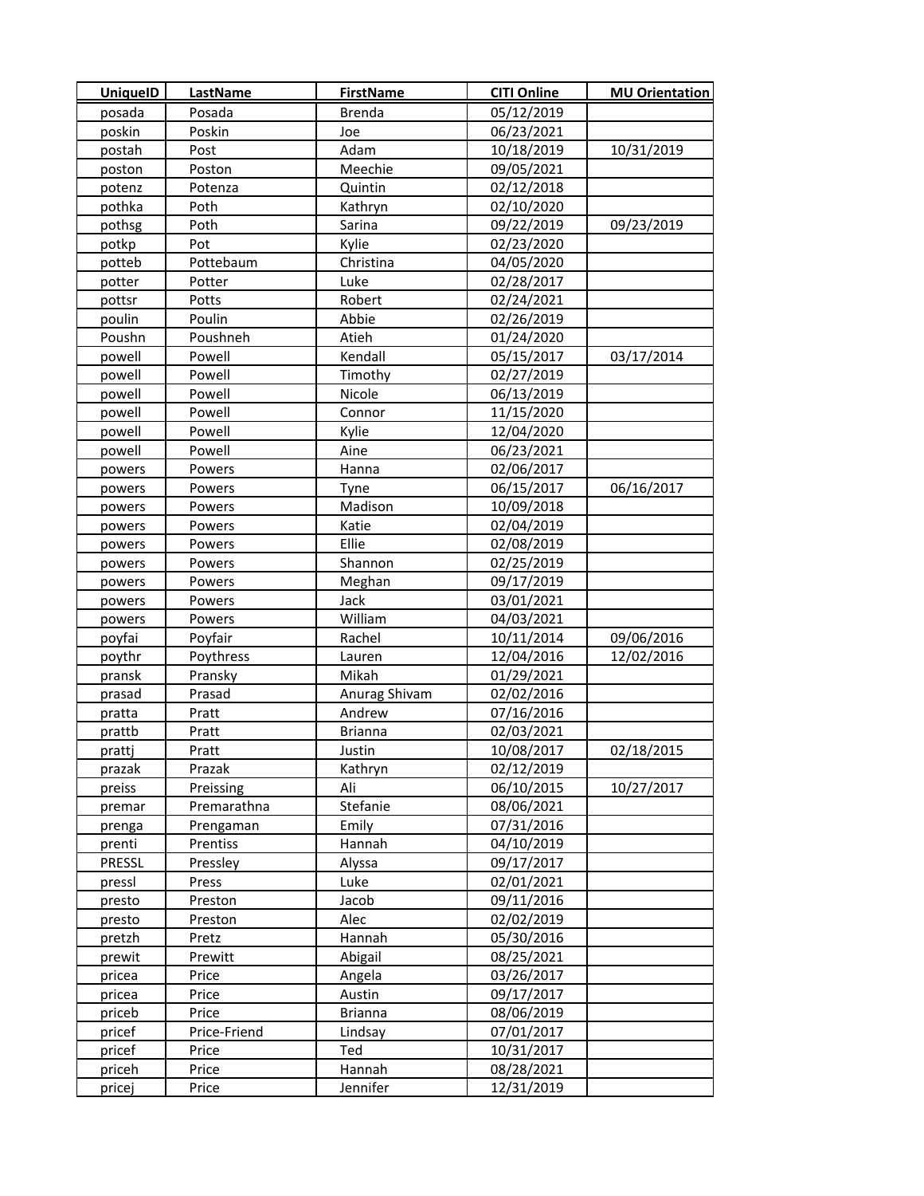| UniqueID | LastName | FirstName | CITI Online | MU Orientation |
|---|---|---|---|---|
| posada | Posada | Brenda | 05/12/2019 | |
| poskin | Poskin | Joe | 06/23/2021 | |
| postah | Post | Adam | 10/18/2019 | 10/31/2019 |
| poston | Poston | Meechie | 09/05/2021 | |
| potenz | Potenza | Quintin | 02/12/2018 | |
| pothka | Poth | Kathryn | 02/10/2020 | |
| pothsg | Poth | Sarina | 09/22/2019 | 09/23/2019 |
| potkp | Pot | Kylie | 02/23/2020 | |
| potteb | Pottebaum | Christina | 04/05/2020 | |
| potter | Potter | Luke | 02/28/2017 | |
| pottsr | Potts | Robert | 02/24/2021 | |
| poulin | Poulin | Abbie | 02/26/2019 | |
| Poushn | Poushneh | Atieh | 01/24/2020 | |
| powell | Powell | Kendall | 05/15/2017 | 03/17/2014 |
| powell | Powell | Timothy | 02/27/2019 | |
| powell | Powell | Nicole | 06/13/2019 | |
| powell | Powell | Connor | 11/15/2020 | |
| powell | Powell | Kylie | 12/04/2020 | |
| powell | Powell | Aine | 06/23/2021 | |
| powers | Powers | Hanna | 02/06/2017 | |
| powers | Powers | Tyne | 06/15/2017 | 06/16/2017 |
| powers | Powers | Madison | 10/09/2018 | |
| powers | Powers | Katie | 02/04/2019 | |
| powers | Powers | Ellie | 02/08/2019 | |
| powers | Powers | Shannon | 02/25/2019 | |
| powers | Powers | Meghan | 09/17/2019 | |
| powers | Powers | Jack | 03/01/2021 | |
| powers | Powers | William | 04/03/2021 | |
| poyfai | Poyfair | Rachel | 10/11/2014 | 09/06/2016 |
| poythr | Poythress | Lauren | 12/04/2016 | 12/02/2016 |
| pransk | Pransky | Mikah | 01/29/2021 | |
| prasad | Prasad | Anurag Shivam | 02/02/2016 | |
| pratta | Pratt | Andrew | 07/16/2016 | |
| prattb | Pratt | Brianna | 02/03/2021 | |
| prattj | Pratt | Justin | 10/08/2017 | 02/18/2015 |
| prazak | Prazak | Kathryn | 02/12/2019 | |
| preiss | Preissing | Ali | 06/10/2015 | 10/27/2017 |
| premar | Premarathna | Stefanie | 08/06/2021 | |
| prenga | Prengaman | Emily | 07/31/2016 | |
| prenti | Prentiss | Hannah | 04/10/2019 | |
| PRESSL | Pressley | Alyssa | 09/17/2017 | |
| pressl | Press | Luke | 02/01/2021 | |
| presto | Preston | Jacob | 09/11/2016 | |
| presto | Preston | Alec | 02/02/2019 | |
| pretzh | Pretz | Hannah | 05/30/2016 | |
| prewit | Prewitt | Abigail | 08/25/2021 | |
| pricea | Price | Angela | 03/26/2017 | |
| pricea | Price | Austin | 09/17/2017 | |
| priceb | Price | Brianna | 08/06/2019 | |
| pricef | Price-Friend | Lindsay | 07/01/2017 | |
| pricef | Price | Ted | 10/31/2017 | |
| priceh | Price | Hannah | 08/28/2021 | |
| pricej | Price | Jennifer | 12/31/2019 | |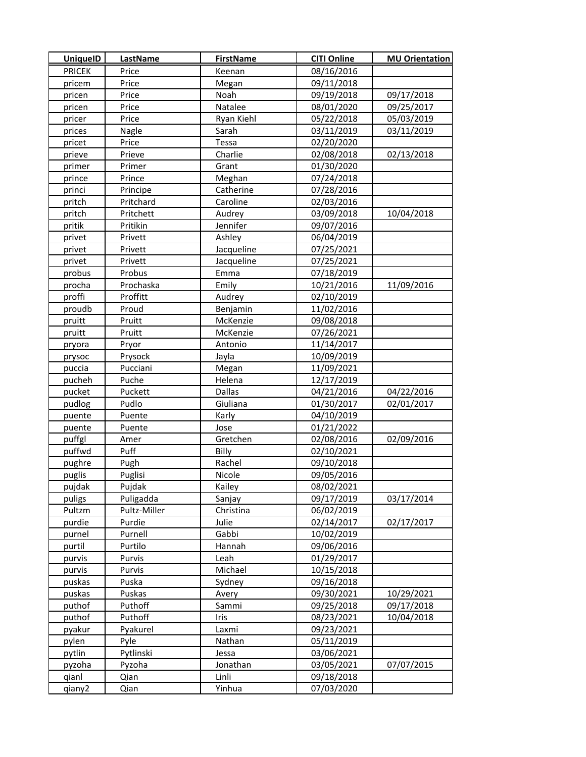| UniqueID | LastName | FirstName | CITI Online | MU Orientation |
|---|---|---|---|---|
| PRICEK | Price | Keenan | 08/16/2016 | |
| pricem | Price | Megan | 09/11/2018 | |
| pricen | Price | Noah | 09/19/2018 | 09/17/2018 |
| pricen | Price | Natalee | 08/01/2020 | 09/25/2017 |
| pricer | Price | Ryan Kiehl | 05/22/2018 | 05/03/2019 |
| prices | Nagle | Sarah | 03/11/2019 | 03/11/2019 |
| pricet | Price | Tessa | 02/20/2020 | |
| prieve | Prieve | Charlie | 02/08/2018 | 02/13/2018 |
| primer | Primer | Grant | 01/30/2020 | |
| prince | Prince | Meghan | 07/24/2018 | |
| princi | Principe | Catherine | 07/28/2016 | |
| pritch | Pritchard | Caroline | 02/03/2016 | |
| pritch | Pritchett | Audrey | 03/09/2018 | 10/04/2018 |
| pritik | Pritikin | Jennifer | 09/07/2016 | |
| privet | Privett | Ashley | 06/04/2019 | |
| privet | Privett | Jacqueline | 07/25/2021 | |
| privet | Privett | Jacqueline | 07/25/2021 | |
| probus | Probus | Emma | 07/18/2019 | |
| procha | Prochaska | Emily | 10/21/2016 | 11/09/2016 |
| proffi | Proffitt | Audrey | 02/10/2019 | |
| proudb | Proud | Benjamin | 11/02/2016 | |
| pruitt | Pruitt | McKenzie | 09/08/2018 | |
| pruitt | Pruitt | McKenzie | 07/26/2021 | |
| pryora | Pryor | Antonio | 11/14/2017 | |
| prysoc | Prysock | Jayla | 10/09/2019 | |
| puccia | Pucciani | Megan | 11/09/2021 | |
| pucheh | Puche | Helena | 12/17/2019 | |
| pucket | Puckett | Dallas | 04/21/2016 | 04/22/2016 |
| pudlog | Pudlo | Giuliana | 01/30/2017 | 02/01/2017 |
| puente | Puente | Karly | 04/10/2019 | |
| puente | Puente | Jose | 01/21/2022 | |
| puffgl | Amer | Gretchen | 02/08/2016 | 02/09/2016 |
| puffwd | Puff | Billy | 02/10/2021 | |
| pughre | Pugh | Rachel | 09/10/2018 | |
| puglis | Puglisi | Nicole | 09/05/2016 | |
| pujdak | Pujdak | Kailey | 08/02/2021 | |
| puligs | Puligadda | Sanjay | 09/17/2019 | 03/17/2014 |
| Pultzm | Pultz-Miller | Christina | 06/02/2019 | |
| purdie | Purdie | Julie | 02/14/2017 | 02/17/2017 |
| purnel | Purnell | Gabbi | 10/02/2019 | |
| purtil | Purtilo | Hannah | 09/06/2016 | |
| purvis | Purvis | Leah | 01/29/2017 | |
| purvis | Purvis | Michael | 10/15/2018 | |
| puskas | Puska | Sydney | 09/16/2018 | |
| puskas | Puskas | Avery | 09/30/2021 | 10/29/2021 |
| puthof | Puthoff | Sammi | 09/25/2018 | 09/17/2018 |
| puthof | Puthoff | Iris | 08/23/2021 | 10/04/2018 |
| pyakur | Pyakurel | Laxmi | 09/23/2021 | |
| pylen | Pyle | Nathan | 05/11/2019 | |
| pytlin | Pytlinski | Jessa | 03/06/2021 | |
| pyzoha | Pyzoha | Jonathan | 03/05/2021 | 07/07/2015 |
| qianl | Qian | Linli | 09/18/2018 | |
| qiany2 | Qian | Yinhua | 07/03/2020 | |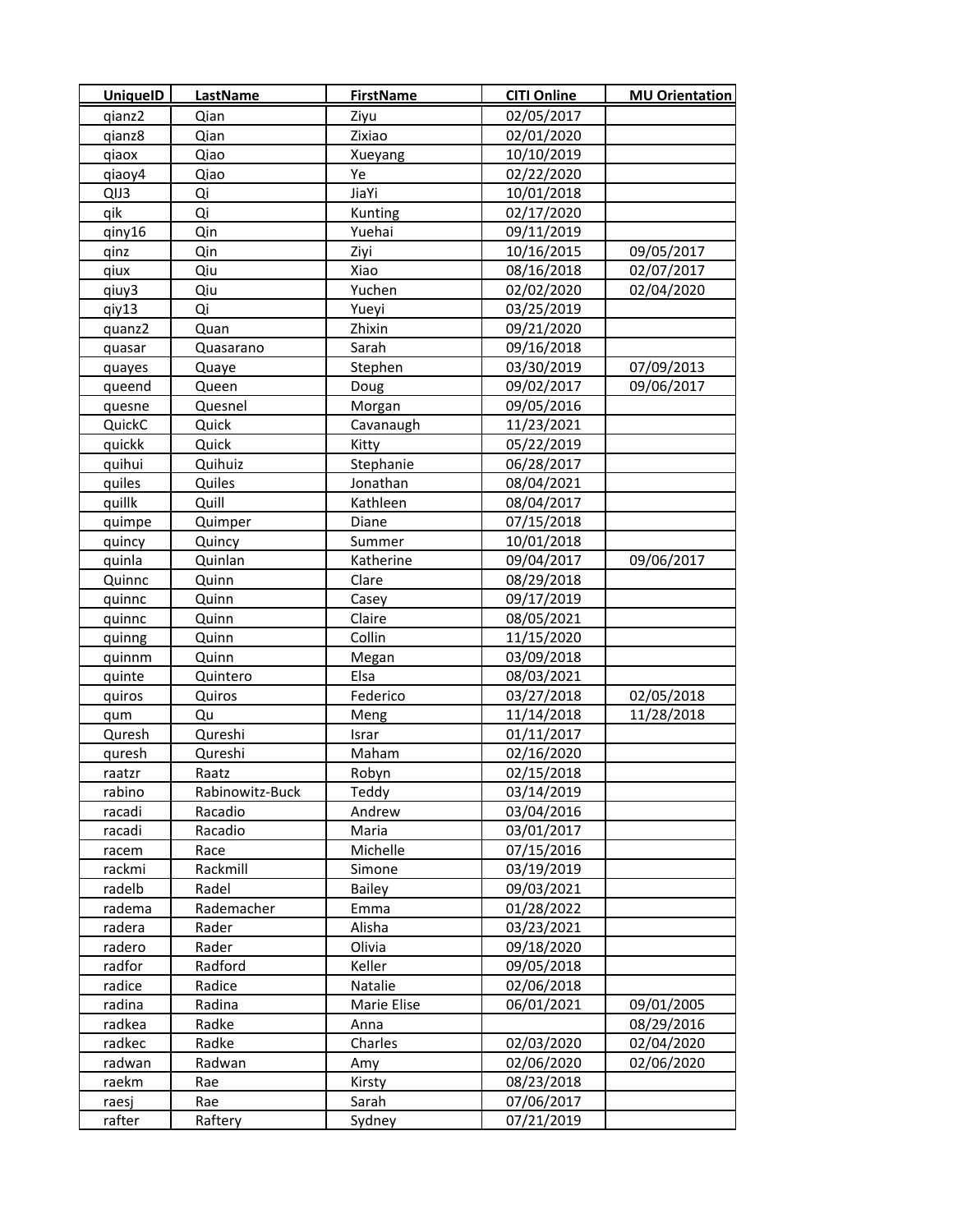| UniqueID | LastName | FirstName | CITI Online | MU Orientation |
|---|---|---|---|---|
| qianz2 | Qian | Ziyu | 02/05/2017 | |
| qianz8 | Qian | Zixiao | 02/01/2020 | |
| qiaox | Qiao | Xueyang | 10/10/2019 | |
| qiaoy4 | Qiao | Ye | 02/22/2020 | |
| QIJ3 | Qi | JiaYi | 10/01/2018 | |
| qik | Qi | Kunting | 02/17/2020 | |
| qiny16 | Qin | Yuehai | 09/11/2019 | |
| qinz | Qin | Ziyi | 10/16/2015 | 09/05/2017 |
| qiux | Qiu | Xiao | 08/16/2018 | 02/07/2017 |
| qiuy3 | Qiu | Yuchen | 02/02/2020 | 02/04/2020 |
| qiy13 | Qi | Yueyi | 03/25/2019 | |
| quanz2 | Quan | Zhixin | 09/21/2020 | |
| quasar | Quasarano | Sarah | 09/16/2018 | |
| quayes | Quaye | Stephen | 03/30/2019 | 07/09/2013 |
| queend | Queen | Doug | 09/02/2017 | 09/06/2017 |
| quesne | Quesnel | Morgan | 09/05/2016 | |
| QuickC | Quick | Cavanaugh | 11/23/2021 | |
| quickk | Quick | Kitty | 05/22/2019 | |
| quihui | Quihuiz | Stephanie | 06/28/2017 | |
| quiles | Quiles | Jonathan | 08/04/2021 | |
| quillk | Quill | Kathleen | 08/04/2017 | |
| quimpe | Quimper | Diane | 07/15/2018 | |
| quincy | Quincy | Summer | 10/01/2018 | |
| quinla | Quinlan | Katherine | 09/04/2017 | 09/06/2017 |
| Quinnc | Quinn | Clare | 08/29/2018 | |
| quinnc | Quinn | Casey | 09/17/2019 | |
| quinnc | Quinn | Claire | 08/05/2021 | |
| quinng | Quinn | Collin | 11/15/2020 | |
| quinnm | Quinn | Megan | 03/09/2018 | |
| quinte | Quintero | Elsa | 08/03/2021 | |
| quiros | Quiros | Federico | 03/27/2018 | 02/05/2018 |
| qum | Qu | Meng | 11/14/2018 | 11/28/2018 |
| Quresh | Qureshi | Israr | 01/11/2017 | |
| quresh | Qureshi | Maham | 02/16/2020 | |
| raatzr | Raatz | Robyn | 02/15/2018 | |
| rabino | Rabinowitz-Buck | Teddy | 03/14/2019 | |
| racadi | Racadio | Andrew | 03/04/2016 | |
| racadi | Racadio | Maria | 03/01/2017 | |
| racem | Race | Michelle | 07/15/2016 | |
| rackmi | Rackmill | Simone | 03/19/2019 | |
| radelb | Radel | Bailey | 09/03/2021 | |
| radema | Rademacher | Emma | 01/28/2022 | |
| radera | Rader | Alisha | 03/23/2021 | |
| radero | Rader | Olivia | 09/18/2020 | |
| radfor | Radford | Keller | 09/05/2018 | |
| radice | Radice | Natalie | 02/06/2018 | |
| radina | Radina | Marie Elise | 06/01/2021 | 09/01/2005 |
| radkea | Radke | Anna | | 08/29/2016 |
| radkec | Radke | Charles | 02/03/2020 | 02/04/2020 |
| radwan | Radwan | Amy | 02/06/2020 | 02/06/2020 |
| raekm | Rae | Kirsty | 08/23/2018 | |
| raesj | Rae | Sarah | 07/06/2017 | |
| rafter | Raftery | Sydney | 07/21/2019 | |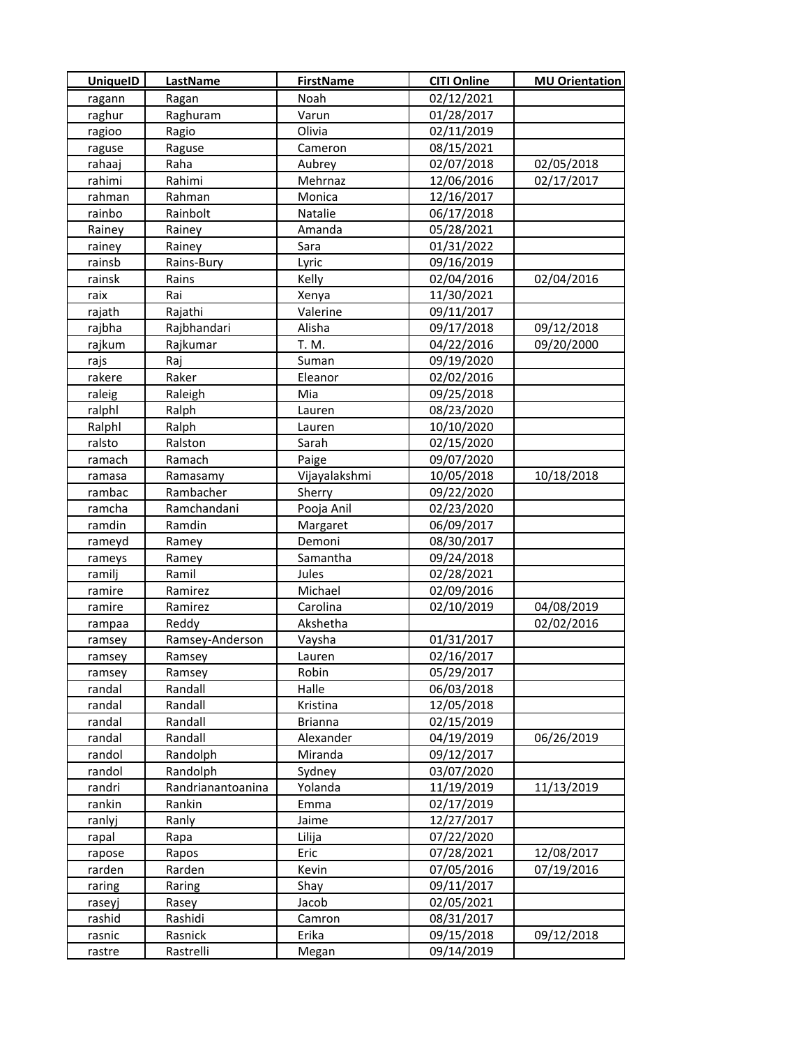| UniqueID | LastName | FirstName | CITI Online | MU Orientation |
|---|---|---|---|---|
| ragann | Ragan | Noah | 02/12/2021 | |
| raghur | Raghuram | Varun | 01/28/2017 | |
| ragioo | Ragio | Olivia | 02/11/2019 | |
| raguse | Raguse | Cameron | 08/15/2021 | |
| rahaaj | Raha | Aubrey | 02/07/2018 | 02/05/2018 |
| rahimi | Rahimi | Mehrnaz | 12/06/2016 | 02/17/2017 |
| rahman | Rahman | Monica | 12/16/2017 | |
| rainbo | Rainbolt | Natalie | 06/17/2018 | |
| Rainey | Rainey | Amanda | 05/28/2021 | |
| rainey | Rainey | Sara | 01/31/2022 | |
| rainsb | Rains-Bury | Lyric | 09/16/2019 | |
| rainsk | Rains | Kelly | 02/04/2016 | 02/04/2016 |
| raix | Rai | Xenya | 11/30/2021 | |
| rajath | Rajathi | Valerine | 09/11/2017 | |
| rajbha | Rajbhandari | Alisha | 09/17/2018 | 09/12/2018 |
| rajkum | Rajkumar | T. M. | 04/22/2016 | 09/20/2000 |
| rajs | Raj | Suman | 09/19/2020 | |
| rakere | Raker | Eleanor | 02/02/2016 | |
| raleig | Raleigh | Mia | 09/25/2018 | |
| ralphl | Ralph | Lauren | 08/23/2020 | |
| Ralphl | Ralph | Lauren | 10/10/2020 | |
| ralsto | Ralston | Sarah | 02/15/2020 | |
| ramach | Ramach | Paige | 09/07/2020 | |
| ramasa | Ramasamy | Vijayalakshmi | 10/05/2018 | 10/18/2018 |
| rambac | Rambacher | Sherry | 09/22/2020 | |
| ramcha | Ramchandani | Pooja Anil | 02/23/2020 | |
| ramdin | Ramdin | Margaret | 06/09/2017 | |
| rameyd | Ramey | Demoni | 08/30/2017 | |
| rameys | Ramey | Samantha | 09/24/2018 | |
| ramilj | Ramil | Jules | 02/28/2021 | |
| ramire | Ramirez | Michael | 02/09/2016 | |
| ramire | Ramirez | Carolina | 02/10/2019 | 04/08/2019 |
| rampaa | Reddy | Akshetha | | 02/02/2016 |
| ramsey | Ramsey-Anderson | Vaysha | 01/31/2017 | |
| ramsey | Ramsey | Lauren | 02/16/2017 | |
| ramsey | Ramsey | Robin | 05/29/2017 | |
| randal | Randall | Halle | 06/03/2018 | |
| randal | Randall | Kristina | 12/05/2018 | |
| randal | Randall | Brianna | 02/15/2019 | |
| randal | Randall | Alexander | 04/19/2019 | 06/26/2019 |
| randol | Randolph | Miranda | 09/12/2017 | |
| randol | Randolph | Sydney | 03/07/2020 | |
| randri | Randrianantoanina | Yolanda | 11/19/2019 | 11/13/2019 |
| rankin | Rankin | Emma | 02/17/2019 | |
| ranlyj | Ranly | Jaime | 12/27/2017 | |
| rapal | Rapa | Lilija | 07/22/2020 | |
| rapose | Rapos | Eric | 07/28/2021 | 12/08/2017 |
| rarden | Rarden | Kevin | 07/05/2016 | 07/19/2016 |
| raring | Raring | Shay | 09/11/2017 | |
| raseyj | Rasey | Jacob | 02/05/2021 | |
| rashid | Rashidi | Camron | 08/31/2017 | |
| rasnic | Rasnick | Erika | 09/15/2018 | 09/12/2018 |
| rastre | Rastrelli | Megan | 09/14/2019 | |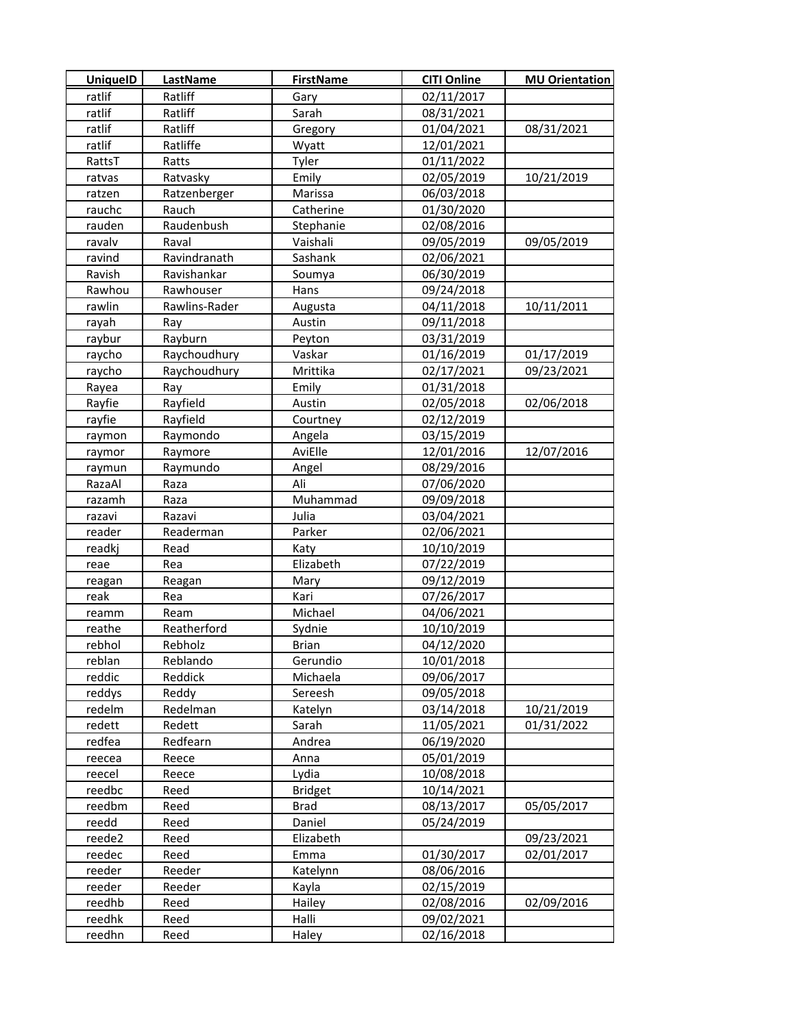| UniqueID | LastName | FirstName | CITI Online | MU Orientation |
|---|---|---|---|---|
| ratlif | Ratliff | Gary | 02/11/2017 | |
| ratlif | Ratliff | Sarah | 08/31/2021 | |
| ratlif | Ratliff | Gregory | 01/04/2021 | 08/31/2021 |
| ratlif | Ratliffe | Wyatt | 12/01/2021 | |
| RattsT | Ratts | Tyler | 01/11/2022 | |
| ratvas | Ratvasky | Emily | 02/05/2019 | 10/21/2019 |
| ratzen | Ratzenberger | Marissa | 06/03/2018 | |
| rauchc | Rauch | Catherine | 01/30/2020 | |
| rauden | Raudenbush | Stephanie | 02/08/2016 | |
| ravalv | Raval | Vaishali | 09/05/2019 | 09/05/2019 |
| ravind | Ravindranath | Sashank | 02/06/2021 | |
| Ravish | Ravishankar | Soumya | 06/30/2019 | |
| Rawhou | Rawhouser | Hans | 09/24/2018 | |
| rawlin | Rawlins-Rader | Augusta | 04/11/2018 | 10/11/2011 |
| rayah | Ray | Austin | 09/11/2018 | |
| raybur | Rayburn | Peyton | 03/31/2019 | |
| raycho | Raychoudhury | Vaskar | 01/16/2019 | 01/17/2019 |
| raycho | Raychoudhury | Mrittika | 02/17/2021 | 09/23/2021 |
| Rayea | Ray | Emily | 01/31/2018 | |
| Rayfie | Rayfield | Austin | 02/05/2018 | 02/06/2018 |
| rayfie | Rayfield | Courtney | 02/12/2019 | |
| raymon | Raymondo | Angela | 03/15/2019 | |
| raymor | Raymore | AviElle | 12/01/2016 | 12/07/2016 |
| raymun | Raymundo | Angel | 08/29/2016 | |
| RazaAl | Raza | Ali | 07/06/2020 | |
| razamh | Raza | Muhammad | 09/09/2018 | |
| razavi | Razavi | Julia | 03/04/2021 | |
| reader | Readerman | Parker | 02/06/2021 | |
| readkj | Read | Katy | 10/10/2019 | |
| reae | Rea | Elizabeth | 07/22/2019 | |
| reagan | Reagan | Mary | 09/12/2019 | |
| reak | Rea | Kari | 07/26/2017 | |
| reamm | Ream | Michael | 04/06/2021 | |
| reathe | Reatherford | Sydnie | 10/10/2019 | |
| rebhol | Rebholz | Brian | 04/12/2020 | |
| reblan | Reblando | Gerundio | 10/01/2018 | |
| reddic | Reddick | Michaela | 09/06/2017 | |
| reddys | Reddy | Sereesh | 09/05/2018 | |
| redelm | Redelman | Katelyn | 03/14/2018 | 10/21/2019 |
| redett | Redett | Sarah | 11/05/2021 | 01/31/2022 |
| redfea | Redfearn | Andrea | 06/19/2020 | |
| reecea | Reece | Anna | 05/01/2019 | |
| reecel | Reece | Lydia | 10/08/2018 | |
| reedbc | Reed | Bridget | 10/14/2021 | |
| reedbm | Reed | Brad | 08/13/2017 | 05/05/2017 |
| reedd | Reed | Daniel | 05/24/2019 | |
| reede2 | Reed | Elizabeth | | 09/23/2021 |
| reedec | Reed | Emma | 01/30/2017 | 02/01/2017 |
| reeder | Reeder | Katelynn | 08/06/2016 | |
| reeder | Reeder | Kayla | 02/15/2019 | |
| reedhb | Reed | Hailey | 02/08/2016 | 02/09/2016 |
| reedhk | Reed | Halli | 09/02/2021 | |
| reedhn | Reed | Haley | 02/16/2018 | |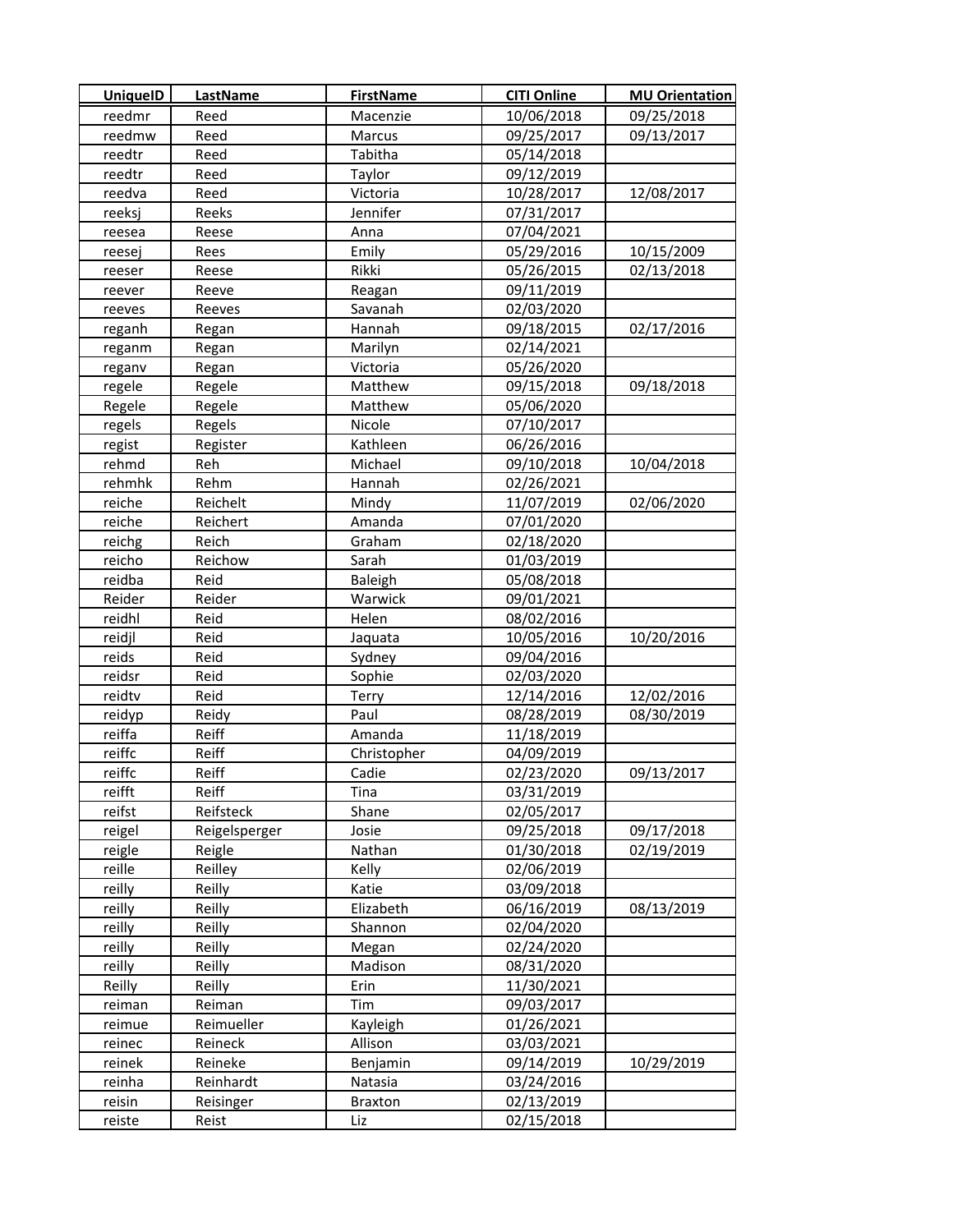| UniqueID | LastName | FirstName | CITI Online | MU Orientation |
|---|---|---|---|---|
| reedmr | Reed | Macenzie | 10/06/2018 | 09/25/2018 |
| reedmw | Reed | Marcus | 09/25/2017 | 09/13/2017 |
| reedtr | Reed | Tabitha | 05/14/2018 | |
| reedtr | Reed | Taylor | 09/12/2019 | |
| reedva | Reed | Victoria | 10/28/2017 | 12/08/2017 |
| reeksj | Reeks | Jennifer | 07/31/2017 | |
| reesea | Reese | Anna | 07/04/2021 | |
| reesej | Rees | Emily | 05/29/2016 | 10/15/2009 |
| reeser | Reese | Rikki | 05/26/2015 | 02/13/2018 |
| reever | Reeve | Reagan | 09/11/2019 | |
| reeves | Reeves | Savanah | 02/03/2020 | |
| reganh | Regan | Hannah | 09/18/2015 | 02/17/2016 |
| reganm | Regan | Marilyn | 02/14/2021 | |
| reganv | Regan | Victoria | 05/26/2020 | |
| regele | Regele | Matthew | 09/15/2018 | 09/18/2018 |
| Regele | Regele | Matthew | 05/06/2020 | |
| regels | Regels | Nicole | 07/10/2017 | |
| regist | Register | Kathleen | 06/26/2016 | |
| rehmd | Reh | Michael | 09/10/2018 | 10/04/2018 |
| rehmhk | Rehm | Hannah | 02/26/2021 | |
| reiche | Reichelt | Mindy | 11/07/2019 | 02/06/2020 |
| reiche | Reichert | Amanda | 07/01/2020 | |
| reichg | Reich | Graham | 02/18/2020 | |
| reicho | Reichow | Sarah | 01/03/2019 | |
| reidba | Reid | Baleigh | 05/08/2018 | |
| Reider | Reider | Warwick | 09/01/2021 | |
| reidhl | Reid | Helen | 08/02/2016 | |
| reidjl | Reid | Jaquata | 10/05/2016 | 10/20/2016 |
| reids | Reid | Sydney | 09/04/2016 | |
| reidsr | Reid | Sophie | 02/03/2020 | |
| reidtv | Reid | Terry | 12/14/2016 | 12/02/2016 |
| reidyp | Reidy | Paul | 08/28/2019 | 08/30/2019 |
| reiffa | Reiff | Amanda | 11/18/2019 | |
| reiffc | Reiff | Christopher | 04/09/2019 | |
| reiffc | Reiff | Cadie | 02/23/2020 | 09/13/2017 |
| reifft | Reiff | Tina | 03/31/2019 | |
| reifst | Reifsteck | Shane | 02/05/2017 | |
| reigel | Reigelsperger | Josie | 09/25/2018 | 09/17/2018 |
| reigle | Reigle | Nathan | 01/30/2018 | 02/19/2019 |
| reille | Reilley | Kelly | 02/06/2019 | |
| reilly | Reilly | Katie | 03/09/2018 | |
| reilly | Reilly | Elizabeth | 06/16/2019 | 08/13/2019 |
| reilly | Reilly | Shannon | 02/04/2020 | |
| reilly | Reilly | Megan | 02/24/2020 | |
| reilly | Reilly | Madison | 08/31/2020 | |
| Reilly | Reilly | Erin | 11/30/2021 | |
| reiman | Reiman | Tim | 09/03/2017 | |
| reimue | Reimueller | Kayleigh | 01/26/2021 | |
| reinec | Reineck | Allison | 03/03/2021 | |
| reinek | Reineke | Benjamin | 09/14/2019 | 10/29/2019 |
| reinha | Reinhardt | Natasia | 03/24/2016 | |
| reisin | Reisinger | Braxton | 02/13/2019 | |
| reiste | Reist | Liz | 02/15/2018 | |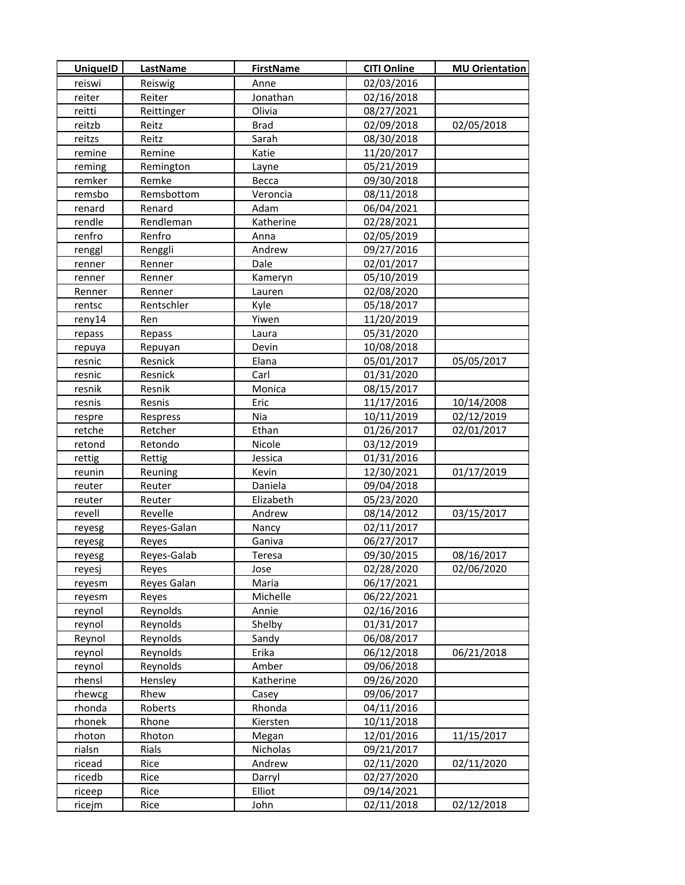| UniqueID | LastName | FirstName | CITI Online | MU Orientation |
|---|---|---|---|---|
| reiswi | Reiswig | Anne | 02/03/2016 | |
| reiter | Reiter | Jonathan | 02/16/2018 | |
| reitti | Reittinger | Olivia | 08/27/2021 | |
| reitzb | Reitz | Brad | 02/09/2018 | 02/05/2018 |
| reitzs | Reitz | Sarah | 08/30/2018 | |
| remine | Remine | Katie | 11/20/2017 | |
| reming | Remington | Layne | 05/21/2019 | |
| remker | Remke | Becca | 09/30/2018 | |
| remsbo | Remsbottom | Veroncia | 08/11/2018 | |
| renard | Renard | Adam | 06/04/2021 | |
| rendle | Rendleman | Katherine | 02/28/2021 | |
| renfro | Renfro | Anna | 02/05/2019 | |
| renggl | Renggli | Andrew | 09/27/2016 | |
| renner | Renner | Dale | 02/01/2017 | |
| renner | Renner | Kameryn | 05/10/2019 | |
| Renner | Renner | Lauren | 02/08/2020 | |
| rentsc | Rentschler | Kyle | 05/18/2017 | |
| reny14 | Ren | Yiwen | 11/20/2019 | |
| repass | Repass | Laura | 05/31/2020 | |
| repuya | Repuyan | Devin | 10/08/2018 | |
| resnic | Resnick | Elana | 05/01/2017 | 05/05/2017 |
| resnic | Resnick | Carl | 01/31/2020 | |
| resnik | Resnik | Monica | 08/15/2017 | |
| resnis | Resnis | Eric | 11/17/2016 | 10/14/2008 |
| respre | Respress | Nia | 10/11/2019 | 02/12/2019 |
| retche | Retcher | Ethan | 01/26/2017 | 02/01/2017 |
| retond | Retondo | Nicole | 03/12/2019 | |
| rettig | Rettig | Jessica | 01/31/2016 | |
| reunin | Reuning | Kevin | 12/30/2021 | 01/17/2019 |
| reuter | Reuter | Daniela | 09/04/2018 | |
| reuter | Reuter | Elizabeth | 05/23/2020 | |
| revell | Revelle | Andrew | 08/14/2012 | 03/15/2017 |
| reyesg | Reyes-Galan | Nancy | 02/11/2017 | |
| reyesg | Reyes | Ganiva | 06/27/2017 | |
| reyesg | Reyes-Galab | Teresa | 09/30/2015 | 08/16/2017 |
| reyesj | Reyes | Jose | 02/28/2020 | 02/06/2020 |
| reyesm | Reyes Galan | Maria | 06/17/2021 | |
| reyesm | Reyes | Michelle | 06/22/2021 | |
| reynol | Reynolds | Annie | 02/16/2016 | |
| reynol | Reynolds | Shelby | 01/31/2017 | |
| Reynol | Reynolds | Sandy | 06/08/2017 | |
| reynol | Reynolds | Erika | 06/12/2018 | 06/21/2018 |
| reynol | Reynolds | Amber | 09/06/2018 | |
| rhensl | Hensley | Katherine | 09/26/2020 | |
| rhewcg | Rhew | Casey | 09/06/2017 | |
| rhonda | Roberts | Rhonda | 04/11/2016 | |
| rhonek | Rhone | Kiersten | 10/11/2018 | |
| rhoton | Rhoton | Megan | 12/01/2016 | 11/15/2017 |
| rialsn | Rials | Nicholas | 09/21/2017 | |
| ricead | Rice | Andrew | 02/11/2020 | 02/11/2020 |
| ricedb | Rice | Darryl | 02/27/2020 | |
| riceep | Rice | Elliot | 09/14/2021 | |
| ricejm | Rice | John | 02/11/2018 | 02/12/2018 |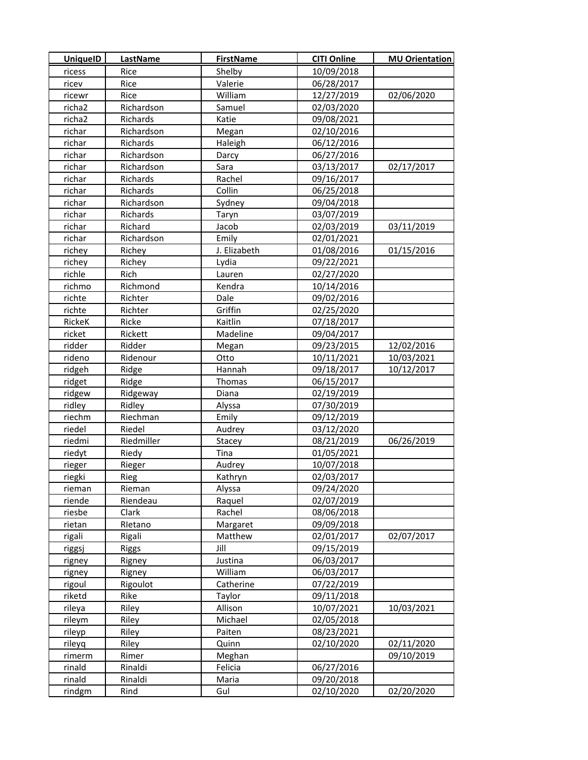| UniqueID | LastName | FirstName | CITI Online | MU Orientation |
|---|---|---|---|---|
| ricess | Rice | Shelby | 10/09/2018 | |
| ricev | Rice | Valerie | 06/28/2017 | |
| ricewr | Rice | William | 12/27/2019 | 02/06/2020 |
| richa2 | Richardson | Samuel | 02/03/2020 | |
| richa2 | Richards | Katie | 09/08/2021 | |
| richar | Richardson | Megan | 02/10/2016 | |
| richar | Richards | Haleigh | 06/12/2016 | |
| richar | Richardson | Darcy | 06/27/2016 | |
| richar | Richardson | Sara | 03/13/2017 | 02/17/2017 |
| richar | Richards | Rachel | 09/16/2017 | |
| richar | Richards | Collin | 06/25/2018 | |
| richar | Richardson | Sydney | 09/04/2018 | |
| richar | Richards | Taryn | 03/07/2019 | |
| richar | Richard | Jacob | 02/03/2019 | 03/11/2019 |
| richar | Richardson | Emily | 02/01/2021 | |
| richey | Richey | J. Elizabeth | 01/08/2016 | 01/15/2016 |
| richey | Richey | Lydia | 09/22/2021 | |
| richle | Rich | Lauren | 02/27/2020 | |
| richmo | Richmond | Kendra | 10/14/2016 | |
| richte | Richter | Dale | 09/02/2016 | |
| richte | Richter | Griffin | 02/25/2020 | |
| RickeK | Ricke | Kaitlin | 07/18/2017 | |
| ricket | Rickett | Madeline | 09/04/2017 | |
| ridder | Ridder | Megan | 09/23/2015 | 12/02/2016 |
| rideno | Ridenour | Otto | 10/11/2021 | 10/03/2021 |
| ridgeh | Ridge | Hannah | 09/18/2017 | 10/12/2017 |
| ridget | Ridge | Thomas | 06/15/2017 | |
| ridgew | Ridgeway | Diana | 02/19/2019 | |
| ridley | Ridley | Alyssa | 07/30/2019 | |
| riechm | Riechman | Emily | 09/12/2019 | |
| riedel | Riedel | Audrey | 03/12/2020 | |
| riedmi | Riedmiller | Stacey | 08/21/2019 | 06/26/2019 |
| riedyt | Riedy | Tina | 01/05/2021 | |
| rieger | Rieger | Audrey | 10/07/2018 | |
| riegki | Rieg | Kathryn | 02/03/2017 | |
| rieman | Rieman | Alyssa | 09/24/2020 | |
| riende | Riendeau | Raquel | 02/07/2019 | |
| riesbe | Clark | Rachel | 08/06/2018 | |
| rietan | RIetano | Margaret | 09/09/2018 | |
| rigali | Rigali | Matthew | 02/01/2017 | 02/07/2017 |
| riggsj | Riggs | Jill | 09/15/2019 | |
| rigney | Rigney | Justina | 06/03/2017 | |
| rigney | Rigney | William | 06/03/2017 | |
| rigoul | Rigoulot | Catherine | 07/22/2019 | |
| riketd | Rike | Taylor | 09/11/2018 | |
| rileya | Riley | Allison | 10/07/2021 | 10/03/2021 |
| rileym | Riley | Michael | 02/05/2018 | |
| rileyp | Riley | Paiten | 08/23/2021 | |
| rileyq | Riley | Quinn | 02/10/2020 | 02/11/2020 |
| rimerm | Rimer | Meghan | | 09/10/2019 |
| rinald | Rinaldi | Felicia | 06/27/2016 | |
| rinald | Rinaldi | Maria | 09/20/2018 | |
| rindgm | Rind | Gul | 02/10/2020 | 02/20/2020 |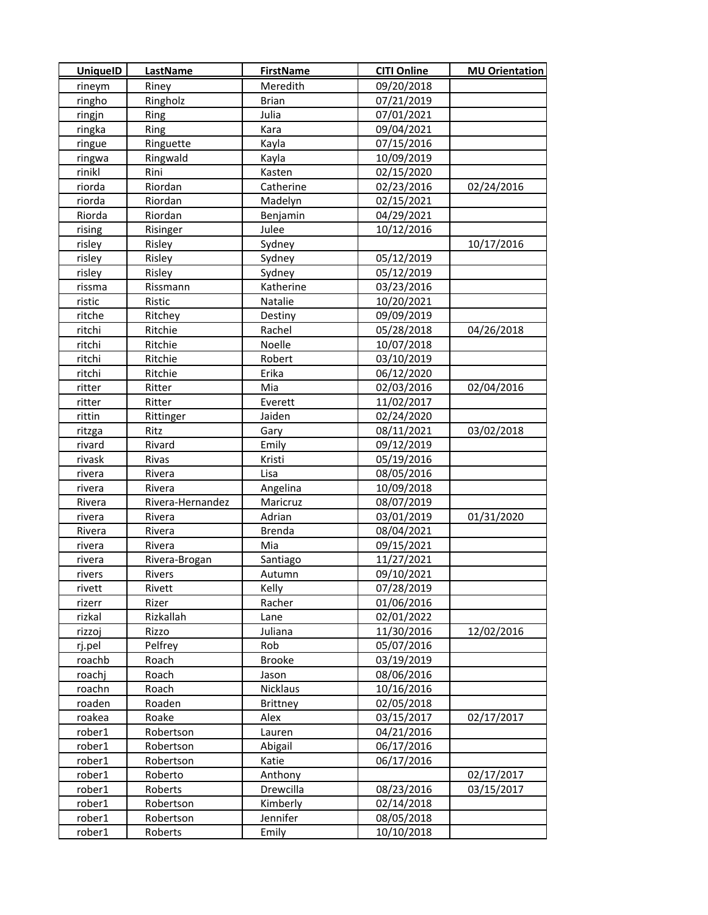| UniqueID | LastName | FirstName | CITI Online | MU Orientation |
|---|---|---|---|---|
| rineym | Riney | Meredith | 09/20/2018 | |
| ringho | Ringholz | Brian | 07/21/2019 | |
| ringjn | Ring | Julia | 07/01/2021 | |
| ringka | Ring | Kara | 09/04/2021 | |
| ringue | Ringuette | Kayla | 07/15/2016 | |
| ringwa | Ringwald | Kayla | 10/09/2019 | |
| rinikl | Rini | Kasten | 02/15/2020 | |
| riorda | Riordan | Catherine | 02/23/2016 | 02/24/2016 |
| riorda | Riordan | Madelyn | 02/15/2021 | |
| Riorda | Riordan | Benjamin | 04/29/2021 | |
| rising | Risinger | Julee | 10/12/2016 | |
| risley | Risley | Sydney | | 10/17/2016 |
| risley | Risley | Sydney | 05/12/2019 | |
| risley | Risley | Sydney | 05/12/2019 | |
| rissma | Rissmann | Katherine | 03/23/2016 | |
| ristic | Ristic | Natalie | 10/20/2021 | |
| ritche | Ritchey | Destiny | 09/09/2019 | |
| ritchi | Ritchie | Rachel | 05/28/2018 | 04/26/2018 |
| ritchi | Ritchie | Noelle | 10/07/2018 | |
| ritchi | Ritchie | Robert | 03/10/2019 | |
| ritchi | Ritchie | Erika | 06/12/2020 | |
| ritter | Ritter | Mia | 02/03/2016 | 02/04/2016 |
| ritter | Ritter | Everett | 11/02/2017 | |
| rittin | Rittinger | Jaiden | 02/24/2020 | |
| ritzga | Ritz | Gary | 08/11/2021 | 03/02/2018 |
| rivard | Rivard | Emily | 09/12/2019 | |
| rivask | Rivas | Kristi | 05/19/2016 | |
| rivera | Rivera | Lisa | 08/05/2016 | |
| rivera | Rivera | Angelina | 10/09/2018 | |
| Rivera | Rivera-Hernandez | Maricruz | 08/07/2019 | |
| rivera | Rivera | Adrian | 03/01/2019 | 01/31/2020 |
| Rivera | Rivera | Brenda | 08/04/2021 | |
| rivera | Rivera | Mia | 09/15/2021 | |
| rivera | Rivera-Brogan | Santiago | 11/27/2021 | |
| rivers | Rivers | Autumn | 09/10/2021 | |
| rivett | Rivett | Kelly | 07/28/2019 | |
| rizerr | Rizer | Racher | 01/06/2016 | |
| rizkal | Rizkallah | Lane | 02/01/2022 | |
| rizzoj | Rizzo | Juliana | 11/30/2016 | 12/02/2016 |
| rj.pel | Pelfrey | Rob | 05/07/2016 | |
| roachb | Roach | Brooke | 03/19/2019 | |
| roachj | Roach | Jason | 08/06/2016 | |
| roachn | Roach | Nicklaus | 10/16/2016 | |
| roaden | Roaden | Brittney | 02/05/2018 | |
| roakea | Roake | Alex | 03/15/2017 | 02/17/2017 |
| rober1 | Robertson | Lauren | 04/21/2016 | |
| rober1 | Robertson | Abigail | 06/17/2016 | |
| rober1 | Robertson | Katie | 06/17/2016 | |
| rober1 | Roberto | Anthony | | 02/17/2017 |
| rober1 | Roberts | Drewcilla | 08/23/2016 | 03/15/2017 |
| rober1 | Robertson | Kimberly | 02/14/2018 | |
| rober1 | Robertson | Jennifer | 08/05/2018 | |
| rober1 | Roberts | Emily | 10/10/2018 | |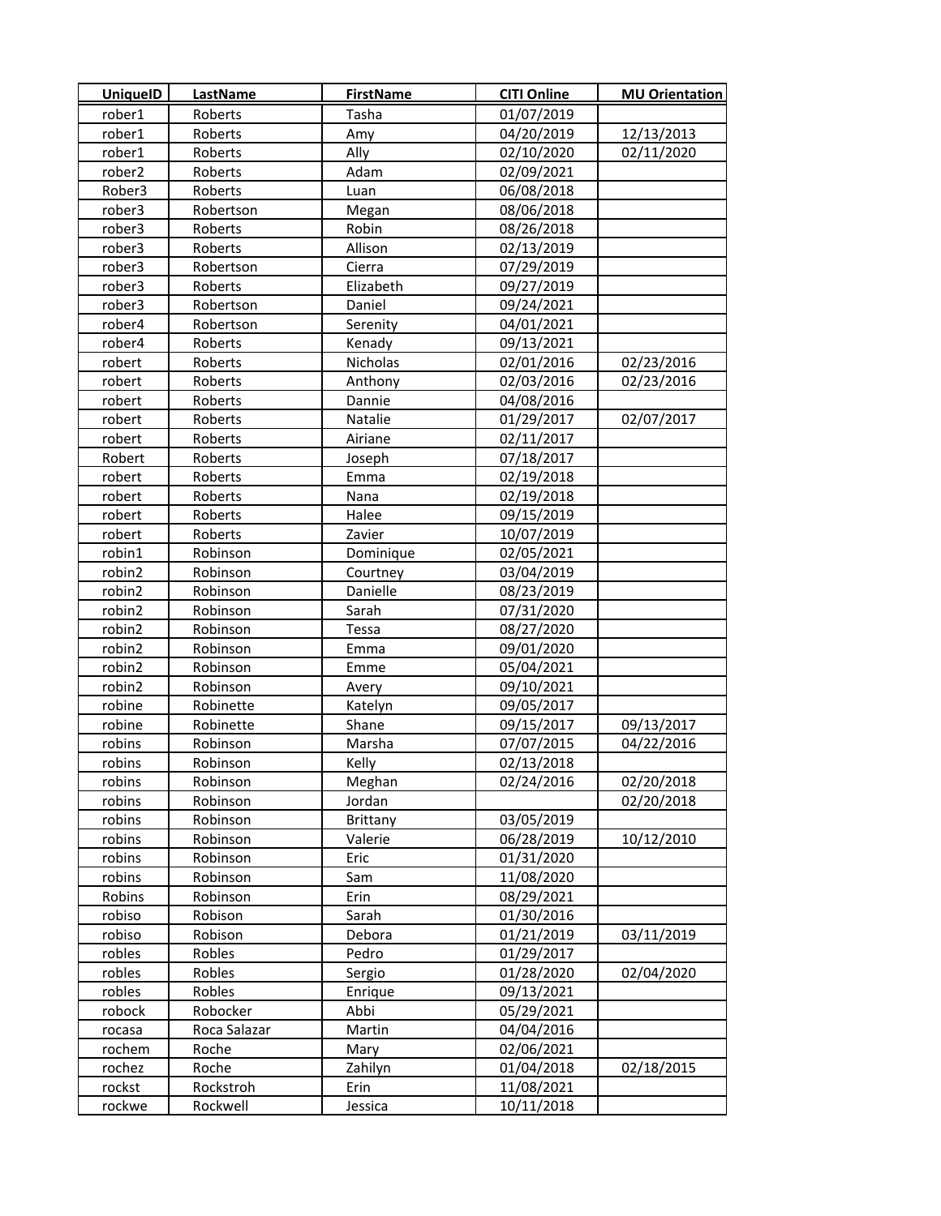| UniqueID | LastName | FirstName | CITI Online | MU Orientation |
|---|---|---|---|---|
| rober1 | Roberts | Tasha | 01/07/2019 | |
| rober1 | Roberts | Amy | 04/20/2019 | 12/13/2013 |
| rober1 | Roberts | Ally | 02/10/2020 | 02/11/2020 |
| rober2 | Roberts | Adam | 02/09/2021 | |
| Rober3 | Roberts | Luan | 06/08/2018 | |
| rober3 | Robertson | Megan | 08/06/2018 | |
| rober3 | Roberts | Robin | 08/26/2018 | |
| rober3 | Roberts | Allison | 02/13/2019 | |
| rober3 | Robertson | Cierra | 07/29/2019 | |
| rober3 | Roberts | Elizabeth | 09/27/2019 | |
| rober3 | Robertson | Daniel | 09/24/2021 | |
| rober4 | Robertson | Serenity | 04/01/2021 | |
| rober4 | Roberts | Kenady | 09/13/2021 | |
| robert | Roberts | Nicholas | 02/01/2016 | 02/23/2016 |
| robert | Roberts | Anthony | 02/03/2016 | 02/23/2016 |
| robert | Roberts | Dannie | 04/08/2016 | |
| robert | Roberts | Natalie | 01/29/2017 | 02/07/2017 |
| robert | Roberts | Airiane | 02/11/2017 | |
| Robert | Roberts | Joseph | 07/18/2017 | |
| robert | Roberts | Emma | 02/19/2018 | |
| robert | Roberts | Nana | 02/19/2018 | |
| robert | Roberts | Halee | 09/15/2019 | |
| robert | Roberts | Zavier | 10/07/2019 | |
| robin1 | Robinson | Dominique | 02/05/2021 | |
| robin2 | Robinson | Courtney | 03/04/2019 | |
| robin2 | Robinson | Danielle | 08/23/2019 | |
| robin2 | Robinson | Sarah | 07/31/2020 | |
| robin2 | Robinson | Tessa | 08/27/2020 | |
| robin2 | Robinson | Emma | 09/01/2020 | |
| robin2 | Robinson | Emme | 05/04/2021 | |
| robin2 | Robinson | Avery | 09/10/2021 | |
| robine | Robinette | Katelyn | 09/05/2017 | |
| robine | Robinette | Shane | 09/15/2017 | 09/13/2017 |
| robins | Robinson | Marsha | 07/07/2015 | 04/22/2016 |
| robins | Robinson | Kelly | 02/13/2018 | |
| robins | Robinson | Meghan | 02/24/2016 | 02/20/2018 |
| robins | Robinson | Jordan | | 02/20/2018 |
| robins | Robinson | Brittany | 03/05/2019 | |
| robins | Robinson | Valerie | 06/28/2019 | 10/12/2010 |
| robins | Robinson | Eric | 01/31/2020 | |
| robins | Robinson | Sam | 11/08/2020 | |
| Robins | Robinson | Erin | 08/29/2021 | |
| robiso | Robison | Sarah | 01/30/2016 | |
| robiso | Robison | Debora | 01/21/2019 | 03/11/2019 |
| robles | Robles | Pedro | 01/29/2017 | |
| robles | Robles | Sergio | 01/28/2020 | 02/04/2020 |
| robles | Robles | Enrique | 09/13/2021 | |
| robock | Robocker | Abbi | 05/29/2021 | |
| rocasa | Roca Salazar | Martin | 04/04/2016 | |
| rochem | Roche | Mary | 02/06/2021 | |
| rochez | Roche | Zahilyn | 01/04/2018 | 02/18/2015 |
| rockst | Rockstroh | Erin | 11/08/2021 | |
| rockwe | Rockwell | Jessica | 10/11/2018 | |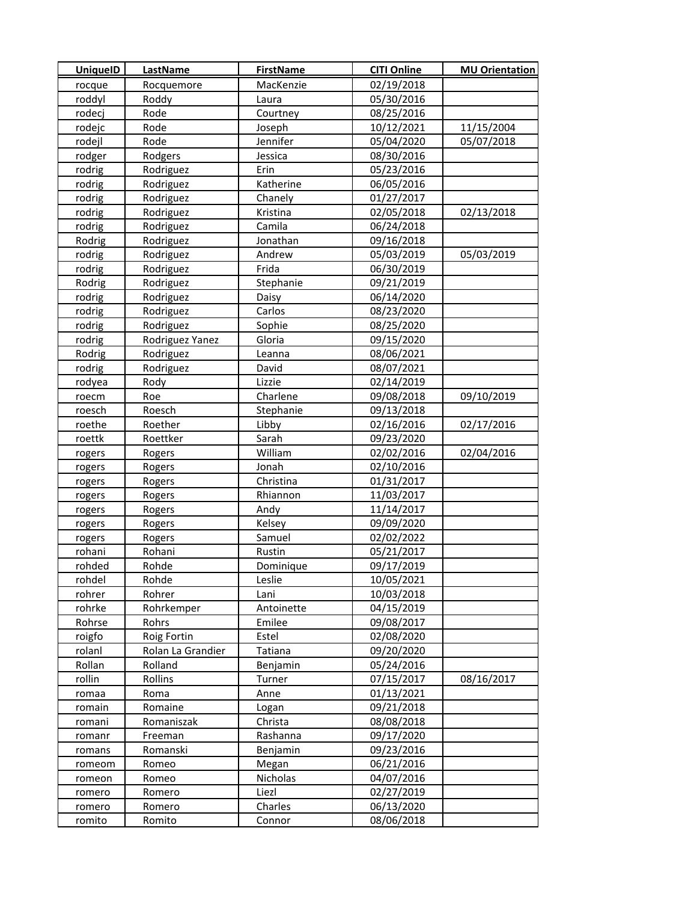| UniqueID | LastName | FirstName | CITI Online | MU Orientation |
|---|---|---|---|---|
| rocque | Rocquemore | MacKenzie | 02/19/2018 | |
| roddyl | Roddy | Laura | 05/30/2016 | |
| rodecj | Rode | Courtney | 08/25/2016 | |
| rodejc | Rode | Joseph | 10/12/2021 | 11/15/2004 |
| rodejl | Rode | Jennifer | 05/04/2020 | 05/07/2018 |
| rodger | Rodgers | Jessica | 08/30/2016 | |
| rodrig | Rodriguez | Erin | 05/23/2016 | |
| rodrig | Rodriguez | Katherine | 06/05/2016 | |
| rodrig | Rodriguez | Chanely | 01/27/2017 | |
| rodrig | Rodriguez | Kristina | 02/05/2018 | 02/13/2018 |
| rodrig | Rodriguez | Camila | 06/24/2018 | |
| Rodrig | Rodriguez | Jonathan | 09/16/2018 | |
| rodrig | Rodriguez | Andrew | 05/03/2019 | 05/03/2019 |
| rodrig | Rodriguez | Frida | 06/30/2019 | |
| Rodrig | Rodriguez | Stephanie | 09/21/2019 | |
| rodrig | Rodriguez | Daisy | 06/14/2020 | |
| rodrig | Rodriguez | Carlos | 08/23/2020 | |
| rodrig | Rodriguez | Sophie | 08/25/2020 | |
| rodrig | Rodriguez Yanez | Gloria | 09/15/2020 | |
| Rodrig | Rodriguez | Leanna | 08/06/2021 | |
| rodrig | Rodriguez | David | 08/07/2021 | |
| rodyea | Rody | Lizzie | 02/14/2019 | |
| roecm | Roe | Charlene | 09/08/2018 | 09/10/2019 |
| roesch | Roesch | Stephanie | 09/13/2018 | |
| roethe | Roether | Libby | 02/16/2016 | 02/17/2016 |
| roettk | Roettker | Sarah | 09/23/2020 | |
| rogers | Rogers | William | 02/02/2016 | 02/04/2016 |
| rogers | Rogers | Jonah | 02/10/2016 | |
| rogers | Rogers | Christina | 01/31/2017 | |
| rogers | Rogers | Rhiannon | 11/03/2017 | |
| rogers | Rogers | Andy | 11/14/2017 | |
| rogers | Rogers | Kelsey | 09/09/2020 | |
| rogers | Rogers | Samuel | 02/02/2022 | |
| rohani | Rohani | Rustin | 05/21/2017 | |
| rohded | Rohde | Dominique | 09/17/2019 | |
| rohdel | Rohde | Leslie | 10/05/2021 | |
| rohrer | Rohrer | Lani | 10/03/2018 | |
| rohrke | Rohrkemper | Antoinette | 04/15/2019 | |
| Rohrse | Rohrs | Emilee | 09/08/2017 | |
| roigfo | Roig Fortin | Estel | 02/08/2020 | |
| rolanl | Rolan La Grandier | Tatiana | 09/20/2020 | |
| Rollan | Rolland | Benjamin | 05/24/2016 | |
| rollin | Rollins | Turner | 07/15/2017 | 08/16/2017 |
| romaa | Roma | Anne | 01/13/2021 | |
| romain | Romaine | Logan | 09/21/2018 | |
| romani | Romaniszak | Christa | 08/08/2018 | |
| romanr | Freeman | Rashanna | 09/17/2020 | |
| romans | Romanski | Benjamin | 09/23/2016 | |
| romeom | Romeo | Megan | 06/21/2016 | |
| romeon | Romeo | Nicholas | 04/07/2016 | |
| romero | Romero | Liezl | 02/27/2019 | |
| romero | Romero | Charles | 06/13/2020 | |
| romito | Romito | Connor | 08/06/2018 | |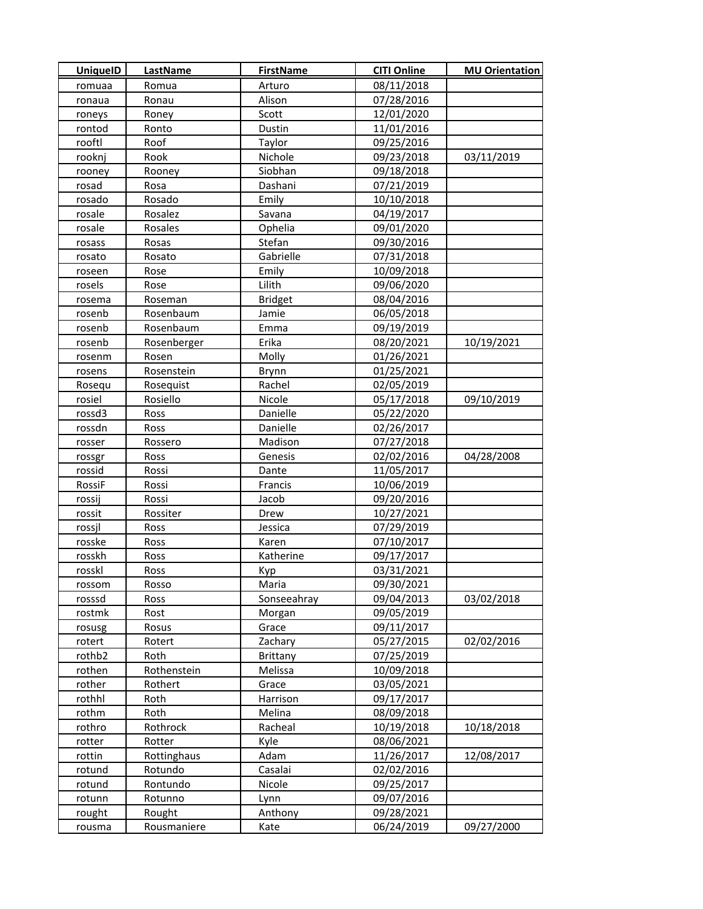| UniqueID | LastName | FirstName | CITI Online | MU Orientation |
|---|---|---|---|---|
| romuaa | Romua | Arturo | 08/11/2018 | |
| ronaua | Ronau | Alison | 07/28/2016 | |
| roneys | Roney | Scott | 12/01/2020 | |
| rontod | Ronto | Dustin | 11/01/2016 | |
| rooftl | Roof | Taylor | 09/25/2016 | |
| rooknj | Rook | Nichole | 09/23/2018 | 03/11/2019 |
| rooney | Rooney | Siobhan | 09/18/2018 | |
| rosad | Rosa | Dashani | 07/21/2019 | |
| rosado | Rosado | Emily | 10/10/2018 | |
| rosale | Rosalez | Savana | 04/19/2017 | |
| rosale | Rosales | Ophelia | 09/01/2020 | |
| rosass | Rosas | Stefan | 09/30/2016 | |
| rosato | Rosato | Gabrielle | 07/31/2018 | |
| roseen | Rose | Emily | 10/09/2018 | |
| rosels | Rose | Lilith | 09/06/2020 | |
| rosema | Roseman | Bridget | 08/04/2016 | |
| rosenb | Rosenbaum | Jamie | 06/05/2018 | |
| rosenb | Rosenbaum | Emma | 09/19/2019 | |
| rosenb | Rosenberger | Erika | 08/20/2021 | 10/19/2021 |
| rosenm | Rosen | Molly | 01/26/2021 | |
| rosens | Rosenstein | Brynn | 01/25/2021 | |
| Rosequ | Rosequist | Rachel | 02/05/2019 | |
| rosiel | Rosiello | Nicole | 05/17/2018 | 09/10/2019 |
| rossd3 | Ross | Danielle | 05/22/2020 | |
| rossdn | Ross | Danielle | 02/26/2017 | |
| rosser | Rossero | Madison | 07/27/2018 | |
| rossgr | Ross | Genesis | 02/02/2016 | 04/28/2008 |
| rossid | Rossi | Dante | 11/05/2017 | |
| RossiF | Rossi | Francis | 10/06/2019 | |
| rossij | Rossi | Jacob | 09/20/2016 | |
| rossit | Rossiter | Drew | 10/27/2021 | |
| rossjl | Ross | Jessica | 07/29/2019 | |
| rosske | Ross | Karen | 07/10/2017 | |
| rosskh | Ross | Katherine | 09/17/2017 | |
| rosskl | Ross | Kyp | 03/31/2021 | |
| rossom | Rosso | Maria | 09/30/2021 | |
| rosssd | Ross | Sonseeahray | 09/04/2013 | 03/02/2018 |
| rostmk | Rost | Morgan | 09/05/2019 | |
| rosusg | Rosus | Grace | 09/11/2017 | |
| rotert | Rotert | Zachary | 05/27/2015 | 02/02/2016 |
| rothb2 | Roth | Brittany | 07/25/2019 | |
| rothen | Rothenstein | Melissa | 10/09/2018 | |
| rother | Rothert | Grace | 03/05/2021 | |
| rothhl | Roth | Harrison | 09/17/2017 | |
| rothm | Roth | Melina | 08/09/2018 | |
| rothro | Rothrock | Racheal | 10/19/2018 | 10/18/2018 |
| rotter | Rotter | Kyle | 08/06/2021 | |
| rottin | Rottinghaus | Adam | 11/26/2017 | 12/08/2017 |
| rotund | Rotundo | Casalai | 02/02/2016 | |
| rotund | Rontundo | Nicole | 09/25/2017 | |
| rotunn | Rotunno | Lynn | 09/07/2016 | |
| rought | Rought | Anthony | 09/28/2021 | |
| rousma | Rousmaniere | Kate | 06/24/2019 | 09/27/2000 |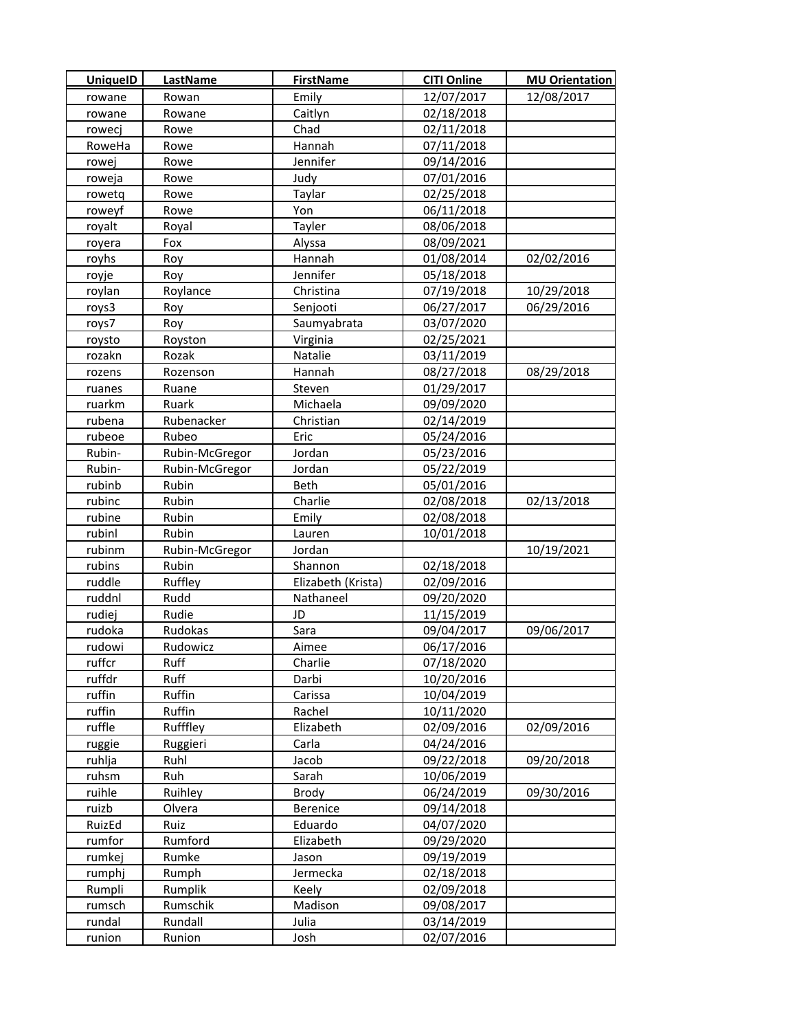| UniqueID | LastName | FirstName | CITI Online | MU Orientation |
|---|---|---|---|---|
| rowane | Rowan | Emily | 12/07/2017 | 12/08/2017 |
| rowane | Rowane | Caitlyn | 02/18/2018 | |
| rowecj | Rowe | Chad | 02/11/2018 | |
| RoweHa | Rowe | Hannah | 07/11/2018 | |
| rowej | Rowe | Jennifer | 09/14/2016 | |
| roweja | Rowe | Judy | 07/01/2016 | |
| rowetq | Rowe | Taylar | 02/25/2018 | |
| roweyf | Rowe | Yon | 06/11/2018 | |
| royalt | Royal | Tayler | 08/06/2018 | |
| royera | Fox | Alyssa | 08/09/2021 | |
| royhs | Roy | Hannah | 01/08/2014 | 02/02/2016 |
| royje | Roy | Jennifer | 05/18/2018 | |
| roylan | Roylance | Christina | 07/19/2018 | 10/29/2018 |
| roys3 | Roy | Senjooti | 06/27/2017 | 06/29/2016 |
| roys7 | Roy | Saumyabrata | 03/07/2020 | |
| roysto | Royston | Virginia | 02/25/2021 | |
| rozakn | Rozak | Natalie | 03/11/2019 | |
| rozens | Rozenson | Hannah | 08/27/2018 | 08/29/2018 |
| ruanes | Ruane | Steven | 01/29/2017 | |
| ruarkm | Ruark | Michaela | 09/09/2020 | |
| rubena | Rubenacker | Christian | 02/14/2019 | |
| rubeoe | Rubeo | Eric | 05/24/2016 | |
| Rubin- | Rubin-McGregor | Jordan | 05/23/2016 | |
| Rubin- | Rubin-McGregor | Jordan | 05/22/2019 | |
| rubinb | Rubin | Beth | 05/01/2016 | |
| rubinc | Rubin | Charlie | 02/08/2018 | 02/13/2018 |
| rubine | Rubin | Emily | 02/08/2018 | |
| rubinl | Rubin | Lauren | 10/01/2018 | |
| rubinm | Rubin-McGregor | Jordan | | 10/19/2021 |
| rubins | Rubin | Shannon | 02/18/2018 | |
| ruddle | Ruffley | Elizabeth (Krista) | 02/09/2016 | |
| ruddnl | Rudd | Nathaneel | 09/20/2020 | |
| rudiej | Rudie | JD | 11/15/2019 | |
| rudoka | Rudokas | Sara | 09/04/2017 | 09/06/2017 |
| rudowi | Rudowicz | Aimee | 06/17/2016 | |
| ruffcr | Ruff | Charlie | 07/18/2020 | |
| ruffdr | Ruff | Darbi | 10/20/2016 | |
| ruffin | Ruffin | Carissa | 10/04/2019 | |
| ruffin | Ruffin | Rachel | 10/11/2020 | |
| ruffle | Rufffley | Elizabeth | 02/09/2016 | 02/09/2016 |
| ruggie | Ruggieri | Carla | 04/24/2016 | |
| ruhlja | Ruhl | Jacob | 09/22/2018 | 09/20/2018 |
| ruhsm | Ruh | Sarah | 10/06/2019 | |
| ruihle | Ruihley | Brody | 06/24/2019 | 09/30/2016 |
| ruizb | Olvera | Berenice | 09/14/2018 | |
| RuizEd | Ruiz | Eduardo | 04/07/2020 | |
| rumfor | Rumford | Elizabeth | 09/29/2020 | |
| rumkej | Rumke | Jason | 09/19/2019 | |
| rumphj | Rumph | Jermecka | 02/18/2018 | |
| Rumpli | Rumplik | Keely | 02/09/2018 | |
| rumsch | Rumschik | Madison | 09/08/2017 | |
| rundal | Rundall | Julia | 03/14/2019 | |
| runion | Runion | Josh | 02/07/2016 | |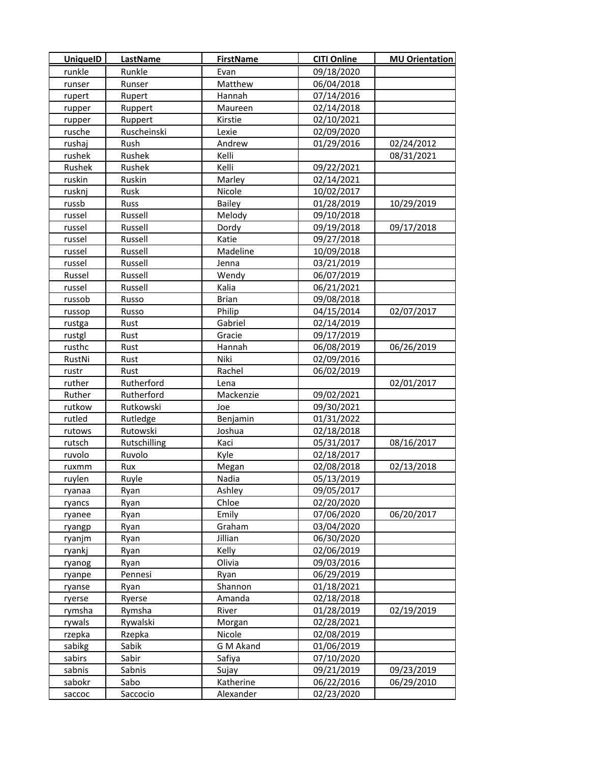| UniqueID | LastName | FirstName | CITI Online | MU Orientation |
|---|---|---|---|---|
| runkle | Runkle | Evan | 09/18/2020 | |
| runser | Runser | Matthew | 06/04/2018 | |
| rupert | Rupert | Hannah | 07/14/2016 | |
| rupper | Ruppert | Maureen | 02/14/2018 | |
| rupper | Ruppert | Kirstie | 02/10/2021 | |
| rusche | Ruscheinski | Lexie | 02/09/2020 | |
| rushaj | Rush | Andrew | 01/29/2016 | 02/24/2012 |
| rushek | Rushek | Kelli | | 08/31/2021 |
| Rushek | Rushek | Kelli | 09/22/2021 | |
| ruskin | Ruskin | Marley | 02/14/2021 | |
| rusknj | Rusk | Nicole | 10/02/2017 | |
| russb | Russ | Bailey | 01/28/2019 | 10/29/2019 |
| russel | Russell | Melody | 09/10/2018 | |
| russel | Russell | Dordy | 09/19/2018 | 09/17/2018 |
| russel | Russell | Katie | 09/27/2018 | |
| russel | Russell | Madeline | 10/09/2018 | |
| russel | Russell | Jenna | 03/21/2019 | |
| Russel | Russell | Wendy | 06/07/2019 | |
| russel | Russell | Kalia | 06/21/2021 | |
| russob | Russo | Brian | 09/08/2018 | |
| russop | Russo | Philip | 04/15/2014 | 02/07/2017 |
| rustga | Rust | Gabriel | 02/14/2019 | |
| rustgl | Rust | Gracie | 09/17/2019 | |
| rusthc | Rust | Hannah | 06/08/2019 | 06/26/2019 |
| RustNi | Rust | Niki | 02/09/2016 | |
| rustr | Rust | Rachel | 06/02/2019 | |
| ruther | Rutherford | Lena | | 02/01/2017 |
| Ruther | Rutherford | Mackenzie | 09/02/2021 | |
| rutkow | Rutkowski | Joe | 09/30/2021 | |
| rutled | Rutledge | Benjamin | 01/31/2022 | |
| rutows | Rutowski | Joshua | 02/18/2018 | |
| rutsch | Rutschilling | Kaci | 05/31/2017 | 08/16/2017 |
| ruvolo | Ruvolo | Kyle | 02/18/2017 | |
| ruxmm | Rux | Megan | 02/08/2018 | 02/13/2018 |
| ruylen | Ruyle | Nadia | 05/13/2019 | |
| ryanaa | Ryan | Ashley | 09/05/2017 | |
| ryancs | Ryan | Chloe | 02/20/2020 | |
| ryanee | Ryan | Emily | 07/06/2020 | 06/20/2017 |
| ryangp | Ryan | Graham | 03/04/2020 | |
| ryanjm | Ryan | Jillian | 06/30/2020 | |
| ryankj | Ryan | Kelly | 02/06/2019 | |
| ryanog | Ryan | Olivia | 09/03/2016 | |
| ryanpe | Pennesi | Ryan | 06/29/2019 | |
| ryanse | Ryan | Shannon | 01/18/2021 | |
| ryerse | Ryerse | Amanda | 02/18/2018 | |
| rymsha | Rymsha | River | 01/28/2019 | 02/19/2019 |
| rywals | Rywalski | Morgan | 02/28/2021 | |
| rzepka | Rzepka | Nicole | 02/08/2019 | |
| sabikg | Sabik | G M Akand | 01/06/2019 | |
| sabirs | Sabir | Safiya | 07/10/2020 | |
| sabnis | Sabnis | Sujay | 09/21/2019 | 09/23/2019 |
| sabokr | Sabo | Katherine | 06/22/2016 | 06/29/2010 |
| saccoc | Saccocio | Alexander | 02/23/2020 | |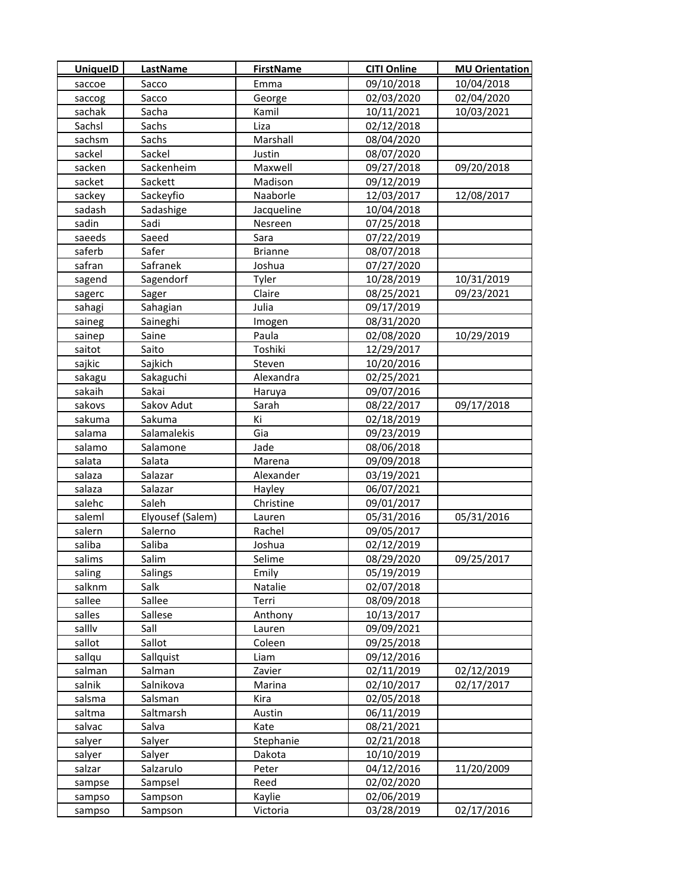| UniqueID | LastName | FirstName | CITI Online | MU Orientation |
|---|---|---|---|---|
| saccoe | Sacco | Emma | 09/10/2018 | 10/04/2018 |
| saccog | Sacco | George | 02/03/2020 | 02/04/2020 |
| sachak | Sacha | Kamil | 10/11/2021 | 10/03/2021 |
| Sachsl | Sachs | Liza | 02/12/2018 | |
| sachsm | Sachs | Marshall | 08/04/2020 | |
| sackel | Sackel | Justin | 08/07/2020 | |
| sacken | Sackenheim | Maxwell | 09/27/2018 | 09/20/2018 |
| sacket | Sackett | Madison | 09/12/2019 | |
| sackey | Sackeyfio | Naaborle | 12/03/2017 | 12/08/2017 |
| sadash | Sadashige | Jacqueline | 10/04/2018 | |
| sadin | Sadi | Nesreen | 07/25/2018 | |
| saeeds | Saeed | Sara | 07/22/2019 | |
| saferb | Safer | Brianne | 08/07/2018 | |
| safran | Safranek | Joshua | 07/27/2020 | |
| sagend | Sagendorf | Tyler | 10/28/2019 | 10/31/2019 |
| sagerc | Sager | Claire | 08/25/2021 | 09/23/2021 |
| sahagi | Sahagian | Julia | 09/17/2019 | |
| saineg | Saineghi | Imogen | 08/31/2020 | |
| sainep | Saine | Paula | 02/08/2020 | 10/29/2019 |
| saitot | Saito | Toshiki | 12/29/2017 | |
| sajkic | Sajkich | Steven | 10/20/2016 | |
| sakagu | Sakaguchi | Alexandra | 02/25/2021 | |
| sakaih | Sakai | Haruya | 09/07/2016 | |
| sakovs | Sakov Adut | Sarah | 08/22/2017 | 09/17/2018 |
| sakuma | Sakuma | Ki | 02/18/2019 | |
| salama | Salamalekis | Gia | 09/23/2019 | |
| salamo | Salamone | Jade | 08/06/2018 | |
| salata | Salata | Marena | 09/09/2018 | |
| salaza | Salazar | Alexander | 03/19/2021 | |
| salaza | Salazar | Hayley | 06/07/2021 | |
| salehc | Saleh | Christine | 09/01/2017 | |
| saleml | Elyousef (Salem) | Lauren | 05/31/2016 | 05/31/2016 |
| salern | Salerno | Rachel | 09/05/2017 | |
| saliba | Saliba | Joshua | 02/12/2019 | |
| salims | Salim | Selime | 08/29/2020 | 09/25/2017 |
| saling | Salings | Emily | 05/19/2019 | |
| salknm | Salk | Natalie | 02/07/2018 | |
| sallee | Sallee | Terri | 08/09/2018 | |
| salles | Sallese | Anthony | 10/13/2017 | |
| sallv | Sall | Lauren | 09/09/2021 | |
| sallot | Sallot | Coleen | 09/25/2018 | |
| sallqu | Sallquist | Liam | 09/12/2016 | |
| salman | Salman | Zavier | 02/11/2019 | 02/12/2019 |
| salnik | Salnikova | Marina | 02/10/2017 | 02/17/2017 |
| salsma | Salsman | Kira | 02/05/2018 | |
| saltma | Saltmarsh | Austin | 06/11/2019 | |
| salvac | Salva | Kate | 08/21/2021 | |
| salyer | Salyer | Stephanie | 02/21/2018 | |
| salyer | Salyer | Dakota | 10/10/2019 | |
| salzar | Salzarulo | Peter | 04/12/2016 | 11/20/2009 |
| sampse | Sampsel | Reed | 02/02/2020 | |
| sampso | Sampson | Kaylie | 02/06/2019 | |
| sampso | Sampson | Victoria | 03/28/2019 | 02/17/2016 |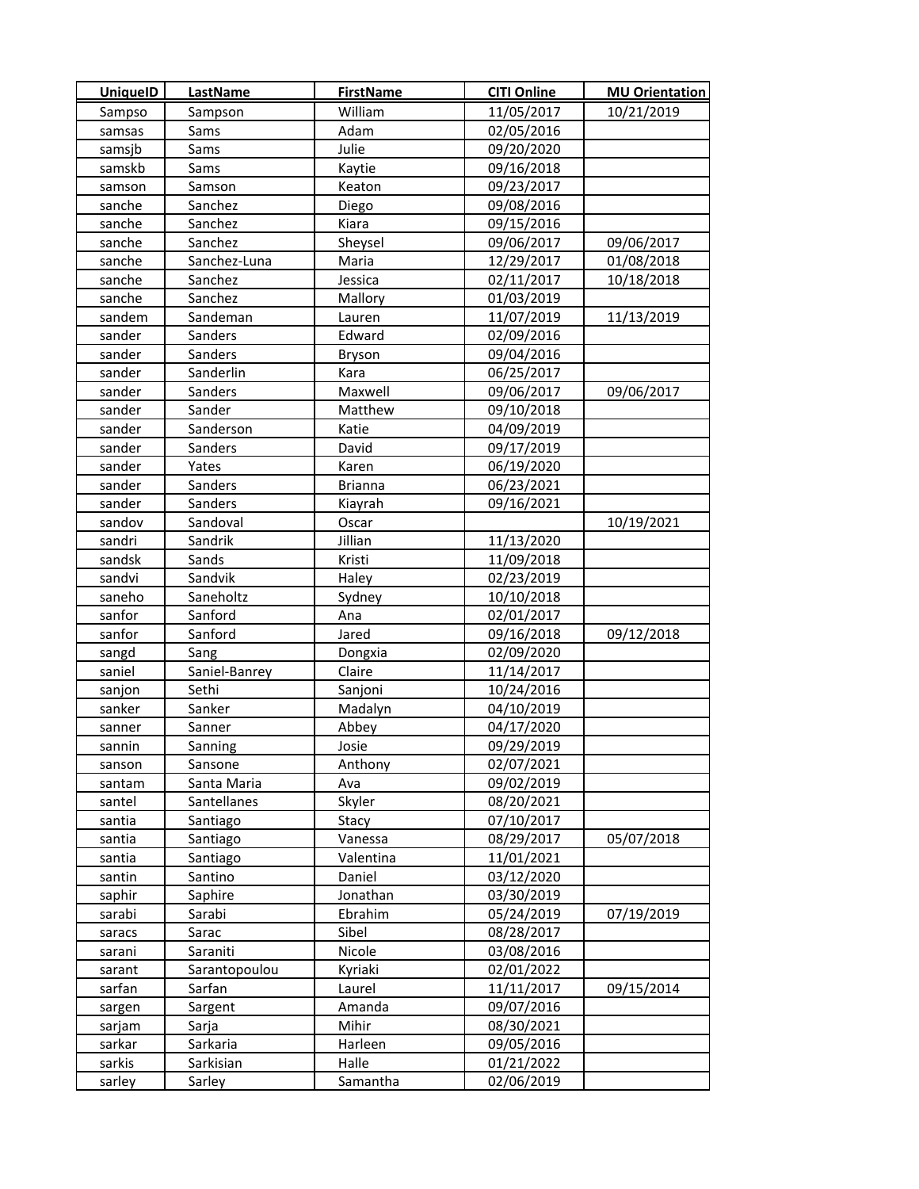| UniqueID | LastName | FirstName | CITI Online | MU Orientation |
|---|---|---|---|---|
| Sampso | Sampson | William | 11/05/2017 | 10/21/2019 |
| samsas | Sams | Adam | 02/05/2016 | |
| samsjb | Sams | Julie | 09/20/2020 | |
| samskb | Sams | Kaytie | 09/16/2018 | |
| samson | Samson | Keaton | 09/23/2017 | |
| sanche | Sanchez | Diego | 09/08/2016 | |
| sanche | Sanchez | Kiara | 09/15/2016 | |
| sanche | Sanchez | Sheysel | 09/06/2017 | 09/06/2017 |
| sanche | Sanchez-Luna | Maria | 12/29/2017 | 01/08/2018 |
| sanche | Sanchez | Jessica | 02/11/2017 | 10/18/2018 |
| sanche | Sanchez | Mallory | 01/03/2019 | |
| sandem | Sandeman | Lauren | 11/07/2019 | 11/13/2019 |
| sander | Sanders | Edward | 02/09/2016 | |
| sander | Sanders | Bryson | 09/04/2016 | |
| sander | Sanderlin | Kara | 06/25/2017 | |
| sander | Sanders | Maxwell | 09/06/2017 | 09/06/2017 |
| sander | Sander | Matthew | 09/10/2018 | |
| sander | Sanderson | Katie | 04/09/2019 | |
| sander | Sanders | David | 09/17/2019 | |
| sander | Yates | Karen | 06/19/2020 | |
| sander | Sanders | Brianna | 06/23/2021 | |
| sander | Sanders | Kiayrah | 09/16/2021 | |
| sandov | Sandoval | Oscar | | 10/19/2021 |
| sandri | Sandrik | Jillian | 11/13/2020 | |
| sandsk | Sands | Kristi | 11/09/2018 | |
| sandvi | Sandvik | Haley | 02/23/2019 | |
| saneho | Saneholtz | Sydney | 10/10/2018 | |
| sanfor | Sanford | Ana | 02/01/2017 | |
| sanfor | Sanford | Jared | 09/16/2018 | 09/12/2018 |
| sangd | Sang | Dongxia | 02/09/2020 | |
| saniel | Saniel-Banrey | Claire | 11/14/2017 | |
| sanjon | Sethi | Sanjoni | 10/24/2016 | |
| sanker | Sanker | Madalyn | 04/10/2019 | |
| sanner | Sanner | Abbey | 04/17/2020 | |
| sannin | Sanning | Josie | 09/29/2019 | |
| sanson | Sansone | Anthony | 02/07/2021 | |
| santam | Santa Maria | Ava | 09/02/2019 | |
| santel | Santellanes | Skyler | 08/20/2021 | |
| santia | Santiago | Stacy | 07/10/2017 | |
| santia | Santiago | Vanessa | 08/29/2017 | 05/07/2018 |
| santia | Santiago | Valentina | 11/01/2021 | |
| santin | Santino | Daniel | 03/12/2020 | |
| saphir | Saphire | Jonathan | 03/30/2019 | |
| sarabi | Sarabi | Ebrahim | 05/24/2019 | 07/19/2019 |
| saracs | Sarac | Sibel | 08/28/2017 | |
| sarani | Saraniti | Nicole | 03/08/2016 | |
| sarant | Sarantopoulou | Kyriaki | 02/01/2022 | |
| sarfan | Sarfan | Laurel | 11/11/2017 | 09/15/2014 |
| sargen | Sargent | Amanda | 09/07/2016 | |
| sarjam | Sarja | Mihir | 08/30/2021 | |
| sarkar | Sarkaria | Harleen | 09/05/2016 | |
| sarkis | Sarkisian | Halle | 01/21/2022 | |
| sarley | Sarley | Samantha | 02/06/2019 | |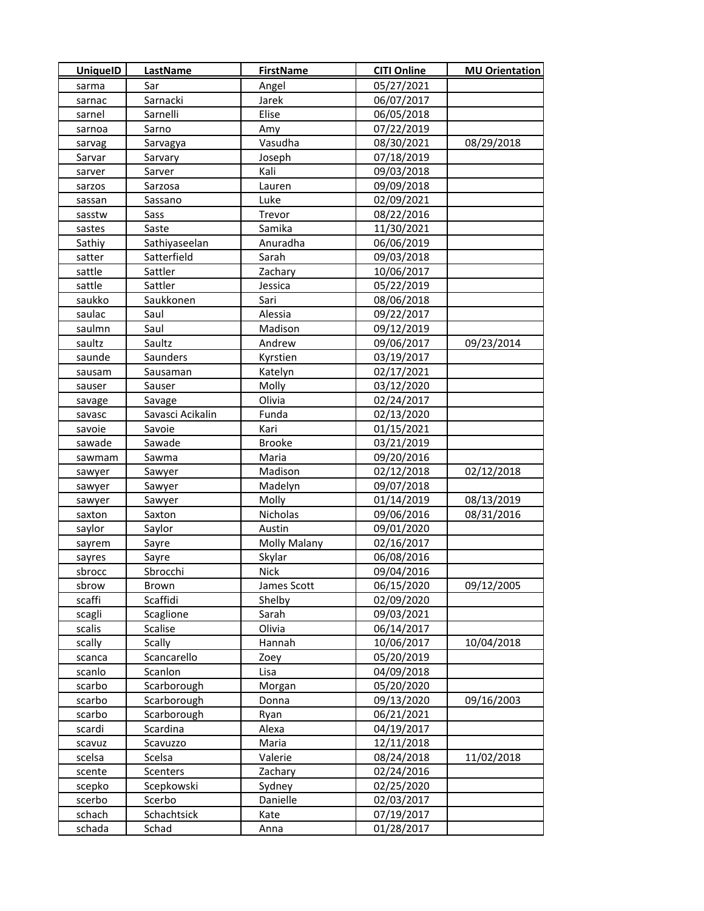| UniqueID | LastName | FirstName | CITI Online | MU Orientation |
|---|---|---|---|---|
| sarma | Sar | Angel | 05/27/2021 | |
| sarnac | Sarnacki | Jarek | 06/07/2017 | |
| sarnel | Sarnelli | Elise | 06/05/2018 | |
| sarnoa | Sarno | Amy | 07/22/2019 | |
| sarvag | Sarvagya | Vasudha | 08/30/2021 | 08/29/2018 |
| Sarvar | Sarvary | Joseph | 07/18/2019 | |
| sarver | Sarver | Kali | 09/03/2018 | |
| sarzos | Sarzosa | Lauren | 09/09/2018 | |
| sassan | Sassano | Luke | 02/09/2021 | |
| sasstw | Sass | Trevor | 08/22/2016 | |
| sastes | Saste | Samika | 11/30/2021 | |
| Sathiy | Sathiyaseelan | Anuradha | 06/06/2019 | |
| satter | Satterfield | Sarah | 09/03/2018 | |
| sattle | Sattler | Zachary | 10/06/2017 | |
| sattle | Sattler | Jessica | 05/22/2019 | |
| saukko | Saukkonen | Sari | 08/06/2018 | |
| saulac | Saul | Alessia | 09/22/2017 | |
| saulmn | Saul | Madison | 09/12/2019 | |
| saultz | Saultz | Andrew | 09/06/2017 | 09/23/2014 |
| saunde | Saunders | Kyrstien | 03/19/2017 | |
| sausam | Sausaman | Katelyn | 02/17/2021 | |
| sauser | Sauser | Molly | 03/12/2020 | |
| savage | Savage | Olivia | 02/24/2017 | |
| savasc | Savasci Acikalin | Funda | 02/13/2020 | |
| savoie | Savoie | Kari | 01/15/2021 | |
| sawade | Sawade | Brooke | 03/21/2019 | |
| sawmam | Sawma | Maria | 09/20/2016 | |
| sawyer | Sawyer | Madison | 02/12/2018 | 02/12/2018 |
| sawyer | Sawyer | Madelyn | 09/07/2018 | |
| sawyer | Sawyer | Molly | 01/14/2019 | 08/13/2019 |
| saxton | Saxton | Nicholas | 09/06/2016 | 08/31/2016 |
| saylor | Saylor | Austin | 09/01/2020 | |
| sayrem | Sayre | Molly Malany | 02/16/2017 | |
| sayres | Sayre | Skylar | 06/08/2016 | |
| sbrocc | Sbrocchi | Nick | 09/04/2016 | |
| sbrow | Brown | James Scott | 06/15/2020 | 09/12/2005 |
| scaffi | Scaffidi | Shelby | 02/09/2020 | |
| scagli | Scaglione | Sarah | 09/03/2021 | |
| scalis | Scalise | Olivia | 06/14/2017 | |
| scally | Scally | Hannah | 10/06/2017 | 10/04/2018 |
| scanca | Scancarello | Zoey | 05/20/2019 | |
| scanlo | Scanlon | Lisa | 04/09/2018 | |
| scarbo | Scarborough | Morgan | 05/20/2020 | |
| scarbo | Scarborough | Donna | 09/13/2020 | 09/16/2003 |
| scarbo | Scarborough | Ryan | 06/21/2021 | |
| scardi | Scardina | Alexa | 04/19/2017 | |
| scavuz | Scavuzzo | Maria | 12/11/2018 | |
| scelsa | Scelsa | Valerie | 08/24/2018 | 11/02/2018 |
| scente | Scenters | Zachary | 02/24/2016 | |
| scepko | Scepkowski | Sydney | 02/25/2020 | |
| scerbo | Scerbo | Danielle | 02/03/2017 | |
| schach | Schachtsick | Kate | 07/19/2017 | |
| schada | Schad | Anna | 01/28/2017 | |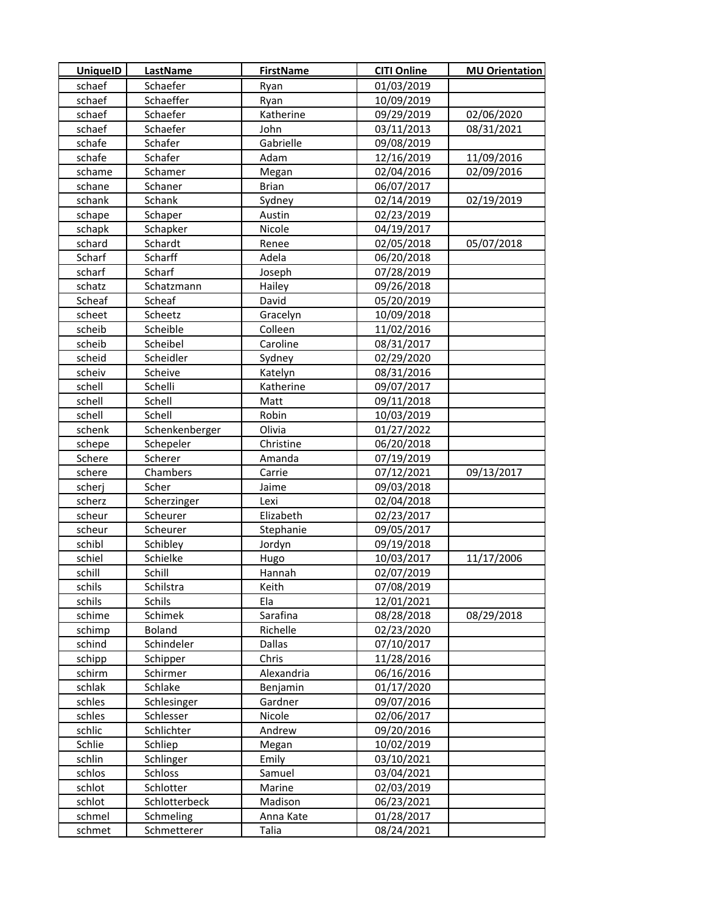| UniqueID | LastName | FirstName | CITI Online | MU Orientation |
|---|---|---|---|---|
| schaef | Schaefer | Ryan | 01/03/2019 | |
| schaef | Schaeffer | Ryan | 10/09/2019 | |
| schaef | Schaefer | Katherine | 09/29/2019 | 02/06/2020 |
| schaef | Schaefer | John | 03/11/2013 | 08/31/2021 |
| schafe | Schafer | Gabrielle | 09/08/2019 | |
| schafe | Schafer | Adam | 12/16/2019 | 11/09/2016 |
| schame | Schamer | Megan | 02/04/2016 | 02/09/2016 |
| schane | Schaner | Brian | 06/07/2017 | |
| schank | Schank | Sydney | 02/14/2019 | 02/19/2019 |
| schape | Schaper | Austin | 02/23/2019 | |
| schapk | Schapker | Nicole | 04/19/2017 | |
| schard | Schardt | Renee | 02/05/2018 | 05/07/2018 |
| Scharf | Scharff | Adela | 06/20/2018 | |
| scharf | Scharf | Joseph | 07/28/2019 | |
| schatz | Schatzmann | Hailey | 09/26/2018 | |
| Scheaf | Scheaf | David | 05/20/2019 | |
| scheet | Scheetz | Gracelyn | 10/09/2018 | |
| scheib | Scheible | Colleen | 11/02/2016 | |
| scheib | Scheibel | Caroline | 08/31/2017 | |
| scheid | Scheidler | Sydney | 02/29/2020 | |
| scheiv | Scheive | Katelyn | 08/31/2016 | |
| schell | Schelli | Katherine | 09/07/2017 | |
| schell | Schell | Matt | 09/11/2018 | |
| schell | Schell | Robin | 10/03/2019 | |
| schenk | Schenkenberger | Olivia | 01/27/2022 | |
| schepe | Schepeler | Christine | 06/20/2018 | |
| Schere | Scherer | Amanda | 07/19/2019 | |
| schere | Chambers | Carrie | 07/12/2021 | 09/13/2017 |
| scherj | Scher | Jaime | 09/03/2018 | |
| scherz | Scherzinger | Lexi | 02/04/2018 | |
| scheur | Scheurer | Elizabeth | 02/23/2017 | |
| scheur | Scheurer | Stephanie | 09/05/2017 | |
| schibl | Schibley | Jordyn | 09/19/2018 | |
| schiel | Schielke | Hugo | 10/03/2017 | 11/17/2006 |
| schill | Schill | Hannah | 02/07/2019 | |
| schils | Schilstra | Keith | 07/08/2019 | |
| schils | Schils | Ela | 12/01/2021 | |
| schime | Schimek | Sarafina | 08/28/2018 | 08/29/2018 |
| schimp | Boland | Richelle | 02/23/2020 | |
| schind | Schindeler | Dallas | 07/10/2017 | |
| schipp | Schipper | Chris | 11/28/2016 | |
| schirm | Schirmer | Alexandria | 06/16/2016 | |
| schlak | Schlake | Benjamin | 01/17/2020 | |
| schles | Schlesinger | Gardner | 09/07/2016 | |
| schles | Schlesser | Nicole | 02/06/2017 | |
| schlic | Schlichter | Andrew | 09/20/2016 | |
| Schlie | Schliep | Megan | 10/02/2019 | |
| schlin | Schlinger | Emily | 03/10/2021 | |
| schlos | Schloss | Samuel | 03/04/2021 | |
| schlot | Schlotter | Marine | 02/03/2019 | |
| schlot | Schlotterbeck | Madison | 06/23/2021 | |
| schmel | Schmeling | Anna Kate | 01/28/2017 | |
| schmet | Schmetterer | Talia | 08/24/2021 | |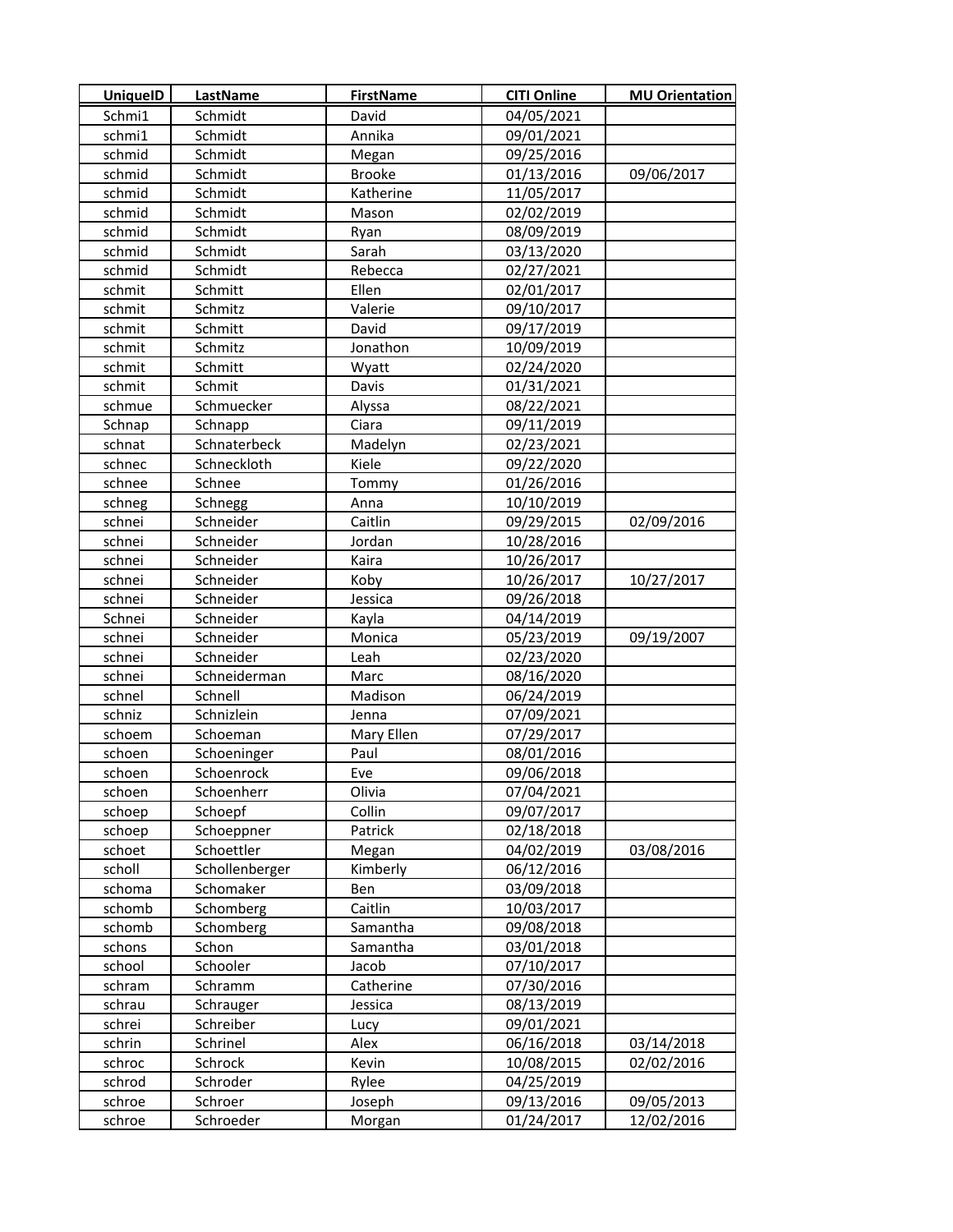| UniqueID | LastName | FirstName | CITI Online | MU Orientation |
|---|---|---|---|---|
| Schmi1 | Schmidt | David | 04/05/2021 | |
| schmi1 | Schmidt | Annika | 09/01/2021 | |
| schmid | Schmidt | Megan | 09/25/2016 | |
| schmid | Schmidt | Brooke | 01/13/2016 | 09/06/2017 |
| schmid | Schmidt | Katherine | 11/05/2017 | |
| schmid | Schmidt | Mason | 02/02/2019 | |
| schmid | Schmidt | Ryan | 08/09/2019 | |
| schmid | Schmidt | Sarah | 03/13/2020 | |
| schmid | Schmidt | Rebecca | 02/27/2021 | |
| schmit | Schmitt | Ellen | 02/01/2017 | |
| schmit | Schmitz | Valerie | 09/10/2017 | |
| schmit | Schmitt | David | 09/17/2019 | |
| schmit | Schmitz | Jonathon | 10/09/2019 | |
| schmit | Schmitt | Wyatt | 02/24/2020 | |
| schmit | Schmit | Davis | 01/31/2021 | |
| schmue | Schmuecker | Alyssa | 08/22/2021 | |
| Schnap | Schnapp | Ciara | 09/11/2019 | |
| schnat | Schnaterbeck | Madelyn | 02/23/2021 | |
| schnec | Schneckloth | Kiele | 09/22/2020 | |
| schnee | Schnee | Tommy | 01/26/2016 | |
| schneg | Schnegg | Anna | 10/10/2019 | |
| schnei | Schneider | Caitlin | 09/29/2015 | 02/09/2016 |
| schnei | Schneider | Jordan | 10/28/2016 | |
| schnei | Schneider | Kaira | 10/26/2017 | |
| schnei | Schneider | Koby | 10/26/2017 | 10/27/2017 |
| schnei | Schneider | Jessica | 09/26/2018 | |
| Schnei | Schneider | Kayla | 04/14/2019 | |
| schnei | Schneider | Monica | 05/23/2019 | 09/19/2007 |
| schnei | Schneider | Leah | 02/23/2020 | |
| schnei | Schneiderman | Marc | 08/16/2020 | |
| schnel | Schnell | Madison | 06/24/2019 | |
| schniz | Schnizlein | Jenna | 07/09/2021 | |
| schoem | Schoeman | Mary Ellen | 07/29/2017 | |
| schoen | Schoeninger | Paul | 08/01/2016 | |
| schoen | Schoenrock | Eve | 09/06/2018 | |
| schoen | Schoenherr | Olivia | 07/04/2021 | |
| schoep | Schoepf | Collin | 09/07/2017 | |
| schoep | Schoeppner | Patrick | 02/18/2018 | |
| schoet | Schoettler | Megan | 04/02/2019 | 03/08/2016 |
| scholl | Schollenberger | Kimberly | 06/12/2016 | |
| schoma | Schomaker | Ben | 03/09/2018 | |
| schomb | Schomberg | Caitlin | 10/03/2017 | |
| schomb | Schomberg | Samantha | 09/08/2018 | |
| schons | Schon | Samantha | 03/01/2018 | |
| school | Schooler | Jacob | 07/10/2017 | |
| schram | Schramm | Catherine | 07/30/2016 | |
| schrau | Schrauger | Jessica | 08/13/2019 | |
| schrei | Schreiber | Lucy | 09/01/2021 | |
| schrin | Schrinel | Alex | 06/16/2018 | 03/14/2018 |
| schroc | Schrock | Kevin | 10/08/2015 | 02/02/2016 |
| schrod | Schroder | Rylee | 04/25/2019 | |
| schroe | Schroer | Joseph | 09/13/2016 | 09/05/2013 |
| schroe | Schroeder | Morgan | 01/24/2017 | 12/02/2016 |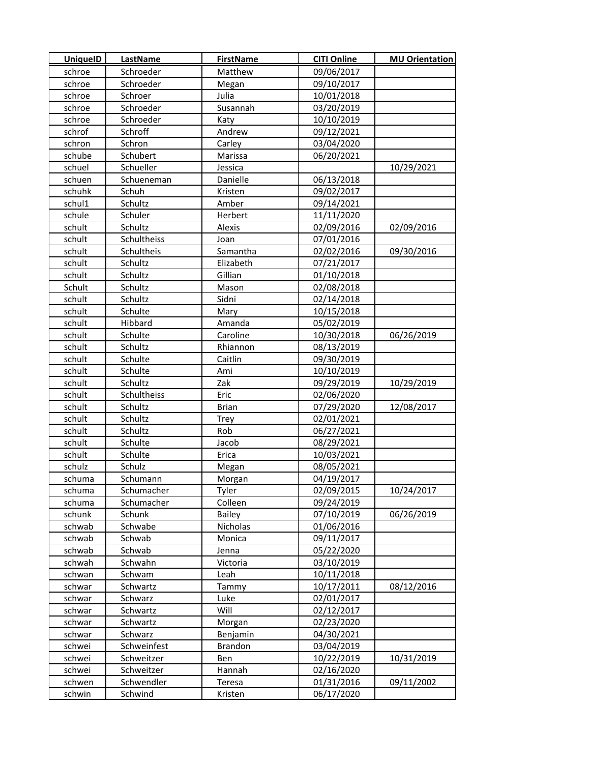| UniqueID | LastName | FirstName | CITI Online | MU Orientation |
|---|---|---|---|---|
| schroe | Schroeder | Matthew | 09/06/2017 | |
| schroe | Schroeder | Megan | 09/10/2017 | |
| schroe | Schroer | Julia | 10/01/2018 | |
| schroe | Schroeder | Susannah | 03/20/2019 | |
| schroe | Schroeder | Katy | 10/10/2019 | |
| schrof | Schroff | Andrew | 09/12/2021 | |
| schron | Schron | Carley | 03/04/2020 | |
| schube | Schubert | Marissa | 06/20/2021 | |
| schuel | Schueller | Jessica | | 10/29/2021 |
| schuen | Schueneman | Danielle | 06/13/2018 | |
| schuhk | Schuh | Kristen | 09/02/2017 | |
| schul1 | Schultz | Amber | 09/14/2021 | |
| schule | Schuler | Herbert | 11/11/2020 | |
| schult | Schultz | Alexis | 02/09/2016 | 02/09/2016 |
| schult | Schultheiss | Joan | 07/01/2016 | |
| schult | Schultheis | Samantha | 02/02/2016 | 09/30/2016 |
| schult | Schultz | Elizabeth | 07/21/2017 | |
| schult | Schultz | Gillian | 01/10/2018 | |
| Schult | Schultz | Mason | 02/08/2018 | |
| schult | Schultz | Sidni | 02/14/2018 | |
| schult | Schulte | Mary | 10/15/2018 | |
| schult | Hibbard | Amanda | 05/02/2019 | |
| schult | Schulte | Caroline | 10/30/2018 | 06/26/2019 |
| schult | Schultz | Rhiannon | 08/13/2019 | |
| schult | Schulte | Caitlin | 09/30/2019 | |
| schult | Schulte | Ami | 10/10/2019 | |
| schult | Schultz | Zak | 09/29/2019 | 10/29/2019 |
| schult | Schultheiss | Eric | 02/06/2020 | |
| schult | Schultz | Brian | 07/29/2020 | 12/08/2017 |
| schult | Schultz | Trey | 02/01/2021 | |
| schult | Schultz | Rob | 06/27/2021 | |
| schult | Schulte | Jacob | 08/29/2021 | |
| schult | Schulte | Erica | 10/03/2021 | |
| schulz | Schulz | Megan | 08/05/2021 | |
| schuma | Schumann | Morgan | 04/19/2017 | |
| schuma | Schumacher | Tyler | 02/09/2015 | 10/24/2017 |
| schuma | Schumacher | Colleen | 09/24/2019 | |
| schunk | Schunk | Bailey | 07/10/2019 | 06/26/2019 |
| schwab | Schwabe | Nicholas | 01/06/2016 | |
| schwab | Schwab | Monica | 09/11/2017 | |
| schwab | Schwab | Jenna | 05/22/2020 | |
| schwah | Schwahn | Victoria | 03/10/2019 | |
| schwan | Schwam | Leah | 10/11/2018 | |
| schwar | Schwartz | Tammy | 10/17/2011 | 08/12/2016 |
| schwar | Schwarz | Luke | 02/01/2017 | |
| schwar | Schwartz | Will | 02/12/2017 | |
| schwar | Schwartz | Morgan | 02/23/2020 | |
| schwar | Schwarz | Benjamin | 04/30/2021 | |
| schwei | Schweinfest | Brandon | 03/04/2019 | |
| schwei | Schweitzer | Ben | 10/22/2019 | 10/31/2019 |
| schwei | Schweitzer | Hannah | 02/16/2020 | |
| schwen | Schwendler | Teresa | 01/31/2016 | 09/11/2002 |
| schwin | Schwind | Kristen | 06/17/2020 | |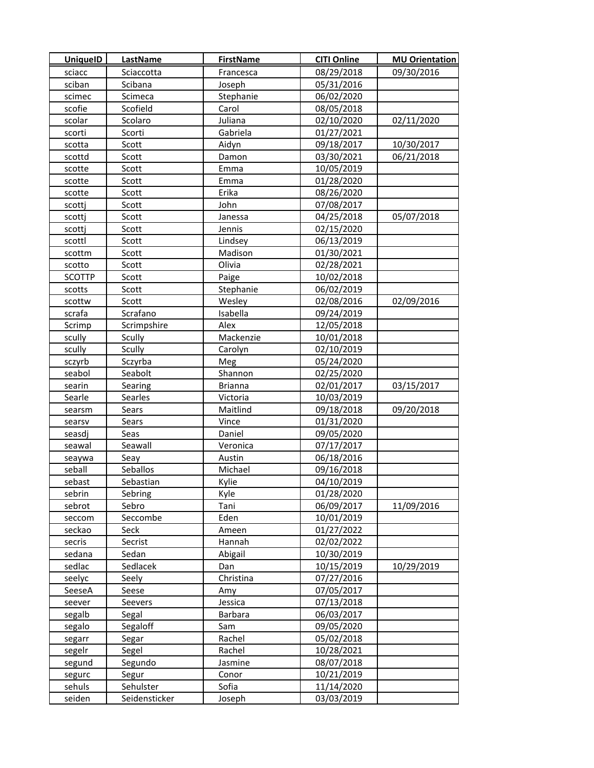| UniqueID | LastName | FirstName | CITI Online | MU Orientation |
|---|---|---|---|---|
| sciacc | Sciaccotta | Francesca | 08/29/2018 | 09/30/2016 |
| sciban | Scibana | Joseph | 05/31/2016 | |
| scimec | Scimeca | Stephanie | 06/02/2020 | |
| scofie | Scofield | Carol | 08/05/2018 | |
| scolar | Scolaro | Juliana | 02/10/2020 | 02/11/2020 |
| scorti | Scorti | Gabriela | 01/27/2021 | |
| scotta | Scott | Aidyn | 09/18/2017 | 10/30/2017 |
| scottd | Scott | Damon | 03/30/2021 | 06/21/2018 |
| scotte | Scott | Emma | 10/05/2019 | |
| scotte | Scott | Emma | 01/28/2020 | |
| scotte | Scott | Erika | 08/26/2020 | |
| scottj | Scott | John | 07/08/2017 | |
| scottj | Scott | Janessa | 04/25/2018 | 05/07/2018 |
| scottj | Scott | Jennis | 02/15/2020 | |
| scottl | Scott | Lindsey | 06/13/2019 | |
| scottm | Scott | Madison | 01/30/2021 | |
| scotto | Scott | Olivia | 02/28/2021 | |
| SCOTTP | Scott | Paige | 10/02/2018 | |
| scotts | Scott | Stephanie | 06/02/2019 | |
| scottw | Scott | Wesley | 02/08/2016 | 02/09/2016 |
| scrafa | Scrafano | Isabella | 09/24/2019 | |
| Scrimp | Scrimpshire | Alex | 12/05/2018 | |
| scully | Scully | Mackenzie | 10/01/2018 | |
| scully | Scully | Carolyn | 02/10/2019 | |
| sczyrb | Sczyrba | Meg | 05/24/2020 | |
| seabol | Seabolt | Shannon | 02/25/2020 | |
| searin | Searing | Brianna | 02/01/2017 | 03/15/2017 |
| Searle | Searles | Victoria | 10/03/2019 | |
| searsm | Sears | Maitlind | 09/18/2018 | 09/20/2018 |
| searsv | Sears | Vince | 01/31/2020 | |
| seasdj | Seas | Daniel | 09/05/2020 | |
| seawal | Seawall | Veronica | 07/17/2017 | |
| seaywa | Seay | Austin | 06/18/2016 | |
| seball | Seballos | Michael | 09/16/2018 | |
| sebast | Sebastian | Kylie | 04/10/2019 | |
| sebrin | Sebring | Kyle | 01/28/2020 | |
| sebrot | Sebro | Tani | 06/09/2017 | 11/09/2016 |
| seccom | Seccombe | Eden | 10/01/2019 | |
| seckao | Seck | Ameen | 01/27/2022 | |
| secris | Secrist | Hannah | 02/02/2022 | |
| sedana | Sedan | Abigail | 10/30/2019 | |
| sedlac | Sedlacek | Dan | 10/15/2019 | 10/29/2019 |
| seelyc | Seely | Christina | 07/27/2016 | |
| SeeseA | Seese | Amy | 07/05/2017 | |
| seever | Seevers | Jessica | 07/13/2018 | |
| segalb | Segal | Barbara | 06/03/2017 | |
| segalo | Segaloff | Sam | 09/05/2020 | |
| segarr | Segar | Rachel | 05/02/2018 | |
| segelr | Segel | Rachel | 10/28/2021 | |
| segund | Segundo | Jasmine | 08/07/2018 | |
| segurc | Segur | Conor | 10/21/2019 | |
| sehuls | Sehulster | Sofia | 11/14/2020 | |
| seiden | Seidensticker | Joseph | 03/03/2019 | |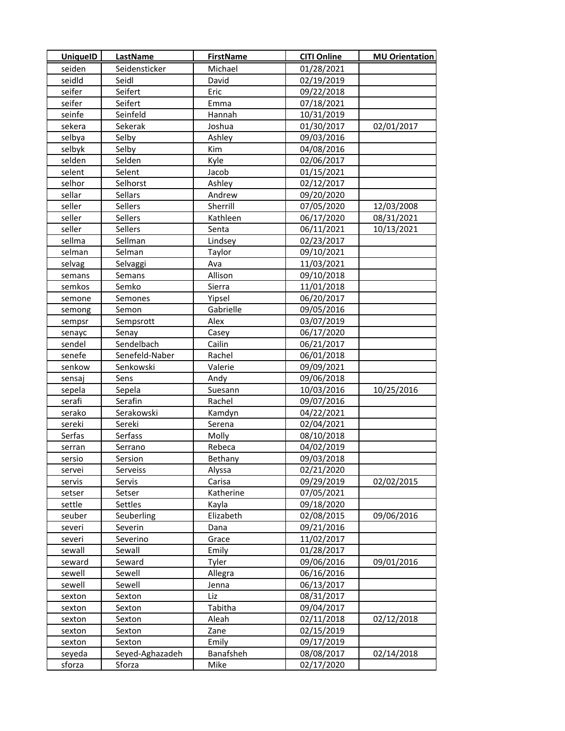| UniqueID | LastName | FirstName | CITI Online | MU Orientation |
| --- | --- | --- | --- | --- |
| seiden | Seidensticker | Michael | 01/28/2021 | |
| seidld | Seidl | David | 02/19/2019 | |
| seifer | Seifert | Eric | 09/22/2018 | |
| seifer | Seifert | Emma | 07/18/2021 | |
| seinfe | Seinfeld | Hannah | 10/31/2019 | |
| sekera | Sekerak | Joshua | 01/30/2017 | 02/01/2017 |
| selbya | Selby | Ashley | 09/03/2016 | |
| selbyk | Selby | Kim | 04/08/2016 | |
| selden | Selden | Kyle | 02/06/2017 | |
| selent | Selent | Jacob | 01/15/2021 | |
| selhor | Selhorst | Ashley | 02/12/2017 | |
| sellar | Sellars | Andrew | 09/20/2020 | |
| seller | Sellers | Sherrill | 07/05/2020 | 12/03/2008 |
| seller | Sellers | Kathleen | 06/17/2020 | 08/31/2021 |
| seller | Sellers | Senta | 06/11/2021 | 10/13/2021 |
| sellma | Sellman | Lindsey | 02/23/2017 | |
| selman | Selman | Taylor | 09/10/2021 | |
| selvag | Selvaggi | Ava | 11/03/2021 | |
| semans | Semans | Allison | 09/10/2018 | |
| semkos | Semko | Sierra | 11/01/2018 | |
| semone | Semones | Yipsel | 06/20/2017 | |
| semong | Semon | Gabrielle | 09/05/2016 | |
| sempsr | Sempsrott | Alex | 03/07/2019 | |
| senayc | Senay | Casey | 06/17/2020 | |
| sendel | Sendelbach | Cailin | 06/21/2017 | |
| senefe | Senefeld-Naber | Rachel | 06/01/2018 | |
| senkow | Senkowski | Valerie | 09/09/2021 | |
| sensaj | Sens | Andy | 09/06/2018 | |
| sepela | Sepela | Suesann | 10/03/2016 | 10/25/2016 |
| serafi | Serafin | Rachel | 09/07/2016 | |
| serako | Serakowski | Kamdyn | 04/22/2021 | |
| sereki | Sereki | Serena | 02/04/2021 | |
| Serfas | Serfass | Molly | 08/10/2018 | |
| serran | Serrano | Rebeca | 04/02/2019 | |
| sersio | Sersion | Bethany | 09/03/2018 | |
| servei | Serveiss | Alyssa | 02/21/2020 | |
| servis | Servis | Carisa | 09/29/2019 | 02/02/2015 |
| setser | Setser | Katherine | 07/05/2021 | |
| settle | Settles | Kayla | 09/18/2020 | |
| seuber | Seuberling | Elizabeth | 02/08/2015 | 09/06/2016 |
| severi | Severin | Dana | 09/21/2016 | |
| severi | Severino | Grace | 11/02/2017 | |
| sewall | Sewall | Emily | 01/28/2017 | |
| seward | Seward | Tyler | 09/06/2016 | 09/01/2016 |
| sewell | Sewell | Allegra | 06/16/2016 | |
| sewell | Sewell | Jenna | 06/13/2017 | |
| sexton | Sexton | Liz | 08/31/2017 | |
| sexton | Sexton | Tabitha | 09/04/2017 | |
| sexton | Sexton | Aleah | 02/11/2018 | 02/12/2018 |
| sexton | Sexton | Zane | 02/15/2019 | |
| sexton | Sexton | Emily | 09/17/2019 | |
| seyeda | Seyed-Aghazadeh | Banafsheh | 08/08/2017 | 02/14/2018 |
| sforza | Sforza | Mike | 02/17/2020 | |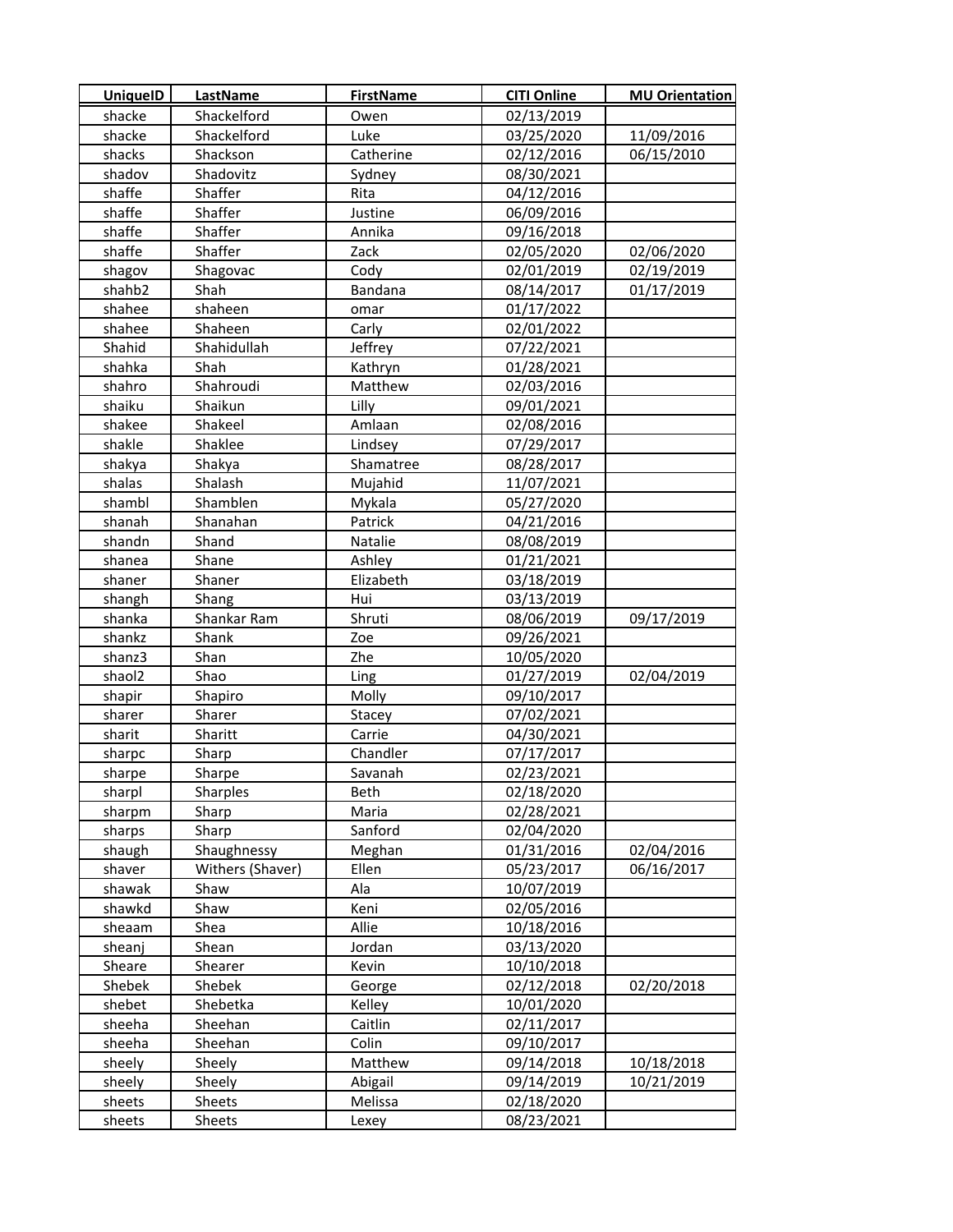| UniqueID | LastName | FirstName | CITI Online | MU Orientation |
|---|---|---|---|---|
| shacke | Shackelford | Owen | 02/13/2019 | |
| shacke | Shackelford | Luke | 03/25/2020 | 11/09/2016 |
| shacks | Shackson | Catherine | 02/12/2016 | 06/15/2010 |
| shadov | Shadovitz | Sydney | 08/30/2021 | |
| shaffe | Shaffer | Rita | 04/12/2016 | |
| shaffe | Shaffer | Justine | 06/09/2016 | |
| shaffe | Shaffer | Annika | 09/16/2018 | |
| shaffe | Shaffer | Zack | 02/05/2020 | 02/06/2020 |
| shagov | Shagovac | Cody | 02/01/2019 | 02/19/2019 |
| shahb2 | Shah | Bandana | 08/14/2017 | 01/17/2019 |
| shahee | shaheen | omar | 01/17/2022 | |
| shahee | Shaheen | Carly | 02/01/2022 | |
| Shahid | Shahidullah | Jeffrey | 07/22/2021 | |
| shahka | Shah | Kathryn | 01/28/2021 | |
| shahro | Shahroudi | Matthew | 02/03/2016 | |
| shaiku | Shaikun | Lilly | 09/01/2021 | |
| shakee | Shakeel | Amlaan | 02/08/2016 | |
| shakle | Shaklee | Lindsey | 07/29/2017 | |
| shakya | Shakya | Shamatree | 08/28/2017 | |
| shalas | Shalash | Mujahid | 11/07/2021 | |
| shambl | Shamblen | Mykala | 05/27/2020 | |
| shanah | Shanahan | Patrick | 04/21/2016 | |
| shandn | Shand | Natalie | 08/08/2019 | |
| shanea | Shane | Ashley | 01/21/2021 | |
| shaner | Shaner | Elizabeth | 03/18/2019 | |
| shangh | Shang | Hui | 03/13/2019 | |
| shanka | Shankar Ram | Shruti | 08/06/2019 | 09/17/2019 |
| shankz | Shank | Zoe | 09/26/2021 | |
| shanz3 | Shan | Zhe | 10/05/2020 | |
| shaol2 | Shao | Ling | 01/27/2019 | 02/04/2019 |
| shapir | Shapiro | Molly | 09/10/2017 | |
| sharer | Sharer | Stacey | 07/02/2021 | |
| sharit | Sharitt | Carrie | 04/30/2021 | |
| sharpc | Sharp | Chandler | 07/17/2017 | |
| sharpe | Sharpe | Savanah | 02/23/2021 | |
| sharpl | Sharples | Beth | 02/18/2020 | |
| sharpm | Sharp | Maria | 02/28/2021 | |
| sharps | Sharp | Sanford | 02/04/2020 | |
| shaugh | Shaughnessy | Meghan | 01/31/2016 | 02/04/2016 |
| shaver | Withers (Shaver) | Ellen | 05/23/2017 | 06/16/2017 |
| shawak | Shaw | Ala | 10/07/2019 | |
| shawkd | Shaw | Keni | 02/05/2016 | |
| sheaam | Shea | Allie | 10/18/2016 | |
| sheanj | Shean | Jordan | 03/13/2020 | |
| Sheare | Shearer | Kevin | 10/10/2018 | |
| Shebek | Shebek | George | 02/12/2018 | 02/20/2018 |
| shebet | Shebetka | Kelley | 10/01/2020 | |
| sheeha | Sheehan | Caitlin | 02/11/2017 | |
| sheeha | Sheehan | Colin | 09/10/2017 | |
| sheely | Sheely | Matthew | 09/14/2018 | 10/18/2018 |
| sheely | Sheely | Abigail | 09/14/2019 | 10/21/2019 |
| sheets | Sheets | Melissa | 02/18/2020 | |
| sheets | Sheets | Lexey | 08/23/2021 | |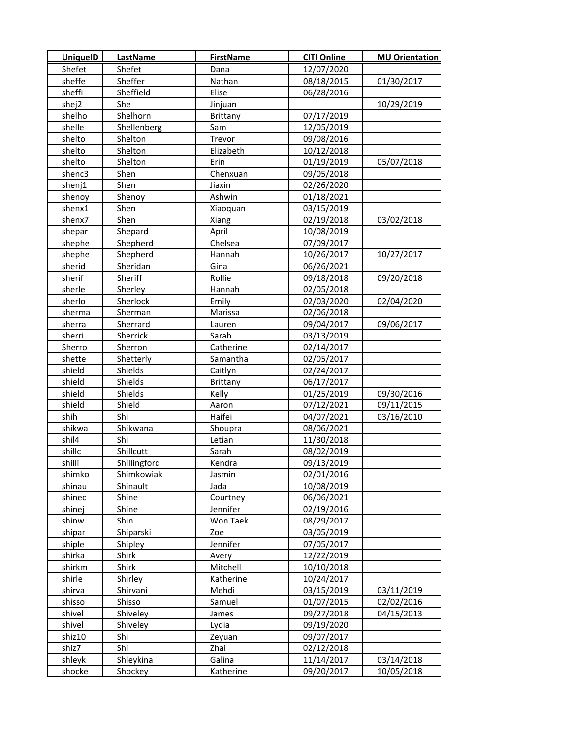| UniqueID | LastName | FirstName | CITI Online | MU Orientation |
|---|---|---|---|---|
| Shefet | Shefet | Dana | 12/07/2020 | |
| sheffe | Sheffer | Nathan | 08/18/2015 | 01/30/2017 |
| sheffi | Sheffield | Elise | 06/28/2016 | |
| shej2 | She | Jinjuan | | 10/29/2019 |
| shelho | Shelhorn | Brittany | 07/17/2019 | |
| shelle | Shellenberg | Sam | 12/05/2019 | |
| shelto | Shelton | Trevor | 09/08/2016 | |
| shelto | Shelton | Elizabeth | 10/12/2018 | |
| shelto | Shelton | Erin | 01/19/2019 | 05/07/2018 |
| shenc3 | Shen | Chenxuan | 09/05/2018 | |
| shenj1 | Shen | Jiaxin | 02/26/2020 | |
| shenoy | Shenoy | Ashwin | 01/18/2021 | |
| shenx1 | Shen | Xiaoquan | 03/15/2019 | |
| shenx7 | Shen | Xiang | 02/19/2018 | 03/02/2018 |
| shepar | Shepard | April | 10/08/2019 | |
| shephe | Shepherd | Chelsea | 07/09/2017 | |
| shephe | Shepherd | Hannah | 10/26/2017 | 10/27/2017 |
| sherid | Sheridan | Gina | 06/26/2021 | |
| sherif | Sheriff | Rollie | 09/18/2018 | 09/20/2018 |
| sherle | Sherley | Hannah | 02/05/2018 | |
| sherlo | Sherlock | Emily | 02/03/2020 | 02/04/2020 |
| sherma | Sherman | Marissa | 02/06/2018 | |
| sherra | Sherrard | Lauren | 09/04/2017 | 09/06/2017 |
| sherri | Sherrick | Sarah | 03/13/2019 | |
| Sherro | Sherron | Catherine | 02/14/2017 | |
| shette | Shetterly | Samantha | 02/05/2017 | |
| shield | Shields | Caitlyn | 02/24/2017 | |
| shield | Shields | Brittany | 06/17/2017 | |
| shield | Shields | Kelly | 01/25/2019 | 09/30/2016 |
| shield | Shield | Aaron | 07/12/2021 | 09/11/2015 |
| shih | Shi | Haifei | 04/07/2021 | 03/16/2010 |
| shikwa | Shikwana | Shoupra | 08/06/2021 | |
| shil4 | Shi | Letian | 11/30/2018 | |
| shillc | Shillcutt | Sarah | 08/02/2019 | |
| shilli | Shillingford | Kendra | 09/13/2019 | |
| shimko | Shimkowiak | Jasmin | 02/01/2016 | |
| shinau | Shinault | Jada | 10/08/2019 | |
| shinec | Shine | Courtney | 06/06/2021 | |
| shinej | Shine | Jennifer | 02/19/2016 | |
| shinw | Shin | Won Taek | 08/29/2017 | |
| shipar | Shiparski | Zoe | 03/05/2019 | |
| shiple | Shipley | Jennifer | 07/05/2017 | |
| shirka | Shirk | Avery | 12/22/2019 | |
| shirkm | Shirk | Mitchell | 10/10/2018 | |
| shirle | Shirley | Katherine | 10/24/2017 | |
| shirva | Shirvani | Mehdi | 03/15/2019 | 03/11/2019 |
| shisso | Shisso | Samuel | 01/07/2015 | 02/02/2016 |
| shivel | Shiveley | James | 09/27/2018 | 04/15/2013 |
| shivel | Shiveley | Lydia | 09/19/2020 | |
| shiz10 | Shi | Zeyuan | 09/07/2017 | |
| shiz7 | Shi | Zhai | 02/12/2018 | |
| shleyk | Shleykina | Galina | 11/14/2017 | 03/14/2018 |
| shocke | Shockey | Katherine | 09/20/2017 | 10/05/2018 |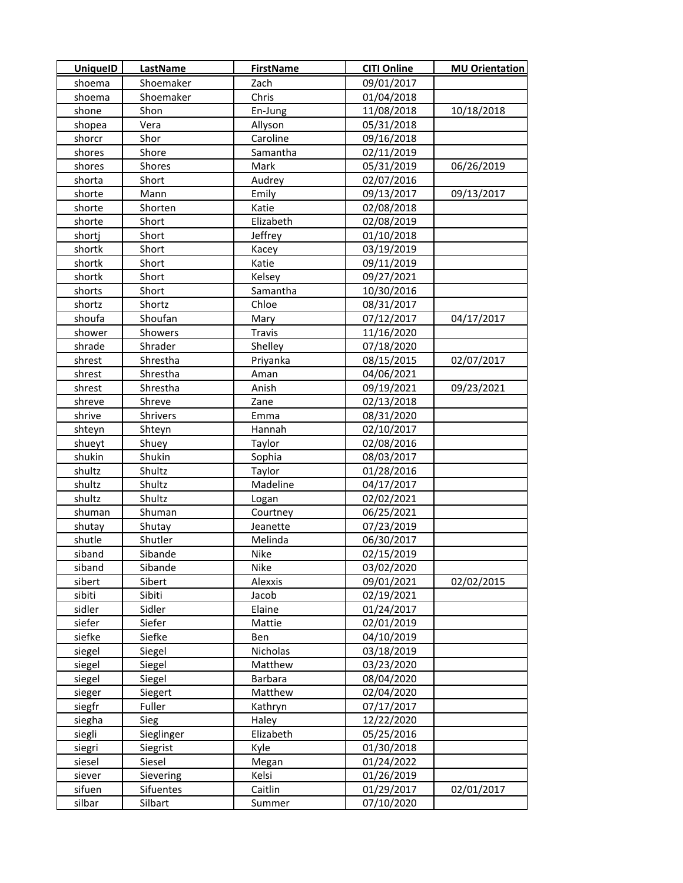| UniqueID | LastName | FirstName | CITI Online | MU Orientation |
|---|---|---|---|---|
| shoema | Shoemaker | Zach | 09/01/2017 | |
| shoema | Shoemaker | Chris | 01/04/2018 | |
| shone | Shon | En-Jung | 11/08/2018 | 10/18/2018 |
| shopea | Vera | Allyson | 05/31/2018 | |
| shorcr | Shor | Caroline | 09/16/2018 | |
| shores | Shore | Samantha | 02/11/2019 | |
| shores | Shores | Mark | 05/31/2019 | 06/26/2019 |
| shorta | Short | Audrey | 02/07/2016 | |
| shorte | Mann | Emily | 09/13/2017 | 09/13/2017 |
| shorte | Shorten | Katie | 02/08/2018 | |
| shorte | Short | Elizabeth | 02/08/2019 | |
| shortj | Short | Jeffrey | 01/10/2018 | |
| shortk | Short | Kacey | 03/19/2019 | |
| shortk | Short | Katie | 09/11/2019 | |
| shortk | Short | Kelsey | 09/27/2021 | |
| shorts | Short | Samantha | 10/30/2016 | |
| shortz | Shortz | Chloe | 08/31/2017 | |
| shoufa | Shoufan | Mary | 07/12/2017 | 04/17/2017 |
| shower | Showers | Travis | 11/16/2020 | |
| shrade | Shrader | Shelley | 07/18/2020 | |
| shrest | Shrestha | Priyanka | 08/15/2015 | 02/07/2017 |
| shrest | Shrestha | Aman | 04/06/2021 | |
| shrest | Shrestha | Anish | 09/19/2021 | 09/23/2021 |
| shreve | Shreve | Zane | 02/13/2018 | |
| shrive | Shrivers | Emma | 08/31/2020 | |
| shteyn | Shteyn | Hannah | 02/10/2017 | |
| shueyt | Shuey | Taylor | 02/08/2016 | |
| shukin | Shukin | Sophia | 08/03/2017 | |
| shultz | Shultz | Taylor | 01/28/2016 | |
| shultz | Shultz | Madeline | 04/17/2017 | |
| shultz | Shultz | Logan | 02/02/2021 | |
| shuman | Shuman | Courtney | 06/25/2021 | |
| shutay | Shutay | Jeanette | 07/23/2019 | |
| shutle | Shutler | Melinda | 06/30/2017 | |
| siband | Sibande | Nike | 02/15/2019 | |
| siband | Sibande | Nike | 03/02/2020 | |
| sibert | Sibert | Alexxis | 09/01/2021 | 02/02/2015 |
| sibiti | Sibiti | Jacob | 02/19/2021 | |
| sidler | Sidler | Elaine | 01/24/2017 | |
| siefer | Siefer | Mattie | 02/01/2019 | |
| siefke | Siefke | Ben | 04/10/2019 | |
| siegel | Siegel | Nicholas | 03/18/2019 | |
| siegel | Siegel | Matthew | 03/23/2020 | |
| siegel | Siegel | Barbara | 08/04/2020 | |
| sieger | Siegert | Matthew | 02/04/2020 | |
| siegfr | Fuller | Kathryn | 07/17/2017 | |
| siegha | Sieg | Haley | 12/22/2020 | |
| siegli | Sieglinger | Elizabeth | 05/25/2016 | |
| siegri | Siegrist | Kyle | 01/30/2018 | |
| siesel | Siesel | Megan | 01/24/2022 | |
| siever | Sievering | Kelsi | 01/26/2019 | |
| sifuen | Sifuentes | Caitlin | 01/29/2017 | 02/01/2017 |
| silbar | Silbart | Summer | 07/10/2020 | |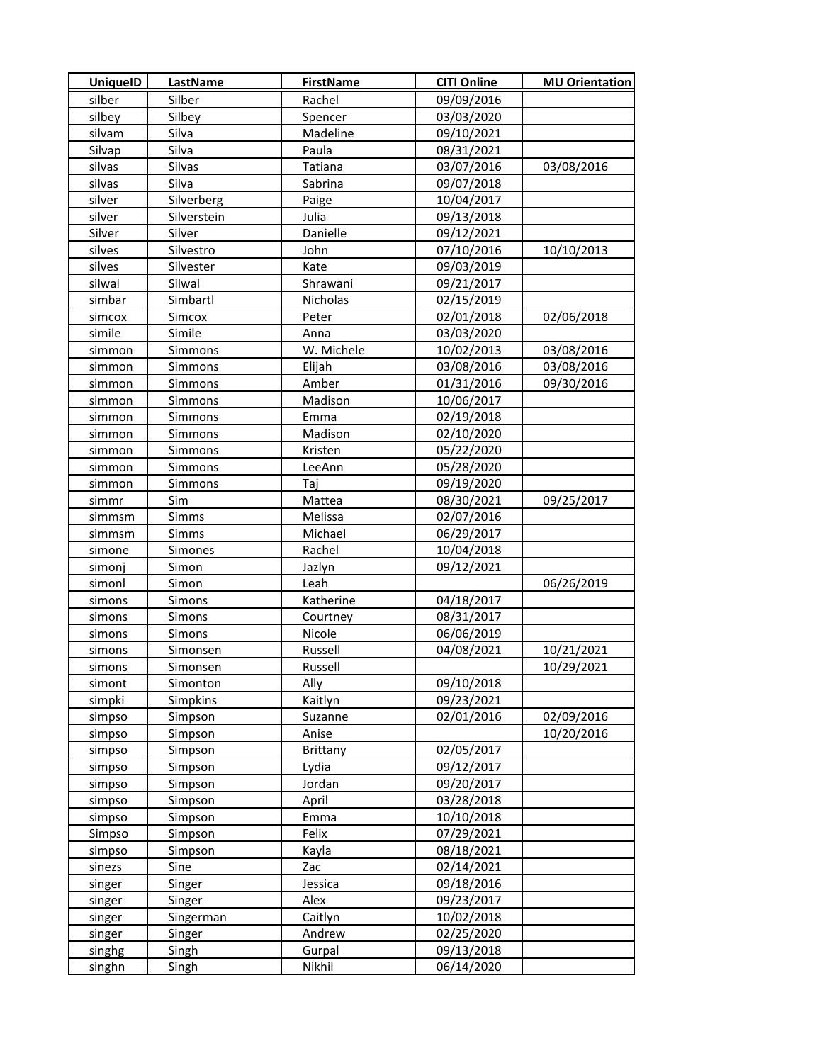| UniqueID | LastName | FirstName | CITI Online | MU Orientation |
|---|---|---|---|---|
| silber | Silber | Rachel | 09/09/2016 | |
| silbey | Silbey | Spencer | 03/03/2020 | |
| silvam | Silva | Madeline | 09/10/2021 | |
| Silvap | Silva | Paula | 08/31/2021 | |
| silvas | Silvas | Tatiana | 03/07/2016 | 03/08/2016 |
| silvas | Silva | Sabrina | 09/07/2018 | |
| silver | Silverberg | Paige | 10/04/2017 | |
| silver | Silverstein | Julia | 09/13/2018 | |
| Silver | Silver | Danielle | 09/12/2021 | |
| silves | Silvestro | John | 07/10/2016 | 10/10/2013 |
| silves | Silvester | Kate | 09/03/2019 | |
| silwal | Silwal | Shrawani | 09/21/2017 | |
| simbar | Simbartl | Nicholas | 02/15/2019 | |
| simcox | Simcox | Peter | 02/01/2018 | 02/06/2018 |
| simile | Simile | Anna | 03/03/2020 | |
| simmon | Simmons | W. Michele | 10/02/2013 | 03/08/2016 |
| simmon | Simmons | Elijah | 03/08/2016 | 03/08/2016 |
| simmon | Simmons | Amber | 01/31/2016 | 09/30/2016 |
| simmon | Simmons | Madison | 10/06/2017 | |
| simmon | Simmons | Emma | 02/19/2018 | |
| simmon | Simmons | Madison | 02/10/2020 | |
| simmon | Simmons | Kristen | 05/22/2020 | |
| simmon | Simmons | LeeAnn | 05/28/2020 | |
| simmon | Simmons | Taj | 09/19/2020 | |
| simmr | Sim | Mattea | 08/30/2021 | 09/25/2017 |
| simmsm | Simms | Melissa | 02/07/2016 | |
| simmsm | Simms | Michael | 06/29/2017 | |
| simone | Simones | Rachel | 10/04/2018 | |
| simonj | Simon | Jazlyn | 09/12/2021 | |
| simonl | Simon | Leah | | 06/26/2019 |
| simons | Simons | Katherine | 04/18/2017 | |
| simons | Simons | Courtney | 08/31/2017 | |
| simons | Simons | Nicole | 06/06/2019 | |
| simons | Simonsen | Russell | 04/08/2021 | 10/21/2021 |
| simons | Simonsen | Russell | | 10/29/2021 |
| simont | Simonton | Ally | 09/10/2018 | |
| simpki | Simpkins | Kaitlyn | 09/23/2021 | |
| simpso | Simpson | Suzanne | 02/01/2016 | 02/09/2016 |
| simpso | Simpson | Anise | | 10/20/2016 |
| simpso | Simpson | Brittany | 02/05/2017 | |
| simpso | Simpson | Lydia | 09/12/2017 | |
| simpso | Simpson | Jordan | 09/20/2017 | |
| simpso | Simpson | April | 03/28/2018 | |
| simpso | Simpson | Emma | 10/10/2018 | |
| Simpso | Simpson | Felix | 07/29/2021 | |
| simpso | Simpson | Kayla | 08/18/2021 | |
| sinezs | Sine | Zac | 02/14/2021 | |
| singer | Singer | Jessica | 09/18/2016 | |
| singer | Singer | Alex | 09/23/2017 | |
| singer | Singerman | Caitlyn | 10/02/2018 | |
| singer | Singer | Andrew | 02/25/2020 | |
| singhg | Singh | Gurpal | 09/13/2018 | |
| singhn | Singh | Nikhil | 06/14/2020 | |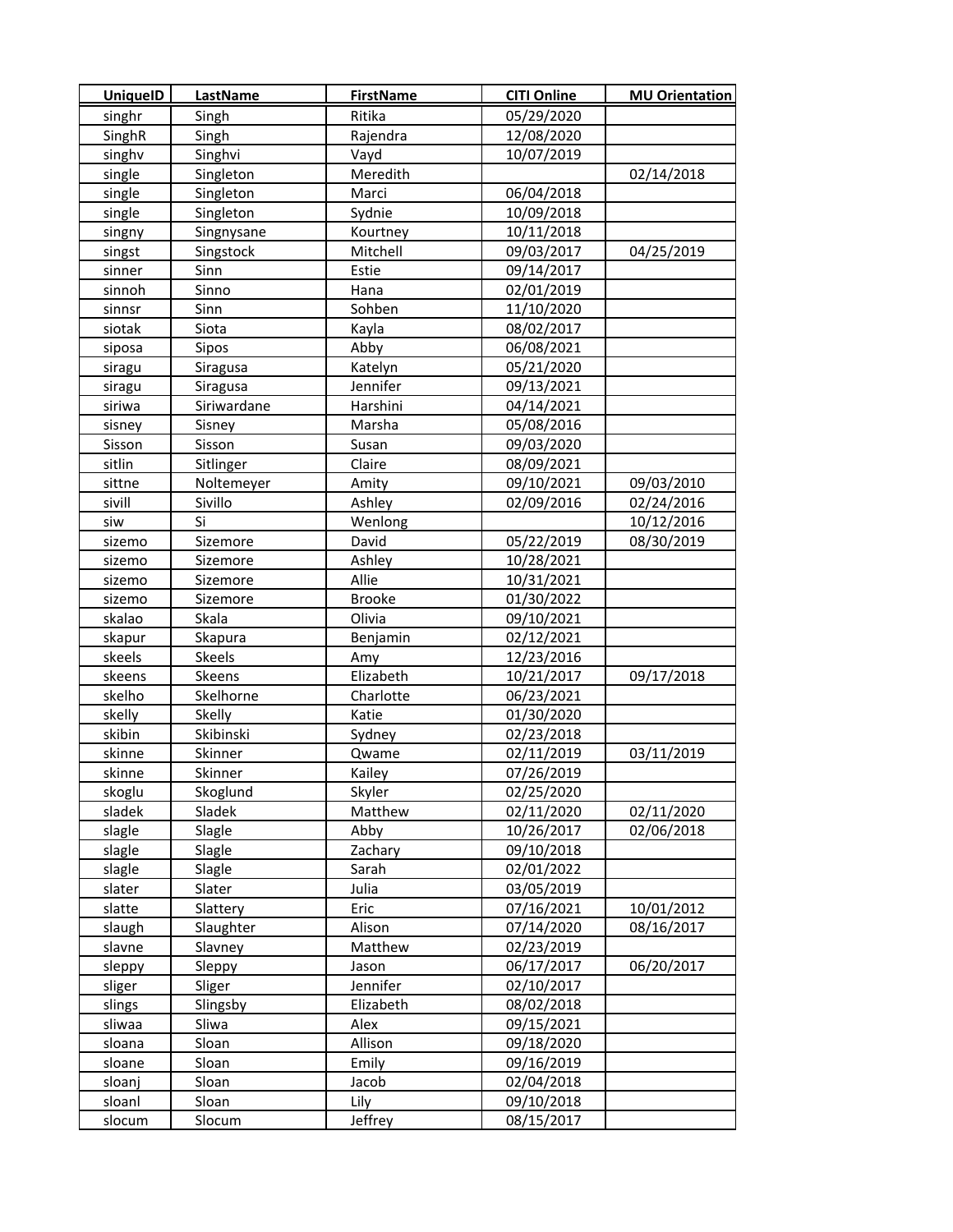| UniqueID | LastName | FirstName | CITI Online | MU Orientation |
|---|---|---|---|---|
| singhr | Singh | Ritika | 05/29/2020 | |
| SinghR | Singh | Rajendra | 12/08/2020 | |
| singhv | Singhvi | Vayd | 10/07/2019 | |
| single | Singleton | Meredith | | 02/14/2018 |
| single | Singleton | Marci | 06/04/2018 | |
| single | Singleton | Sydnie | 10/09/2018 | |
| singny | Singnysane | Kourtney | 10/11/2018 | |
| singst | Singstock | Mitchell | 09/03/2017 | 04/25/2019 |
| sinner | Sinn | Estie | 09/14/2017 | |
| sinnoh | Sinno | Hana | 02/01/2019 | |
| sinnsr | Sinn | Sohben | 11/10/2020 | |
| siotak | Siota | Kayla | 08/02/2017 | |
| siposa | Sipos | Abby | 06/08/2021 | |
| siragu | Siragusa | Katelyn | 05/21/2020 | |
| siragu | Siragusa | Jennifer | 09/13/2021 | |
| siriwa | Siriwardane | Harshini | 04/14/2021 | |
| sisney | Sisney | Marsha | 05/08/2016 | |
| Sisson | Sisson | Susan | 09/03/2020 | |
| sitlin | Sitlinger | Claire | 08/09/2021 | |
| sittne | Noltemeyer | Amity | 09/10/2021 | 09/03/2010 |
| sivill | Sivillo | Ashley | 02/09/2016 | 02/24/2016 |
| siw | Si | Wenlong | | 10/12/2016 |
| sizemo | Sizemore | David | 05/22/2019 | 08/30/2019 |
| sizemo | Sizemore | Ashley | 10/28/2021 | |
| sizemo | Sizemore | Allie | 10/31/2021 | |
| sizemo | Sizemore | Brooke | 01/30/2022 | |
| skalao | Skala | Olivia | 09/10/2021 | |
| skapur | Skapura | Benjamin | 02/12/2021 | |
| skeels | Skeels | Amy | 12/23/2016 | |
| skeens | Skeens | Elizabeth | 10/21/2017 | 09/17/2018 |
| skelho | Skelhorne | Charlotte | 06/23/2021 | |
| skelly | Skelly | Katie | 01/30/2020 | |
| skibin | Skibinski | Sydney | 02/23/2018 | |
| skinne | Skinner | Qwame | 02/11/2019 | 03/11/2019 |
| skinne | Skinner | Kailey | 07/26/2019 | |
| skoglu | Skoglund | Skyler | 02/25/2020 | |
| sladek | Sladek | Matthew | 02/11/2020 | 02/11/2020 |
| slagle | Slagle | Abby | 10/26/2017 | 02/06/2018 |
| slagle | Slagle | Zachary | 09/10/2018 | |
| slagle | Slagle | Sarah | 02/01/2022 | |
| slater | Slater | Julia | 03/05/2019 | |
| slatte | Slattery | Eric | 07/16/2021 | 10/01/2012 |
| slaugh | Slaughter | Alison | 07/14/2020 | 08/16/2017 |
| slavne | Slavney | Matthew | 02/23/2019 | |
| sleppy | Sleppy | Jason | 06/17/2017 | 06/20/2017 |
| sliger | Sliger | Jennifer | 02/10/2017 | |
| slings | Slingsby | Elizabeth | 08/02/2018 | |
| sliwaa | Sliwa | Alex | 09/15/2021 | |
| sloana | Sloan | Allison | 09/18/2020 | |
| sloane | Sloan | Emily | 09/16/2019 | |
| sloanj | Sloan | Jacob | 02/04/2018 | |
| sloanl | Sloan | Lily | 09/10/2018 | |
| slocum | Slocum | Jeffrey | 08/15/2017 | |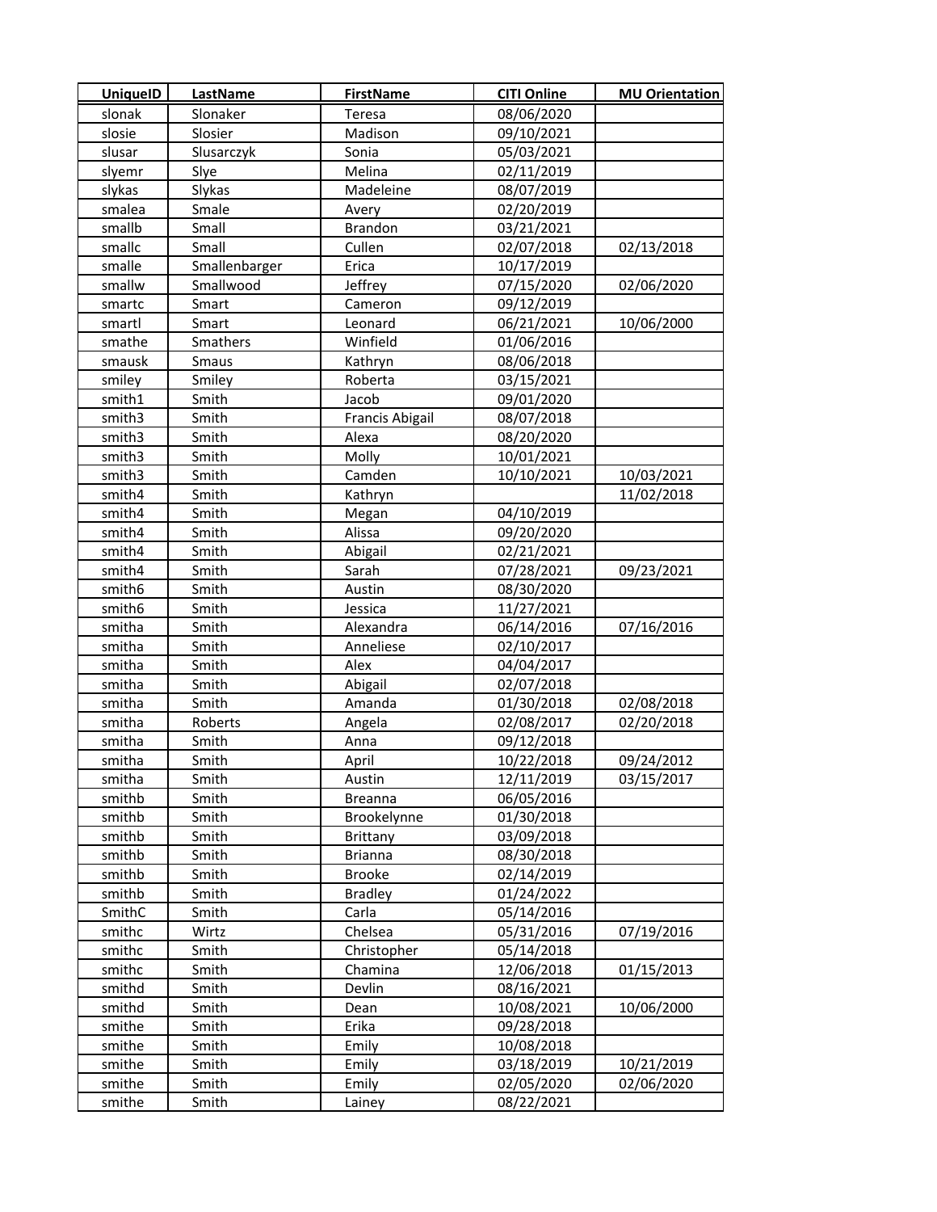| UniqueID | LastName | FirstName | CITI Online | MU Orientation |
|---|---|---|---|---|
| slonak | Slonaker | Teresa | 08/06/2020 | |
| slosie | Slosier | Madison | 09/10/2021 | |
| slusar | Slusarczyk | Sonia | 05/03/2021 | |
| slyemr | Slye | Melina | 02/11/2019 | |
| slykas | Slykas | Madeleine | 08/07/2019 | |
| smalea | Smale | Avery | 02/20/2019 | |
| smallb | Small | Brandon | 03/21/2021 | |
| smallc | Small | Cullen | 02/07/2018 | 02/13/2018 |
| smalle | Smallenbarger | Erica | 10/17/2019 | |
| smallw | Smallwood | Jeffrey | 07/15/2020 | 02/06/2020 |
| smartc | Smart | Cameron | 09/12/2019 | |
| smartl | Smart | Leonard | 06/21/2021 | 10/06/2000 |
| smathe | Smathers | Winfield | 01/06/2016 | |
| smausk | Smaus | Kathryn | 08/06/2018 | |
| smiley | Smiley | Roberta | 03/15/2021 | |
| smith1 | Smith | Jacob | 09/01/2020 | |
| smith3 | Smith | Francis Abigail | 08/07/2018 | |
| smith3 | Smith | Alexa | 08/20/2020 | |
| smith3 | Smith | Molly | 10/01/2021 | |
| smith3 | Smith | Camden | 10/10/2021 | 10/03/2021 |
| smith4 | Smith | Kathryn | | 11/02/2018 |
| smith4 | Smith | Megan | 04/10/2019 | |
| smith4 | Smith | Alissa | 09/20/2020 | |
| smith4 | Smith | Abigail | 02/21/2021 | |
| smith4 | Smith | Sarah | 07/28/2021 | 09/23/2021 |
| smith6 | Smith | Austin | 08/30/2020 | |
| smith6 | Smith | Jessica | 11/27/2021 | |
| smitha | Smith | Alexandra | 06/14/2016 | 07/16/2016 |
| smitha | Smith | Anneliese | 02/10/2017 | |
| smitha | Smith | Alex | 04/04/2017 | |
| smitha | Smith | Abigail | 02/07/2018 | |
| smitha | Smith | Amanda | 01/30/2018 | 02/08/2018 |
| smitha | Roberts | Angela | 02/08/2017 | 02/20/2018 |
| smitha | Smith | Anna | 09/12/2018 | |
| smitha | Smith | April | 10/22/2018 | 09/24/2012 |
| smitha | Smith | Austin | 12/11/2019 | 03/15/2017 |
| smithb | Smith | Breanna | 06/05/2016 | |
| smithb | Smith | Brookelynne | 01/30/2018 | |
| smithb | Smith | Brittany | 03/09/2018 | |
| smithb | Smith | Brianna | 08/30/2018 | |
| smithb | Smith | Brooke | 02/14/2019 | |
| smithb | Smith | Bradley | 01/24/2022 | |
| SmithC | Smith | Carla | 05/14/2016 | |
| smithc | Wirtz | Chelsea | 05/31/2016 | 07/19/2016 |
| smithc | Smith | Christopher | 05/14/2018 | |
| smithc | Smith | Chamina | 12/06/2018 | 01/15/2013 |
| smithd | Smith | Devlin | 08/16/2021 | |
| smithd | Smith | Dean | 10/08/2021 | 10/06/2000 |
| smithe | Smith | Erika | 09/28/2018 | |
| smithe | Smith | Emily | 10/08/2018 | |
| smithe | Smith | Emily | 03/18/2019 | 10/21/2019 |
| smithe | Smith | Emily | 02/05/2020 | 02/06/2020 |
| smithe | Smith | Lainey | 08/22/2021 | |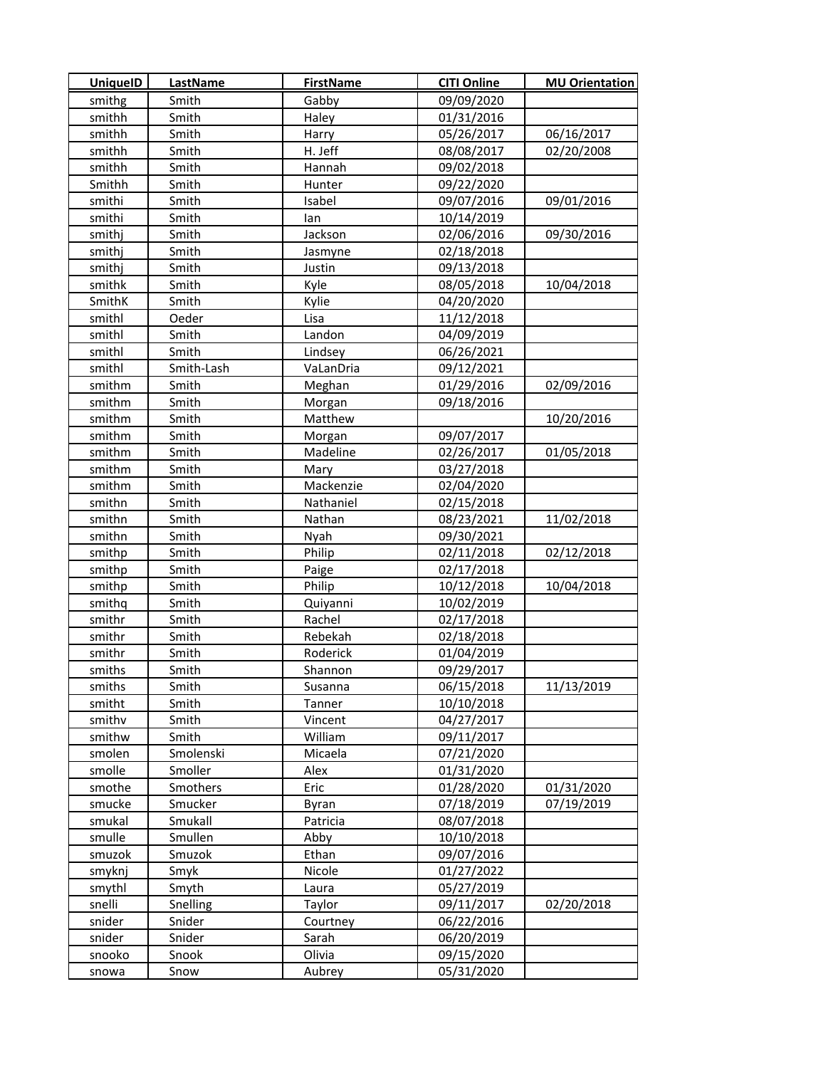| UniqueID | LastName | FirstName | CITI Online | MU Orientation |
|---|---|---|---|---|
| smithg | Smith | Gabby | 09/09/2020 | |
| smithh | Smith | Haley | 01/31/2016 | |
| smithh | Smith | Harry | 05/26/2017 | 06/16/2017 |
| smithh | Smith | H. Jeff | 08/08/2017 | 02/20/2008 |
| smithh | Smith | Hannah | 09/02/2018 | |
| Smithh | Smith | Hunter | 09/22/2020 | |
| smithi | Smith | Isabel | 09/07/2016 | 09/01/2016 |
| smithi | Smith | Ian | 10/14/2019 | |
| smithj | Smith | Jackson | 02/06/2016 | 09/30/2016 |
| smithj | Smith | Jasmyne | 02/18/2018 | |
| smithj | Smith | Justin | 09/13/2018 | |
| smithk | Smith | Kyle | 08/05/2018 | 10/04/2018 |
| SmithK | Smith | Kylie | 04/20/2020 | |
| smithl | Oeder | Lisa | 11/12/2018 | |
| smithl | Smith | Landon | 04/09/2019 | |
| smithl | Smith | Lindsey | 06/26/2021 | |
| smithl | Smith-Lash | VaLanDria | 09/12/2021 | |
| smithm | Smith | Meghan | 01/29/2016 | 02/09/2016 |
| smithm | Smith | Morgan | 09/18/2016 | |
| smithm | Smith | Matthew | | 10/20/2016 |
| smithm | Smith | Morgan | 09/07/2017 | |
| smithm | Smith | Madeline | 02/26/2017 | 01/05/2018 |
| smithm | Smith | Mary | 03/27/2018 | |
| smithm | Smith | Mackenzie | 02/04/2020 | |
| smithn | Smith | Nathaniel | 02/15/2018 | |
| smithn | Smith | Nathan | 08/23/2021 | 11/02/2018 |
| smithn | Smith | Nyah | 09/30/2021 | |
| smithp | Smith | Philip | 02/11/2018 | 02/12/2018 |
| smithp | Smith | Paige | 02/17/2018 | |
| smithp | Smith | Philip | 10/12/2018 | 10/04/2018 |
| smithq | Smith | Quiyanni | 10/02/2019 | |
| smithr | Smith | Rachel | 02/17/2018 | |
| smithr | Smith | Rebekah | 02/18/2018 | |
| smithr | Smith | Roderick | 01/04/2019 | |
| smiths | Smith | Shannon | 09/29/2017 | |
| smiths | Smith | Susanna | 06/15/2018 | 11/13/2019 |
| smitht | Smith | Tanner | 10/10/2018 | |
| smithv | Smith | Vincent | 04/27/2017 | |
| smithw | Smith | William | 09/11/2017 | |
| smolen | Smolenski | Micaela | 07/21/2020 | |
| smolle | Smoller | Alex | 01/31/2020 | |
| smothe | Smothers | Eric | 01/28/2020 | 01/31/2020 |
| smucke | Smucker | Byran | 07/18/2019 | 07/19/2019 |
| smukal | Smukall | Patricia | 08/07/2018 | |
| smulle | Smullen | Abby | 10/10/2018 | |
| smuzok | Smuzok | Ethan | 09/07/2016 | |
| smyknj | Smyk | Nicole | 01/27/2022 | |
| smythl | Smyth | Laura | 05/27/2019 | |
| snelli | Snelling | Taylor | 09/11/2017 | 02/20/2018 |
| snider | Snider | Courtney | 06/22/2016 | |
| snider | Snider | Sarah | 06/20/2019 | |
| snooko | Snook | Olivia | 09/15/2020 | |
| snowa | Snow | Aubrey | 05/31/2020 | |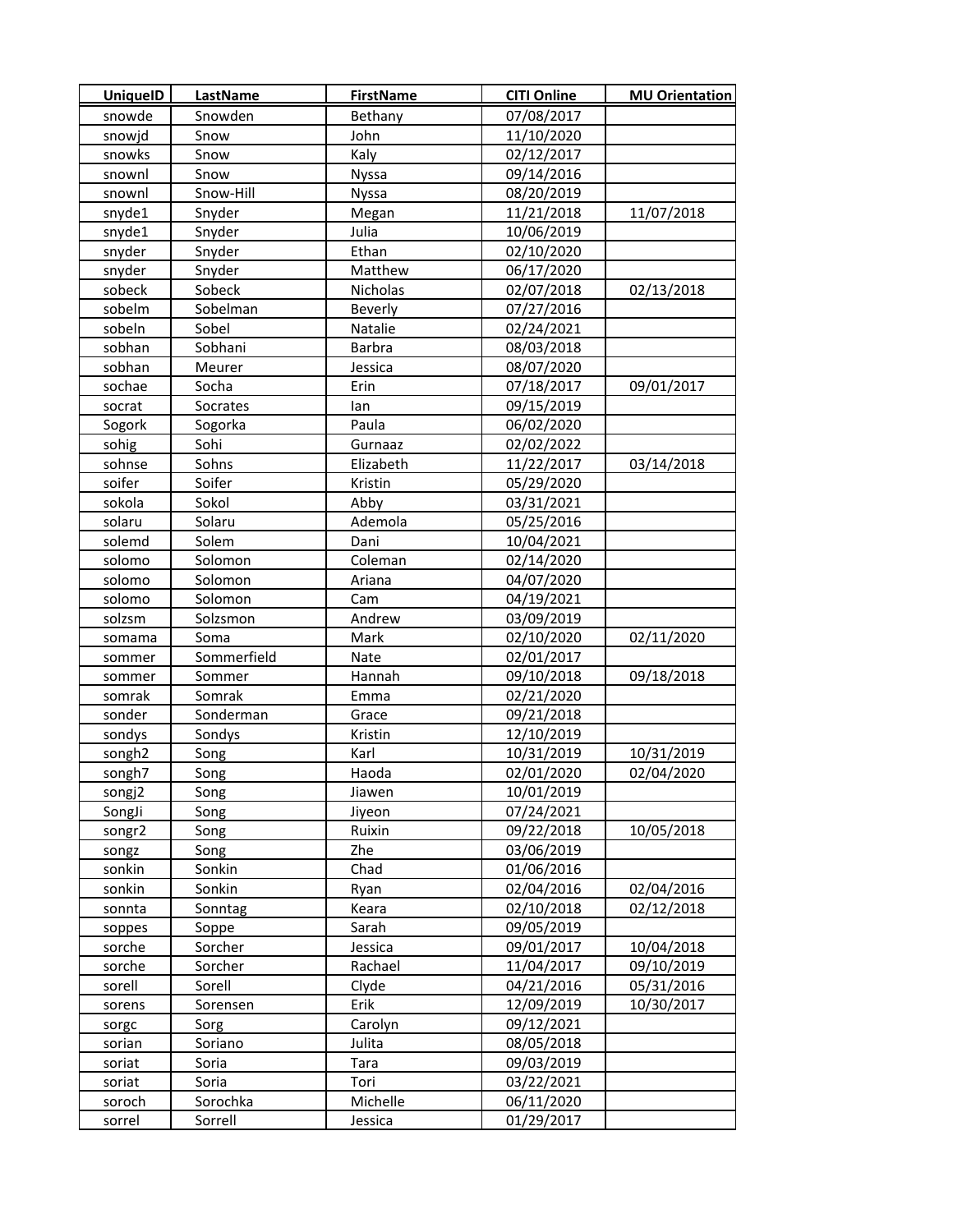| UniqueID | LastName | FirstName | CITI Online | MU Orientation |
|---|---|---|---|---|
| snowde | Snowden | Bethany | 07/08/2017 | |
| snowjd | Snow | John | 11/10/2020 | |
| snowks | Snow | Kaly | 02/12/2017 | |
| snownl | Snow | Nyssa | 09/14/2016 | |
| snownl | Snow-Hill | Nyssa | 08/20/2019 | |
| snyde1 | Snyder | Megan | 11/21/2018 | 11/07/2018 |
| snyde1 | Snyder | Julia | 10/06/2019 | |
| snyder | Snyder | Ethan | 02/10/2020 | |
| snyder | Snyder | Matthew | 06/17/2020 | |
| sobeck | Sobeck | Nicholas | 02/07/2018 | 02/13/2018 |
| sobelm | Sobelman | Beverly | 07/27/2016 | |
| sobeln | Sobel | Natalie | 02/24/2021 | |
| sobhan | Sobhani | Barbra | 08/03/2018 | |
| sobhan | Meurer | Jessica | 08/07/2020 | |
| sochae | Socha | Erin | 07/18/2017 | 09/01/2017 |
| socrat | Socrates | Ian | 09/15/2019 | |
| Sogork | Sogorka | Paula | 06/02/2020 | |
| sohig | Sohi | Gurnaaz | 02/02/2022 | |
| sohnse | Sohns | Elizabeth | 11/22/2017 | 03/14/2018 |
| soifer | Soifer | Kristin | 05/29/2020 | |
| sokola | Sokol | Abby | 03/31/2021 | |
| solaru | Solaru | Ademola | 05/25/2016 | |
| solemd | Solem | Dani | 10/04/2021 | |
| solomo | Solomon | Coleman | 02/14/2020 | |
| solomo | Solomon | Ariana | 04/07/2020 | |
| solomo | Solomon | Cam | 04/19/2021 | |
| solzsm | Solzsmon | Andrew | 03/09/2019 | |
| somama | Soma | Mark | 02/10/2020 | 02/11/2020 |
| sommer | Sommerfield | Nate | 02/01/2017 | |
| sommer | Sommer | Hannah | 09/10/2018 | 09/18/2018 |
| somrak | Somrak | Emma | 02/21/2020 | |
| sonder | Sonderman | Grace | 09/21/2018 | |
| sondys | Sondys | Kristin | 12/10/2019 | |
| songh2 | Song | Karl | 10/31/2019 | 10/31/2019 |
| songh7 | Song | Haoda | 02/01/2020 | 02/04/2020 |
| songj2 | Song | Jiawen | 10/01/2019 | |
| SongJi | Song | Jiyeon | 07/24/2021 | |
| songr2 | Song | Ruixin | 09/22/2018 | 10/05/2018 |
| songz | Song | Zhe | 03/06/2019 | |
| sonkin | Sonkin | Chad | 01/06/2016 | |
| sonkin | Sonkin | Ryan | 02/04/2016 | 02/04/2016 |
| sonnta | Sonntag | Keara | 02/10/2018 | 02/12/2018 |
| soppes | Soppe | Sarah | 09/05/2019 | |
| sorche | Sorcher | Jessica | 09/01/2017 | 10/04/2018 |
| sorche | Sorcher | Rachael | 11/04/2017 | 09/10/2019 |
| sorell | Sorell | Clyde | 04/21/2016 | 05/31/2016 |
| sorens | Sorensen | Erik | 12/09/2019 | 10/30/2017 |
| sorgc | Sorg | Carolyn | 09/12/2021 | |
| sorian | Soriano | Julita | 08/05/2018 | |
| soriat | Soria | Tara | 09/03/2019 | |
| soriat | Soria | Tori | 03/22/2021 | |
| soroch | Sorochka | Michelle | 06/11/2020 | |
| sorrel | Sorrell | Jessica | 01/29/2017 | |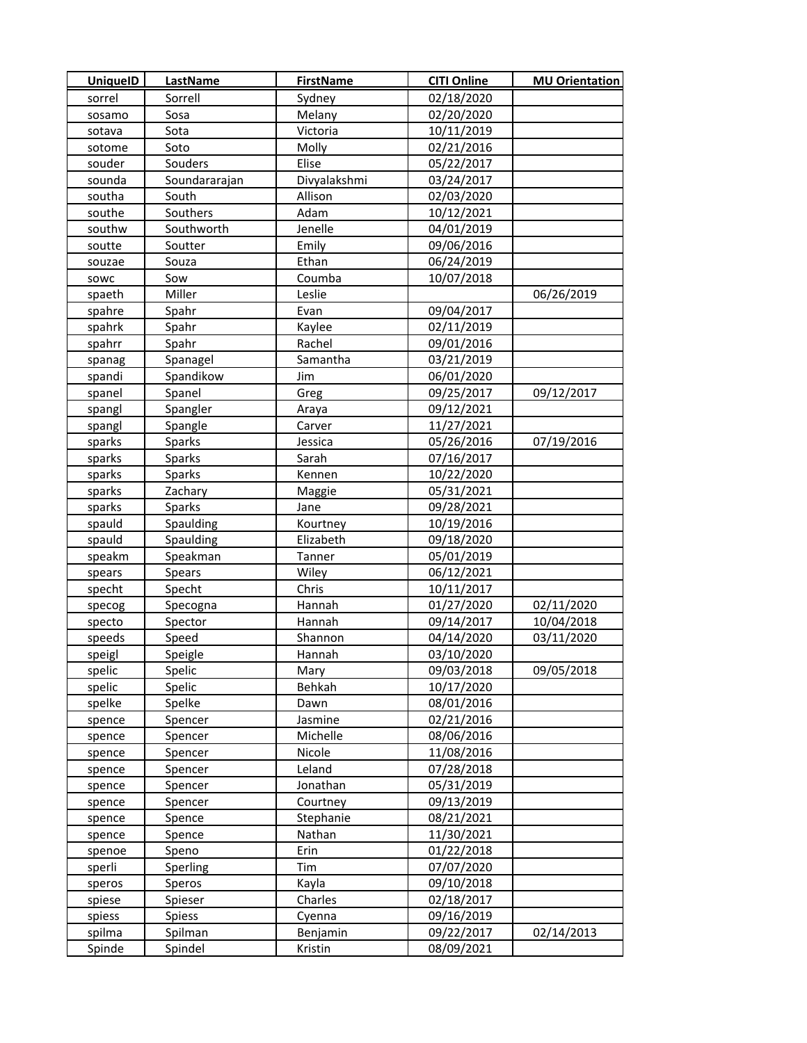| UniqueID | LastName | FirstName | CITI Online | MU Orientation |
|---|---|---|---|---|
| sorrel | Sorrell | Sydney | 02/18/2020 | |
| sosamo | Sosa | Melany | 02/20/2020 | |
| sotava | Sota | Victoria | 10/11/2019 | |
| sotome | Soto | Molly | 02/21/2016 | |
| souder | Souders | Elise | 05/22/2017 | |
| sounda | Soundararajan | Divyalakshmi | 03/24/2017 | |
| southa | South | Allison | 02/03/2020 | |
| southe | Southers | Adam | 10/12/2021 | |
| southw | Southworth | Jenelle | 04/01/2019 | |
| soutte | Soutter | Emily | 09/06/2016 | |
| souzae | Souza | Ethan | 06/24/2019 | |
| sowc | Sow | Coumba | 10/07/2018 | |
| spaeth | Miller | Leslie | | 06/26/2019 |
| spahre | Spahr | Evan | 09/04/2017 | |
| spahrk | Spahr | Kaylee | 02/11/2019 | |
| spahrr | Spahr | Rachel | 09/01/2016 | |
| spanag | Spanagel | Samantha | 03/21/2019 | |
| spandi | Spandikow | Jim | 06/01/2020 | |
| spanel | Spanel | Greg | 09/25/2017 | 09/12/2017 |
| spangl | Spangler | Araya | 09/12/2021 | |
| spangl | Spangle | Carver | 11/27/2021 | |
| sparks | Sparks | Jessica | 05/26/2016 | 07/19/2016 |
| sparks | Sparks | Sarah | 07/16/2017 | |
| sparks | Sparks | Kennen | 10/22/2020 | |
| sparks | Zachary | Maggie | 05/31/2021 | |
| sparks | Sparks | Jane | 09/28/2021 | |
| spauld | Spaulding | Kourtney | 10/19/2016 | |
| spauld | Spaulding | Elizabeth | 09/18/2020 | |
| speakm | Speakman | Tanner | 05/01/2019 | |
| spears | Spears | Wiley | 06/12/2021 | |
| specht | Specht | Chris | 10/11/2017 | |
| specog | Specogna | Hannah | 01/27/2020 | 02/11/2020 |
| specto | Spector | Hannah | 09/14/2017 | 10/04/2018 |
| speeds | Speed | Shannon | 04/14/2020 | 03/11/2020 |
| speigl | Speigle | Hannah | 03/10/2020 | |
| spelic | Spelic | Mary | 09/03/2018 | 09/05/2018 |
| spelic | Spelic | Behkah | 10/17/2020 | |
| spelke | Spelke | Dawn | 08/01/2016 | |
| spence | Spencer | Jasmine | 02/21/2016 | |
| spence | Spencer | Michelle | 08/06/2016 | |
| spence | Spencer | Nicole | 11/08/2016 | |
| spence | Spencer | Leland | 07/28/2018 | |
| spence | Spencer | Jonathan | 05/31/2019 | |
| spence | Spencer | Courtney | 09/13/2019 | |
| spence | Spence | Stephanie | 08/21/2021 | |
| spence | Spence | Nathan | 11/30/2021 | |
| spenoe | Speno | Erin | 01/22/2018 | |
| sperli | Sperling | Tim | 07/07/2020 | |
| speros | Speros | Kayla | 09/10/2018 | |
| spiese | Spieser | Charles | 02/18/2017 | |
| spiess | Spiess | Cyenna | 09/16/2019 | |
| spilma | Spilman | Benjamin | 09/22/2017 | 02/14/2013 |
| Spinde | Spindel | Kristin | 08/09/2021 | |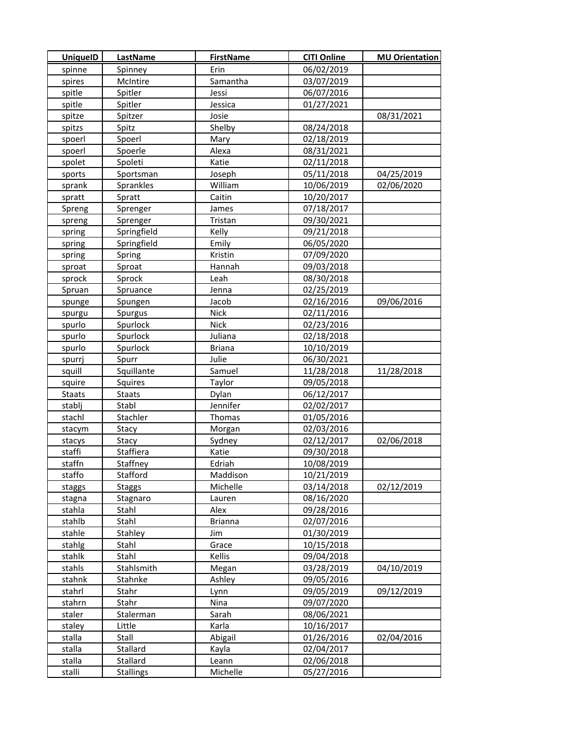| UniqueID | LastName | FirstName | CITI Online | MU Orientation |
| --- | --- | --- | --- | --- |
| spinne | Spinney | Erin | 06/02/2019 | |
| spires | McIntire | Samantha | 03/07/2019 | |
| spitle | Spitler | Jessi | 06/07/2016 | |
| spitle | Spitler | Jessica | 01/27/2021 | |
| spitze | Spitzer | Josie | | 08/31/2021 |
| spitzs | Spitz | Shelby | 08/24/2018 | |
| spoerl | Spoerl | Mary | 02/18/2019 | |
| spoerl | Spoerle | Alexa | 08/31/2021 | |
| spolet | Spoleti | Katie | 02/11/2018 | |
| sports | Sportsman | Joseph | 05/11/2018 | 04/25/2019 |
| sprank | Sprankles | William | 10/06/2019 | 02/06/2020 |
| spratt | Spratt | Caitin | 10/20/2017 | |
| Spreng | Sprenger | James | 07/18/2017 | |
| spreng | Sprenger | Tristan | 09/30/2021 | |
| spring | Springfield | Kelly | 09/21/2018 | |
| spring | Springfield | Emily | 06/05/2020 | |
| spring | Spring | Kristin | 07/09/2020 | |
| sproat | Sproat | Hannah | 09/03/2018 | |
| sprock | Sprock | Leah | 08/30/2018 | |
| Spruan | Spruance | Jenna | 02/25/2019 | |
| spunge | Spungen | Jacob | 02/16/2016 | 09/06/2016 |
| spurgu | Spurgus | Nick | 02/11/2016 | |
| spurlo | Spurlock | Nick | 02/23/2016 | |
| spurlo | Spurlock | Juliana | 02/18/2018 | |
| spurlo | Spurlock | Briana | 10/10/2019 | |
| spurrj | Spurr | Julie | 06/30/2021 | |
| squill | Squillante | Samuel | 11/28/2018 | 11/28/2018 |
| squire | Squires | Taylor | 09/05/2018 | |
| Staats | Staats | Dylan | 06/12/2017 | |
| stablj | Stabl | Jennifer | 02/02/2017 | |
| stachl | Stachler | Thomas | 01/05/2016 | |
| stacym | Stacy | Morgan | 02/03/2016 | |
| stacys | Stacy | Sydney | 02/12/2017 | 02/06/2018 |
| staffi | Staffiera | Katie | 09/30/2018 | |
| staffn | Staffney | Edriah | 10/08/2019 | |
| staffo | Stafford | Maddison | 10/21/2019 | |
| staggs | Staggs | Michelle | 03/14/2018 | 02/12/2019 |
| stagna | Stagnaro | Lauren | 08/16/2020 | |
| stahla | Stahl | Alex | 09/28/2016 | |
| stahlb | Stahl | Brianna | 02/07/2016 | |
| stahle | Stahley | Jim | 01/30/2019 | |
| stahlg | Stahl | Grace | 10/15/2018 | |
| stahlk | Stahl | Kellis | 09/04/2018 | |
| stahls | Stahlsmith | Megan | 03/28/2019 | 04/10/2019 |
| stahnk | Stahnke | Ashley | 09/05/2016 | |
| stahrl | Stahr | Lynn | 09/05/2019 | 09/12/2019 |
| stahrn | Stahr | Nina | 09/07/2020 | |
| staler | Stalerman | Sarah | 08/06/2021 | |
| staley | Little | Karla | 10/16/2017 | |
| stalla | Stall | Abigail | 01/26/2016 | 02/04/2016 |
| stalla | Stallard | Kayla | 02/04/2017 | |
| stalla | Stallard | Leann | 02/06/2018 | |
| stalli | Stallings | Michelle | 05/27/2016 | |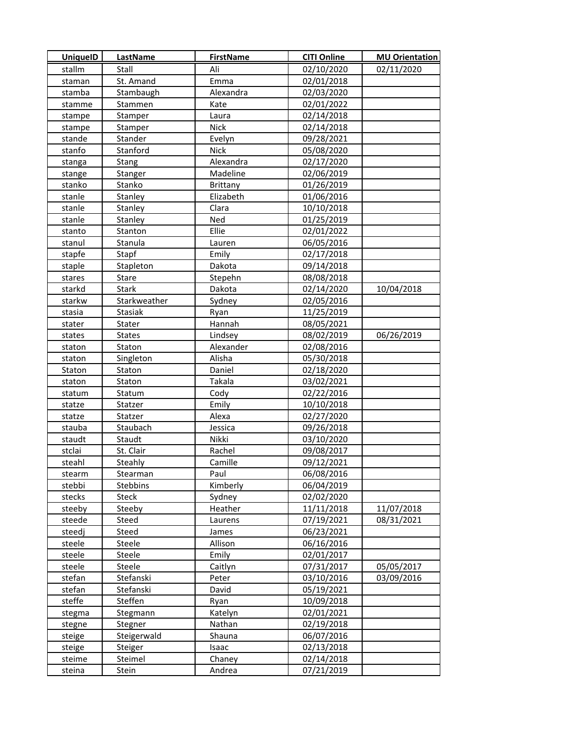| UniqueID | LastName | FirstName | CITI Online | MU Orientation |
| --- | --- | --- | --- | --- |
| stallm | Stall | Ali | 02/10/2020 | 02/11/2020 |
| staman | St. Amand | Emma | 02/01/2018 | |
| stamba | Stambaugh | Alexandra | 02/03/2020 | |
| stamme | Stammen | Kate | 02/01/2022 | |
| stampe | Stamper | Laura | 02/14/2018 | |
| stampe | Stamper | Nick | 02/14/2018 | |
| stande | Stander | Evelyn | 09/28/2021 | |
| stanfo | Stanford | Nick | 05/08/2020 | |
| stanga | Stang | Alexandra | 02/17/2020 | |
| stange | Stanger | Madeline | 02/06/2019 | |
| stanko | Stanko | Brittany | 01/26/2019 | |
| stanle | Stanley | Elizabeth | 01/06/2016 | |
| stanle | Stanley | Clara | 10/10/2018 | |
| stanle | Stanley | Ned | 01/25/2019 | |
| stanto | Stanton | Ellie | 02/01/2022 | |
| stanul | Stanula | Lauren | 06/05/2016 | |
| stapfe | Stapf | Emily | 02/17/2018 | |
| staple | Stapleton | Dakota | 09/14/2018 | |
| stares | Stare | Stepehn | 08/08/2018 | |
| starkd | Stark | Dakota | 02/14/2020 | 10/04/2018 |
| starkw | Starkweather | Sydney | 02/05/2016 | |
| stasia | Stasiak | Ryan | 11/25/2019 | |
| stater | Stater | Hannah | 08/05/2021 | |
| states | States | Lindsey | 08/02/2019 | 06/26/2019 |
| staton | Staton | Alexander | 02/08/2016 | |
| staton | Singleton | Alisha | 05/30/2018 | |
| Staton | Staton | Daniel | 02/18/2020 | |
| staton | Staton | Takala | 03/02/2021 | |
| statum | Statum | Cody | 02/22/2016 | |
| statze | Statzer | Emily | 10/10/2018 | |
| statze | Statzer | Alexa | 02/27/2020 | |
| stauba | Staubach | Jessica | 09/26/2018 | |
| staudt | Staudt | Nikki | 03/10/2020 | |
| stclai | St. Clair | Rachel | 09/08/2017 | |
| steahl | Steahly | Camille | 09/12/2021 | |
| stearm | Stearman | Paul | 06/08/2016 | |
| stebbi | Stebbins | Kimberly | 06/04/2019 | |
| stecks | Steck | Sydney | 02/02/2020 | |
| steeby | Steeby | Heather | 11/11/2018 | 11/07/2018 |
| steede | Steed | Laurens | 07/19/2021 | 08/31/2021 |
| steedj | Steed | James | 06/23/2021 | |
| steele | Steele | Allison | 06/16/2016 | |
| steele | Steele | Emily | 02/01/2017 | |
| steele | Steele | Caitlyn | 07/31/2017 | 05/05/2017 |
| stefan | Stefanski | Peter | 03/10/2016 | 03/09/2016 |
| stefan | Stefanski | David | 05/19/2021 | |
| steffe | Steffen | Ryan | 10/09/2018 | |
| stegma | Stegmann | Katelyn | 02/01/2021 | |
| stegne | Stegner | Nathan | 02/19/2018 | |
| steige | Steigerwald | Shauna | 06/07/2016 | |
| steige | Steiger | Isaac | 02/13/2018 | |
| steime | Steimel | Chaney | 02/14/2018 | |
| steina | Stein | Andrea | 07/21/2019 | |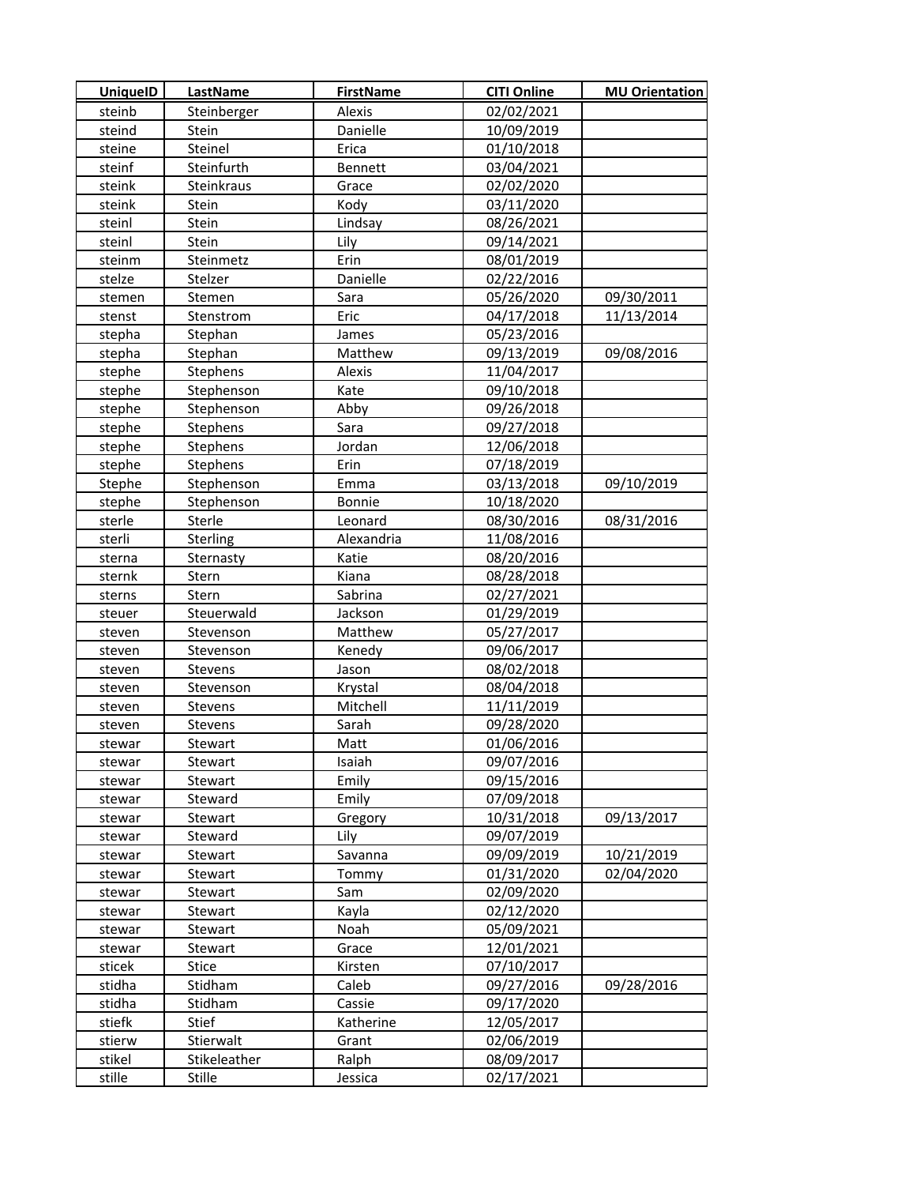| UniqueID | LastName | FirstName | CITI Online | MU Orientation |
|---|---|---|---|---|
| steinb | Steinberger | Alexis | 02/02/2021 | |
| steind | Stein | Danielle | 10/09/2019 | |
| steine | Steinel | Erica | 01/10/2018 | |
| steinf | Steinfurth | Bennett | 03/04/2021 | |
| steink | Steinkraus | Grace | 02/02/2020 | |
| steink | Stein | Kody | 03/11/2020 | |
| steinl | Stein | Lindsay | 08/26/2021 | |
| steinl | Stein | Lily | 09/14/2021 | |
| steinm | Steinmetz | Erin | 08/01/2019 | |
| stelze | Stelzer | Danielle | 02/22/2016 | |
| stemen | Stemen | Sara | 05/26/2020 | 09/30/2011 |
| stenst | Stenstrom | Eric | 04/17/2018 | 11/13/2014 |
| stepha | Stephan | James | 05/23/2016 | |
| stepha | Stephan | Matthew | 09/13/2019 | 09/08/2016 |
| stephe | Stephens | Alexis | 11/04/2017 | |
| stephe | Stephenson | Kate | 09/10/2018 | |
| stephe | Stephenson | Abby | 09/26/2018 | |
| stephe | Stephens | Sara | 09/27/2018 | |
| stephe | Stephens | Jordan | 12/06/2018 | |
| stephe | Stephens | Erin | 07/18/2019 | |
| Stephe | Stephenson | Emma | 03/13/2018 | 09/10/2019 |
| stephe | Stephenson | Bonnie | 10/18/2020 | |
| sterle | Sterle | Leonard | 08/30/2016 | 08/31/2016 |
| sterli | Sterling | Alexandria | 11/08/2016 | |
| sterna | Sternasty | Katie | 08/20/2016 | |
| sternk | Stern | Kiana | 08/28/2018 | |
| sterns | Stern | Sabrina | 02/27/2021 | |
| steuer | Steuerwald | Jackson | 01/29/2019 | |
| steven | Stevenson | Matthew | 05/27/2017 | |
| steven | Stevenson | Kenedy | 09/06/2017 | |
| steven | Stevens | Jason | 08/02/2018 | |
| steven | Stevenson | Krystal | 08/04/2018 | |
| steven | Stevens | Mitchell | 11/11/2019 | |
| steven | Stevens | Sarah | 09/28/2020 | |
| stewar | Stewart | Matt | 01/06/2016 | |
| stewar | Stewart | Isaiah | 09/07/2016 | |
| stewar | Stewart | Emily | 09/15/2016 | |
| stewar | Steward | Emily | 07/09/2018 | |
| stewar | Stewart | Gregory | 10/31/2018 | 09/13/2017 |
| stewar | Steward | Lily | 09/07/2019 | |
| stewar | Stewart | Savanna | 09/09/2019 | 10/21/2019 |
| stewar | Stewart | Tommy | 01/31/2020 | 02/04/2020 |
| stewar | Stewart | Sam | 02/09/2020 | |
| stewar | Stewart | Kayla | 02/12/2020 | |
| stewar | Stewart | Noah | 05/09/2021 | |
| stewar | Stewart | Grace | 12/01/2021 | |
| sticek | Stice | Kirsten | 07/10/2017 | |
| stidha | Stidham | Caleb | 09/27/2016 | 09/28/2016 |
| stidha | Stidham | Cassie | 09/17/2020 | |
| stiefk | Stief | Katherine | 12/05/2017 | |
| stierw | Stierwalt | Grant | 02/06/2019 | |
| stikel | Stikeleather | Ralph | 08/09/2017 | |
| stille | Stille | Jessica | 02/17/2021 | |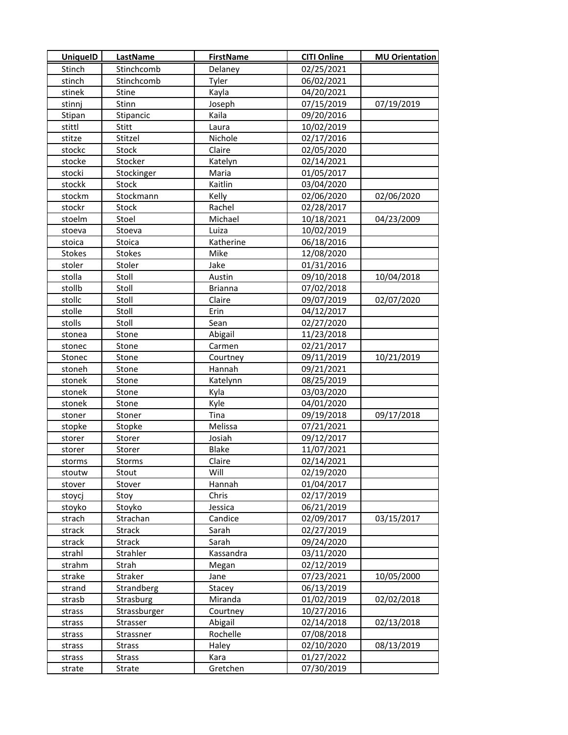| UniqueID | LastName | FirstName | CITI Online | MU Orientation |
|---|---|---|---|---|
| Stinch | Stinchcomb | Delaney | 02/25/2021 | |
| stinch | Stinchcomb | Tyler | 06/02/2021 | |
| stinek | Stine | Kayla | 04/20/2021 | |
| stinnj | Stinn | Joseph | 07/15/2019 | 07/19/2019 |
| Stipan | Stipancic | Kaila | 09/20/2016 | |
| stittl | Stitt | Laura | 10/02/2019 | |
| stitze | Stitzel | Nichole | 02/17/2016 | |
| stockc | Stock | Claire | 02/05/2020 | |
| stocke | Stocker | Katelyn | 02/14/2021 | |
| stocki | Stockinger | Maria | 01/05/2017 | |
| stockk | Stock | Kaitlin | 03/04/2020 | |
| stockm | Stockmann | Kelly | 02/06/2020 | 02/06/2020 |
| stockr | Stock | Rachel | 02/28/2017 | |
| stoelm | Stoel | Michael | 10/18/2021 | 04/23/2009 |
| stoeva | Stoeva | Luiza | 10/02/2019 | |
| stoica | Stoica | Katherine | 06/18/2016 | |
| Stokes | Stokes | Mike | 12/08/2020 | |
| stoler | Stoler | Jake | 01/31/2016 | |
| stolla | Stoll | Austin | 09/10/2018 | 10/04/2018 |
| stollb | Stoll | Brianna | 07/02/2018 | |
| stollc | Stoll | Claire | 09/07/2019 | 02/07/2020 |
| stolle | Stoll | Erin | 04/12/2017 | |
| stolls | Stoll | Sean | 02/27/2020 | |
| stonea | Stone | Abigail | 11/23/2018 | |
| stonec | Stone | Carmen | 02/21/2017 | |
| Stonec | Stone | Courtney | 09/11/2019 | 10/21/2019 |
| stoneh | Stone | Hannah | 09/21/2021 | |
| stonek | Stone | Katelynn | 08/25/2019 | |
| stonek | Stone | Kyla | 03/03/2020 | |
| stonek | Stone | Kyle | 04/01/2020 | |
| stoner | Stoner | Tina | 09/19/2018 | 09/17/2018 |
| stopke | Stopke | Melissa | 07/21/2021 | |
| storer | Storer | Josiah | 09/12/2017 | |
| storer | Storer | Blake | 11/07/2021 | |
| storms | Storms | Claire | 02/14/2021 | |
| stoutw | Stout | Will | 02/19/2020 | |
| stover | Stover | Hannah | 01/04/2017 | |
| stoycj | Stoy | Chris | 02/17/2019 | |
| stoyko | Stoyko | Jessica | 06/21/2019 | |
| strach | Strachan | Candice | 02/09/2017 | 03/15/2017 |
| strack | Strack | Sarah | 02/27/2019 | |
| strack | Strack | Sarah | 09/24/2020 | |
| strahl | Strahler | Kassandra | 03/11/2020 | |
| strahm | Strah | Megan | 02/12/2019 | |
| strake | Straker | Jane | 07/23/2021 | 10/05/2000 |
| strand | Strandberg | Stacey | 06/13/2019 | |
| strasb | Strasburg | Miranda | 01/02/2019 | 02/02/2018 |
| strass | Strassburger | Courtney | 10/27/2016 | |
| strass | Strasser | Abigail | 02/14/2018 | 02/13/2018 |
| strass | Strassner | Rochelle | 07/08/2018 | |
| strass | Strass | Haley | 02/10/2020 | 08/13/2019 |
| strass | Strass | Kara | 01/27/2022 | |
| strate | Strate | Gretchen | 07/30/2019 | |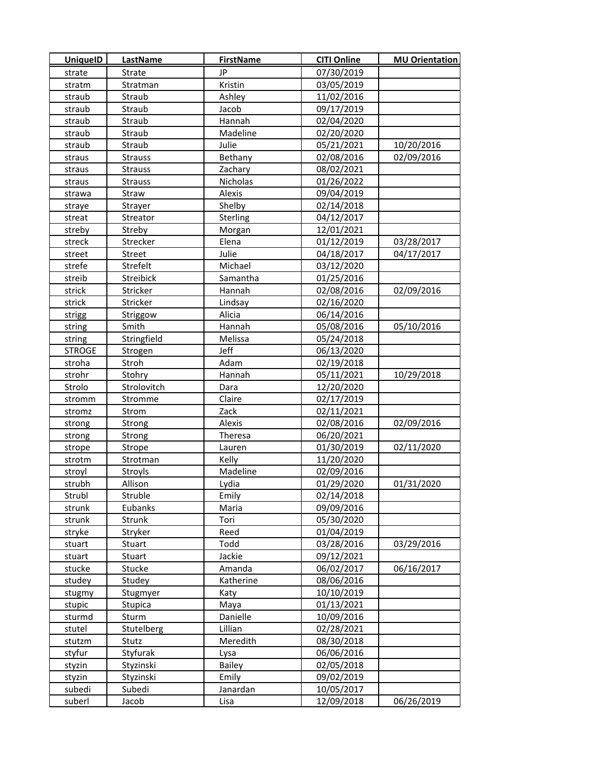| UniqueID | LastName | FirstName | CITI Online | MU Orientation |
|---|---|---|---|---|
| strate | Strate | JP | 07/30/2019 | |
| stratm | Stratman | Kristin | 03/05/2019 | |
| straub | Straub | Ashley | 11/02/2016 | |
| straub | Straub | Jacob | 09/17/2019 | |
| straub | Straub | Hannah | 02/04/2020 | |
| straub | Straub | Madeline | 02/20/2020 | |
| straub | Straub | Julie | 05/21/2021 | 10/20/2016 |
| straus | Strauss | Bethany | 02/08/2016 | 02/09/2016 |
| straus | Strauss | Zachary | 08/02/2021 | |
| straus | Strauss | Nicholas | 01/26/2022 | |
| strawa | Straw | Alexis | 09/04/2019 | |
| straye | Strayer | Shelby | 02/14/2018 | |
| streat | Streator | Sterling | 04/12/2017 | |
| streby | Streby | Morgan | 12/01/2021 | |
| streck | Strecker | Elena | 01/12/2019 | 03/28/2017 |
| street | Street | Julie | 04/18/2017 | 04/17/2017 |
| strefe | Strefelt | Michael | 03/12/2020 | |
| streib | Streibick | Samantha | 01/25/2016 | |
| strick | Stricker | Hannah | 02/08/2016 | 02/09/2016 |
| strick | Stricker | Lindsay | 02/16/2020 | |
| strigg | Striggow | Alicia | 06/14/2016 | |
| string | Smith | Hannah | 05/08/2016 | 05/10/2016 |
| string | Stringfield | Melissa | 05/24/2018 | |
| STROGE | Strogen | Jeff | 06/13/2020 | |
| stroha | Stroh | Adam | 02/19/2018 | |
| strohr | Stohry | Hannah | 05/11/2021 | 10/29/2018 |
| Strolo | Strolovitch | Dara | 12/20/2020 | |
| stromm | Stromme | Claire | 02/17/2019 | |
| stromz | Strom | Zack | 02/11/2021 | |
| strong | Strong | Alexis | 02/08/2016 | 02/09/2016 |
| strong | Strong | Theresa | 06/20/2021 | |
| strope | Strope | Lauren | 01/30/2019 | 02/11/2020 |
| strotm | Strotman | Kelly | 11/20/2020 | |
| stroyl | Stroyls | Madeline | 02/09/2016 | |
| strubh | Allison | Lydia | 01/29/2020 | 01/31/2020 |
| Strubl | Struble | Emily | 02/14/2018 | |
| strunk | Eubanks | Maria | 09/09/2016 | |
| strunk | Strunk | Tori | 05/30/2020 | |
| stryke | Stryker | Reed | 01/04/2019 | |
| stuart | Stuart | Todd | 03/28/2016 | 03/29/2016 |
| stuart | Stuart | Jackie | 09/12/2021 | |
| stucke | Stucke | Amanda | 06/02/2017 | 06/16/2017 |
| studey | Studey | Katherine | 08/06/2016 | |
| stugmy | Stugmyer | Katy | 10/10/2019 | |
| stupic | Stupica | Maya | 01/13/2021 | |
| sturmd | Sturm | Danielle | 10/09/2016 | |
| stutel | Stutelberg | Lillian | 02/28/2021 | |
| stutzm | Stutz | Meredith | 08/30/2018 | |
| styfur | Styfurak | Lysa | 06/06/2016 | |
| styzin | Styzinski | Bailey | 02/05/2018 | |
| styzin | Styzinski | Emily | 09/02/2019 | |
| subedi | Subedi | Janardan | 10/05/2017 | |
| suberl | Jacob | Lisa | 12/09/2018 | 06/26/2019 |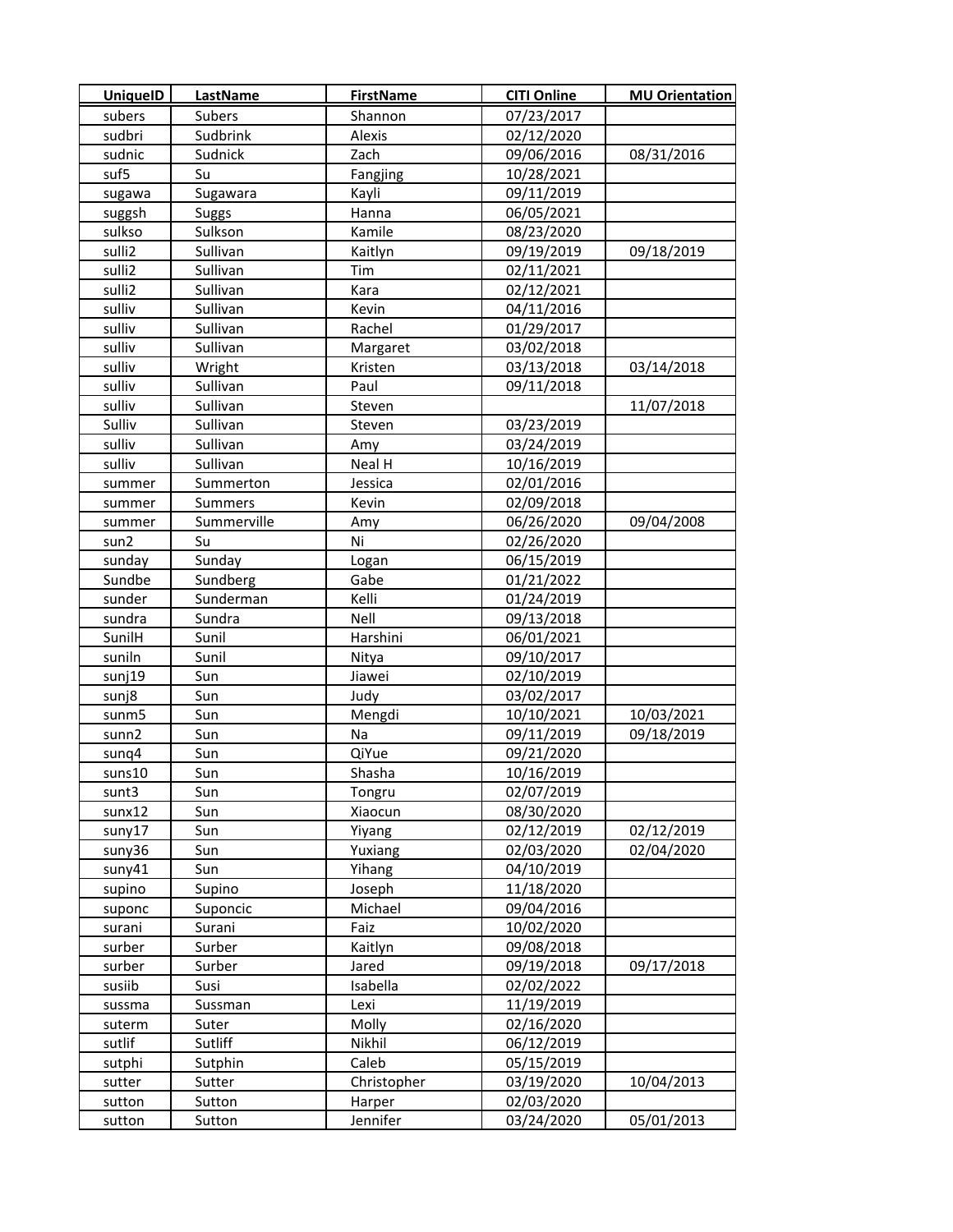| UniqueID | LastName | FirstName | CITI Online | MU Orientation |
| --- | --- | --- | --- | --- |
| subers | Subers | Shannon | 07/23/2017 | |
| sudbri | Sudbrink | Alexis | 02/12/2020 | |
| sudnic | Sudnick | Zach | 09/06/2016 | 08/31/2016 |
| suf5 | Su | Fangjing | 10/28/2021 | |
| sugawa | Sugawara | Kayli | 09/11/2019 | |
| suggsh | Suggs | Hanna | 06/05/2021 | |
| sulkso | Sulkson | Kamile | 08/23/2020 | |
| sulli2 | Sullivan | Kaitlyn | 09/19/2019 | 09/18/2019 |
| sulli2 | Sullivan | Tim | 02/11/2021 | |
| sulli2 | Sullivan | Kara | 02/12/2021 | |
| sulliv | Sullivan | Kevin | 04/11/2016 | |
| sulliv | Sullivan | Rachel | 01/29/2017 | |
| sulliv | Sullivan | Margaret | 03/02/2018 | |
| sulliv | Wright | Kristen | 03/13/2018 | 03/14/2018 |
| sulliv | Sullivan | Paul | 09/11/2018 | |
| sulliv | Sullivan | Steven | | 11/07/2018 |
| Sulliv | Sullivan | Steven | 03/23/2019 | |
| sulliv | Sullivan | Amy | 03/24/2019 | |
| sulliv | Sullivan | Neal H | 10/16/2019 | |
| summer | Summerton | Jessica | 02/01/2016 | |
| summer | Summers | Kevin | 02/09/2018 | |
| summer | Summerville | Amy | 06/26/2020 | 09/04/2008 |
| sun2 | Su | Ni | 02/26/2020 | |
| sunday | Sunday | Logan | 06/15/2019 | |
| Sundbe | Sundberg | Gabe | 01/21/2022 | |
| sunder | Sunderman | Kelli | 01/24/2019 | |
| sundra | Sundra | Nell | 09/13/2018 | |
| SunilH | Sunil | Harshini | 06/01/2021 | |
| suniln | Sunil | Nitya | 09/10/2017 | |
| sunj19 | Sun | Jiawei | 02/10/2019 | |
| sunj8 | Sun | Judy | 03/02/2017 | |
| sunm5 | Sun | Mengdi | 10/10/2021 | 10/03/2021 |
| sunn2 | Sun | Na | 09/11/2019 | 09/18/2019 |
| sunq4 | Sun | QiYue | 09/21/2020 | |
| suns10 | Sun | Shasha | 10/16/2019 | |
| sunt3 | Sun | Tongru | 02/07/2019 | |
| sunx12 | Sun | Xiaocun | 08/30/2020 | |
| suny17 | Sun | Yiyang | 02/12/2019 | 02/12/2019 |
| suny36 | Sun | Yuxiang | 02/03/2020 | 02/04/2020 |
| suny41 | Sun | Yihang | 04/10/2019 | |
| supino | Supino | Joseph | 11/18/2020 | |
| suponc | Suponcic | Michael | 09/04/2016 | |
| surani | Surani | Faiz | 10/02/2020 | |
| surber | Surber | Kaitlyn | 09/08/2018 | |
| surber | Surber | Jared | 09/19/2018 | 09/17/2018 |
| susiib | Susi | Isabella | 02/02/2022 | |
| sussma | Sussman | Lexi | 11/19/2019 | |
| suterm | Suter | Molly | 02/16/2020 | |
| sutlif | Sutliff | Nikhil | 06/12/2019 | |
| sutphi | Sutphin | Caleb | 05/15/2019 | |
| sutter | Sutter | Christopher | 03/19/2020 | 10/04/2013 |
| sutton | Sutton | Harper | 02/03/2020 | |
| sutton | Sutton | Jennifer | 03/24/2020 | 05/01/2013 |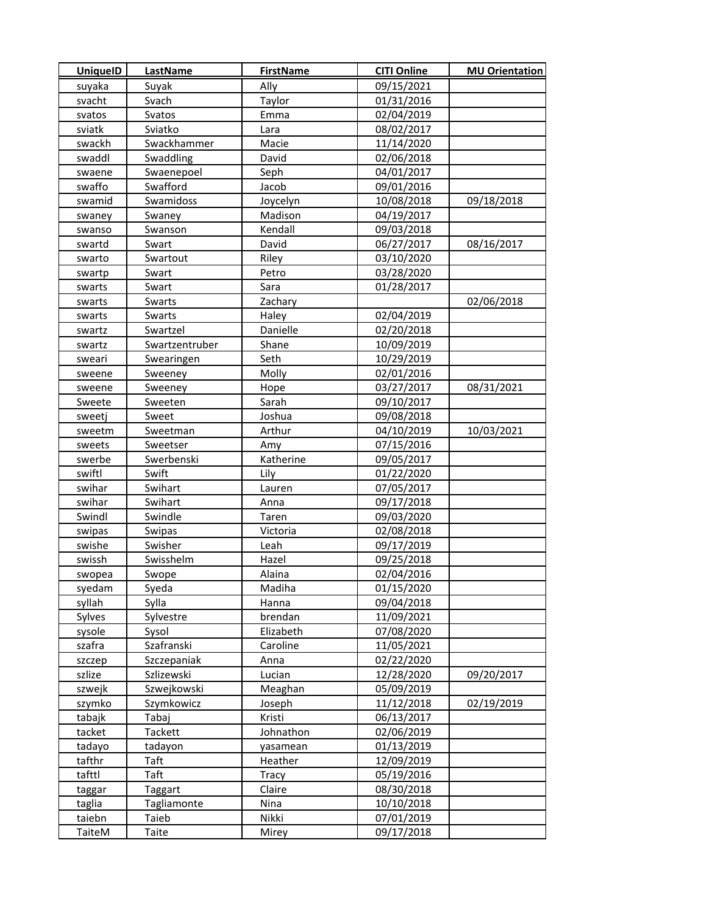| UniqueID | LastName | FirstName | CITI Online | MU Orientation |
|---|---|---|---|---|
| suyaka | Suyak | Ally | 09/15/2021 | |
| svacht | Svach | Taylor | 01/31/2016 | |
| svatos | Svatos | Emma | 02/04/2019 | |
| sviatk | Sviatko | Lara | 08/02/2017 | |
| swackh | Swackhammer | Macie | 11/14/2020 | |
| swaddl | Swaddling | David | 02/06/2018 | |
| swaene | Swaenepoel | Seph | 04/01/2017 | |
| swaffo | Swafford | Jacob | 09/01/2016 | |
| swamid | Swamidoss | Joycelyn | 10/08/2018 | 09/18/2018 |
| swaney | Swaney | Madison | 04/19/2017 | |
| swanso | Swanson | Kendall | 09/03/2018 | |
| swartd | Swart | David | 06/27/2017 | 08/16/2017 |
| swarto | Swartout | Riley | 03/10/2020 | |
| swartp | Swart | Petro | 03/28/2020 | |
| swarts | Swart | Sara | 01/28/2017 | |
| swarts | Swarts | Zachary | | 02/06/2018 |
| swarts | Swarts | Haley | 02/04/2019 | |
| swartz | Swartzel | Danielle | 02/20/2018 | |
| swartz | Swartzentruber | Shane | 10/09/2019 | |
| sweari | Swearingen | Seth | 10/29/2019 | |
| sweene | Sweeney | Molly | 02/01/2016 | |
| sweene | Sweeney | Hope | 03/27/2017 | 08/31/2021 |
| Sweete | Sweeten | Sarah | 09/10/2017 | |
| sweetj | Sweet | Joshua | 09/08/2018 | |
| sweetm | Sweetman | Arthur | 04/10/2019 | 10/03/2021 |
| sweets | Sweetser | Amy | 07/15/2016 | |
| swerbe | Swerbenski | Katherine | 09/05/2017 | |
| swiftl | Swift | Lily | 01/22/2020 | |
| swihar | Swihart | Lauren | 07/05/2017 | |
| swihar | Swihart | Anna | 09/17/2018 | |
| Swindl | Swindle | Taren | 09/03/2020 | |
| swipas | Swipas | Victoria | 02/08/2018 | |
| swishe | Swisher | Leah | 09/17/2019 | |
| swissh | Swisshelm | Hazel | 09/25/2018 | |
| swopea | Swope | Alaina | 02/04/2016 | |
| syedam | Syeda | Madiha | 01/15/2020 | |
| syllah | Sylla | Hanna | 09/04/2018 | |
| Sylves | Sylvestre | brendan | 11/09/2021 | |
| sysole | Sysol | Elizabeth | 07/08/2020 | |
| szafra | Szafranski | Caroline | 11/05/2021 | |
| szczep | Szczepaniak | Anna | 02/22/2020 | |
| szlize | Szlizewski | Lucian | 12/28/2020 | 09/20/2017 |
| szwejk | Szwejkowski | Meaghan | 05/09/2019 | |
| szymko | Szymkowicz | Joseph | 11/12/2018 | 02/19/2019 |
| tabajk | Tabaj | Kristi | 06/13/2017 | |
| tacket | Tackett | Johnathon | 02/06/2019 | |
| tadayo | tadayon | yasamean | 01/13/2019 | |
| tafthr | Taft | Heather | 12/09/2019 | |
| tafttl | Taft | Tracy | 05/19/2016 | |
| taggar | Taggart | Claire | 08/30/2018 | |
| taglia | Tagliamonte | Nina | 10/10/2018 | |
| taiebn | Taieb | Nikki | 07/01/2019 | |
| TaiteM | Taite | Mirey | 09/17/2018 | |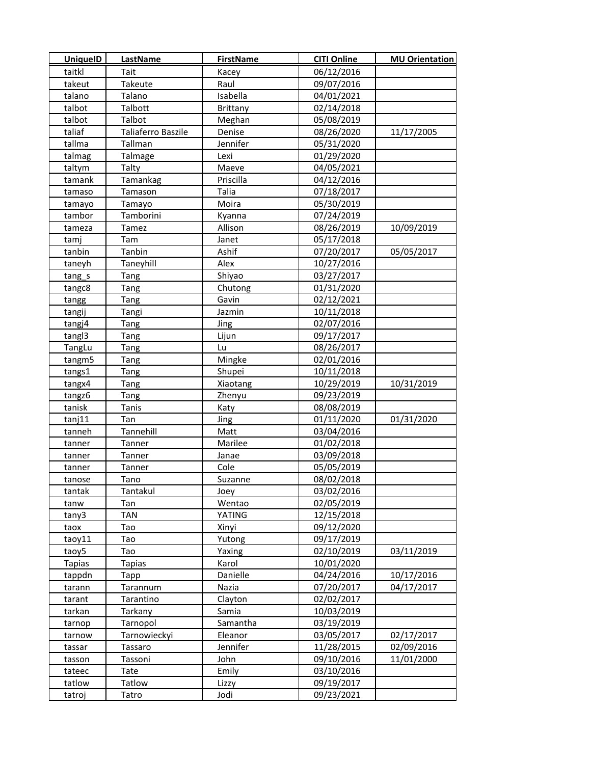| UniqueID | LastName | FirstName | CITI Online | MU Orientation |
|---|---|---|---|---|
| taitkl | Tait | Kacey | 06/12/2016 | |
| takeut | Takeute | Raul | 09/07/2016 | |
| talano | Talano | Isabella | 04/01/2021 | |
| talbot | Talbott | Brittany | 02/14/2018 | |
| talbot | Talbot | Meghan | 05/08/2019 | |
| taliaf | Taliaferro Baszile | Denise | 08/26/2020 | 11/17/2005 |
| tallma | Tallman | Jennifer | 05/31/2020 | |
| talmag | Talmage | Lexi | 01/29/2020 | |
| taltym | Talty | Maeve | 04/05/2021 | |
| tamank | Tamankag | Priscilla | 04/12/2016 | |
| tamaso | Tamason | Talia | 07/18/2017 | |
| tamayo | Tamayo | Moira | 05/30/2019 | |
| tambor | Tamborini | Kyanna | 07/24/2019 | |
| tameza | Tamez | Allison | 08/26/2019 | 10/09/2019 |
| tamj | Tam | Janet | 05/17/2018 | |
| tanbin | Tanbin | Ashif | 07/20/2017 | 05/05/2017 |
| taneyh | Taneyhill | Alex | 10/27/2016 | |
| tang_s | Tang | Shiyao | 03/27/2017 | |
| tangc8 | Tang | Chutong | 01/31/2020 | |
| tangg | Tang | Gavin | 02/12/2021 | |
| tangij | Tangi | Jazmin | 10/11/2018 | |
| tangj4 | Tang | Jing | 02/07/2016 | |
| tangl3 | Tang | Lijun | 09/17/2017 | |
| TangLu | Tang | Lu | 08/26/2017 | |
| tangm5 | Tang | Mingke | 02/01/2016 | |
| tangs1 | Tang | Shupei | 10/11/2018 | |
| tangx4 | Tang | Xiaotang | 10/29/2019 | 10/31/2019 |
| tangz6 | Tang | Zhenyu | 09/23/2019 | |
| tanisk | Tanis | Katy | 08/08/2019 | |
| tanj11 | Tan | Jing | 01/11/2020 | 01/31/2020 |
| tanneh | Tannehill | Matt | 03/04/2016 | |
| tanner | Tanner | Marilee | 01/02/2018 | |
| tanner | Tanner | Janae | 03/09/2018 | |
| tanner | Tanner | Cole | 05/05/2019 | |
| tanose | Tano | Suzanne | 08/02/2018 | |
| tantak | Tantakul | Joey | 03/02/2016 | |
| tanw | Tan | Wentao | 02/05/2019 | |
| tany3 | TAN | YATING | 12/15/2018 | |
| taox | Tao | Xinyi | 09/12/2020 | |
| taoy11 | Tao | Yutong | 09/17/2019 | |
| taoy5 | Tao | Yaxing | 02/10/2019 | 03/11/2019 |
| Tapias | Tapias | Karol | 10/01/2020 | |
| tappdn | Tapp | Danielle | 04/24/2016 | 10/17/2016 |
| tarann | Tarannum | Nazia | 07/20/2017 | 04/17/2017 |
| tarant | Tarantino | Clayton | 02/02/2017 | |
| tarkan | Tarkany | Samia | 10/03/2019 | |
| tarnop | Tarnopol | Samantha | 03/19/2019 | |
| tarnow | Tarnowieckyi | Eleanor | 03/05/2017 | 02/17/2017 |
| tassar | Tassaro | Jennifer | 11/28/2015 | 02/09/2016 |
| tasson | Tassoni | John | 09/10/2016 | 11/01/2000 |
| tateec | Tate | Emily | 03/10/2016 | |
| tatlow | Tatlow | Lizzy | 09/19/2017 | |
| tatroj | Tatro | Jodi | 09/23/2021 | |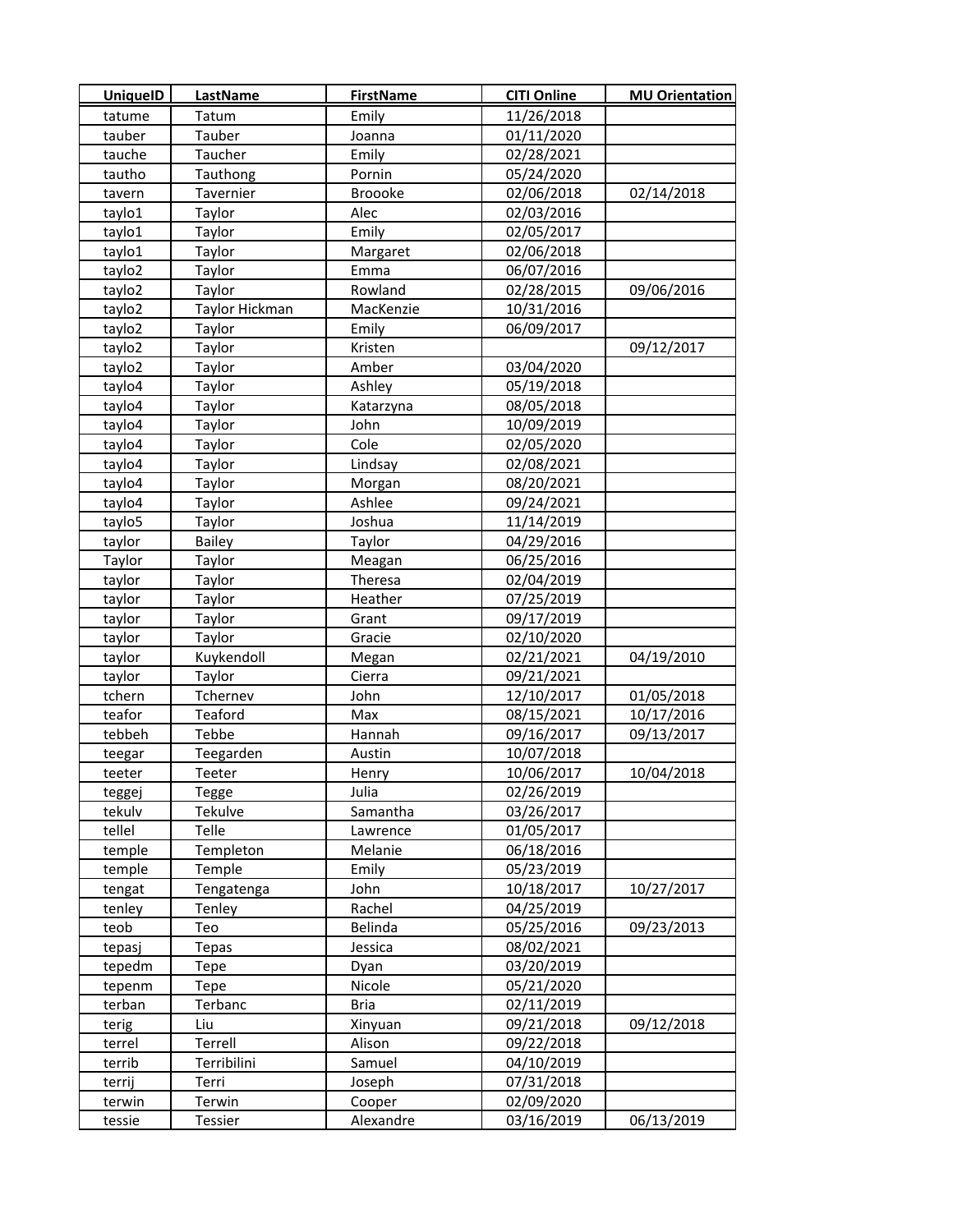| UniqueID | LastName | FirstName | CITI Online | MU Orientation |
|---|---|---|---|---|
| tatume | Tatum | Emily | 11/26/2018 | |
| tauber | Tauber | Joanna | 01/11/2020 | |
| tauche | Taucher | Emily | 02/28/2021 | |
| tautho | Tauthong | Pornin | 05/24/2020 | |
| tavern | Tavernier | Broooke | 02/06/2018 | 02/14/2018 |
| taylo1 | Taylor | Alec | 02/03/2016 | |
| taylo1 | Taylor | Emily | 02/05/2017 | |
| taylo1 | Taylor | Margaret | 02/06/2018 | |
| taylo2 | Taylor | Emma | 06/07/2016 | |
| taylo2 | Taylor | Rowland | 02/28/2015 | 09/06/2016 |
| taylo2 | Taylor Hickman | MacKenzie | 10/31/2016 | |
| taylo2 | Taylor | Emily | 06/09/2017 | |
| taylo2 | Taylor | Kristen | | 09/12/2017 |
| taylo2 | Taylor | Amber | 03/04/2020 | |
| taylo4 | Taylor | Ashley | 05/19/2018 | |
| taylo4 | Taylor | Katarzyna | 08/05/2018 | |
| taylo4 | Taylor | John | 10/09/2019 | |
| taylo4 | Taylor | Cole | 02/05/2020 | |
| taylo4 | Taylor | Lindsay | 02/08/2021 | |
| taylo4 | Taylor | Morgan | 08/20/2021 | |
| taylo4 | Taylor | Ashlee | 09/24/2021 | |
| taylo5 | Taylor | Joshua | 11/14/2019 | |
| taylor | Bailey | Taylor | 04/29/2016 | |
| Taylor | Taylor | Meagan | 06/25/2016 | |
| taylor | Taylor | Theresa | 02/04/2019 | |
| taylor | Taylor | Heather | 07/25/2019 | |
| taylor | Taylor | Grant | 09/17/2019 | |
| taylor | Taylor | Gracie | 02/10/2020 | |
| taylor | Kuykendoll | Megan | 02/21/2021 | 04/19/2010 |
| taylor | Taylor | Cierra | 09/21/2021 | |
| tchern | Tchernev | John | 12/10/2017 | 01/05/2018 |
| teafor | Teaford | Max | 08/15/2021 | 10/17/2016 |
| tebbeh | Tebbe | Hannah | 09/16/2017 | 09/13/2017 |
| teegar | Teegarden | Austin | 10/07/2018 | |
| teeter | Teeter | Henry | 10/06/2017 | 10/04/2018 |
| teggej | Tegge | Julia | 02/26/2019 | |
| tekulv | Tekulve | Samantha | 03/26/2017 | |
| tellel | Telle | Lawrence | 01/05/2017 | |
| temple | Templeton | Melanie | 06/18/2016 | |
| temple | Temple | Emily | 05/23/2019 | |
| tengat | Tengatenga | John | 10/18/2017 | 10/27/2017 |
| tenley | Tenley | Rachel | 04/25/2019 | |
| teob | Teo | Belinda | 05/25/2016 | 09/23/2013 |
| tepasj | Tepas | Jessica | 08/02/2021 | |
| tepedm | Tepe | Dyan | 03/20/2019 | |
| tepenm | Tepe | Nicole | 05/21/2020 | |
| terban | Terbanc | Bria | 02/11/2019 | |
| terig | Liu | Xinyuan | 09/21/2018 | 09/12/2018 |
| terrel | Terrell | Alison | 09/22/2018 | |
| terrib | Terribilini | Samuel | 04/10/2019 | |
| terrij | Terri | Joseph | 07/31/2018 | |
| terwin | Terwin | Cooper | 02/09/2020 | |
| tessie | Tessier | Alexandre | 03/16/2019 | 06/13/2019 |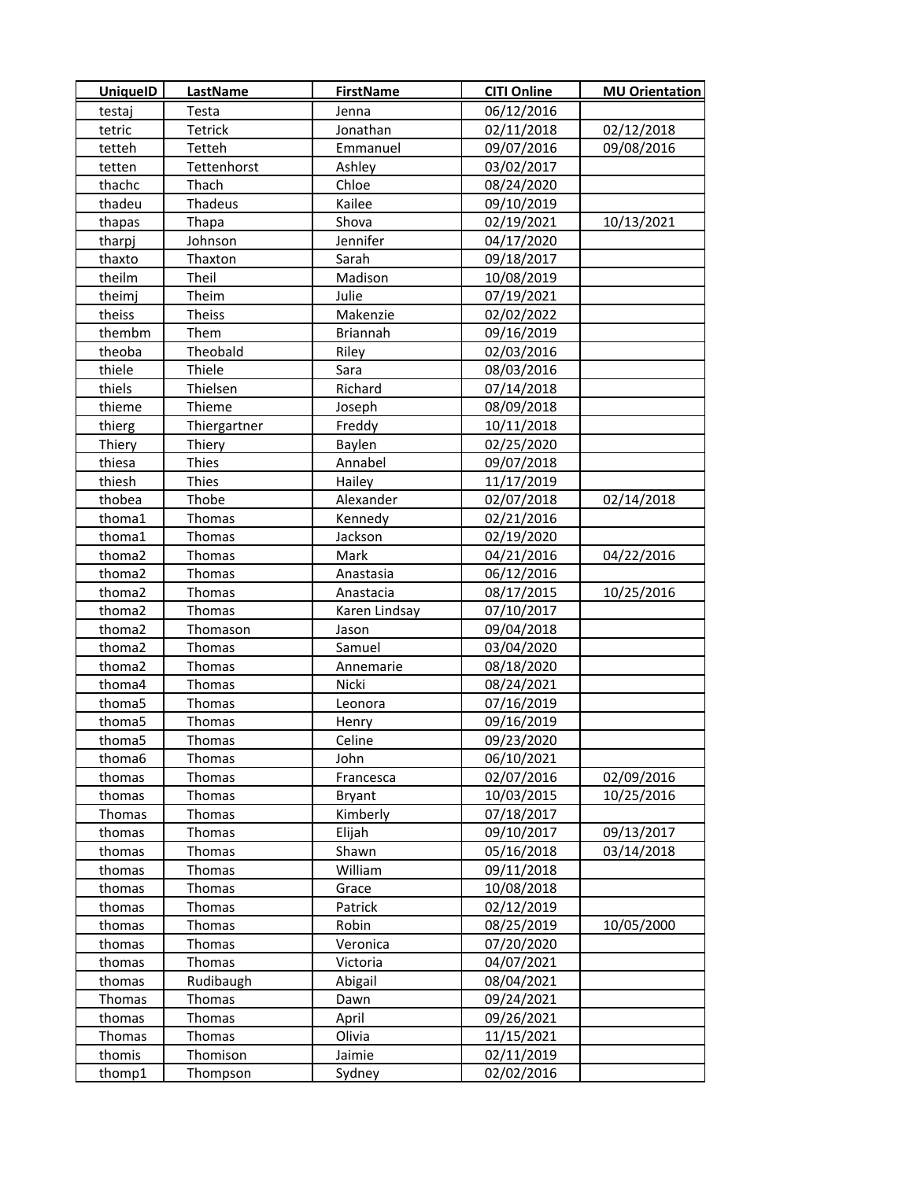| UniqueID | LastName | FirstName | CITI Online | MU Orientation |
|---|---|---|---|---|
| testaj | Testa | Jenna | 06/12/2016 | |
| tetric | Tetrick | Jonathan | 02/11/2018 | 02/12/2018 |
| tetteh | Tetteh | Emmanuel | 09/07/2016 | 09/08/2016 |
| tetten | Tettenhorst | Ashley | 03/02/2017 | |
| thachc | Thach | Chloe | 08/24/2020 | |
| thadeu | Thadeus | Kailee | 09/10/2019 | |
| thapas | Thapa | Shova | 02/19/2021 | 10/13/2021 |
| tharpj | Johnson | Jennifer | 04/17/2020 | |
| thaxto | Thaxton | Sarah | 09/18/2017 | |
| theilm | Theil | Madison | 10/08/2019 | |
| theimj | Theim | Julie | 07/19/2021 | |
| theiss | Theiss | Makenzie | 02/02/2022 | |
| thembm | Them | Briannah | 09/16/2019 | |
| theoba | Theobald | Riley | 02/03/2016 | |
| thiele | Thiele | Sara | 08/03/2016 | |
| thiels | Thielsen | Richard | 07/14/2018 | |
| thieme | Thieme | Joseph | 08/09/2018 | |
| thierg | Thiergartner | Freddy | 10/11/2018 | |
| Thiery | Thiery | Baylen | 02/25/2020 | |
| thiesa | Thies | Annabel | 09/07/2018 | |
| thiesh | Thies | Hailey | 11/17/2019 | |
| thobea | Thobe | Alexander | 02/07/2018 | 02/14/2018 |
| thoma1 | Thomas | Kennedy | 02/21/2016 | |
| thoma1 | Thomas | Jackson | 02/19/2020 | |
| thoma2 | Thomas | Mark | 04/21/2016 | 04/22/2016 |
| thoma2 | Thomas | Anastasia | 06/12/2016 | |
| thoma2 | Thomas | Anastacia | 08/17/2015 | 10/25/2016 |
| thoma2 | Thomas | Karen Lindsay | 07/10/2017 | |
| thoma2 | Thomason | Jason | 09/04/2018 | |
| thoma2 | Thomas | Samuel | 03/04/2020 | |
| thoma2 | Thomas | Annemarie | 08/18/2020 | |
| thoma4 | Thomas | Nicki | 08/24/2021 | |
| thoma5 | Thomas | Leonora | 07/16/2019 | |
| thoma5 | Thomas | Henry | 09/16/2019 | |
| thoma5 | Thomas | Celine | 09/23/2020 | |
| thoma6 | Thomas | John | 06/10/2021 | |
| thomas | Thomas | Francesca | 02/07/2016 | 02/09/2016 |
| thomas | Thomas | Bryant | 10/03/2015 | 10/25/2016 |
| Thomas | Thomas | Kimberly | 07/18/2017 | |
| thomas | Thomas | Elijah | 09/10/2017 | 09/13/2017 |
| thomas | Thomas | Shawn | 05/16/2018 | 03/14/2018 |
| thomas | Thomas | William | 09/11/2018 | |
| thomas | Thomas | Grace | 10/08/2018 | |
| thomas | Thomas | Patrick | 02/12/2019 | |
| thomas | Thomas | Robin | 08/25/2019 | 10/05/2000 |
| thomas | Thomas | Veronica | 07/20/2020 | |
| thomas | Thomas | Victoria | 04/07/2021 | |
| thomas | Rudibaugh | Abigail | 08/04/2021 | |
| Thomas | Thomas | Dawn | 09/24/2021 | |
| thomas | Thomas | April | 09/26/2021 | |
| Thomas | Thomas | Olivia | 11/15/2021 | |
| thomis | Thomison | Jaimie | 02/11/2019 | |
| thomp1 | Thompson | Sydney | 02/02/2016 | |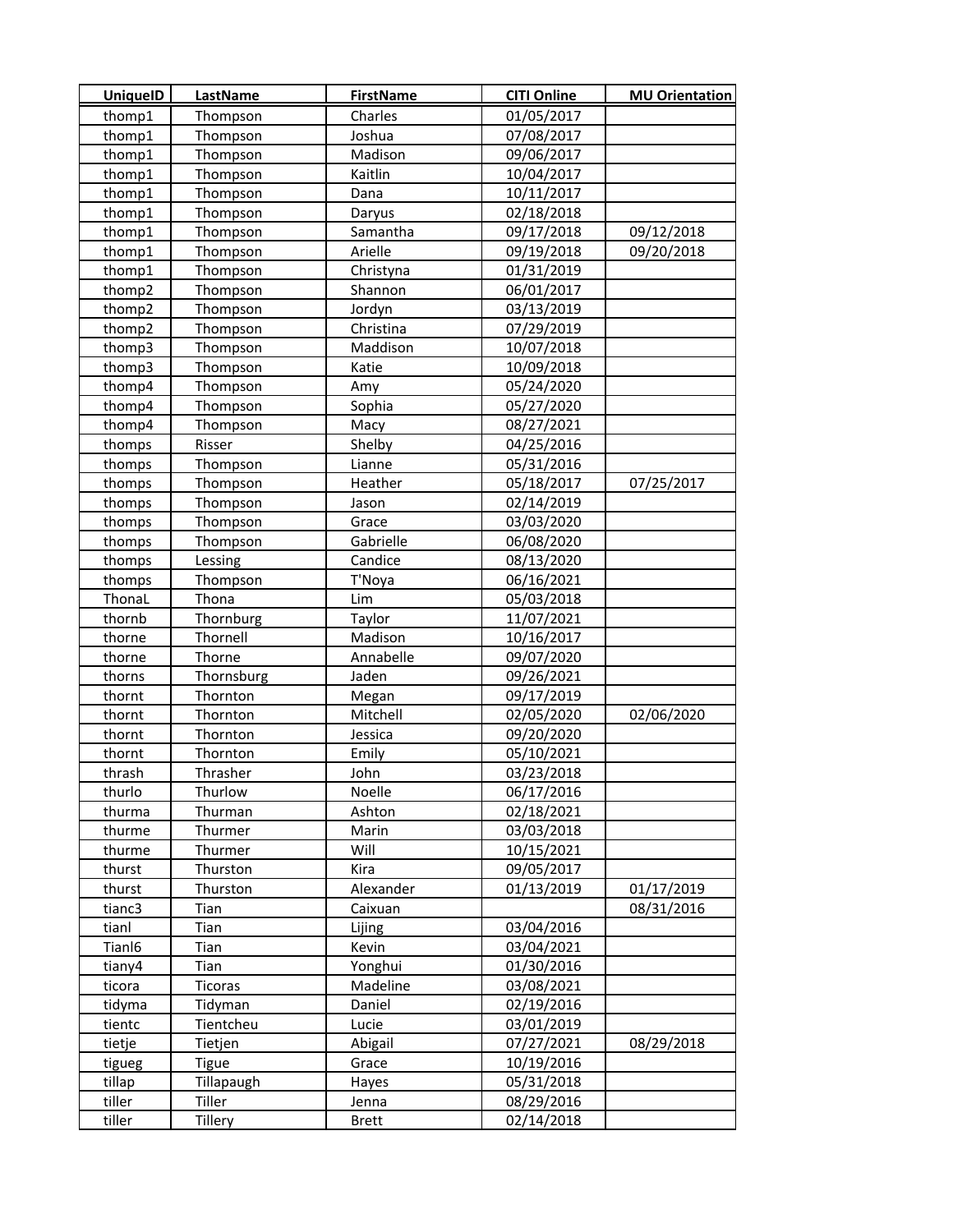| UniqueID | LastName | FirstName | CITI Online | MU Orientation |
|---|---|---|---|---|
| thomp1 | Thompson | Charles | 01/05/2017 | |
| thomp1 | Thompson | Joshua | 07/08/2017 | |
| thomp1 | Thompson | Madison | 09/06/2017 | |
| thomp1 | Thompson | Kaitlin | 10/04/2017 | |
| thomp1 | Thompson | Dana | 10/11/2017 | |
| thomp1 | Thompson | Daryus | 02/18/2018 | |
| thomp1 | Thompson | Samantha | 09/17/2018 | 09/12/2018 |
| thomp1 | Thompson | Arielle | 09/19/2018 | 09/20/2018 |
| thomp1 | Thompson | Christyna | 01/31/2019 | |
| thomp2 | Thompson | Shannon | 06/01/2017 | |
| thomp2 | Thompson | Jordyn | 03/13/2019 | |
| thomp2 | Thompson | Christina | 07/29/2019 | |
| thomp3 | Thompson | Maddison | 10/07/2018 | |
| thomp3 | Thompson | Katie | 10/09/2018 | |
| thomp4 | Thompson | Amy | 05/24/2020 | |
| thomp4 | Thompson | Sophia | 05/27/2020 | |
| thomp4 | Thompson | Macy | 08/27/2021 | |
| thomps | Risser | Shelby | 04/25/2016 | |
| thomps | Thompson | Lianne | 05/31/2016 | |
| thomps | Thompson | Heather | 05/18/2017 | 07/25/2017 |
| thomps | Thompson | Jason | 02/14/2019 | |
| thomps | Thompson | Grace | 03/03/2020 | |
| thomps | Thompson | Gabrielle | 06/08/2020 | |
| thomps | Lessing | Candice | 08/13/2020 | |
| thomps | Thompson | T'Noya | 06/16/2021 | |
| ThonaL | Thona | Lim | 05/03/2018 | |
| thornb | Thornburg | Taylor | 11/07/2021 | |
| thorne | Thornell | Madison | 10/16/2017 | |
| thorne | Thorne | Annabelle | 09/07/2020 | |
| thorns | Thornsburg | Jaden | 09/26/2021 | |
| thornt | Thornton | Megan | 09/17/2019 | |
| thornt | Thornton | Mitchell | 02/05/2020 | 02/06/2020 |
| thornt | Thornton | Jessica | 09/20/2020 | |
| thornt | Thornton | Emily | 05/10/2021 | |
| thrash | Thrasher | John | 03/23/2018 | |
| thurlo | Thurlow | Noelle | 06/17/2016 | |
| thurma | Thurman | Ashton | 02/18/2021 | |
| thurme | Thurmer | Marin | 03/03/2018 | |
| thurme | Thurmer | Will | 10/15/2021 | |
| thurst | Thurston | Kira | 09/05/2017 | |
| thurst | Thurston | Alexander | 01/13/2019 | 01/17/2019 |
| tianc3 | Tian | Caixuan | | 08/31/2016 |
| tianl | Tian | Lijing | 03/04/2016 | |
| Tianl6 | Tian | Kevin | 03/04/2021 | |
| tiany4 | Tian | Yonghui | 01/30/2016 | |
| ticora | Ticoras | Madeline | 03/08/2021 | |
| tidyma | Tidyman | Daniel | 02/19/2016 | |
| tientc | Tientcheu | Lucie | 03/01/2019 | |
| tietje | Tietjen | Abigail | 07/27/2021 | 08/29/2018 |
| tigueg | Tigue | Grace | 10/19/2016 | |
| tillap | Tillapaugh | Hayes | 05/31/2018 | |
| tiller | Tiller | Jenna | 08/29/2016 | |
| tiller | Tillery | Brett | 02/14/2018 | |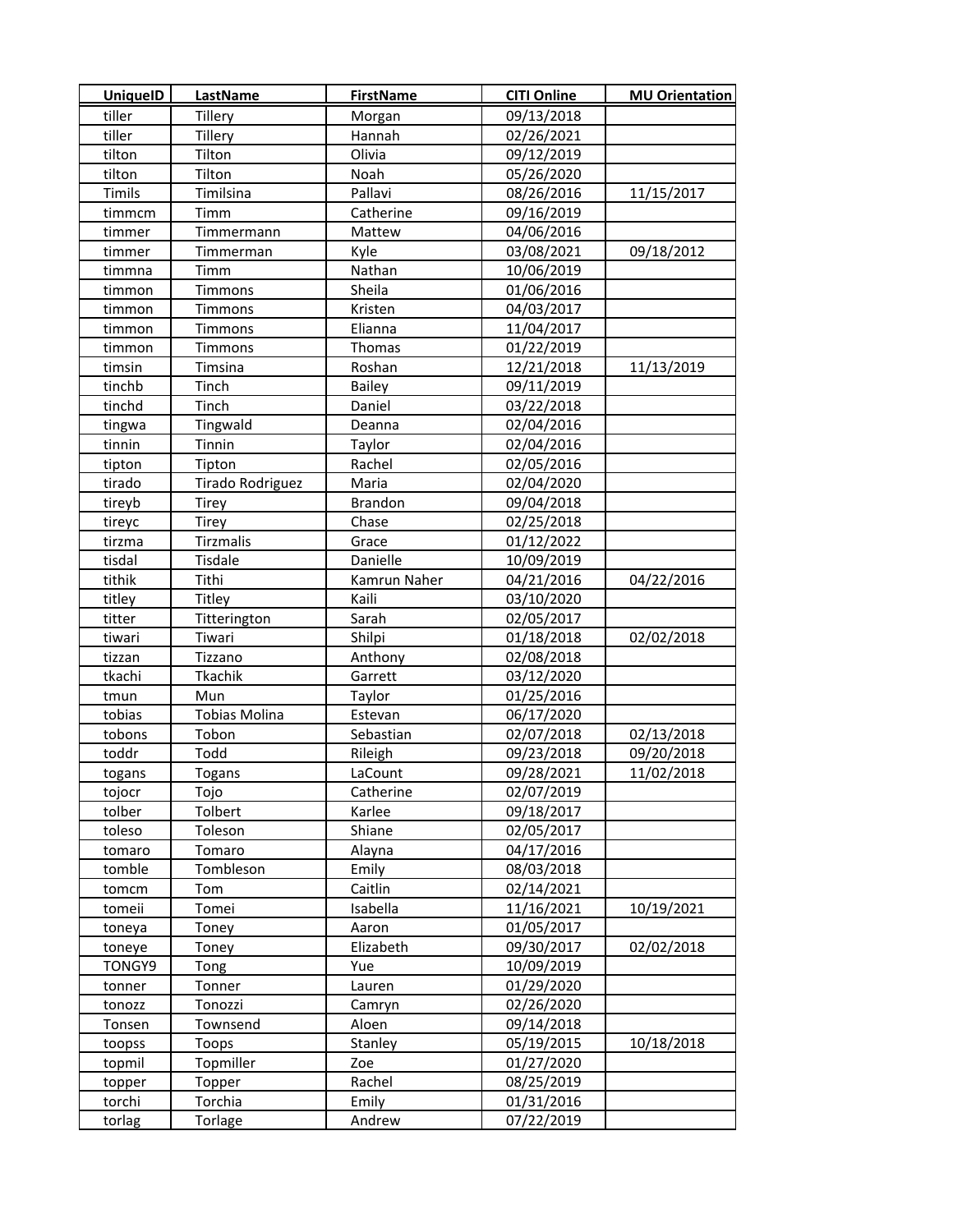| UniqueID | LastName | FirstName | CITI Online | MU Orientation |
|---|---|---|---|---|
| tiller | Tillery | Morgan | 09/13/2018 | |
| tiller | Tillery | Hannah | 02/26/2021 | |
| tilton | Tilton | Olivia | 09/12/2019 | |
| tilton | Tilton | Noah | 05/26/2020 | |
| Timils | Timilsina | Pallavi | 08/26/2016 | 11/15/2017 |
| timmcm | Timm | Catherine | 09/16/2019 | |
| timmer | Timmermann | Mattew | 04/06/2016 | |
| timmer | Timmerman | Kyle | 03/08/2021 | 09/18/2012 |
| timmna | Timm | Nathan | 10/06/2019 | |
| timmon | Timmons | Sheila | 01/06/2016 | |
| timmon | Timmons | Kristen | 04/03/2017 | |
| timmon | Timmons | Elianna | 11/04/2017 | |
| timmon | Timmons | Thomas | 01/22/2019 | |
| timsin | Timsina | Roshan | 12/21/2018 | 11/13/2019 |
| tinchb | Tinch | Bailey | 09/11/2019 | |
| tinchd | Tinch | Daniel | 03/22/2018 | |
| tingwa | Tingwald | Deanna | 02/04/2016 | |
| tinnin | Tinnin | Taylor | 02/04/2016 | |
| tipton | Tipton | Rachel | 02/05/2016 | |
| tirado | Tirado Rodriguez | Maria | 02/04/2020 | |
| tireyb | Tirey | Brandon | 09/04/2018 | |
| tireyc | Tirey | Chase | 02/25/2018 | |
| tirzma | Tirzmalis | Grace | 01/12/2022 | |
| tisdal | Tisdale | Danielle | 10/09/2019 | |
| tithik | Tithi | Kamrun Naher | 04/21/2016 | 04/22/2016 |
| titley | Titley | Kaili | 03/10/2020 | |
| titter | Titterington | Sarah | 02/05/2017 | |
| tiwari | Tiwari | Shilpi | 01/18/2018 | 02/02/2018 |
| tizzan | Tizzano | Anthony | 02/08/2018 | |
| tkachi | Tkachik | Garrett | 03/12/2020 | |
| tmun | Mun | Taylor | 01/25/2016 | |
| tobias | Tobias Molina | Estevan | 06/17/2020 | |
| tobons | Tobon | Sebastian | 02/07/2018 | 02/13/2018 |
| toddr | Todd | Rileigh | 09/23/2018 | 09/20/2018 |
| togans | Togans | LaCount | 09/28/2021 | 11/02/2018 |
| tojocr | Tojo | Catherine | 02/07/2019 | |
| tolber | Tolbert | Karlee | 09/18/2017 | |
| toleso | Toleson | Shiane | 02/05/2017 | |
| tomaro | Tomaro | Alayna | 04/17/2016 | |
| tomble | Tombleson | Emily | 08/03/2018 | |
| tomcm | Tom | Caitlin | 02/14/2021 | |
| tomeii | Tomei | Isabella | 11/16/2021 | 10/19/2021 |
| toneya | Toney | Aaron | 01/05/2017 | |
| toneye | Toney | Elizabeth | 09/30/2017 | 02/02/2018 |
| TONGY9 | Tong | Yue | 10/09/2019 | |
| tonner | Tonner | Lauren | 01/29/2020 | |
| tonozz | Tonozzi | Camryn | 02/26/2020 | |
| Tonsen | Townsend | Aloen | 09/14/2018 | |
| toopss | Toops | Stanley | 05/19/2015 | 10/18/2018 |
| topmil | Topmiller | Zoe | 01/27/2020 | |
| topper | Topper | Rachel | 08/25/2019 | |
| torchi | Torchia | Emily | 01/31/2016 | |
| torlag | Torlage | Andrew | 07/22/2019 | |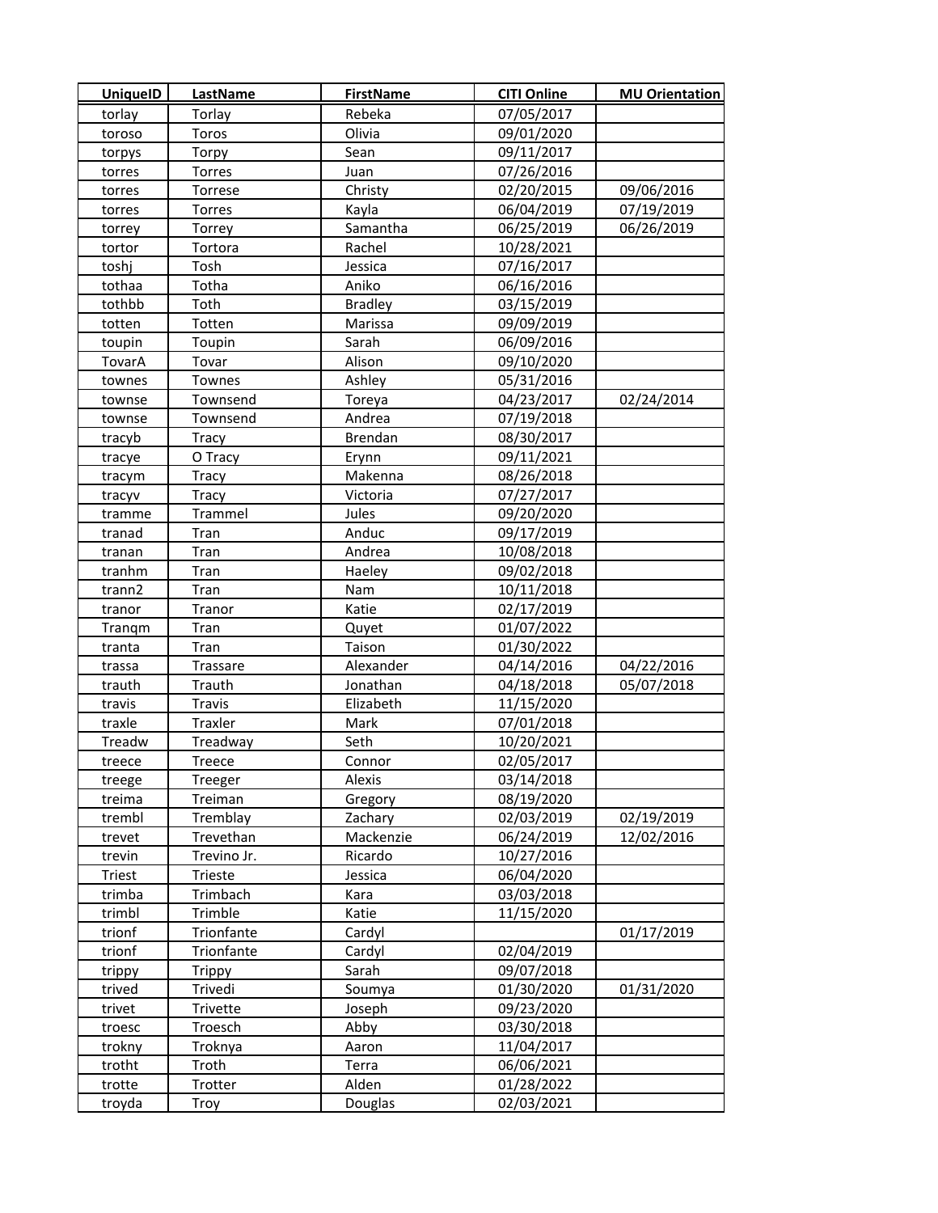| UniqueID | LastName | FirstName | CITI Online | MU Orientation |
|---|---|---|---|---|
| torlay | Torlay | Rebeka | 07/05/2017 | |
| toroso | Toros | Olivia | 09/01/2020 | |
| torpys | Torpy | Sean | 09/11/2017 | |
| torres | Torres | Juan | 07/26/2016 | |
| torres | Torrese | Christy | 02/20/2015 | 09/06/2016 |
| torres | Torres | Kayla | 06/04/2019 | 07/19/2019 |
| torrey | Torrey | Samantha | 06/25/2019 | 06/26/2019 |
| tortor | Tortora | Rachel | 10/28/2021 | |
| toshj | Tosh | Jessica | 07/16/2017 | |
| tothaa | Totha | Aniko | 06/16/2016 | |
| tothbb | Toth | Bradley | 03/15/2019 | |
| totten | Totten | Marissa | 09/09/2019 | |
| toupin | Toupin | Sarah | 06/09/2016 | |
| TovarA | Tovar | Alison | 09/10/2020 | |
| townes | Townes | Ashley | 05/31/2016 | |
| townse | Townsend | Toreya | 04/23/2017 | 02/24/2014 |
| townse | Townsend | Andrea | 07/19/2018 | |
| tracyb | Tracy | Brendan | 08/30/2017 | |
| tracye | O Tracy | Erynn | 09/11/2021 | |
| tracym | Tracy | Makenna | 08/26/2018 | |
| tracyv | Tracy | Victoria | 07/27/2017 | |
| tramme | Trammel | Jules | 09/20/2020 | |
| tranad | Tran | Anduc | 09/17/2019 | |
| tranan | Tran | Andrea | 10/08/2018 | |
| tranhm | Tran | Haeley | 09/02/2018 | |
| trann2 | Tran | Nam | 10/11/2018 | |
| tranor | Tranor | Katie | 02/17/2019 | |
| Tranqm | Tran | Quyet | 01/07/2022 | |
| tranta | Tran | Taison | 01/30/2022 | |
| trassa | Trassare | Alexander | 04/14/2016 | 04/22/2016 |
| trauth | Trauth | Jonathan | 04/18/2018 | 05/07/2018 |
| travis | Travis | Elizabeth | 11/15/2020 | |
| traxle | Traxler | Mark | 07/01/2018 | |
| Treadw | Treadway | Seth | 10/20/2021 | |
| treece | Treece | Connor | 02/05/2017 | |
| treege | Treeger | Alexis | 03/14/2018 | |
| treima | Treiman | Gregory | 08/19/2020 | |
| trembl | Tremblay | Zachary | 02/03/2019 | 02/19/2019 |
| trevet | Trevethan | Mackenzie | 06/24/2019 | 12/02/2016 |
| trevin | Trevino Jr. | Ricardo | 10/27/2016 | |
| Triest | Trieste | Jessica | 06/04/2020 | |
| trimba | Trimbach | Kara | 03/03/2018 | |
| trimbl | Trimble | Katie | 11/15/2020 | |
| trionf | Trionfante | Cardyl | | 01/17/2019 |
| trionf | Trionfante | Cardyl | 02/04/2019 | |
| trippy | Trippy | Sarah | 09/07/2018 | |
| trived | Trivedi | Soumya | 01/30/2020 | 01/31/2020 |
| trivet | Trivette | Joseph | 09/23/2020 | |
| troesc | Troesch | Abby | 03/30/2018 | |
| trokny | Troknya | Aaron | 11/04/2017 | |
| trotht | Troth | Terra | 06/06/2021 | |
| trotte | Trotter | Alden | 01/28/2022 | |
| troyda | Troy | Douglas | 02/03/2021 | |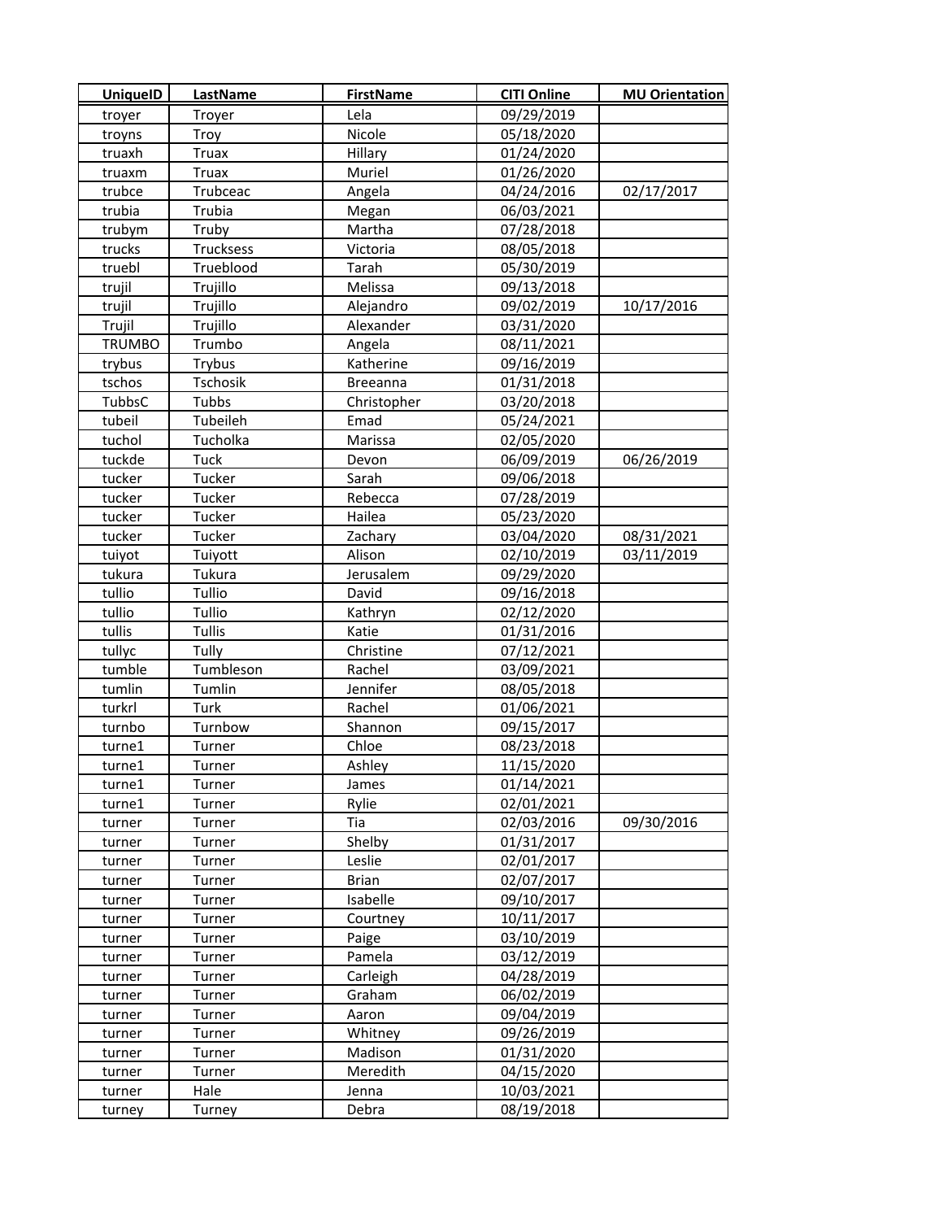| UniqueID | LastName | FirstName | CITI Online | MU Orientation |
|---|---|---|---|---|
| troyer | Troyer | Lela | 09/29/2019 | |
| troyns | Troy | Nicole | 05/18/2020 | |
| truaxh | Truax | Hillary | 01/24/2020 | |
| truaxm | Truax | Muriel | 01/26/2020 | |
| trubce | Trubceac | Angela | 04/24/2016 | 02/17/2017 |
| trubia | Trubia | Megan | 06/03/2021 | |
| trubym | Truby | Martha | 07/28/2018 | |
| trucks | Trucksess | Victoria | 08/05/2018 | |
| truebl | Trueblood | Tarah | 05/30/2019 | |
| trujil | Trujillo | Melissa | 09/13/2018 | |
| trujil | Trujillo | Alejandro | 09/02/2019 | 10/17/2016 |
| Trujil | Trujillo | Alexander | 03/31/2020 | |
| TRUMBO | Trumbo | Angela | 08/11/2021 | |
| trybus | Trybus | Katherine | 09/16/2019 | |
| tschos | Tschosik | Breeanna | 01/31/2018 | |
| TubbsC | Tubbs | Christopher | 03/20/2018 | |
| tubeil | Tubeileh | Emad | 05/24/2021 | |
| tuchol | Tucholka | Marissa | 02/05/2020 | |
| tuckde | Tuck | Devon | 06/09/2019 | 06/26/2019 |
| tucker | Tucker | Sarah | 09/06/2018 | |
| tucker | Tucker | Rebecca | 07/28/2019 | |
| tucker | Tucker | Hailea | 05/23/2020 | |
| tucker | Tucker | Zachary | 03/04/2020 | 08/31/2021 |
| tuiyot | Tuiyott | Alison | 02/10/2019 | 03/11/2019 |
| tukura | Tukura | Jerusalem | 09/29/2020 | |
| tullio | Tullio | David | 09/16/2018 | |
| tullio | Tullio | Kathryn | 02/12/2020 | |
| tullis | Tullis | Katie | 01/31/2016 | |
| tullyc | Tully | Christine | 07/12/2021 | |
| tumble | Tumbleson | Rachel | 03/09/2021 | |
| tumlin | Tumlin | Jennifer | 08/05/2018 | |
| turkrl | Turk | Rachel | 01/06/2021 | |
| turnbo | Turnbow | Shannon | 09/15/2017 | |
| turne1 | Turner | Chloe | 08/23/2018 | |
| turne1 | Turner | Ashley | 11/15/2020 | |
| turne1 | Turner | James | 01/14/2021 | |
| turne1 | Turner | Rylie | 02/01/2021 | |
| turner | Turner | Tia | 02/03/2016 | 09/30/2016 |
| turner | Turner | Shelby | 01/31/2017 | |
| turner | Turner | Leslie | 02/01/2017 | |
| turner | Turner | Brian | 02/07/2017 | |
| turner | Turner | Isabelle | 09/10/2017 | |
| turner | Turner | Courtney | 10/11/2017 | |
| turner | Turner | Paige | 03/10/2019 | |
| turner | Turner | Pamela | 03/12/2019 | |
| turner | Turner | Carleigh | 04/28/2019 | |
| turner | Turner | Graham | 06/02/2019 | |
| turner | Turner | Aaron | 09/04/2019 | |
| turner | Turner | Whitney | 09/26/2019 | |
| turner | Turner | Madison | 01/31/2020 | |
| turner | Turner | Meredith | 04/15/2020 | |
| turner | Hale | Jenna | 10/03/2021 | |
| turney | Turney | Debra | 08/19/2018 | |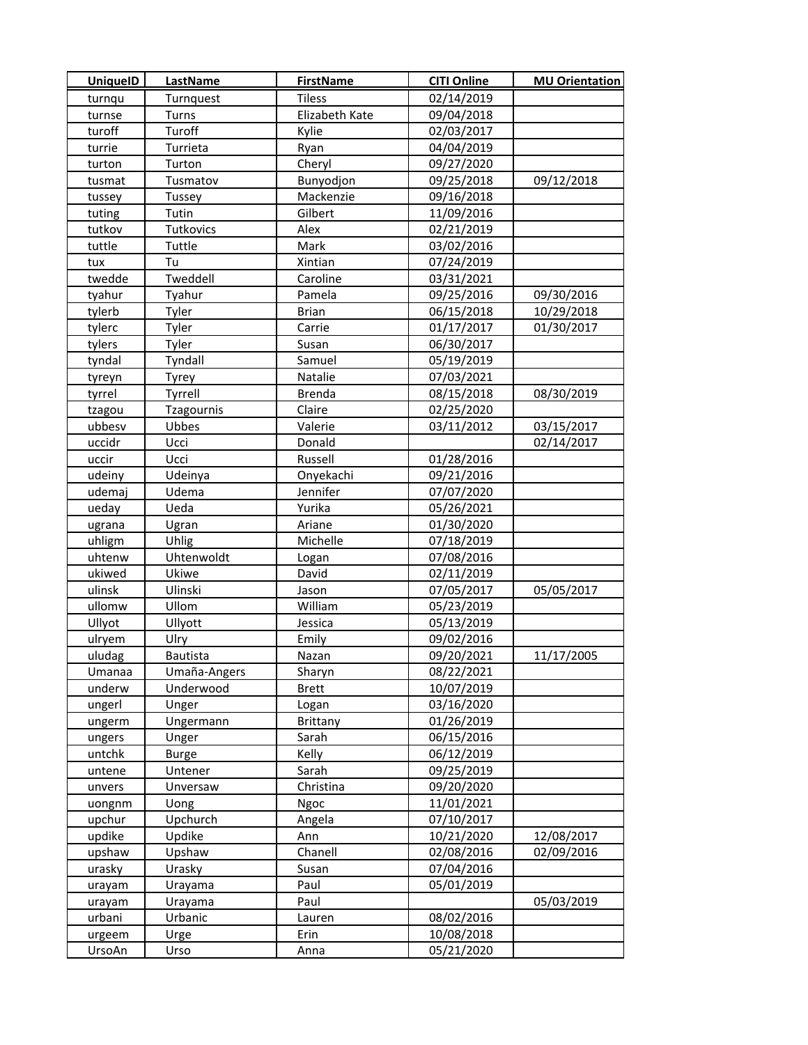| UniqueID | LastName | FirstName | CITI Online | MU Orientation |
|---|---|---|---|---|
| turnqu | Turnquest | Tiless | 02/14/2019 | |
| turnse | Turns | Elizabeth Kate | 09/04/2018 | |
| turoff | Turoff | Kylie | 02/03/2017 | |
| turrie | Turrieta | Ryan | 04/04/2019 | |
| turton | Turton | Cheryl | 09/27/2020 | |
| tusmat | Tusmatov | Bunyodjon | 09/25/2018 | 09/12/2018 |
| tussey | Tussey | Mackenzie | 09/16/2018 | |
| tuting | Tutin | Gilbert | 11/09/2016 | |
| tutkov | Tutkovics | Alex | 02/21/2019 | |
| tuttle | Tuttle | Mark | 03/02/2016 | |
| tux | Tu | Xintian | 07/24/2019 | |
| twedde | Tweddell | Caroline | 03/31/2021 | |
| tyahur | Tyahur | Pamela | 09/25/2016 | 09/30/2016 |
| tylerb | Tyler | Brian | 06/15/2018 | 10/29/2018 |
| tylerc | Tyler | Carrie | 01/17/2017 | 01/30/2017 |
| tylers | Tyler | Susan | 06/30/2017 | |
| tyndal | Tyndall | Samuel | 05/19/2019 | |
| tyreyn | Tyrey | Natalie | 07/03/2021 | |
| tyrrel | Tyrrell | Brenda | 08/15/2018 | 08/30/2019 |
| tzagou | Tzagournis | Claire | 02/25/2020 | |
| ubbesv | Ubbes | Valerie | 03/11/2012 | 03/15/2017 |
| uccidr | Ucci | Donald | | 02/14/2017 |
| uccir | Ucci | Russell | 01/28/2016 | |
| udeiny | Udeinya | Onyekachi | 09/21/2016 | |
| udemaj | Udema | Jennifer | 07/07/2020 | |
| ueday | Ueda | Yurika | 05/26/2021 | |
| ugrana | Ugran | Ariane | 01/30/2020 | |
| uhligm | Uhlig | Michelle | 07/18/2019 | |
| uhtenw | Uhtenwoldt | Logan | 07/08/2016 | |
| ukiwed | Ukiwe | David | 02/11/2019 | |
| ulinsk | Ulinski | Jason | 07/05/2017 | 05/05/2017 |
| ullomw | Ullom | William | 05/23/2019 | |
| Ullyot | Ullyott | Jessica | 05/13/2019 | |
| ulryem | Ulry | Emily | 09/02/2016 | |
| uludag | Bautista | Nazan | 09/20/2021 | 11/17/2005 |
| Umanaa | Umaña-Angers | Sharyn | 08/22/2021 | |
| underw | Underwood | Brett | 10/07/2019 | |
| ungerl | Unger | Logan | 03/16/2020 | |
| ungerm | Ungermann | Brittany | 01/26/2019 | |
| ungers | Unger | Sarah | 06/15/2016 | |
| untchk | Burge | Kelly | 06/12/2019 | |
| untene | Untener | Sarah | 09/25/2019 | |
| unvers | Unversaw | Christina | 09/20/2020 | |
| uongnm | Uong | Ngoc | 11/01/2021 | |
| upchur | Upchurch | Angela | 07/10/2017 | |
| updike | Updike | Ann | 10/21/2020 | 12/08/2017 |
| upshaw | Upshaw | Chanell | 02/08/2016 | 02/09/2016 |
| urasky | Urasky | Susan | 07/04/2016 | |
| urayam | Urayama | Paul | 05/01/2019 | |
| urayam | Urayama | Paul | | 05/03/2019 |
| urbani | Urbanic | Lauren | 08/02/2016 | |
| urgeem | Urge | Erin | 10/08/2018 | |
| UrsoAn | Urso | Anna | 05/21/2020 | |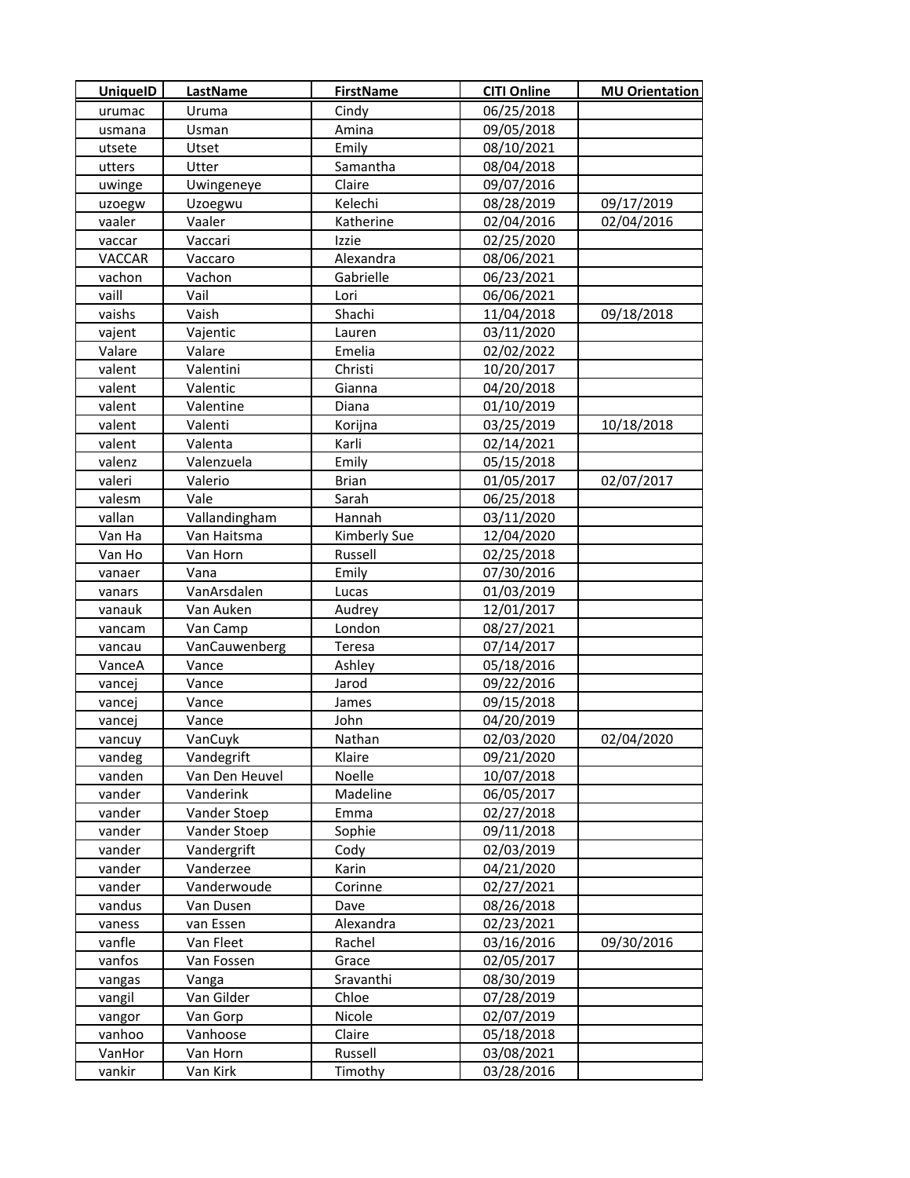| UniqueID | LastName | FirstName | CITI Online | MU Orientation |
| --- | --- | --- | --- | --- |
| urumac | Uruma | Cindy | 06/25/2018 | |
| usmana | Usman | Amina | 09/05/2018 | |
| utsete | Utset | Emily | 08/10/2021 | |
| utters | Utter | Samantha | 08/04/2018 | |
| uwinge | Uwingeneye | Claire | 09/07/2016 | |
| uzoegw | Uzoegwu | Kelechi | 08/28/2019 | 09/17/2019 |
| vaaler | Vaaler | Katherine | 02/04/2016 | 02/04/2016 |
| vaccar | Vaccari | Izzie | 02/25/2020 | |
| VACCAR | Vaccaro | Alexandra | 08/06/2021 | |
| vachon | Vachon | Gabrielle | 06/23/2021 | |
| vaill | Vail | Lori | 06/06/2021 | |
| vaishs | Vaish | Shachi | 11/04/2018 | 09/18/2018 |
| vajent | Vajentic | Lauren | 03/11/2020 | |
| Valare | Valare | Emelia | 02/02/2022 | |
| valent | Valentini | Christi | 10/20/2017 | |
| valent | Valentic | Gianna | 04/20/2018 | |
| valent | Valentine | Diana | 01/10/2019 | |
| valent | Valenti | Korijna | 03/25/2019 | 10/18/2018 |
| valent | Valenta | Karli | 02/14/2021 | |
| valenz | Valenzuela | Emily | 05/15/2018 | |
| valeri | Valerio | Brian | 01/05/2017 | 02/07/2017 |
| valesm | Vale | Sarah | 06/25/2018 | |
| vallan | Vallandingham | Hannah | 03/11/2020 | |
| Van Ha | Van Haitsma | Kimberly Sue | 12/04/2020 | |
| Van Ho | Van Horn | Russell | 02/25/2018 | |
| vanaer | Vana | Emily | 07/30/2016 | |
| vanars | VanArsdalen | Lucas | 01/03/2019 | |
| vanauk | Van Auken | Audrey | 12/01/2017 | |
| vancam | Van Camp | London | 08/27/2021 | |
| vancau | VanCauwenberg | Teresa | 07/14/2017 | |
| VanceA | Vance | Ashley | 05/18/2016 | |
| vancej | Vance | Jarod | 09/22/2016 | |
| vancej | Vance | James | 09/15/2018 | |
| vancej | Vance | John | 04/20/2019 | |
| vancuy | VanCuyk | Nathan | 02/03/2020 | 02/04/2020 |
| vandeg | Vandegrift | Klaire | 09/21/2020 | |
| vanden | Van Den Heuvel | Noelle | 10/07/2018 | |
| vander | Vanderink | Madeline | 06/05/2017 | |
| vander | Vander Stoep | Emma | 02/27/2018 | |
| vander | Vander Stoep | Sophie | 09/11/2018 | |
| vander | Vandergrift | Cody | 02/03/2019 | |
| vander | Vanderzee | Karin | 04/21/2020 | |
| vander | Vanderwoude | Corinne | 02/27/2021 | |
| vandus | Van Dusen | Dave | 08/26/2018 | |
| vaness | van Essen | Alexandra | 02/23/2021 | |
| vanfle | Van Fleet | Rachel | 03/16/2016 | 09/30/2016 |
| vanfos | Van Fossen | Grace | 02/05/2017 | |
| vangas | Vanga | Sravanthi | 08/30/2019 | |
| vangil | Van Gilder | Chloe | 07/28/2019 | |
| vangor | Van Gorp | Nicole | 02/07/2019 | |
| vanhoo | Vanhoose | Claire | 05/18/2018 | |
| VanHor | Van Horn | Russell | 03/08/2021 | |
| vankir | Van Kirk | Timothy | 03/28/2016 | |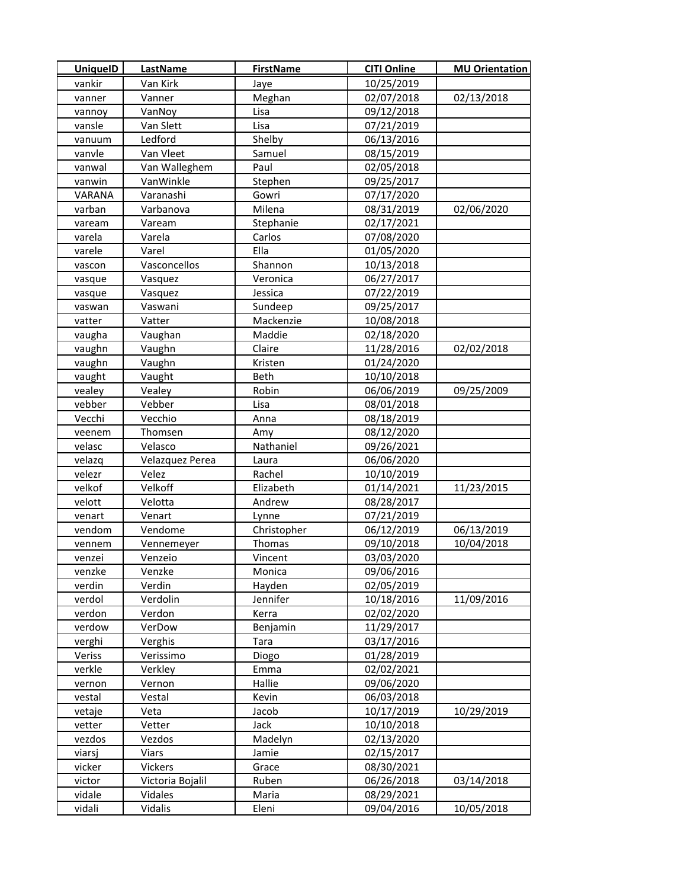| UniqueID | LastName | FirstName | CITI Online | MU Orientation |
|---|---|---|---|---|
| vankir | Van Kirk | Jaye | 10/25/2019 | |
| vanner | Vanner | Meghan | 02/07/2018 | 02/13/2018 |
| vannoy | VanNoy | Lisa | 09/12/2018 | |
| vansle | Van Slett | Lisa | 07/21/2019 | |
| vanuum | Ledford | Shelby | 06/13/2016 | |
| vanvle | Van Vleet | Samuel | 08/15/2019 | |
| vanwal | Van Walleghem | Paul | 02/05/2018 | |
| vanwin | VanWinkle | Stephen | 09/25/2017 | |
| VARANA | Varanashi | Gowri | 07/17/2020 | |
| varban | Varbanova | Milena | 08/31/2019 | 02/06/2020 |
| vaream | Vaream | Stephanie | 02/17/2021 | |
| varela | Varela | Carlos | 07/08/2020 | |
| varele | Varel | Ella | 01/05/2020 | |
| vascon | Vasconcellos | Shannon | 10/13/2018 | |
| vasque | Vasquez | Veronica | 06/27/2017 | |
| vasque | Vasquez | Jessica | 07/22/2019 | |
| vaswan | Vaswani | Sundeep | 09/25/2017 | |
| vatter | Vatter | Mackenzie | 10/08/2018 | |
| vaugha | Vaughan | Maddie | 02/18/2020 | |
| vaughn | Vaughn | Claire | 11/28/2016 | 02/02/2018 |
| vaughn | Vaughn | Kristen | 01/24/2020 | |
| vaught | Vaught | Beth | 10/10/2018 | |
| vealey | Vealey | Robin | 06/06/2019 | 09/25/2009 |
| vebber | Vebber | Lisa | 08/01/2018 | |
| Vecchi | Vecchio | Anna | 08/18/2019 | |
| veenem | Thomsen | Amy | 08/12/2020 | |
| velasc | Velasco | Nathaniel | 09/26/2021 | |
| velazq | Velazquez Perea | Laura | 06/06/2020 | |
| velezr | Velez | Rachel | 10/10/2019 | |
| velkof | Velkoff | Elizabeth | 01/14/2021 | 11/23/2015 |
| velott | Velotta | Andrew | 08/28/2017 | |
| venart | Venart | Lynne | 07/21/2019 | |
| vendom | Vendome | Christopher | 06/12/2019 | 06/13/2019 |
| vennem | Vennemeyer | Thomas | 09/10/2018 | 10/04/2018 |
| venzei | Venzeio | Vincent | 03/03/2020 | |
| venzke | Venzke | Monica | 09/06/2016 | |
| verdin | Verdin | Hayden | 02/05/2019 | |
| verdol | Verdolin | Jennifer | 10/18/2016 | 11/09/2016 |
| verdon | Verdon | Kerra | 02/02/2020 | |
| verdow | VerDow | Benjamin | 11/29/2017 | |
| verghi | Verghis | Tara | 03/17/2016 | |
| Veriss | Verissimo | Diogo | 01/28/2019 | |
| verkle | Verkley | Emma | 02/02/2021 | |
| vernon | Vernon | Hallie | 09/06/2020 | |
| vestal | Vestal | Kevin | 06/03/2018 | |
| vetaje | Veta | Jacob | 10/17/2019 | 10/29/2019 |
| vetter | Vetter | Jack | 10/10/2018 | |
| vezdos | Vezdos | Madelyn | 02/13/2020 | |
| viarsj | Viars | Jamie | 02/15/2017 | |
| vicker | Vickers | Grace | 08/30/2021 | |
| victor | Victoria Bojalil | Ruben | 06/26/2018 | 03/14/2018 |
| vidale | Vidales | Maria | 08/29/2021 | |
| vidali | Vidalis | Eleni | 09/04/2016 | 10/05/2018 |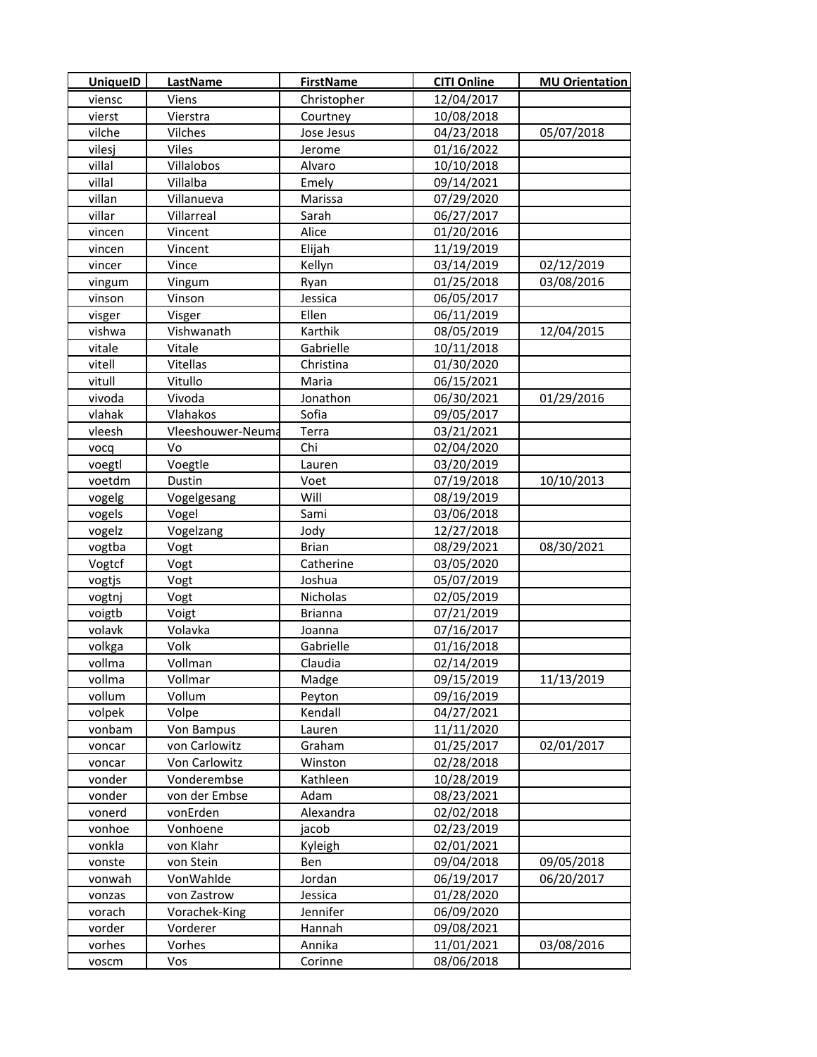| UniqueID | LastName | FirstName | CITI Online | MU Orientation |
| --- | --- | --- | --- | --- |
| viensc | Viens | Christopher | 12/04/2017 | |
| vierst | Vierstra | Courtney | 10/08/2018 | |
| vilche | Vilches | Jose Jesus | 04/23/2018 | 05/07/2018 |
| vilesj | Viles | Jerome | 01/16/2022 | |
| villal | Villalobos | Alvaro | 10/10/2018 | |
| villal | Villalba | Emely | 09/14/2021 | |
| villan | Villanueva | Marissa | 07/29/2020 | |
| villar | Villarreal | Sarah | 06/27/2017 | |
| vincen | Vincent | Alice | 01/20/2016 | |
| vincen | Vincent | Elijah | 11/19/2019 | |
| vincer | Vince | Kellyn | 03/14/2019 | 02/12/2019 |
| vingum | Vingum | Ryan | 01/25/2018 | 03/08/2016 |
| vinson | Vinson | Jessica | 06/05/2017 | |
| visger | Visger | Ellen | 06/11/2019 | |
| vishwa | Vishwanath | Karthik | 08/05/2019 | 12/04/2015 |
| vitale | Vitale | Gabrielle | 10/11/2018 | |
| vitell | Vitellas | Christina | 01/30/2020 | |
| vitull | Vitullo | Maria | 06/15/2021 | |
| vivoda | Vivoda | Jonathon | 06/30/2021 | 01/29/2016 |
| vlahak | Vlahakos | Sofia | 09/05/2017 | |
| vleesh | Vleeshouwer-Neuma | Terra | 03/21/2021 | |
| vocq | Vo | Chi | 02/04/2020 | |
| voegtl | Voegtle | Lauren | 03/20/2019 | |
| voetdm | Dustin | Voet | 07/19/2018 | 10/10/2013 |
| vogelg | Vogelgesang | Will | 08/19/2019 | |
| vogels | Vogel | Sami | 03/06/2018 | |
| vogelz | Vogelzang | Jody | 12/27/2018 | |
| vogtba | Vogt | Brian | 08/29/2021 | 08/30/2021 |
| Vogtcf | Vogt | Catherine | 03/05/2020 | |
| vogtjs | Vogt | Joshua | 05/07/2019 | |
| vogtnj | Vogt | Nicholas | 02/05/2019 | |
| voigtb | Voigt | Brianna | 07/21/2019 | |
| volavk | Volavka | Joanna | 07/16/2017 | |
| volkga | Volk | Gabrielle | 01/16/2018 | |
| vollma | Vollman | Claudia | 02/14/2019 | |
| vollma | Vollmar | Madge | 09/15/2019 | 11/13/2019 |
| vollum | Vollum | Peyton | 09/16/2019 | |
| volpek | Volpe | Kendall | 04/27/2021 | |
| vonbam | Von Bampus | Lauren | 11/11/2020 | |
| voncar | von Carlowitz | Graham | 01/25/2017 | 02/01/2017 |
| voncar | Von Carlowitz | Winston | 02/28/2018 | |
| vonder | Vonderembse | Kathleen | 10/28/2019 | |
| vonder | von der Embse | Adam | 08/23/2021 | |
| vonerd | vonErden | Alexandra | 02/02/2018 | |
| vonhoe | Vonhoene | jacob | 02/23/2019 | |
| vonkla | von Klahr | Kyleigh | 02/01/2021 | |
| vonste | von Stein | Ben | 09/04/2018 | 09/05/2018 |
| vonwah | VonWahlde | Jordan | 06/19/2017 | 06/20/2017 |
| vonzas | von Zastrow | Jessica | 01/28/2020 | |
| vorach | Vorachek-King | Jennifer | 06/09/2020 | |
| vorder | Vorderer | Hannah | 09/08/2021 | |
| vorhes | Vorhes | Annika | 11/01/2021 | 03/08/2016 |
| voscm | Vos | Corinne | 08/06/2018 | |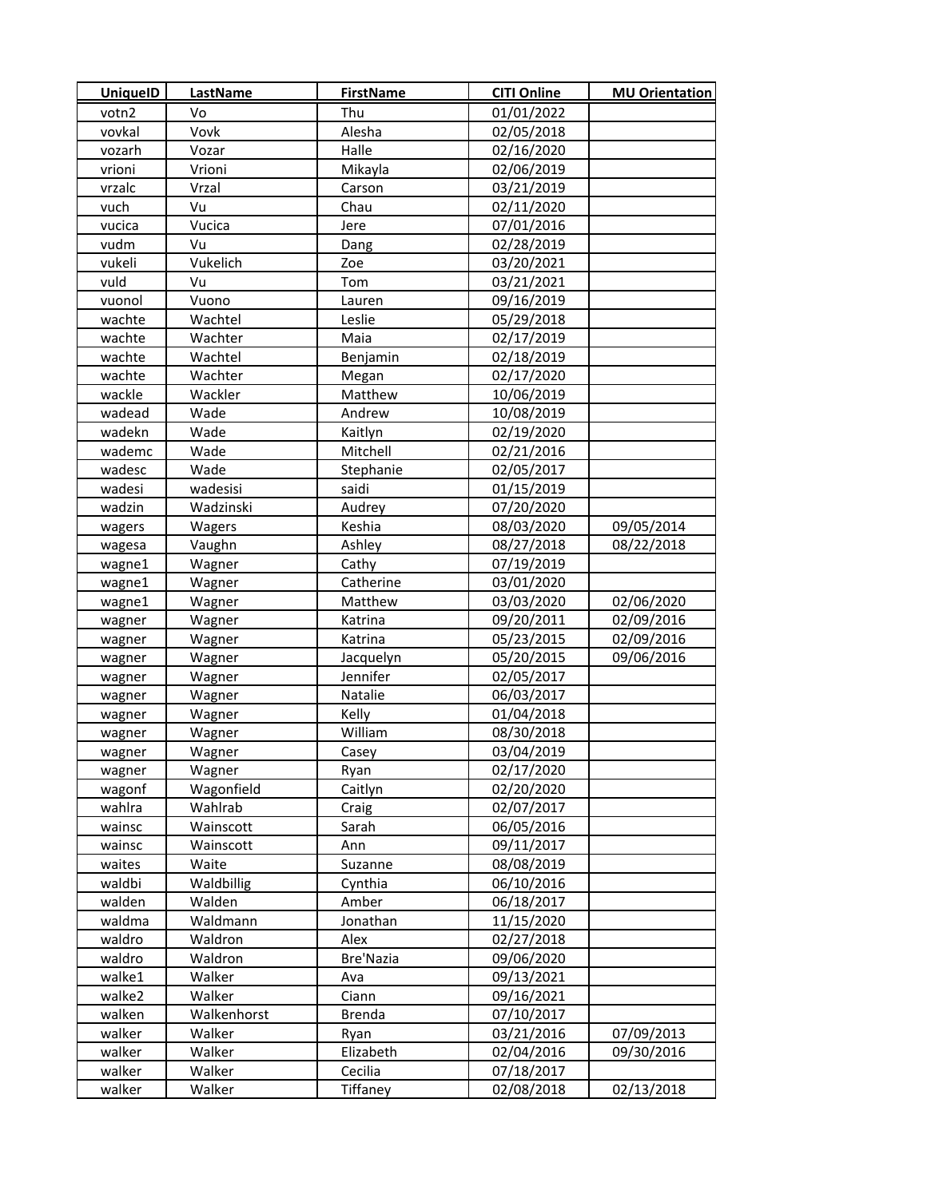| UniqueID | LastName | FirstName | CITI Online | MU Orientation |
|---|---|---|---|---|
| votn2 | Vo | Thu | 01/01/2022 | |
| vovkal | Vovk | Alesha | 02/05/2018 | |
| vozarh | Vozar | Halle | 02/16/2020 | |
| vrioni | Vrioni | Mikayla | 02/06/2019 | |
| vrzalc | Vrzal | Carson | 03/21/2019 | |
| vuch | Vu | Chau | 02/11/2020 | |
| vucica | Vucica | Jere | 07/01/2016 | |
| vudm | Vu | Dang | 02/28/2019 | |
| vukeli | Vukelich | Zoe | 03/20/2021 | |
| vuld | Vu | Tom | 03/21/2021 | |
| vuonol | Vuono | Lauren | 09/16/2019 | |
| wachte | Wachtel | Leslie | 05/29/2018 | |
| wachte | Wachter | Maia | 02/17/2019 | |
| wachte | Wachtel | Benjamin | 02/18/2019 | |
| wachte | Wachter | Megan | 02/17/2020 | |
| wackle | Wackler | Matthew | 10/06/2019 | |
| wadead | Wade | Andrew | 10/08/2019 | |
| wadekn | Wade | Kaitlyn | 02/19/2020 | |
| wademc | Wade | Mitchell | 02/21/2016 | |
| wadesc | Wade | Stephanie | 02/05/2017 | |
| wadesi | wadesisi | saidi | 01/15/2019 | |
| wadzin | Wadzinski | Audrey | 07/20/2020 | |
| wagers | Wagers | Keshia | 08/03/2020 | 09/05/2014 |
| wagesa | Vaughn | Ashley | 08/27/2018 | 08/22/2018 |
| wagne1 | Wagner | Cathy | 07/19/2019 | |
| wagne1 | Wagner | Catherine | 03/01/2020 | |
| wagne1 | Wagner | Matthew | 03/03/2020 | 02/06/2020 |
| wagner | Wagner | Katrina | 09/20/2011 | 02/09/2016 |
| wagner | Wagner | Katrina | 05/23/2015 | 02/09/2016 |
| wagner | Wagner | Jacquelyn | 05/20/2015 | 09/06/2016 |
| wagner | Wagner | Jennifer | 02/05/2017 | |
| wagner | Wagner | Natalie | 06/03/2017 | |
| wagner | Wagner | Kelly | 01/04/2018 | |
| wagner | Wagner | William | 08/30/2018 | |
| wagner | Wagner | Casey | 03/04/2019 | |
| wagner | Wagner | Ryan | 02/17/2020 | |
| wagonf | Wagonfield | Caitlyn | 02/20/2020 | |
| wahlra | Wahlrab | Craig | 02/07/2017 | |
| wainsc | Wainscott | Sarah | 06/05/2016 | |
| wainsc | Wainscott | Ann | 09/11/2017 | |
| waites | Waite | Suzanne | 08/08/2019 | |
| waldbi | Waldbillig | Cynthia | 06/10/2016 | |
| walden | Walden | Amber | 06/18/2017 | |
| waldma | Waldmann | Jonathan | 11/15/2020 | |
| waldro | Waldron | Alex | 02/27/2018 | |
| waldro | Waldron | Bre'Nazia | 09/06/2020 | |
| walke1 | Walker | Ava | 09/13/2021 | |
| walke2 | Walker | Ciann | 09/16/2021 | |
| walken | Walkenhorst | Brenda | 07/10/2017 | |
| walker | Walker | Ryan | 03/21/2016 | 07/09/2013 |
| walker | Walker | Elizabeth | 02/04/2016 | 09/30/2016 |
| walker | Walker | Cecilia | 07/18/2017 | |
| walker | Walker | Tiffaney | 02/08/2018 | 02/13/2018 |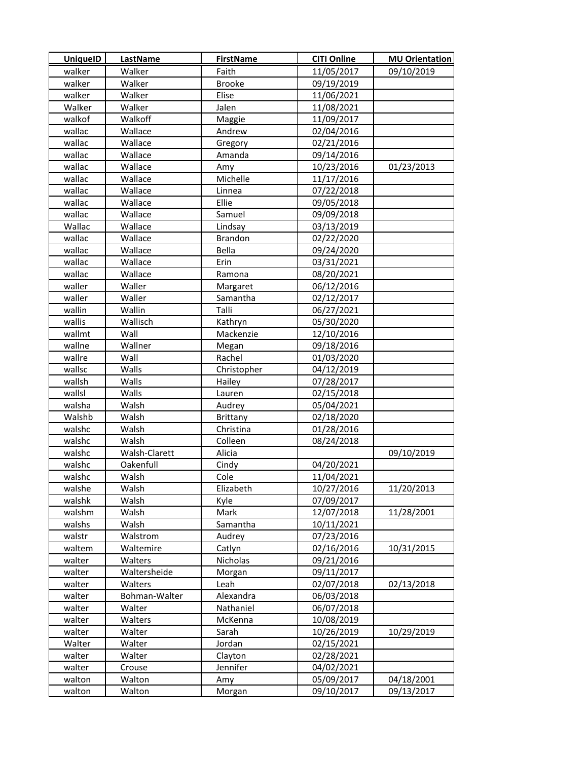| UniqueID | LastName | FirstName | CITI Online | MU Orientation |
|---|---|---|---|---|
| walker | Walker | Faith | 11/05/2017 | 09/10/2019 |
| walker | Walker | Brooke | 09/19/2019 | |
| walker | Walker | Elise | 11/06/2021 | |
| Walker | Walker | Jalen | 11/08/2021 | |
| walkof | Walkoff | Maggie | 11/09/2017 | |
| wallac | Wallace | Andrew | 02/04/2016 | |
| wallac | Wallace | Gregory | 02/21/2016 | |
| wallac | Wallace | Amanda | 09/14/2016 | |
| wallac | Wallace | Amy | 10/23/2016 | 01/23/2013 |
| wallac | Wallace | Michelle | 11/17/2016 | |
| wallac | Wallace | Linnea | 07/22/2018 | |
| wallac | Wallace | Ellie | 09/05/2018 | |
| wallac | Wallace | Samuel | 09/09/2018 | |
| Wallac | Wallace | Lindsay | 03/13/2019 | |
| wallac | Wallace | Brandon | 02/22/2020 | |
| wallac | Wallace | Bella | 09/24/2020 | |
| wallac | Wallace | Erin | 03/31/2021 | |
| wallac | Wallace | Ramona | 08/20/2021 | |
| waller | Waller | Margaret | 06/12/2016 | |
| waller | Waller | Samantha | 02/12/2017 | |
| wallin | Wallin | Talli | 06/27/2021 | |
| wallis | Wallisch | Kathryn | 05/30/2020 | |
| wallmt | Wall | Mackenzie | 12/10/2016 | |
| wallne | Wallner | Megan | 09/18/2016 | |
| wallre | Wall | Rachel | 01/03/2020 | |
| wallsc | Walls | Christopher | 04/12/2019 | |
| wallsh | Walls | Hailey | 07/28/2017 | |
| wallsl | Walls | Lauren | 02/15/2018 | |
| walsha | Walsh | Audrey | 05/04/2021 | |
| Walshb | Walsh | Brittany | 02/18/2020 | |
| walshc | Walsh | Christina | 01/28/2016 | |
| walshc | Walsh | Colleen | 08/24/2018 | |
| walshc | Walsh-Clarett | Alicia | | 09/10/2019 |
| walshc | Oakenfull | Cindy | 04/20/2021 | |
| walshc | Walsh | Cole | 11/04/2021 | |
| walshe | Walsh | Elizabeth | 10/27/2016 | 11/20/2013 |
| walshk | Walsh | Kyle | 07/09/2017 | |
| walshm | Walsh | Mark | 12/07/2018 | 11/28/2001 |
| walshs | Walsh | Samantha | 10/11/2021 | |
| walstr | Walstrom | Audrey | 07/23/2016 | |
| waltem | Waltemire | Catlyn | 02/16/2016 | 10/31/2015 |
| walter | Walters | Nicholas | 09/21/2016 | |
| walter | Waltersheide | Morgan | 09/11/2017 | |
| walter | Walters | Leah | 02/07/2018 | 02/13/2018 |
| walter | Bohman-Walter | Alexandra | 06/03/2018 | |
| walter | Walter | Nathaniel | 06/07/2018 | |
| walter | Walters | McKenna | 10/08/2019 | |
| walter | Walter | Sarah | 10/26/2019 | 10/29/2019 |
| Walter | Walter | Jordan | 02/15/2021 | |
| walter | Walter | Clayton | 02/28/2021 | |
| walter | Crouse | Jennifer | 04/02/2021 | |
| walton | Walton | Amy | 05/09/2017 | 04/18/2001 |
| walton | Walton | Morgan | 09/10/2017 | 09/13/2017 |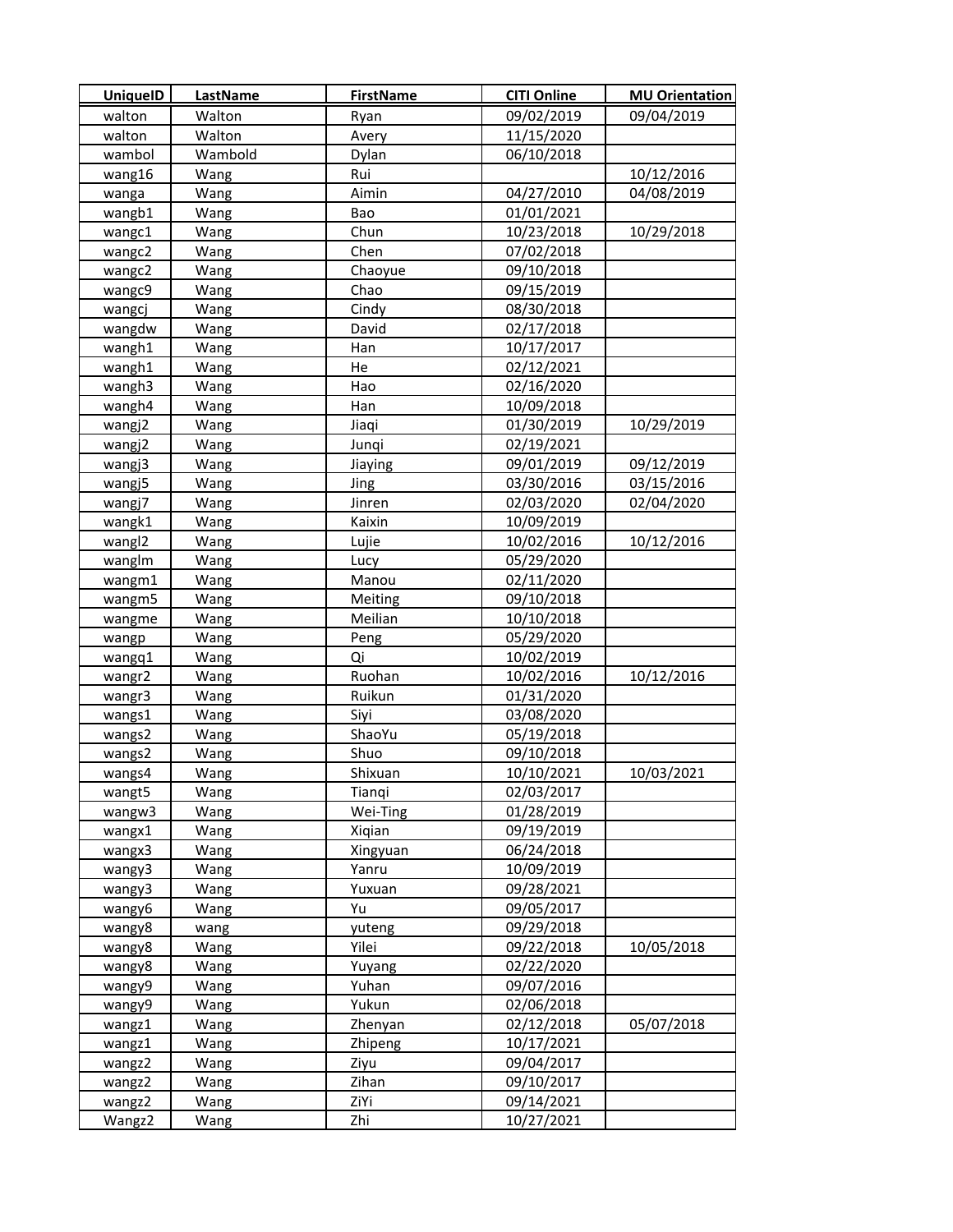| UniqueID | LastName | FirstName | CITI Online | MU Orientation |
|---|---|---|---|---|
| walton | Walton | Ryan | 09/02/2019 | 09/04/2019 |
| walton | Walton | Avery | 11/15/2020 | |
| wambol | Wambold | Dylan | 06/10/2018 | |
| wang16 | Wang | Rui | | 10/12/2016 |
| wanga | Wang | Aimin | 04/27/2010 | 04/08/2019 |
| wangb1 | Wang | Bao | 01/01/2021 | |
| wangc1 | Wang | Chun | 10/23/2018 | 10/29/2018 |
| wangc2 | Wang | Chen | 07/02/2018 | |
| wangc2 | Wang | Chaoyue | 09/10/2018 | |
| wangc9 | Wang | Chao | 09/15/2019 | |
| wangcj | Wang | Cindy | 08/30/2018 | |
| wangdw | Wang | David | 02/17/2018 | |
| wangh1 | Wang | Han | 10/17/2017 | |
| wangh1 | Wang | He | 02/12/2021 | |
| wangh3 | Wang | Hao | 02/16/2020 | |
| wangh4 | Wang | Han | 10/09/2018 | |
| wangj2 | Wang | Jiaqi | 01/30/2019 | 10/29/2019 |
| wangj2 | Wang | Junqi | 02/19/2021 | |
| wangj3 | Wang | Jiaying | 09/01/2019 | 09/12/2019 |
| wangj5 | Wang | Jing | 03/30/2016 | 03/15/2016 |
| wangj7 | Wang | Jinren | 02/03/2020 | 02/04/2020 |
| wangk1 | Wang | Kaixin | 10/09/2019 | |
| wangl2 | Wang | Lujie | 10/02/2016 | 10/12/2016 |
| wanglm | Wang | Lucy | 05/29/2020 | |
| wangm1 | Wang | Manou | 02/11/2020 | |
| wangm5 | Wang | Meiting | 09/10/2018 | |
| wangme | Wang | Meilian | 10/10/2018 | |
| wangp | Wang | Peng | 05/29/2020 | |
| wangq1 | Wang | Qi | 10/02/2019 | |
| wangr2 | Wang | Ruohan | 10/02/2016 | 10/12/2016 |
| wangr3 | Wang | Ruikun | 01/31/2020 | |
| wangs1 | Wang | Siyi | 03/08/2020 | |
| wangs2 | Wang | ShaoYu | 05/19/2018 | |
| wangs2 | Wang | Shuo | 09/10/2018 | |
| wangs4 | Wang | Shixuan | 10/10/2021 | 10/03/2021 |
| wangt5 | Wang | Tianqi | 02/03/2017 | |
| wangw3 | Wang | Wei-Ting | 01/28/2019 | |
| wangx1 | Wang | Xiqian | 09/19/2019 | |
| wangx3 | Wang | Xingyuan | 06/24/2018 | |
| wangy3 | Wang | Yanru | 10/09/2019 | |
| wangy3 | Wang | Yuxuan | 09/28/2021 | |
| wangy6 | Wang | Yu | 09/05/2017 | |
| wangy8 | wang | yuteng | 09/29/2018 | |
| wangy8 | Wang | Yilei | 09/22/2018 | 10/05/2018 |
| wangy8 | Wang | Yuyang | 02/22/2020 | |
| wangy9 | Wang | Yuhan | 09/07/2016 | |
| wangy9 | Wang | Yukun | 02/06/2018 | |
| wangz1 | Wang | Zhenyan | 02/12/2018 | 05/07/2018 |
| wangz1 | Wang | Zhipeng | 10/17/2021 | |
| wangz2 | Wang | Ziyu | 09/04/2017 | |
| wangz2 | Wang | Zihan | 09/10/2017 | |
| wangz2 | Wang | ZiYi | 09/14/2021 | |
| Wangz2 | Wang | Zhi | 10/27/2021 | |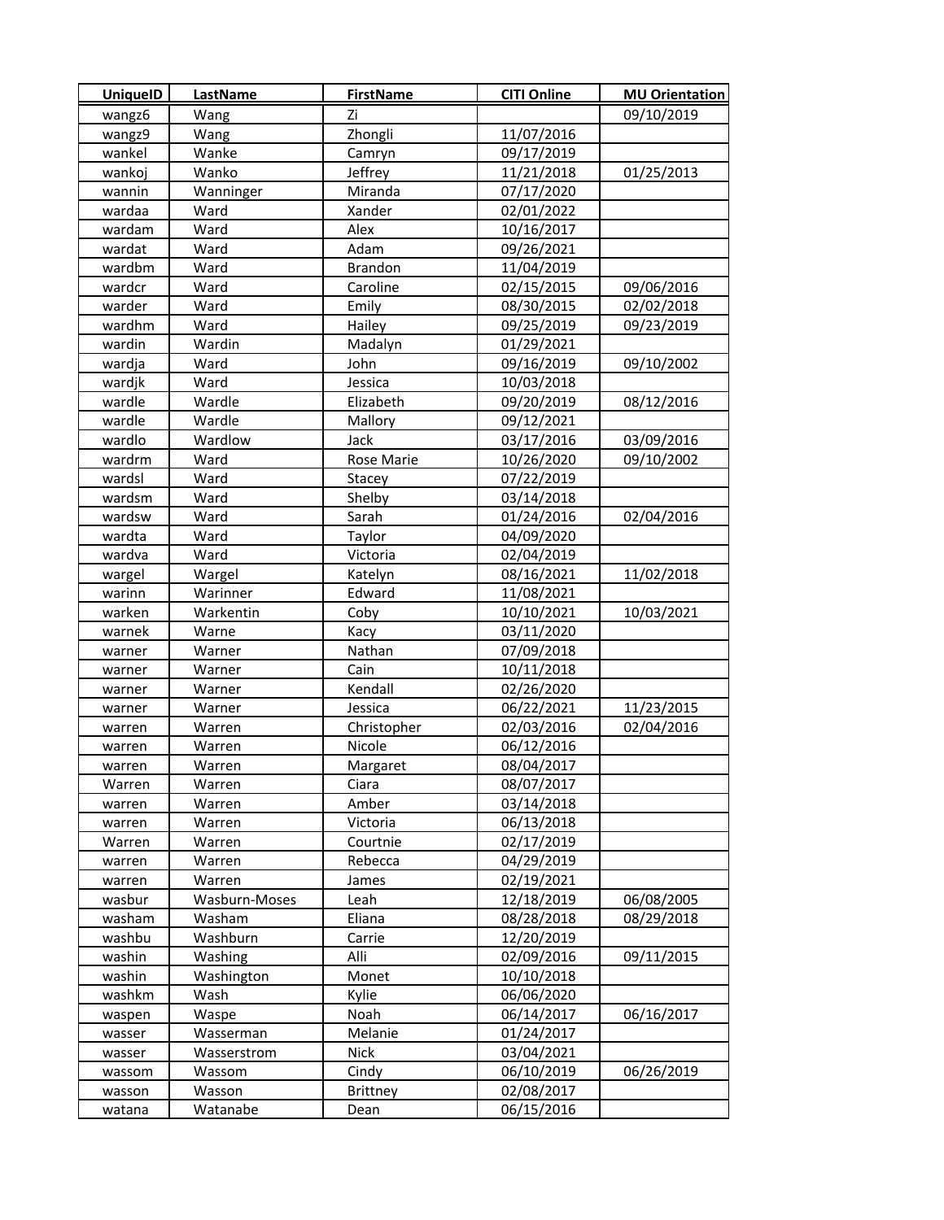| UniqueID | LastName | FirstName | CITI Online | MU Orientation |
|---|---|---|---|---|
| wangz6 | Wang | Zi | | 09/10/2019 |
| wangz9 | Wang | Zhongli | 11/07/2016 | |
| wankel | Wanke | Camryn | 09/17/2019 | |
| wankoj | Wanko | Jeffrey | 11/21/2018 | 01/25/2013 |
| wannin | Wanninger | Miranda | 07/17/2020 | |
| wardaa | Ward | Xander | 02/01/2022 | |
| wardam | Ward | Alex | 10/16/2017 | |
| wardat | Ward | Adam | 09/26/2021 | |
| wardbm | Ward | Brandon | 11/04/2019 | |
| wardcr | Ward | Caroline | 02/15/2015 | 09/06/2016 |
| warder | Ward | Emily | 08/30/2015 | 02/02/2018 |
| wardhm | Ward | Hailey | 09/25/2019 | 09/23/2019 |
| wardin | Wardin | Madalyn | 01/29/2021 | |
| wardja | Ward | John | 09/16/2019 | 09/10/2002 |
| wardjk | Ward | Jessica | 10/03/2018 | |
| wardle | Wardle | Elizabeth | 09/20/2019 | 08/12/2016 |
| wardle | Wardle | Mallory | 09/12/2021 | |
| wardlo | Wardlow | Jack | 03/17/2016 | 03/09/2016 |
| wardrm | Ward | Rose Marie | 10/26/2020 | 09/10/2002 |
| wardsl | Ward | Stacey | 07/22/2019 | |
| wardsm | Ward | Shelby | 03/14/2018 | |
| wardsw | Ward | Sarah | 01/24/2016 | 02/04/2016 |
| wardta | Ward | Taylor | 04/09/2020 | |
| wardva | Ward | Victoria | 02/04/2019 | |
| wargel | Wargel | Katelyn | 08/16/2021 | 11/02/2018 |
| warinn | Warinner | Edward | 11/08/2021 | |
| warken | Warkentin | Coby | 10/10/2021 | 10/03/2021 |
| warnek | Warne | Kacy | 03/11/2020 | |
| warner | Warner | Nathan | 07/09/2018 | |
| warner | Warner | Cain | 10/11/2018 | |
| warner | Warner | Kendall | 02/26/2020 | |
| warner | Warner | Jessica | 06/22/2021 | 11/23/2015 |
| warren | Warren | Christopher | 02/03/2016 | 02/04/2016 |
| warren | Warren | Nicole | 06/12/2016 | |
| warren | Warren | Margaret | 08/04/2017 | |
| Warren | Warren | Ciara | 08/07/2017 | |
| warren | Warren | Amber | 03/14/2018 | |
| warren | Warren | Victoria | 06/13/2018 | |
| Warren | Warren | Courtnie | 02/17/2019 | |
| warren | Warren | Rebecca | 04/29/2019 | |
| warren | Warren | James | 02/19/2021 | |
| wasbur | Wasburn-Moses | Leah | 12/18/2019 | 06/08/2005 |
| washam | Washam | Eliana | 08/28/2018 | 08/29/2018 |
| washbu | Washburn | Carrie | 12/20/2019 | |
| washin | Washing | Alli | 02/09/2016 | 09/11/2015 |
| washin | Washington | Monet | 10/10/2018 | |
| washkm | Wash | Kylie | 06/06/2020 | |
| waspen | Waspe | Noah | 06/14/2017 | 06/16/2017 |
| wasser | Wasserman | Melanie | 01/24/2017 | |
| wasser | Wasserstrom | Nick | 03/04/2021 | |
| wassom | Wassom | Cindy | 06/10/2019 | 06/26/2019 |
| wasson | Wasson | Brittney | 02/08/2017 | |
| watana | Watanabe | Dean | 06/15/2016 | |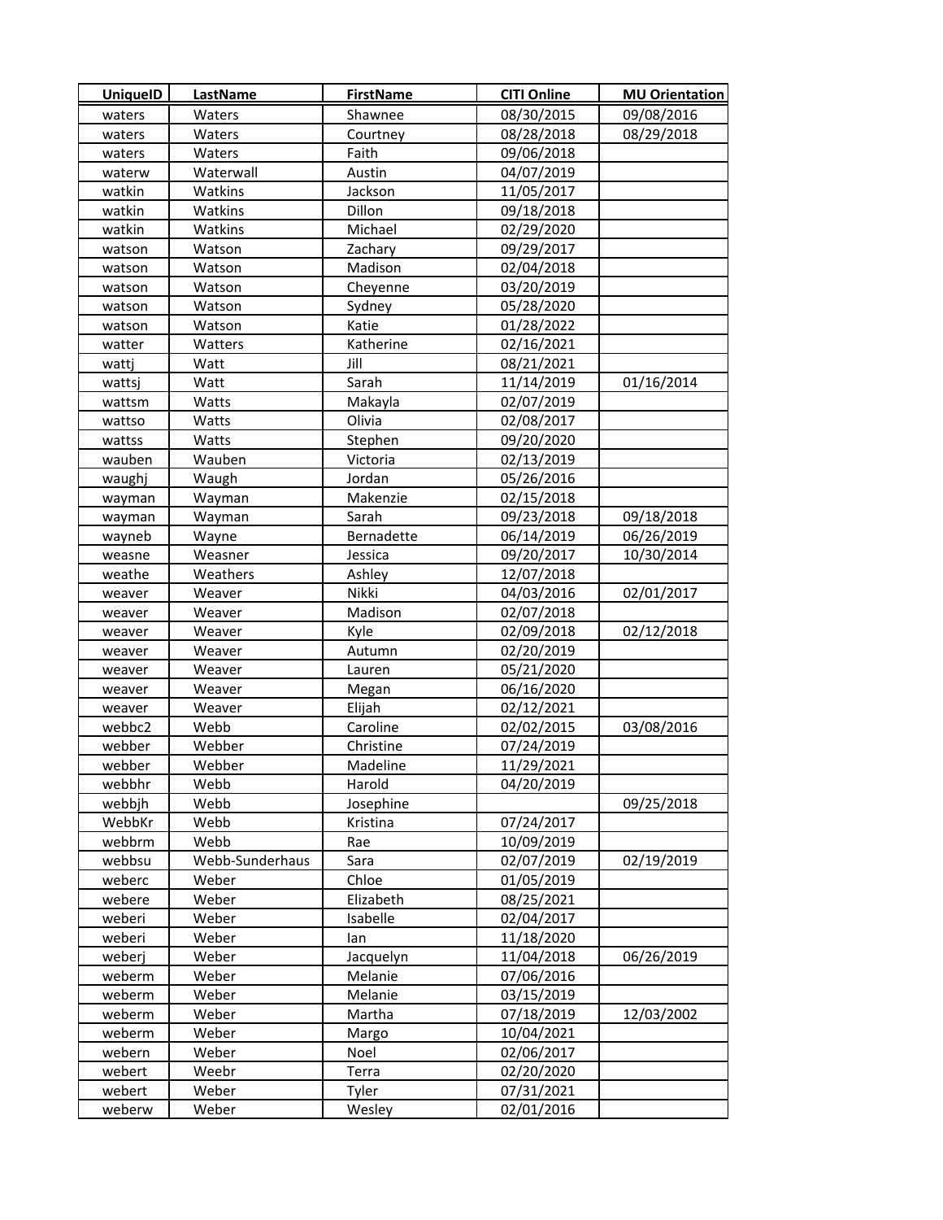| UniqueID | LastName | FirstName | CITI Online | MU Orientation |
|---|---|---|---|---|
| waters | Waters | Shawnee | 08/30/2015 | 09/08/2016 |
| waters | Waters | Courtney | 08/28/2018 | 08/29/2018 |
| waters | Waters | Faith | 09/06/2018 | |
| waterw | Waterwall | Austin | 04/07/2019 | |
| watkin | Watkins | Jackson | 11/05/2017 | |
| watkin | Watkins | Dillon | 09/18/2018 | |
| watkin | Watkins | Michael | 02/29/2020 | |
| watson | Watson | Zachary | 09/29/2017 | |
| watson | Watson | Madison | 02/04/2018 | |
| watson | Watson | Cheyenne | 03/20/2019 | |
| watson | Watson | Sydney | 05/28/2020 | |
| watson | Watson | Katie | 01/28/2022 | |
| watter | Watters | Katherine | 02/16/2021 | |
| wattj | Watt | Jill | 08/21/2021 | |
| wattsj | Watt | Sarah | 11/14/2019 | 01/16/2014 |
| wattsm | Watts | Makayla | 02/07/2019 | |
| wattso | Watts | Olivia | 02/08/2017 | |
| wattss | Watts | Stephen | 09/20/2020 | |
| wauben | Wauben | Victoria | 02/13/2019 | |
| waughj | Waugh | Jordan | 05/26/2016 | |
| wayman | Wayman | Makenzie | 02/15/2018 | |
| wayman | Wayman | Sarah | 09/23/2018 | 09/18/2018 |
| wayneb | Wayne | Bernadette | 06/14/2019 | 06/26/2019 |
| weasne | Weasner | Jessica | 09/20/2017 | 10/30/2014 |
| weathe | Weathers | Ashley | 12/07/2018 | |
| weaver | Weaver | Nikki | 04/03/2016 | 02/01/2017 |
| weaver | Weaver | Madison | 02/07/2018 | |
| weaver | Weaver | Kyle | 02/09/2018 | 02/12/2018 |
| weaver | Weaver | Autumn | 02/20/2019 | |
| weaver | Weaver | Lauren | 05/21/2020 | |
| weaver | Weaver | Megan | 06/16/2020 | |
| weaver | Weaver | Elijah | 02/12/2021 | |
| webbc2 | Webb | Caroline | 02/02/2015 | 03/08/2016 |
| webber | Webber | Christine | 07/24/2019 | |
| webber | Webber | Madeline | 11/29/2021 | |
| webbhr | Webb | Harold | 04/20/2019 | |
| webbjh | Webb | Josephine | | 09/25/2018 |
| WebbKr | Webb | Kristina | 07/24/2017 | |
| webbrm | Webb | Rae | 10/09/2019 | |
| webbsu | Webb-Sunderhaus | Sara | 02/07/2019 | 02/19/2019 |
| weberc | Weber | Chloe | 01/05/2019 | |
| webere | Weber | Elizabeth | 08/25/2021 | |
| weberi | Weber | Isabelle | 02/04/2017 | |
| weberi | Weber | Ian | 11/18/2020 | |
| weberj | Weber | Jacquelyn | 11/04/2018 | 06/26/2019 |
| weberm | Weber | Melanie | 07/06/2016 | |
| weberm | Weber | Melanie | 03/15/2019 | |
| weberm | Weber | Martha | 07/18/2019 | 12/03/2002 |
| weberm | Weber | Margo | 10/04/2021 | |
| webern | Weber | Noel | 02/06/2017 | |
| webert | Weebr | Terra | 02/20/2020 | |
| webert | Weber | Tyler | 07/31/2021 | |
| weberw | Weber | Wesley | 02/01/2016 | |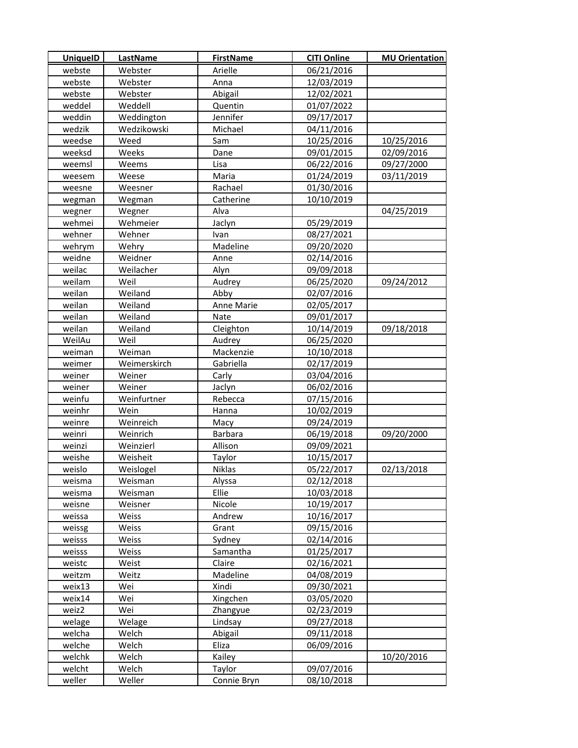| UniqueID | LastName | FirstName | CITI Online | MU Orientation |
| --- | --- | --- | --- | --- |
| webste | Webster | Arielle | 06/21/2016 | |
| webste | Webster | Anna | 12/03/2019 | |
| webste | Webster | Abigail | 12/02/2021 | |
| weddel | Weddell | Quentin | 01/07/2022 | |
| weddin | Weddington | Jennifer | 09/17/2017 | |
| wedzik | Wedzikowski | Michael | 04/11/2016 | |
| weedse | Weed | Sam | 10/25/2016 | 10/25/2016 |
| weeksd | Weeks | Dane | 09/01/2015 | 02/09/2016 |
| weemsl | Weems | Lisa | 06/22/2016 | 09/27/2000 |
| weesem | Weese | Maria | 01/24/2019 | 03/11/2019 |
| weesne | Weesner | Rachael | 01/30/2016 | |
| wegman | Wegman | Catherine | 10/10/2019 | |
| wegner | Wegner | Alva | | 04/25/2019 |
| wehmei | Wehmeier | Jaclyn | 05/29/2019 | |
| wehner | Wehner | Ivan | 08/27/2021 | |
| wehrym | Wehry | Madeline | 09/20/2020 | |
| weidne | Weidner | Anne | 02/14/2016 | |
| weilac | Weilacher | Alyn | 09/09/2018 | |
| weilam | Weil | Audrey | 06/25/2020 | 09/24/2012 |
| weilan | Weiland | Abby | 02/07/2016 | |
| weilan | Weiland | Anne Marie | 02/05/2017 | |
| weilan | Weiland | Nate | 09/01/2017 | |
| weilan | Weiland | Cleighton | 10/14/2019 | 09/18/2018 |
| WeilAu | Weil | Audrey | 06/25/2020 | |
| weiman | Weiman | Mackenzie | 10/10/2018 | |
| weimer | Weimerskirch | Gabriella | 02/17/2019 | |
| weiner | Weiner | Carly | 03/04/2016 | |
| weiner | Weiner | Jaclyn | 06/02/2016 | |
| weinfu | Weinfurtner | Rebecca | 07/15/2016 | |
| weinhr | Wein | Hanna | 10/02/2019 | |
| weinre | Weinreich | Macy | 09/24/2019 | |
| weinri | Weinrich | Barbara | 06/19/2018 | 09/20/2000 |
| weinzi | Weinzierl | Allison | 09/09/2021 | |
| weishe | Weisheit | Taylor | 10/15/2017 | |
| weislo | Weislogel | Niklas | 05/22/2017 | 02/13/2018 |
| weisma | Weisman | Alyssa | 02/12/2018 | |
| weisma | Weisman | Ellie | 10/03/2018 | |
| weisne | Weisner | Nicole | 10/19/2017 | |
| weissa | Weiss | Andrew | 10/16/2017 | |
| weissg | Weiss | Grant | 09/15/2016 | |
| weisss | Weiss | Sydney | 02/14/2016 | |
| weisss | Weiss | Samantha | 01/25/2017 | |
| weistc | Weist | Claire | 02/16/2021 | |
| weitzm | Weitz | Madeline | 04/08/2019 | |
| weix13 | Wei | Xindi | 09/30/2021 | |
| weix14 | Wei | Xingchen | 03/05/2020 | |
| weiz2 | Wei | Zhangyue | 02/23/2019 | |
| welage | Welage | Lindsay | 09/27/2018 | |
| welcha | Welch | Abigail | 09/11/2018 | |
| welche | Welch | Eliza | 06/09/2016 | |
| welchk | Welch | Kailey | | 10/20/2016 |
| welcht | Welch | Taylor | 09/07/2016 | |
| weller | Weller | Connie Bryn | 08/10/2018 | |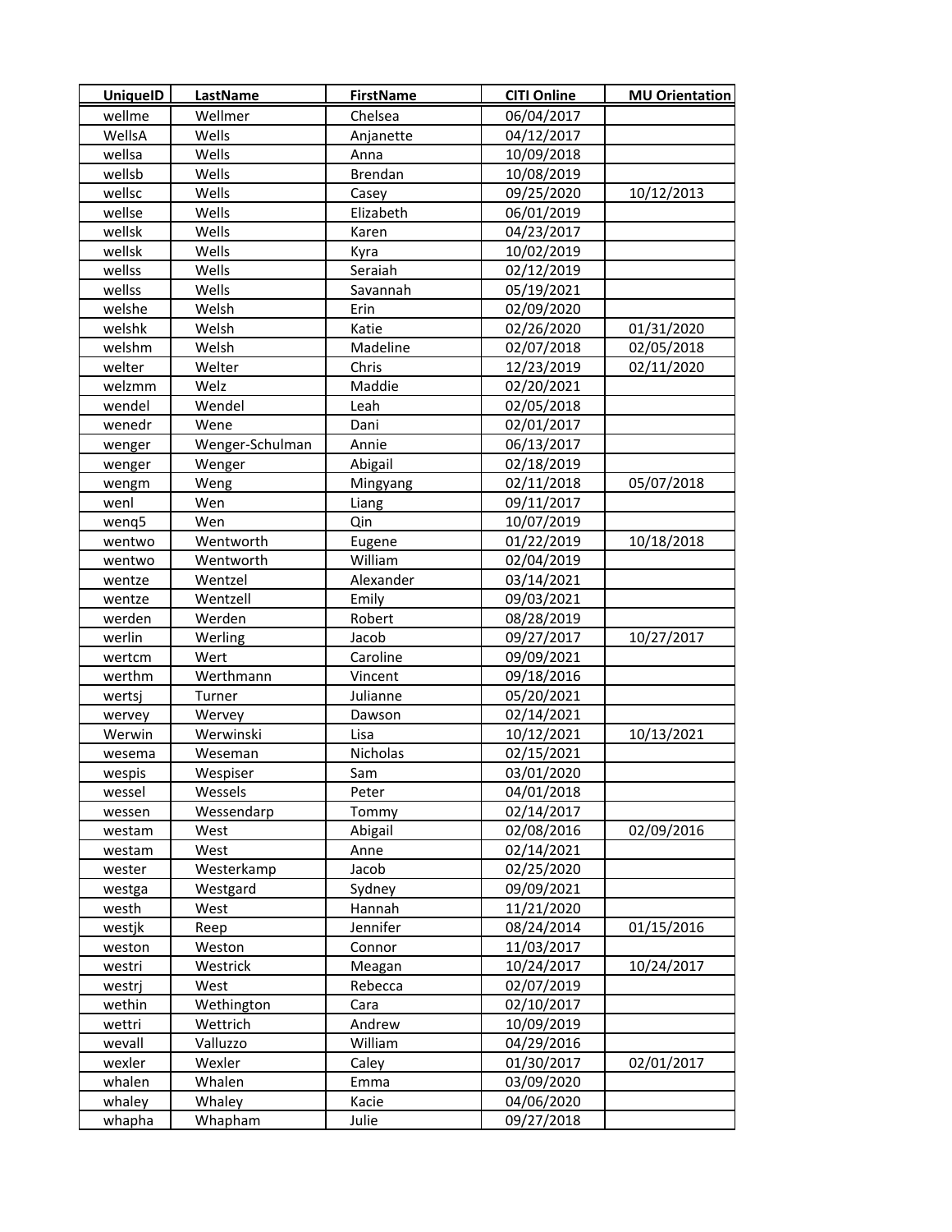| UniqueID | LastName | FirstName | CITI Online | MU Orientation |
|---|---|---|---|---|
| wellme | Wellmer | Chelsea | 06/04/2017 | |
| WellsA | Wells | Anjanette | 04/12/2017 | |
| wellsa | Wells | Anna | 10/09/2018 | |
| wellsb | Wells | Brendan | 10/08/2019 | |
| wellsc | Wells | Casey | 09/25/2020 | 10/12/2013 |
| wellse | Wells | Elizabeth | 06/01/2019 | |
| wellsk | Wells | Karen | 04/23/2017 | |
| wellsk | Wells | Kyra | 10/02/2019 | |
| wellss | Wells | Seraiah | 02/12/2019 | |
| wellss | Wells | Savannah | 05/19/2021 | |
| welshe | Welsh | Erin | 02/09/2020 | |
| welshk | Welsh | Katie | 02/26/2020 | 01/31/2020 |
| welshm | Welsh | Madeline | 02/07/2018 | 02/05/2018 |
| welter | Welter | Chris | 12/23/2019 | 02/11/2020 |
| welzmm | Welz | Maddie | 02/20/2021 | |
| wendel | Wendel | Leah | 02/05/2018 | |
| wenedr | Wene | Dani | 02/01/2017 | |
| wenger | Wenger-Schulman | Annie | 06/13/2017 | |
| wenger | Wenger | Abigail | 02/18/2019 | |
| wengm | Weng | Mingyang | 02/11/2018 | 05/07/2018 |
| wenl | Wen | Liang | 09/11/2017 | |
| wenq5 | Wen | Qin | 10/07/2019 | |
| wentwo | Wentworth | Eugene | 01/22/2019 | 10/18/2018 |
| wentwo | Wentworth | William | 02/04/2019 | |
| wentze | Wentzel | Alexander | 03/14/2021 | |
| wentze | Wentzell | Emily | 09/03/2021 | |
| werden | Werden | Robert | 08/28/2019 | |
| werlin | Werling | Jacob | 09/27/2017 | 10/27/2017 |
| wertcm | Wert | Caroline | 09/09/2021 | |
| werthm | Werthmann | Vincent | 09/18/2016 | |
| wertsj | Turner | Julianne | 05/20/2021 | |
| wervey | Wervey | Dawson | 02/14/2021 | |
| Werwin | Werwinski | Lisa | 10/12/2021 | 10/13/2021 |
| wesema | Weseman | Nicholas | 02/15/2021 | |
| wespis | Wespiser | Sam | 03/01/2020 | |
| wessel | Wessels | Peter | 04/01/2018 | |
| wessen | Wessendarp | Tommy | 02/14/2017 | |
| westam | West | Abigail | 02/08/2016 | 02/09/2016 |
| westam | West | Anne | 02/14/2021 | |
| wester | Westerkamp | Jacob | 02/25/2020 | |
| westga | Westgard | Sydney | 09/09/2021 | |
| westh | West | Hannah | 11/21/2020 | |
| westjk | Reep | Jennifer | 08/24/2014 | 01/15/2016 |
| weston | Weston | Connor | 11/03/2017 | |
| westri | Westrick | Meagan | 10/24/2017 | 10/24/2017 |
| westrj | West | Rebecca | 02/07/2019 | |
| wethin | Wethington | Cara | 02/10/2017 | |
| wettri | Wettrich | Andrew | 10/09/2019 | |
| wevall | Valluzzo | William | 04/29/2016 | |
| wexler | Wexler | Caley | 01/30/2017 | 02/01/2017 |
| whalen | Whalen | Emma | 03/09/2020 | |
| whaley | Whaley | Kacie | 04/06/2020 | |
| whapha | Whapham | Julie | 09/27/2018 | |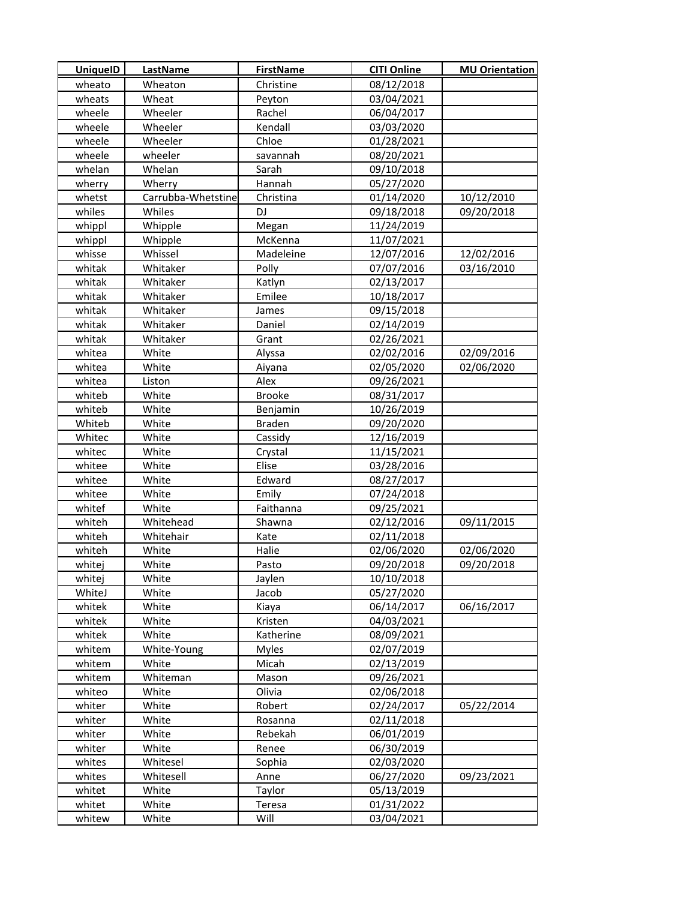| UniqueID | LastName | FirstName | CITI Online | MU Orientation |
|---|---|---|---|---|
| wheato | Wheaton | Christine | 08/12/2018 | |
| wheats | Wheat | Peyton | 03/04/2021 | |
| wheele | Wheeler | Rachel | 06/04/2017 | |
| wheele | Wheeler | Kendall | 03/03/2020 | |
| wheele | Wheeler | Chloe | 01/28/2021 | |
| wheele | wheeler | savannah | 08/20/2021 | |
| whelan | Whelan | Sarah | 09/10/2018 | |
| wherry | Wherry | Hannah | 05/27/2020 | |
| whetst | Carrubba-Whetstine | Christina | 01/14/2020 | 10/12/2010 |
| whiles | Whiles | DJ | 09/18/2018 | 09/20/2018 |
| whippl | Whipple | Megan | 11/24/2019 | |
| whippl | Whipple | McKenna | 11/07/2021 | |
| whisse | Whissel | Madeleine | 12/07/2016 | 12/02/2016 |
| whitak | Whitaker | Polly | 07/07/2016 | 03/16/2010 |
| whitak | Whitaker | Katlyn | 02/13/2017 | |
| whitak | Whitaker | Emilee | 10/18/2017 | |
| whitak | Whitaker | James | 09/15/2018 | |
| whitak | Whitaker | Daniel | 02/14/2019 | |
| whitak | Whitaker | Grant | 02/26/2021 | |
| whitea | White | Alyssa | 02/02/2016 | 02/09/2016 |
| whitea | White | Aiyana | 02/05/2020 | 02/06/2020 |
| whitea | Liston | Alex | 09/26/2021 | |
| whiteb | White | Brooke | 08/31/2017 | |
| whiteb | White | Benjamin | 10/26/2019 | |
| Whiteb | White | Braden | 09/20/2020 | |
| Whitec | White | Cassidy | 12/16/2019 | |
| whitec | White | Crystal | 11/15/2021 | |
| whitee | White | Elise | 03/28/2016 | |
| whitee | White | Edward | 08/27/2017 | |
| whitee | White | Emily | 07/24/2018 | |
| whitef | White | Faithanna | 09/25/2021 | |
| whiteh | Whitehead | Shawna | 02/12/2016 | 09/11/2015 |
| whiteh | Whitehair | Kate | 02/11/2018 | |
| whiteh | White | Halie | 02/06/2020 | 02/06/2020 |
| whitej | White | Pasto | 09/20/2018 | 09/20/2018 |
| whitej | White | Jaylen | 10/10/2018 | |
| WhiteJ | White | Jacob | 05/27/2020 | |
| whitek | White | Kiaya | 06/14/2017 | 06/16/2017 |
| whitek | White | Kristen | 04/03/2021 | |
| whitek | White | Katherine | 08/09/2021 | |
| whitem | White-Young | Myles | 02/07/2019 | |
| whitem | White | Micah | 02/13/2019 | |
| whitem | Whiteman | Mason | 09/26/2021 | |
| whiteo | White | Olivia | 02/06/2018 | |
| whiter | White | Robert | 02/24/2017 | 05/22/2014 |
| whiter | White | Rosanna | 02/11/2018 | |
| whiter | White | Rebekah | 06/01/2019 | |
| whiter | White | Renee | 06/30/2019 | |
| whites | Whitesel | Sophia | 02/03/2020 | |
| whites | Whitesell | Anne | 06/27/2020 | 09/23/2021 |
| whitet | White | Taylor | 05/13/2019 | |
| whitet | White | Teresa | 01/31/2022 | |
| whitew | White | Will | 03/04/2021 | |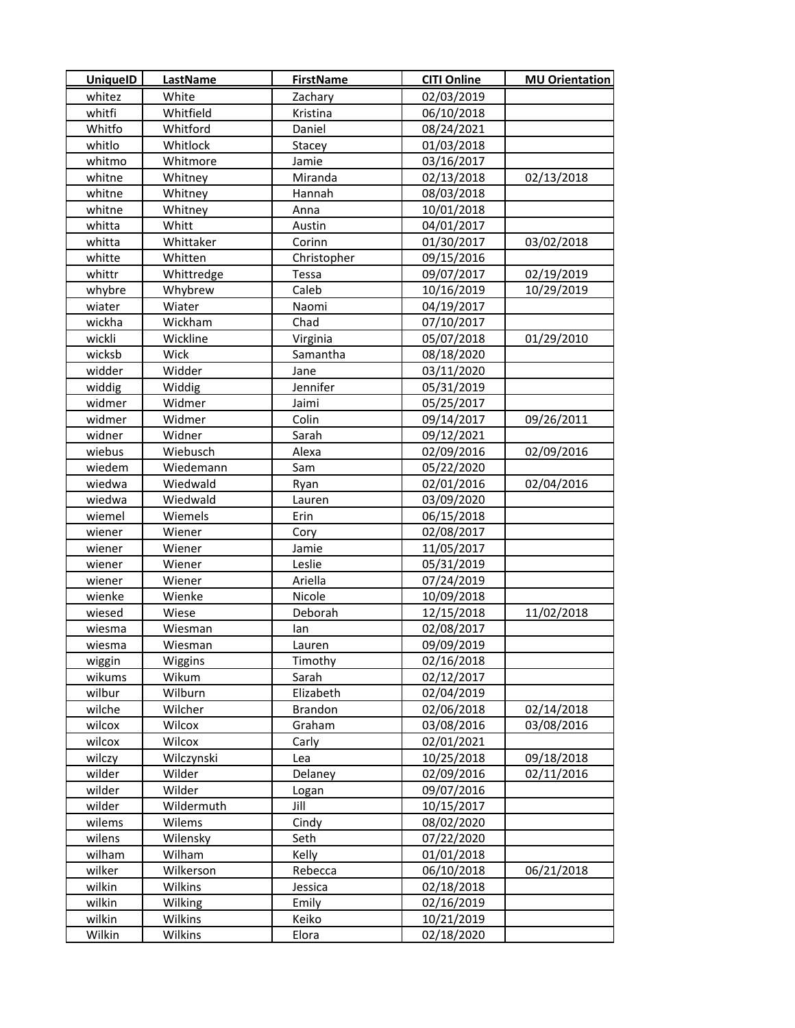| UniqueID | LastName | FirstName | CITI Online | MU Orientation |
| --- | --- | --- | --- | --- |
| whitez | White | Zachary | 02/03/2019 | |
| whitfi | Whitfield | Kristina | 06/10/2018 | |
| Whitfo | Whitford | Daniel | 08/24/2021 | |
| whitlo | Whitlock | Stacey | 01/03/2018 | |
| whitmo | Whitmore | Jamie | 03/16/2017 | |
| whitne | Whitney | Miranda | 02/13/2018 | 02/13/2018 |
| whitne | Whitney | Hannah | 08/03/2018 | |
| whitne | Whitney | Anna | 10/01/2018 | |
| whitta | Whitt | Austin | 04/01/2017 | |
| whitta | Whittaker | Corinn | 01/30/2017 | 03/02/2018 |
| whitte | Whitten | Christopher | 09/15/2016 | |
| whittr | Whittredge | Tessa | 09/07/2017 | 02/19/2019 |
| whybre | Whybrew | Caleb | 10/16/2019 | 10/29/2019 |
| wiater | Wiater | Naomi | 04/19/2017 | |
| wickha | Wickham | Chad | 07/10/2017 | |
| wickli | Wickline | Virginia | 05/07/2018 | 01/29/2010 |
| wicksb | Wick | Samantha | 08/18/2020 | |
| widder | Widder | Jane | 03/11/2020 | |
| widdig | Widdig | Jennifer | 05/31/2019 | |
| widmer | Widmer | Jaimi | 05/25/2017 | |
| widmer | Widmer | Colin | 09/14/2017 | 09/26/2011 |
| widner | Widner | Sarah | 09/12/2021 | |
| wiebus | Wiebusch | Alexa | 02/09/2016 | 02/09/2016 |
| wiedem | Wiedemann | Sam | 05/22/2020 | |
| wiedwa | Wiedwald | Ryan | 02/01/2016 | 02/04/2016 |
| wiedwa | Wiedwald | Lauren | 03/09/2020 | |
| wiemel | Wiemels | Erin | 06/15/2018 | |
| wiener | Wiener | Cory | 02/08/2017 | |
| wiener | Wiener | Jamie | 11/05/2017 | |
| wiener | Wiener | Leslie | 05/31/2019 | |
| wiener | Wiener | Ariella | 07/24/2019 | |
| wienke | Wienke | Nicole | 10/09/2018 | |
| wiesed | Wiese | Deborah | 12/15/2018 | 11/02/2018 |
| wiesma | Wiesman | Ian | 02/08/2017 | |
| wiesma | Wiesman | Lauren | 09/09/2019 | |
| wiggin | Wiggins | Timothy | 02/16/2018 | |
| wikums | Wikum | Sarah | 02/12/2017 | |
| wilbur | Wilburn | Elizabeth | 02/04/2019 | |
| wilche | Wilcher | Brandon | 02/06/2018 | 02/14/2018 |
| wilcox | Wilcox | Graham | 03/08/2016 | 03/08/2016 |
| wilcox | Wilcox | Carly | 02/01/2021 | |
| wilczy | Wilczynski | Lea | 10/25/2018 | 09/18/2018 |
| wilder | Wilder | Delaney | 02/09/2016 | 02/11/2016 |
| wilder | Wilder | Logan | 09/07/2016 | |
| wilder | Wildermuth | Jill | 10/15/2017 | |
| wilems | Wilems | Cindy | 08/02/2020 | |
| wilens | Wilensky | Seth | 07/22/2020 | |
| wilham | Wilham | Kelly | 01/01/2018 | |
| wilker | Wilkerson | Rebecca | 06/10/2018 | 06/21/2018 |
| wilkin | Wilkins | Jessica | 02/18/2018 | |
| wilkin | Wilking | Emily | 02/16/2019 | |
| wilkin | Wilkins | Keiko | 10/21/2019 | |
| Wilkin | Wilkins | Elora | 02/18/2020 | |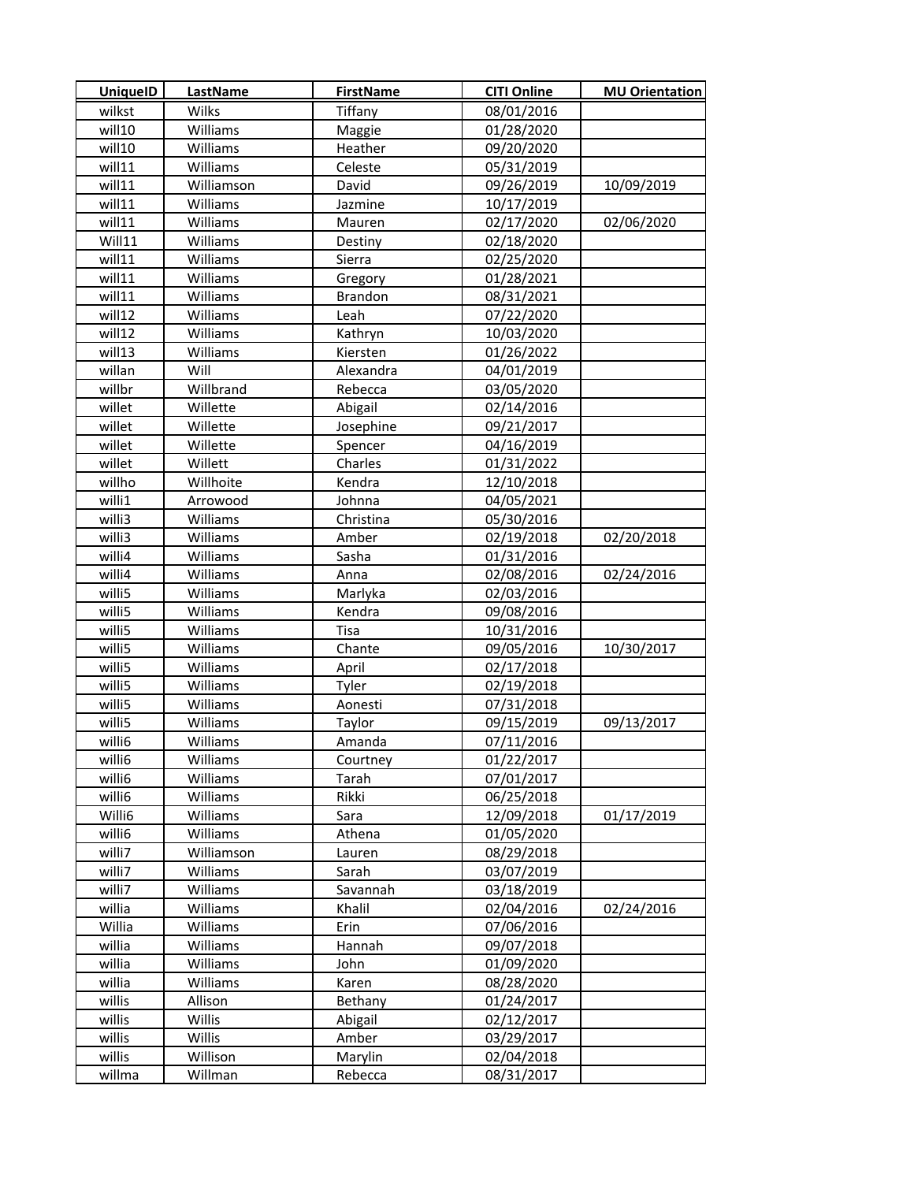| UniqueID | LastName | FirstName | CITI Online | MU Orientation |
|---|---|---|---|---|
| wilkst | Wilks | Tiffany | 08/01/2016 | |
| will10 | Williams | Maggie | 01/28/2020 | |
| will10 | Williams | Heather | 09/20/2020 | |
| will11 | Williams | Celeste | 05/31/2019 | |
| will11 | Williamson | David | 09/26/2019 | 10/09/2019 |
| will11 | Williams | Jazmine | 10/17/2019 | |
| will11 | Williams | Mauren | 02/17/2020 | 02/06/2020 |
| Will11 | Williams | Destiny | 02/18/2020 | |
| will11 | Williams | Sierra | 02/25/2020 | |
| will11 | Williams | Gregory | 01/28/2021 | |
| will11 | Williams | Brandon | 08/31/2021 | |
| will12 | Williams | Leah | 07/22/2020 | |
| will12 | Williams | Kathryn | 10/03/2020 | |
| will13 | Williams | Kiersten | 01/26/2022 | |
| willan | Will | Alexandra | 04/01/2019 | |
| willbr | Willbrand | Rebecca | 03/05/2020 | |
| willet | Willette | Abigail | 02/14/2016 | |
| willet | Willette | Josephine | 09/21/2017 | |
| willet | Willette | Spencer | 04/16/2019 | |
| willet | Willett | Charles | 01/31/2022 | |
| willho | Willhoite | Kendra | 12/10/2018 | |
| willi1 | Arrowood | Johnna | 04/05/2021 | |
| willi3 | Williams | Christina | 05/30/2016 | |
| willi3 | Williams | Amber | 02/19/2018 | 02/20/2018 |
| willi4 | Williams | Sasha | 01/31/2016 | |
| willi4 | Williams | Anna | 02/08/2016 | 02/24/2016 |
| willi5 | Williams | Marlyka | 02/03/2016 | |
| willi5 | Williams | Kendra | 09/08/2016 | |
| willi5 | Williams | Tisa | 10/31/2016 | |
| willi5 | Williams | Chante | 09/05/2016 | 10/30/2017 |
| willi5 | Williams | April | 02/17/2018 | |
| willi5 | Williams | Tyler | 02/19/2018 | |
| willi5 | Williams | Aonesti | 07/31/2018 | |
| willi5 | Williams | Taylor | 09/15/2019 | 09/13/2017 |
| willi6 | Williams | Amanda | 07/11/2016 | |
| willi6 | Williams | Courtney | 01/22/2017 | |
| willi6 | Williams | Tarah | 07/01/2017 | |
| willi6 | Williams | Rikki | 06/25/2018 | |
| Willi6 | Williams | Sara | 12/09/2018 | 01/17/2019 |
| willi6 | Williams | Athena | 01/05/2020 | |
| willi7 | Williamson | Lauren | 08/29/2018 | |
| willi7 | Williams | Sarah | 03/07/2019 | |
| willi7 | Williams | Savannah | 03/18/2019 | |
| willia | Williams | Khalil | 02/04/2016 | 02/24/2016 |
| Willia | Williams | Erin | 07/06/2016 | |
| willia | Williams | Hannah | 09/07/2018 | |
| willia | Williams | John | 01/09/2020 | |
| willia | Williams | Karen | 08/28/2020 | |
| willis | Allison | Bethany | 01/24/2017 | |
| willis | Willis | Abigail | 02/12/2017 | |
| willis | Willis | Amber | 03/29/2017 | |
| willis | Willison | Marylin | 02/04/2018 | |
| willma | Willman | Rebecca | 08/31/2017 | |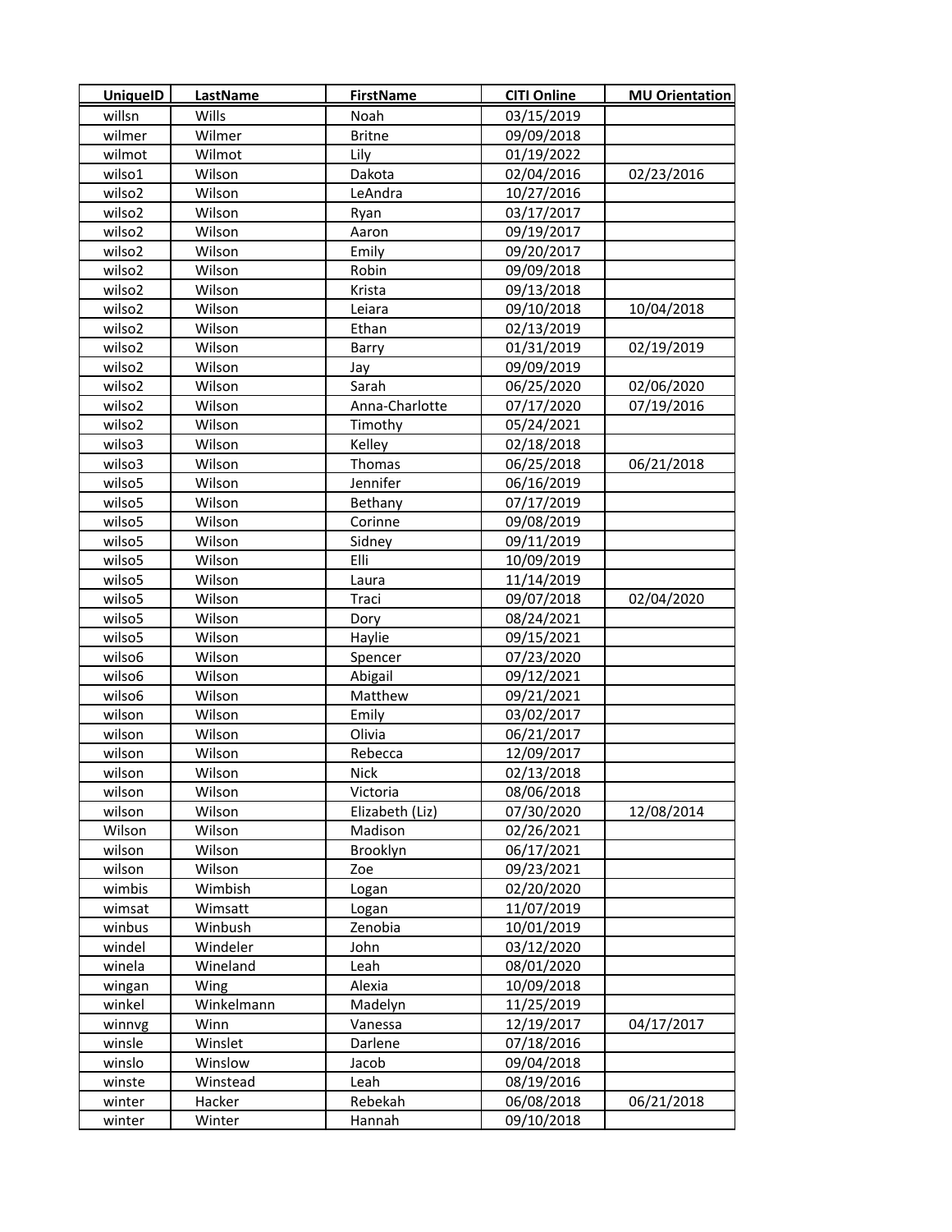| UniqueID | LastName | FirstName | CITI Online | MU Orientation |
|---|---|---|---|---|
| willsn | Wills | Noah | 03/15/2019 | |
| wilmer | Wilmer | Britne | 09/09/2018 | |
| wilmot | Wilmot | Lily | 01/19/2022 | |
| wilso1 | Wilson | Dakota | 02/04/2016 | 02/23/2016 |
| wilso2 | Wilson | LeAndra | 10/27/2016 | |
| wilso2 | Wilson | Ryan | 03/17/2017 | |
| wilso2 | Wilson | Aaron | 09/19/2017 | |
| wilso2 | Wilson | Emily | 09/20/2017 | |
| wilso2 | Wilson | Robin | 09/09/2018 | |
| wilso2 | Wilson | Krista | 09/13/2018 | |
| wilso2 | Wilson | Leiara | 09/10/2018 | 10/04/2018 |
| wilso2 | Wilson | Ethan | 02/13/2019 | |
| wilso2 | Wilson | Barry | 01/31/2019 | 02/19/2019 |
| wilso2 | Wilson | Jay | 09/09/2019 | |
| wilso2 | Wilson | Sarah | 06/25/2020 | 02/06/2020 |
| wilso2 | Wilson | Anna-Charlotte | 07/17/2020 | 07/19/2016 |
| wilso2 | Wilson | Timothy | 05/24/2021 | |
| wilso3 | Wilson | Kelley | 02/18/2018 | |
| wilso3 | Wilson | Thomas | 06/25/2018 | 06/21/2018 |
| wilso5 | Wilson | Jennifer | 06/16/2019 | |
| wilso5 | Wilson | Bethany | 07/17/2019 | |
| wilso5 | Wilson | Corinne | 09/08/2019 | |
| wilso5 | Wilson | Sidney | 09/11/2019 | |
| wilso5 | Wilson | Elli | 10/09/2019 | |
| wilso5 | Wilson | Laura | 11/14/2019 | |
| wilso5 | Wilson | Traci | 09/07/2018 | 02/04/2020 |
| wilso5 | Wilson | Dory | 08/24/2021 | |
| wilso5 | Wilson | Haylie | 09/15/2021 | |
| wilso6 | Wilson | Spencer | 07/23/2020 | |
| wilso6 | Wilson | Abigail | 09/12/2021 | |
| wilso6 | Wilson | Matthew | 09/21/2021 | |
| wilson | Wilson | Emily | 03/02/2017 | |
| wilson | Wilson | Olivia | 06/21/2017 | |
| wilson | Wilson | Rebecca | 12/09/2017 | |
| wilson | Wilson | Nick | 02/13/2018 | |
| wilson | Wilson | Victoria | 08/06/2018 | |
| wilson | Wilson | Elizabeth (Liz) | 07/30/2020 | 12/08/2014 |
| Wilson | Wilson | Madison | 02/26/2021 | |
| wilson | Wilson | Brooklyn | 06/17/2021 | |
| wilson | Wilson | Zoe | 09/23/2021 | |
| wimbis | Wimbish | Logan | 02/20/2020 | |
| wimsat | Wimsatt | Logan | 11/07/2019 | |
| winbus | Winbush | Zenobia | 10/01/2019 | |
| windel | Windeler | John | 03/12/2020 | |
| winela | Wineland | Leah | 08/01/2020 | |
| wingan | Wing | Alexia | 10/09/2018 | |
| winkel | Winkelmann | Madelyn | 11/25/2019 | |
| winnvg | Winn | Vanessa | 12/19/2017 | 04/17/2017 |
| winsle | Winslet | Darlene | 07/18/2016 | |
| winslo | Winslow | Jacob | 09/04/2018 | |
| winste | Winstead | Leah | 08/19/2016 | |
| winter | Hacker | Rebekah | 06/08/2018 | 06/21/2018 |
| winter | Winter | Hannah | 09/10/2018 | |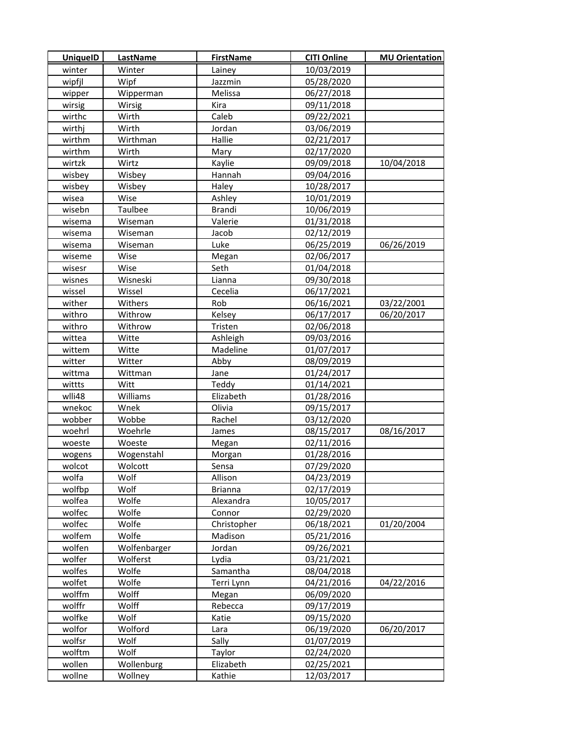| UniqueID | LastName | FirstName | CITI Online | MU Orientation |
|---|---|---|---|---|
| winter | Winter | Lainey | 10/03/2019 | |
| wipfjl | Wipf | Jazzmin | 05/28/2020 | |
| wipper | Wipperman | Melissa | 06/27/2018 | |
| wirsig | Wirsig | Kira | 09/11/2018 | |
| wirthc | Wirth | Caleb | 09/22/2021 | |
| wirthj | Wirth | Jordan | 03/06/2019 | |
| wirthm | Wirthman | Hallie | 02/21/2017 | |
| wirthm | Wirth | Mary | 02/17/2020 | |
| wirtzk | Wirtz | Kaylie | 09/09/2018 | 10/04/2018 |
| wisbey | Wisbey | Hannah | 09/04/2016 | |
| wisbey | Wisbey | Haley | 10/28/2017 | |
| wisea | Wise | Ashley | 10/01/2019 | |
| wisebn | Taulbee | Brandi | 10/06/2019 | |
| wisema | Wiseman | Valerie | 01/31/2018 | |
| wisema | Wiseman | Jacob | 02/12/2019 | |
| wisema | Wiseman | Luke | 06/25/2019 | 06/26/2019 |
| wiseme | Wise | Megan | 02/06/2017 | |
| wisesr | Wise | Seth | 01/04/2018 | |
| wisnes | Wisneski | Lianna | 09/30/2018 | |
| wissel | Wissel | Cecelia | 06/17/2021 | |
| wither | Withers | Rob | 06/16/2021 | 03/22/2001 |
| withro | Withrow | Kelsey | 06/17/2017 | 06/20/2017 |
| withro | Withrow | Tristen | 02/06/2018 | |
| wittea | Witte | Ashleigh | 09/03/2016 | |
| wittem | Witte | Madeline | 01/07/2017 | |
| witter | Witter | Abby | 08/09/2019 | |
| wittma | Wittman | Jane | 01/24/2017 | |
| wittts | Witt | Teddy | 01/14/2021 | |
| wlli48 | Williams | Elizabeth | 01/28/2016 | |
| wnekoc | Wnek | Olivia | 09/15/2017 | |
| wobber | Wobbe | Rachel | 03/12/2020 | |
| woehrl | Woehrle | James | 08/15/2017 | 08/16/2017 |
| woeste | Woeste | Megan | 02/11/2016 | |
| wogens | Wogenstahl | Morgan | 01/28/2016 | |
| wolcot | Wolcott | Sensa | 07/29/2020 | |
| wolfa | Wolf | Allison | 04/23/2019 | |
| wolfbp | Wolf | Brianna | 02/17/2019 | |
| wolfea | Wolfe | Alexandra | 10/05/2017 | |
| wolfec | Wolfe | Connor | 02/29/2020 | |
| wolfec | Wolfe | Christopher | 06/18/2021 | 01/20/2004 |
| wolfem | Wolfe | Madison | 05/21/2016 | |
| wolfen | Wolfenbarger | Jordan | 09/26/2021 | |
| wolfer | Wolferst | Lydia | 03/21/2021 | |
| wolfes | Wolfe | Samantha | 08/04/2018 | |
| wolfet | Wolfe | Terri Lynn | 04/21/2016 | 04/22/2016 |
| wolffm | Wolff | Megan | 06/09/2020 | |
| wolffr | Wolff | Rebecca | 09/17/2019 | |
| wolfke | Wolf | Katie | 09/15/2020 | |
| wolfor | Wolford | Lara | 06/19/2020 | 06/20/2017 |
| wolfsr | Wolf | Sally | 01/07/2019 | |
| wolftm | Wolf | Taylor | 02/24/2020 | |
| wollen | Wollenburg | Elizabeth | 02/25/2021 | |
| wollne | Wollney | Kathie | 12/03/2017 | |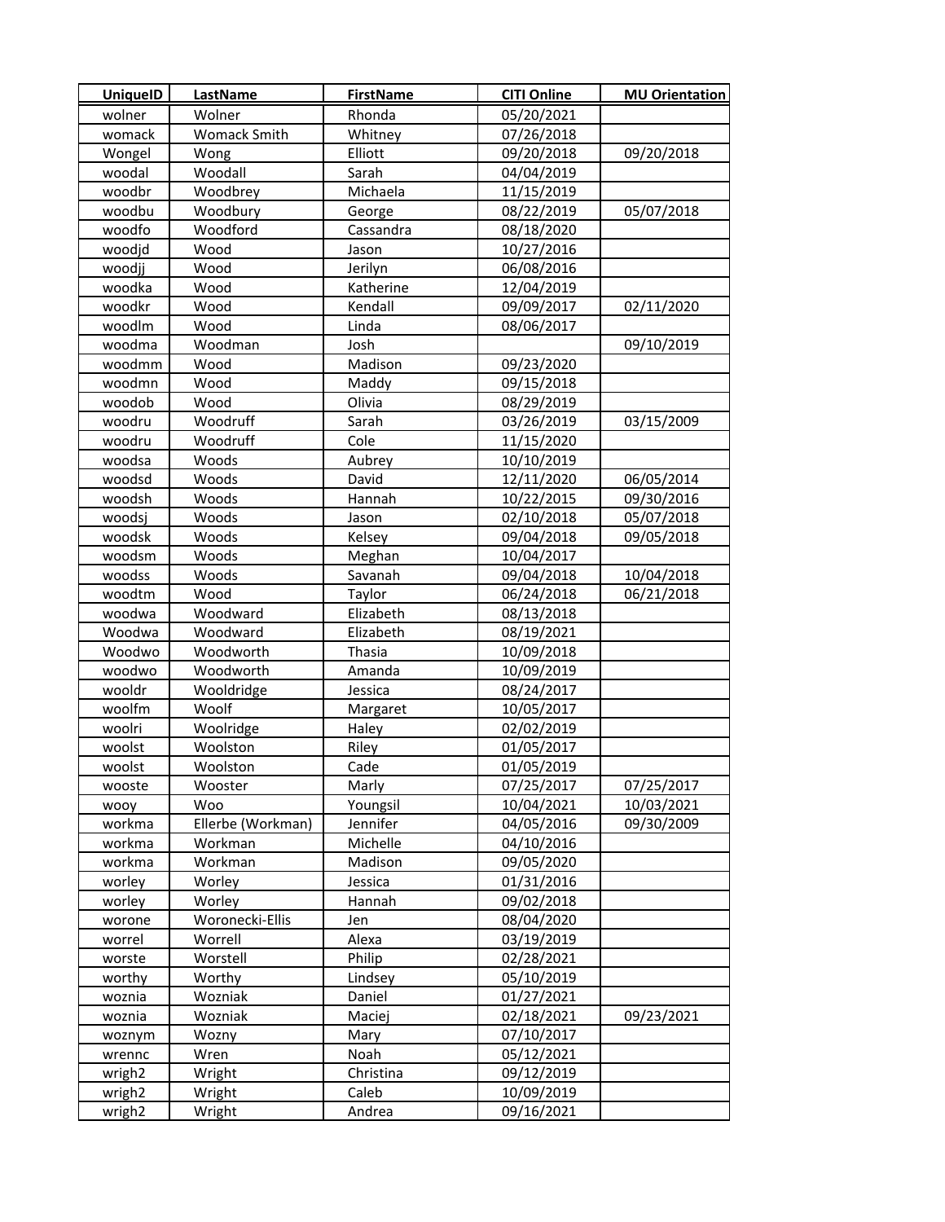| UniqueID | LastName | FirstName | CITI Online | MU Orientation |
|---|---|---|---|---|
| wolner | Wolner | Rhonda | 05/20/2021 | |
| womack | Womack Smith | Whitney | 07/26/2018 | |
| Wongel | Wong | Elliott | 09/20/2018 | 09/20/2018 |
| woodal | Woodall | Sarah | 04/04/2019 | |
| woodbr | Woodbrey | Michaela | 11/15/2019 | |
| woodbu | Woodbury | George | 08/22/2019 | 05/07/2018 |
| woodfo | Woodford | Cassandra | 08/18/2020 | |
| woodjd | Wood | Jason | 10/27/2016 | |
| woodjj | Wood | Jerilyn | 06/08/2016 | |
| woodka | Wood | Katherine | 12/04/2019 | |
| woodkr | Wood | Kendall | 09/09/2017 | 02/11/2020 |
| woodlm | Wood | Linda | 08/06/2017 | |
| woodma | Woodman | Josh | | 09/10/2019 |
| woodmm | Wood | Madison | 09/23/2020 | |
| woodmn | Wood | Maddy | 09/15/2018 | |
| woodob | Wood | Olivia | 08/29/2019 | |
| woodru | Woodruff | Sarah | 03/26/2019 | 03/15/2009 |
| woodru | Woodruff | Cole | 11/15/2020 | |
| woodsa | Woods | Aubrey | 10/10/2019 | |
| woodsd | Woods | David | 12/11/2020 | 06/05/2014 |
| woodsh | Woods | Hannah | 10/22/2015 | 09/30/2016 |
| woodsj | Woods | Jason | 02/10/2018 | 05/07/2018 |
| woodsk | Woods | Kelsey | 09/04/2018 | 09/05/2018 |
| woodsm | Woods | Meghan | 10/04/2017 | |
| woodss | Woods | Savanah | 09/04/2018 | 10/04/2018 |
| woodtm | Wood | Taylor | 06/24/2018 | 06/21/2018 |
| woodwa | Woodward | Elizabeth | 08/13/2018 | |
| Woodwa | Woodward | Elizabeth | 08/19/2021 | |
| Woodwo | Woodworth | Thasia | 10/09/2018 | |
| woodwo | Woodworth | Amanda | 10/09/2019 | |
| wooldr | Wooldridge | Jessica | 08/24/2017 | |
| woolfm | Woolf | Margaret | 10/05/2017 | |
| woolri | Woolridge | Haley | 02/02/2019 | |
| woolst | Woolston | Riley | 01/05/2017 | |
| woolst | Woolston | Cade | 01/05/2019 | |
| wooste | Wooster | Marly | 07/25/2017 | 07/25/2017 |
| wooy | Woo | Youngsil | 10/04/2021 | 10/03/2021 |
| workma | Ellerbe (Workman) | Jennifer | 04/05/2016 | 09/30/2009 |
| workma | Workman | Michelle | 04/10/2016 | |
| workma | Workman | Madison | 09/05/2020 | |
| worley | Worley | Jessica | 01/31/2016 | |
| worley | Worley | Hannah | 09/02/2018 | |
| worone | Woronecki-Ellis | Jen | 08/04/2020 | |
| worrel | Worrell | Alexa | 03/19/2019 | |
| worste | Worstell | Philip | 02/28/2021 | |
| worthy | Worthy | Lindsey | 05/10/2019 | |
| woznia | Wozniak | Daniel | 01/27/2021 | |
| woznia | Wozniak | Maciej | 02/18/2021 | 09/23/2021 |
| woznym | Wozny | Mary | 07/10/2017 | |
| wrennc | Wren | Noah | 05/12/2021 | |
| wrigh2 | Wright | Christina | 09/12/2019 | |
| wrigh2 | Wright | Caleb | 10/09/2019 | |
| wrigh2 | Wright | Andrea | 09/16/2021 | |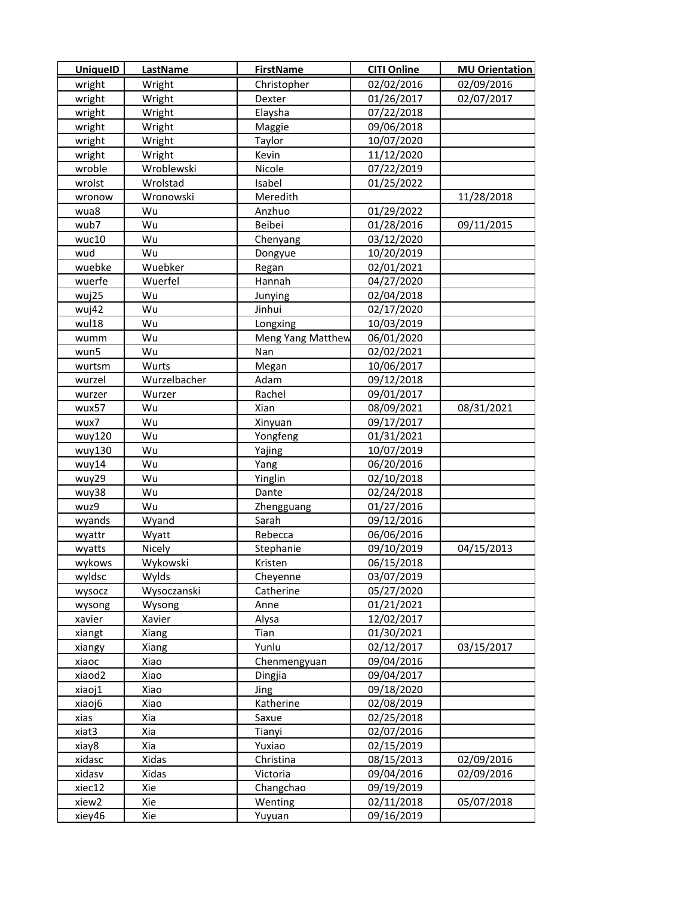| UniqueID | LastName | FirstName | CITI Online | MU Orientation |
|---|---|---|---|---|
| wright | Wright | Christopher | 02/02/2016 | 02/09/2016 |
| wright | Wright | Dexter | 01/26/2017 | 02/07/2017 |
| wright | Wright | Elaysha | 07/22/2018 | |
| wright | Wright | Maggie | 09/06/2018 | |
| wright | Wright | Taylor | 10/07/2020 | |
| wright | Wright | Kevin | 11/12/2020 | |
| wroble | Wroblewski | Nicole | 07/22/2019 | |
| wrolst | Wrolstad | Isabel | 01/25/2022 | |
| wronow | Wronowski | Meredith | | 11/28/2018 |
| wua8 | Wu | Anzhuo | 01/29/2022 | |
| wub7 | Wu | Beibei | 01/28/2016 | 09/11/2015 |
| wuc10 | Wu | Chenyang | 03/12/2020 | |
| wud | Wu | Dongyue | 10/20/2019 | |
| wuebke | Wuebker | Regan | 02/01/2021 | |
| wuerfe | Wuerfel | Hannah | 04/27/2020 | |
| wuj25 | Wu | Junying | 02/04/2018 | |
| wuj42 | Wu | Jinhui | 02/17/2020 | |
| wul18 | Wu | Longxing | 10/03/2019 | |
| wumm | Wu | Meng Yang Matthew | 06/01/2020 | |
| wun5 | Wu | Nan | 02/02/2021 | |
| wurtsm | Wurts | Megan | 10/06/2017 | |
| wurzel | Wurzelbacher | Adam | 09/12/2018 | |
| wurzer | Wurzer | Rachel | 09/01/2017 | |
| wux57 | Wu | Xian | 08/09/2021 | 08/31/2021 |
| wux7 | Wu | Xinyuan | 09/17/2017 | |
| wuy120 | Wu | Yongfeng | 01/31/2021 | |
| wuy130 | Wu | Yajing | 10/07/2019 | |
| wuy14 | Wu | Yang | 06/20/2016 | |
| wuy29 | Wu | Yinglin | 02/10/2018 | |
| wuy38 | Wu | Dante | 02/24/2018 | |
| wuz9 | Wu | Zhengguang | 01/27/2016 | |
| wyands | Wyand | Sarah | 09/12/2016 | |
| wyattr | Wyatt | Rebecca | 06/06/2016 | |
| wyatts | Nicely | Stephanie | 09/10/2019 | 04/15/2013 |
| wykows | Wykowski | Kristen | 06/15/2018 | |
| wyldsc | Wylds | Cheyenne | 03/07/2019 | |
| wysocz | Wysoczanski | Catherine | 05/27/2020 | |
| wysong | Wysong | Anne | 01/21/2021 | |
| xavier | Xavier | Alysa | 12/02/2017 | |
| xiangt | Xiang | Tian | 01/30/2021 | |
| xiangy | Xiang | Yunlu | 02/12/2017 | 03/15/2017 |
| xiaoc | Xiao | Chenmengyuan | 09/04/2016 | |
| xiaod2 | Xiao | Dingjia | 09/04/2017 | |
| xiaoj1 | Xiao | Jing | 09/18/2020 | |
| xiaoj6 | Xiao | Katherine | 02/08/2019 | |
| xias | Xia | Saxue | 02/25/2018 | |
| xiat3 | Xia | Tianyi | 02/07/2016 | |
| xiay8 | Xia | Yuxiao | 02/15/2019 | |
| xidasc | Xidas | Christina | 08/15/2013 | 02/09/2016 |
| xidasv | Xidas | Victoria | 09/04/2016 | 02/09/2016 |
| xiec12 | Xie | Changchao | 09/19/2019 | |
| xiew2 | Xie | Wenting | 02/11/2018 | 05/07/2018 |
| xiey46 | Xie | Yuyuan | 09/16/2019 | |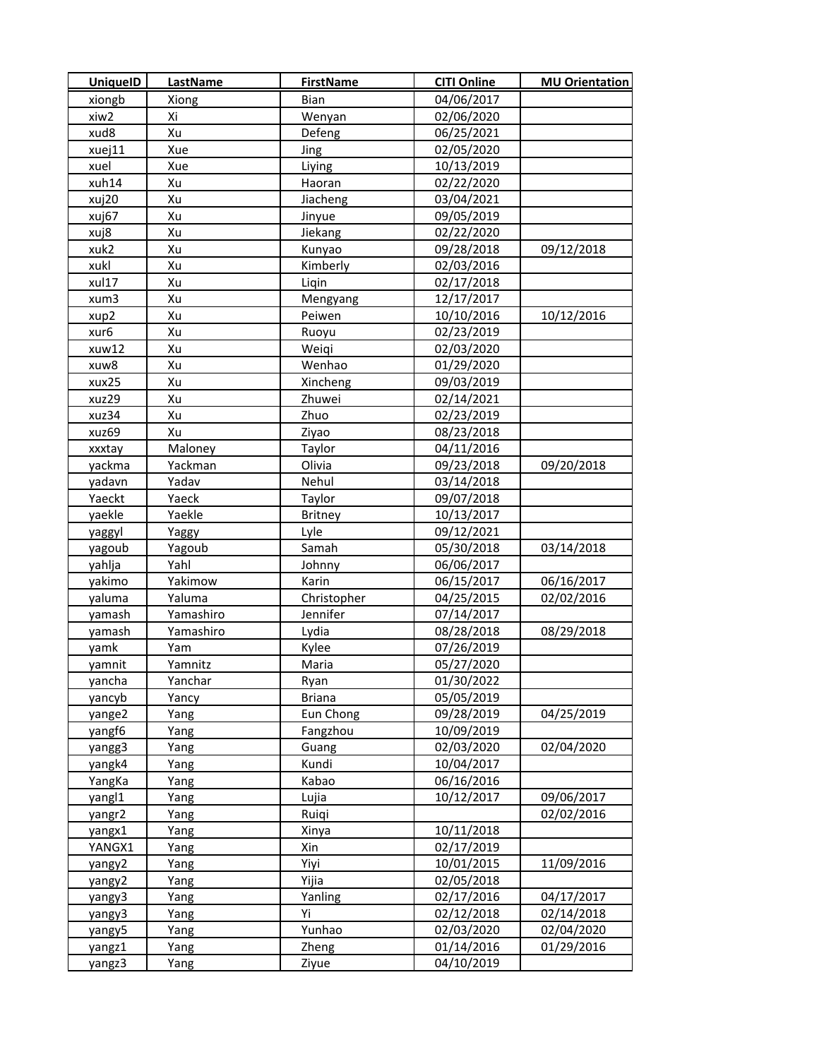| UniqueID | LastName | FirstName | CITI Online | MU Orientation |
|---|---|---|---|---|
| xiongb | Xiong | Bian | 04/06/2017 | |
| xiw2 | Xi | Wenyan | 02/06/2020 | |
| xud8 | Xu | Defeng | 06/25/2021 | |
| xuej11 | Xue | Jing | 02/05/2020 | |
| xuel | Xue | Liying | 10/13/2019 | |
| xuh14 | Xu | Haoran | 02/22/2020 | |
| xuj20 | Xu | Jiacheng | 03/04/2021 | |
| xuj67 | Xu | Jinyue | 09/05/2019 | |
| xuj8 | Xu | Jiekang | 02/22/2020 | |
| xuk2 | Xu | Kunyao | 09/28/2018 | 09/12/2018 |
| xukl | Xu | Kimberly | 02/03/2016 | |
| xul17 | Xu | Liqin | 02/17/2018 | |
| xum3 | Xu | Mengyang | 12/17/2017 | |
| xup2 | Xu | Peiwen | 10/10/2016 | 10/12/2016 |
| xur6 | Xu | Ruoyu | 02/23/2019 | |
| xuw12 | Xu | Weiqi | 02/03/2020 | |
| xuw8 | Xu | Wenhao | 01/29/2020 | |
| xux25 | Xu | Xincheng | 09/03/2019 | |
| xuz29 | Xu | Zhuwei | 02/14/2021 | |
| xuz34 | Xu | Zhuo | 02/23/2019 | |
| xuz69 | Xu | Ziyao | 08/23/2018 | |
| xxxtay | Maloney | Taylor | 04/11/2016 | |
| yackma | Yackman | Olivia | 09/23/2018 | 09/20/2018 |
| yadavn | Yadav | Nehul | 03/14/2018 | |
| Yaeckt | Yaeck | Taylor | 09/07/2018 | |
| yaekle | Yaekle | Britney | 10/13/2017 | |
| yaggyl | Yaggy | Lyle | 09/12/2021 | |
| yagoub | Yagoub | Samah | 05/30/2018 | 03/14/2018 |
| yahlja | Yahl | Johnny | 06/06/2017 | |
| yakimo | Yakimow | Karin | 06/15/2017 | 06/16/2017 |
| yaluma | Yaluma | Christopher | 04/25/2015 | 02/02/2016 |
| yamash | Yamashiro | Jennifer | 07/14/2017 | |
| yamash | Yamashiro | Lydia | 08/28/2018 | 08/29/2018 |
| yamk | Yam | Kylee | 07/26/2019 | |
| yamnit | Yamnitz | Maria | 05/27/2020 | |
| yancha | Yanchar | Ryan | 01/30/2022 | |
| yancyb | Yancy | Briana | 05/05/2019 | |
| yange2 | Yang | Eun Chong | 09/28/2019 | 04/25/2019 |
| yangf6 | Yang | Fangzhou | 10/09/2019 | |
| yangg3 | Yang | Guang | 02/03/2020 | 02/04/2020 |
| yangk4 | Yang | Kundi | 10/04/2017 | |
| YangKa | Yang | Kabao | 06/16/2016 | |
| yangl1 | Yang | Lujia | 10/12/2017 | 09/06/2017 |
| yangr2 | Yang | Ruiqi | | 02/02/2016 |
| yangx1 | Yang | Xinya | 10/11/2018 | |
| YANGX1 | Yang | Xin | 02/17/2019 | |
| yangy2 | Yang | Yiyi | 10/01/2015 | 11/09/2016 |
| yangy2 | Yang | Yijia | 02/05/2018 | |
| yangy3 | Yang | Yanling | 02/17/2016 | 04/17/2017 |
| yangy3 | Yang | Yi | 02/12/2018 | 02/14/2018 |
| yangy5 | Yang | Yunhao | 02/03/2020 | 02/04/2020 |
| yangz1 | Yang | Zheng | 01/14/2016 | 01/29/2016 |
| yangz3 | Yang | Ziyue | 04/10/2019 | |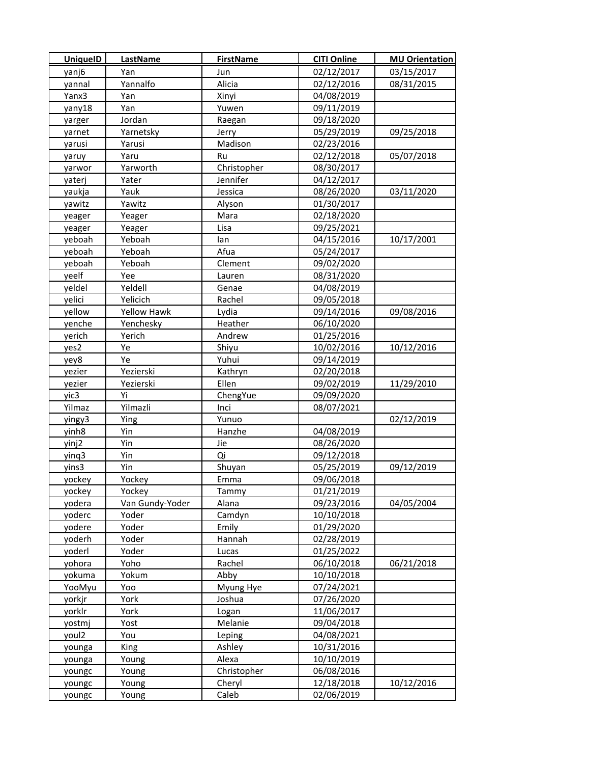| UniqueID | LastName | FirstName | CITI Online | MU Orientation |
|---|---|---|---|---|
| yanj6 | Yan | Jun | 02/12/2017 | 03/15/2017 |
| yannal | Yannalfo | Alicia | 02/12/2016 | 08/31/2015 |
| Yanx3 | Yan | Xinyi | 04/08/2019 | |
| yany18 | Yan | Yuwen | 09/11/2019 | |
| yarger | Jordan | Raegan | 09/18/2020 | |
| yarnet | Yarnetsky | Jerry | 05/29/2019 | 09/25/2018 |
| yarusi | Yarusi | Madison | 02/23/2016 | |
| yaruy | Yaru | Ru | 02/12/2018 | 05/07/2018 |
| yarwor | Yarworth | Christopher | 08/30/2017 | |
| yaterj | Yater | Jennifer | 04/12/2017 | |
| yaukja | Yauk | Jessica | 08/26/2020 | 03/11/2020 |
| yawitz | Yawitz | Alyson | 01/30/2017 | |
| yeager | Yeager | Mara | 02/18/2020 | |
| yeager | Yeager | Lisa | 09/25/2021 | |
| yeboah | Yeboah | Ian | 04/15/2016 | 10/17/2001 |
| yeboah | Yeboah | Afua | 05/24/2017 | |
| yeboah | Yeboah | Clement | 09/02/2020 | |
| yeelf | Yee | Lauren | 08/31/2020 | |
| yeldel | Yeldell | Genae | 04/08/2019 | |
| yelici | Yelicich | Rachel | 09/05/2018 | |
| yellow | Yellow Hawk | Lydia | 09/14/2016 | 09/08/2016 |
| yenche | Yenchesky | Heather | 06/10/2020 | |
| yerich | Yerich | Andrew | 01/25/2016 | |
| yes2 | Ye | Shiyu | 10/02/2016 | 10/12/2016 |
| yey8 | Ye | Yuhui | 09/14/2019 | |
| yezier | Yezierski | Kathryn | 02/20/2018 | |
| yezier | Yezierski | Ellen | 09/02/2019 | 11/29/2010 |
| yic3 | Yi | ChengYue | 09/09/2020 | |
| Yilmaz | Yilmazli | Inci | 08/07/2021 | |
| yingy3 | Ying | Yunuo | | 02/12/2019 |
| yinh8 | Yin | Hanzhe | 04/08/2019 | |
| yinj2 | Yin | Jie | 08/26/2020 | |
| yinq3 | Yin | Qi | 09/12/2018 | |
| yins3 | Yin | Shuyan | 05/25/2019 | 09/12/2019 |
| yockey | Yockey | Emma | 09/06/2018 | |
| yockey | Yockey | Tammy | 01/21/2019 | |
| yodera | Van Gundy-Yoder | Alana | 09/23/2016 | 04/05/2004 |
| yoderc | Yoder | Camdyn | 10/10/2018 | |
| yodere | Yoder | Emily | 01/29/2020 | |
| yoderh | Yoder | Hannah | 02/28/2019 | |
| yoderl | Yoder | Lucas | 01/25/2022 | |
| yohora | Yoho | Rachel | 06/10/2018 | 06/21/2018 |
| yokuma | Yokum | Abby | 10/10/2018 | |
| YooMyu | Yoo | Myung Hye | 07/24/2021 | |
| yorkjr | York | Joshua | 07/26/2020 | |
| yorklr | York | Logan | 11/06/2017 | |
| yostmj | Yost | Melanie | 09/04/2018 | |
| youl2 | You | Leping | 04/08/2021 | |
| younga | King | Ashley | 10/31/2016 | |
| younga | Young | Alexa | 10/10/2019 | |
| youngc | Young | Christopher | 06/08/2016 | |
| youngc | Young | Cheryl | 12/18/2018 | 10/12/2016 |
| youngc | Young | Caleb | 02/06/2019 | |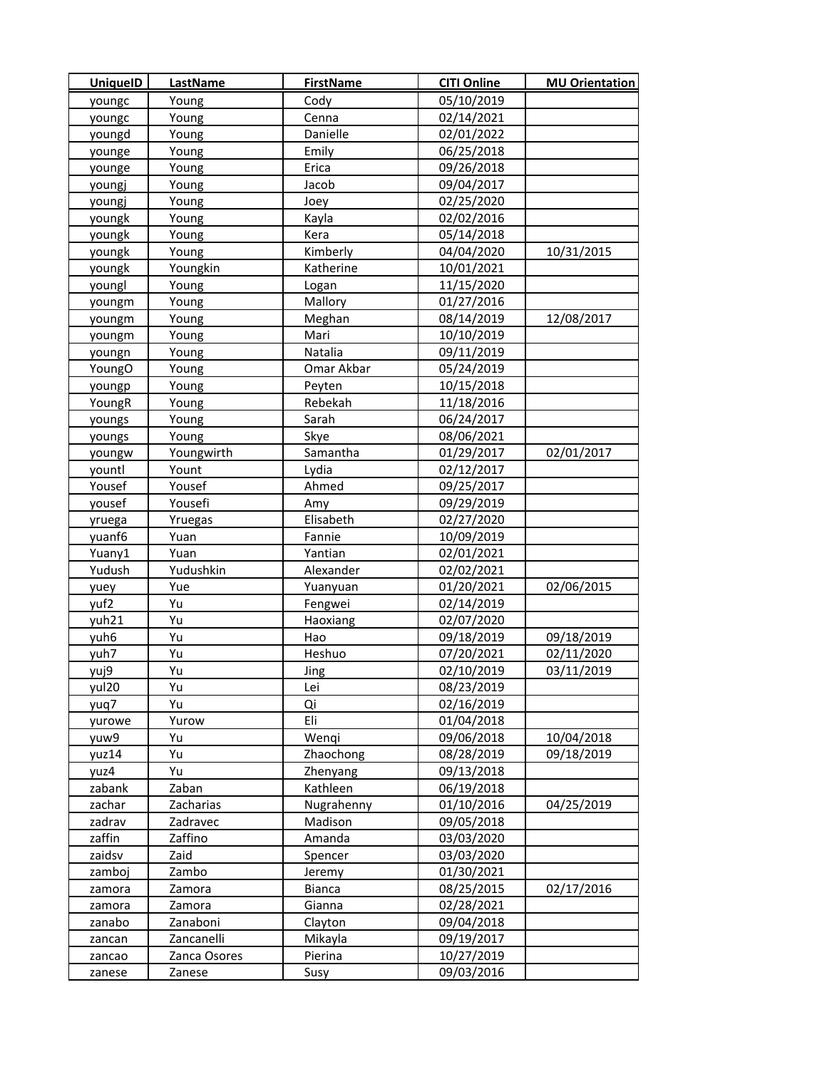| UniqueID | LastName | FirstName | CITI Online | MU Orientation |
|---|---|---|---|---|
| youngc | Young | Cody | 05/10/2019 | |
| youngc | Young | Cenna | 02/14/2021 | |
| youngd | Young | Danielle | 02/01/2022 | |
| younge | Young | Emily | 06/25/2018 | |
| younge | Young | Erica | 09/26/2018 | |
| youngj | Young | Jacob | 09/04/2017 | |
| youngj | Young | Joey | 02/25/2020 | |
| youngk | Young | Kayla | 02/02/2016 | |
| youngk | Young | Kera | 05/14/2018 | |
| youngk | Young | Kimberly | 04/04/2020 | 10/31/2015 |
| youngk | Youngkin | Katherine | 10/01/2021 | |
| youngl | Young | Logan | 11/15/2020 | |
| youngm | Young | Mallory | 01/27/2016 | |
| youngm | Young | Meghan | 08/14/2019 | 12/08/2017 |
| youngm | Young | Mari | 10/10/2019 | |
| youngn | Young | Natalia | 09/11/2019 | |
| YoungO | Young | Omar Akbar | 05/24/2019 | |
| youngp | Young | Peyten | 10/15/2018 | |
| YoungR | Young | Rebekah | 11/18/2016 | |
| youngs | Young | Sarah | 06/24/2017 | |
| youngs | Young | Skye | 08/06/2021 | |
| youngw | Youngwirth | Samantha | 01/29/2017 | 02/01/2017 |
| yountl | Yount | Lydia | 02/12/2017 | |
| Yousef | Yousef | Ahmed | 09/25/2017 | |
| yousef | Yousefi | Amy | 09/29/2019 | |
| yruega | Yruegas | Elisabeth | 02/27/2020 | |
| yuanf6 | Yuan | Fannie | 10/09/2019 | |
| Yuany1 | Yuan | Yantian | 02/01/2021 | |
| Yudush | Yudushkin | Alexander | 02/02/2021 | |
| yuey | Yue | Yuanyuan | 01/20/2021 | 02/06/2015 |
| yuf2 | Yu | Fengwei | 02/14/2019 | |
| yuh21 | Yu | Haoxiang | 02/07/2020 | |
| yuh6 | Yu | Hao | 09/18/2019 | 09/18/2019 |
| yuh7 | Yu | Heshuo | 07/20/2021 | 02/11/2020 |
| yuj9 | Yu | Jing | 02/10/2019 | 03/11/2019 |
| yul20 | Yu | Lei | 08/23/2019 | |
| yuq7 | Yu | Qi | 02/16/2019 | |
| yurowe | Yurow | Eli | 01/04/2018 | |
| yuw9 | Yu | Wenqi | 09/06/2018 | 10/04/2018 |
| yuz14 | Yu | Zhaochong | 08/28/2019 | 09/18/2019 |
| yuz4 | Yu | Zhenyang | 09/13/2018 | |
| zabank | Zaban | Kathleen | 06/19/2018 | |
| zachar | Zacharias | Nugrahenny | 01/10/2016 | 04/25/2019 |
| zadrav | Zadravec | Madison | 09/05/2018 | |
| zaffin | Zaffino | Amanda | 03/03/2020 | |
| zaidsv | Zaid | Spencer | 03/03/2020 | |
| zamboj | Zambo | Jeremy | 01/30/2021 | |
| zamora | Zamora | Bianca | 08/25/2015 | 02/17/2016 |
| zamora | Zamora | Gianna | 02/28/2021 | |
| zanabo | Zanaboni | Clayton | 09/04/2018 | |
| zancan | Zancanelli | Mikayla | 09/19/2017 | |
| zancao | Zanca Osores | Pierina | 10/27/2019 | |
| zanese | Zanese | Susy | 09/03/2016 | |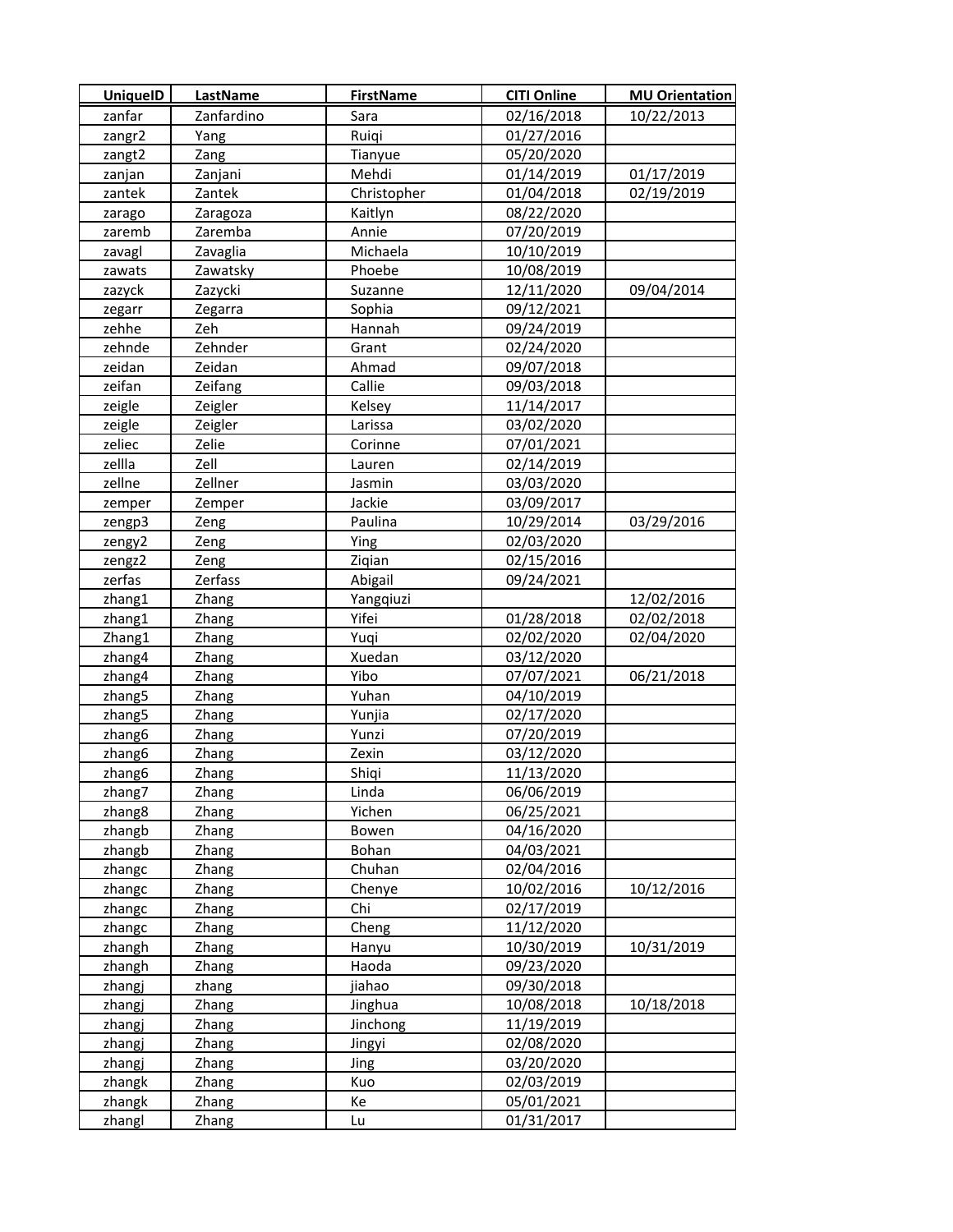| UniqueID | LastName | FirstName | CITI Online | MU Orientation |
|---|---|---|---|---|
| zanfar | Zanfardino | Sara | 02/16/2018 | 10/22/2013 |
| zangr2 | Yang | Ruiqi | 01/27/2016 | |
| zangt2 | Zang | Tianyue | 05/20/2020 | |
| zanjan | Zanjani | Mehdi | 01/14/2019 | 01/17/2019 |
| zantek | Zantek | Christopher | 01/04/2018 | 02/19/2019 |
| zarago | Zaragoza | Kaitlyn | 08/22/2020 | |
| zaremb | Zaremba | Annie | 07/20/2019 | |
| zavagl | Zavaglia | Michaela | 10/10/2019 | |
| zawats | Zawatsky | Phoebe | 10/08/2019 | |
| zazyck | Zazycki | Suzanne | 12/11/2020 | 09/04/2014 |
| zegarr | Zegarra | Sophia | 09/12/2021 | |
| zehhe | Zeh | Hannah | 09/24/2019 | |
| zehnde | Zehnder | Grant | 02/24/2020 | |
| zeidan | Zeidan | Ahmad | 09/07/2018 | |
| zeifan | Zeifang | Callie | 09/03/2018 | |
| zeigle | Zeigler | Kelsey | 11/14/2017 | |
| zeigle | Zeigler | Larissa | 03/02/2020 | |
| zeliec | Zelie | Corinne | 07/01/2021 | |
| zellla | Zell | Lauren | 02/14/2019 | |
| zellne | Zellner | Jasmin | 03/03/2020 | |
| zemper | Zemper | Jackie | 03/09/2017 | |
| zengp3 | Zeng | Paulina | 10/29/2014 | 03/29/2016 |
| zengy2 | Zeng | Ying | 02/03/2020 | |
| zengz2 | Zeng | Ziqian | 02/15/2016 | |
| zerfas | Zerfass | Abigail | 09/24/2021 | |
| zhang1 | Zhang | Yangqiuzi | | 12/02/2016 |
| zhang1 | Zhang | Yifei | 01/28/2018 | 02/02/2018 |
| Zhang1 | Zhang | Yuqi | 02/02/2020 | 02/04/2020 |
| zhang4 | Zhang | Xuedan | 03/12/2020 | |
| zhang4 | Zhang | Yibo | 07/07/2021 | 06/21/2018 |
| zhang5 | Zhang | Yuhan | 04/10/2019 | |
| zhang5 | Zhang | Yunjia | 02/17/2020 | |
| zhang6 | Zhang | Yunzi | 07/20/2019 | |
| zhang6 | Zhang | Zexin | 03/12/2020 | |
| zhang6 | Zhang | Shiqi | 11/13/2020 | |
| zhang7 | Zhang | Linda | 06/06/2019 | |
| zhang8 | Zhang | Yichen | 06/25/2021 | |
| zhangb | Zhang | Bowen | 04/16/2020 | |
| zhangb | Zhang | Bohan | 04/03/2021 | |
| zhangc | Zhang | Chuhan | 02/04/2016 | |
| zhangc | Zhang | Chenye | 10/02/2016 | 10/12/2016 |
| zhangc | Zhang | Chi | 02/17/2019 | |
| zhangc | Zhang | Cheng | 11/12/2020 | |
| zhangh | Zhang | Hanyu | 10/30/2019 | 10/31/2019 |
| zhangh | Zhang | Haoda | 09/23/2020 | |
| zhangj | zhang | jiahao | 09/30/2018 | |
| zhangj | Zhang | Jinghua | 10/08/2018 | 10/18/2018 |
| zhangj | Zhang | Jinchong | 11/19/2019 | |
| zhangj | Zhang | Jingyi | 02/08/2020 | |
| zhangj | Zhang | Jing | 03/20/2020 | |
| zhangk | Zhang | Kuo | 02/03/2019 | |
| zhangk | Zhang | Ke | 05/01/2021 | |
| zhangl | Zhang | Lu | 01/31/2017 | |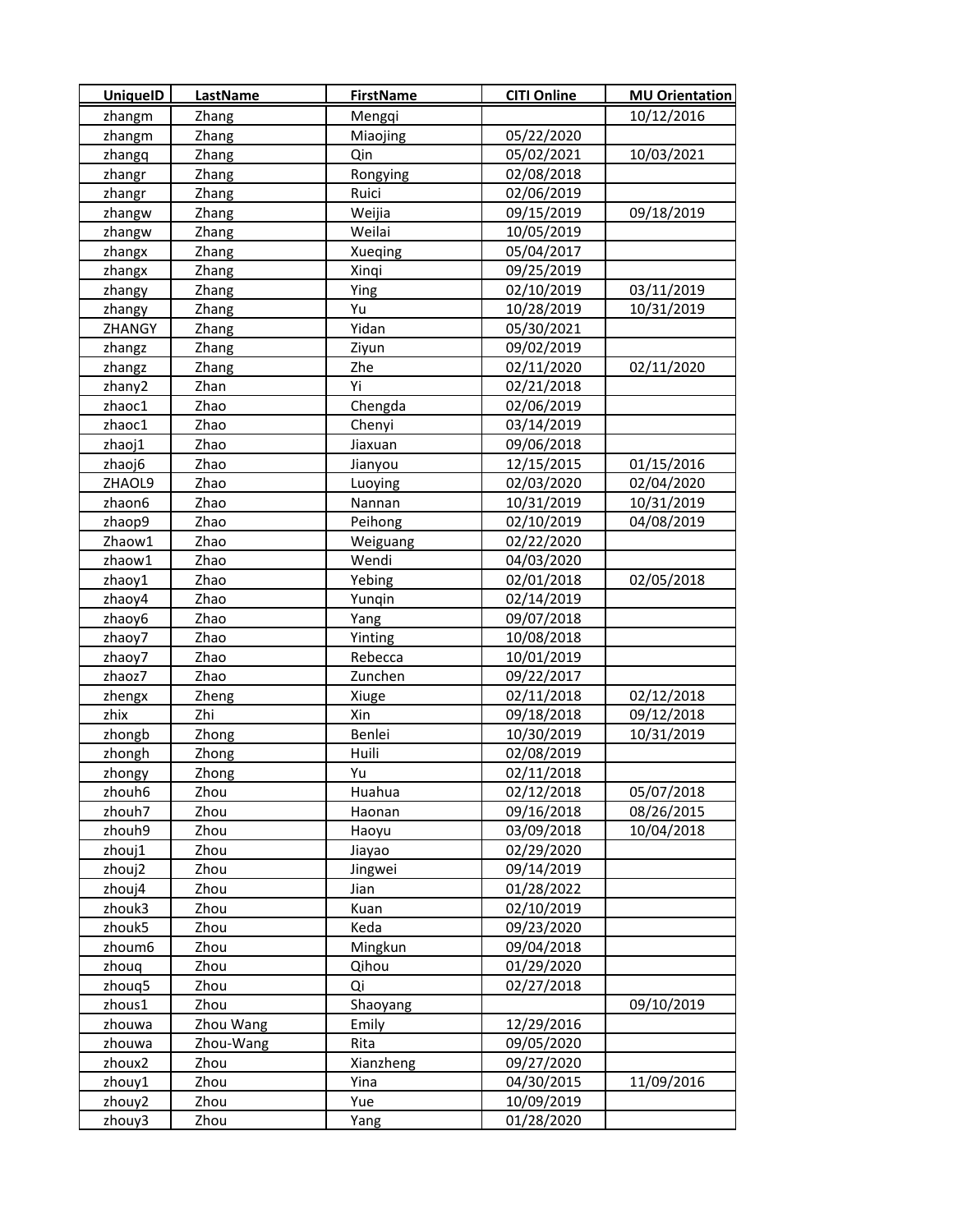| UniqueID | LastName | FirstName | CITI Online | MU Orientation |
|---|---|---|---|---|
| zhangm | Zhang | Mengqi | | 10/12/2016 |
| zhangm | Zhang | Miaojing | 05/22/2020 | |
| zhangq | Zhang | Qin | 05/02/2021 | 10/03/2021 |
| zhangr | Zhang | Rongying | 02/08/2018 | |
| zhangr | Zhang | Ruici | 02/06/2019 | |
| zhangw | Zhang | Weijia | 09/15/2019 | 09/18/2019 |
| zhangw | Zhang | Weilai | 10/05/2019 | |
| zhangx | Zhang | Xueqing | 05/04/2017 | |
| zhangx | Zhang | Xinqi | 09/25/2019 | |
| zhangy | Zhang | Ying | 02/10/2019 | 03/11/2019 |
| zhangy | Zhang | Yu | 10/28/2019 | 10/31/2019 |
| ZHANGY | Zhang | Yidan | 05/30/2021 | |
| zhangz | Zhang | Ziyun | 09/02/2019 | |
| zhangz | Zhang | Zhe | 02/11/2020 | 02/11/2020 |
| zhany2 | Zhan | Yi | 02/21/2018 | |
| zhaoc1 | Zhao | Chengda | 02/06/2019 | |
| zhaoc1 | Zhao | Chenyi | 03/14/2019 | |
| zhaoj1 | Zhao | Jiaxuan | 09/06/2018 | |
| zhaoj6 | Zhao | Jianyou | 12/15/2015 | 01/15/2016 |
| ZHAOL9 | Zhao | Luoying | 02/03/2020 | 02/04/2020 |
| zhaon6 | Zhao | Nannan | 10/31/2019 | 10/31/2019 |
| zhaop9 | Zhao | Peihong | 02/10/2019 | 04/08/2019 |
| Zhaow1 | Zhao | Weiguang | 02/22/2020 | |
| zhaow1 | Zhao | Wendi | 04/03/2020 | |
| zhaoy1 | Zhao | Yebing | 02/01/2018 | 02/05/2018 |
| zhaoy4 | Zhao | Yunqin | 02/14/2019 | |
| zhaoy6 | Zhao | Yang | 09/07/2018 | |
| zhaoy7 | Zhao | Yinting | 10/08/2018 | |
| zhaoy7 | Zhao | Rebecca | 10/01/2019 | |
| zhaoz7 | Zhao | Zunchen | 09/22/2017 | |
| zhengx | Zheng | Xiuge | 02/11/2018 | 02/12/2018 |
| zhix | Zhi | Xin | 09/18/2018 | 09/12/2018 |
| zhongb | Zhong | Benlei | 10/30/2019 | 10/31/2019 |
| zhongh | Zhong | Huili | 02/08/2019 | |
| zhongy | Zhong | Yu | 02/11/2018 | |
| zhouh6 | Zhou | Huahua | 02/12/2018 | 05/07/2018 |
| zhouh7 | Zhou | Haonan | 09/16/2018 | 08/26/2015 |
| zhouh9 | Zhou | Haoyu | 03/09/2018 | 10/04/2018 |
| zhouj1 | Zhou | Jiayao | 02/29/2020 | |
| zhouj2 | Zhou | Jingwei | 09/14/2019 | |
| zhouj4 | Zhou | Jian | 01/28/2022 | |
| zhouk3 | Zhou | Kuan | 02/10/2019 | |
| zhouk5 | Zhou | Keda | 09/23/2020 | |
| zhoum6 | Zhou | Mingkun | 09/04/2018 | |
| zhouq | Zhou | Qihou | 01/29/2020 | |
| zhouq5 | Zhou | Qi | 02/27/2018 | |
| zhous1 | Zhou | Shaoyang | | 09/10/2019 |
| zhouwa | Zhou Wang | Emily | 12/29/2016 | |
| zhouwa | Zhou-Wang | Rita | 09/05/2020 | |
| zhoux2 | Zhou | Xianzheng | 09/27/2020 | |
| zhouy1 | Zhou | Yina | 04/30/2015 | 11/09/2016 |
| zhouy2 | Zhou | Yue | 10/09/2019 | |
| zhouy3 | Zhou | Yang | 01/28/2020 | |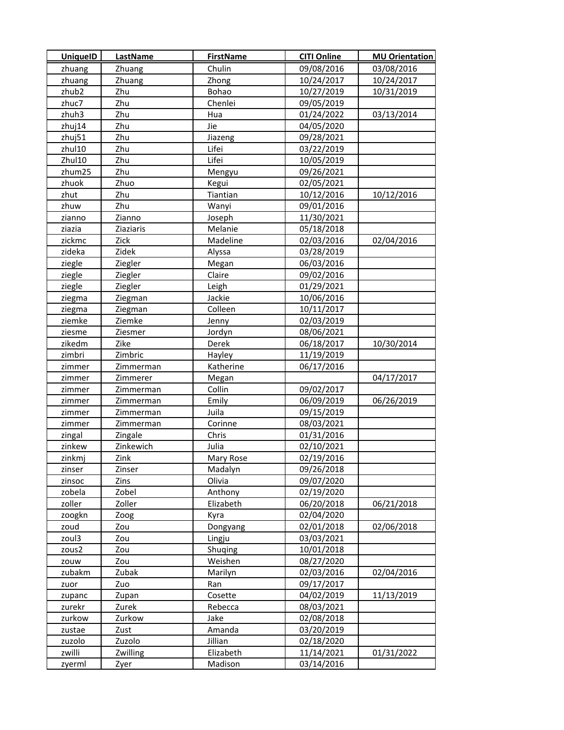| UniqueID | LastName | FirstName | CITI Online | MU Orientation |
|---|---|---|---|---|
| zhuang | Zhuang | Chulin | 09/08/2016 | 03/08/2016 |
| zhuang | Zhuang | Zhong | 10/24/2017 | 10/24/2017 |
| zhub2 | Zhu | Bohao | 10/27/2019 | 10/31/2019 |
| zhuc7 | Zhu | Chenlei | 09/05/2019 | |
| zhuh3 | Zhu | Hua | 01/24/2022 | 03/13/2014 |
| zhuj14 | Zhu | Jie | 04/05/2020 | |
| zhuj51 | Zhu | Jiazeng | 09/28/2021 | |
| zhul10 | Zhu | Lifei | 03/22/2019 | |
| Zhul10 | Zhu | Lifei | 10/05/2019 | |
| zhum25 | Zhu | Mengyu | 09/26/2021 | |
| zhuok | Zhuo | Kegui | 02/05/2021 | |
| zhut | Zhu | Tiantian | 10/12/2016 | 10/12/2016 |
| zhuw | Zhu | Wanyi | 09/01/2016 | |
| zianno | Zianno | Joseph | 11/30/2021 | |
| ziazia | Ziaziaris | Melanie | 05/18/2018 | |
| zickmc | Zick | Madeline | 02/03/2016 | 02/04/2016 |
| zideka | Zidek | Alyssa | 03/28/2019 | |
| ziegle | Ziegler | Megan | 06/03/2016 | |
| ziegle | Ziegler | Claire | 09/02/2016 | |
| ziegle | Ziegler | Leigh | 01/29/2021 | |
| ziegma | Ziegman | Jackie | 10/06/2016 | |
| ziegma | Ziegman | Colleen | 10/11/2017 | |
| ziemke | Ziemke | Jenny | 02/03/2019 | |
| ziesme | Ziesmer | Jordyn | 08/06/2021 | |
| zikedm | Zike | Derek | 06/18/2017 | 10/30/2014 |
| zimbri | Zimbric | Hayley | 11/19/2019 | |
| zimmer | Zimmerman | Katherine | 06/17/2016 | |
| zimmer | Zimmerer | Megan | | 04/17/2017 |
| zimmer | Zimmerman | Collin | 09/02/2017 | |
| zimmer | Zimmerman | Emily | 06/09/2019 | 06/26/2019 |
| zimmer | Zimmerman | Juila | 09/15/2019 | |
| zimmer | Zimmerman | Corinne | 08/03/2021 | |
| zingal | Zingale | Chris | 01/31/2016 | |
| zinkew | Zinkewich | Julia | 02/10/2021 | |
| zinkmj | Zink | Mary Rose | 02/19/2016 | |
| zinser | Zinser | Madalyn | 09/26/2018 | |
| zinsoc | Zins | Olivia | 09/07/2020 | |
| zobela | Zobel | Anthony | 02/19/2020 | |
| zoller | Zoller | Elizabeth | 06/20/2018 | 06/21/2018 |
| zoogkn | Zoog | Kyra | 02/04/2020 | |
| zoud | Zou | Dongyang | 02/01/2018 | 02/06/2018 |
| zoul3 | Zou | Lingju | 03/03/2021 | |
| zous2 | Zou | Shuqing | 10/01/2018 | |
| zouw | Zou | Weishen | 08/27/2020 | |
| zubakm | Zubak | Marilyn | 02/03/2016 | 02/04/2016 |
| zuor | Zuo | Ran | 09/17/2017 | |
| zupanc | Zupan | Cosette | 04/02/2019 | 11/13/2019 |
| zurekr | Zurek | Rebecca | 08/03/2021 | |
| zurkow | Zurkow | Jake | 02/08/2018 | |
| zustae | Zust | Amanda | 03/20/2019 | |
| zuzolo | Zuzolo | Jillian | 02/18/2020 | |
| zwilli | Zwilling | Elizabeth | 11/14/2021 | 01/31/2022 |
| zyerml | Zyer | Madison | 03/14/2016 | |